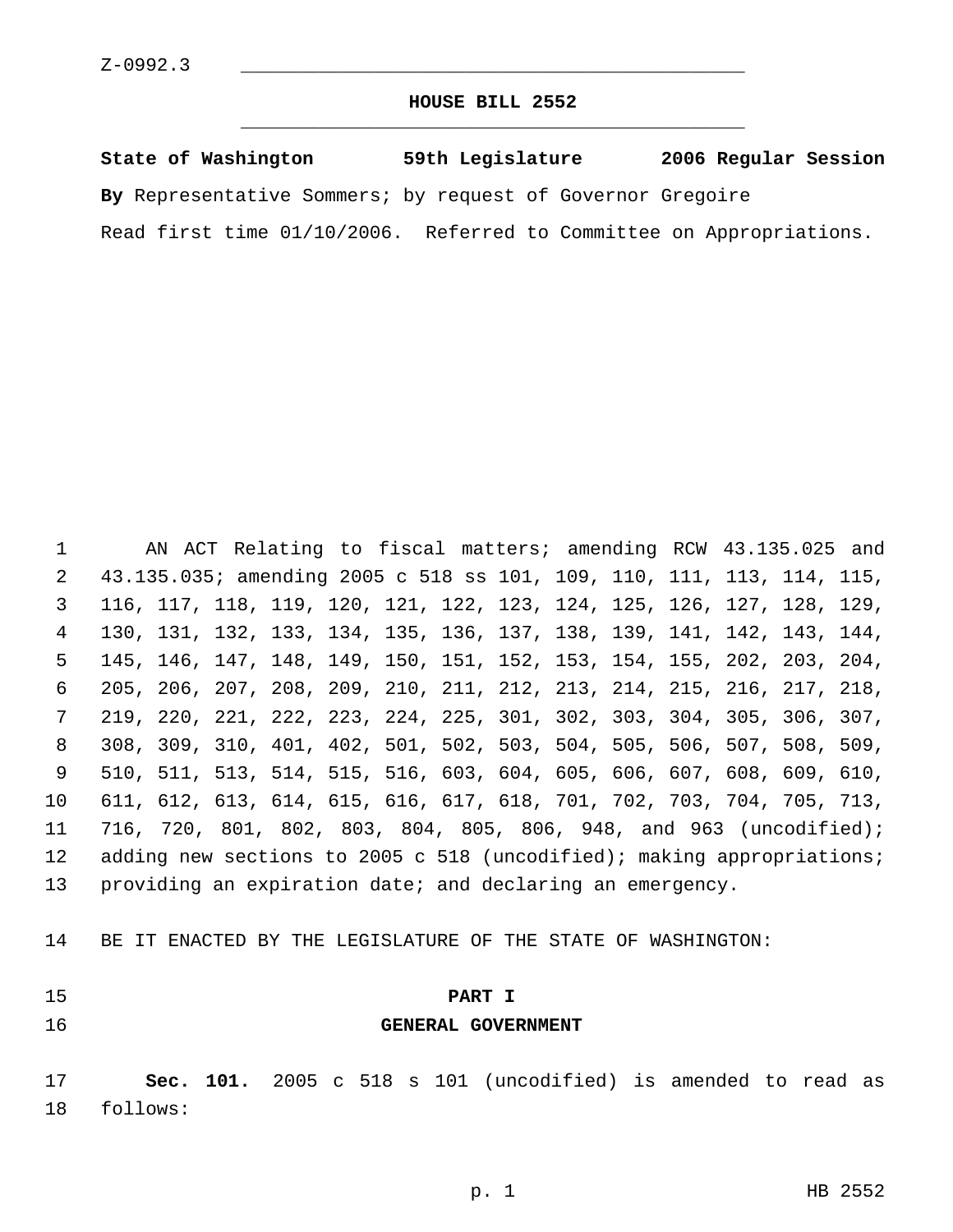Z-0992.3

# HOUSE BILL 2552

**State of Washington 59th Legislature 2006 Regular Session**

**By** Representative Sommers; by request of Governor Gregoire

Read first time 01/10/2006. Referred to Committee on Appropriations.

AN ACT Relating to fiscal matters; amending RCW 43.135.025 and 43.135.035; amending 2005 c 518 ss 101, 109, 110, 111, 113, 114, 115, 116, 117, 118, 119, 120, 121, 122, 123, 124, 125, 126, 127, 128, 129, 130, 131, 132, 133, 134, 135, 136, 137, 138, 139, 141, 142, 143, 144, 145, 146, 147, 148, 149, 150, 151, 152, 153, 154, 155, 202, 203, 204, 205, 206, 207, 208, 209, 210, 211, 212, 213, 214, 215, 216, 217, 218, 219, 220, 221, 222, 223, 224, 225, 301, 302, 303, 304, 305, 306, 307, 308, 309, 310, 401, 402, 501, 502, 503, 504, 505, 506, 507, 508, 509, 510, 511, 513, 514, 515, 516, 603, 604, 605, 606, 607, 608, 609, 610, 611, 612, 613, 614, 615, 616, 617, 618, 701, 702, 703, 704, 705, 713, 716, 720, 801, 802, 803, 804, 805, 806, 948, and 963 (uncodified); adding new sections to 2005 c 518 (uncodified); making appropriations; providing an expiration date; and declaring an emergency.

BE IT ENACTED BY THE LEGISLATURE OF THE STATE OF WASHINGTON:

## PART I
## GENERAL GOVERNMENT

**Sec. 101.** 2005 c 518 s 101 (uncodified) is amended to read as follows: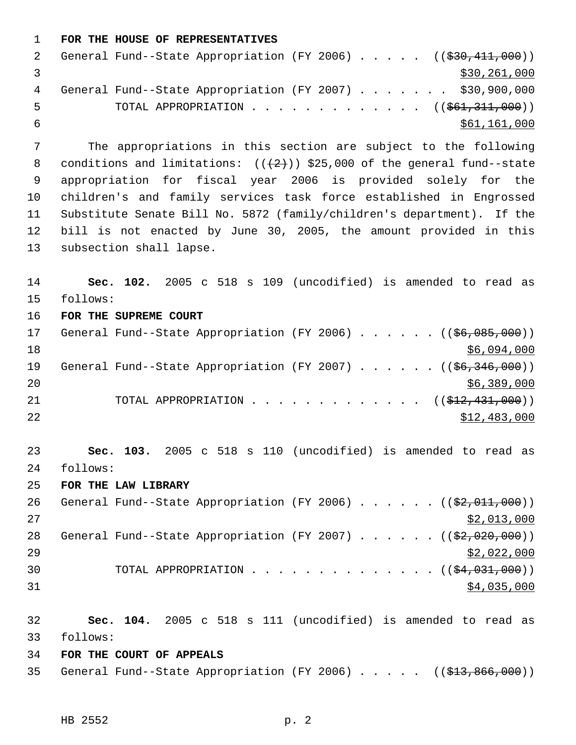**FOR THE HOUSE OF REPRESENTATIVES**

General Fund--State Appropriation (FY 2006) . . . . . ((~~$30,411,000~~))
$30,261,000

General Fund--State Appropriation (FY 2007) . . . . . . . $30,900,000

TOTAL APPROPRIATION . . . . . . . . . . . . . ((~~$61,311,000~~))
$61,161,000

The appropriations in this section are subject to the following conditions and limitations: ((~~(2)~~)) $25,000 of the general fund--state appropriation for fiscal year 2006 is provided solely for the children's and family services task force established in Engrossed Substitute Senate Bill No. 5872 (family/children's department). If the bill is not enacted by June 30, 2005, the amount provided in this subsection shall lapse.

**Sec. 102.** 2005 c 518 s 109 (uncodified) is amended to read as follows:

**FOR THE SUPREME COURT**

General Fund--State Appropriation (FY 2006) . . . . . . ((~~$6,085,000~~))
$6,094,000

General Fund--State Appropriation (FY 2007) . . . . . . ((~~$6,346,000~~))
$6,389,000

TOTAL APPROPRIATION . . . . . . . . . . . . . ((~~$12,431,000~~))
$12,483,000

**Sec. 103.** 2005 c 518 s 110 (uncodified) is amended to read as follows:

**FOR THE LAW LIBRARY**

General Fund--State Appropriation (FY 2006) . . . . . . ((~~$2,011,000~~))
$2,013,000

General Fund--State Appropriation (FY 2007) . . . . . . ((~~$2,020,000~~))
$2,022,000

TOTAL APPROPRIATION . . . . . . . . . . . . . . ((~~$4,031,000~~))
$4,035,000

**Sec. 104.** 2005 c 518 s 111 (uncodified) is amended to read as follows:

**FOR THE COURT OF APPEALS**

General Fund--State Appropriation (FY 2006) . . . . . ((~~$13,866,000~~))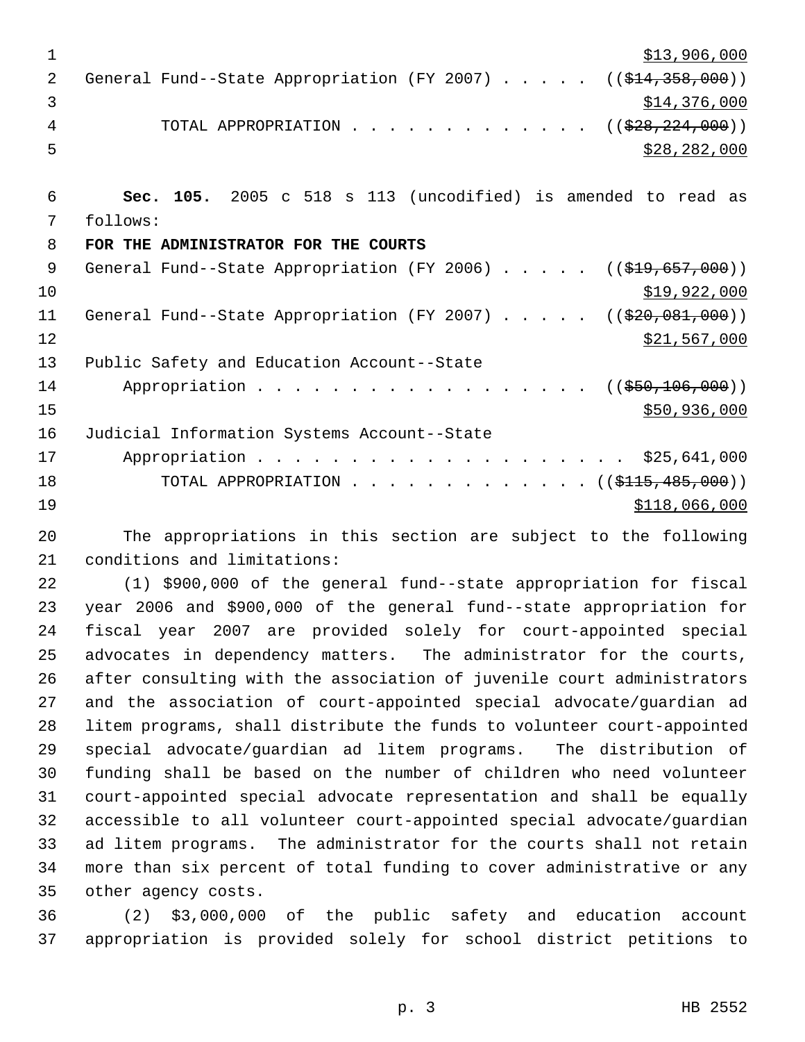$13,906,000
General Fund--State Appropriation (FY 2007) . . . . . ((~~$14,358,000~~))
$14,376,000
TOTAL APPROPRIATION . . . . . . . . . . . . . ((~~$28,224,000~~))
$28,282,000

**Sec. 105.** 2005 c 518 s 113 (uncodified) is amended to read as follows:

**FOR THE ADMINISTRATOR FOR THE COURTS**

General Fund--State Appropriation (FY 2006) . . . . . ((~~$19,657,000~~))
$19,922,000
General Fund--State Appropriation (FY 2007) . . . . . ((~~$20,081,000~~))
$21,567,000
Public Safety and Education Account--State
Appropriation . . . . . . . . . . . . . . . . . . ((~~$50,106,000~~))
$50,936,000
Judicial Information Systems Account--State
Appropriation . . . . . . . . . . . . . . . . . . . . $25,641,000
TOTAL APPROPRIATION . . . . . . . . . . . . . ((~~$115,485,000~~))
$118,066,000

The appropriations in this section are subject to the following conditions and limitations:

(1) $900,000 of the general fund--state appropriation for fiscal year 2006 and $900,000 of the general fund--state appropriation for fiscal year 2007 are provided solely for court-appointed special advocates in dependency matters. The administrator for the courts, after consulting with the association of juvenile court administrators and the association of court-appointed special advocate/guardian ad litem programs, shall distribute the funds to volunteer court-appointed special advocate/guardian ad litem programs. The distribution of funding shall be based on the number of children who need volunteer court-appointed special advocate representation and shall be equally accessible to all volunteer court-appointed special advocate/guardian ad litem programs. The administrator for the courts shall not retain more than six percent of total funding to cover administrative or any other agency costs.

(2) $3,000,000 of the public safety and education account appropriation is provided solely for school district petitions to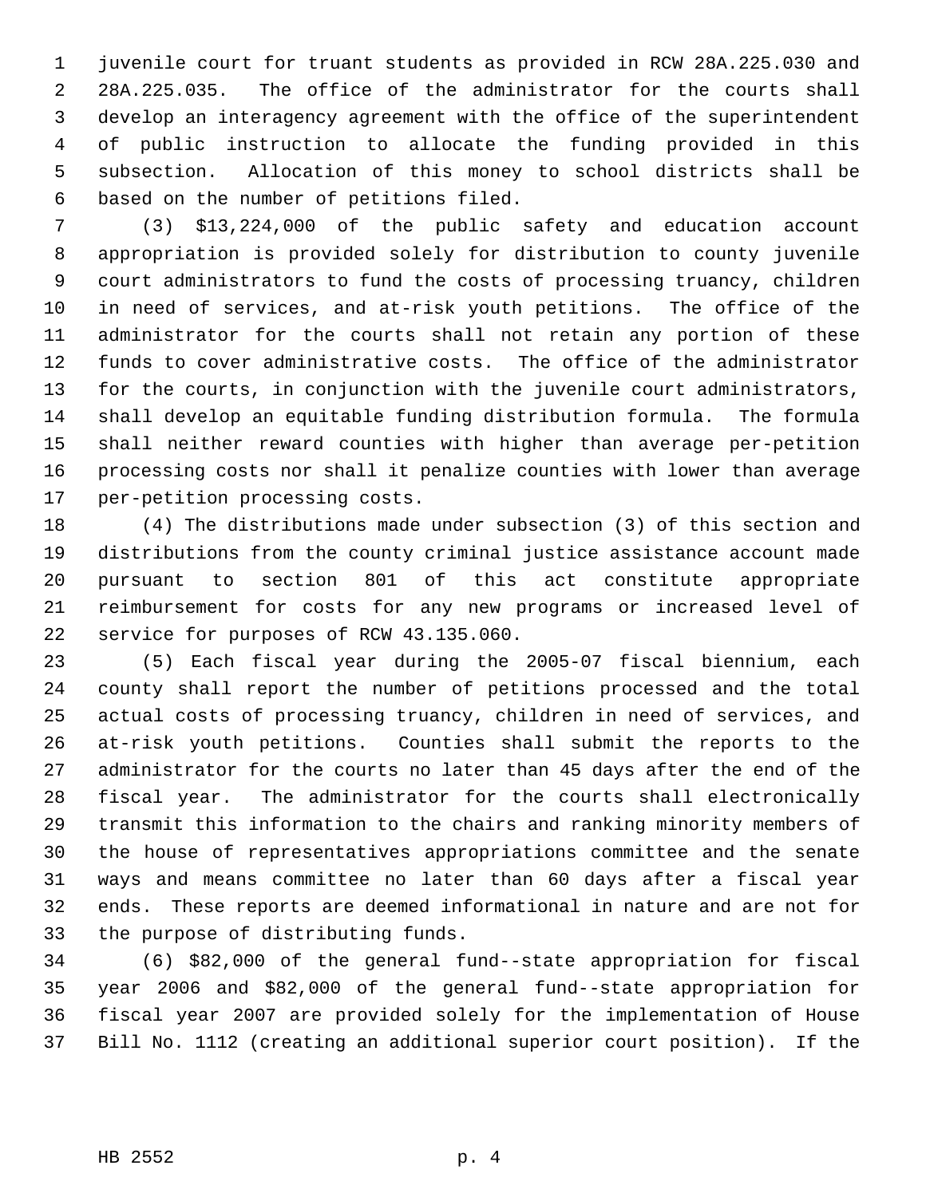juvenile court for truant students as provided in RCW 28A.225.030 and 28A.225.035. The office of the administrator for the courts shall develop an interagency agreement with the office of the superintendent of public instruction to allocate the funding provided in this subsection. Allocation of this money to school districts shall be based on the number of petitions filed.

(3) $13,224,000 of the public safety and education account appropriation is provided solely for distribution to county juvenile court administrators to fund the costs of processing truancy, children in need of services, and at-risk youth petitions. The office of the administrator for the courts shall not retain any portion of these funds to cover administrative costs. The office of the administrator for the courts, in conjunction with the juvenile court administrators, shall develop an equitable funding distribution formula. The formula shall neither reward counties with higher than average per-petition processing costs nor shall it penalize counties with lower than average per-petition processing costs.

(4) The distributions made under subsection (3) of this section and distributions from the county criminal justice assistance account made pursuant to section 801 of this act constitute appropriate reimbursement for costs for any new programs or increased level of service for purposes of RCW 43.135.060.

(5) Each fiscal year during the 2005-07 fiscal biennium, each county shall report the number of petitions processed and the total actual costs of processing truancy, children in need of services, and at-risk youth petitions. Counties shall submit the reports to the administrator for the courts no later than 45 days after the end of the fiscal year. The administrator for the courts shall electronically transmit this information to the chairs and ranking minority members of the house of representatives appropriations committee and the senate ways and means committee no later than 60 days after a fiscal year ends. These reports are deemed informational in nature and are not for the purpose of distributing funds.

(6) $82,000 of the general fund--state appropriation for fiscal year 2006 and $82,000 of the general fund--state appropriation for fiscal year 2007 are provided solely for the implementation of House Bill No. 1112 (creating an additional superior court position). If the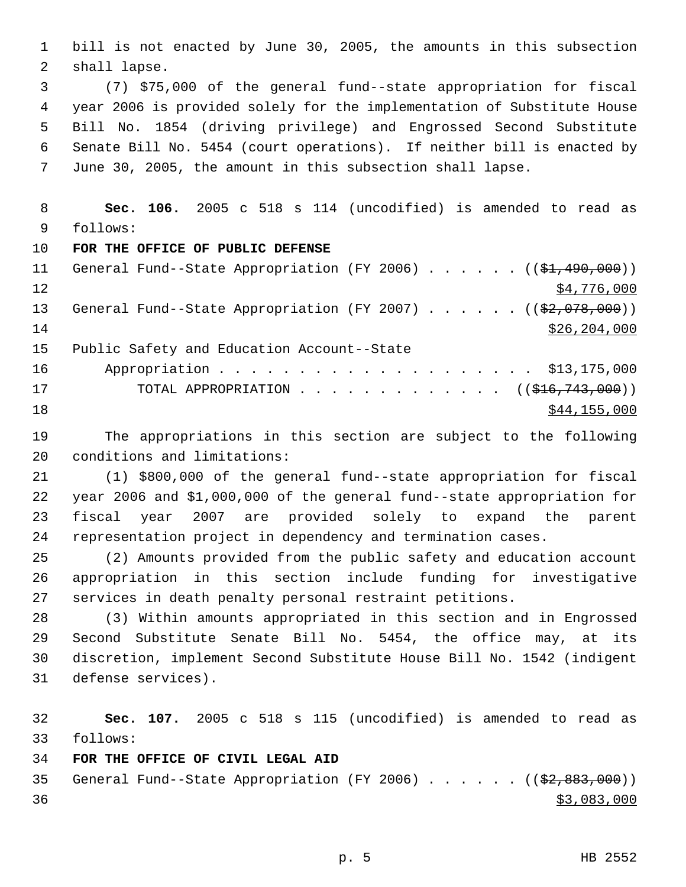bill is not enacted by June 30, 2005, the amounts in this subsection shall lapse.

(7) $75,000 of the general fund--state appropriation for fiscal year 2006 is provided solely for the implementation of Substitute House Bill No. 1854 (driving privilege) and Engrossed Second Substitute Senate Bill No. 5454 (court operations). If neither bill is enacted by June 30, 2005, the amount in this subsection shall lapse.

**Sec. 106.** 2005 c 518 s 114 (uncodified) is amended to read as follows:

**FOR THE OFFICE OF PUBLIC DEFENSE**

General Fund--State Appropriation (FY 2006) . . . . . . ((~~$1,490,000~~)) <u>$4,776,000</u>

General Fund--State Appropriation (FY 2007) . . . . . . ((~~$2,078,000~~)) <u>$26,204,000</u>

Public Safety and Education Account--State Appropriation . . . . . . . . . . . . . . . . . . . . . $13,175,000

TOTAL APPROPRIATION . . . . . . . . . . . . . ((~~$16,743,000~~)) <u>$44,155,000</u>

The appropriations in this section are subject to the following conditions and limitations:

(1) $800,000 of the general fund--state appropriation for fiscal year 2006 and $1,000,000 of the general fund--state appropriation for fiscal year 2007 are provided solely to expand the parent representation project in dependency and termination cases.

(2) Amounts provided from the public safety and education account appropriation in this section include funding for investigative services in death penalty personal restraint petitions.

(3) Within amounts appropriated in this section and in Engrossed Second Substitute Senate Bill No. 5454, the office may, at its discretion, implement Second Substitute House Bill No. 1542 (indigent defense services).

**Sec. 107.** 2005 c 518 s 115 (uncodified) is amended to read as follows:

**FOR THE OFFICE OF CIVIL LEGAL AID**

General Fund--State Appropriation (FY 2006) . . . . . . ((~~$2,883,000~~)) <u>$3,083,000</u>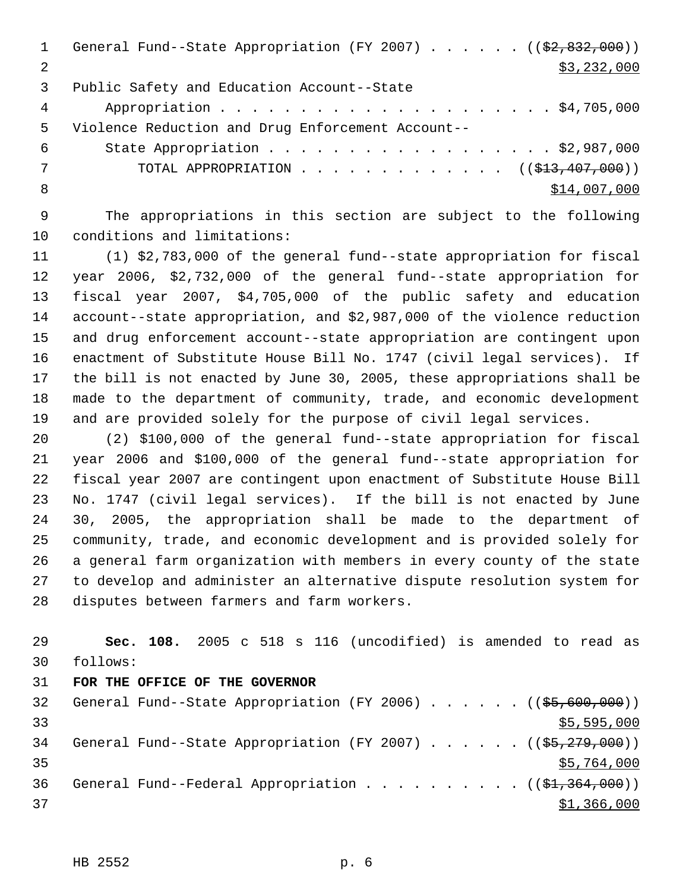General Fund--State Appropriation (FY 2007) . . . . . . (($2,832,000))
$3,232,000

Public Safety and Education Account--State
Appropriation . . . . . . . . . . . . . . . . . . . . . . $4,705,000

Violence Reduction and Drug Enforcement Account--
State Appropriation . . . . . . . . . . . . . . . . . . $2,987,000

TOTAL APPROPRIATION . . . . . . . . . . . . . . (($13,407,000))
$14,007,000

The appropriations in this section are subject to the following conditions and limitations:

(1) $2,783,000 of the general fund--state appropriation for fiscal year 2006, $2,732,000 of the general fund--state appropriation for fiscal year 2007, $4,705,000 of the public safety and education account--state appropriation, and $2,987,000 of the violence reduction and drug enforcement account--state appropriation are contingent upon enactment of Substitute House Bill No. 1747 (civil legal services). If the bill is not enacted by June 30, 2005, these appropriations shall be made to the department of community, trade, and economic development and are provided solely for the purpose of civil legal services.

(2) $100,000 of the general fund--state appropriation for fiscal year 2006 and $100,000 of the general fund--state appropriation for fiscal year 2007 are contingent upon enactment of Substitute House Bill No. 1747 (civil legal services). If the bill is not enacted by June 30, 2005, the appropriation shall be made to the department of community, trade, and economic development and is provided solely for a general farm organization with members in every county of the state to develop and administer an alternative dispute resolution system for disputes between farmers and farm workers.

**Sec. 108.** 2005 c 518 s 116 (uncodified) is amended to read as follows:

**FOR THE OFFICE OF THE GOVERNOR**

General Fund--State Appropriation (FY 2006) . . . . . . (($5,600,000))
$5,595,000

General Fund--State Appropriation (FY 2007) . . . . . . (($5,279,000))
$5,764,000

General Fund--Federal Appropriation . . . . . . . . . . (($1,364,000))
$1,366,000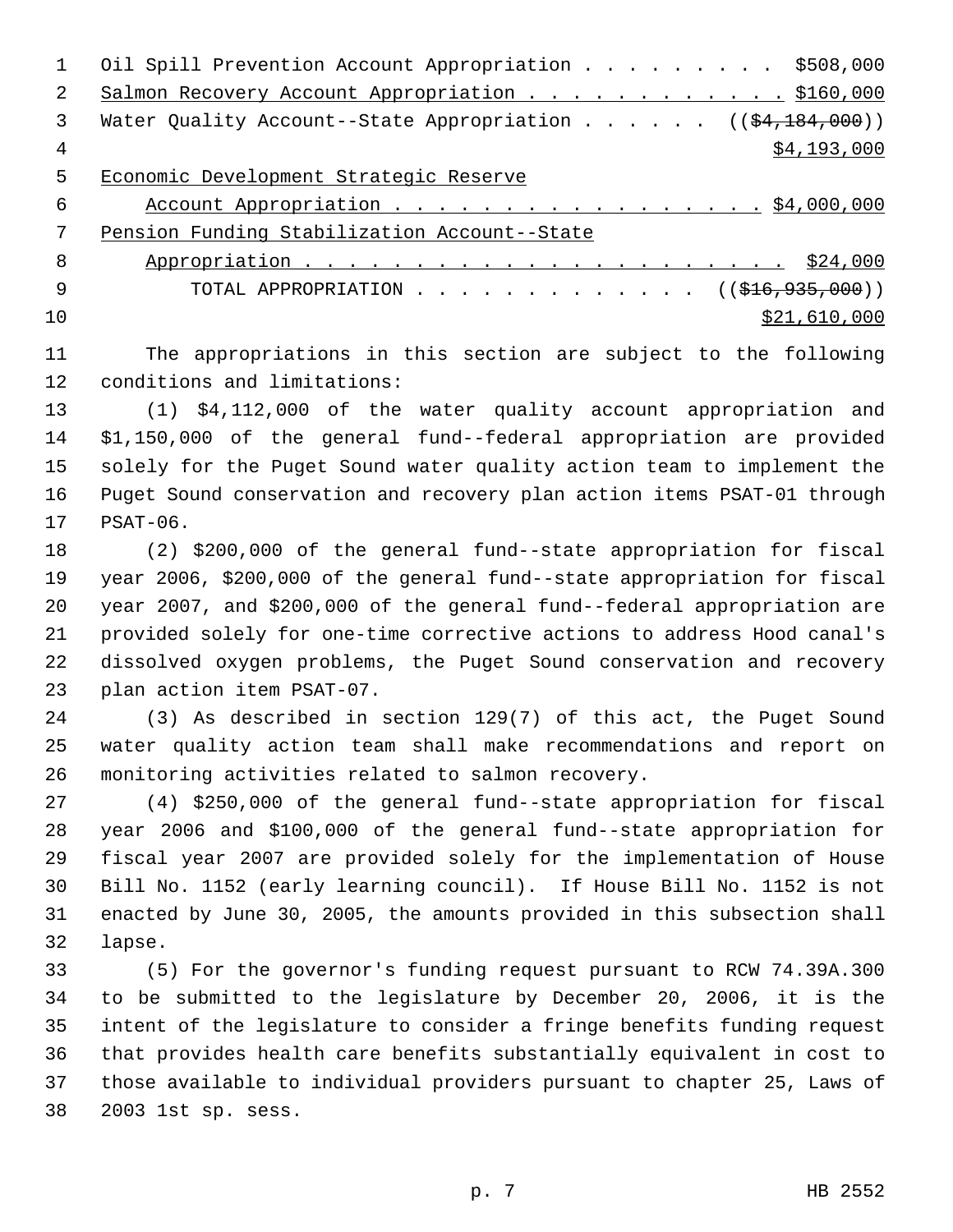Oil Spill Prevention Account Appropriation . . . . . . . . . $508,000
Salmon Recovery Account Appropriation . . . . . . . . . . . . $160,000
Water Quality Account--State Appropriation . . . . . . ((~~$4,184,000~~))
$4,193,000
Economic Development Strategic Reserve
Account Appropriation . . . . . . . . . . . . . . . . . $4,000,000
Pension Funding Stabilization Account--State
Appropriation . . . . . . . . . . . . . . . . . . . . . . $24,000
TOTAL APPROPRIATION . . . . . . . . . . . . . ((~~$16,935,000~~))
$21,610,000

The appropriations in this section are subject to the following conditions and limitations:

(1) $4,112,000 of the water quality account appropriation and $1,150,000 of the general fund--federal appropriation are provided solely for the Puget Sound water quality action team to implement the Puget Sound conservation and recovery plan action items PSAT-01 through PSAT-06.

(2) $200,000 of the general fund--state appropriation for fiscal year 2006, $200,000 of the general fund--state appropriation for fiscal year 2007, and $200,000 of the general fund--federal appropriation are provided solely for one-time corrective actions to address Hood canal's dissolved oxygen problems, the Puget Sound conservation and recovery plan action item PSAT-07.

(3) As described in section 129(7) of this act, the Puget Sound water quality action team shall make recommendations and report on monitoring activities related to salmon recovery.

(4) $250,000 of the general fund--state appropriation for fiscal year 2006 and $100,000 of the general fund--state appropriation for fiscal year 2007 are provided solely for the implementation of House Bill No. 1152 (early learning council). If House Bill No. 1152 is not enacted by June 30, 2005, the amounts provided in this subsection shall lapse.

(5) For the governor's funding request pursuant to RCW 74.39A.300 to be submitted to the legislature by December 20, 2006, it is the intent of the legislature to consider a fringe benefits funding request that provides health care benefits substantially equivalent in cost to those available to individual providers pursuant to chapter 25, Laws of 2003 1st sp. sess.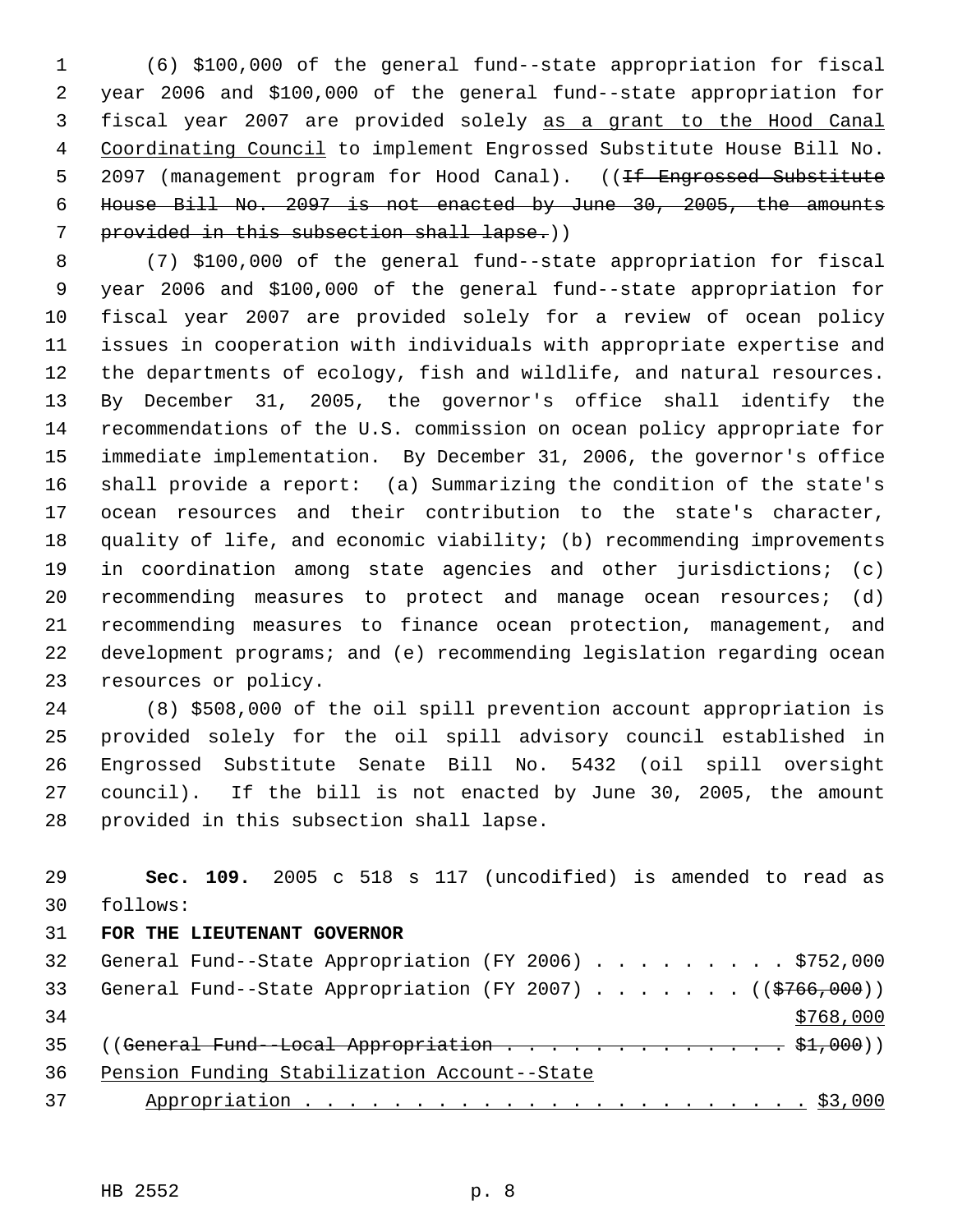(6) $100,000 of the general fund--state appropriation for fiscal year 2006 and $100,000 of the general fund--state appropriation for fiscal year 2007 are provided solely <u>as a grant to the Hood Canal Coordinating Council</u> to implement Engrossed Substitute House Bill No. 2097 (management program for Hood Canal). ((~~If Engrossed Substitute House Bill No. 2097 is not enacted by June 30, 2005, the amounts provided in this subsection shall lapse.~~))

(7) $100,000 of the general fund--state appropriation for fiscal year 2006 and $100,000 of the general fund--state appropriation for fiscal year 2007 are provided solely for a review of ocean policy issues in cooperation with individuals with appropriate expertise and the departments of ecology, fish and wildlife, and natural resources. By December 31, 2005, the governor's office shall identify the recommendations of the U.S. commission on ocean policy appropriate for immediate implementation. By December 31, 2006, the governor's office shall provide a report: (a) Summarizing the condition of the state's ocean resources and their contribution to the state's character, quality of life, and economic viability; (b) recommending improvements in coordination among state agencies and other jurisdictions; (c) recommending measures to protect and manage ocean resources; (d) recommending measures to finance ocean protection, management, and development programs; and (e) recommending legislation regarding ocean resources or policy.

(8) $508,000 of the oil spill prevention account appropriation is provided solely for the oil spill advisory council established in Engrossed Substitute Senate Bill No. 5432 (oil spill oversight council). If the bill is not enacted by June 30, 2005, the amount provided in this subsection shall lapse.

**Sec. 109.** 2005 c 518 s 117 (uncodified) is amended to read as follows:

**FOR THE LIEUTENANT GOVERNOR**

General Fund--State Appropriation (FY 2006) . . . . . . . . . $752,000
General Fund--State Appropriation (FY 2007) . . . . . . . ((~~$766,000~~))
<u>$768,000</u>
((~~General Fund--Local Appropriation . . . . . . . . . . . . . $1,000~~))
<u>Pension Funding Stabilization Account--State</u>
<u>Appropriation . . . . . . . . . . . . . . . . . . . . . . $3,000</u>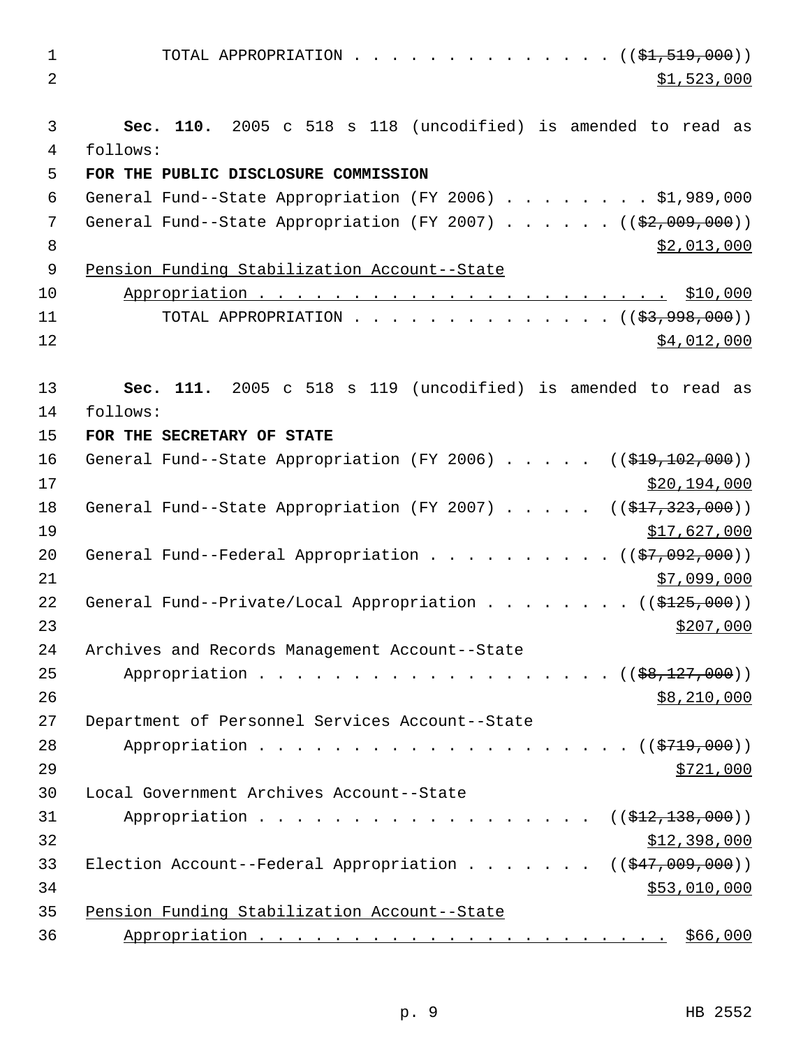TOTAL APPROPRIATION . . . . . . . . . . . . . . . ((~~$1,519,000~~))
<u>$1,523,000</u>

**Sec. 110.** 2005 c 518 s 118 (uncodified) is amended to read as follows:

**FOR THE PUBLIC DISCLOSURE COMMISSION**

General Fund--State Appropriation (FY 2006) . . . . . . . . $1,989,000
General Fund--State Appropriation (FY 2007) . . . . . . ((~~$2,009,000~~))
<u>$2,013,000</u>
<u>Pension Funding Stabilization Account--State</u>
<u>Appropriation . . . . . . . . . . . . . . . . . . . . . . $10,000</u>
TOTAL APPROPRIATION . . . . . . . . . . . . . . . ((~~$3,998,000~~))
<u>$4,012,000</u>

**Sec. 111.** 2005 c 518 s 119 (uncodified) is amended to read as follows:

**FOR THE SECRETARY OF STATE**

General Fund--State Appropriation (FY 2006) . . . . . ((~~$19,102,000~~))
<u>$20,194,000</u>
General Fund--State Appropriation (FY 2007) . . . . . ((~~$17,323,000~~))
<u>$17,627,000</u>
General Fund--Federal Appropriation . . . . . . . . . . ((~~$7,092,000~~))
<u>$7,099,000</u>
General Fund--Private/Local Appropriation . . . . . . . . ((~~$125,000~~))
<u>$207,000</u>
Archives and Records Management Account--State
Appropriation . . . . . . . . . . . . . . . . . . . . ((~~$8,127,000~~))
<u>$8,210,000</u>
Department of Personnel Services Account--State
Appropriation . . . . . . . . . . . . . . . . . . . . . ((~~$719,000~~))
<u>$721,000</u>
Local Government Archives Account--State
Appropriation . . . . . . . . . . . . . . . . . . . ((~~$12,138,000~~))
<u>$12,398,000</u>
Election Account--Federal Appropriation . . . . . . . ((~~$47,009,000~~))
<u>$53,010,000</u>
<u>Pension Funding Stabilization Account--State</u>
<u>Appropriation . . . . . . . . . . . . . . . . . . . . . . $66,000</u>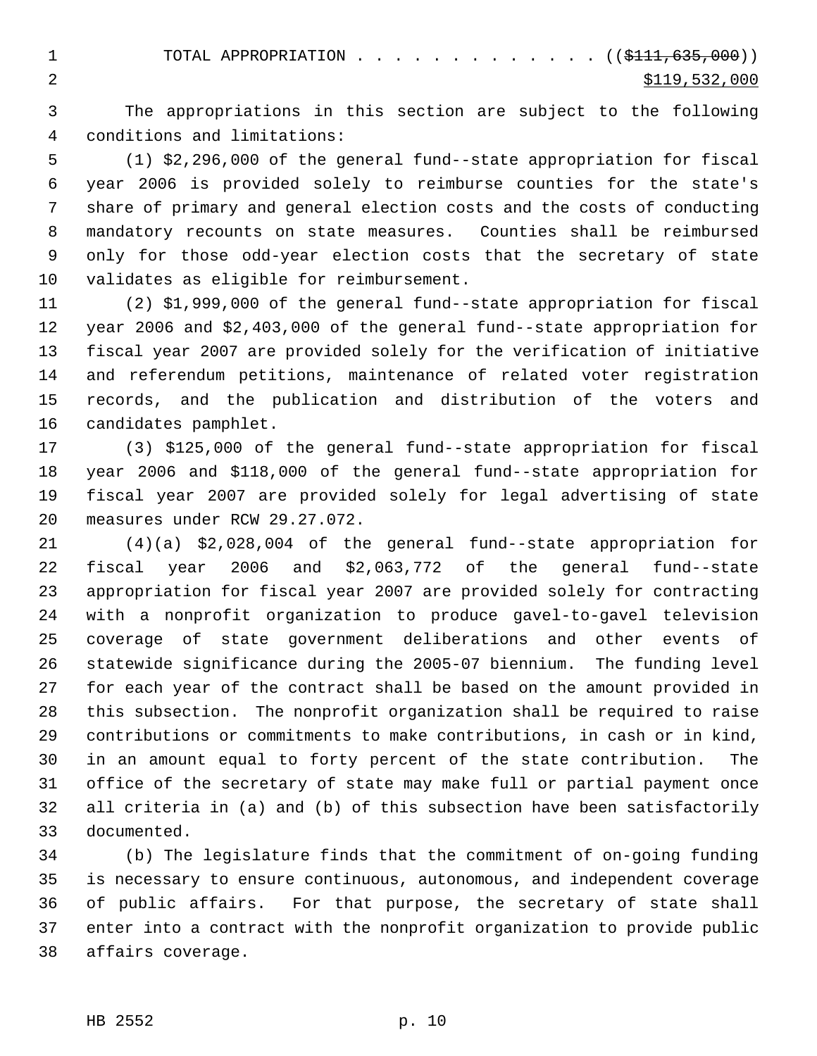TOTAL APPROPRIATION . . . . . . . . . . . . . . ((~~$111,635,000~~))
<u>$119,532,000</u>

The appropriations in this section are subject to the following conditions and limitations:

(1) $2,296,000 of the general fund--state appropriation for fiscal year 2006 is provided solely to reimburse counties for the state's share of primary and general election costs and the costs of conducting mandatory recounts on state measures. Counties shall be reimbursed only for those odd-year election costs that the secretary of state validates as eligible for reimbursement.

(2) $1,999,000 of the general fund--state appropriation for fiscal year 2006 and $2,403,000 of the general fund--state appropriation for fiscal year 2007 are provided solely for the verification of initiative and referendum petitions, maintenance of related voter registration records, and the publication and distribution of the voters and candidates pamphlet.

(3) $125,000 of the general fund--state appropriation for fiscal year 2006 and $118,000 of the general fund--state appropriation for fiscal year 2007 are provided solely for legal advertising of state measures under RCW 29.27.072.

(4)(a) $2,028,004 of the general fund--state appropriation for fiscal year 2006 and $2,063,772 of the general fund--state appropriation for fiscal year 2007 are provided solely for contracting with a nonprofit organization to produce gavel-to-gavel television coverage of state government deliberations and other events of statewide significance during the 2005-07 biennium. The funding level for each year of the contract shall be based on the amount provided in this subsection. The nonprofit organization shall be required to raise contributions or commitments to make contributions, in cash or in kind, in an amount equal to forty percent of the state contribution. The office of the secretary of state may make full or partial payment once all criteria in (a) and (b) of this subsection have been satisfactorily documented.

(b) The legislature finds that the commitment of on-going funding is necessary to ensure continuous, autonomous, and independent coverage of public affairs. For that purpose, the secretary of state shall enter into a contract with the nonprofit organization to provide public affairs coverage.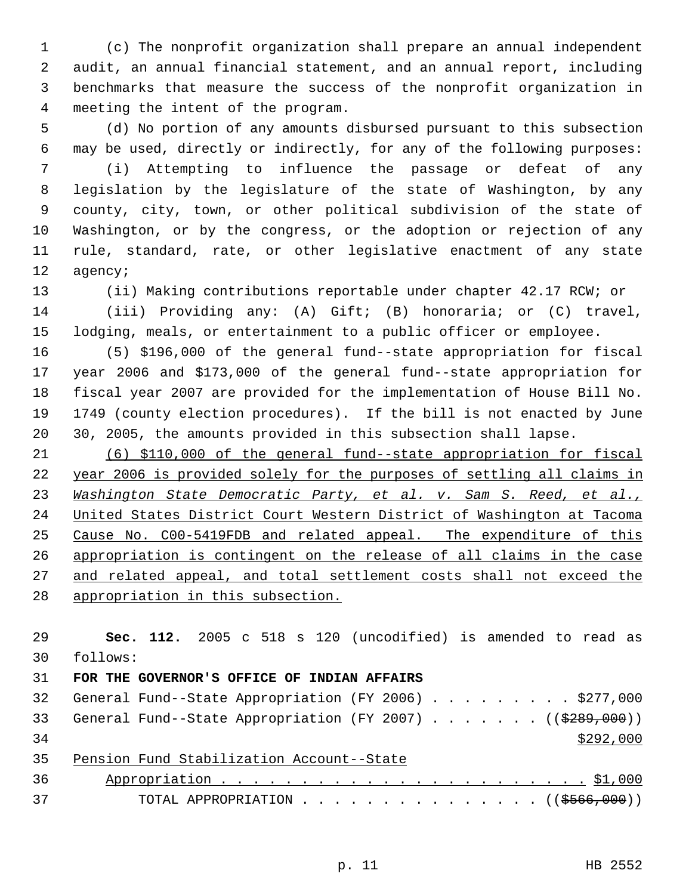(c) The nonprofit organization shall prepare an annual independent audit, an annual financial statement, and an annual report, including benchmarks that measure the success of the nonprofit organization in meeting the intent of the program.

(d) No portion of any amounts disbursed pursuant to this subsection may be used, directly or indirectly, for any of the following purposes:

(i) Attempting to influence the passage or defeat of any legislation by the legislature of the state of Washington, by any county, city, town, or other political subdivision of the state of Washington, or by the congress, or the adoption or rejection of any rule, standard, rate, or other legislative enactment of any state agency;

(ii) Making contributions reportable under chapter 42.17 RCW; or

(iii) Providing any: (A) Gift; (B) honoraria; or (C) travel, lodging, meals, or entertainment to a public officer or employee.

(5) $196,000 of the general fund--state appropriation for fiscal year 2006 and $173,000 of the general fund--state appropriation for fiscal year 2007 are provided for the implementation of House Bill No. 1749 (county election procedures). If the bill is not enacted by June 30, 2005, the amounts provided in this subsection shall lapse.

<u>(6) $110,000 of the general fund--state appropriation for fiscal year 2006 is provided solely for the purposes of settling all claims in *Washington State Democratic Party, et al. v. Sam S. Reed, et al.*, United States District Court Western District of Washington at Tacoma Cause No. C00-5419FDB and related appeal. The expenditure of this appropriation is contingent on the release of all claims in the case and related appeal, and total settlement costs shall not exceed the appropriation in this subsection.</u>

**Sec. 112.** 2005 c 518 s 120 (uncodified) is amended to read as follows:

**FOR THE GOVERNOR'S OFFICE OF INDIAN AFFAIRS**

General Fund--State Appropriation (FY 2006) . . . . . . . . . . $277,000

General Fund--State Appropriation (FY 2007) . . . . . . . . ((~~$289,000~~)) <u>$292,000</u>

<u>Pension Fund Stabilization Account--State Appropriation . . . . . . . . . . . . . . . . . . . . . . . . . $1,000</u>

TOTAL APPROPRIATION . . . . . . . . . . . . . . . . ((~~$566,000~~))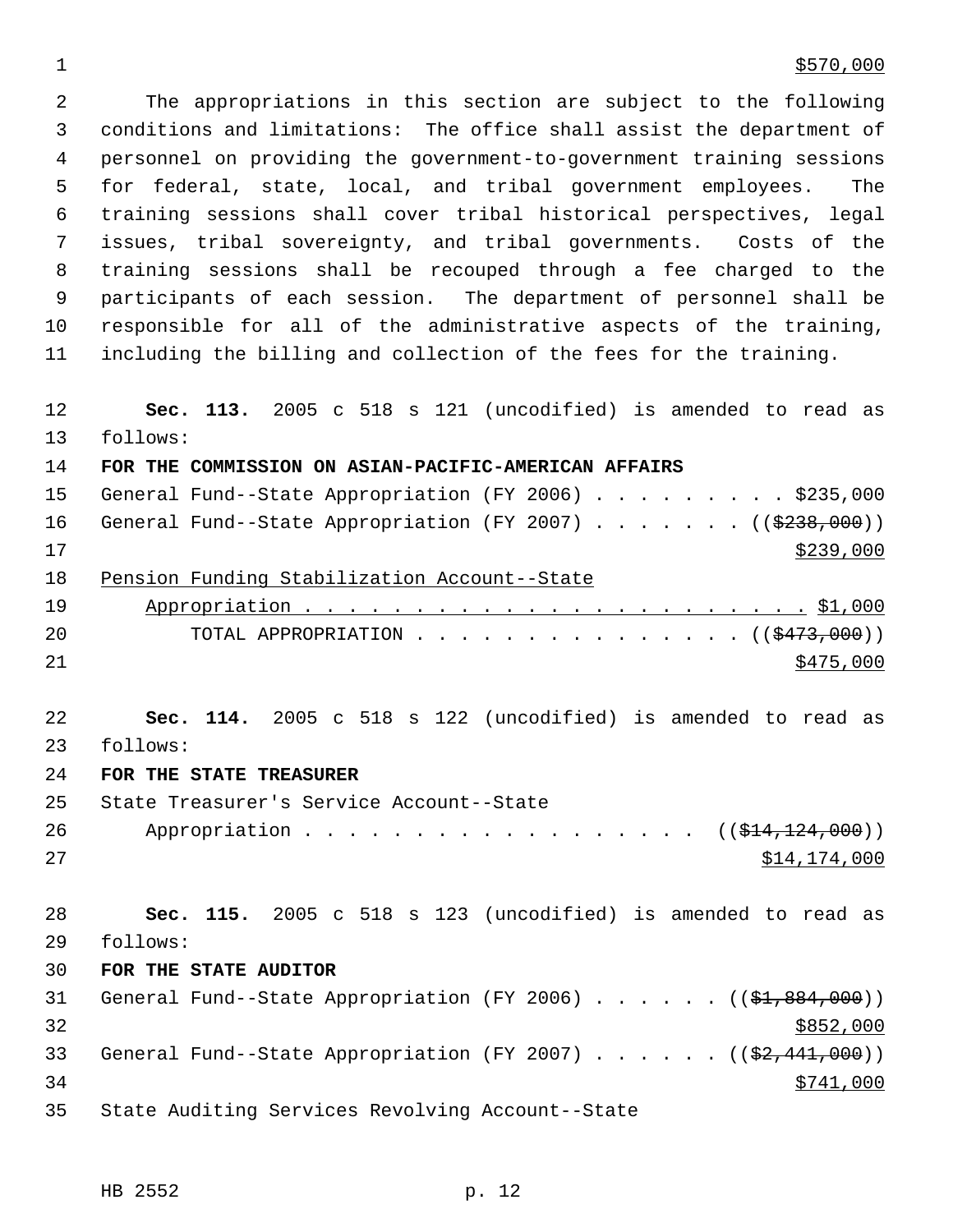$570,000

The appropriations in this section are subject to the following conditions and limitations: The office shall assist the department of personnel on providing the government-to-government training sessions for federal, state, local, and tribal government employees. The training sessions shall cover tribal historical perspectives, legal issues, tribal sovereignty, and tribal governments. Costs of the training sessions shall be recouped through a fee charged to the participants of each session. The department of personnel shall be responsible for all of the administrative aspects of the training, including the billing and collection of the fees for the training.

**Sec. 113.** 2005 c 518 s 121 (uncodified) is amended to read as follows:

**FOR THE COMMISSION ON ASIAN-PACIFIC-AMERICAN AFFAIRS**

General Fund--State Appropriation (FY 2006) . . . . . . . . . $235,000
General Fund--State Appropriation (FY 2007) . . . . . . . (($238,000))
$239,000
Pension Funding Stabilization Account--State
Appropriation . . . . . . . . . . . . . . . . . . . . . . . $1,000
TOTAL APPROPRIATION . . . . . . . . . . . . . . . (($473,000))
$475,000

**Sec. 114.** 2005 c 518 s 122 (uncodified) is amended to read as follows:

**FOR THE STATE TREASURER**

State Treasurer's Service Account--State
Appropriation . . . . . . . . . . . . . . . . . . (($14,124,000))
$14,174,000

**Sec. 115.** 2005 c 518 s 123 (uncodified) is amended to read as follows:

**FOR THE STATE AUDITOR**

General Fund--State Appropriation (FY 2006) . . . . . . (($1,884,000))
$852,000
General Fund--State Appropriation (FY 2007) . . . . . . (($2,441,000))
$741,000
State Auditing Services Revolving Account--State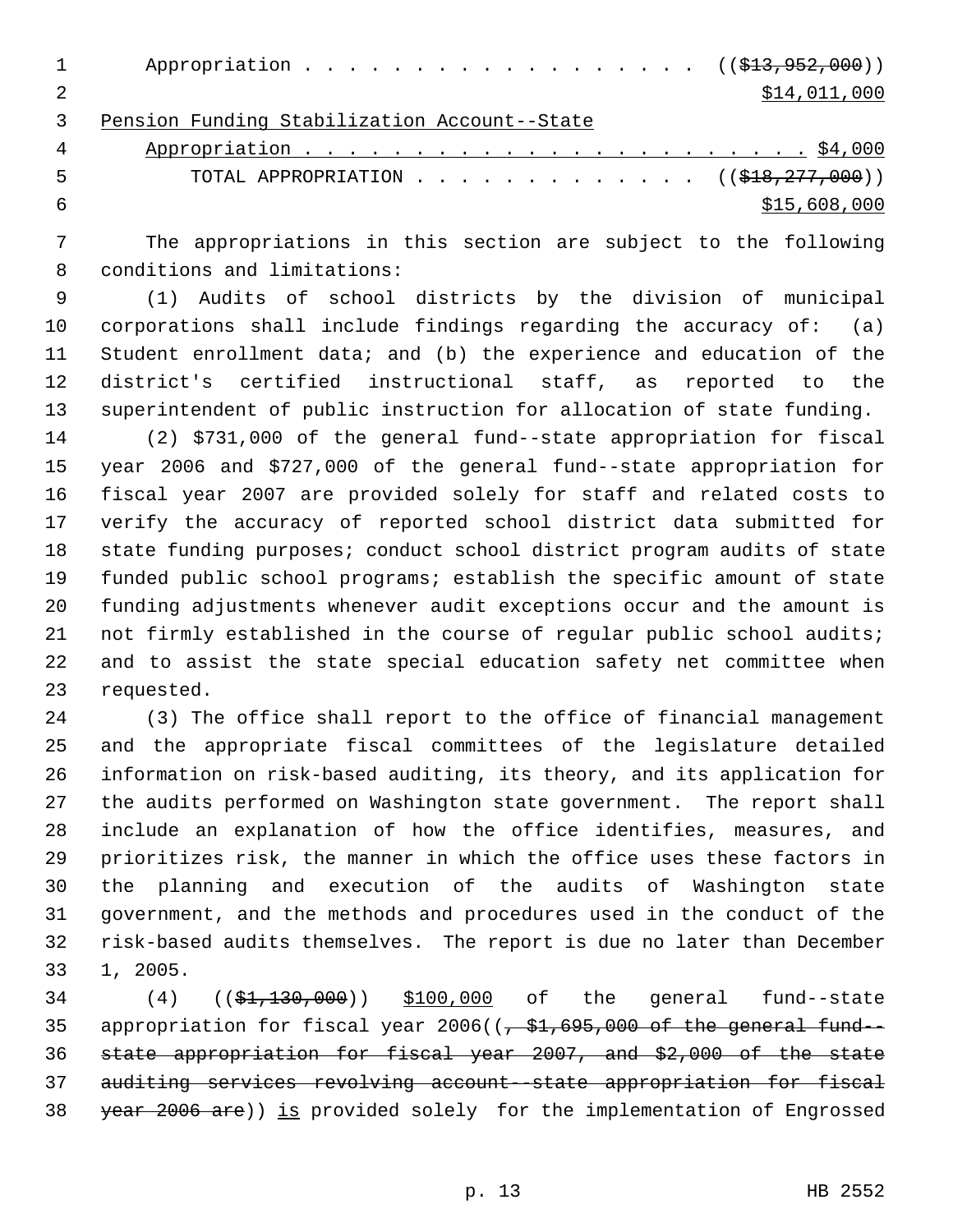Appropriation . . . . . . . . . . . . . . . . . . ((~~$13,952,000~~))
<u>$14,011,000</u>

<u>Pension Funding Stabilization Account--State</u>
<u>Appropriation . . . . . . . . . . . . . . . . . . . . . . . . $4,000</u>

TOTAL APPROPRIATION . . . . . . . . . . . . . ((~~$18,277,000~~))
<u>$15,608,000</u>

The appropriations in this section are subject to the following conditions and limitations:

(1) Audits of school districts by the division of municipal corporations shall include findings regarding the accuracy of: (a) Student enrollment data; and (b) the experience and education of the district's certified instructional staff, as reported to the superintendent of public instruction for allocation of state funding.

(2) $731,000 of the general fund--state appropriation for fiscal year 2006 and $727,000 of the general fund--state appropriation for fiscal year 2007 are provided solely for staff and related costs to verify the accuracy of reported school district data submitted for state funding purposes; conduct school district program audits of state funded public school programs; establish the specific amount of state funding adjustments whenever audit exceptions occur and the amount is not firmly established in the course of regular public school audits; and to assist the state special education safety net committee when requested.

(3) The office shall report to the office of financial management and the appropriate fiscal committees of the legislature detailed information on risk-based auditing, its theory, and its application for the audits performed on Washington state government. The report shall include an explanation of how the office identifies, measures, and prioritizes risk, the manner in which the office uses these factors in the planning and execution of the audits of Washington state government, and the methods and procedures used in the conduct of the risk-based audits themselves. The report is due no later than December 1, 2005.

(4) ((~~$1,130,000~~)) <u>$100,000</u> of the general fund--state appropriation for fiscal year 2006((~~, $1,695,000 of the general fund--state appropriation for fiscal year 2007, and $2,000 of the state auditing services revolving account--state appropriation for fiscal year 2006 are~~)) <u>is</u> provided solely for the implementation of Engrossed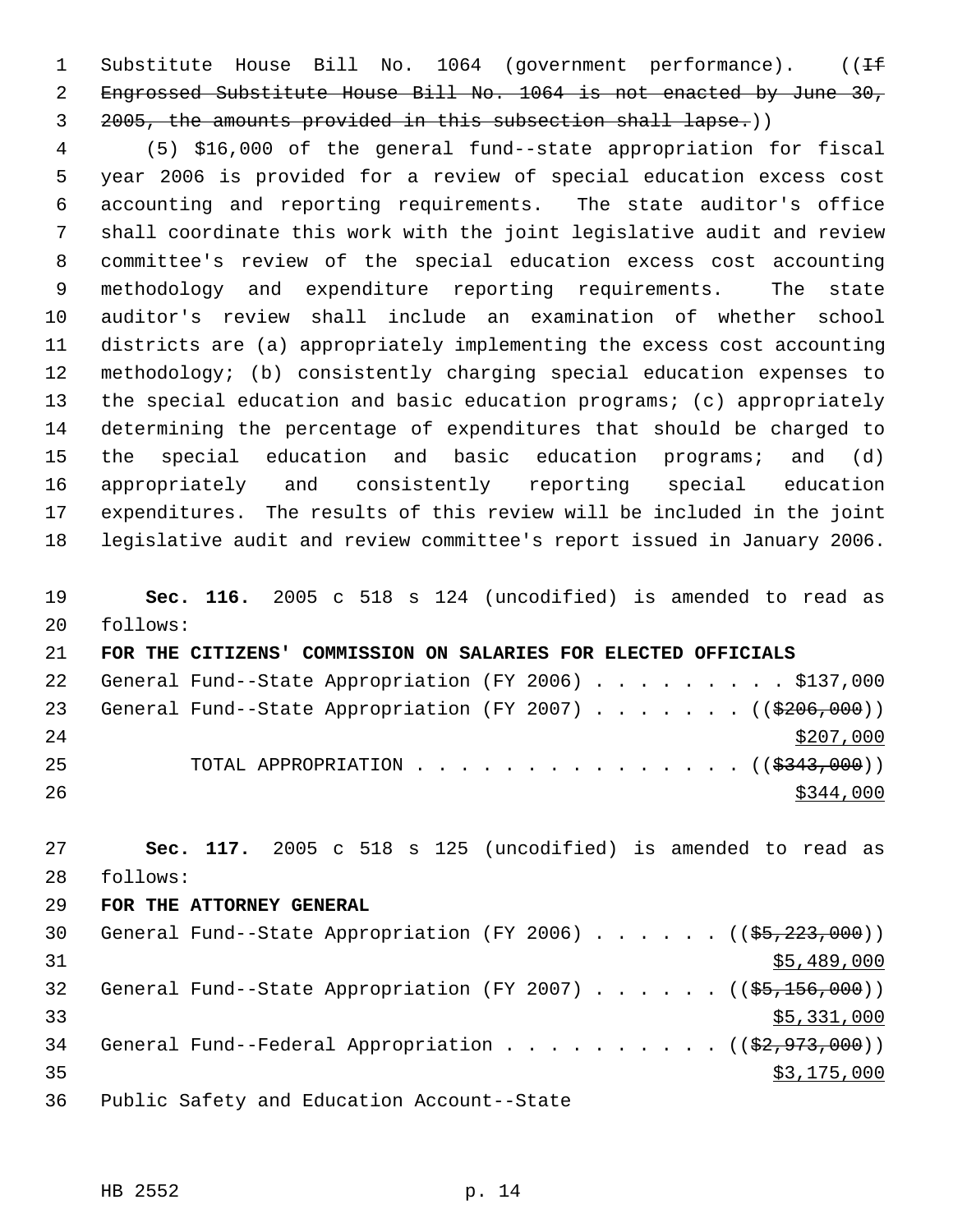Substitute House Bill No. 1064 (government performance). ((~~If Engrossed Substitute House Bill No. 1064 is not enacted by June 30, 2005, the amounts provided in this subsection shall lapse.~~))

(5) $16,000 of the general fund--state appropriation for fiscal year 2006 is provided for a review of special education excess cost accounting and reporting requirements. The state auditor's office shall coordinate this work with the joint legislative audit and review committee's review of the special education excess cost accounting methodology and expenditure reporting requirements. The state auditor's review shall include an examination of whether school districts are (a) appropriately implementing the excess cost accounting methodology; (b) consistently charging special education expenses to the special education and basic education programs; (c) appropriately determining the percentage of expenditures that should be charged to the special education and basic education programs; and (d) appropriately and consistently reporting special education expenditures. The results of this review will be included in the joint legislative audit and review committee's report issued in January 2006.

**Sec. 116.** 2005 c 518 s 124 (uncodified) is amended to read as follows:

**FOR THE CITIZENS' COMMISSION ON SALARIES FOR ELECTED OFFICIALS**

General Fund--State Appropriation (FY 2006) . . . . . . . . . . $137,000
General Fund--State Appropriation (FY 2007) . . . . . . . . ((~~$206,000~~))
<u>$207,000</u>
TOTAL APPROPRIATION . . . . . . . . . . . . . . . . ((~~$343,000~~))
<u>$344,000</u>

**Sec. 117.** 2005 c 518 s 125 (uncodified) is amended to read as follows:

**FOR THE ATTORNEY GENERAL**

General Fund--State Appropriation (FY 2006) . . . . . . ((~~$5,223,000~~))
<u>$5,489,000</u>
General Fund--State Appropriation (FY 2007) . . . . . . ((~~$5,156,000~~))
<u>$5,331,000</u>
General Fund--Federal Appropriation . . . . . . . . . . ((~~$2,973,000~~))
<u>$3,175,000</u>
Public Safety and Education Account--State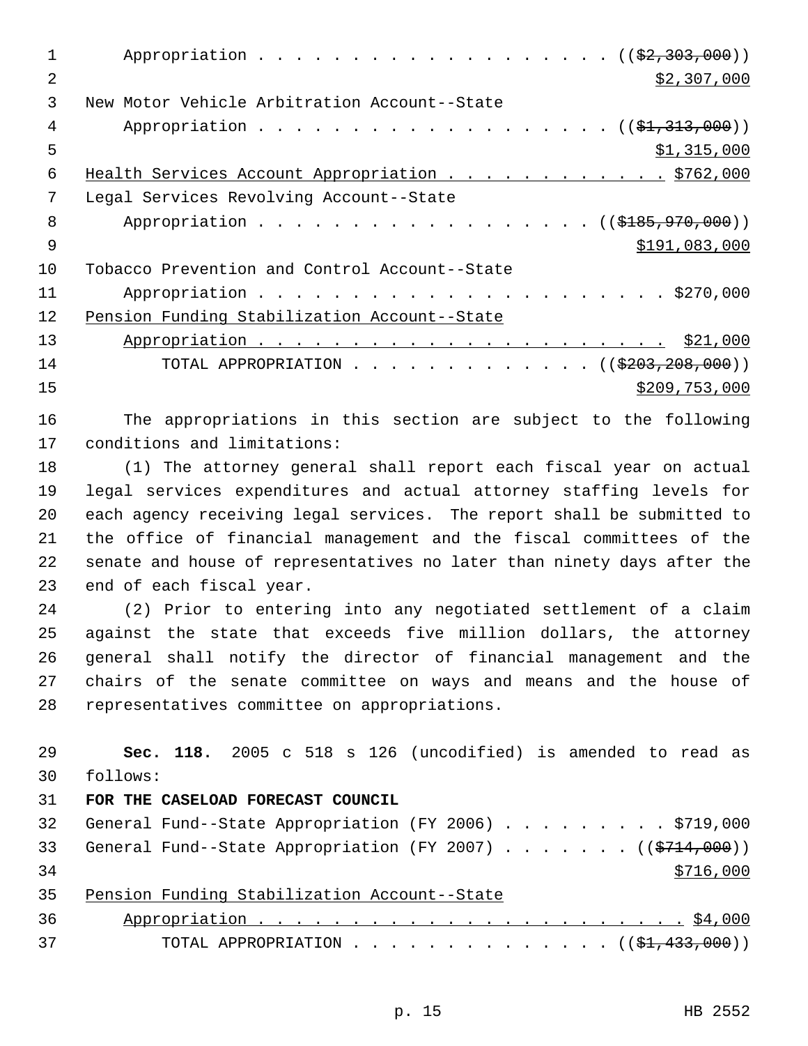Appropriation . . . . . . . . . . . . . . . . . . . . ((~~$2,303,000~~))
<u>$2,307,000</u>

New Motor Vehicle Arbitration Account--State
Appropriation . . . . . . . . . . . . . . . . . . . . ((~~$1,313,000~~))
<u>$1,315,000</u>

<u>Health Services Account Appropriation . . . . . . . . . . . . $762,000</u>

Legal Services Revolving Account--State
Appropriation . . . . . . . . . . . . . . . . . . . ((~~$185,970,000~~))
<u>$191,083,000</u>

Tobacco Prevention and Control Account--State
Appropriation . . . . . . . . . . . . . . . . . . . . . . . $270,000

<u>Pension Funding Stabilization Account--State</u>
<u>Appropriation . . . . . . . . . . . . . . . . . . . . . . $21,000</u>

TOTAL APPROPRIATION . . . . . . . . . . . . . . ((~~$203,208,000~~))
<u>$209,753,000</u>

The appropriations in this section are subject to the following conditions and limitations:

(1) The attorney general shall report each fiscal year on actual legal services expenditures and actual attorney staffing levels for each agency receiving legal services. The report shall be submitted to the office of financial management and the fiscal committees of the senate and house of representatives no later than ninety days after the end of each fiscal year.

(2) Prior to entering into any negotiated settlement of a claim against the state that exceeds five million dollars, the attorney general shall notify the director of financial management and the chairs of the senate committee on ways and means and the house of representatives committee on appropriations.

**Sec. 118.** 2005 c 518 s 126 (uncodified) is amended to read as follows:

**FOR THE CASELOAD FORECAST COUNCIL**

General Fund--State Appropriation (FY 2006) . . . . . . . . . $719,000

General Fund--State Appropriation (FY 2007) . . . . . . . ((~~$714,000~~))
<u>$716,000</u>

<u>Pension Funding Stabilization Account--State</u>
<u>Appropriation . . . . . . . . . . . . . . . . . . . . . . . $4,000</u>

TOTAL APPROPRIATION . . . . . . . . . . . . . . ((~~$1,433,000~~))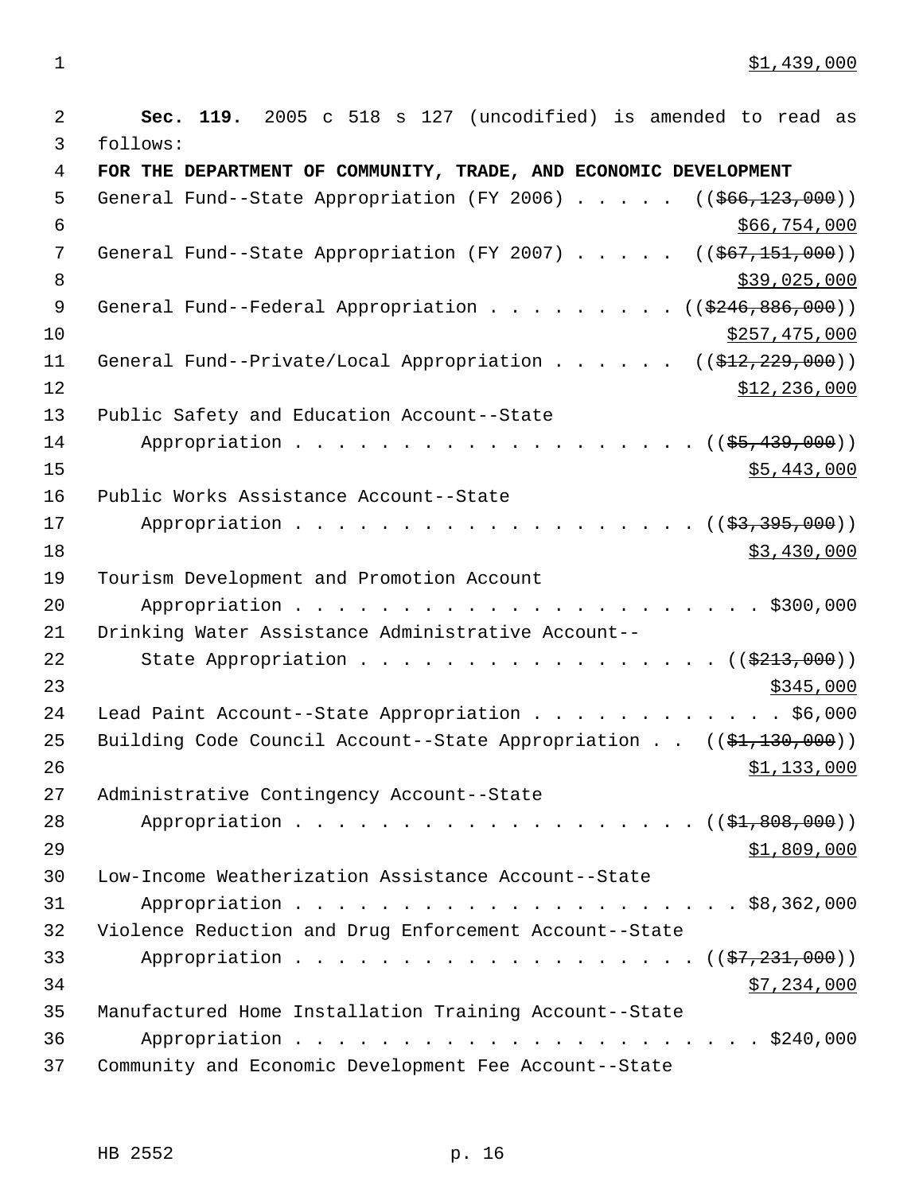$1,439,000

**Sec. 119.** 2005 c 518 s 127 (uncodified) is amended to read as follows:

**FOR THE DEPARTMENT OF COMMUNITY, TRADE, AND ECONOMIC DEVELOPMENT**

General Fund--State Appropriation (FY 2006) . . . . . ((~~$66,123,000~~))
$66,754,000

General Fund--State Appropriation (FY 2007) . . . . . ((~~$67,151,000~~))
$39,025,000

General Fund--Federal Appropriation . . . . . . . . . ((~~$246,886,000~~))
$257,475,000

General Fund--Private/Local Appropriation . . . . . . ((~~$12,229,000~~))
$12,236,000

Public Safety and Education Account--State
Appropriation . . . . . . . . . . . . . . . . . . . ((~~$5,439,000~~))
$5,443,000

Public Works Assistance Account--State
Appropriation . . . . . . . . . . . . . . . . . . . ((~~$3,395,000~~))
$3,430,000

Tourism Development and Promotion Account
Appropriation . . . . . . . . . . . . . . . . . . . . . . $300,000

Drinking Water Assistance Administrative Account--
State Appropriation . . . . . . . . . . . . . . . . . ((~~$213,000~~))
$345,000

Lead Paint Account--State Appropriation . . . . . . . . . . . . $6,000

Building Code Council Account--State Appropriation . . ((~~$1,130,000~~))
$1,133,000

Administrative Contingency Account--State
Appropriation . . . . . . . . . . . . . . . . . . . ((~~$1,808,000~~))
$1,809,000

Low-Income Weatherization Assistance Account--State
Appropriation . . . . . . . . . . . . . . . . . . . . . . $8,362,000

Violence Reduction and Drug Enforcement Account--State
Appropriation . . . . . . . . . . . . . . . . . . . ((~~$7,231,000~~))
$7,234,000

Manufactured Home Installation Training Account--State
Appropriation . . . . . . . . . . . . . . . . . . . . . . $240,000

Community and Economic Development Fee Account--State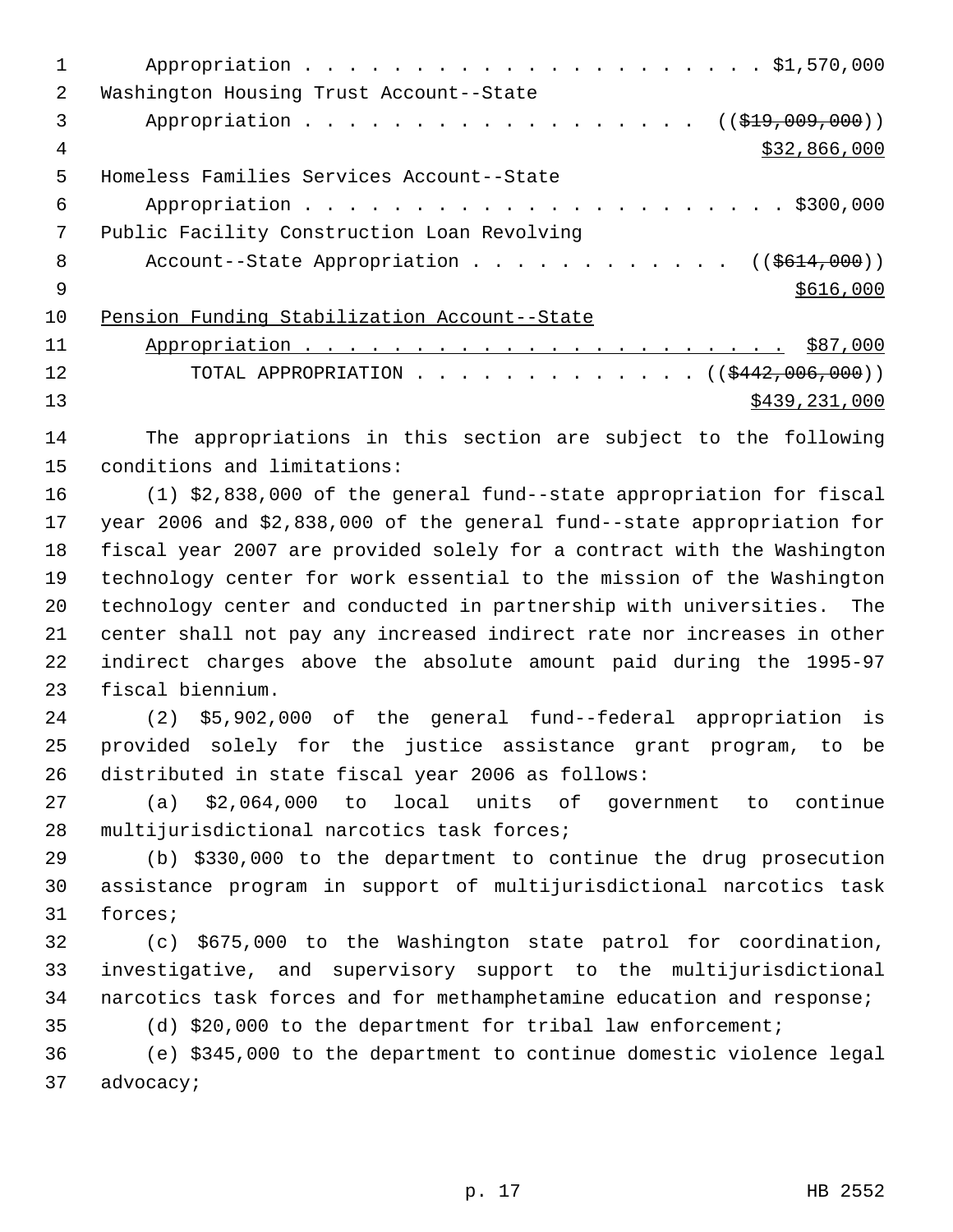Appropriation . . . . . . . . . . . . . . . . . . . . . . $1,570,000
Washington Housing Trust Account--State
Appropriation . . . . . . . . . . . . . . . . . . . ((~~$19,009,000~~))
<u>$32,866,000</u>
Homeless Families Services Account--State
Appropriation . . . . . . . . . . . . . . . . . . . . . . . $300,000
Public Facility Construction Loan Revolving
Account--State Appropriation . . . . . . . . . . . . ((~~$614,000~~))
<u>$616,000</u>
<u>Pension Funding Stabilization Account--State</u>
<u>Appropriation . . . . . . . . . . . . . . . . . . . . . . . $87,000</u>
TOTAL APPROPRIATION . . . . . . . . . . . . . . ((~~$442,006,000~~))
<u>$439,231,000</u>

The appropriations in this section are subject to the following conditions and limitations:

(1) $2,838,000 of the general fund--state appropriation for fiscal year 2006 and $2,838,000 of the general fund--state appropriation for fiscal year 2007 are provided solely for a contract with the Washington technology center for work essential to the mission of the Washington technology center and conducted in partnership with universities. The center shall not pay any increased indirect rate nor increases in other indirect charges above the absolute amount paid during the 1995-97 fiscal biennium.

(2) $5,902,000 of the general fund--federal appropriation is provided solely for the justice assistance grant program, to be distributed in state fiscal year 2006 as follows:

(a) $2,064,000 to local units of government to continue multijurisdictional narcotics task forces;

(b) $330,000 to the department to continue the drug prosecution assistance program in support of multijurisdictional narcotics task forces;

(c) $675,000 to the Washington state patrol for coordination, investigative, and supervisory support to the multijurisdictional narcotics task forces and for methamphetamine education and response;

(d) $20,000 to the department for tribal law enforcement;

(e) $345,000 to the department to continue domestic violence legal advocacy;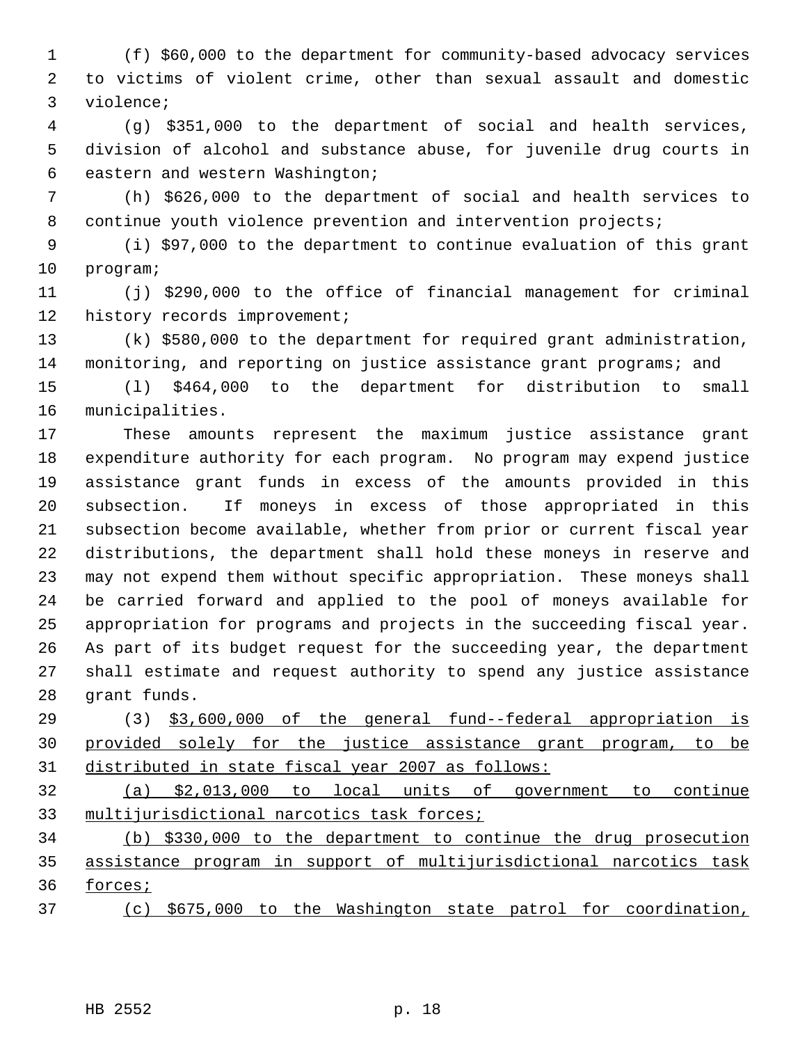(f) $60,000 to the department for community-based advocacy services to victims of violent crime, other than sexual assault and domestic violence;

(g) $351,000 to the department of social and health services, division of alcohol and substance abuse, for juvenile drug courts in eastern and western Washington;

(h) $626,000 to the department of social and health services to continue youth violence prevention and intervention projects;

(i) $97,000 to the department to continue evaluation of this grant program;

(j) $290,000 to the office of financial management for criminal history records improvement;

(k) $580,000 to the department for required grant administration, monitoring, and reporting on justice assistance grant programs; and

(l) $464,000 to the department for distribution to small municipalities.

These amounts represent the maximum justice assistance grant expenditure authority for each program. No program may expend justice assistance grant funds in excess of the amounts provided in this subsection. If moneys in excess of those appropriated in this subsection become available, whether from prior or current fiscal year distributions, the department shall hold these moneys in reserve and may not expend them without specific appropriation. These moneys shall be carried forward and applied to the pool of moneys available for appropriation for programs and projects in the succeeding fiscal year. As part of its budget request for the succeeding year, the department shall estimate and request authority to spend any justice assistance grant funds.

(3) <u>$3,600,000 of the general fund--federal appropriation is provided solely for the justice assistance grant program, to be distributed in state fiscal year 2007 as follows:</u>

<u>(a) $2,013,000 to local units of government to continue multijurisdictional narcotics task forces;</u>

<u>(b) $330,000 to the department to continue the drug prosecution assistance program in support of multijurisdictional narcotics task forces;</u>

<u>(c) $675,000 to the Washington state patrol for coordination,</u>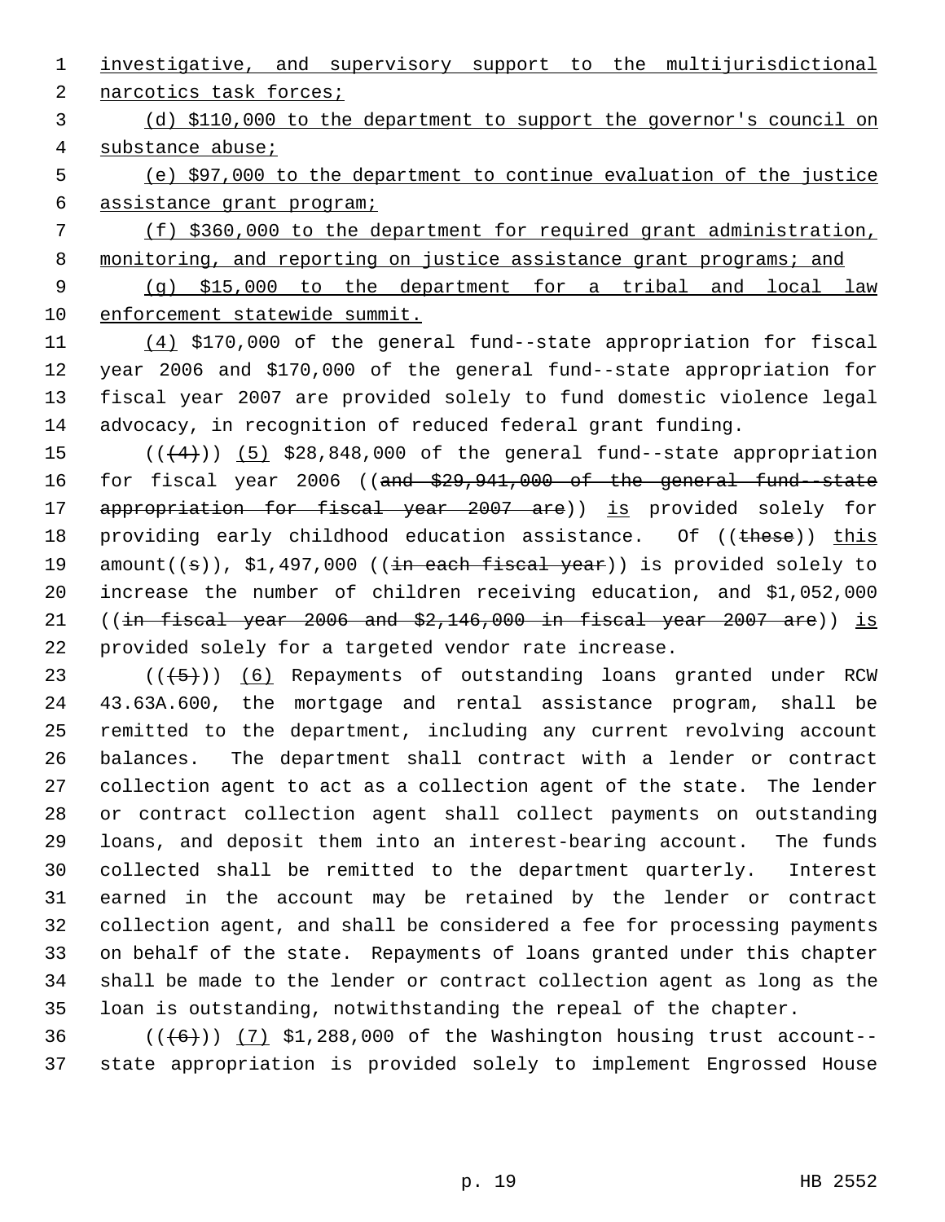investigative, and supervisory support to the multijurisdictional narcotics task forces;

(d) $110,000 to the department to support the governor's council on substance abuse;

(e) $97,000 to the department to continue evaluation of the justice assistance grant program;

(f) $360,000 to the department for required grant administration, monitoring, and reporting on justice assistance grant programs; and

(g) $15,000 to the department for a tribal and local law enforcement statewide summit.

(4) $170,000 of the general fund--state appropriation for fiscal year 2006 and $170,000 of the general fund--state appropriation for fiscal year 2007 are provided solely to fund domestic violence legal advocacy, in recognition of reduced federal grant funding.

(((4))) (5) $28,848,000 of the general fund--state appropriation for fiscal year 2006 ((and $29,941,000 of the general fund--state appropriation for fiscal year 2007 are)) is provided solely for providing early childhood education assistance. Of ((these)) this amount((s)), $1,497,000 ((in each fiscal year)) is provided solely to increase the number of children receiving education, and $1,052,000 ((in fiscal year 2006 and $2,146,000 in fiscal year 2007 are)) is provided solely for a targeted vendor rate increase.

(((5))) (6) Repayments of outstanding loans granted under RCW 43.63A.600, the mortgage and rental assistance program, shall be remitted to the department, including any current revolving account balances. The department shall contract with a lender or contract collection agent to act as a collection agent of the state. The lender or contract collection agent shall collect payments on outstanding loans, and deposit them into an interest-bearing account. The funds collected shall be remitted to the department quarterly. Interest earned in the account may be retained by the lender or contract collection agent, and shall be considered a fee for processing payments on behalf of the state. Repayments of loans granted under this chapter shall be made to the lender or contract collection agent as long as the loan is outstanding, notwithstanding the repeal of the chapter.

(((6))) (7) $1,288,000 of the Washington housing trust account--state appropriation is provided solely to implement Engrossed House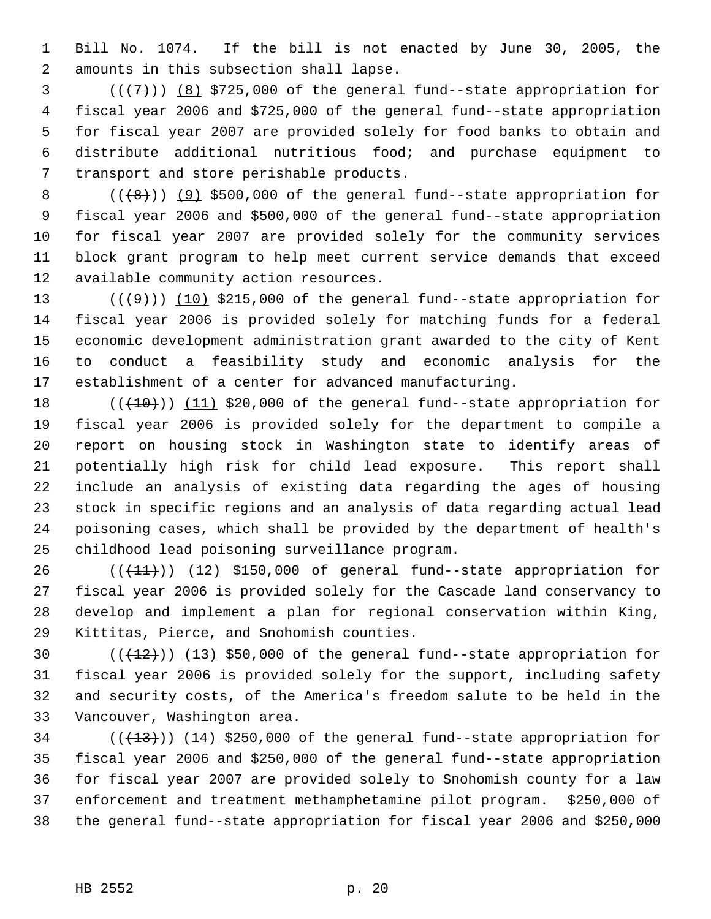Bill No. 1074. If the bill is not enacted by June 30, 2005, the amounts in this subsection shall lapse.

((~~(7)~~)) <u>(8)</u> $725,000 of the general fund--state appropriation for fiscal year 2006 and $725,000 of the general fund--state appropriation for fiscal year 2007 are provided solely for food banks to obtain and distribute additional nutritious food; and purchase equipment to transport and store perishable products.

((~~(8)~~)) <u>(9)</u> $500,000 of the general fund--state appropriation for fiscal year 2006 and $500,000 of the general fund--state appropriation for fiscal year 2007 are provided solely for the community services block grant program to help meet current service demands that exceed available community action resources.

((~~(9)~~)) <u>(10)</u> $215,000 of the general fund--state appropriation for fiscal year 2006 is provided solely for matching funds for a federal economic development administration grant awarded to the city of Kent to conduct a feasibility study and economic analysis for the establishment of a center for advanced manufacturing.

((~~(10)~~)) <u>(11)</u> $20,000 of the general fund--state appropriation for fiscal year 2006 is provided solely for the department to compile a report on housing stock in Washington state to identify areas of potentially high risk for child lead exposure. This report shall include an analysis of existing data regarding the ages of housing stock in specific regions and an analysis of data regarding actual lead poisoning cases, which shall be provided by the department of health's childhood lead poisoning surveillance program.

((~~(11)~~)) <u>(12)</u> $150,000 of general fund--state appropriation for fiscal year 2006 is provided solely for the Cascade land conservancy to develop and implement a plan for regional conservation within King, Kittitas, Pierce, and Snohomish counties.

((~~(12)~~)) <u>(13)</u> $50,000 of the general fund--state appropriation for fiscal year 2006 is provided solely for the support, including safety and security costs, of the America's freedom salute to be held in the Vancouver, Washington area.

((~~(13)~~)) <u>(14)</u> $250,000 of the general fund--state appropriation for fiscal year 2006 and $250,000 of the general fund--state appropriation for fiscal year 2007 are provided solely to Snohomish county for a law enforcement and treatment methamphetamine pilot program. $250,000 of the general fund--state appropriation for fiscal year 2006 and $250,000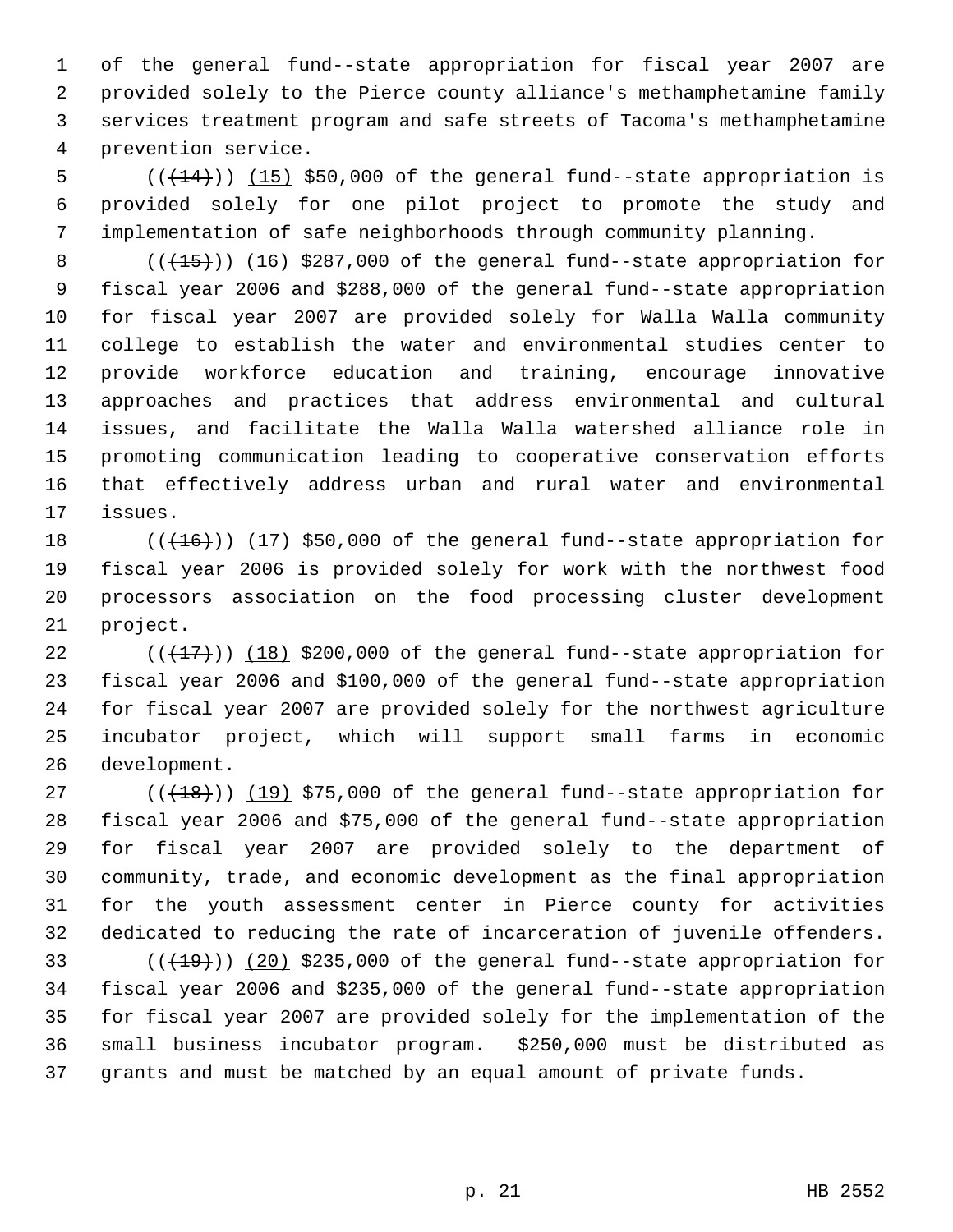of the general fund--state appropriation for fiscal year 2007 are provided solely to the Pierce county alliance's methamphetamine family services treatment program and safe streets of Tacoma's methamphetamine prevention service.

((~~(14)~~)) (15) $50,000 of the general fund--state appropriation is provided solely for one pilot project to promote the study and implementation of safe neighborhoods through community planning.

((~~(15)~~)) (16) $287,000 of the general fund--state appropriation for fiscal year 2006 and $288,000 of the general fund--state appropriation for fiscal year 2007 are provided solely for Walla Walla community college to establish the water and environmental studies center to provide workforce education and training, encourage innovative approaches and practices that address environmental and cultural issues, and facilitate the Walla Walla watershed alliance role in promoting communication leading to cooperative conservation efforts that effectively address urban and rural water and environmental issues.

((~~(16)~~)) (17) $50,000 of the general fund--state appropriation for fiscal year 2006 is provided solely for work with the northwest food processors association on the food processing cluster development project.

((~~(17)~~)) (18) $200,000 of the general fund--state appropriation for fiscal year 2006 and $100,000 of the general fund--state appropriation for fiscal year 2007 are provided solely for the northwest agriculture incubator project, which will support small farms in economic development.

((~~(18)~~)) (19) $75,000 of the general fund--state appropriation for fiscal year 2006 and $75,000 of the general fund--state appropriation for fiscal year 2007 are provided solely to the department of community, trade, and economic development as the final appropriation for the youth assessment center in Pierce county for activities dedicated to reducing the rate of incarceration of juvenile offenders.

((~~(19)~~)) (20) $235,000 of the general fund--state appropriation for fiscal year 2006 and $235,000 of the general fund--state appropriation for fiscal year 2007 are provided solely for the implementation of the small business incubator program. $250,000 must be distributed as grants and must be matched by an equal amount of private funds.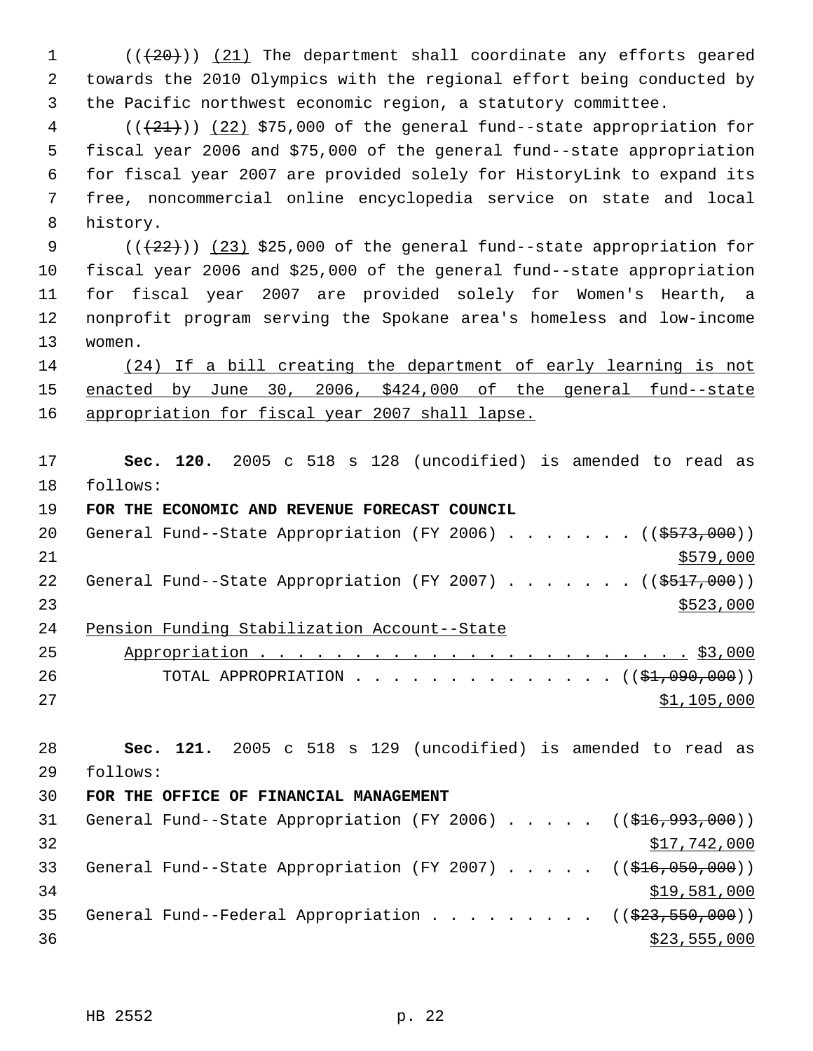((~~(20)~~)) (21) The department shall coordinate any efforts geared towards the 2010 Olympics with the regional effort being conducted by the Pacific northwest economic region, a statutory committee.

((~~(21)~~)) (22) $75,000 of the general fund--state appropriation for fiscal year 2006 and $75,000 of the general fund--state appropriation for fiscal year 2007 are provided solely for HistoryLink to expand its free, noncommercial online encyclopedia service on state and local history.

((~~(22)~~)) (23) $25,000 of the general fund--state appropriation for fiscal year 2006 and $25,000 of the general fund--state appropriation for fiscal year 2007 are provided solely for Women's Hearth, a nonprofit program serving the Spokane area's homeless and low-income women.

(24) If a bill creating the department of early learning is not enacted by June 30, 2006, $424,000 of the general fund--state appropriation for fiscal year 2007 shall lapse.

**Sec. 120.** 2005 c 518 s 128 (uncodified) is amended to read as follows:

**FOR THE ECONOMIC AND REVENUE FORECAST COUNCIL**

General Fund--State Appropriation (FY 2006) . . . . . . . ((~~$573,000~~))
$579,000

General Fund--State Appropriation (FY 2007) . . . . . . . ((~~$517,000~~))
$523,000

Pension Funding Stabilization Account--State
Appropriation . . . . . . . . . . . . . . . . . . . . . . . . $3,000

TOTAL APPROPRIATION . . . . . . . . . . . . . . ((~~$1,090,000~~))
$1,105,000

**Sec. 121.** 2005 c 518 s 129 (uncodified) is amended to read as follows:

**FOR THE OFFICE OF FINANCIAL MANAGEMENT**

General Fund--State Appropriation (FY 2006) . . . . . ((~~$16,993,000~~))
$17,742,000

General Fund--State Appropriation (FY 2007) . . . . . ((~~$16,050,000~~))
$19,581,000

General Fund--Federal Appropriation . . . . . . . . . ((~~$23,550,000~~))
$23,555,000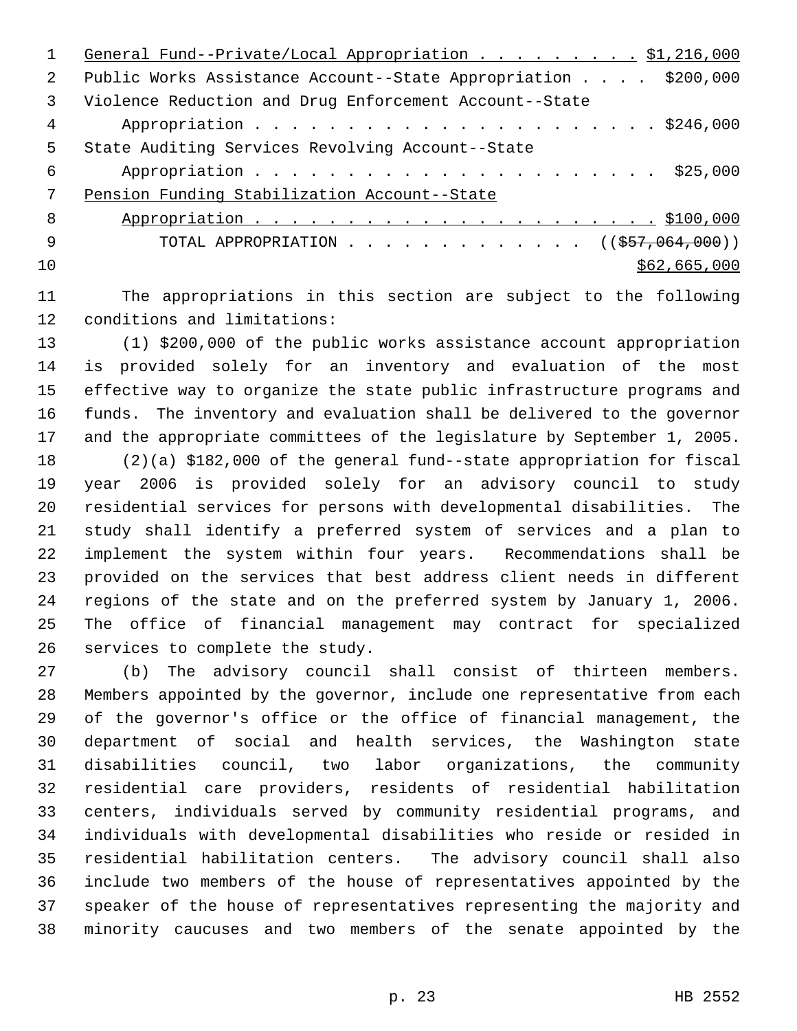General Fund--Private/Local Appropriation . . . . . . . . . $1,216,000
Public Works Assistance Account--State Appropriation . . . . $200,000
Violence Reduction and Drug Enforcement Account--State
Appropriation . . . . . . . . . . . . . . . . . . . . . . $246,000
State Auditing Services Revolving Account--State
Appropriation . . . . . . . . . . . . . . . . . . . . . . $25,000
Pension Funding Stabilization Account--State
Appropriation . . . . . . . . . . . . . . . . . . . . . . $100,000
TOTAL APPROPRIATION . . . . . . . . . . . . . ((~~$57,064,000~~))
$62,665,000

The appropriations in this section are subject to the following conditions and limitations:

(1) $200,000 of the public works assistance account appropriation is provided solely for an inventory and evaluation of the most effective way to organize the state public infrastructure programs and funds. The inventory and evaluation shall be delivered to the governor and the appropriate committees of the legislature by September 1, 2005.

(2)(a) $182,000 of the general fund--state appropriation for fiscal year 2006 is provided solely for an advisory council to study residential services for persons with developmental disabilities. The study shall identify a preferred system of services and a plan to implement the system within four years. Recommendations shall be provided on the services that best address client needs in different regions of the state and on the preferred system by January 1, 2006. The office of financial management may contract for specialized services to complete the study.

(b) The advisory council shall consist of thirteen members. Members appointed by the governor, include one representative from each of the governor's office or the office of financial management, the department of social and health services, the Washington state disabilities council, two labor organizations, the community residential care providers, residents of residential habilitation centers, individuals served by community residential programs, and individuals with developmental disabilities who reside or resided in residential habilitation centers. The advisory council shall also include two members of the house of representatives appointed by the speaker of the house of representatives representing the majority and minority caucuses and two members of the senate appointed by the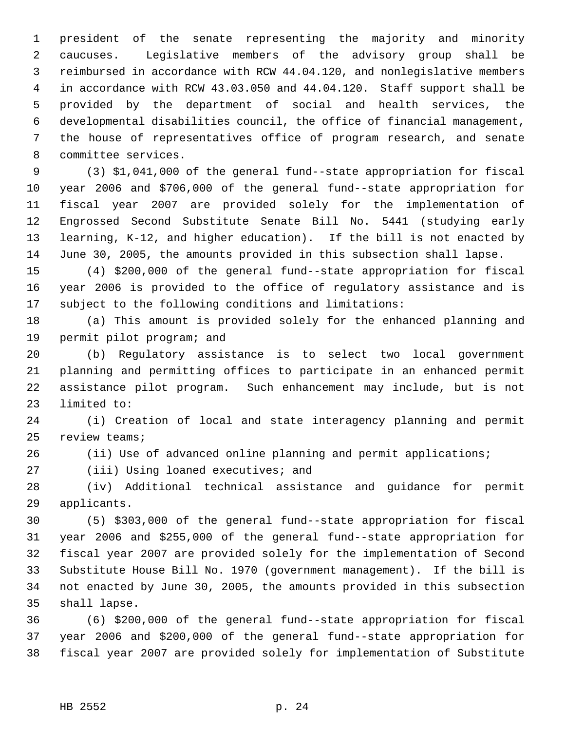president of the senate representing the majority and minority caucuses. Legislative members of the advisory group shall be reimbursed in accordance with RCW 44.04.120, and nonlegislative members in accordance with RCW 43.03.050 and 44.04.120. Staff support shall be provided by the department of social and health services, the developmental disabilities council, the office of financial management, the house of representatives office of program research, and senate committee services.

(3) $1,041,000 of the general fund--state appropriation for fiscal year 2006 and $706,000 of the general fund--state appropriation for fiscal year 2007 are provided solely for the implementation of Engrossed Second Substitute Senate Bill No. 5441 (studying early learning, K-12, and higher education). If the bill is not enacted by June 30, 2005, the amounts provided in this subsection shall lapse.

(4) $200,000 of the general fund--state appropriation for fiscal year 2006 is provided to the office of regulatory assistance and is subject to the following conditions and limitations:

(a) This amount is provided solely for the enhanced planning and permit pilot program; and

(b) Regulatory assistance is to select two local government planning and permitting offices to participate in an enhanced permit assistance pilot program. Such enhancement may include, but is not limited to:

(i) Creation of local and state interagency planning and permit review teams;

(ii) Use of advanced online planning and permit applications;

(iii) Using loaned executives; and

(iv) Additional technical assistance and guidance for permit applicants.

(5) $303,000 of the general fund--state appropriation for fiscal year 2006 and $255,000 of the general fund--state appropriation for fiscal year 2007 are provided solely for the implementation of Second Substitute House Bill No. 1970 (government management). If the bill is not enacted by June 30, 2005, the amounts provided in this subsection shall lapse.

(6) $200,000 of the general fund--state appropriation for fiscal year 2006 and $200,000 of the general fund--state appropriation for fiscal year 2007 are provided solely for implementation of Substitute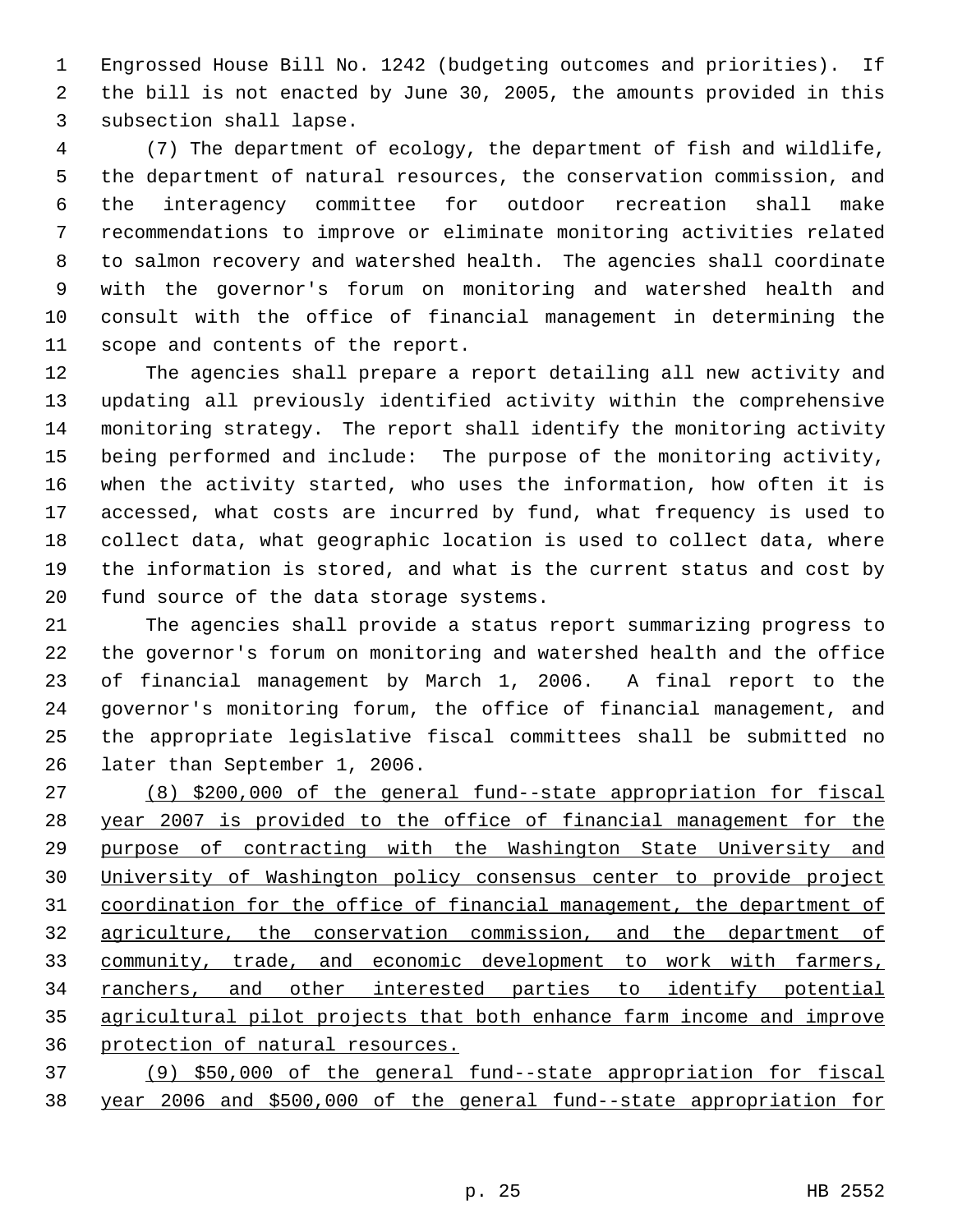Engrossed House Bill No. 1242 (budgeting outcomes and priorities). If the bill is not enacted by June 30, 2005, the amounts provided in this subsection shall lapse.

(7) The department of ecology, the department of fish and wildlife, the department of natural resources, the conservation commission, and the interagency committee for outdoor recreation shall make recommendations to improve or eliminate monitoring activities related to salmon recovery and watershed health. The agencies shall coordinate with the governor's forum on monitoring and watershed health and consult with the office of financial management in determining the scope and contents of the report.

The agencies shall prepare a report detailing all new activity and updating all previously identified activity within the comprehensive monitoring strategy. The report shall identify the monitoring activity being performed and include: The purpose of the monitoring activity, when the activity started, who uses the information, how often it is accessed, what costs are incurred by fund, what frequency is used to collect data, what geographic location is used to collect data, where the information is stored, and what is the current status and cost by fund source of the data storage systems.

The agencies shall provide a status report summarizing progress to the governor's forum on monitoring and watershed health and the office of financial management by March 1, 2006. A final report to the governor's monitoring forum, the office of financial management, and the appropriate legislative fiscal committees shall be submitted no later than September 1, 2006.

(8) $200,000 of the general fund--state appropriation for fiscal year 2007 is provided to the office of financial management for the purpose of contracting with the Washington State University and University of Washington policy consensus center to provide project coordination for the office of financial management, the department of agriculture, the conservation commission, and the department of community, trade, and economic development to work with farmers, ranchers, and other interested parties to identify potential agricultural pilot projects that both enhance farm income and improve protection of natural resources.

(9) $50,000 of the general fund--state appropriation for fiscal year 2006 and $500,000 of the general fund--state appropriation for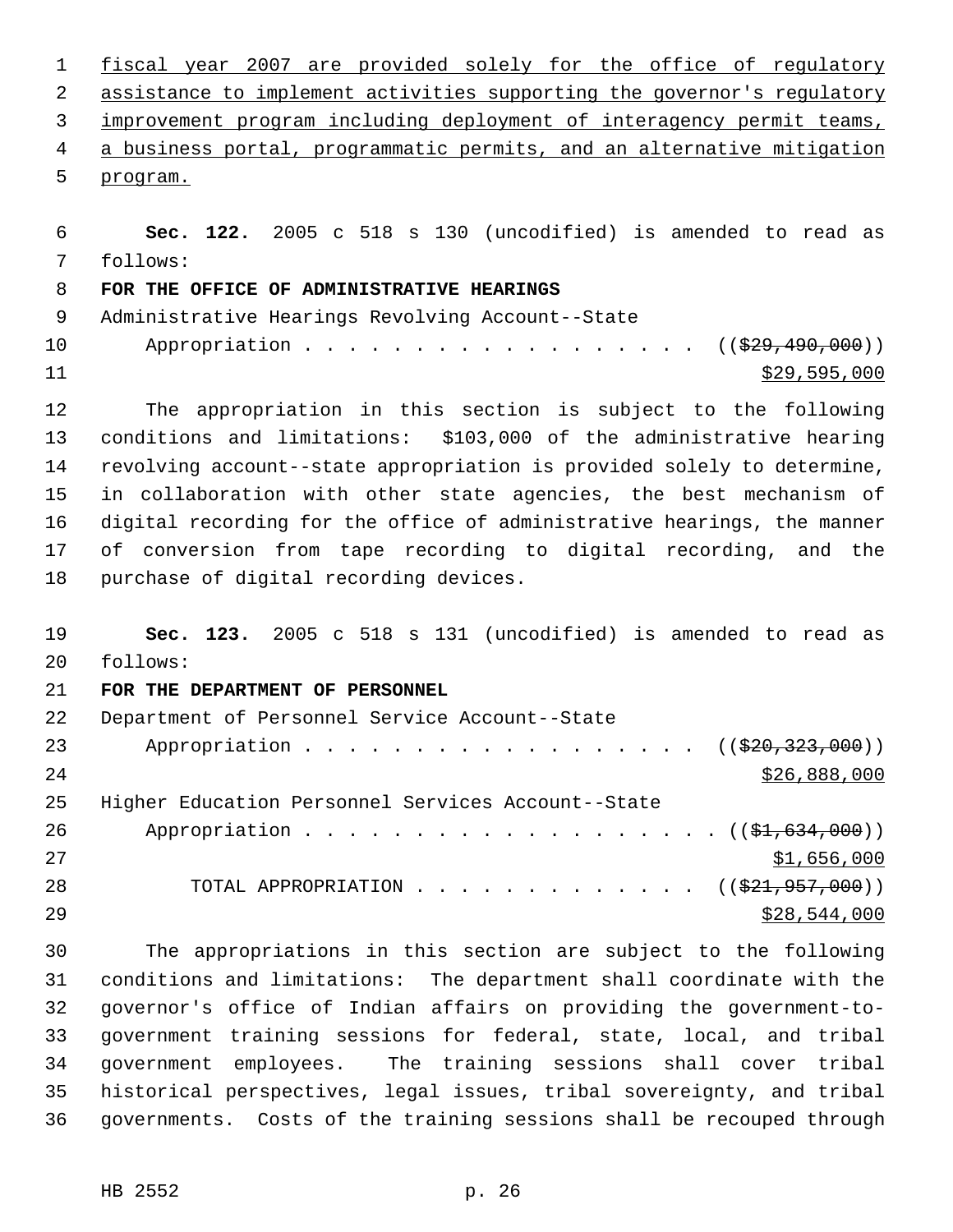fiscal year 2007 are provided solely for the office of regulatory assistance to implement activities supporting the governor's regulatory improvement program including deployment of interagency permit teams, a business portal, programmatic permits, and an alternative mitigation program.

**Sec. 122.** 2005 c 518 s 130 (uncodified) is amended to read as follows:

**FOR THE OFFICE OF ADMINISTRATIVE HEARINGS**

Administrative Hearings Revolving Account--State Appropriation . . . . . . . . . . . . . . . . . . . ((~~$29,490,000~~)) $29,595,000

The appropriation in this section is subject to the following conditions and limitations: $103,000 of the administrative hearing revolving account--state appropriation is provided solely to determine, in collaboration with other state agencies, the best mechanism of digital recording for the office of administrative hearings, the manner of conversion from tape recording to digital recording, and the purchase of digital recording devices.

**Sec. 123.** 2005 c 518 s 131 (uncodified) is amended to read as follows:

**FOR THE DEPARTMENT OF PERSONNEL**

Department of Personnel Service Account--State Appropriation . . . . . . . . . . . . . . . . . . . ((~~$20,323,000~~)) $26,888,000

Higher Education Personnel Services Account--State Appropriation . . . . . . . . . . . . . . . . . . . . ((~~$1,634,000~~)) $1,656,000

TOTAL APPROPRIATION . . . . . . . . . . . . . ((~~$21,957,000~~)) $28,544,000

The appropriations in this section are subject to the following conditions and limitations: The department shall coordinate with the governor's office of Indian affairs on providing the government-to-government training sessions for federal, state, local, and tribal government employees. The training sessions shall cover tribal historical perspectives, legal issues, tribal sovereignty, and tribal governments. Costs of the training sessions shall be recouped through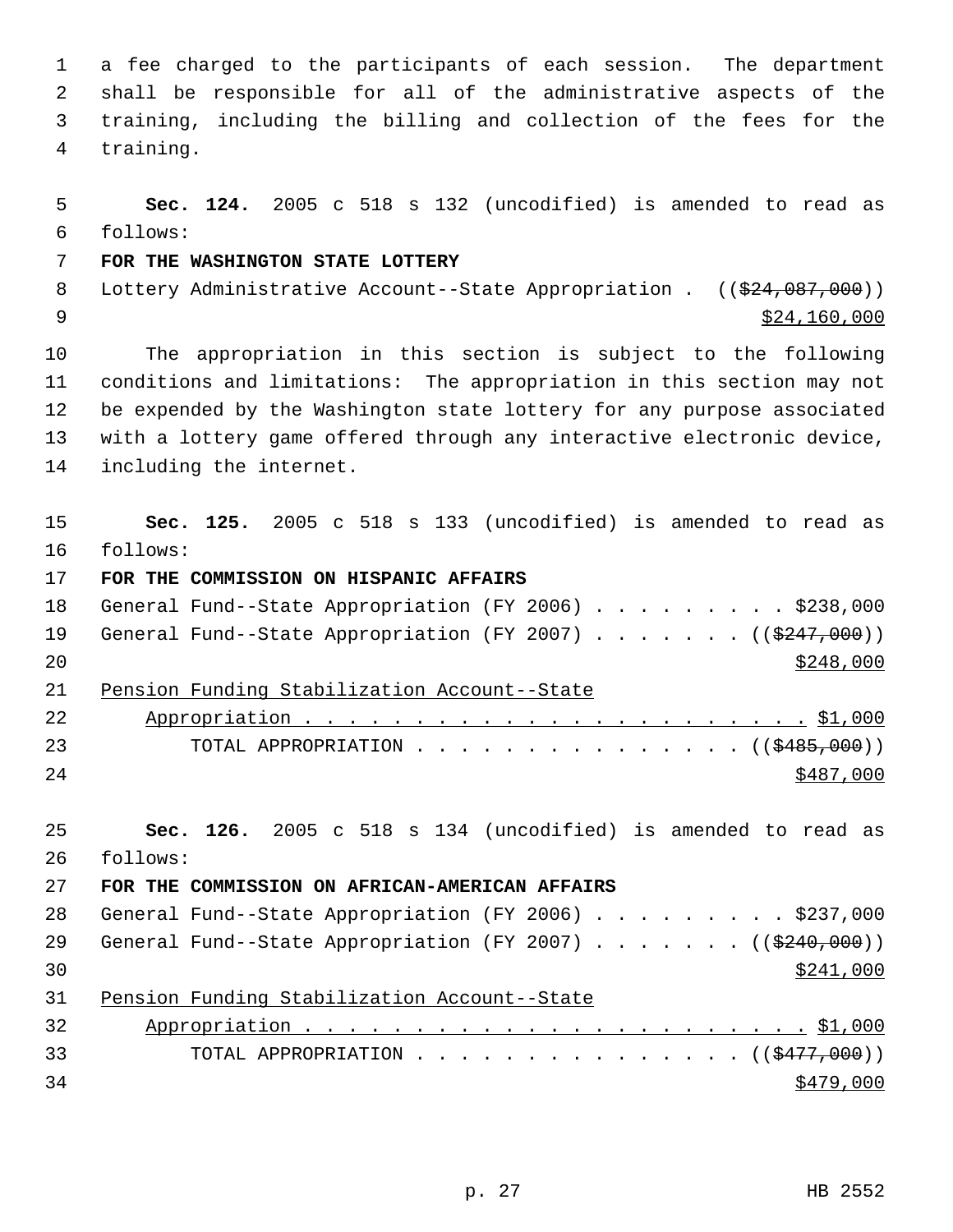a fee charged to the participants of each session. The department shall be responsible for all of the administrative aspects of the training, including the billing and collection of the fees for the training.

**Sec. 124.** 2005 c 518 s 132 (uncodified) is amended to read as follows:

**FOR THE WASHINGTON STATE LOTTERY**

Lottery Administrative Account--State Appropriation . (( ~~$24,087,000~~ )) $24,160,000

The appropriation in this section is subject to the following conditions and limitations: The appropriation in this section may not be expended by the Washington state lottery for any purpose associated with a lottery game offered through any interactive electronic device, including the internet.

**Sec. 125.** 2005 c 518 s 133 (uncodified) is amended to read as follows:

**FOR THE COMMISSION ON HISPANIC AFFAIRS**

General Fund--State Appropriation (FY 2006) . . . . . . . . . $238,000
General Fund--State Appropriation (FY 2007) . . . . . . . (( ~~$247,000~~ )) $248,000
Pension Funding Stabilization Account--State Appropriation . . . . . . . . . . . . . . . . . . . . . . . $1,000
TOTAL APPROPRIATION . . . . . . . . . . . . . . . (( ~~$485,000~~ )) $487,000

**Sec. 126.** 2005 c 518 s 134 (uncodified) is amended to read as follows:

**FOR THE COMMISSION ON AFRICAN-AMERICAN AFFAIRS**

General Fund--State Appropriation (FY 2006) . . . . . . . . . $237,000
General Fund--State Appropriation (FY 2007) . . . . . . . (( ~~$240,000~~ )) $241,000
Pension Funding Stabilization Account--State Appropriation . . . . . . . . . . . . . . . . . . . . . . . $1,000
TOTAL APPROPRIATION . . . . . . . . . . . . . . . (( ~~$477,000~~ )) $479,000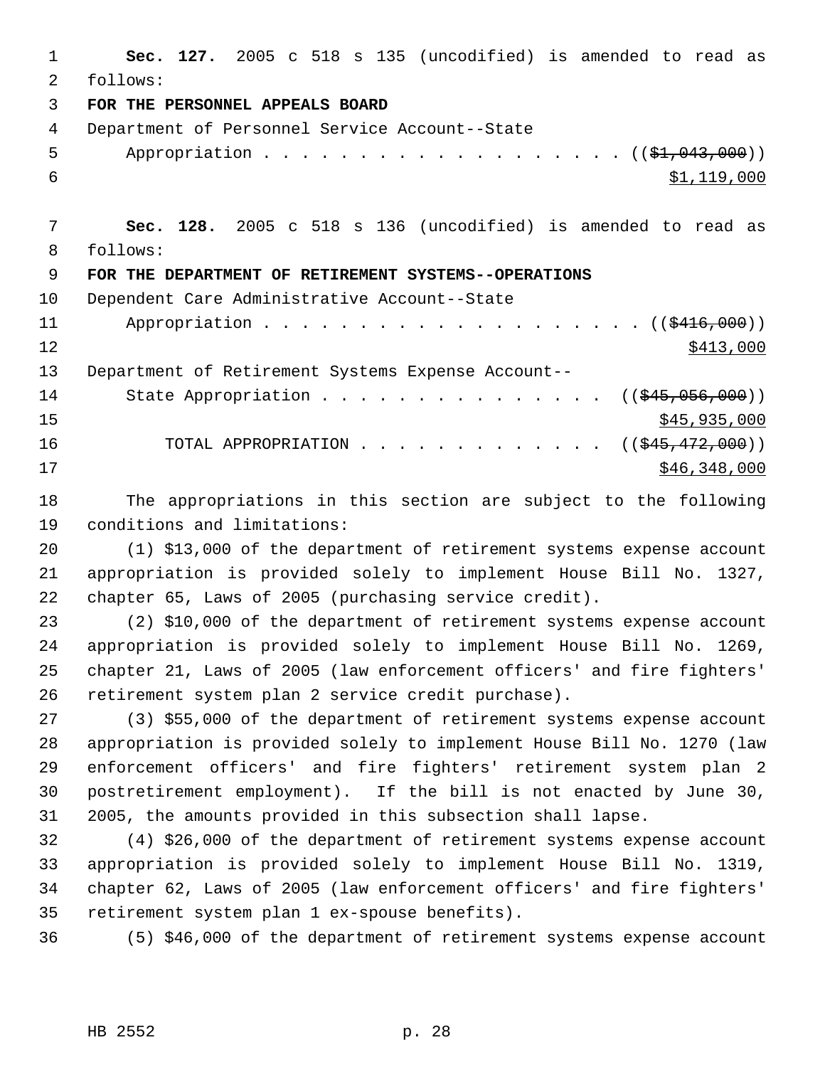**Sec. 127.** 2005 c 518 s 135 (uncodified) is amended to read as follows:

**FOR THE PERSONNEL APPEALS BOARD**

Department of Personnel Service Account--State
Appropriation . . . . . . . . . . . . . . . . . . . . ((~~$1,043,000~~))
$1,119,000

**Sec. 128.** 2005 c 518 s 136 (uncodified) is amended to read as follows:

**FOR THE DEPARTMENT OF RETIREMENT SYSTEMS--OPERATIONS**

Dependent Care Administrative Account--State
Appropriation . . . . . . . . . . . . . . . . . . . . ((~~$416,000~~))
$413,000

Department of Retirement Systems Expense Account--
State Appropriation . . . . . . . . . . . . . . . . ((~~$45,056,000~~))
$45,935,000

TOTAL APPROPRIATION . . . . . . . . . . . . . ((~~$45,472,000~~))
$46,348,000

The appropriations in this section are subject to the following conditions and limitations:

(1) $13,000 of the department of retirement systems expense account appropriation is provided solely to implement House Bill No. 1327, chapter 65, Laws of 2005 (purchasing service credit).

(2) $10,000 of the department of retirement systems expense account appropriation is provided solely to implement House Bill No. 1269, chapter 21, Laws of 2005 (law enforcement officers' and fire fighters' retirement system plan 2 service credit purchase).

(3) $55,000 of the department of retirement systems expense account appropriation is provided solely to implement House Bill No. 1270 (law enforcement officers' and fire fighters' retirement system plan 2 postretirement employment). If the bill is not enacted by June 30, 2005, the amounts provided in this subsection shall lapse.

(4) $26,000 of the department of retirement systems expense account appropriation is provided solely to implement House Bill No. 1319, chapter 62, Laws of 2005 (law enforcement officers' and fire fighters' retirement system plan 1 ex-spouse benefits).

(5) $46,000 of the department of retirement systems expense account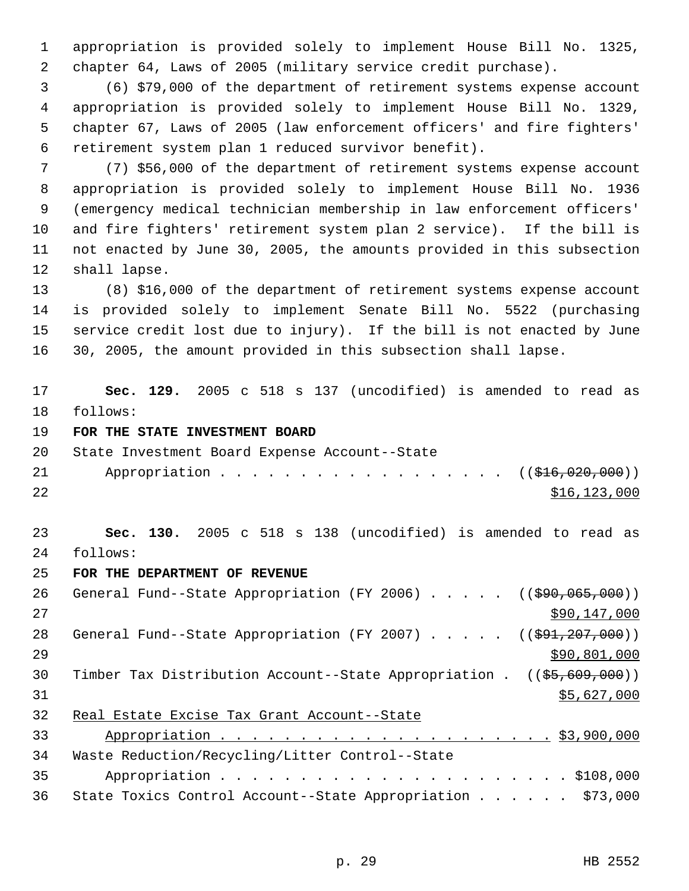appropriation is provided solely to implement House Bill No. 1325, chapter 64, Laws of 2005 (military service credit purchase).

(6) $79,000 of the department of retirement systems expense account appropriation is provided solely to implement House Bill No. 1329, chapter 67, Laws of 2005 (law enforcement officers' and fire fighters' retirement system plan 1 reduced survivor benefit).

(7) $56,000 of the department of retirement systems expense account appropriation is provided solely to implement House Bill No. 1936 (emergency medical technician membership in law enforcement officers' and fire fighters' retirement system plan 2 service). If the bill is not enacted by June 30, 2005, the amounts provided in this subsection shall lapse.

(8) $16,000 of the department of retirement systems expense account is provided solely to implement Senate Bill No. 5522 (purchasing service credit lost due to injury). If the bill is not enacted by June 30, 2005, the amount provided in this subsection shall lapse.

**Sec. 129.** 2005 c 518 s 137 (uncodified) is amended to read as follows:

**FOR THE STATE INVESTMENT BOARD**

State Investment Board Expense Account--State Appropriation . . . . . . . . . . . . . . . . . . . (( ~~$16,020,000~~ ))
$16,123,000

**Sec. 130.** 2005 c 518 s 138 (uncodified) is amended to read as follows:

**FOR THE DEPARTMENT OF REVENUE**

General Fund--State Appropriation (FY 2006) . . . . . (( ~~$90,065,000~~ ))
$90,147,000

General Fund--State Appropriation (FY 2007) . . . . . (( ~~$91,207,000~~ ))
$90,801,000

Timber Tax Distribution Account--State Appropriation . (( ~~$5,609,000~~ ))
$5,627,000

Real Estate Excise Tax Grant Account--State Appropriation . . . . . . . . . . . . . . . . . . . . . . $3,900,000

Waste Reduction/Recycling/Litter Control--State Appropriation . . . . . . . . . . . . . . . . . . . . . . . $108,000

State Toxics Control Account--State Appropriation . . . . . . $73,000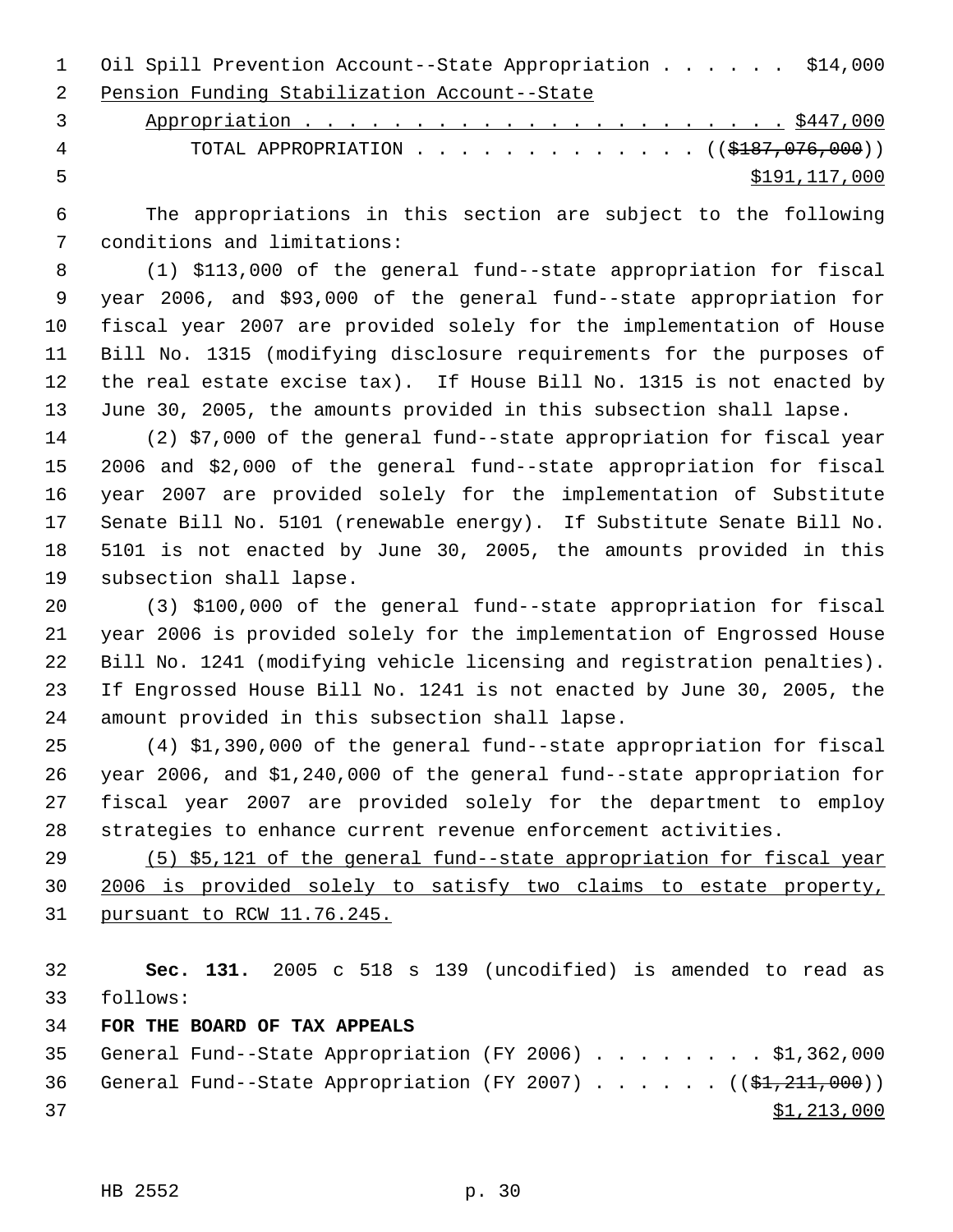Oil Spill Prevention Account--State Appropriation . . . . . . $14,000
Pension Funding Stabilization Account--State
Appropriation . . . . . . . . . . . . . . . . . . . . . . . $447,000
TOTAL APPROPRIATION . . . . . . . . . . . . . . (($187,076,000))
$191,117,000

The appropriations in this section are subject to the following conditions and limitations:

(1) $113,000 of the general fund--state appropriation for fiscal year 2006, and $93,000 of the general fund--state appropriation for fiscal year 2007 are provided solely for the implementation of House Bill No. 1315 (modifying disclosure requirements for the purposes of the real estate excise tax). If House Bill No. 1315 is not enacted by June 30, 2005, the amounts provided in this subsection shall lapse.

(2) $7,000 of the general fund--state appropriation for fiscal year 2006 and $2,000 of the general fund--state appropriation for fiscal year 2007 are provided solely for the implementation of Substitute Senate Bill No. 5101 (renewable energy). If Substitute Senate Bill No. 5101 is not enacted by June 30, 2005, the amounts provided in this subsection shall lapse.

(3) $100,000 of the general fund--state appropriation for fiscal year 2006 is provided solely for the implementation of Engrossed House Bill No. 1241 (modifying vehicle licensing and registration penalties). If Engrossed House Bill No. 1241 is not enacted by June 30, 2005, the amount provided in this subsection shall lapse.

(4) $1,390,000 of the general fund--state appropriation for fiscal year 2006, and $1,240,000 of the general fund--state appropriation for fiscal year 2007 are provided solely for the department to employ strategies to enhance current revenue enforcement activities.

(5) $5,121 of the general fund--state appropriation for fiscal year 2006 is provided solely to satisfy two claims to estate property, pursuant to RCW 11.76.245.

**Sec. 131.** 2005 c 518 s 139 (uncodified) is amended to read as follows:

**FOR THE BOARD OF TAX APPEALS**

General Fund--State Appropriation (FY 2006) . . . . . . . . . $1,362,000
General Fund--State Appropriation (FY 2007) . . . . . . (($1,211,000))
$1,213,000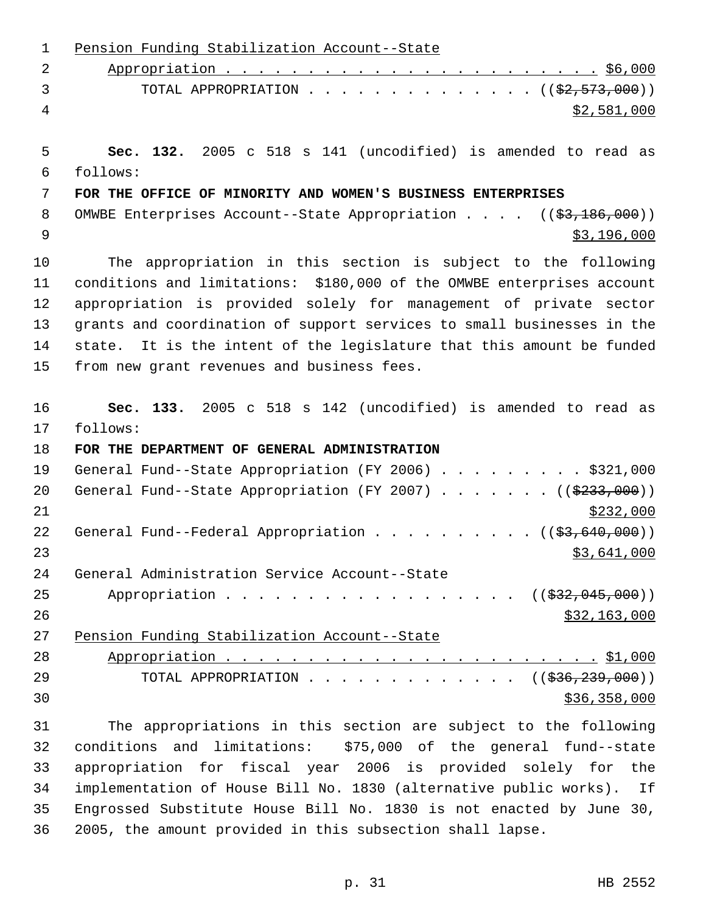Pension Funding Stabilization Account--State Appropriation . . . . . . . . . . . . . . . . . . . . . . . $6,000

TOTAL APPROPRIATION . . . . . . . . . . . . . . (($2,573,000)) $2,581,000

**Sec. 132.** 2005 c 518 s 141 (uncodified) is amended to read as follows:

**FOR THE OFFICE OF MINORITY AND WOMEN'S BUSINESS ENTERPRISES**

OMWBE Enterprises Account--State Appropriation . . . . (($3,186,000)) $3,196,000

The appropriation in this section is subject to the following conditions and limitations: $180,000 of the OMWBE enterprises account appropriation is provided solely for management of private sector grants and coordination of support services to small businesses in the state. It is the intent of the legislature that this amount be funded from new grant revenues and business fees.

**Sec. 133.** 2005 c 518 s 142 (uncodified) is amended to read as follows:

**FOR THE DEPARTMENT OF GENERAL ADMINISTRATION**

General Fund--State Appropriation (FY 2006) . . . . . . . . . $321,000

General Fund--State Appropriation (FY 2007) . . . . . . . (($233,000)) $232,000

General Fund--Federal Appropriation . . . . . . . . . . (($3,640,000)) $3,641,000

General Administration Service Account--State Appropriation . . . . . . . . . . . . . . . . . . (($32,045,000)) $32,163,000

Pension Funding Stabilization Account--State Appropriation . . . . . . . . . . . . . . . . . . . . . . . $1,000

TOTAL APPROPRIATION . . . . . . . . . . . . . . (($36,239,000)) $36,358,000

The appropriations in this section are subject to the following conditions and limitations: $75,000 of the general fund--state appropriation for fiscal year 2006 is provided solely for the implementation of House Bill No. 1830 (alternative public works). If Engrossed Substitute House Bill No. 1830 is not enacted by June 30, 2005, the amount provided in this subsection shall lapse.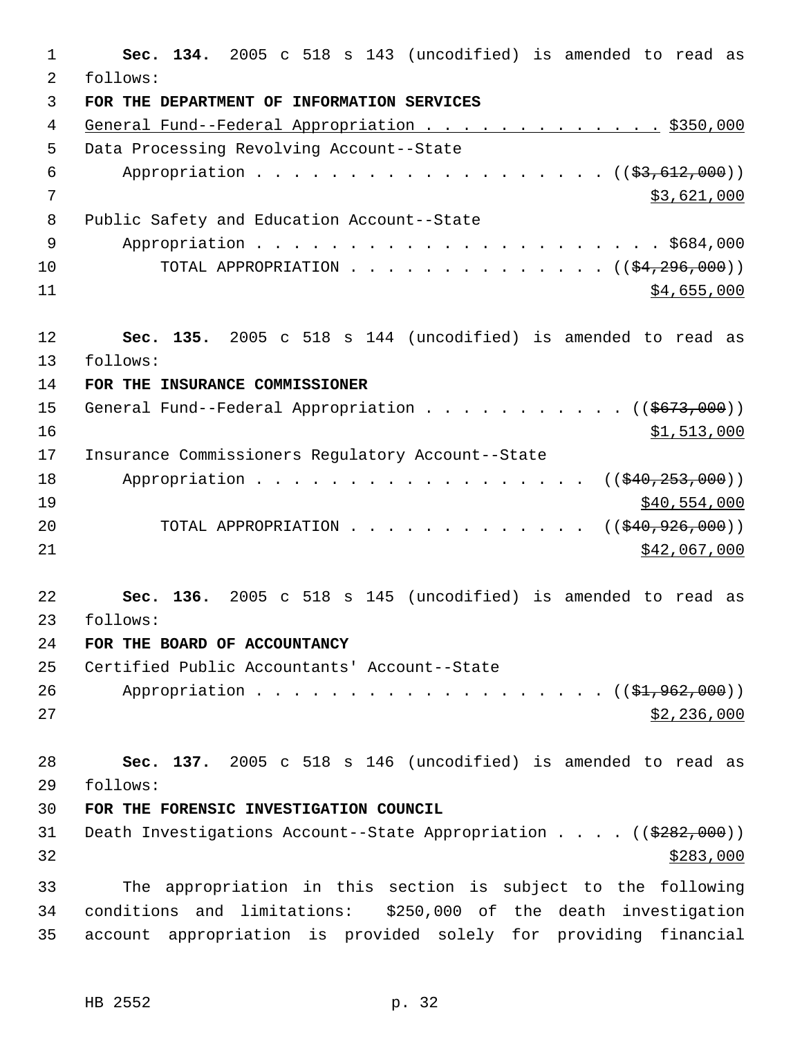**Sec. 134.** 2005 c 518 s 143 (uncodified) is amended to read as follows:

**FOR THE DEPARTMENT OF INFORMATION SERVICES**

General Fund--Federal Appropriation . . . . . . . . . . . . . $350,000

Data Processing Revolving Account--State Appropriation . . . . . . . . . . . . . . . . . . . . ((~~$3,612,000~~)) $3,621,000

Public Safety and Education Account--State Appropriation . . . . . . . . . . . . . . . . . . . . . . $684,000

TOTAL APPROPRIATION . . . . . . . . . . . . . . . ((~~$4,296,000~~)) $4,655,000

**Sec. 135.** 2005 c 518 s 144 (uncodified) is amended to read as follows:

**FOR THE INSURANCE COMMISSIONER**

General Fund--Federal Appropriation . . . . . . . . . . . ((~~$673,000~~)) $1,513,000

Insurance Commissioners Regulatory Account--State Appropriation . . . . . . . . . . . . . . . . . . . ((~~$40,253,000~~)) $40,554,000

TOTAL APPROPRIATION . . . . . . . . . . . . . ((~~$40,926,000~~)) $42,067,000

**Sec. 136.** 2005 c 518 s 145 (uncodified) is amended to read as follows:

**FOR THE BOARD OF ACCOUNTANCY**

Certified Public Accountants' Account--State Appropriation . . . . . . . . . . . . . . . . . . . . ((~~$1,962,000~~)) $2,236,000

**Sec. 137.** 2005 c 518 s 146 (uncodified) is amended to read as follows:

**FOR THE FORENSIC INVESTIGATION COUNCIL**

Death Investigations Account--State Appropriation . . . . ((~~$282,000~~)) $283,000

The appropriation in this section is subject to the following conditions and limitations: $250,000 of the death investigation account appropriation is provided solely for providing financial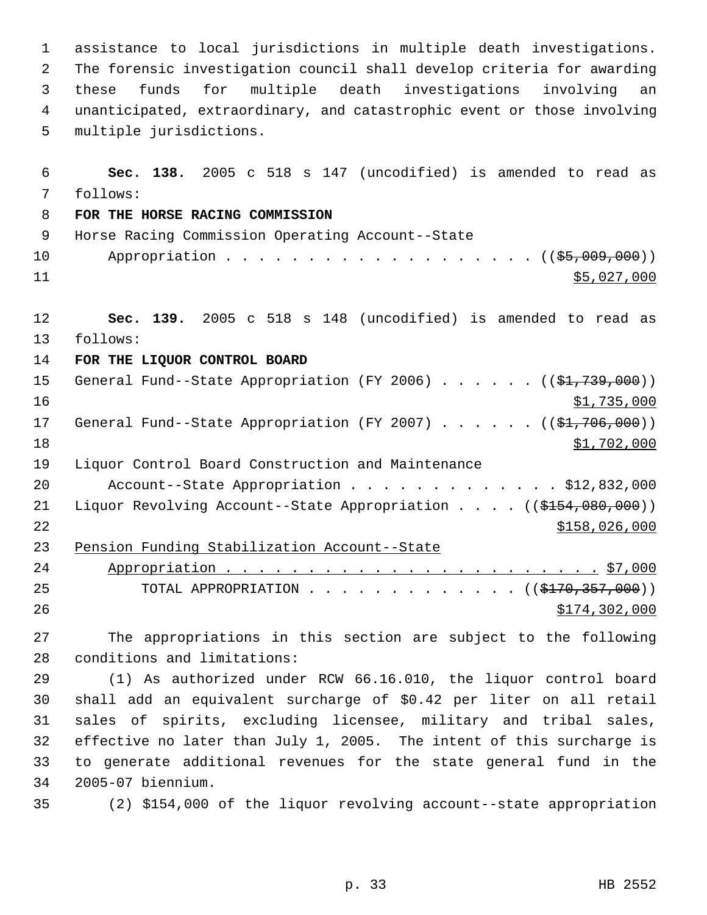assistance to local jurisdictions in multiple death investigations. The forensic investigation council shall develop criteria for awarding these funds for multiple death investigations involving an unanticipated, extraordinary, and catastrophic event or those involving multiple jurisdictions.

**Sec. 138.** 2005 c 518 s 147 (uncodified) is amended to read as follows:

**FOR THE HORSE RACING COMMISSION**

Horse Racing Commission Operating Account--State
Appropriation . . . . . . . . . . . . . . . . . . . . (($5,009,000))
$5,027,000

**Sec. 139.** 2005 c 518 s 148 (uncodified) is amended to read as follows:

**FOR THE LIQUOR CONTROL BOARD**

General Fund--State Appropriation (FY 2006) . . . . . . (($1,739,000))
$1,735,000

General Fund--State Appropriation (FY 2007) . . . . . . (($1,706,000))
$1,702,000

Liquor Control Board Construction and Maintenance
Account--State Appropriation . . . . . . . . . . . . . $12,832,000

Liquor Revolving Account--State Appropriation . . . . (($154,080,000))
$158,026,000

Pension Funding Stabilization Account--State
Appropriation . . . . . . . . . . . . . . . . . . . . . . . $7,000

TOTAL APPROPRIATION . . . . . . . . . . . . . . (($170,357,000))
$174,302,000

The appropriations in this section are subject to the following conditions and limitations:

(1) As authorized under RCW 66.16.010, the liquor control board shall add an equivalent surcharge of $0.42 per liter on all retail sales of spirits, excluding licensee, military and tribal sales, effective no later than July 1, 2005. The intent of this surcharge is to generate additional revenues for the state general fund in the 2005-07 biennium.

(2) $154,000 of the liquor revolving account--state appropriation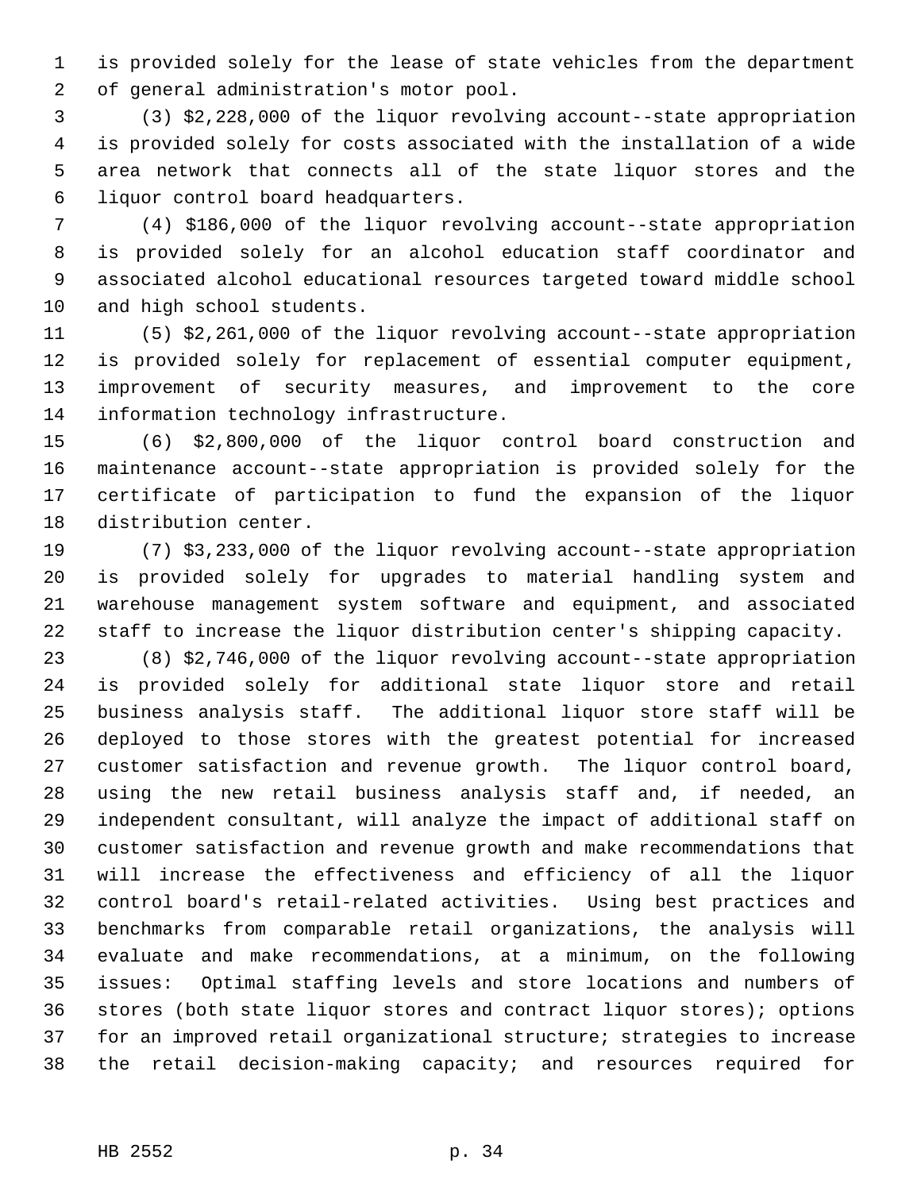is provided solely for the lease of state vehicles from the department of general administration's motor pool.

(3) $2,228,000 of the liquor revolving account--state appropriation is provided solely for costs associated with the installation of a wide area network that connects all of the state liquor stores and the liquor control board headquarters.

(4) $186,000 of the liquor revolving account--state appropriation is provided solely for an alcohol education staff coordinator and associated alcohol educational resources targeted toward middle school and high school students.

(5) $2,261,000 of the liquor revolving account--state appropriation is provided solely for replacement of essential computer equipment, improvement of security measures, and improvement to the core information technology infrastructure.

(6) $2,800,000 of the liquor control board construction and maintenance account--state appropriation is provided solely for the certificate of participation to fund the expansion of the liquor distribution center.

(7) $3,233,000 of the liquor revolving account--state appropriation is provided solely for upgrades to material handling system and warehouse management system software and equipment, and associated staff to increase the liquor distribution center's shipping capacity.

(8) $2,746,000 of the liquor revolving account--state appropriation is provided solely for additional state liquor store and retail business analysis staff. The additional liquor store staff will be deployed to those stores with the greatest potential for increased customer satisfaction and revenue growth. The liquor control board, using the new retail business analysis staff and, if needed, an independent consultant, will analyze the impact of additional staff on customer satisfaction and revenue growth and make recommendations that will increase the effectiveness and efficiency of all the liquor control board's retail-related activities. Using best practices and benchmarks from comparable retail organizations, the analysis will evaluate and make recommendations, at a minimum, on the following issues: Optimal staffing levels and store locations and numbers of stores (both state liquor stores and contract liquor stores); options for an improved retail organizational structure; strategies to increase the retail decision-making capacity; and resources required for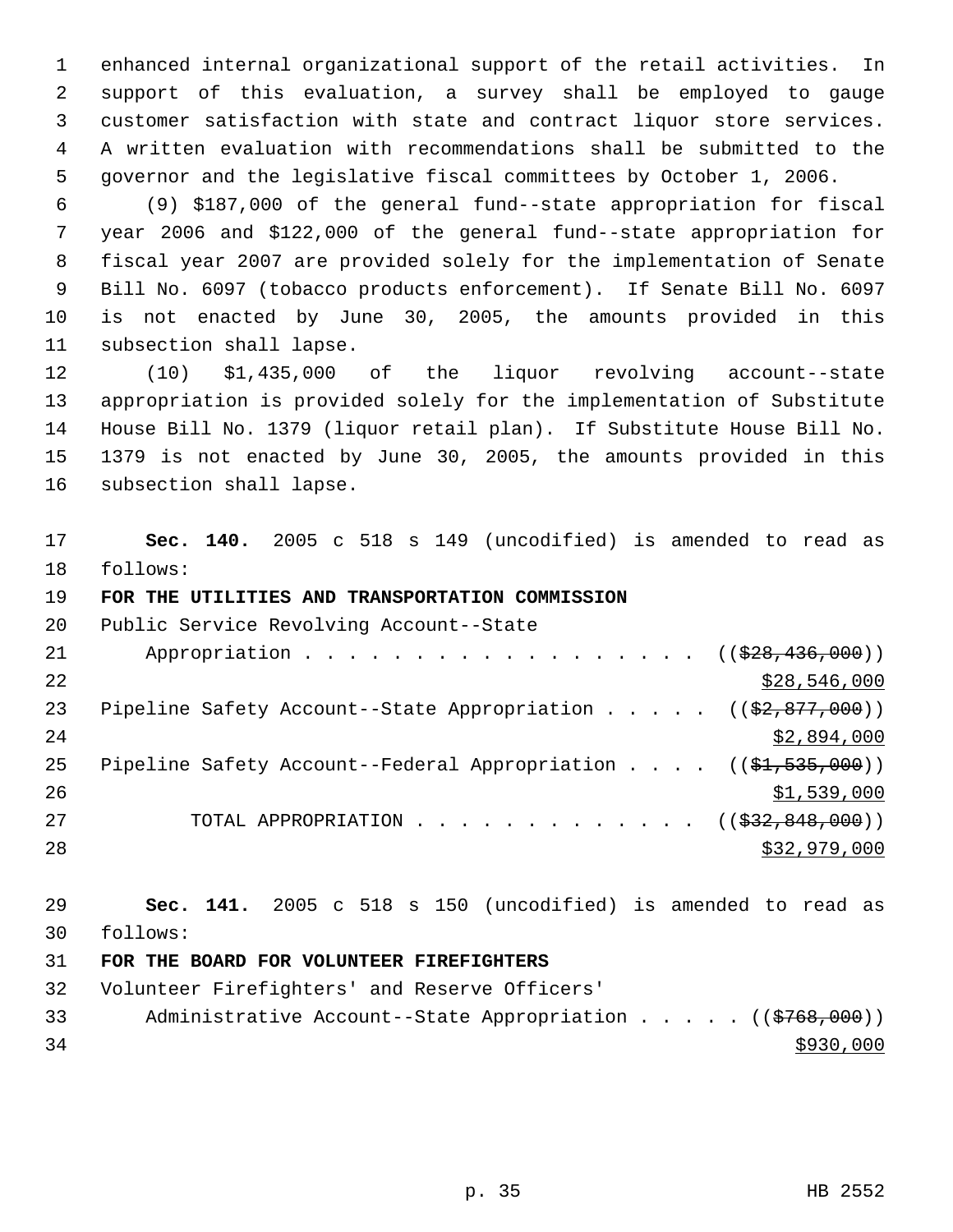enhanced internal organizational support of the retail activities. In support of this evaluation, a survey shall be employed to gauge customer satisfaction with state and contract liquor store services. A written evaluation with recommendations shall be submitted to the governor and the legislative fiscal committees by October 1, 2006.

(9) $187,000 of the general fund--state appropriation for fiscal year 2006 and $122,000 of the general fund--state appropriation for fiscal year 2007 are provided solely for the implementation of Senate Bill No. 6097 (tobacco products enforcement). If Senate Bill No. 6097 is not enacted by June 30, 2005, the amounts provided in this subsection shall lapse.

(10) $1,435,000 of the liquor revolving account--state appropriation is provided solely for the implementation of Substitute House Bill No. 1379 (liquor retail plan). If Substitute House Bill No. 1379 is not enacted by June 30, 2005, the amounts provided in this subsection shall lapse.

**Sec. 140.** 2005 c 518 s 149 (uncodified) is amended to read as follows:

**FOR THE UTILITIES AND TRANSPORTATION COMMISSION**

Public Service Revolving Account--State Appropriation . . . . . . . . . . . . . . . . . . (($28,436,000)) $28,546,000

Pipeline Safety Account--State Appropriation . . . . . (($2,877,000)) $2,894,000

Pipeline Safety Account--Federal Appropriation . . . . (($1,535,000)) $1,539,000

TOTAL APPROPRIATION . . . . . . . . . . . . . (($32,848,000)) $32,979,000

**Sec. 141.** 2005 c 518 s 150 (uncodified) is amended to read as follows:

**FOR THE BOARD FOR VOLUNTEER FIREFIGHTERS**

Volunteer Firefighters' and Reserve Officers' Administrative Account--State Appropriation . . . . . (($768,000)) $930,000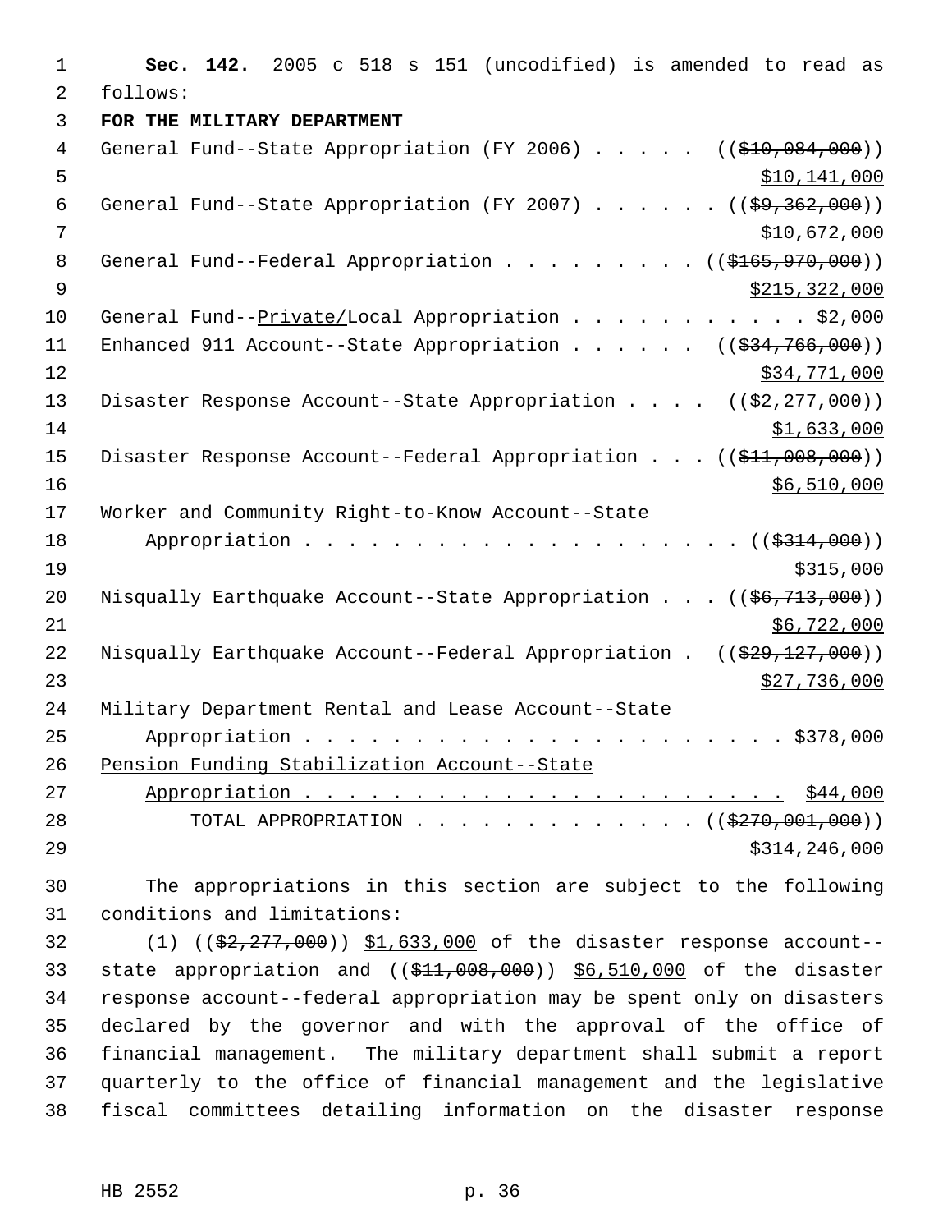**Sec. 142.** 2005 c 518 s 151 (uncodified) is amended to read as follows:

**FOR THE MILITARY DEPARTMENT**

General Fund--State Appropriation (FY 2006) . . . . . ((~~$10,084,000~~)) <u>$10,141,000</u>

General Fund--State Appropriation (FY 2007) . . . . . . ((~~$9,362,000~~)) <u>$10,672,000</u>

General Fund--Federal Appropriation . . . . . . . . . ((~~$165,970,000~~)) <u>$215,322,000</u>

General Fund--<u>Private/</u>Local Appropriation . . . . . . . . . . . $2,000

Enhanced 911 Account--State Appropriation . . . . . . ((~~$34,766,000~~)) <u>$34,771,000</u>

Disaster Response Account--State Appropriation . . . . ((~~$2,277,000~~)) <u>$1,633,000</u>

Disaster Response Account--Federal Appropriation . . . ((~~$11,008,000~~)) <u>$6,510,000</u>

Worker and Community Right-to-Know Account--State Appropriation . . . . . . . . . . . . . . . . . . . . ((~~$314,000~~)) <u>$315,000</u>

Nisqually Earthquake Account--State Appropriation . . . ((~~$6,713,000~~)) <u>$6,722,000</u>

Nisqually Earthquake Account--Federal Appropriation . ((~~$29,127,000~~)) <u>$27,736,000</u>

Military Department Rental and Lease Account--State Appropriation . . . . . . . . . . . . . . . . . . . . . . $378,000

<u>Pension Funding Stabilization Account--State Appropriation . . . . . . . . . . . . . . . . . . . . . . $44,000</u>

TOTAL APPROPRIATION . . . . . . . . . . . . . ((~~$270,001,000~~)) <u>$314,246,000</u>

The appropriations in this section are subject to the following conditions and limitations:

(1) ((~~$2,277,000~~)) <u>$1,633,000</u> of the disaster response account--state appropriation and ((~~$11,008,000~~)) <u>$6,510,000</u> of the disaster response account--federal appropriation may be spent only on disasters declared by the governor and with the approval of the office of financial management. The military department shall submit a report quarterly to the office of financial management and the legislative fiscal committees detailing information on the disaster response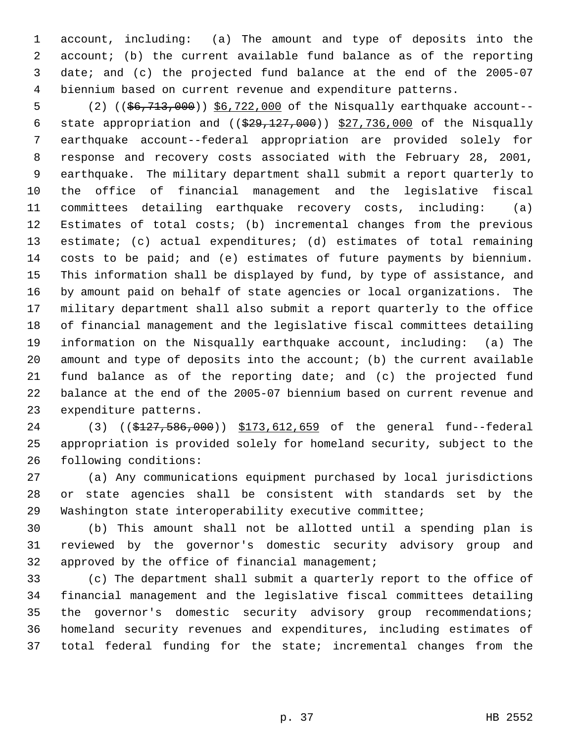account, including: (a) The amount and type of deposits into the account; (b) the current available fund balance as of the reporting date; and (c) the projected fund balance at the end of the 2005-07 biennium based on current revenue and expenditure patterns.

(2) ((~~$6,713,000~~)) <u>$6,722,000</u> of the Nisqually earthquake account--state appropriation and ((~~$29,127,000~~)) <u>$27,736,000</u> of the Nisqually earthquake account--federal appropriation are provided solely for response and recovery costs associated with the February 28, 2001, earthquake. The military department shall submit a report quarterly to the office of financial management and the legislative fiscal committees detailing earthquake recovery costs, including: (a) Estimates of total costs; (b) incremental changes from the previous estimate; (c) actual expenditures; (d) estimates of total remaining costs to be paid; and (e) estimates of future payments by biennium. This information shall be displayed by fund, by type of assistance, and by amount paid on behalf of state agencies or local organizations. The military department shall also submit a report quarterly to the office of financial management and the legislative fiscal committees detailing information on the Nisqually earthquake account, including: (a) The amount and type of deposits into the account; (b) the current available fund balance as of the reporting date; and (c) the projected fund balance at the end of the 2005-07 biennium based on current revenue and expenditure patterns.

(3) ((~~$127,586,000~~)) <u>$173,612,659</u> of the general fund--federal appropriation is provided solely for homeland security, subject to the following conditions:

(a) Any communications equipment purchased by local jurisdictions or state agencies shall be consistent with standards set by the Washington state interoperability executive committee;

(b) This amount shall not be allotted until a spending plan is reviewed by the governor's domestic security advisory group and approved by the office of financial management;

(c) The department shall submit a quarterly report to the office of financial management and the legislative fiscal committees detailing the governor's domestic security advisory group recommendations; homeland security revenues and expenditures, including estimates of total federal funding for the state; incremental changes from the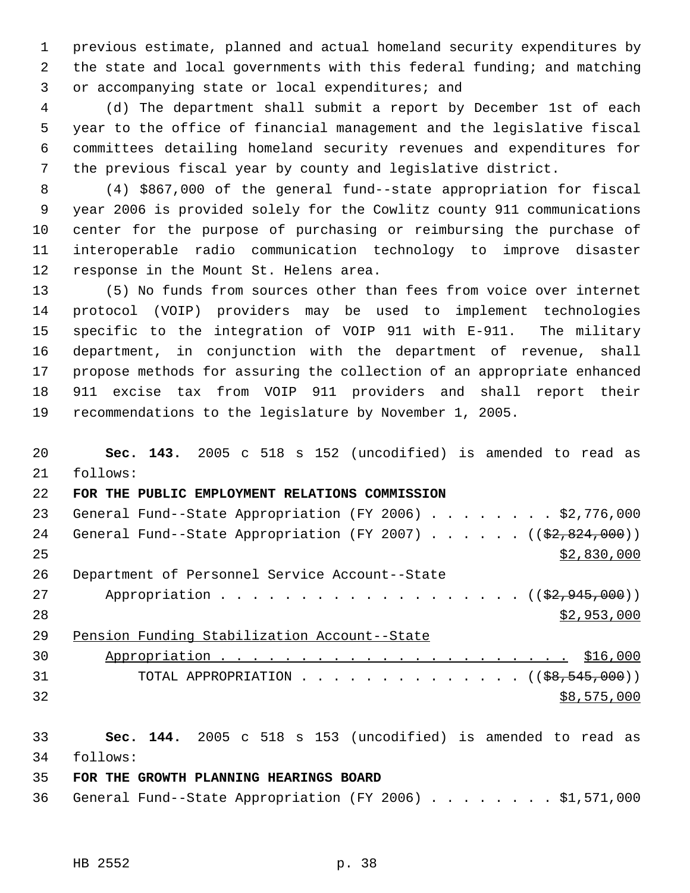previous estimate, planned and actual homeland security expenditures by the state and local governments with this federal funding; and matching or accompanying state or local expenditures; and

(d) The department shall submit a report by December 1st of each year to the office of financial management and the legislative fiscal committees detailing homeland security revenues and expenditures for the previous fiscal year by county and legislative district.

(4) $867,000 of the general fund--state appropriation for fiscal year 2006 is provided solely for the Cowlitz county 911 communications center for the purpose of purchasing or reimbursing the purchase of interoperable radio communication technology to improve disaster response in the Mount St. Helens area.

(5) No funds from sources other than fees from voice over internet protocol (VOIP) providers may be used to implement technologies specific to the integration of VOIP 911 with E-911. The military department, in conjunction with the department of revenue, shall propose methods for assuring the collection of an appropriate enhanced 911 excise tax from VOIP 911 providers and shall report their recommendations to the legislature by November 1, 2005.

**Sec. 143.** 2005 c 518 s 152 (uncodified) is amended to read as follows:

**FOR THE PUBLIC EMPLOYMENT RELATIONS COMMISSION**

General Fund--State Appropriation (FY 2006) . . . . . . . . . $2,776,000

General Fund--State Appropriation (FY 2007) . . . . . . (($2,824,000))

$2,830,000

Department of Personnel Service Account--State Appropriation . . . . . . . . . . . . . . . . . . . . (($2,945,000))

$2,953,000

<u>Pension Funding Stabilization Account--State Appropriation . . . . . . . . . . . . . . . . . . . . . . . $16,000</u>

TOTAL APPROPRIATION . . . . . . . . . . . . . . (($8,545,000))

$8,575,000

**Sec. 144.** 2005 c 518 s 153 (uncodified) is amended to read as follows:

**FOR THE GROWTH PLANNING HEARINGS BOARD**

General Fund--State Appropriation (FY 2006) . . . . . . . . . $1,571,000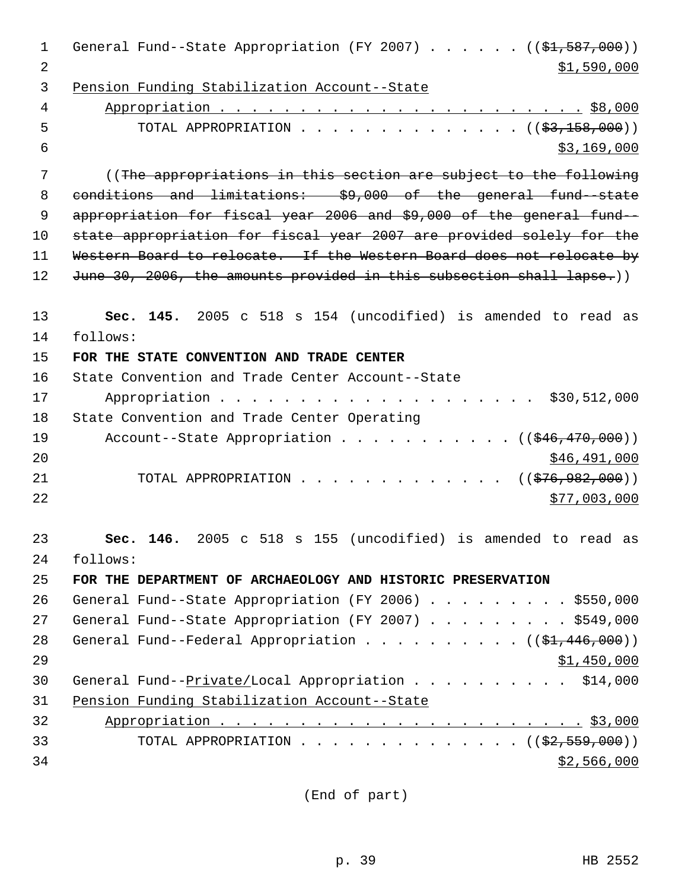General Fund--State Appropriation (FY 2007) . . . . . . ((~~$1,587,000~~))
$1,590,000

Pension Funding Stabilization Account--State
Appropriation . . . . . . . . . . . . . . . . . . . . . . . $8,000

TOTAL APPROPRIATION . . . . . . . . . . . . . . . (( ~~$3,158,000~~))
$3,169,000

((~~The appropriations in this section are subject to the following conditions and limitations: $9,000 of the general fund--state appropriation for fiscal year 2006 and $9,000 of the general fund--state appropriation for fiscal year 2007 are provided solely for the Western Board to relocate. If the Western Board does not relocate by June 30, 2006, the amounts provided in this subsection shall lapse.~~))

**Sec. 145.** 2005 c 518 s 154 (uncodified) is amended to read as follows:

**FOR THE STATE CONVENTION AND TRADE CENTER**

State Convention and Trade Center Account--State
Appropriation . . . . . . . . . . . . . . . . . . . . $30,512,000

State Convention and Trade Center Operating
Account--State Appropriation . . . . . . . . . . . (( ~~$46,470,000~~))
$46,491,000

TOTAL APPROPRIATION . . . . . . . . . . . . . (( ~~$76,982,000~~))
$77,003,000

**Sec. 146.** 2005 c 518 s 155 (uncodified) is amended to read as follows:

**FOR THE DEPARTMENT OF ARCHAEOLOGY AND HISTORIC PRESERVATION**

General Fund--State Appropriation (FY 2006) . . . . . . . . . $550,000

General Fund--State Appropriation (FY 2007) . . . . . . . . . $549,000

General Fund--Federal Appropriation . . . . . . . . . . (( ~~$1,446,000~~))
$1,450,000

General Fund--Private/Local Appropriation . . . . . . . . . . $14,000

Pension Funding Stabilization Account--State
Appropriation . . . . . . . . . . . . . . . . . . . . . . . $3,000

TOTAL APPROPRIATION . . . . . . . . . . . . . . . (( ~~$2,559,000~~))
$2,566,000

(End of part)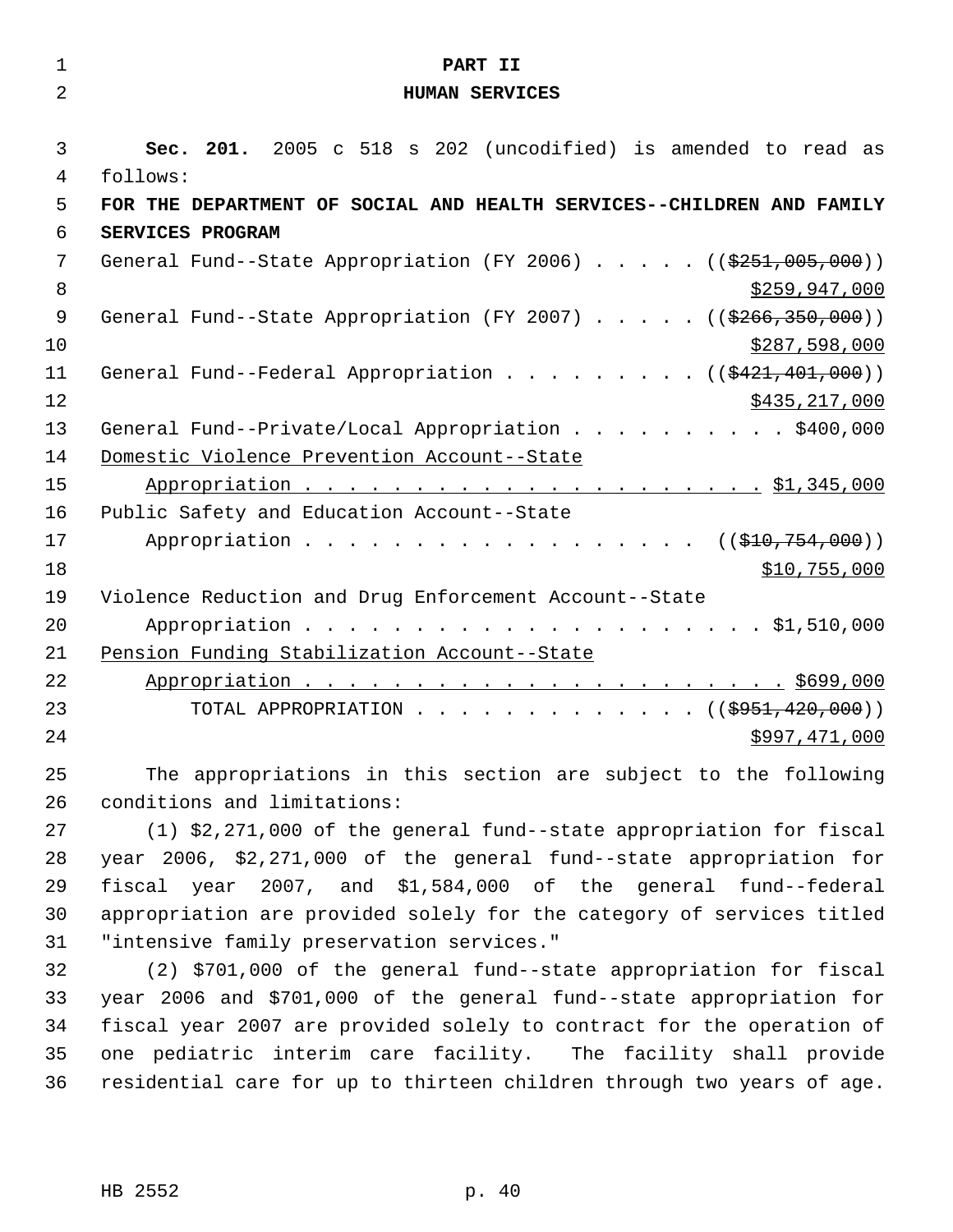# PART II
## HUMAN SERVICES

**Sec. 201.** 2005 c 518 s 202 (uncodified) is amended to read as follows:

**FOR THE DEPARTMENT OF SOCIAL AND HEALTH SERVICES--CHILDREN AND FAMILY SERVICES PROGRAM**

General Fund--State Appropriation (FY 2006) . . . . . ((~~$251,005,000~~)) $259,947,000

General Fund--State Appropriation (FY 2007) . . . . . ((~~$266,350,000~~)) $287,598,000

General Fund--Federal Appropriation . . . . . . . . . ((~~$421,401,000~~)) $435,217,000

General Fund--Private/Local Appropriation . . . . . . . . . . $400,000

Domestic Violence Prevention Account--State Appropriation . . . . . . . . . . . . . . . . . . . . . . $1,345,000

Public Safety and Education Account--State Appropriation . . . . . . . . . . . . . . . . . . . ((~~$10,754,000~~)) $10,755,000

Violence Reduction and Drug Enforcement Account--State Appropriation . . . . . . . . . . . . . . . . . . . . . . $1,510,000

Pension Funding Stabilization Account--State Appropriation . . . . . . . . . . . . . . . . . . . . . . . $699,000

TOTAL APPROPRIATION . . . . . . . . . . . . . . ((~~$951,420,000~~)) $997,471,000

The appropriations in this section are subject to the following conditions and limitations:

(1) $2,271,000 of the general fund--state appropriation for fiscal year 2006, $2,271,000 of the general fund--state appropriation for fiscal year 2007, and $1,584,000 of the general fund--federal appropriation are provided solely for the category of services titled "intensive family preservation services."

(2) $701,000 of the general fund--state appropriation for fiscal year 2006 and $701,000 of the general fund--state appropriation for fiscal year 2007 are provided solely to contract for the operation of one pediatric interim care facility. The facility shall provide residential care for up to thirteen children through two years of age.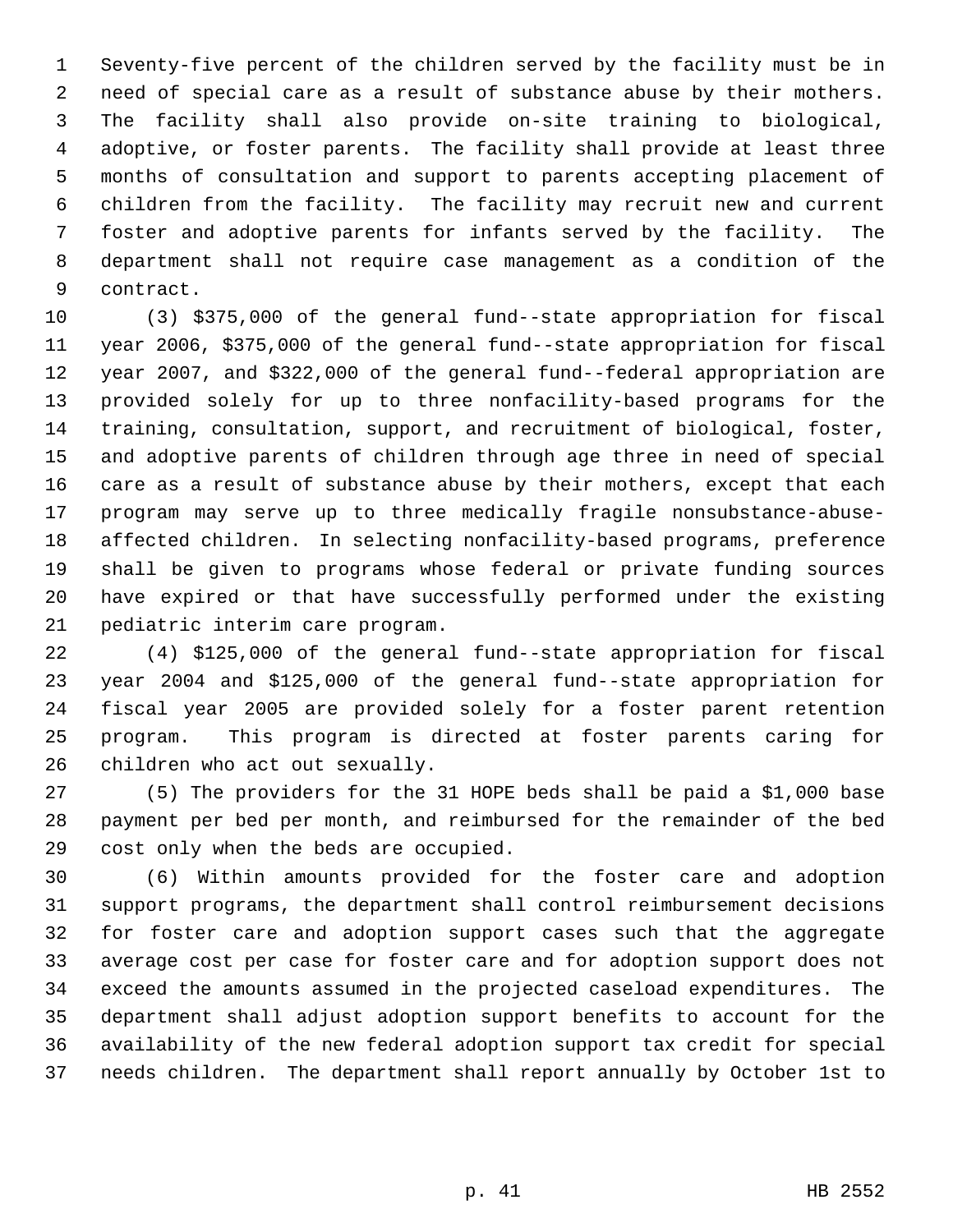Seventy-five percent of the children served by the facility must be in need of special care as a result of substance abuse by their mothers. The facility shall also provide on-site training to biological, adoptive, or foster parents. The facility shall provide at least three months of consultation and support to parents accepting placement of children from the facility. The facility may recruit new and current foster and adoptive parents for infants served by the facility. The department shall not require case management as a condition of the contract.

(3) $375,000 of the general fund--state appropriation for fiscal year 2006, $375,000 of the general fund--state appropriation for fiscal year 2007, and $322,000 of the general fund--federal appropriation are provided solely for up to three nonfacility-based programs for the training, consultation, support, and recruitment of biological, foster, and adoptive parents of children through age three in need of special care as a result of substance abuse by their mothers, except that each program may serve up to three medically fragile nonsubstance-abuse-affected children. In selecting nonfacility-based programs, preference shall be given to programs whose federal or private funding sources have expired or that have successfully performed under the existing pediatric interim care program.

(4) $125,000 of the general fund--state appropriation for fiscal year 2004 and $125,000 of the general fund--state appropriation for fiscal year 2005 are provided solely for a foster parent retention program. This program is directed at foster parents caring for children who act out sexually.

(5) The providers for the 31 HOPE beds shall be paid a $1,000 base payment per bed per month, and reimbursed for the remainder of the bed cost only when the beds are occupied.

(6) Within amounts provided for the foster care and adoption support programs, the department shall control reimbursement decisions for foster care and adoption support cases such that the aggregate average cost per case for foster care and for adoption support does not exceed the amounts assumed in the projected caseload expenditures. The department shall adjust adoption support benefits to account for the availability of the new federal adoption support tax credit for special needs children. The department shall report annually by October 1st to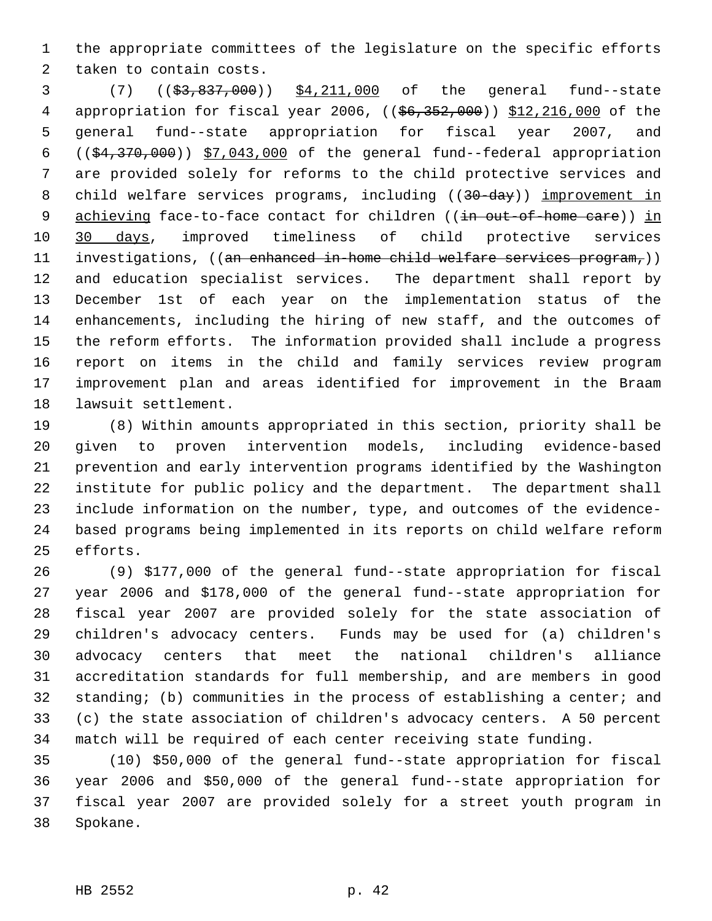the appropriate committees of the legislature on the specific efforts taken to contain costs.

(7) ((~~$3,837,000~~)) <u>$4,211,000</u> of the general fund--state appropriation for fiscal year 2006, ((~~$6,352,000~~)) <u>$12,216,000</u> of the general fund--state appropriation for fiscal year 2007, and ((~~$4,370,000~~)) <u>$7,043,000</u> of the general fund--federal appropriation are provided solely for reforms to the child protective services and child welfare services programs, including ((~~30-day~~)) <u>improvement in achieving</u> face-to-face contact for children ((~~in out-of-home care~~)) <u>in 30 days</u>, improved timeliness of child protective services investigations, ((~~an enhanced in-home child welfare services program,~~)) and education specialist services. The department shall report by December 1st of each year on the implementation status of the enhancements, including the hiring of new staff, and the outcomes of the reform efforts. The information provided shall include a progress report on items in the child and family services review program improvement plan and areas identified for improvement in the Braam lawsuit settlement.

(8) Within amounts appropriated in this section, priority shall be given to proven intervention models, including evidence-based prevention and early intervention programs identified by the Washington institute for public policy and the department. The department shall include information on the number, type, and outcomes of the evidence-based programs being implemented in its reports on child welfare reform efforts.

(9) $177,000 of the general fund--state appropriation for fiscal year 2006 and $178,000 of the general fund--state appropriation for fiscal year 2007 are provided solely for the state association of children's advocacy centers. Funds may be used for (a) children's advocacy centers that meet the national children's alliance accreditation standards for full membership, and are members in good standing; (b) communities in the process of establishing a center; and (c) the state association of children's advocacy centers. A 50 percent match will be required of each center receiving state funding.

(10) $50,000 of the general fund--state appropriation for fiscal year 2006 and $50,000 of the general fund--state appropriation for fiscal year 2007 are provided solely for a street youth program in Spokane.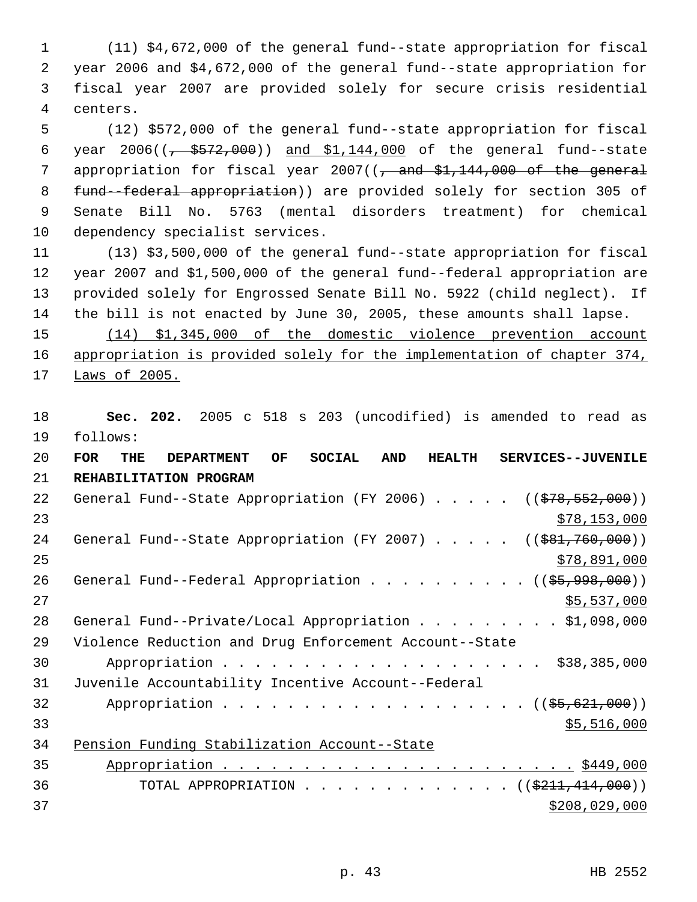(11) $4,672,000 of the general fund--state appropriation for fiscal year 2006 and $4,672,000 of the general fund--state appropriation for fiscal year 2007 are provided solely for secure crisis residential centers.

(12) $572,000 of the general fund--state appropriation for fiscal year 2006((~~, $572,000~~)) and $1,144,000 of the general fund--state appropriation for fiscal year 2007((~~, and $1,144,000 of the general fund--federal appropriation~~)) are provided solely for section 305 of Senate Bill No. 5763 (mental disorders treatment) for chemical dependency specialist services.

(13) $3,500,000 of the general fund--state appropriation for fiscal year 2007 and $1,500,000 of the general fund--federal appropriation are provided solely for Engrossed Senate Bill No. 5922 (child neglect). If the bill is not enacted by June 30, 2005, these amounts shall lapse.

<u>(14) $1,345,000 of the domestic violence prevention account appropriation is provided solely for the implementation of chapter 374, Laws of 2005.</u>

**Sec. 202.** 2005 c 518 s 203 (uncodified) is amended to read as follows:

**FOR THE DEPARTMENT OF SOCIAL AND HEALTH SERVICES--JUVENILE REHABILITATION PROGRAM**

General Fund--State Appropriation (FY 2006) . . . . . ((~~$78,552,000~~)) <u>$78,153,000</u>

General Fund--State Appropriation (FY 2007) . . . . . ((~~$81,760,000~~)) <u>$78,891,000</u>

General Fund--Federal Appropriation . . . . . . . . . . ((~~$5,998,000~~)) <u>$5,537,000</u>

General Fund--Private/Local Appropriation . . . . . . . . . $1,098,000

Violence Reduction and Drug Enforcement Account--State Appropriation . . . . . . . . . . . . . . . . . . . . . $38,385,000

Juvenile Accountability Incentive Account--Federal Appropriation . . . . . . . . . . . . . . . . . . . . ((~~$5,621,000~~)) <u>$5,516,000</u>

<u>Pension Funding Stabilization Account--State Appropriation . . . . . . . . . . . . . . . . . . . . . . . $449,000</u>

TOTAL APPROPRIATION . . . . . . . . . . . . . ((~~$211,414,000~~)) <u>$208,029,000</u>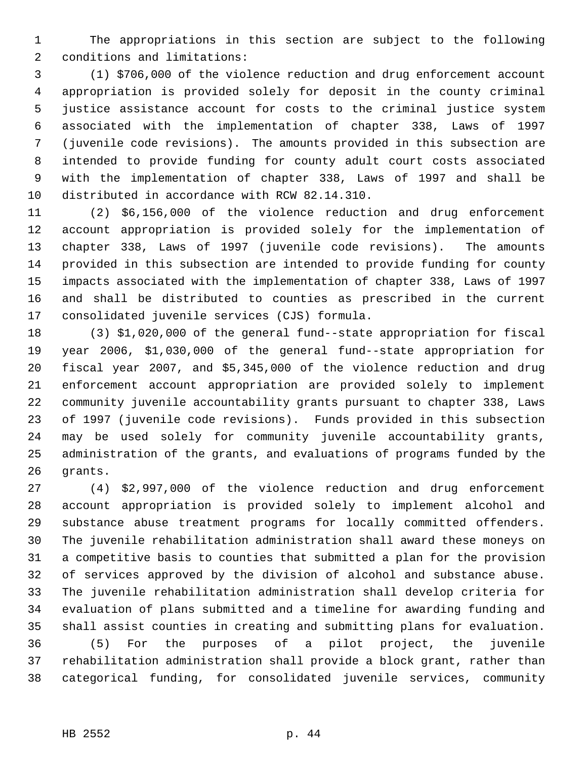The appropriations in this section are subject to the following conditions and limitations:

(1) $706,000 of the violence reduction and drug enforcement account appropriation is provided solely for deposit in the county criminal justice assistance account for costs to the criminal justice system associated with the implementation of chapter 338, Laws of 1997 (juvenile code revisions). The amounts provided in this subsection are intended to provide funding for county adult court costs associated with the implementation of chapter 338, Laws of 1997 and shall be distributed in accordance with RCW 82.14.310.

(2) $6,156,000 of the violence reduction and drug enforcement account appropriation is provided solely for the implementation of chapter 338, Laws of 1997 (juvenile code revisions). The amounts provided in this subsection are intended to provide funding for county impacts associated with the implementation of chapter 338, Laws of 1997 and shall be distributed to counties as prescribed in the current consolidated juvenile services (CJS) formula.

(3) $1,020,000 of the general fund--state appropriation for fiscal year 2006, $1,030,000 of the general fund--state appropriation for fiscal year 2007, and $5,345,000 of the violence reduction and drug enforcement account appropriation are provided solely to implement community juvenile accountability grants pursuant to chapter 338, Laws of 1997 (juvenile code revisions). Funds provided in this subsection may be used solely for community juvenile accountability grants, administration of the grants, and evaluations of programs funded by the grants.

(4) $2,997,000 of the violence reduction and drug enforcement account appropriation is provided solely to implement alcohol and substance abuse treatment programs for locally committed offenders. The juvenile rehabilitation administration shall award these moneys on a competitive basis to counties that submitted a plan for the provision of services approved by the division of alcohol and substance abuse. The juvenile rehabilitation administration shall develop criteria for evaluation of plans submitted and a timeline for awarding funding and shall assist counties in creating and submitting plans for evaluation.

(5) For the purposes of a pilot project, the juvenile rehabilitation administration shall provide a block grant, rather than categorical funding, for consolidated juvenile services, community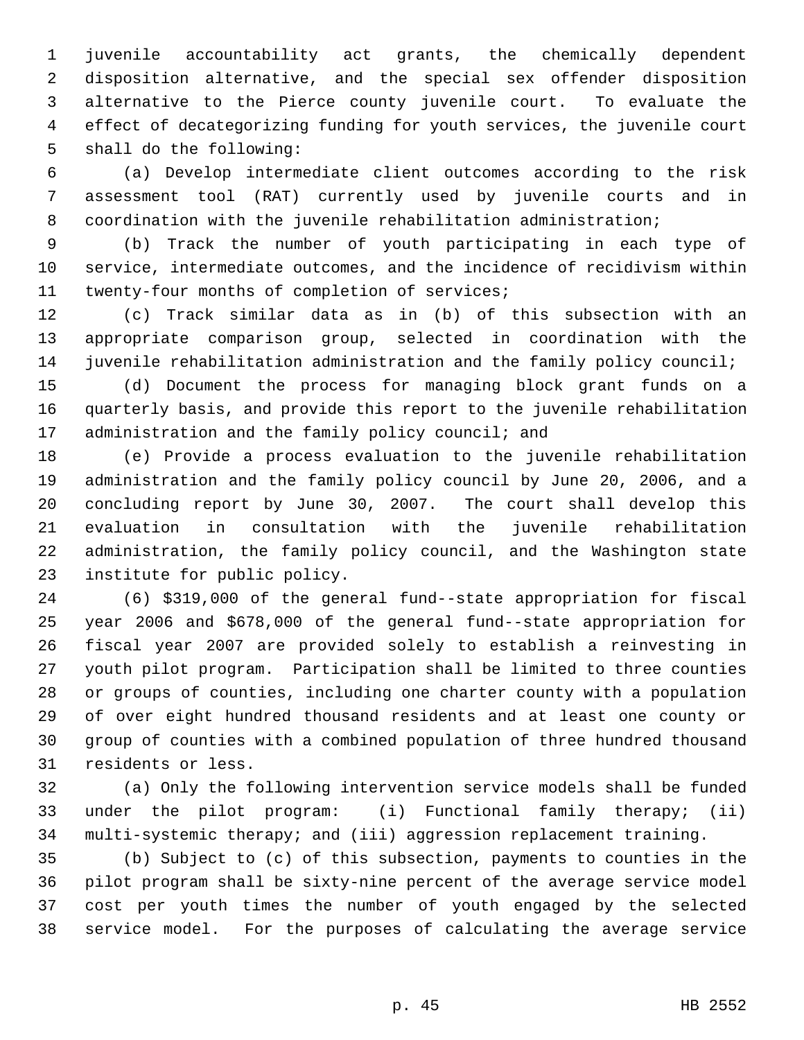juvenile accountability act grants, the chemically dependent disposition alternative, and the special sex offender disposition alternative to the Pierce county juvenile court. To evaluate the effect of decategorizing funding for youth services, the juvenile court shall do the following:

(a) Develop intermediate client outcomes according to the risk assessment tool (RAT) currently used by juvenile courts and in coordination with the juvenile rehabilitation administration;

(b) Track the number of youth participating in each type of service, intermediate outcomes, and the incidence of recidivism within twenty-four months of completion of services;

(c) Track similar data as in (b) of this subsection with an appropriate comparison group, selected in coordination with the juvenile rehabilitation administration and the family policy council;

(d) Document the process for managing block grant funds on a quarterly basis, and provide this report to the juvenile rehabilitation administration and the family policy council; and

(e) Provide a process evaluation to the juvenile rehabilitation administration and the family policy council by June 20, 2006, and a concluding report by June 30, 2007. The court shall develop this evaluation in consultation with the juvenile rehabilitation administration, the family policy council, and the Washington state institute for public policy.

(6) $319,000 of the general fund--state appropriation for fiscal year 2006 and $678,000 of the general fund--state appropriation for fiscal year 2007 are provided solely to establish a reinvesting in youth pilot program. Participation shall be limited to three counties or groups of counties, including one charter county with a population of over eight hundred thousand residents and at least one county or group of counties with a combined population of three hundred thousand residents or less.

(a) Only the following intervention service models shall be funded under the pilot program: (i) Functional family therapy; (ii) multi-systemic therapy; and (iii) aggression replacement training.

(b) Subject to (c) of this subsection, payments to counties in the pilot program shall be sixty-nine percent of the average service model cost per youth times the number of youth engaged by the selected service model. For the purposes of calculating the average service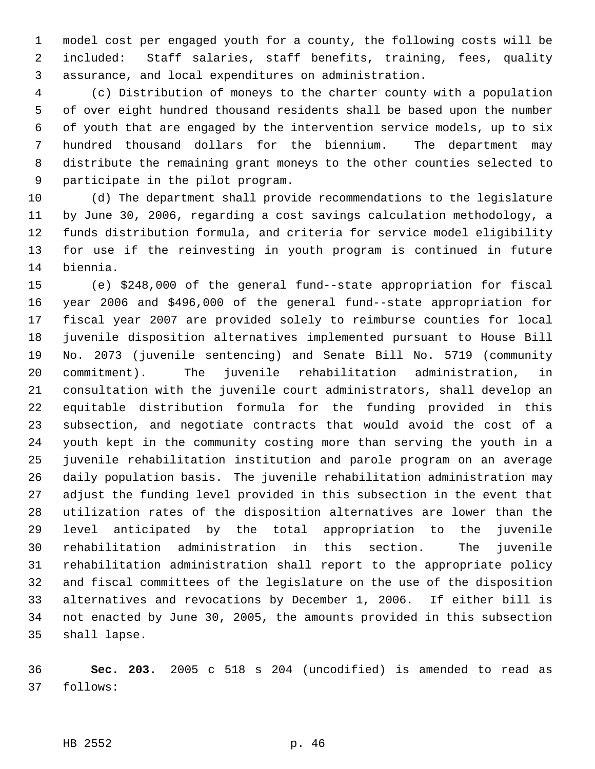model cost per engaged youth for a county, the following costs will be included: Staff salaries, staff benefits, training, fees, quality assurance, and local expenditures on administration.

(c) Distribution of moneys to the charter county with a population of over eight hundred thousand residents shall be based upon the number of youth that are engaged by the intervention service models, up to six hundred thousand dollars for the biennium. The department may distribute the remaining grant moneys to the other counties selected to participate in the pilot program.

(d) The department shall provide recommendations to the legislature by June 30, 2006, regarding a cost savings calculation methodology, a funds distribution formula, and criteria for service model eligibility for use if the reinvesting in youth program is continued in future biennia.

(e) $248,000 of the general fund--state appropriation for fiscal year 2006 and $496,000 of the general fund--state appropriation for fiscal year 2007 are provided solely to reimburse counties for local juvenile disposition alternatives implemented pursuant to House Bill No. 2073 (juvenile sentencing) and Senate Bill No. 5719 (community commitment). The juvenile rehabilitation administration, in consultation with the juvenile court administrators, shall develop an equitable distribution formula for the funding provided in this subsection, and negotiate contracts that would avoid the cost of a youth kept in the community costing more than serving the youth in a juvenile rehabilitation institution and parole program on an average daily population basis. The juvenile rehabilitation administration may adjust the funding level provided in this subsection in the event that utilization rates of the disposition alternatives are lower than the level anticipated by the total appropriation to the juvenile rehabilitation administration in this section. The juvenile rehabilitation administration shall report to the appropriate policy and fiscal committees of the legislature on the use of the disposition alternatives and revocations by December 1, 2006. If either bill is not enacted by June 30, 2005, the amounts provided in this subsection shall lapse.

**Sec. 203.** 2005 c 518 s 204 (uncodified) is amended to read as follows: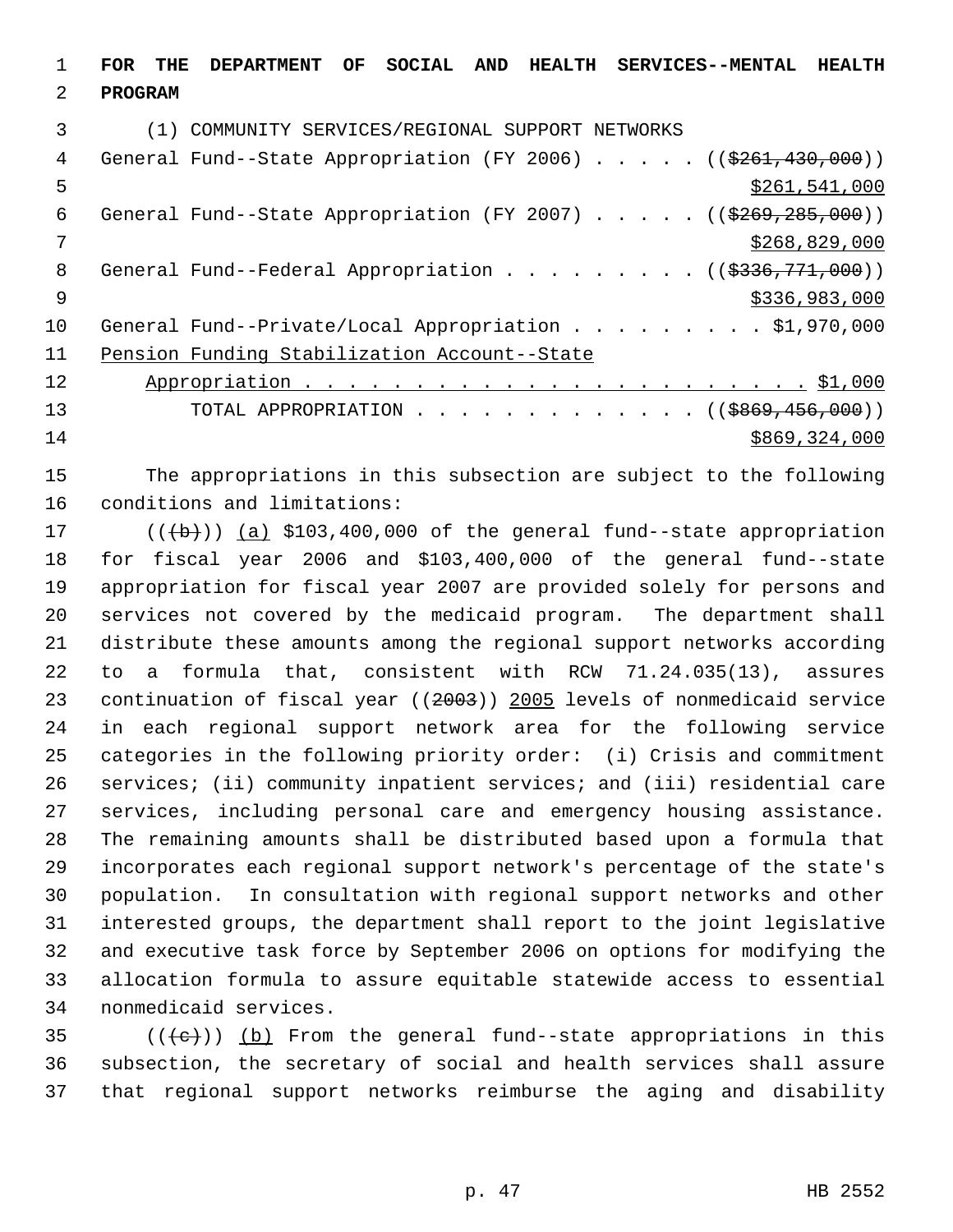**FOR THE DEPARTMENT OF SOCIAL AND HEALTH SERVICES--MENTAL HEALTH PROGRAM**

(1) COMMUNITY SERVICES/REGIONAL SUPPORT NETWORKS

General Fund--State Appropriation (FY 2006) . . . . . (($261,430,000)) $261,541,000

General Fund--State Appropriation (FY 2007) . . . . . (($269,285,000)) $268,829,000

General Fund--Federal Appropriation . . . . . . . . . (($336,771,000)) $336,983,000

General Fund--Private/Local Appropriation . . . . . . . . . $1,970,000

Pension Funding Stabilization Account--State Appropriation . . . . . . . . . . . . . . . . . . . . . . . . $1,000

TOTAL APPROPRIATION . . . . . . . . . . . . . . (($869,456,000)) $869,324,000

The appropriations in this subsection are subject to the following conditions and limitations:

(((b))) (a) $103,400,000 of the general fund--state appropriation for fiscal year 2006 and $103,400,000 of the general fund--state appropriation for fiscal year 2007 are provided solely for persons and services not covered by the medicaid program. The department shall distribute these amounts among the regional support networks according to a formula that, consistent with RCW 71.24.035(13), assures continuation of fiscal year ((2003)) 2005 levels of nonmedicaid service in each regional support network area for the following service categories in the following priority order: (i) Crisis and commitment services; (ii) community inpatient services; and (iii) residential care services, including personal care and emergency housing assistance. The remaining amounts shall be distributed based upon a formula that incorporates each regional support network's percentage of the state's population. In consultation with regional support networks and other interested groups, the department shall report to the joint legislative and executive task force by September 2006 on options for modifying the allocation formula to assure equitable statewide access to essential nonmedicaid services.

(((c))) (b) From the general fund--state appropriations in this subsection, the secretary of social and health services shall assure that regional support networks reimburse the aging and disability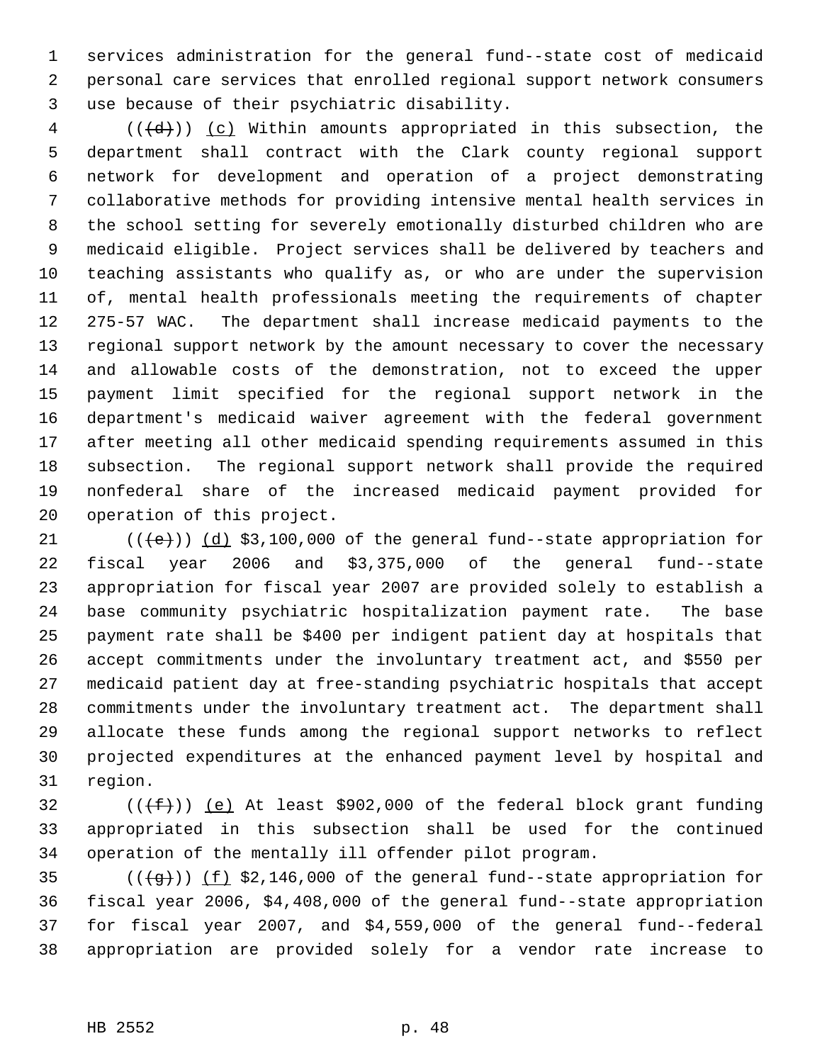services administration for the general fund--state cost of medicaid personal care services that enrolled regional support network consumers use because of their psychiatric disability.

(((d))) (c) Within amounts appropriated in this subsection, the department shall contract with the Clark county regional support network for development and operation of a project demonstrating collaborative methods for providing intensive mental health services in the school setting for severely emotionally disturbed children who are medicaid eligible. Project services shall be delivered by teachers and teaching assistants who qualify as, or who are under the supervision of, mental health professionals meeting the requirements of chapter 275-57 WAC. The department shall increase medicaid payments to the regional support network by the amount necessary to cover the necessary and allowable costs of the demonstration, not to exceed the upper payment limit specified for the regional support network in the department's medicaid waiver agreement with the federal government after meeting all other medicaid spending requirements assumed in this subsection. The regional support network shall provide the required nonfederal share of the increased medicaid payment provided for operation of this project.

(((e))) (d) $3,100,000 of the general fund--state appropriation for fiscal year 2006 and $3,375,000 of the general fund--state appropriation for fiscal year 2007 are provided solely to establish a base community psychiatric hospitalization payment rate. The base payment rate shall be $400 per indigent patient day at hospitals that accept commitments under the involuntary treatment act, and $550 per medicaid patient day at free-standing psychiatric hospitals that accept commitments under the involuntary treatment act. The department shall allocate these funds among the regional support networks to reflect projected expenditures at the enhanced payment level by hospital and region.

(((f))) (e) At least $902,000 of the federal block grant funding appropriated in this subsection shall be used for the continued operation of the mentally ill offender pilot program.

(((g))) (f) $2,146,000 of the general fund--state appropriation for fiscal year 2006, $4,408,000 of the general fund--state appropriation for fiscal year 2007, and $4,559,000 of the general fund--federal appropriation are provided solely for a vendor rate increase to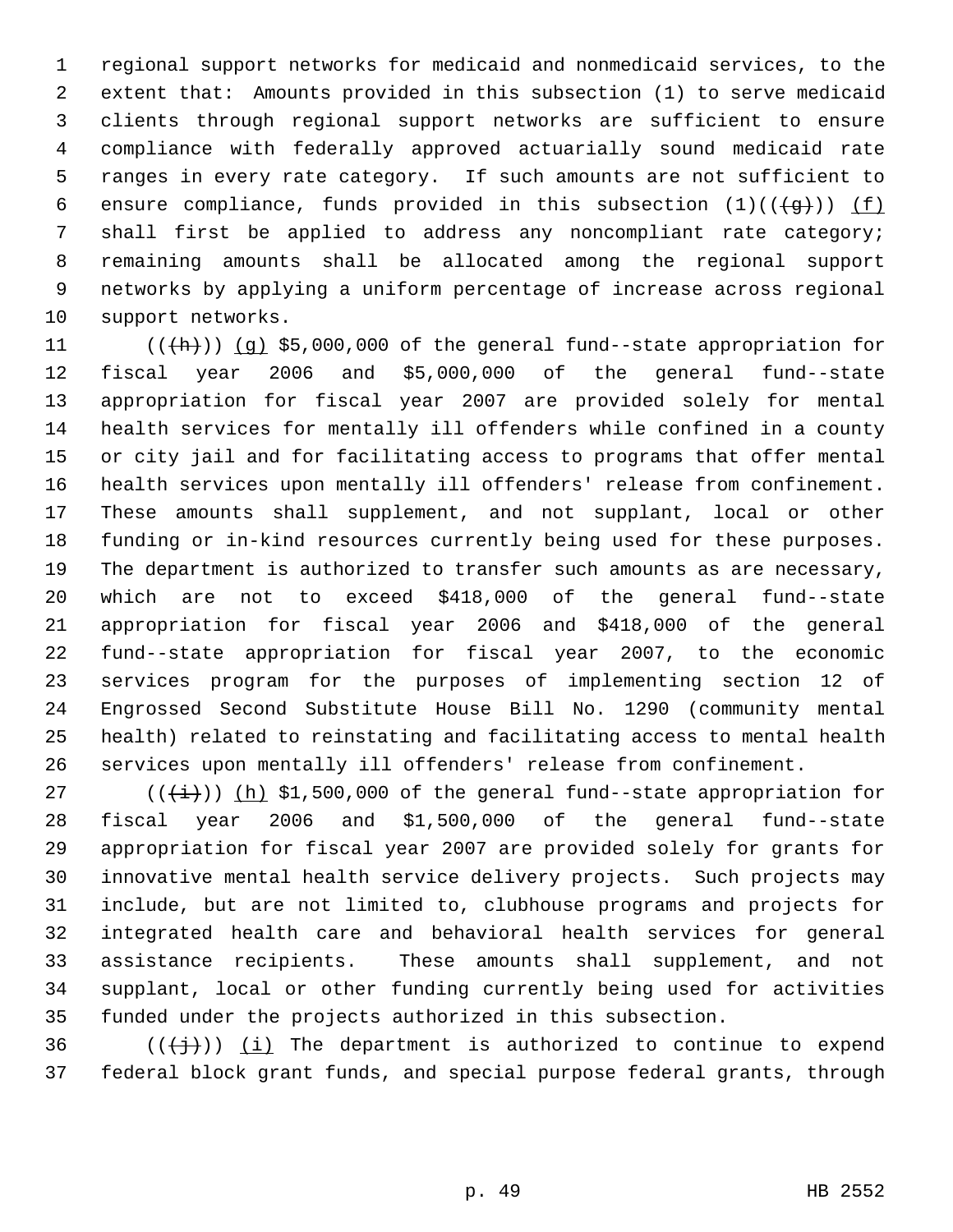regional support networks for medicaid and nonmedicaid services, to the extent that: Amounts provided in this subsection (1) to serve medicaid clients through regional support networks are sufficient to ensure compliance with federally approved actuarially sound medicaid rate ranges in every rate category. If such amounts are not sufficient to ensure compliance, funds provided in this subsection (1)((~~(g)~~)) (f) shall first be applied to address any noncompliant rate category; remaining amounts shall be allocated among the regional support networks by applying a uniform percentage of increase across regional support networks.

((~~(h)~~)) (g) $5,000,000 of the general fund--state appropriation for fiscal year 2006 and $5,000,000 of the general fund--state appropriation for fiscal year 2007 are provided solely for mental health services for mentally ill offenders while confined in a county or city jail and for facilitating access to programs that offer mental health services upon mentally ill offenders' release from confinement. These amounts shall supplement, and not supplant, local or other funding or in-kind resources currently being used for these purposes. The department is authorized to transfer such amounts as are necessary, which are not to exceed $418,000 of the general fund--state appropriation for fiscal year 2006 and $418,000 of the general fund--state appropriation for fiscal year 2007, to the economic services program for the purposes of implementing section 12 of Engrossed Second Substitute House Bill No. 1290 (community mental health) related to reinstating and facilitating access to mental health services upon mentally ill offenders' release from confinement.

((~~(i)~~)) (h) $1,500,000 of the general fund--state appropriation for fiscal year 2006 and $1,500,000 of the general fund--state appropriation for fiscal year 2007 are provided solely for grants for innovative mental health service delivery projects. Such projects may include, but are not limited to, clubhouse programs and projects for integrated health care and behavioral health services for general assistance recipients. These amounts shall supplement, and not supplant, local or other funding currently being used for activities funded under the projects authorized in this subsection.

((~~(j)~~)) (i) The department is authorized to continue to expend federal block grant funds, and special purpose federal grants, through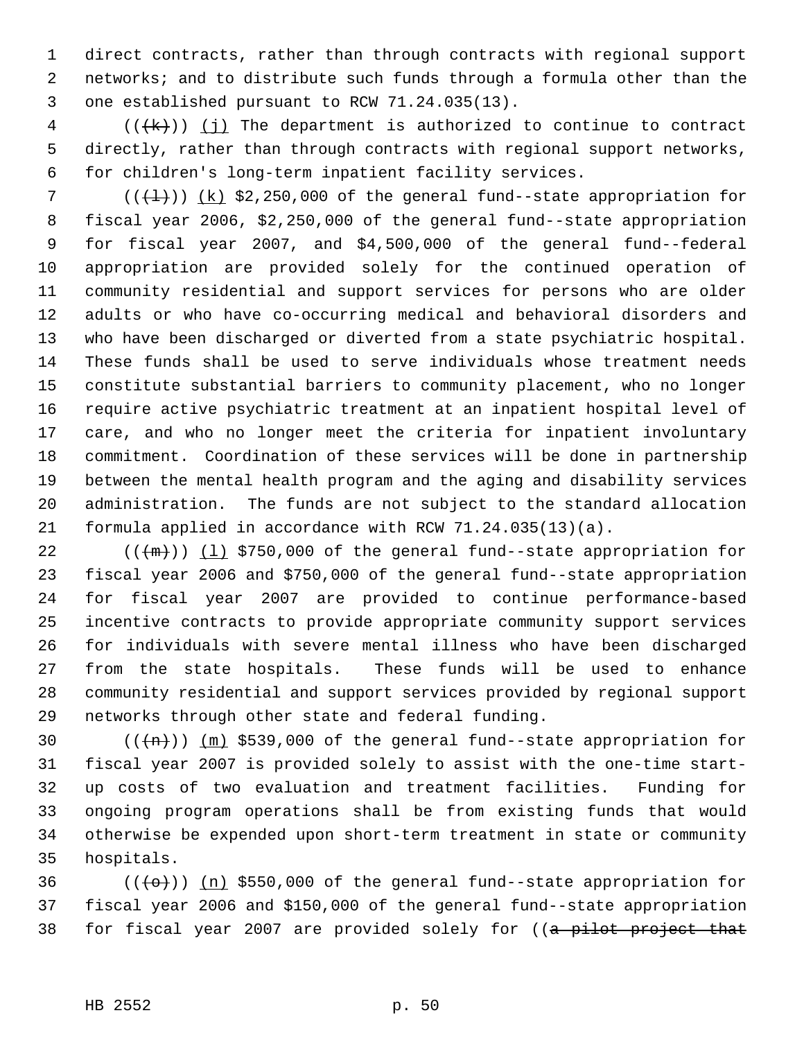direct contracts, rather than through contracts with regional support networks; and to distribute such funds through a formula other than the one established pursuant to RCW 71.24.035(13).

(((k))) (j) The department is authorized to continue to contract directly, rather than through contracts with regional support networks, for children's long-term inpatient facility services.

(((l))) (k) $2,250,000 of the general fund--state appropriation for fiscal year 2006, $2,250,000 of the general fund--state appropriation for fiscal year 2007, and $4,500,000 of the general fund--federal appropriation are provided solely for the continued operation of community residential and support services for persons who are older adults or who have co-occurring medical and behavioral disorders and who have been discharged or diverted from a state psychiatric hospital. These funds shall be used to serve individuals whose treatment needs constitute substantial barriers to community placement, who no longer require active psychiatric treatment at an inpatient hospital level of care, and who no longer meet the criteria for inpatient involuntary commitment. Coordination of these services will be done in partnership between the mental health program and the aging and disability services administration. The funds are not subject to the standard allocation formula applied in accordance with RCW 71.24.035(13)(a).

(((m))) (l) $750,000 of the general fund--state appropriation for fiscal year 2006 and $750,000 of the general fund--state appropriation for fiscal year 2007 are provided to continue performance-based incentive contracts to provide appropriate community support services for individuals with severe mental illness who have been discharged from the state hospitals. These funds will be used to enhance community residential and support services provided by regional support networks through other state and federal funding.

(((n))) (m) $539,000 of the general fund--state appropriation for fiscal year 2007 is provided solely to assist with the one-time start-up costs of two evaluation and treatment facilities. Funding for ongoing program operations shall be from existing funds that would otherwise be expended upon short-term treatment in state or community hospitals.

(((o))) (n) $550,000 of the general fund--state appropriation for fiscal year 2006 and $150,000 of the general fund--state appropriation for fiscal year 2007 are provided solely for ((a pilot project that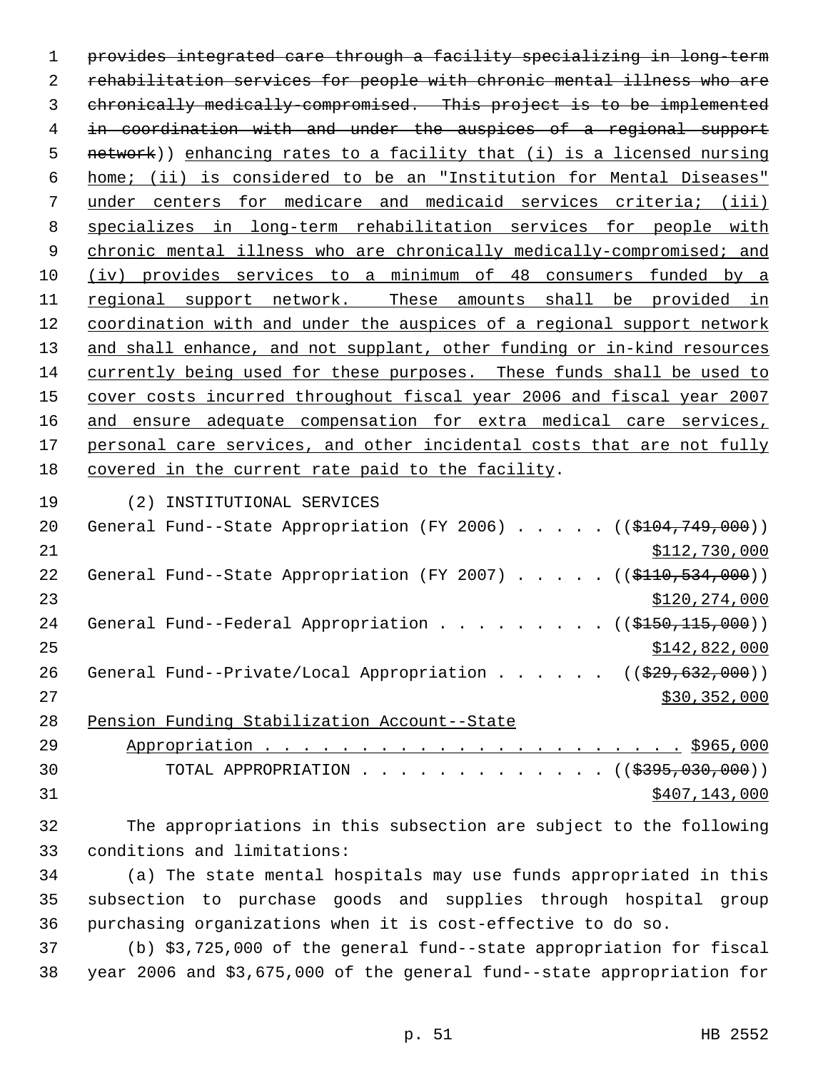~~provides integrated care through a facility specializing in long-term rehabilitation services for people with chronic mental illness who are chronically medically-compromised. This project is to be implemented in coordination with and under the auspices of a regional support network~~)) enhancing rates to a facility that (i) is a licensed nursing home; (ii) is considered to be an "Institution for Mental Diseases" under centers for medicare and medicaid services criteria; (iii) specializes in long-term rehabilitation services for people with chronic mental illness who are chronically medically-compromised; and (iv) provides services to a minimum of 48 consumers funded by a regional support network. These amounts shall be provided in coordination with and under the auspices of a regional support network and shall enhance, and not supplant, other funding or in-kind resources currently being used for these purposes. These funds shall be used to cover costs incurred throughout fiscal year 2006 and fiscal year 2007 and ensure adequate compensation for extra medical care services, personal care services, and other incidental costs that are not fully covered in the current rate paid to the facility.

(2) INSTITUTIONAL SERVICES

General Fund--State Appropriation (FY 2006) . . . . . ((~~$104,749,000~~))
$112,730,000

General Fund--State Appropriation (FY 2007) . . . . . ((~~$110,534,000~~))
$120,274,000

General Fund--Federal Appropriation . . . . . . . . . ((~~$150,115,000~~))
$142,822,000

General Fund--Private/Local Appropriation . . . . . . ((~~$29,632,000~~))
$30,352,000

Pension Funding Stabilization Account--State
Appropriation . . . . . . . . . . . . . . . . . . . . . . $965,000

TOTAL APPROPRIATION . . . . . . . . . . . . . ((~~$395,030,000~~))
$407,143,000

The appropriations in this subsection are subject to the following conditions and limitations:

(a) The state mental hospitals may use funds appropriated in this subsection to purchase goods and supplies through hospital group purchasing organizations when it is cost-effective to do so.

(b) $3,725,000 of the general fund--state appropriation for fiscal year 2006 and $3,675,000 of the general fund--state appropriation for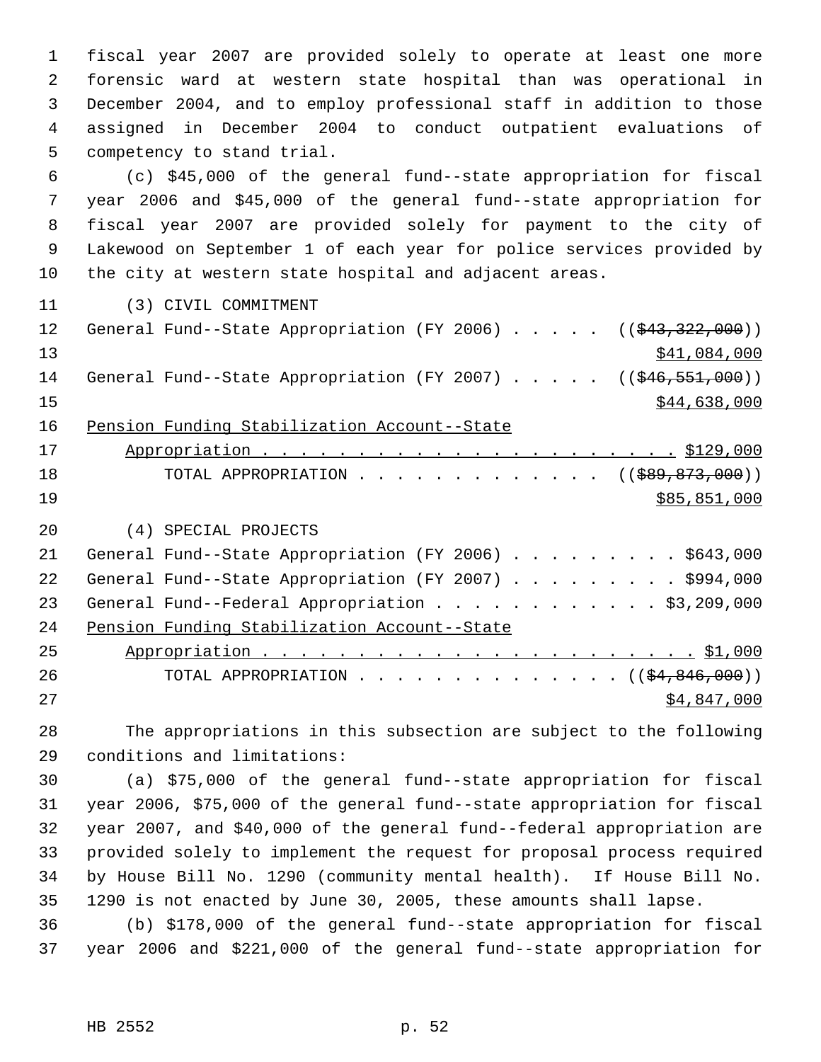fiscal year 2007 are provided solely to operate at least one more forensic ward at western state hospital than was operational in December 2004, and to employ professional staff in addition to those assigned in December 2004 to conduct outpatient evaluations of competency to stand trial.

(c) $45,000 of the general fund--state appropriation for fiscal year 2006 and $45,000 of the general fund--state appropriation for fiscal year 2007 are provided solely for payment to the city of Lakewood on September 1 of each year for police services provided by the city at western state hospital and adjacent areas.

(3) CIVIL COMMITMENT

General Fund--State Appropriation (FY 2006) . . . . . ((~~$43,322,000~~))
$41,084,000

General Fund--State Appropriation (FY 2007) . . . . . ((~~$46,551,000~~))
$44,638,000

Pension Funding Stabilization Account--State Appropriation . . . . . . . . . . . . . . . . . . . . . . . $129,000

TOTAL APPROPRIATION . . . . . . . . . . . . . . ((~~$89,873,000~~))
$85,851,000

(4) SPECIAL PROJECTS

General Fund--State Appropriation (FY 2006) . . . . . . . . . $643,000

General Fund--State Appropriation (FY 2007) . . . . . . . . . $994,000

General Fund--Federal Appropriation . . . . . . . . . . . . $3,209,000

Pension Funding Stabilization Account--State Appropriation . . . . . . . . . . . . . . . . . . . . . . . . $1,000

TOTAL APPROPRIATION . . . . . . . . . . . . . . . ((~~$4,846,000~~))
$4,847,000

The appropriations in this subsection are subject to the following conditions and limitations:

(a) $75,000 of the general fund--state appropriation for fiscal year 2006, $75,000 of the general fund--state appropriation for fiscal year 2007, and $40,000 of the general fund--federal appropriation are provided solely to implement the request for proposal process required by House Bill No. 1290 (community mental health). If House Bill No. 1290 is not enacted by June 30, 2005, these amounts shall lapse.

(b) $178,000 of the general fund--state appropriation for fiscal year 2006 and $221,000 of the general fund--state appropriation for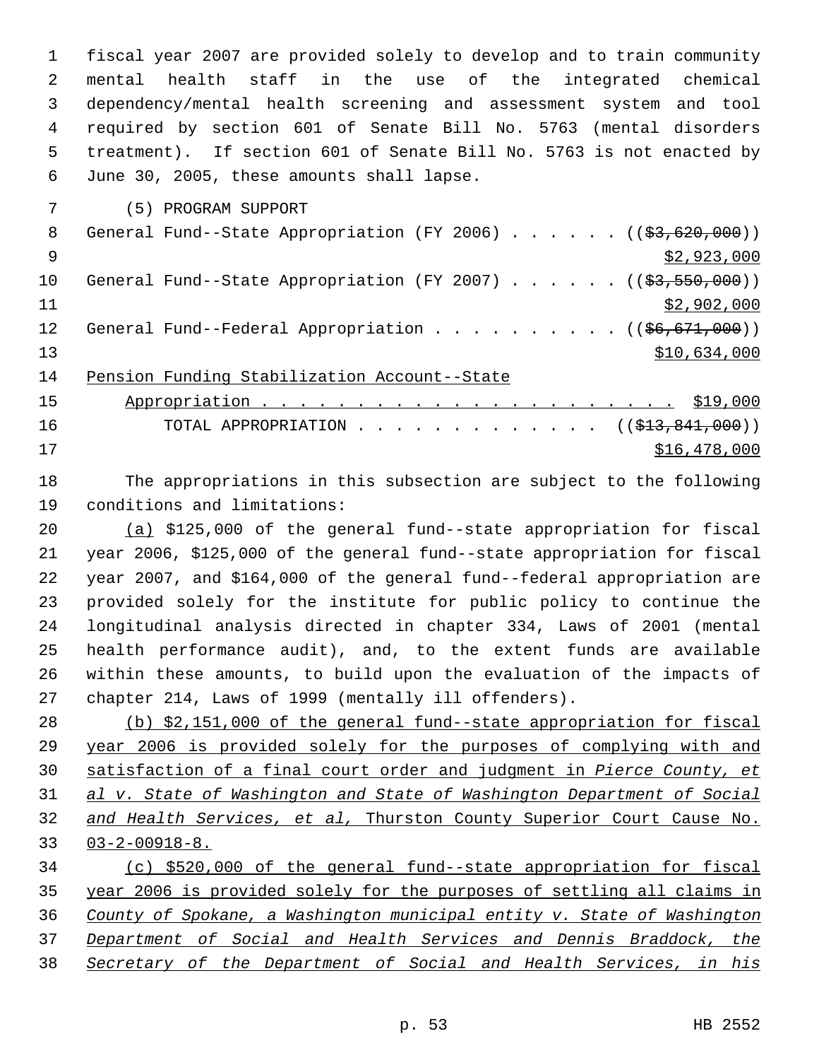fiscal year 2007 are provided solely to develop and to train community mental health staff in the use of the integrated chemical dependency/mental health screening and assessment system and tool required by section 601 of Senate Bill No. 5763 (mental disorders treatment). If section 601 of Senate Bill No. 5763 is not enacted by June 30, 2005, these amounts shall lapse.

(5) PROGRAM SUPPORT

General Fund--State Appropriation (FY 2006) . . . . . . ((~~$3,620,000~~))
$2,923,000

General Fund--State Appropriation (FY 2007) . . . . . . ((~~$3,550,000~~))
$2,902,000

General Fund--Federal Appropriation . . . . . . . . . . ((~~$6,671,000~~))
$10,634,000

Pension Funding Stabilization Account--State
Appropriation . . . . . . . . . . . . . . . . . . . . . . . $19,000

TOTAL APPROPRIATION . . . . . . . . . . . . . . ((~~$13,841,000~~))
$16,478,000

The appropriations in this subsection are subject to the following conditions and limitations:

(a) $125,000 of the general fund--state appropriation for fiscal year 2006, $125,000 of the general fund--state appropriation for fiscal year 2007, and $164,000 of the general fund--federal appropriation are provided solely for the institute for public policy to continue the longitudinal analysis directed in chapter 334, Laws of 2001 (mental health performance audit), and, to the extent funds are available within these amounts, to build upon the evaluation of the impacts of chapter 214, Laws of 1999 (mentally ill offenders).

(b) $2,151,000 of the general fund--state appropriation for fiscal year 2006 is provided solely for the purposes of complying with and satisfaction of a final court order and judgment in *Pierce County, et al v. State of Washington and State of Washington Department of Social and Health Services, et al,* Thurston County Superior Court Cause No. 03-2-00918-8.

(c) $520,000 of the general fund--state appropriation for fiscal year 2006 is provided solely for the purposes of settling all claims in *County of Spokane, a Washington municipal entity v. State of Washington Department of Social and Health Services and Dennis Braddock, the Secretary of the Department of Social and Health Services, in his*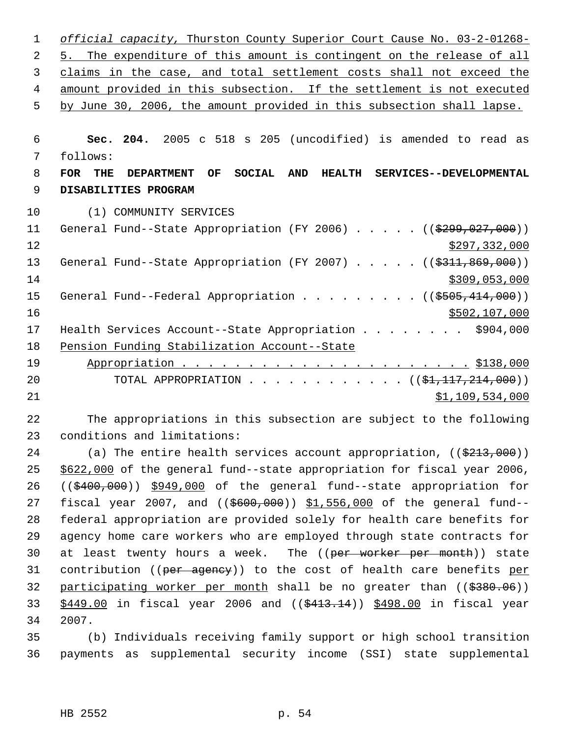*official capacity,* Thurston County Superior Court Cause No. 03-2-01268-5. The expenditure of this amount is contingent on the release of all claims in the case, and total settlement costs shall not exceed the amount provided in this subsection. If the settlement is not executed by June 30, 2006, the amount provided in this subsection shall lapse.

**Sec. 204.** 2005 c 518 s 205 (uncodified) is amended to read as follows:

**FOR THE DEPARTMENT OF SOCIAL AND HEALTH SERVICES--DEVELOPMENTAL DISABILITIES PROGRAM**

(1) COMMUNITY SERVICES

General Fund--State Appropriation (FY 2006) . . . . . (($299,027,000)) $297,332,000

General Fund--State Appropriation (FY 2007) . . . . . (($311,869,000)) $309,053,000

General Fund--Federal Appropriation . . . . . . . . . (($505,414,000)) $502,107,000

Health Services Account--State Appropriation . . . . . . . . $904,000

Pension Funding Stabilization Account--State Appropriation . . . . . . . . . . . . . . . . . . . . . . . $138,000

TOTAL APPROPRIATION . . . . . . . . . . . . (($1,117,214,000)) $1,109,534,000

The appropriations in this subsection are subject to the following conditions and limitations:

(a) The entire health services account appropriation, (($213,000)) $622,000 of the general fund--state appropriation for fiscal year 2006, (($400,000)) $949,000 of the general fund--state appropriation for fiscal year 2007, and (($600,000)) $1,556,000 of the general fund--federal appropriation are provided solely for health care benefits for agency home care workers who are employed through state contracts for at least twenty hours a week. The ((per worker per month)) state contribution ((per agency)) to the cost of health care benefits per participating worker per month shall be no greater than (($380.06)) $449.00 in fiscal year 2006 and (($413.14)) $498.00 in fiscal year 2007.

(b) Individuals receiving family support or high school transition payments as supplemental security income (SSI) state supplemental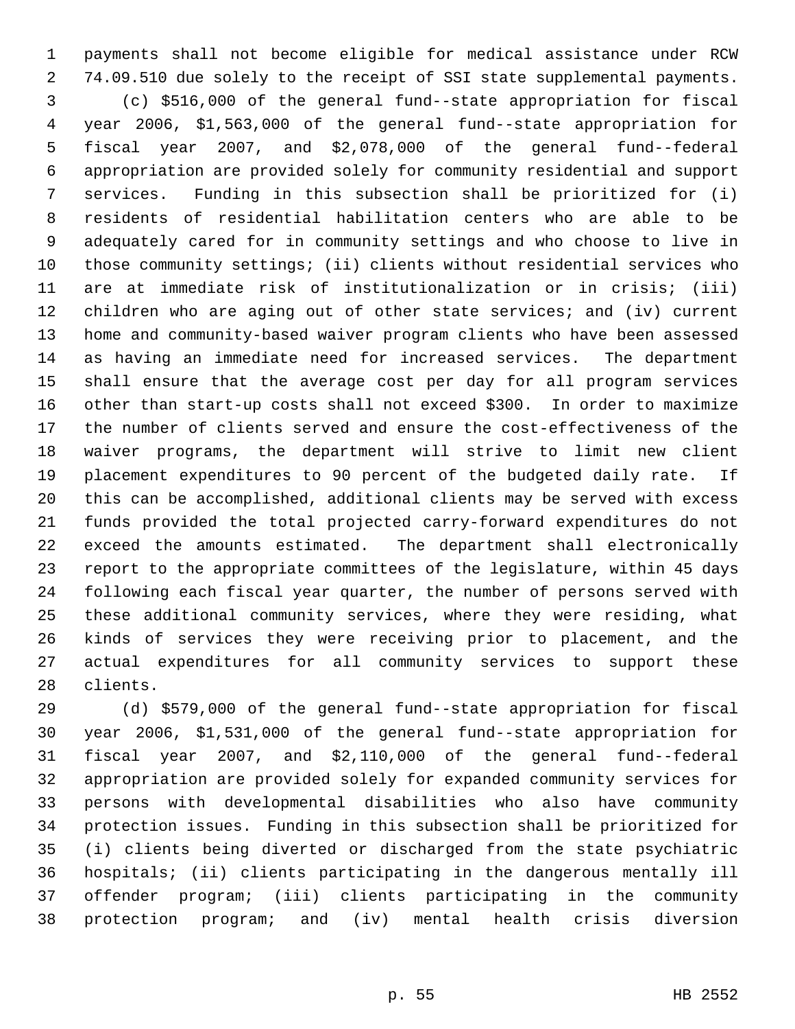payments shall not become eligible for medical assistance under RCW 74.09.510 due solely to the receipt of SSI state supplemental payments.

(c) $516,000 of the general fund--state appropriation for fiscal year 2006, $1,563,000 of the general fund--state appropriation for fiscal year 2007, and $2,078,000 of the general fund--federal appropriation are provided solely for community residential and support services. Funding in this subsection shall be prioritized for (i) residents of residential habilitation centers who are able to be adequately cared for in community settings and who choose to live in those community settings; (ii) clients without residential services who are at immediate risk of institutionalization or in crisis; (iii) children who are aging out of other state services; and (iv) current home and community-based waiver program clients who have been assessed as having an immediate need for increased services. The department shall ensure that the average cost per day for all program services other than start-up costs shall not exceed $300. In order to maximize the number of clients served and ensure the cost-effectiveness of the waiver programs, the department will strive to limit new client placement expenditures to 90 percent of the budgeted daily rate. If this can be accomplished, additional clients may be served with excess funds provided the total projected carry-forward expenditures do not exceed the amounts estimated. The department shall electronically report to the appropriate committees of the legislature, within 45 days following each fiscal year quarter, the number of persons served with these additional community services, where they were residing, what kinds of services they were receiving prior to placement, and the actual expenditures for all community services to support these clients.

(d) $579,000 of the general fund--state appropriation for fiscal year 2006, $1,531,000 of the general fund--state appropriation for fiscal year 2007, and $2,110,000 of the general fund--federal appropriation are provided solely for expanded community services for persons with developmental disabilities who also have community protection issues. Funding in this subsection shall be prioritized for (i) clients being diverted or discharged from the state psychiatric hospitals; (ii) clients participating in the dangerous mentally ill offender program; (iii) clients participating in the community protection program; and (iv) mental health crisis diversion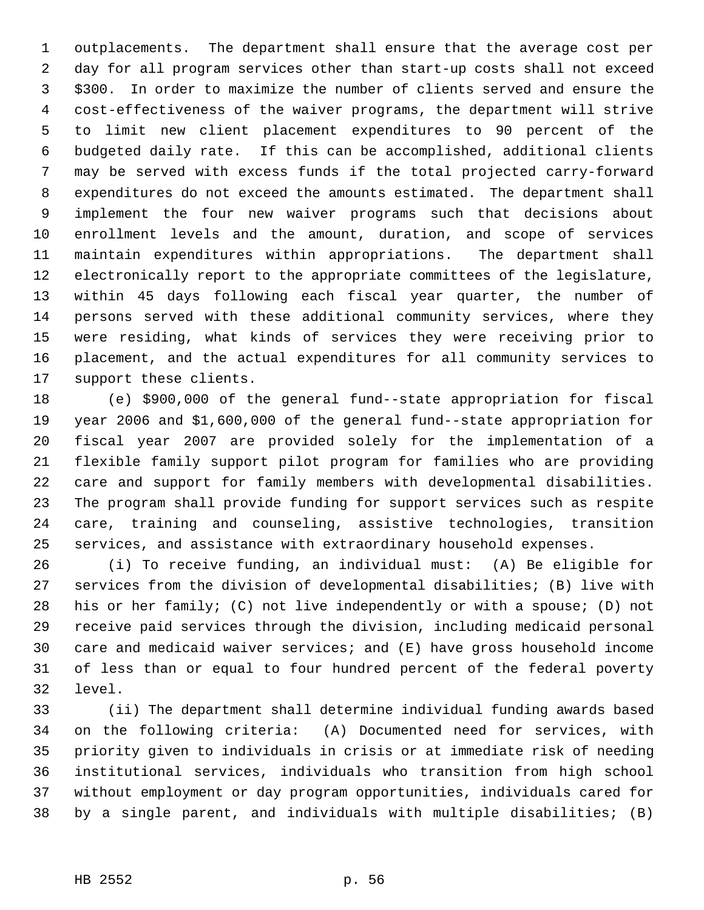outplacements. The department shall ensure that the average cost per day for all program services other than start-up costs shall not exceed $300. In order to maximize the number of clients served and ensure the cost-effectiveness of the waiver programs, the department will strive to limit new client placement expenditures to 90 percent of the budgeted daily rate. If this can be accomplished, additional clients may be served with excess funds if the total projected carry-forward expenditures do not exceed the amounts estimated. The department shall implement the four new waiver programs such that decisions about enrollment levels and the amount, duration, and scope of services maintain expenditures within appropriations. The department shall electronically report to the appropriate committees of the legislature, within 45 days following each fiscal year quarter, the number of persons served with these additional community services, where they were residing, what kinds of services they were receiving prior to placement, and the actual expenditures for all community services to support these clients.

(e) $900,000 of the general fund--state appropriation for fiscal year 2006 and $1,600,000 of the general fund--state appropriation for fiscal year 2007 are provided solely for the implementation of a flexible family support pilot program for families who are providing care and support for family members with developmental disabilities. The program shall provide funding for support services such as respite care, training and counseling, assistive technologies, transition services, and assistance with extraordinary household expenses.

(i) To receive funding, an individual must: (A) Be eligible for services from the division of developmental disabilities; (B) live with his or her family; (C) not live independently or with a spouse; (D) not receive paid services through the division, including medicaid personal care and medicaid waiver services; and (E) have gross household income of less than or equal to four hundred percent of the federal poverty level.

(ii) The department shall determine individual funding awards based on the following criteria: (A) Documented need for services, with priority given to individuals in crisis or at immediate risk of needing institutional services, individuals who transition from high school without employment or day program opportunities, individuals cared for by a single parent, and individuals with multiple disabilities; (B)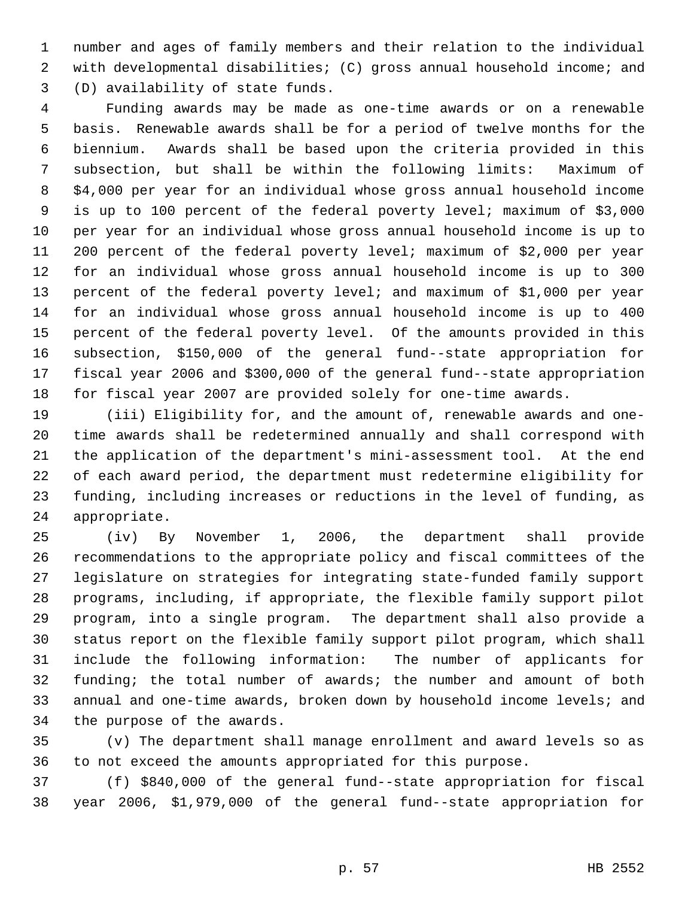number and ages of family members and their relation to the individual with developmental disabilities; (C) gross annual household income; and (D) availability of state funds.

Funding awards may be made as one-time awards or on a renewable basis. Renewable awards shall be for a period of twelve months for the biennium. Awards shall be based upon the criteria provided in this subsection, but shall be within the following limits: Maximum of $4,000 per year for an individual whose gross annual household income is up to 100 percent of the federal poverty level; maximum of $3,000 per year for an individual whose gross annual household income is up to 200 percent of the federal poverty level; maximum of $2,000 per year for an individual whose gross annual household income is up to 300 percent of the federal poverty level; and maximum of $1,000 per year for an individual whose gross annual household income is up to 400 percent of the federal poverty level. Of the amounts provided in this subsection, $150,000 of the general fund--state appropriation for fiscal year 2006 and $300,000 of the general fund--state appropriation for fiscal year 2007 are provided solely for one-time awards.

(iii) Eligibility for, and the amount of, renewable awards and one-time awards shall be redetermined annually and shall correspond with the application of the department's mini-assessment tool. At the end of each award period, the department must redetermine eligibility for funding, including increases or reductions in the level of funding, as appropriate.

(iv) By November 1, 2006, the department shall provide recommendations to the appropriate policy and fiscal committees of the legislature on strategies for integrating state-funded family support programs, including, if appropriate, the flexible family support pilot program, into a single program. The department shall also provide a status report on the flexible family support pilot program, which shall include the following information: The number of applicants for funding; the total number of awards; the number and amount of both annual and one-time awards, broken down by household income levels; and the purpose of the awards.

(v) The department shall manage enrollment and award levels so as to not exceed the amounts appropriated for this purpose.

(f) $840,000 of the general fund--state appropriation for fiscal year 2006, $1,979,000 of the general fund--state appropriation for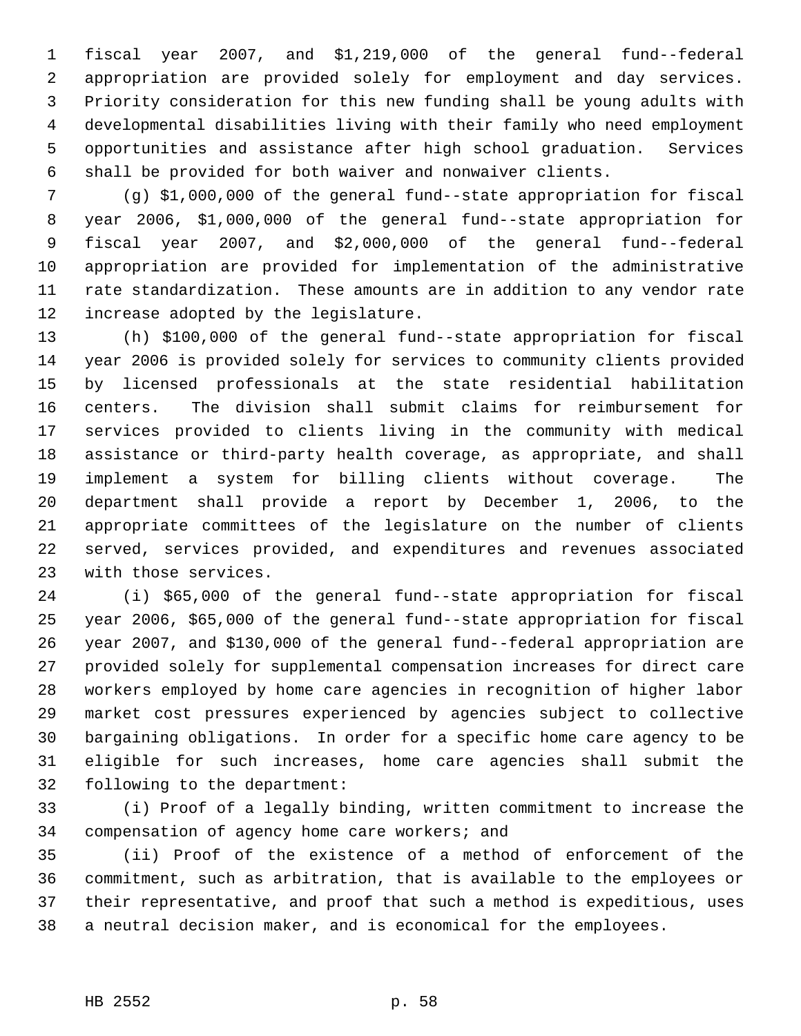fiscal year 2007, and $1,219,000 of the general fund--federal appropriation are provided solely for employment and day services. Priority consideration for this new funding shall be young adults with developmental disabilities living with their family who need employment opportunities and assistance after high school graduation. Services shall be provided for both waiver and nonwaiver clients.

(g) $1,000,000 of the general fund--state appropriation for fiscal year 2006, $1,000,000 of the general fund--state appropriation for fiscal year 2007, and $2,000,000 of the general fund--federal appropriation are provided for implementation of the administrative rate standardization. These amounts are in addition to any vendor rate increase adopted by the legislature.

(h) $100,000 of the general fund--state appropriation for fiscal year 2006 is provided solely for services to community clients provided by licensed professionals at the state residential habilitation centers. The division shall submit claims for reimbursement for services provided to clients living in the community with medical assistance or third-party health coverage, as appropriate, and shall implement a system for billing clients without coverage. The department shall provide a report by December 1, 2006, to the appropriate committees of the legislature on the number of clients served, services provided, and expenditures and revenues associated with those services.

(i) $65,000 of the general fund--state appropriation for fiscal year 2006, $65,000 of the general fund--state appropriation for fiscal year 2007, and $130,000 of the general fund--federal appropriation are provided solely for supplemental compensation increases for direct care workers employed by home care agencies in recognition of higher labor market cost pressures experienced by agencies subject to collective bargaining obligations. In order for a specific home care agency to be eligible for such increases, home care agencies shall submit the following to the department:

(i) Proof of a legally binding, written commitment to increase the compensation of agency home care workers; and

(ii) Proof of the existence of a method of enforcement of the commitment, such as arbitration, that is available to the employees or their representative, and proof that such a method is expeditious, uses a neutral decision maker, and is economical for the employees.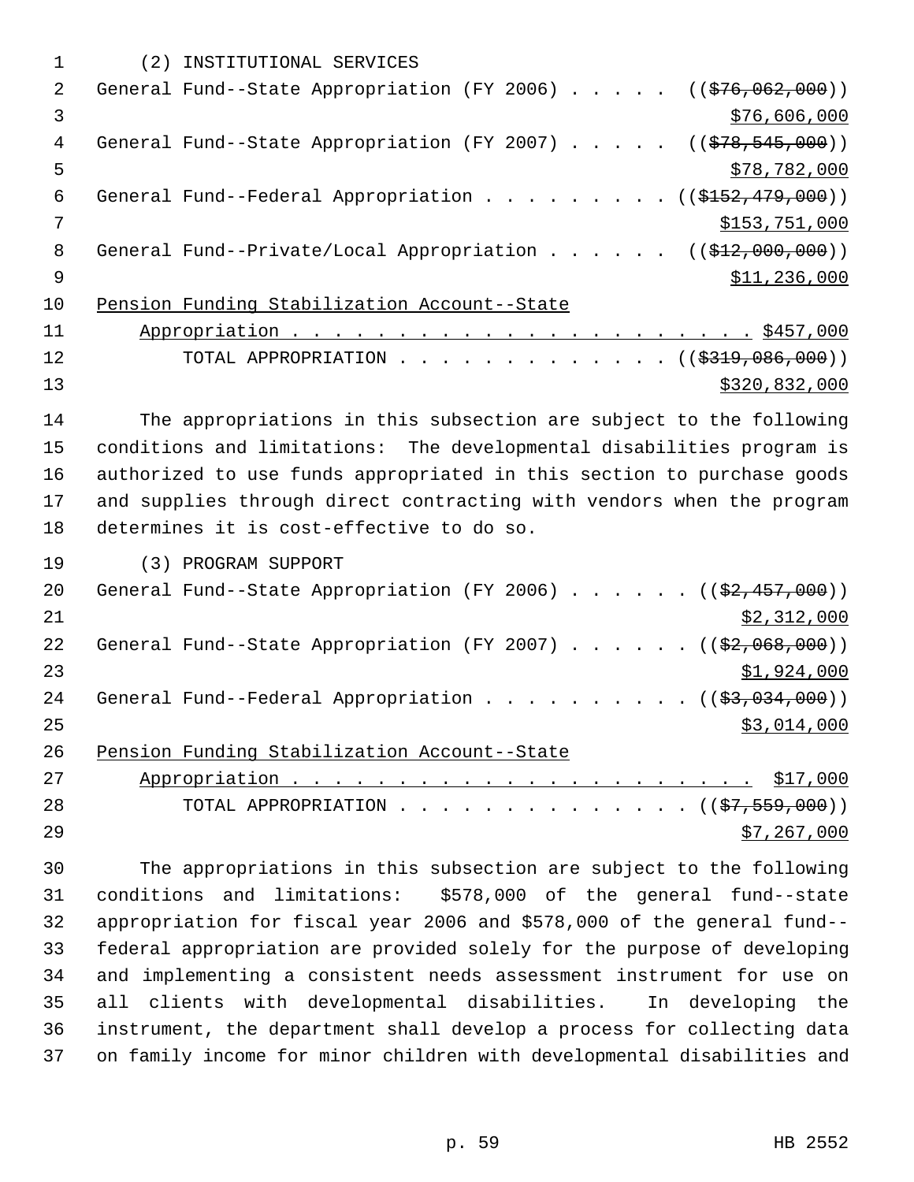(2) INSTITUTIONAL SERVICES

General Fund--State Appropriation (FY 2006) . . . . . ((~~$76,062,000~~))
$76,606,000

General Fund--State Appropriation (FY 2007) . . . . . ((~~$78,545,000~~))
$78,782,000

General Fund--Federal Appropriation . . . . . . . . . ((~~$152,479,000~~))
$153,751,000

General Fund--Private/Local Appropriation . . . . . . ((~~$12,000,000~~))
$11,236,000

Pension Funding Stabilization Account--State Appropriation . . . . . . . . . . . . . . . . . . . . . . $457,000

TOTAL APPROPRIATION . . . . . . . . . . . . . ((~~$319,086,000~~))
$320,832,000

The appropriations in this subsection are subject to the following conditions and limitations: The developmental disabilities program is authorized to use funds appropriated in this section to purchase goods and supplies through direct contracting with vendors when the program determines it is cost-effective to do so.

(3) PROGRAM SUPPORT

General Fund--State Appropriation (FY 2006) . . . . . . ((~~$2,457,000~~))
$2,312,000

General Fund--State Appropriation (FY 2007) . . . . . . ((~~$2,068,000~~))
$1,924,000

General Fund--Federal Appropriation . . . . . . . . . . ((~~$3,034,000~~))
$3,014,000

Pension Funding Stabilization Account--State Appropriation . . . . . . . . . . . . . . . . . . . . . . $17,000

TOTAL APPROPRIATION . . . . . . . . . . . . . . ((~~$7,559,000~~))
$7,267,000

The appropriations in this subsection are subject to the following conditions and limitations: $578,000 of the general fund--state appropriation for fiscal year 2006 and $578,000 of the general fund--federal appropriation are provided solely for the purpose of developing and implementing a consistent needs assessment instrument for use on all clients with developmental disabilities. In developing the instrument, the department shall develop a process for collecting data on family income for minor children with developmental disabilities and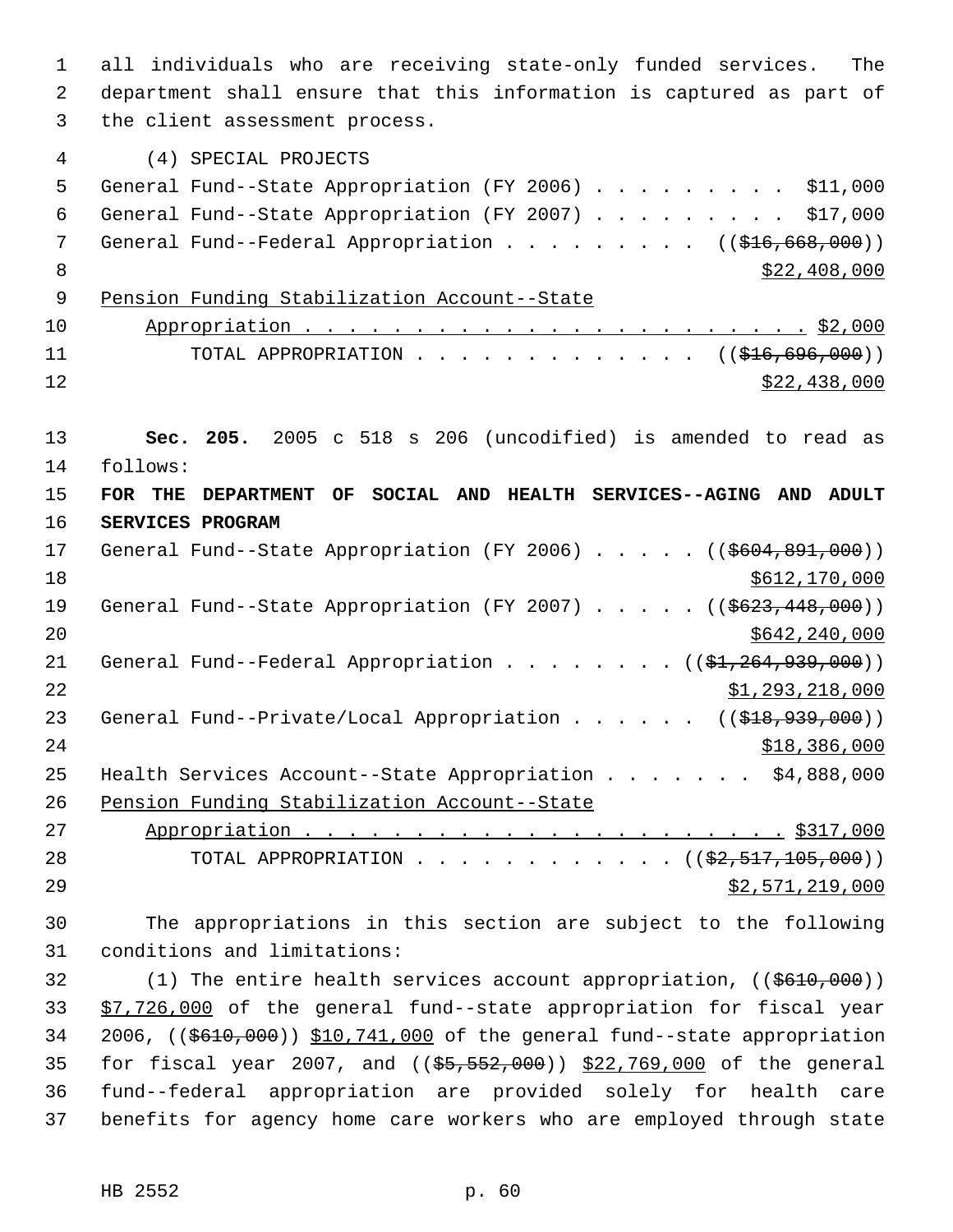all individuals who are receiving state-only funded services. The department shall ensure that this information is captured as part of the client assessment process.

(4) SPECIAL PROJECTS

General Fund--State Appropriation (FY 2006) . . . . . . . . . $11,000

General Fund--State Appropriation (FY 2007) . . . . . . . . . $17,000

General Fund--Federal Appropriation . . . . . . . . . ((~~$16,668,000~~)) $22,408,000

Pension Funding Stabilization Account--State Appropriation . . . . . . . . . . . . . . . . . . . . . . . $2,000

TOTAL APPROPRIATION . . . . . . . . . . . . . ((~~$16,696,000~~)) $22,438,000

**Sec. 205.** 2005 c 518 s 206 (uncodified) is amended to read as follows:

**FOR THE DEPARTMENT OF SOCIAL AND HEALTH SERVICES--AGING AND ADULT SERVICES PROGRAM**

General Fund--State Appropriation (FY 2006) . . . . . (($604,891,000)) $612,170,000

General Fund--State Appropriation (FY 2007) . . . . . (($623,448,000)) $642,240,000

General Fund--Federal Appropriation . . . . . . . . (($1,264,939,000)) $1,293,218,000

General Fund--Private/Local Appropriation . . . . . . (($18,939,000)) $18,386,000

Health Services Account--State Appropriation . . . . . . . $4,888,000

Pension Funding Stabilization Account--State Appropriation . . . . . . . . . . . . . . . . . . . . . . . $317,000

TOTAL APPROPRIATION . . . . . . . . . . . . (($2,517,105,000)) $2,571,219,000

The appropriations in this section are subject to the following conditions and limitations:

(1) The entire health services account appropriation, (($610,000)) $7,726,000 of the general fund--state appropriation for fiscal year 2006, (($610,000)) $10,741,000 of the general fund--state appropriation for fiscal year 2007, and (($5,552,000)) $22,769,000 of the general fund--federal appropriation are provided solely for health care benefits for agency home care workers who are employed through state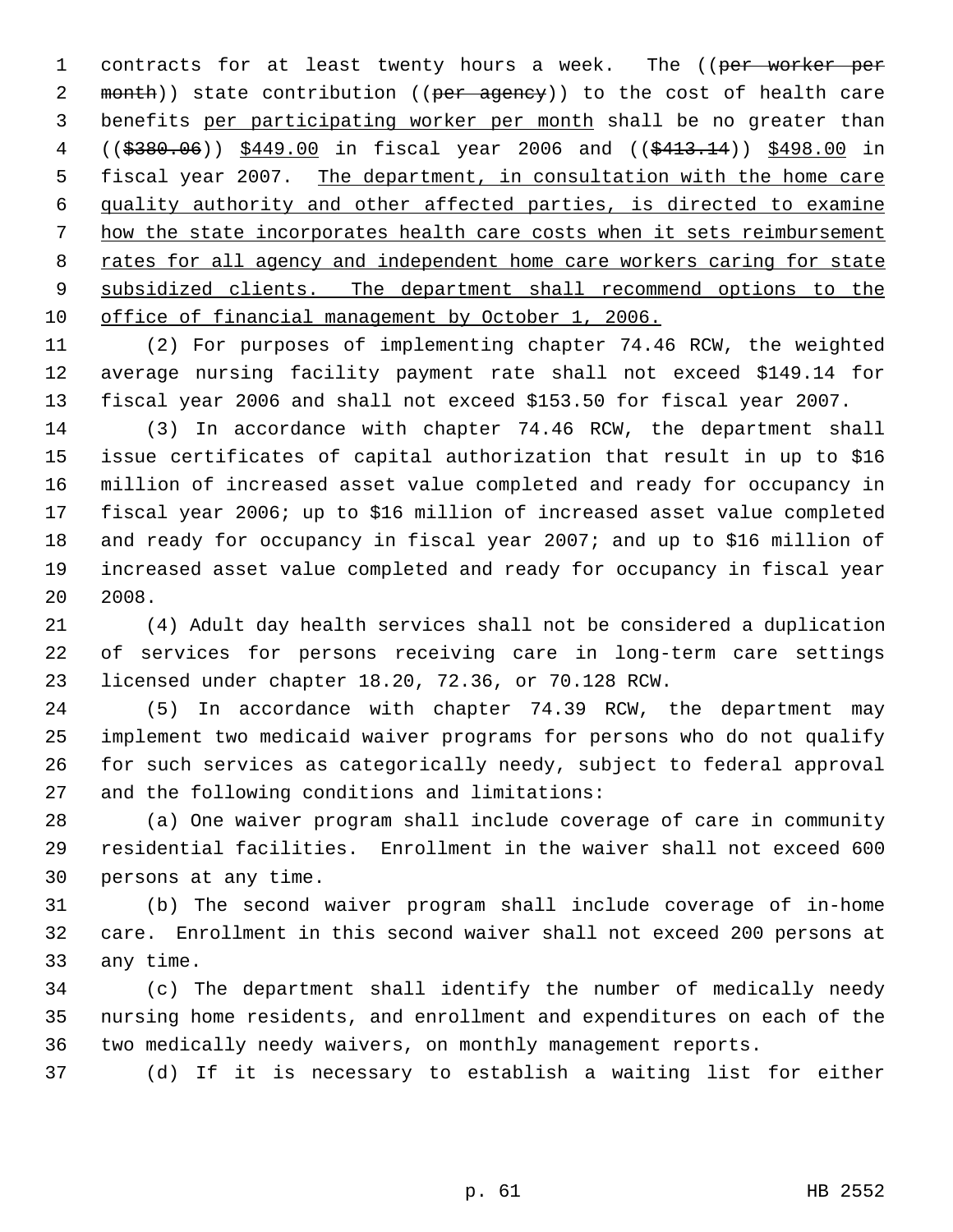contracts for at least twenty hours a week. The ((~~per worker per month~~)) state contribution ((~~per agency~~)) to the cost of health care benefits <u>per participating worker per month</u> shall be no greater than ((~~$380.06~~)) <u>$449.00</u> in fiscal year 2006 and ((~~$413.14~~)) <u>$498.00</u> in fiscal year 2007. <u>The department, in consultation with the home care quality authority and other affected parties, is directed to examine how the state incorporates health care costs when it sets reimbursement rates for all agency and independent home care workers caring for state subsidized clients. The department shall recommend options to the office of financial management by October 1, 2006.</u>

(2) For purposes of implementing chapter 74.46 RCW, the weighted average nursing facility payment rate shall not exceed $149.14 for fiscal year 2006 and shall not exceed $153.50 for fiscal year 2007.

(3) In accordance with chapter 74.46 RCW, the department shall issue certificates of capital authorization that result in up to $16 million of increased asset value completed and ready for occupancy in fiscal year 2006; up to $16 million of increased asset value completed and ready for occupancy in fiscal year 2007; and up to $16 million of increased asset value completed and ready for occupancy in fiscal year 2008.

(4) Adult day health services shall not be considered a duplication of services for persons receiving care in long-term care settings licensed under chapter 18.20, 72.36, or 70.128 RCW.

(5) In accordance with chapter 74.39 RCW, the department may implement two medicaid waiver programs for persons who do not qualify for such services as categorically needy, subject to federal approval and the following conditions and limitations:

(a) One waiver program shall include coverage of care in community residential facilities. Enrollment in the waiver shall not exceed 600 persons at any time.

(b) The second waiver program shall include coverage of in-home care. Enrollment in this second waiver shall not exceed 200 persons at any time.

(c) The department shall identify the number of medically needy nursing home residents, and enrollment and expenditures on each of the two medically needy waivers, on monthly management reports.

(d) If it is necessary to establish a waiting list for either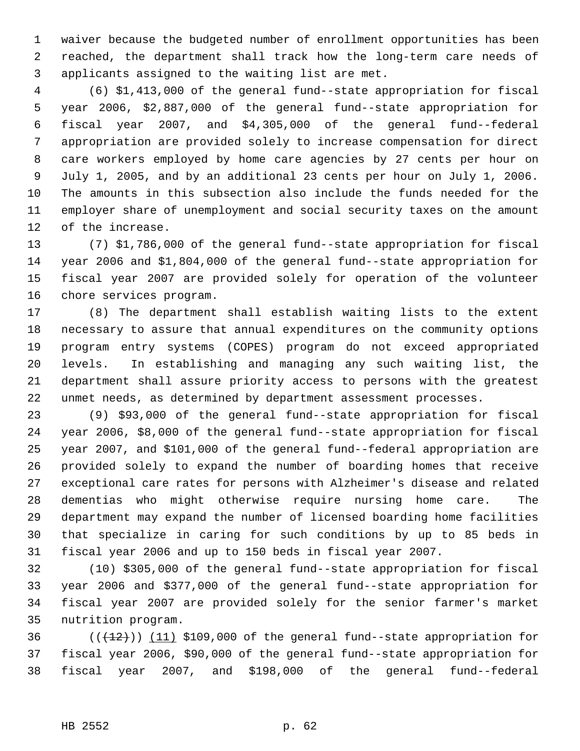waiver because the budgeted number of enrollment opportunities has been reached, the department shall track how the long-term care needs of applicants assigned to the waiting list are met.

(6) $1,413,000 of the general fund--state appropriation for fiscal year 2006, $2,887,000 of the general fund--state appropriation for fiscal year 2007, and $4,305,000 of the general fund--federal appropriation are provided solely to increase compensation for direct care workers employed by home care agencies by 27 cents per hour on July 1, 2005, and by an additional 23 cents per hour on July 1, 2006. The amounts in this subsection also include the funds needed for the employer share of unemployment and social security taxes on the amount of the increase.

(7) $1,786,000 of the general fund--state appropriation for fiscal year 2006 and $1,804,000 of the general fund--state appropriation for fiscal year 2007 are provided solely for operation of the volunteer chore services program.

(8) The department shall establish waiting lists to the extent necessary to assure that annual expenditures on the community options program entry systems (COPES) program do not exceed appropriated levels. In establishing and managing any such waiting list, the department shall assure priority access to persons with the greatest unmet needs, as determined by department assessment processes.

(9) $93,000 of the general fund--state appropriation for fiscal year 2006, $8,000 of the general fund--state appropriation for fiscal year 2007, and $101,000 of the general fund--federal appropriation are provided solely to expand the number of boarding homes that receive exceptional care rates for persons with Alzheimer's disease and related dementias who might otherwise require nursing home care. The department may expand the number of licensed boarding home facilities that specialize in caring for such conditions by up to 85 beds in fiscal year 2006 and up to 150 beds in fiscal year 2007.

(10) $305,000 of the general fund--state appropriation for fiscal year 2006 and $377,000 of the general fund--state appropriation for fiscal year 2007 are provided solely for the senior farmer's market nutrition program.

((~~(12)~~)) (11) $109,000 of the general fund--state appropriation for fiscal year 2006, $90,000 of the general fund--state appropriation for fiscal year 2007, and $198,000 of the general fund--federal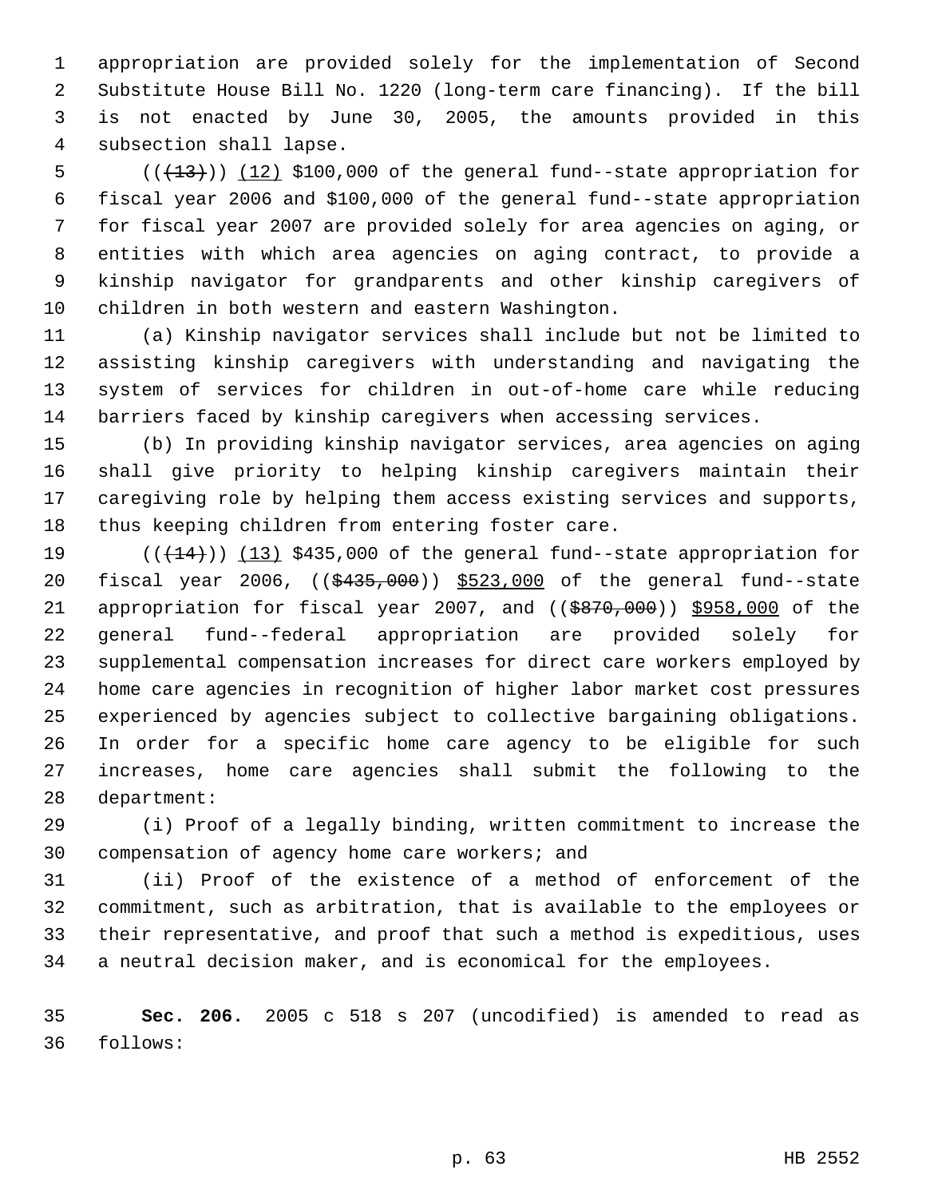appropriation are provided solely for the implementation of Second Substitute House Bill No. 1220 (long-term care financing). If the bill is not enacted by June 30, 2005, the amounts provided in this subsection shall lapse.

((~~(13)~~)) (12) $100,000 of the general fund--state appropriation for fiscal year 2006 and $100,000 of the general fund--state appropriation for fiscal year 2007 are provided solely for area agencies on aging, or entities with which area agencies on aging contract, to provide a kinship navigator for grandparents and other kinship caregivers of children in both western and eastern Washington.

(a) Kinship navigator services shall include but not be limited to assisting kinship caregivers with understanding and navigating the system of services for children in out-of-home care while reducing barriers faced by kinship caregivers when accessing services.

(b) In providing kinship navigator services, area agencies on aging shall give priority to helping kinship caregivers maintain their caregiving role by helping them access existing services and supports, thus keeping children from entering foster care.

((~~(14)~~)) (13) $435,000 of the general fund--state appropriation for fiscal year 2006, ((~~$435,000~~)) $523,000 of the general fund--state appropriation for fiscal year 2007, and ((~~$870,000~~)) $958,000 of the general fund--federal appropriation are provided solely for supplemental compensation increases for direct care workers employed by home care agencies in recognition of higher labor market cost pressures experienced by agencies subject to collective bargaining obligations. In order for a specific home care agency to be eligible for such increases, home care agencies shall submit the following to the department:

(i) Proof of a legally binding, written commitment to increase the compensation of agency home care workers; and

(ii) Proof of the existence of a method of enforcement of the commitment, such as arbitration, that is available to the employees or their representative, and proof that such a method is expeditious, uses a neutral decision maker, and is economical for the employees.

**Sec. 206.** 2005 c 518 s 207 (uncodified) is amended to read as follows: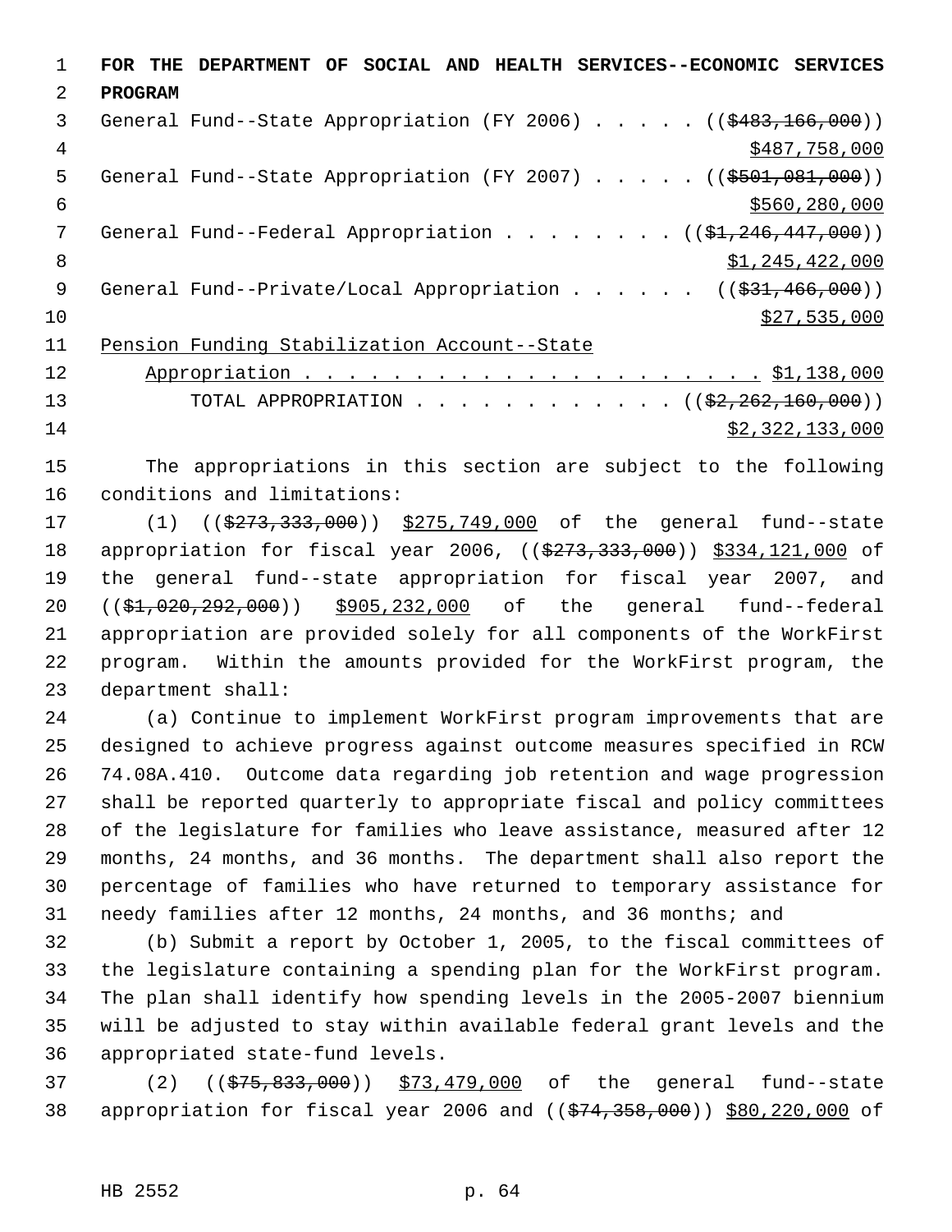**FOR THE DEPARTMENT OF SOCIAL AND HEALTH SERVICES--ECONOMIC SERVICES PROGRAM**

General Fund--State Appropriation (FY 2006) . . . . . (($483,166,000))
$487,758,000

General Fund--State Appropriation (FY 2007) . . . . . (($501,081,000))
$560,280,000

General Fund--Federal Appropriation . . . . . . . . (($1,246,447,000))
$1,245,422,000

General Fund--Private/Local Appropriation . . . . . . (($31,466,000))
$27,535,000

Pension Funding Stabilization Account--State
Appropriation . . . . . . . . . . . . . . . . . . . . . $1,138,000

TOTAL APPROPRIATION . . . . . . . . . . . . (($2,262,160,000))
$2,322,133,000

The appropriations in this section are subject to the following conditions and limitations:

(1) (($273,333,000)) $275,749,000 of the general fund--state appropriation for fiscal year 2006, (($273,333,000)) $334,121,000 of the general fund--state appropriation for fiscal year 2007, and (($1,020,292,000)) $905,232,000 of the general fund--federal appropriation are provided solely for all components of the WorkFirst program. Within the amounts provided for the WorkFirst program, the department shall:

(a) Continue to implement WorkFirst program improvements that are designed to achieve progress against outcome measures specified in RCW 74.08A.410. Outcome data regarding job retention and wage progression shall be reported quarterly to appropriate fiscal and policy committees of the legislature for families who leave assistance, measured after 12 months, 24 months, and 36 months. The department shall also report the percentage of families who have returned to temporary assistance for needy families after 12 months, 24 months, and 36 months; and

(b) Submit a report by October 1, 2005, to the fiscal committees of the legislature containing a spending plan for the WorkFirst program. The plan shall identify how spending levels in the 2005-2007 biennium will be adjusted to stay within available federal grant levels and the appropriated state-fund levels.

(2) (($75,833,000)) $73,479,000 of the general fund--state appropriation for fiscal year 2006 and (($74,358,000)) $80,220,000 of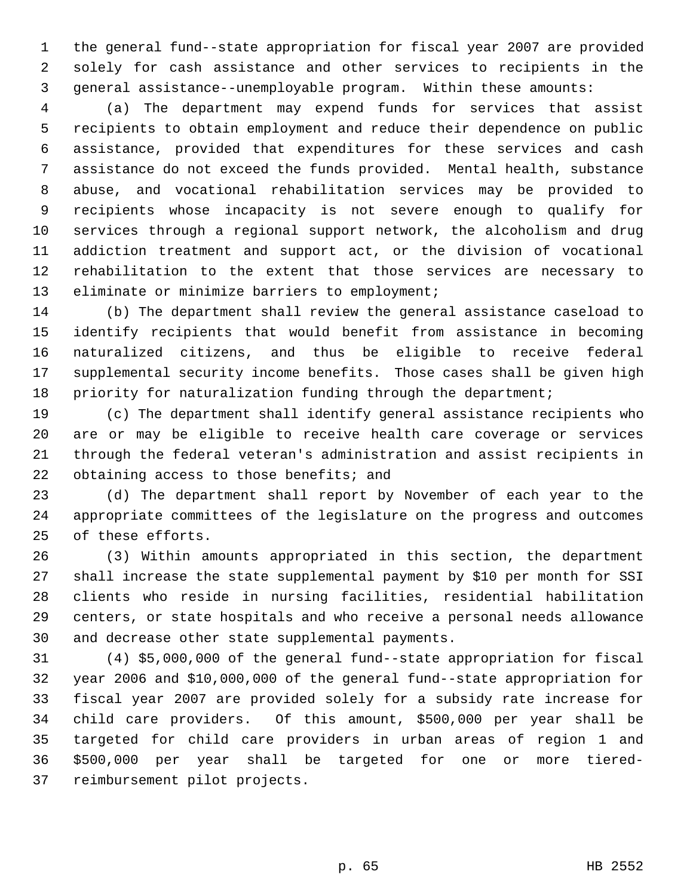the general fund--state appropriation for fiscal year 2007 are provided solely for cash assistance and other services to recipients in the general assistance--unemployable program. Within these amounts:

(a) The department may expend funds for services that assist recipients to obtain employment and reduce their dependence on public assistance, provided that expenditures for these services and cash assistance do not exceed the funds provided. Mental health, substance abuse, and vocational rehabilitation services may be provided to recipients whose incapacity is not severe enough to qualify for services through a regional support network, the alcoholism and drug addiction treatment and support act, or the division of vocational rehabilitation to the extent that those services are necessary to eliminate or minimize barriers to employment;

(b) The department shall review the general assistance caseload to identify recipients that would benefit from assistance in becoming naturalized citizens, and thus be eligible to receive federal supplemental security income benefits. Those cases shall be given high priority for naturalization funding through the department;

(c) The department shall identify general assistance recipients who are or may be eligible to receive health care coverage or services through the federal veteran's administration and assist recipients in obtaining access to those benefits; and

(d) The department shall report by November of each year to the appropriate committees of the legislature on the progress and outcomes of these efforts.

(3) Within amounts appropriated in this section, the department shall increase the state supplemental payment by $10 per month for SSI clients who reside in nursing facilities, residential habilitation centers, or state hospitals and who receive a personal needs allowance and decrease other state supplemental payments.

(4) $5,000,000 of the general fund--state appropriation for fiscal year 2006 and $10,000,000 of the general fund--state appropriation for fiscal year 2007 are provided solely for a subsidy rate increase for child care providers. Of this amount, $500,000 per year shall be targeted for child care providers in urban areas of region 1 and $500,000 per year shall be targeted for one or more tiered-reimbursement pilot projects.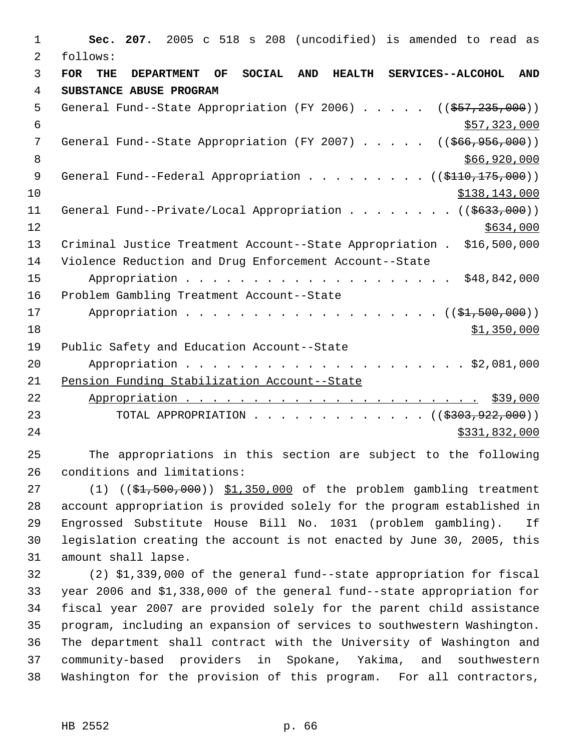**Sec. 207.** 2005 c 518 s 208 (uncodified) is amended to read as follows:

**FOR THE DEPARTMENT OF SOCIAL AND HEALTH SERVICES--ALCOHOL AND SUBSTANCE ABUSE PROGRAM**

General Fund--State Appropriation (FY 2006) . . . . . (($57,235,000))
$57,323,000

General Fund--State Appropriation (FY 2007) . . . . . (($66,956,000))
$66,920,000

General Fund--Federal Appropriation . . . . . . . . . (($110,175,000))
$138,143,000

General Fund--Private/Local Appropriation . . . . . . . . (($633,000))
$634,000

Criminal Justice Treatment Account--State Appropriation . $16,500,000

Violence Reduction and Drug Enforcement Account--State
Appropriation . . . . . . . . . . . . . . . . . . . . . $48,842,000

Problem Gambling Treatment Account--State
Appropriation . . . . . . . . . . . . . . . . . . . . (($1,500,000))
$1,350,000

Public Safety and Education Account--State
Appropriation . . . . . . . . . . . . . . . . . . . . . $2,081,000

Pension Funding Stabilization Account--State
Appropriation . . . . . . . . . . . . . . . . . . . . . . $39,000

TOTAL APPROPRIATION . . . . . . . . . . . . . (($303,922,000))
$331,832,000

The appropriations in this section are subject to the following conditions and limitations:

(1) (($1,500,000)) $1,350,000 of the problem gambling treatment account appropriation is provided solely for the program established in Engrossed Substitute House Bill No. 1031 (problem gambling). If legislation creating the account is not enacted by June 30, 2005, this amount shall lapse.

(2) $1,339,000 of the general fund--state appropriation for fiscal year 2006 and $1,338,000 of the general fund--state appropriation for fiscal year 2007 are provided solely for the parent child assistance program, including an expansion of services to southwestern Washington. The department shall contract with the University of Washington and community-based providers in Spokane, Yakima, and southwestern Washington for the provision of this program. For all contractors,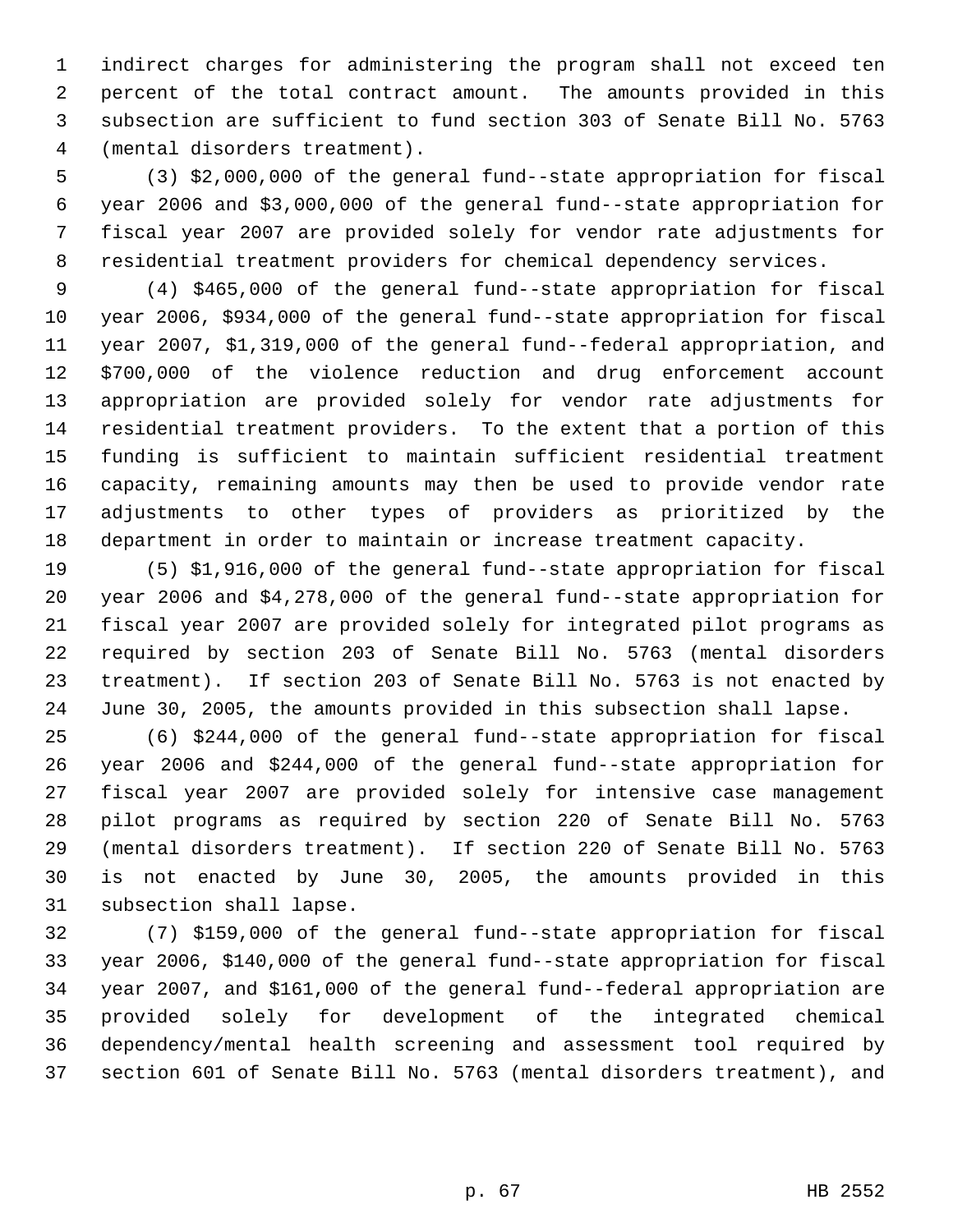indirect charges for administering the program shall not exceed ten percent of the total contract amount. The amounts provided in this subsection are sufficient to fund section 303 of Senate Bill No. 5763 (mental disorders treatment).

(3) $2,000,000 of the general fund--state appropriation for fiscal year 2006 and $3,000,000 of the general fund--state appropriation for fiscal year 2007 are provided solely for vendor rate adjustments for residential treatment providers for chemical dependency services.

(4) $465,000 of the general fund--state appropriation for fiscal year 2006, $934,000 of the general fund--state appropriation for fiscal year 2007, $1,319,000 of the general fund--federal appropriation, and $700,000 of the violence reduction and drug enforcement account appropriation are provided solely for vendor rate adjustments for residential treatment providers. To the extent that a portion of this funding is sufficient to maintain sufficient residential treatment capacity, remaining amounts may then be used to provide vendor rate adjustments to other types of providers as prioritized by the department in order to maintain or increase treatment capacity.

(5) $1,916,000 of the general fund--state appropriation for fiscal year 2006 and $4,278,000 of the general fund--state appropriation for fiscal year 2007 are provided solely for integrated pilot programs as required by section 203 of Senate Bill No. 5763 (mental disorders treatment). If section 203 of Senate Bill No. 5763 is not enacted by June 30, 2005, the amounts provided in this subsection shall lapse.

(6) $244,000 of the general fund--state appropriation for fiscal year 2006 and $244,000 of the general fund--state appropriation for fiscal year 2007 are provided solely for intensive case management pilot programs as required by section 220 of Senate Bill No. 5763 (mental disorders treatment). If section 220 of Senate Bill No. 5763 is not enacted by June 30, 2005, the amounts provided in this subsection shall lapse.

(7) $159,000 of the general fund--state appropriation for fiscal year 2006, $140,000 of the general fund--state appropriation for fiscal year 2007, and $161,000 of the general fund--federal appropriation are provided solely for development of the integrated chemical dependency/mental health screening and assessment tool required by section 601 of Senate Bill No. 5763 (mental disorders treatment), and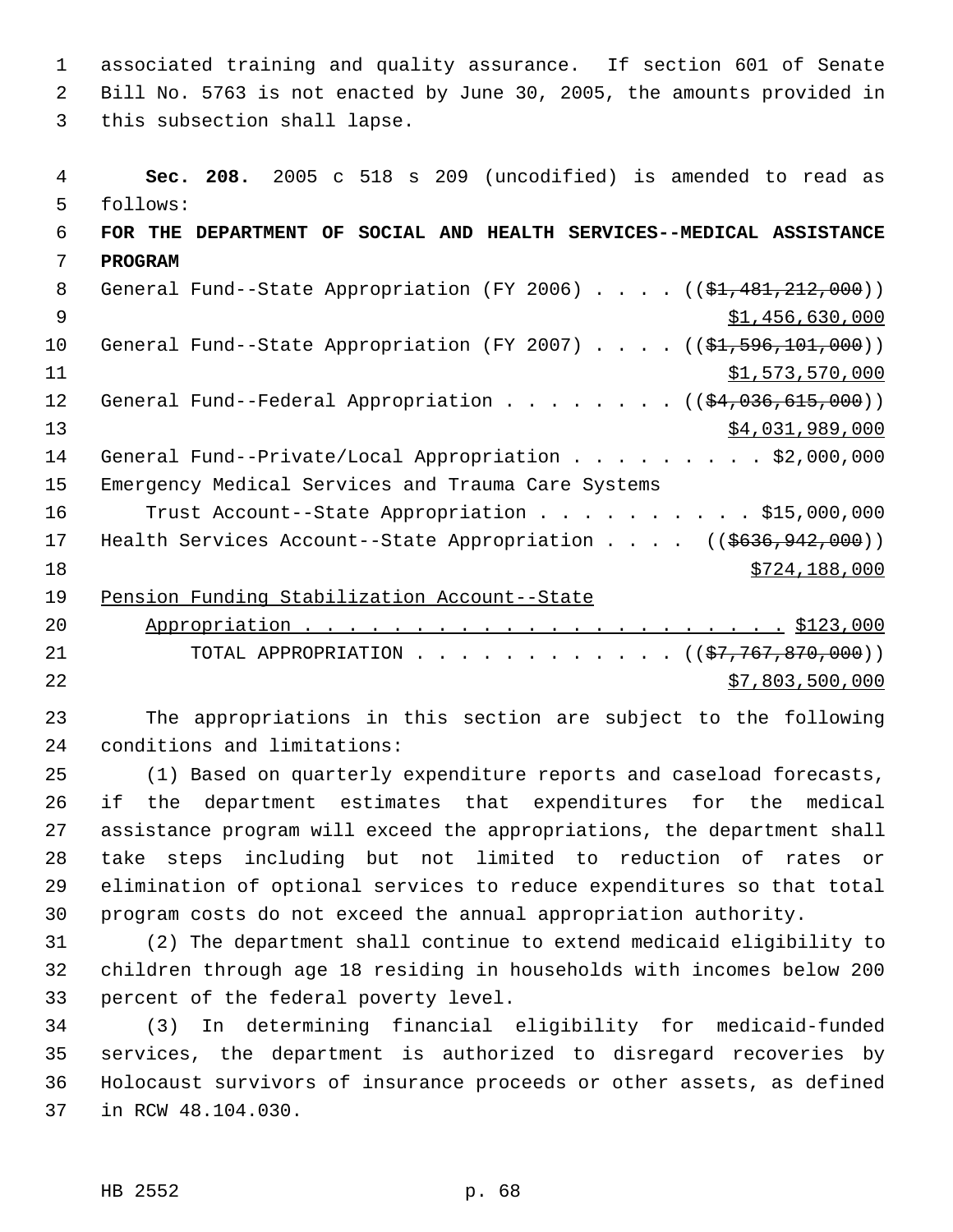associated training and quality assurance. If section 601 of Senate Bill No. 5763 is not enacted by June 30, 2005, the amounts provided in this subsection shall lapse.

**Sec. 208.** 2005 c 518 s 209 (uncodified) is amended to read as follows:

**FOR THE DEPARTMENT OF SOCIAL AND HEALTH SERVICES--MEDICAL ASSISTANCE PROGRAM**

General Fund--State Appropriation (FY 2006) . . . . ((~~$1,481,212,000~~))
$1,456,630,000

General Fund--State Appropriation (FY 2007) . . . . ((~~$1,596,101,000~~))
$1,573,570,000

General Fund--Federal Appropriation . . . . . . . . ((~~$4,036,615,000~~))
$4,031,989,000

General Fund--Private/Local Appropriation . . . . . . . . . $2,000,000

Emergency Medical Services and Trauma Care Systems
Trust Account--State Appropriation . . . . . . . . . . $15,000,000

Health Services Account--State Appropriation . . . . ((~~$636,942,000~~))
$724,188,000

Pension Funding Stabilization Account--State
Appropriation . . . . . . . . . . . . . . . . . . . . . . $123,000

TOTAL APPROPRIATION . . . . . . . . . . . . ((~~$7,767,870,000~~))
$7,803,500,000

The appropriations in this section are subject to the following conditions and limitations:

(1) Based on quarterly expenditure reports and caseload forecasts, if the department estimates that expenditures for the medical assistance program will exceed the appropriations, the department shall take steps including but not limited to reduction of rates or elimination of optional services to reduce expenditures so that total program costs do not exceed the annual appropriation authority.

(2) The department shall continue to extend medicaid eligibility to children through age 18 residing in households with incomes below 200 percent of the federal poverty level.

(3) In determining financial eligibility for medicaid-funded services, the department is authorized to disregard recoveries by Holocaust survivors of insurance proceeds or other assets, as defined in RCW 48.104.030.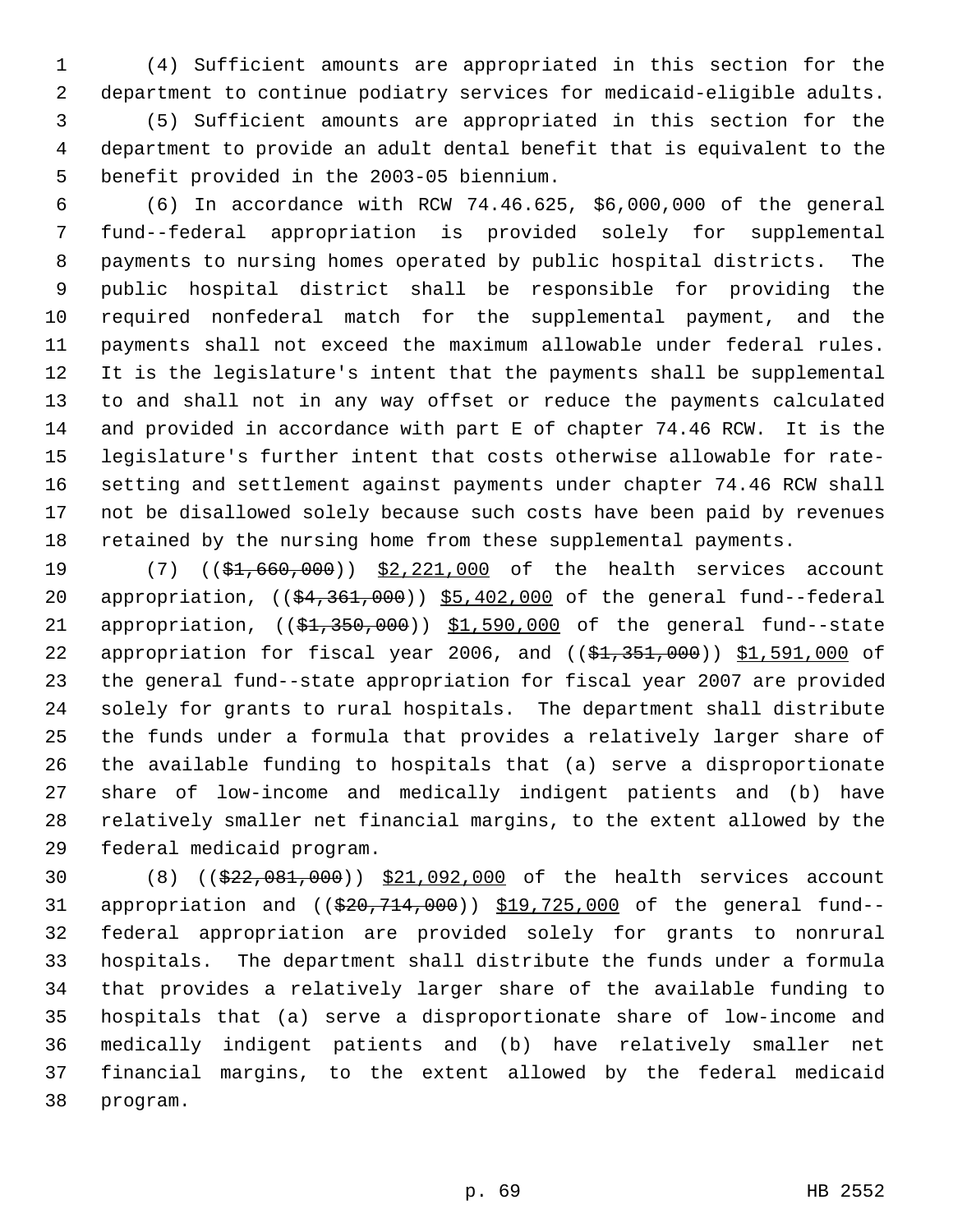(4) Sufficient amounts are appropriated in this section for the department to continue podiatry services for medicaid-eligible adults.

(5) Sufficient amounts are appropriated in this section for the department to provide an adult dental benefit that is equivalent to the benefit provided in the 2003-05 biennium.

(6) In accordance with RCW 74.46.625, $6,000,000 of the general fund--federal appropriation is provided solely for supplemental payments to nursing homes operated by public hospital districts. The public hospital district shall be responsible for providing the required nonfederal match for the supplemental payment, and the payments shall not exceed the maximum allowable under federal rules. It is the legislature's intent that the payments shall be supplemental to and shall not in any way offset or reduce the payments calculated and provided in accordance with part E of chapter 74.46 RCW. It is the legislature's further intent that costs otherwise allowable for rate-setting and settlement against payments under chapter 74.46 RCW shall not be disallowed solely because such costs have been paid by revenues retained by the nursing home from these supplemental payments.

(7) ((~~$1,660,000~~)) $2,221,000 of the health services account appropriation, ((~~$4,361,000~~)) $5,402,000 of the general fund--federal appropriation, ((~~$1,350,000~~)) $1,590,000 of the general fund--state appropriation for fiscal year 2006, and ((~~$1,351,000~~)) $1,591,000 of the general fund--state appropriation for fiscal year 2007 are provided solely for grants to rural hospitals. The department shall distribute the funds under a formula that provides a relatively larger share of the available funding to hospitals that (a) serve a disproportionate share of low-income and medically indigent patients and (b) have relatively smaller net financial margins, to the extent allowed by the federal medicaid program.

(8) ((~~$22,081,000~~)) $21,092,000 of the health services account appropriation and ((~~$20,714,000~~)) $19,725,000 of the general fund--federal appropriation are provided solely for grants to nonrural hospitals. The department shall distribute the funds under a formula that provides a relatively larger share of the available funding to hospitals that (a) serve a disproportionate share of low-income and medically indigent patients and (b) have relatively smaller net financial margins, to the extent allowed by the federal medicaid program.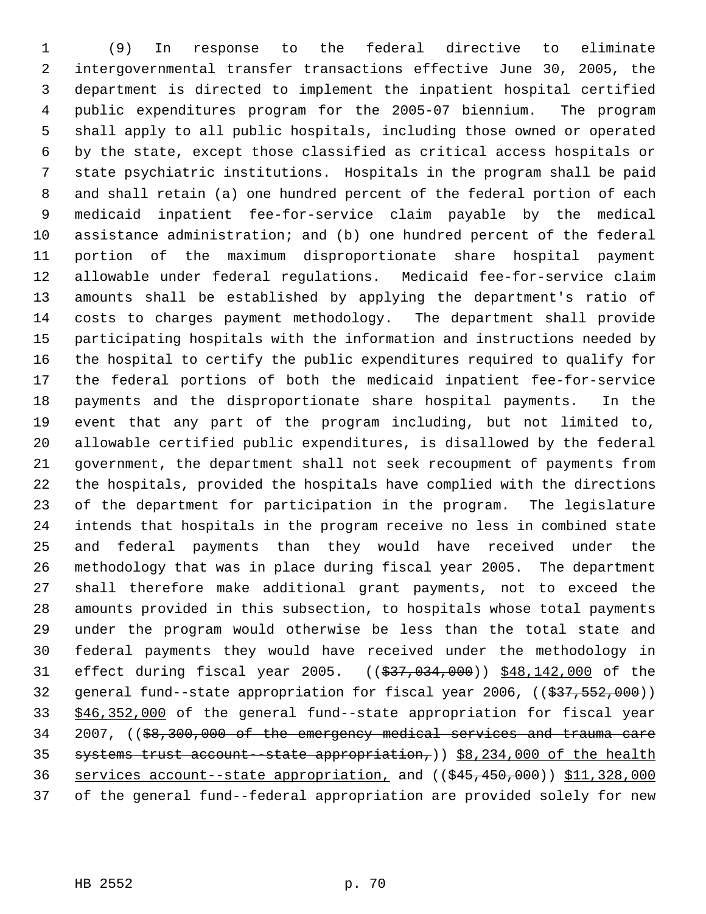(9) In response to the federal directive to eliminate intergovernmental transfer transactions effective June 30, 2005, the department is directed to implement the inpatient hospital certified public expenditures program for the 2005-07 biennium. The program shall apply to all public hospitals, including those owned or operated by the state, except those classified as critical access hospitals or state psychiatric institutions. Hospitals in the program shall be paid and shall retain (a) one hundred percent of the federal portion of each medicaid inpatient fee-for-service claim payable by the medical assistance administration; and (b) one hundred percent of the federal portion of the maximum disproportionate share hospital payment allowable under federal regulations. Medicaid fee-for-service claim amounts shall be established by applying the department's ratio of costs to charges payment methodology. The department shall provide participating hospitals with the information and instructions needed by the hospital to certify the public expenditures required to qualify for the federal portions of both the medicaid inpatient fee-for-service payments and the disproportionate share hospital payments. In the event that any part of the program including, but not limited to, allowable certified public expenditures, is disallowed by the federal government, the department shall not seek recoupment of payments from the hospitals, provided the hospitals have complied with the directions of the department for participation in the program. The legislature intends that hospitals in the program receive no less in combined state and federal payments than they would have received under the methodology that was in place during fiscal year 2005. The department shall therefore make additional grant payments, not to exceed the amounts provided in this subsection, to hospitals whose total payments under the program would otherwise be less than the total state and federal payments they would have received under the methodology in effect during fiscal year 2005. ((~~$37,034,000~~)) <u>$48,142,000</u> of the general fund--state appropriation for fiscal year 2006, ((~~$37,552,000~~)) <u>$46,352,000</u> of the general fund--state appropriation for fiscal year 2007, ((~~$8,300,000 of the emergency medical services and trauma care systems trust account--state appropriation,~~)) <u>$8,234,000 of the health services account--state appropriation,</u> and ((~~$45,450,000~~)) <u>$11,328,000</u> of the general fund--federal appropriation are provided solely for new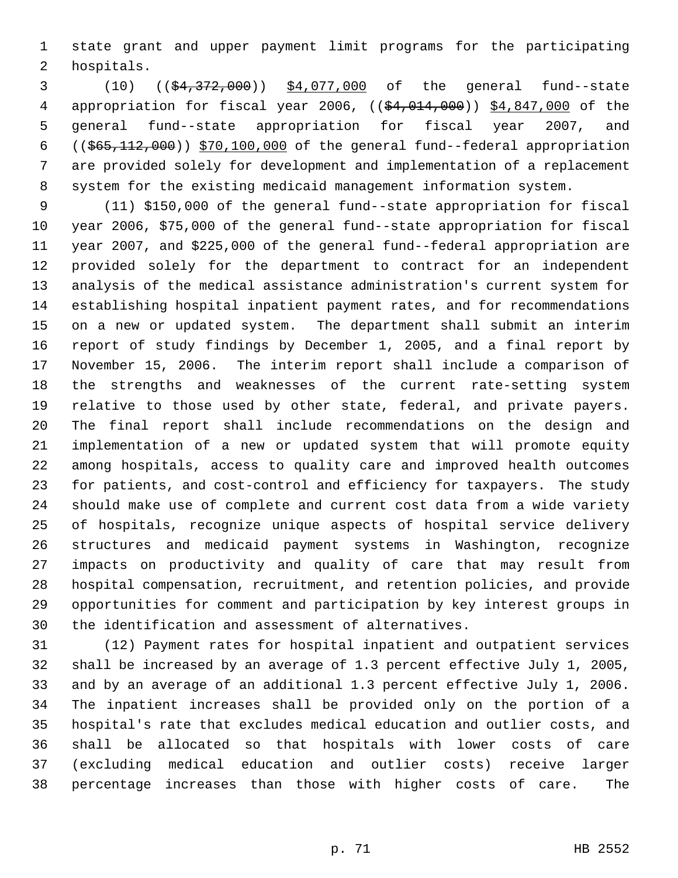state grant and upper payment limit programs for the participating hospitals.

(10) ((~~$4,372,000~~)) $4,077,000 of the general fund--state appropriation for fiscal year 2006, ((~~$4,014,000~~)) $4,847,000 of the general fund--state appropriation for fiscal year 2007, and ((~~$65,112,000~~)) $70,100,000 of the general fund--federal appropriation are provided solely for development and implementation of a replacement system for the existing medicaid management information system.

(11) $150,000 of the general fund--state appropriation for fiscal year 2006, $75,000 of the general fund--state appropriation for fiscal year 2007, and $225,000 of the general fund--federal appropriation are provided solely for the department to contract for an independent analysis of the medical assistance administration's current system for establishing hospital inpatient payment rates, and for recommendations on a new or updated system. The department shall submit an interim report of study findings by December 1, 2005, and a final report by November 15, 2006. The interim report shall include a comparison of the strengths and weaknesses of the current rate-setting system relative to those used by other state, federal, and private payers. The final report shall include recommendations on the design and implementation of a new or updated system that will promote equity among hospitals, access to quality care and improved health outcomes for patients, and cost-control and efficiency for taxpayers. The study should make use of complete and current cost data from a wide variety of hospitals, recognize unique aspects of hospital service delivery structures and medicaid payment systems in Washington, recognize impacts on productivity and quality of care that may result from hospital compensation, recruitment, and retention policies, and provide opportunities for comment and participation by key interest groups in the identification and assessment of alternatives.

(12) Payment rates for hospital inpatient and outpatient services shall be increased by an average of 1.3 percent effective July 1, 2005, and by an average of an additional 1.3 percent effective July 1, 2006. The inpatient increases shall be provided only on the portion of a hospital's rate that excludes medical education and outlier costs, and shall be allocated so that hospitals with lower costs of care (excluding medical education and outlier costs) receive larger percentage increases than those with higher costs of care. The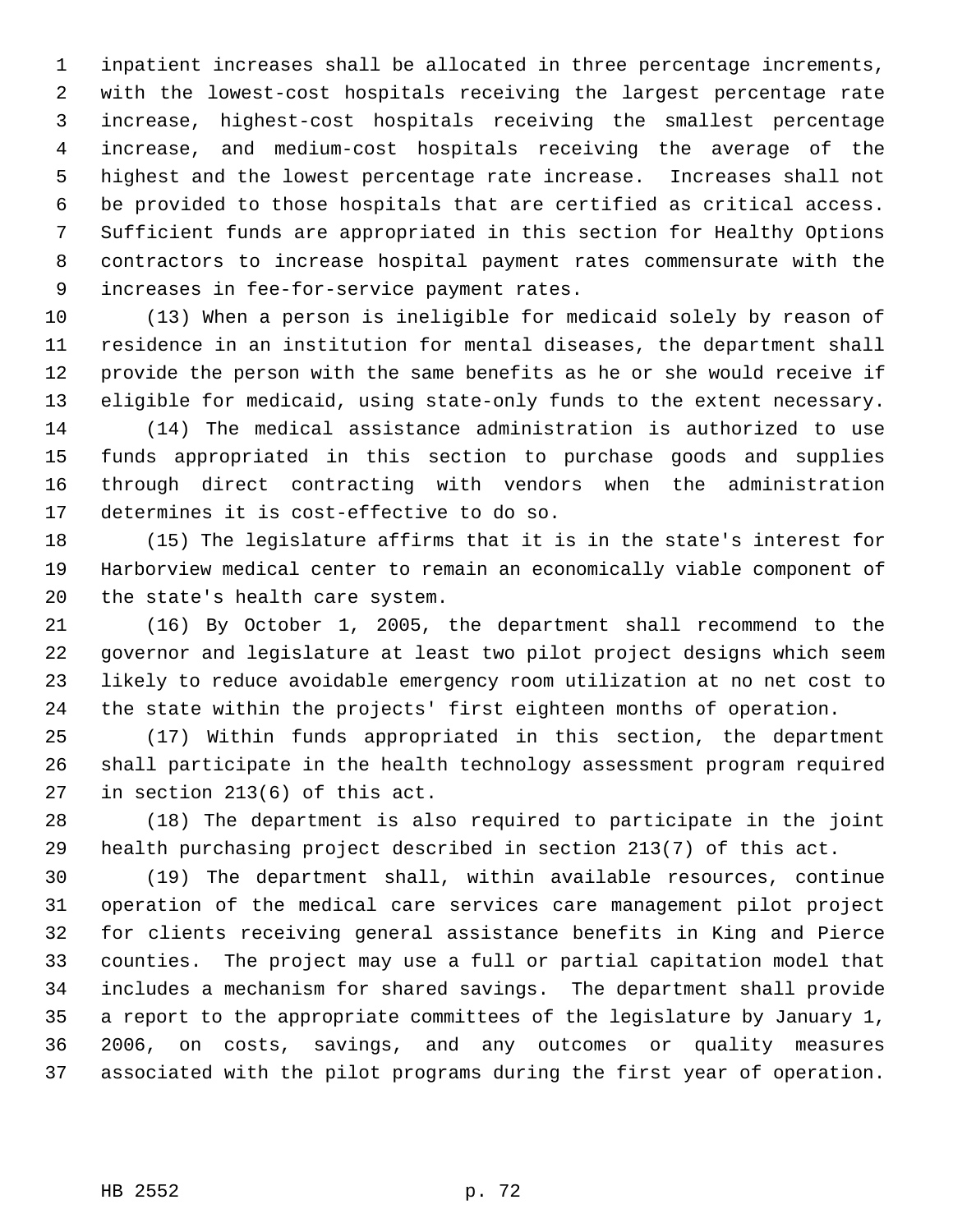inpatient increases shall be allocated in three percentage increments, with the lowest-cost hospitals receiving the largest percentage rate increase, highest-cost hospitals receiving the smallest percentage increase, and medium-cost hospitals receiving the average of the highest and the lowest percentage rate increase. Increases shall not be provided to those hospitals that are certified as critical access. Sufficient funds are appropriated in this section for Healthy Options contractors to increase hospital payment rates commensurate with the increases in fee-for-service payment rates.

(13) When a person is ineligible for medicaid solely by reason of residence in an institution for mental diseases, the department shall provide the person with the same benefits as he or she would receive if eligible for medicaid, using state-only funds to the extent necessary.

(14) The medical assistance administration is authorized to use funds appropriated in this section to purchase goods and supplies through direct contracting with vendors when the administration determines it is cost-effective to do so.

(15) The legislature affirms that it is in the state's interest for Harborview medical center to remain an economically viable component of the state's health care system.

(16) By October 1, 2005, the department shall recommend to the governor and legislature at least two pilot project designs which seem likely to reduce avoidable emergency room utilization at no net cost to the state within the projects' first eighteen months of operation.

(17) Within funds appropriated in this section, the department shall participate in the health technology assessment program required in section 213(6) of this act.

(18) The department is also required to participate in the joint health purchasing project described in section 213(7) of this act.

(19) The department shall, within available resources, continue operation of the medical care services care management pilot project for clients receiving general assistance benefits in King and Pierce counties. The project may use a full or partial capitation model that includes a mechanism for shared savings. The department shall provide a report to the appropriate committees of the legislature by January 1, 2006, on costs, savings, and any outcomes or quality measures associated with the pilot programs during the first year of operation.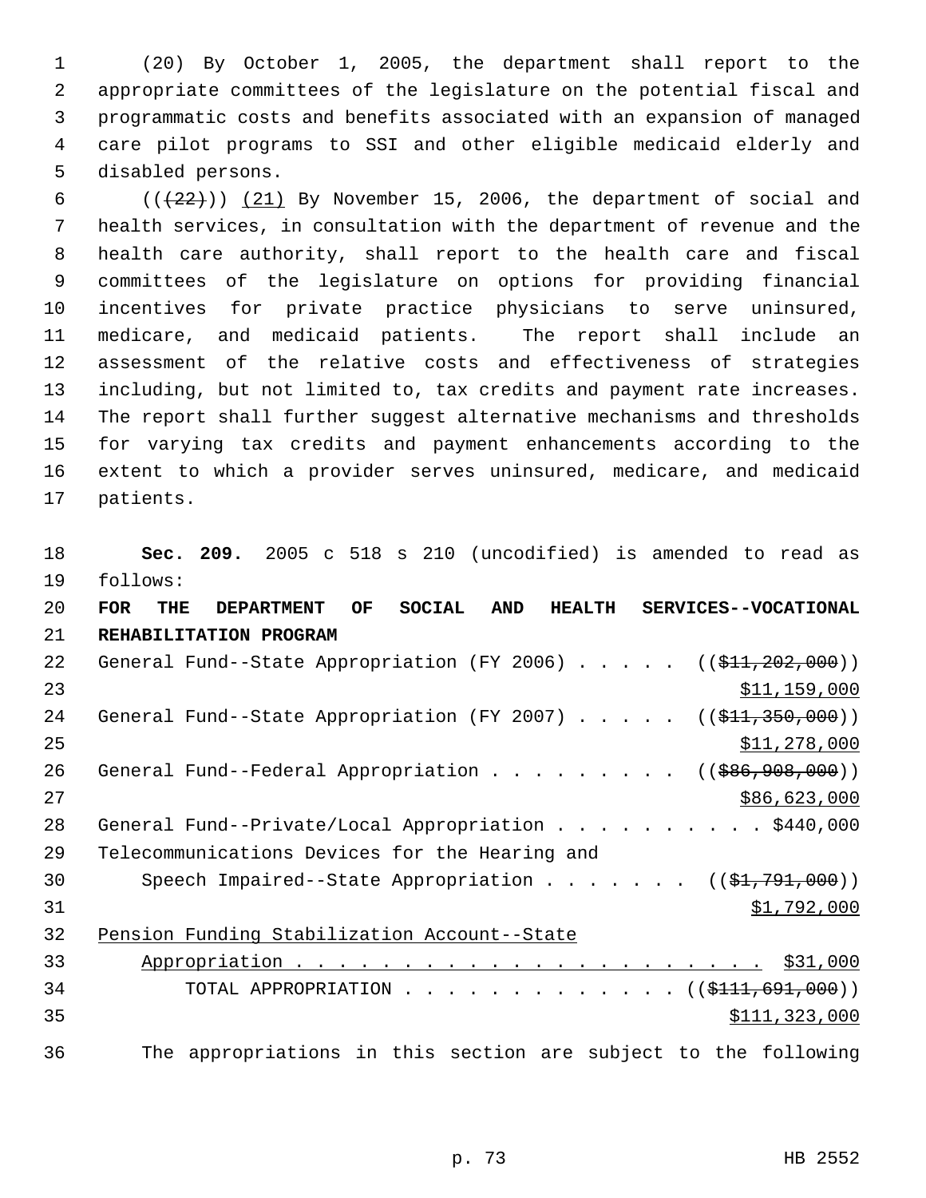(20) By October 1, 2005, the department shall report to the appropriate committees of the legislature on the potential fiscal and programmatic costs and benefits associated with an expansion of managed care pilot programs to SSI and other eligible medicaid elderly and disabled persons.

~~((22))~~ (21) By November 15, 2006, the department of social and health services, in consultation with the department of revenue and the health care authority, shall report to the health care and fiscal committees of the legislature on options for providing financial incentives for private practice physicians to serve uninsured, medicare, and medicaid patients. The report shall include an assessment of the relative costs and effectiveness of strategies including, but not limited to, tax credits and payment rate increases. The report shall further suggest alternative mechanisms and thresholds for varying tax credits and payment enhancements according to the extent to which a provider serves uninsured, medicare, and medicaid patients.

**Sec. 209.** 2005 c 518 s 210 (uncodified) is amended to read as follows:

**FOR THE DEPARTMENT OF SOCIAL AND HEALTH SERVICES--VOCATIONAL REHABILITATION PROGRAM**

General Fund--State Appropriation (FY 2006) . . . . . ((~~$11,202,000~~)) $11,159,000

General Fund--State Appropriation (FY 2007) . . . . . ((~~$11,350,000~~)) $11,278,000

General Fund--Federal Appropriation . . . . . . . . . ((~~$86,908,000~~)) $86,623,000

General Fund--Private/Local Appropriation . . . . . . . . . . $440,000

Telecommunications Devices for the Hearing and Speech Impaired--State Appropriation . . . . . . . ((~~$1,791,000~~)) $1,792,000

Pension Funding Stabilization Account--State Appropriation . . . . . . . . . . . . . . . . . . . . . . . $31,000

TOTAL APPROPRIATION . . . . . . . . . . . . . ((~~$111,691,000~~)) $111,323,000

The appropriations in this section are subject to the following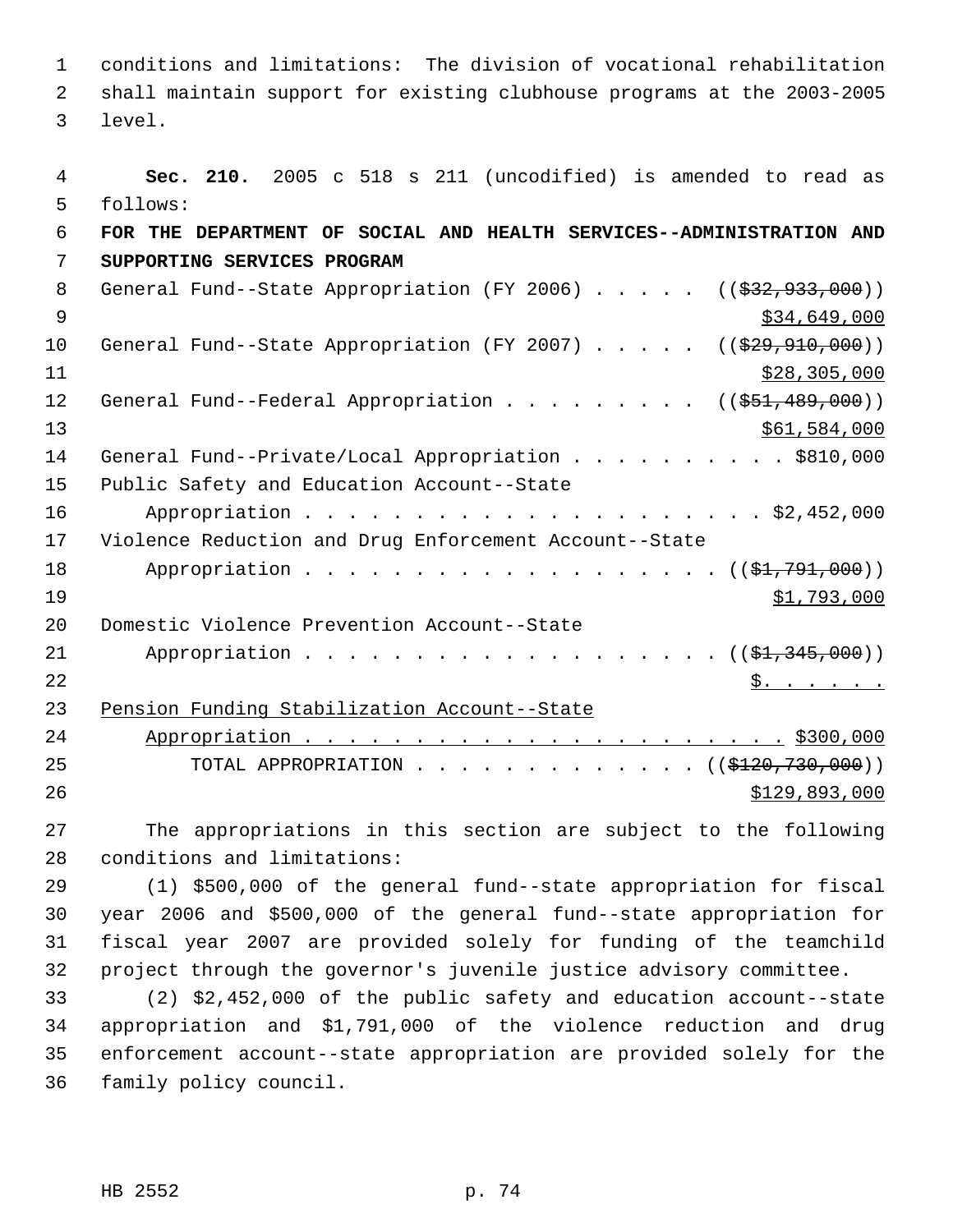conditions and limitations: The division of vocational rehabilitation shall maintain support for existing clubhouse programs at the 2003-2005 level.

**Sec. 210.** 2005 c 518 s 211 (uncodified) is amended to read as follows:

**FOR THE DEPARTMENT OF SOCIAL AND HEALTH SERVICES--ADMINISTRATION AND SUPPORTING SERVICES PROGRAM**

General Fund--State Appropriation (FY 2006) . . . . . ((~~$32,933,000~~)) $34,649,000

General Fund--State Appropriation (FY 2007) . . . . . ((~~$29,910,000~~)) $28,305,000

General Fund--Federal Appropriation . . . . . . . . . ((~~$51,489,000~~)) $61,584,000

General Fund--Private/Local Appropriation . . . . . . . . . . $810,000

Public Safety and Education Account--State Appropriation . . . . . . . . . . . . . . . . . . . . . . $2,452,000

Violence Reduction and Drug Enforcement Account--State Appropriation . . . . . . . . . . . . . . . . . . . ((~~$1,791,000~~)) $1,793,000

Domestic Violence Prevention Account--State Appropriation . . . . . . . . . . . . . . . . . . . ((~~$1,345,000~~)) $. . . . . . .

Pension Funding Stabilization Account--State Appropriation . . . . . . . . . . . . . . . . . . . . . . $300,000

TOTAL APPROPRIATION . . . . . . . . . . . . . ((~~$120,730,000~~)) $129,893,000

The appropriations in this section are subject to the following conditions and limitations:

(1) $500,000 of the general fund--state appropriation for fiscal year 2006 and $500,000 of the general fund--state appropriation for fiscal year 2007 are provided solely for funding of the teamchild project through the governor's juvenile justice advisory committee.

(2) $2,452,000 of the public safety and education account--state appropriation and $1,791,000 of the violence reduction and drug enforcement account--state appropriation are provided solely for the family policy council.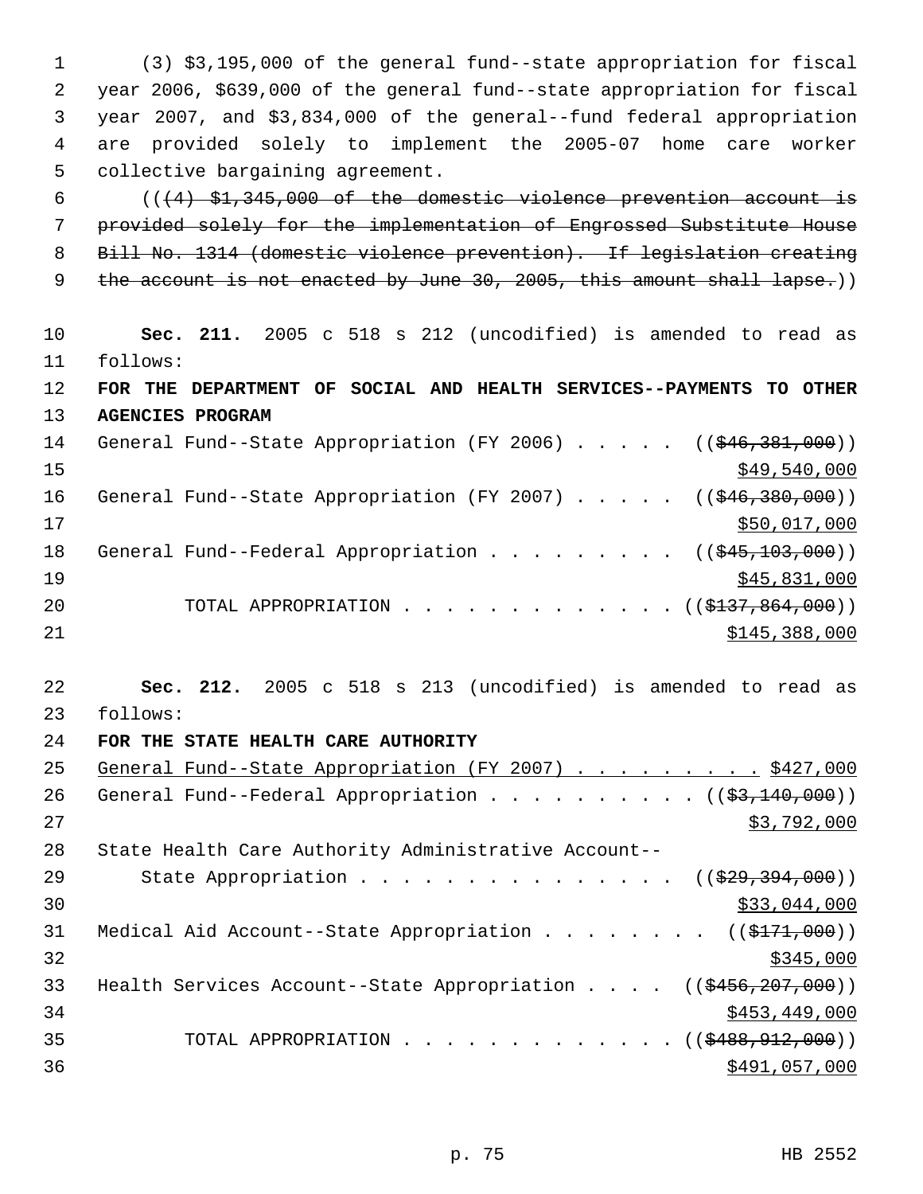(3) $3,195,000 of the general fund--state appropriation for fiscal year 2006, $639,000 of the general fund--state appropriation for fiscal year 2007, and $3,834,000 of the general--fund federal appropriation are provided solely to implement the 2005-07 home care worker collective bargaining agreement.

((~~(4) $1,345,000 of the domestic violence prevention account is provided solely for the implementation of Engrossed Substitute House Bill No. 1314 (domestic violence prevention). If legislation creating the account is not enacted by June 30, 2005, this amount shall lapse.~~))

**Sec. 211.** 2005 c 518 s 212 (uncodified) is amended to read as follows:

**FOR THE DEPARTMENT OF SOCIAL AND HEALTH SERVICES--PAYMENTS TO OTHER AGENCIES PROGRAM**

General Fund--State Appropriation (FY 2006) . . . . . ((~~$46,381,000~~))
<u>$49,540,000</u>

General Fund--State Appropriation (FY 2007) . . . . . ((~~$46,380,000~~))
<u>$50,017,000</u>

General Fund--Federal Appropriation . . . . . . . . . ((~~$45,103,000~~))
<u>$45,831,000</u>

TOTAL APPROPRIATION . . . . . . . . . . . . . ((~~$137,864,000~~))
<u>$145,388,000</u>

**Sec. 212.** 2005 c 518 s 213 (uncodified) is amended to read as follows:

**FOR THE STATE HEALTH CARE AUTHORITY**

<u>General Fund--State Appropriation (FY 2007) . . . . . . . . . $427,000</u>

General Fund--Federal Appropriation . . . . . . . . . . ((~~$3,140,000~~))
<u>$3,792,000</u>

State Health Care Authority Administrative Account--
State Appropriation . . . . . . . . . . . . . . . ((~~$29,394,000~~))
<u>$33,044,000</u>

Medical Aid Account--State Appropriation . . . . . . . . ((~~$171,000~~))
<u>$345,000</u>

Health Services Account--State Appropriation . . . . ((~~$456,207,000~~))
<u>$453,449,000</u>

TOTAL APPROPRIATION . . . . . . . . . . . . . ((~~$488,912,000~~))
<u>$491,057,000</u>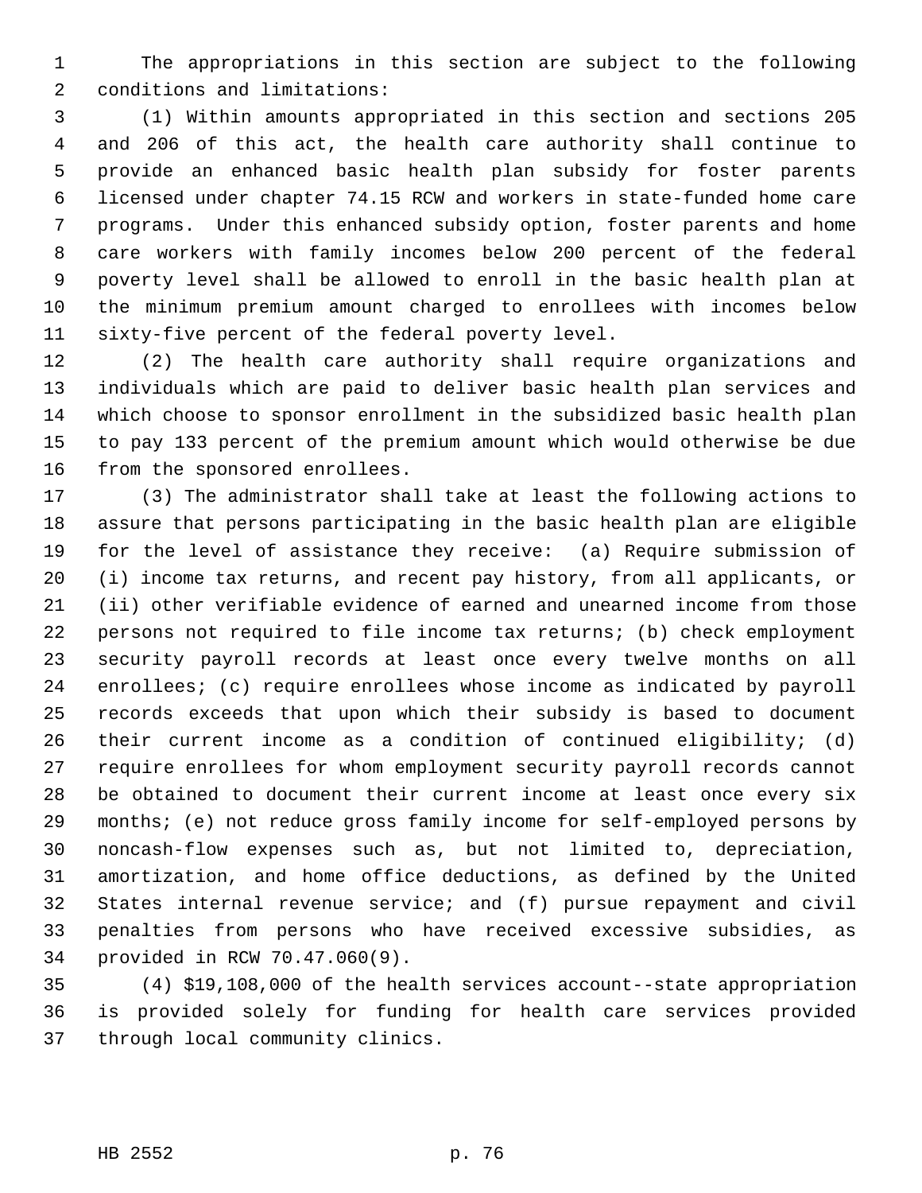The appropriations in this section are subject to the following conditions and limitations:

(1) Within amounts appropriated in this section and sections 205 and 206 of this act, the health care authority shall continue to provide an enhanced basic health plan subsidy for foster parents licensed under chapter 74.15 RCW and workers in state-funded home care programs. Under this enhanced subsidy option, foster parents and home care workers with family incomes below 200 percent of the federal poverty level shall be allowed to enroll in the basic health plan at the minimum premium amount charged to enrollees with incomes below sixty-five percent of the federal poverty level.

(2) The health care authority shall require organizations and individuals which are paid to deliver basic health plan services and which choose to sponsor enrollment in the subsidized basic health plan to pay 133 percent of the premium amount which would otherwise be due from the sponsored enrollees.

(3) The administrator shall take at least the following actions to assure that persons participating in the basic health plan are eligible for the level of assistance they receive: (a) Require submission of (i) income tax returns, and recent pay history, from all applicants, or (ii) other verifiable evidence of earned and unearned income from those persons not required to file income tax returns; (b) check employment security payroll records at least once every twelve months on all enrollees; (c) require enrollees whose income as indicated by payroll records exceeds that upon which their subsidy is based to document their current income as a condition of continued eligibility; (d) require enrollees for whom employment security payroll records cannot be obtained to document their current income at least once every six months; (e) not reduce gross family income for self-employed persons by noncash-flow expenses such as, but not limited to, depreciation, amortization, and home office deductions, as defined by the United States internal revenue service; and (f) pursue repayment and civil penalties from persons who have received excessive subsidies, as provided in RCW 70.47.060(9).

(4) $19,108,000 of the health services account--state appropriation is provided solely for funding for health care services provided through local community clinics.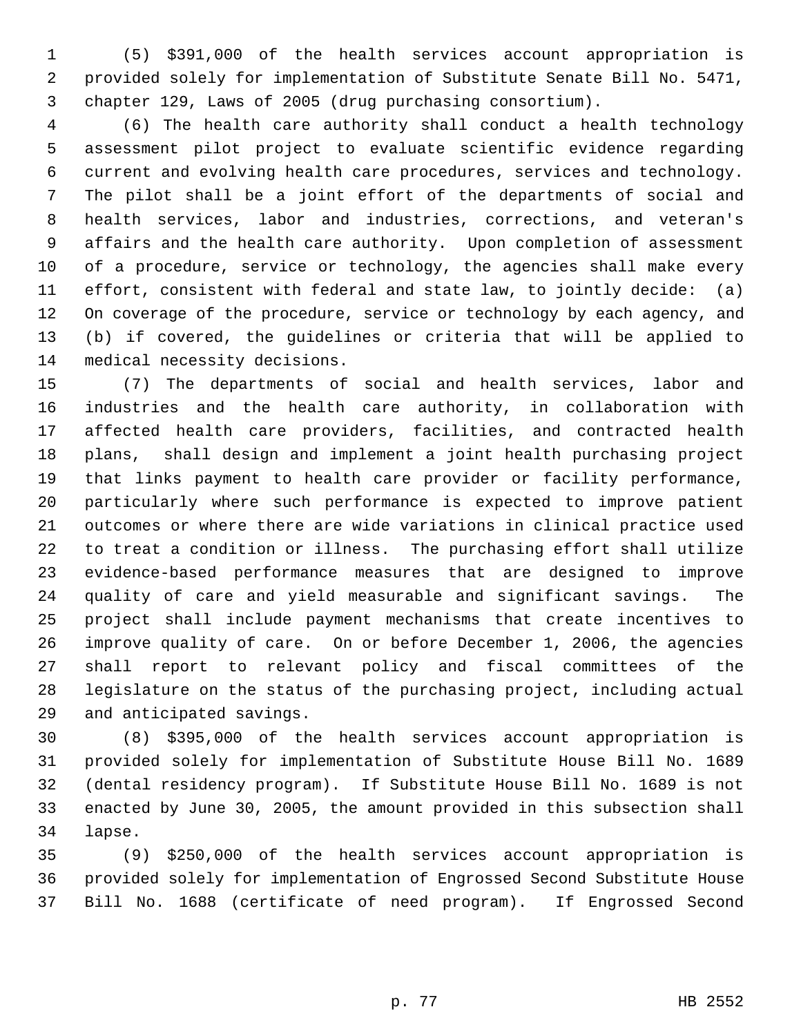(5) $391,000 of the health services account appropriation is provided solely for implementation of Substitute Senate Bill No. 5471, chapter 129, Laws of 2005 (drug purchasing consortium).

(6) The health care authority shall conduct a health technology assessment pilot project to evaluate scientific evidence regarding current and evolving health care procedures, services and technology. The pilot shall be a joint effort of the departments of social and health services, labor and industries, corrections, and veteran's affairs and the health care authority. Upon completion of assessment of a procedure, service or technology, the agencies shall make every effort, consistent with federal and state law, to jointly decide: (a) On coverage of the procedure, service or technology by each agency, and (b) if covered, the guidelines or criteria that will be applied to medical necessity decisions.

(7) The departments of social and health services, labor and industries and the health care authority, in collaboration with affected health care providers, facilities, and contracted health plans, shall design and implement a joint health purchasing project that links payment to health care provider or facility performance, particularly where such performance is expected to improve patient outcomes or where there are wide variations in clinical practice used to treat a condition or illness. The purchasing effort shall utilize evidence-based performance measures that are designed to improve quality of care and yield measurable and significant savings. The project shall include payment mechanisms that create incentives to improve quality of care. On or before December 1, 2006, the agencies shall report to relevant policy and fiscal committees of the legislature on the status of the purchasing project, including actual and anticipated savings.

(8) $395,000 of the health services account appropriation is provided solely for implementation of Substitute House Bill No. 1689 (dental residency program). If Substitute House Bill No. 1689 is not enacted by June 30, 2005, the amount provided in this subsection shall lapse.

(9) $250,000 of the health services account appropriation is provided solely for implementation of Engrossed Second Substitute House Bill No. 1688 (certificate of need program). If Engrossed Second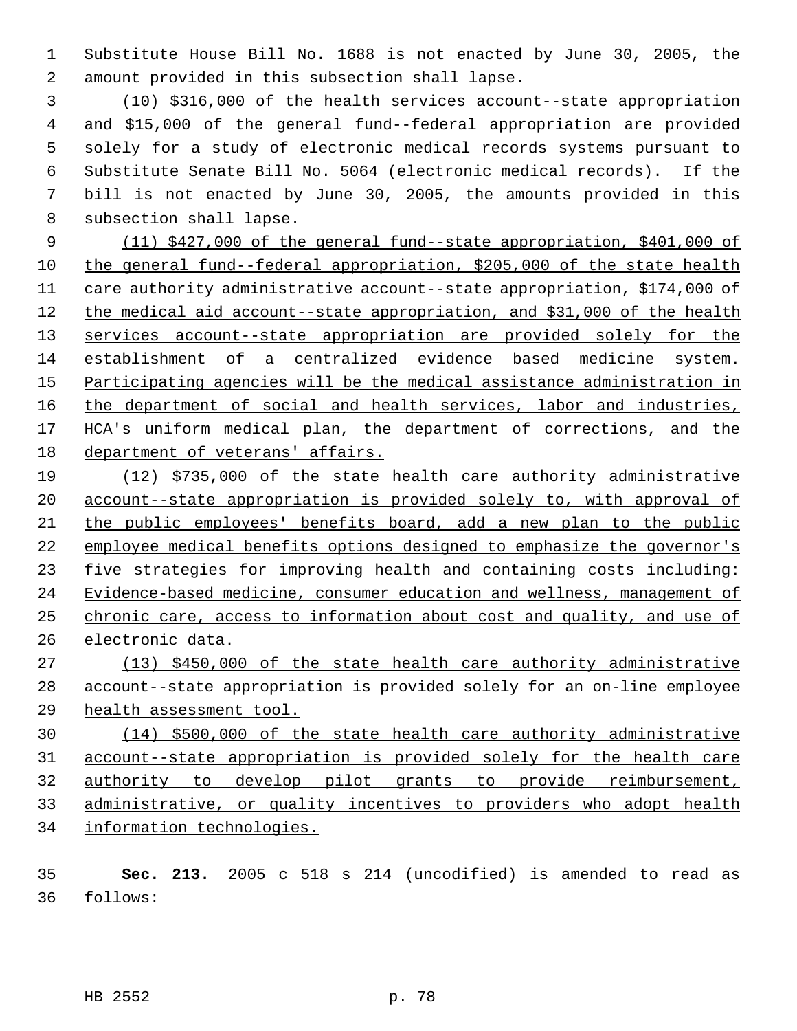Substitute House Bill No. 1688 is not enacted by June 30, 2005, the amount provided in this subsection shall lapse.

(10) $316,000 of the health services account--state appropriation and $15,000 of the general fund--federal appropriation are provided solely for a study of electronic medical records systems pursuant to Substitute Senate Bill No. 5064 (electronic medical records). If the bill is not enacted by June 30, 2005, the amounts provided in this subsection shall lapse.

<u>(11) $427,000 of the general fund--state appropriation, $401,000 of the general fund--federal appropriation, $205,000 of the state health care authority administrative account--state appropriation, $174,000 of the medical aid account--state appropriation, and $31,000 of the health services account--state appropriation are provided solely for the establishment of a centralized evidence based medicine system. Participating agencies will be the medical assistance administration in the department of social and health services, labor and industries, HCA's uniform medical plan, the department of corrections, and the department of veterans' affairs.</u>

<u>(12) $735,000 of the state health care authority administrative account--state appropriation is provided solely to, with approval of the public employees' benefits board, add a new plan to the public employee medical benefits options designed to emphasize the governor's five strategies for improving health and containing costs including: Evidence-based medicine, consumer education and wellness, management of chronic care, access to information about cost and quality, and use of electronic data.</u>

<u>(13) $450,000 of the state health care authority administrative account--state appropriation is provided solely for an on-line employee health assessment tool.</u>

<u>(14) $500,000 of the state health care authority administrative account--state appropriation is provided solely for the health care authority to develop pilot grants to provide reimbursement, administrative, or quality incentives to providers who adopt health information technologies.</u>

**Sec. 213.** 2005 c 518 s 214 (uncodified) is amended to read as follows: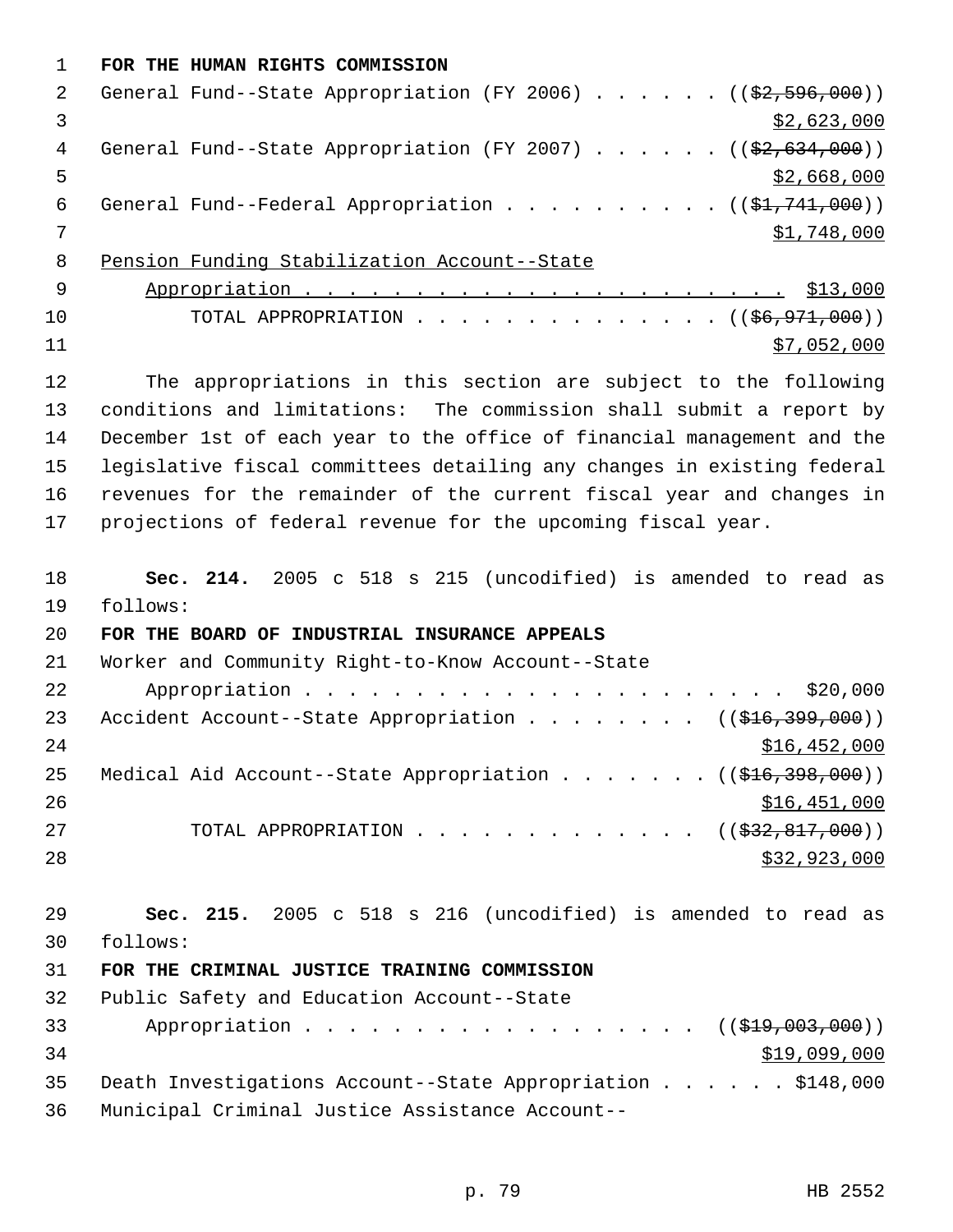**FOR THE HUMAN RIGHTS COMMISSION**

General Fund--State Appropriation (FY 2006) . . . . . . ((~~$2,596,000~~)) <u>$2,623,000</u>

General Fund--State Appropriation (FY 2007) . . . . . . ((~~$2,634,000~~)) <u>$2,668,000</u>

General Fund--Federal Appropriation . . . . . . . . . . ((~~$1,741,000~~)) <u>$1,748,000</u>

<u>Pension Funding Stabilization Account--State Appropriation . . . . . . . . . . . . . . . . . . . . . . . $13,000</u>

TOTAL APPROPRIATION . . . . . . . . . . . . . . . ((~~$6,971,000~~)) <u>$7,052,000</u>

The appropriations in this section are subject to the following conditions and limitations: The commission shall submit a report by December 1st of each year to the office of financial management and the legislative fiscal committees detailing any changes in existing federal revenues for the remainder of the current fiscal year and changes in projections of federal revenue for the upcoming fiscal year.

**Sec. 214.** 2005 c 518 s 215 (uncodified) is amended to read as follows:

**FOR THE BOARD OF INDUSTRIAL INSURANCE APPEALS**

Worker and Community Right-to-Know Account--State Appropriation . . . . . . . . . . . . . . . . . . . . . . . $20,000

Accident Account--State Appropriation . . . . . . . . ((~~$16,399,000~~)) <u>$16,452,000</u>

Medical Aid Account--State Appropriation . . . . . . . ((~~$16,398,000~~)) <u>$16,451,000</u>

TOTAL APPROPRIATION . . . . . . . . . . . . . ((~~$32,817,000~~)) <u>$32,923,000</u>

**Sec. 215.** 2005 c 518 s 216 (uncodified) is amended to read as follows:

**FOR THE CRIMINAL JUSTICE TRAINING COMMISSION**

Public Safety and Education Account--State Appropriation . . . . . . . . . . . . . . . . . . . ((~~$19,003,000~~)) <u>$19,099,000</u>

Death Investigations Account--State Appropriation . . . . . . $148,000

Municipal Criminal Justice Assistance Account--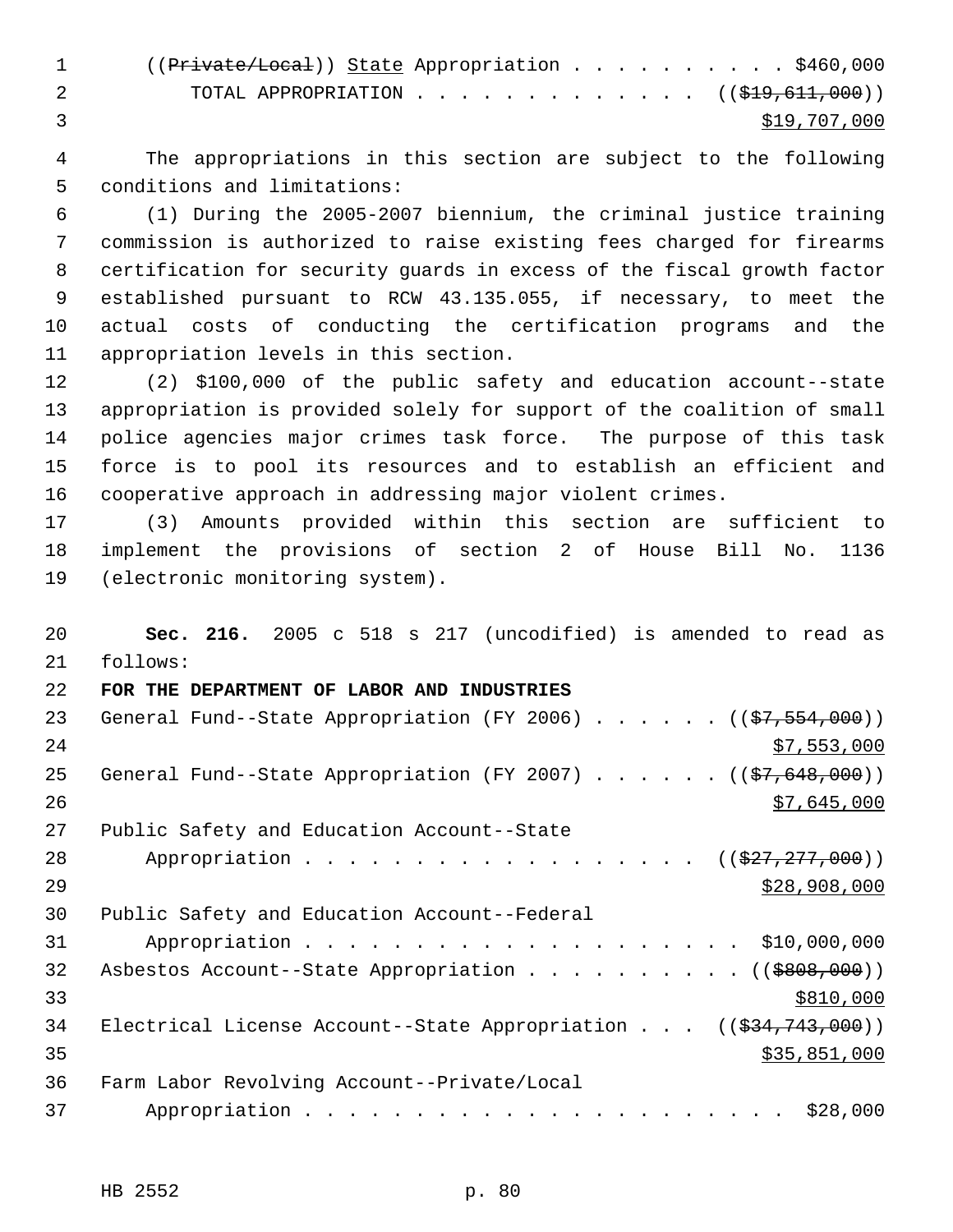((~~Private/Local~~)) <u>State</u> Appropriation . . . . . . . . . . . $460,000
TOTAL APPROPRIATION . . . . . . . . . . . . . . ((~~$19,611,000~~))
<u>$19,707,000</u>

The appropriations in this section are subject to the following conditions and limitations:

(1) During the 2005-2007 biennium, the criminal justice training commission is authorized to raise existing fees charged for firearms certification for security guards in excess of the fiscal growth factor established pursuant to RCW 43.135.055, if necessary, to meet the actual costs of conducting the certification programs and the appropriation levels in this section.

(2) $100,000 of the public safety and education account--state appropriation is provided solely for support of the coalition of small police agencies major crimes task force. The purpose of this task force is to pool its resources and to establish an efficient and cooperative approach in addressing major violent crimes.

(3) Amounts provided within this section are sufficient to implement the provisions of section 2 of House Bill No. 1136 (electronic monitoring system).

**Sec. 216.** 2005 c 518 s 217 (uncodified) is amended to read as follows:

**FOR THE DEPARTMENT OF LABOR AND INDUSTRIES**

General Fund--State Appropriation (FY 2006) . . . . . . ((~~$7,554,000~~))
<u>$7,553,000</u>

General Fund--State Appropriation (FY 2007) . . . . . . ((~~$7,648,000~~))
<u>$7,645,000</u>

Public Safety and Education Account--State
Appropriation . . . . . . . . . . . . . . . . . . ((~~$27,277,000~~))
<u>$28,908,000</u>

Public Safety and Education Account--Federal
Appropriation . . . . . . . . . . . . . . . . . . . . . $10,000,000

Asbestos Account--State Appropriation . . . . . . . . . . ((~~$808,000~~))
<u>$810,000</u>

Electrical License Account--State Appropriation . . . ((~~$34,743,000~~))
<u>$35,851,000</u>

Farm Labor Revolving Account--Private/Local
Appropriation . . . . . . . . . . . . . . . . . . . . . . $28,000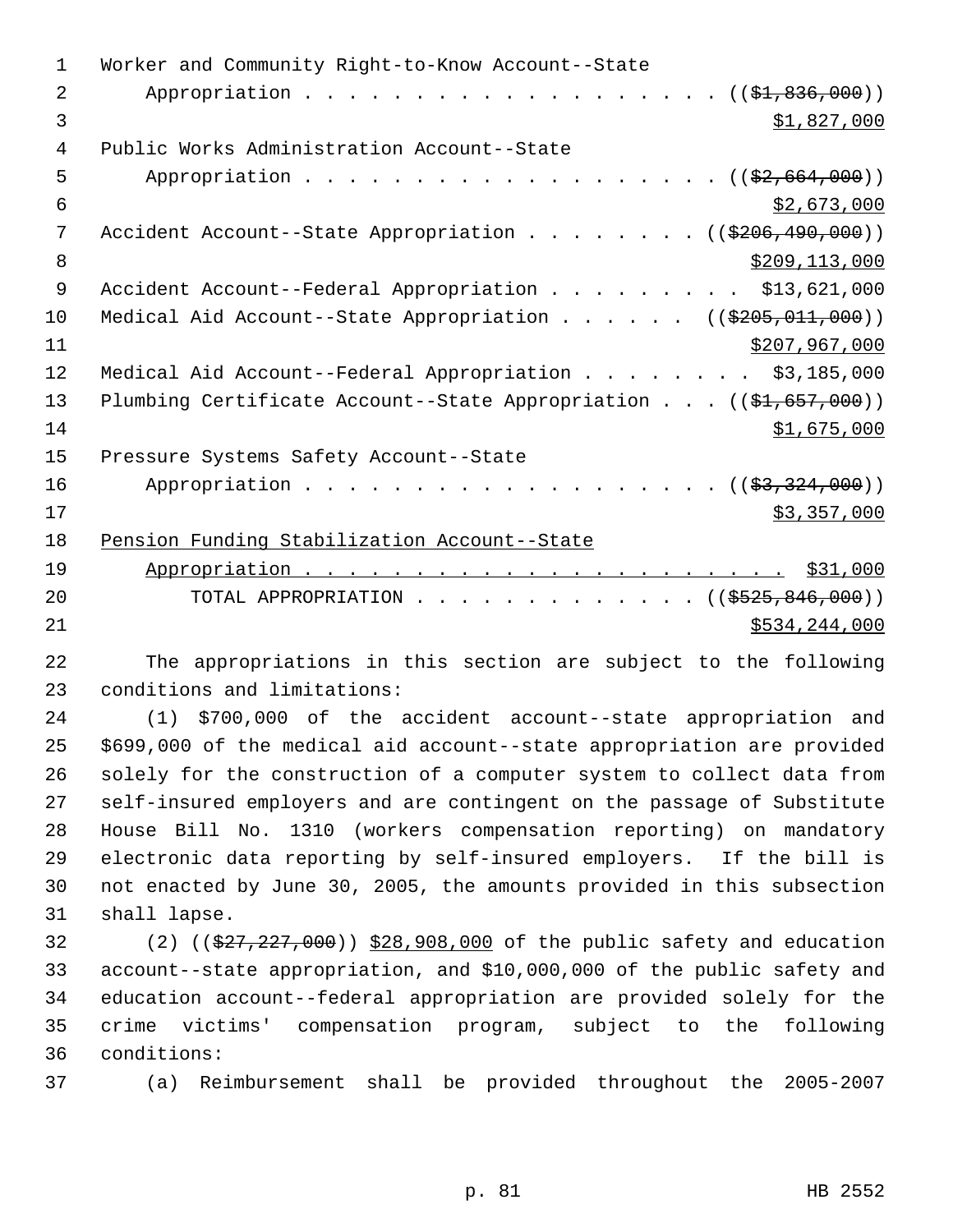Worker and Community Right-to-Know Account--State
Appropriation . . . . . . . . . . . . . . . . . . . . ((~~$1,836,000~~))
$1,827,000

Public Works Administration Account--State
Appropriation . . . . . . . . . . . . . . . . . . . . ((~~$2,664,000~~))
$2,673,000

Accident Account--State Appropriation . . . . . . . . ((~~$206,490,000~~))
$209,113,000

Accident Account--Federal Appropriation . . . . . . . . . $13,621,000

Medical Aid Account--State Appropriation . . . . . . ((~~$205,011,000~~))
$207,967,000

Medical Aid Account--Federal Appropriation . . . . . . . . $3,185,000

Plumbing Certificate Account--State Appropriation . . . ((~~$1,657,000~~))
$1,675,000

Pressure Systems Safety Account--State
Appropriation . . . . . . . . . . . . . . . . . . . . ((~~$3,324,000~~))
$3,357,000

Pension Funding Stabilization Account--State
Appropriation . . . . . . . . . . . . . . . . . . . . . . . $31,000

TOTAL APPROPRIATION . . . . . . . . . . . . . ((~~$525,846,000~~))
$534,244,000

The appropriations in this section are subject to the following conditions and limitations:

(1) $700,000 of the accident account--state appropriation and $699,000 of the medical aid account--state appropriation are provided solely for the construction of a computer system to collect data from self-insured employers and are contingent on the passage of Substitute House Bill No. 1310 (workers compensation reporting) on mandatory electronic data reporting by self-insured employers. If the bill is not enacted by June 30, 2005, the amounts provided in this subsection shall lapse.

(2) ((~~$27,227,000~~)) $28,908,000 of the public safety and education account--state appropriation, and $10,000,000 of the public safety and education account--federal appropriation are provided solely for the crime victims' compensation program, subject to the following conditions:

(a) Reimbursement shall be provided throughout the 2005-2007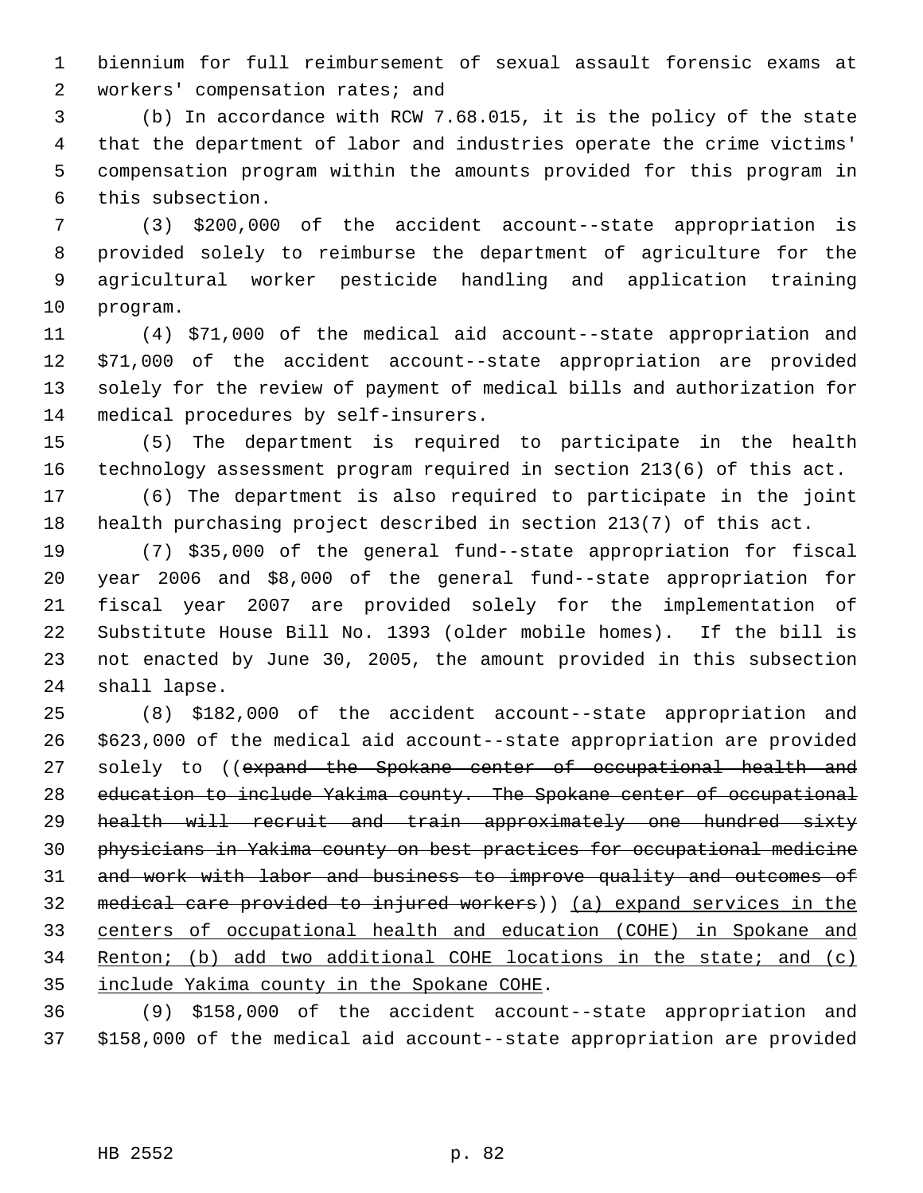biennium for full reimbursement of sexual assault forensic exams at workers' compensation rates; and

(b) In accordance with RCW 7.68.015, it is the policy of the state that the department of labor and industries operate the crime victims' compensation program within the amounts provided for this program in this subsection.

(3) $200,000 of the accident account--state appropriation is provided solely to reimburse the department of agriculture for the agricultural worker pesticide handling and application training program.

(4) $71,000 of the medical aid account--state appropriation and $71,000 of the accident account--state appropriation are provided solely for the review of payment of medical bills and authorization for medical procedures by self-insurers.

(5) The department is required to participate in the health technology assessment program required in section 213(6) of this act.

(6) The department is also required to participate in the joint health purchasing project described in section 213(7) of this act.

(7) $35,000 of the general fund--state appropriation for fiscal year 2006 and $8,000 of the general fund--state appropriation for fiscal year 2007 are provided solely for the implementation of Substitute House Bill No. 1393 (older mobile homes). If the bill is not enacted by June 30, 2005, the amount provided in this subsection shall lapse.

(8) $182,000 of the accident account--state appropriation and $623,000 of the medical aid account--state appropriation are provided solely to ((~~expand the Spokane center of occupational health and education to include Yakima county. The Spokane center of occupational health will recruit and train approximately one hundred sixty physicians in Yakima county on best practices for occupational medicine and work with labor and business to improve quality and outcomes of medical care provided to injured workers~~)) <u>(a) expand services in the centers of occupational health and education (COHE) in Spokane and Renton; (b) add two additional COHE locations in the state; and (c) include Yakima county in the Spokane COHE</u>.

(9) $158,000 of the accident account--state appropriation and $158,000 of the medical aid account--state appropriation are provided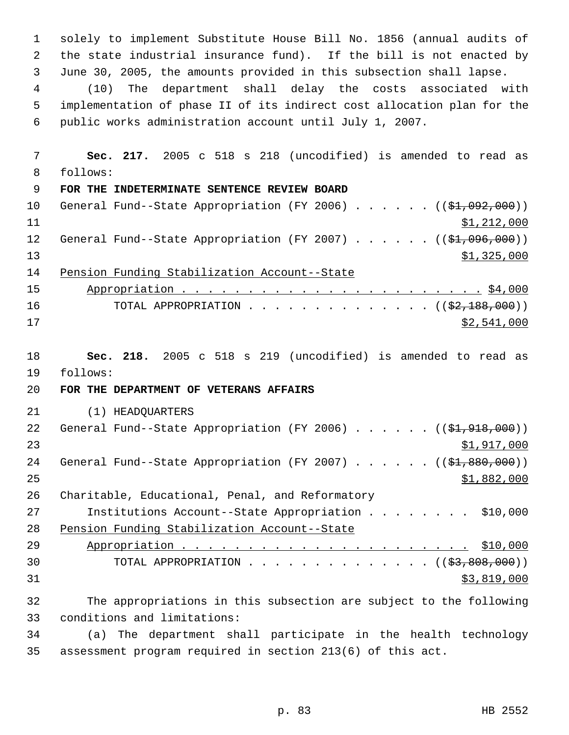solely to implement Substitute House Bill No. 1856 (annual audits of the state industrial insurance fund). If the bill is not enacted by June 30, 2005, the amounts provided in this subsection shall lapse.

(10) The department shall delay the costs associated with implementation of phase II of its indirect cost allocation plan for the public works administration account until July 1, 2007.

**Sec. 217.** 2005 c 518 s 218 (uncodified) is amended to read as follows:

**FOR THE INDETERMINATE SENTENCE REVIEW BOARD**

General Fund--State Appropriation (FY 2006) . . . . . . ((~~$1,092,000~~)) $1,212,000

General Fund--State Appropriation (FY 2007) . . . . . . ((~~$1,096,000~~)) $1,325,000

Pension Funding Stabilization Account--State Appropriation . . . . . . . . . . . . . . . . . . . . . . . . $4,000

TOTAL APPROPRIATION . . . . . . . . . . . . . . . ((~~$2,188,000~~)) $2,541,000

**Sec. 218.** 2005 c 518 s 219 (uncodified) is amended to read as follows:

**FOR THE DEPARTMENT OF VETERANS AFFAIRS**

(1) HEADQUARTERS

General Fund--State Appropriation (FY 2006) . . . . . . ((~~$1,918,000~~)) $1,917,000

General Fund--State Appropriation (FY 2007) . . . . . . ((~~$1,880,000~~)) $1,882,000

Charitable, Educational, Penal, and Reformatory Institutions Account--State Appropriation . . . . . . . . $10,000

Pension Funding Stabilization Account--State Appropriation . . . . . . . . . . . . . . . . . . . . . . . . $10,000

TOTAL APPROPRIATION . . . . . . . . . . . . . . . ((~~$3,808,000~~)) $3,819,000

The appropriations in this subsection are subject to the following conditions and limitations:

(a) The department shall participate in the health technology assessment program required in section 213(6) of this act.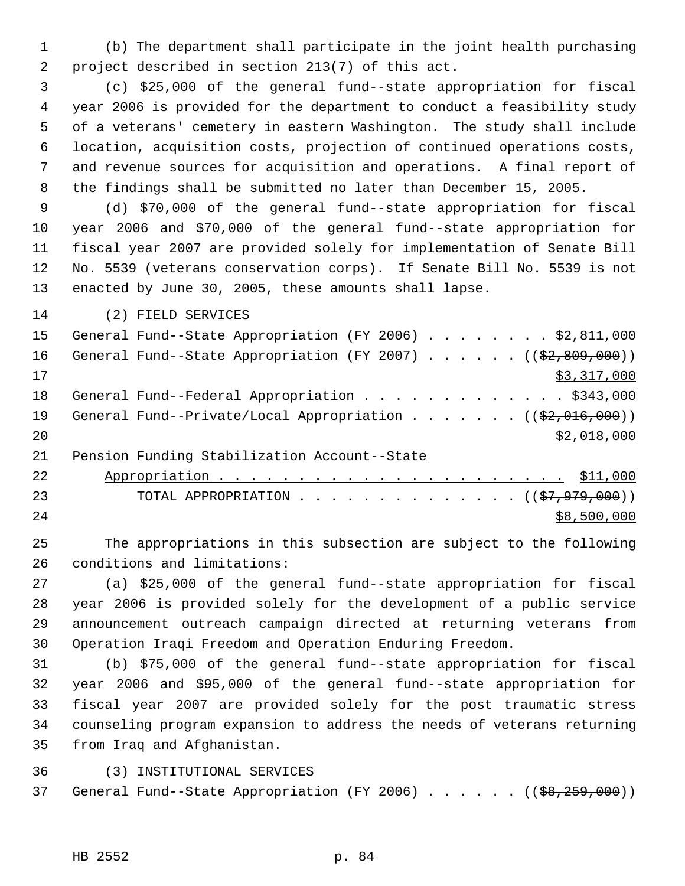(b) The department shall participate in the joint health purchasing project described in section 213(7) of this act.

(c) $25,000 of the general fund--state appropriation for fiscal year 2006 is provided for the department to conduct a feasibility study of a veterans' cemetery in eastern Washington. The study shall include location, acquisition costs, projection of continued operations costs, and revenue sources for acquisition and operations. A final report of the findings shall be submitted no later than December 15, 2005.

(d) $70,000 of the general fund--state appropriation for fiscal year 2006 and $70,000 of the general fund--state appropriation for fiscal year 2007 are provided solely for implementation of Senate Bill No. 5539 (veterans conservation corps). If Senate Bill No. 5539 is not enacted by June 30, 2005, these amounts shall lapse.

(2) FIELD SERVICES

General Fund--State Appropriation (FY 2006) . . . . . . . . . $2,811,000

General Fund--State Appropriation (FY 2007) . . . . . . ((~~$2,809,000~~))
<u>$3,317,000</u>

General Fund--Federal Appropriation . . . . . . . . . . . . . $343,000

General Fund--Private/Local Appropriation . . . . . . . ((~~$2,016,000~~))
<u>$2,018,000</u>

<u>Pension Funding Stabilization Account--State Appropriation . . . . . . . . . . . . . . . . . . . . . . . $11,000</u>

TOTAL APPROPRIATION . . . . . . . . . . . . . . . ((~~$7,979,000~~))
<u>$8,500,000</u>

The appropriations in this subsection are subject to the following conditions and limitations:

(a) $25,000 of the general fund--state appropriation for fiscal year 2006 is provided solely for the development of a public service announcement outreach campaign directed at returning veterans from Operation Iraqi Freedom and Operation Enduring Freedom.

(b) $75,000 of the general fund--state appropriation for fiscal year 2006 and $95,000 of the general fund--state appropriation for fiscal year 2007 are provided solely for the post traumatic stress counseling program expansion to address the needs of veterans returning from Iraq and Afghanistan.

(3) INSTITUTIONAL SERVICES

General Fund--State Appropriation (FY 2006) . . . . . . ((~~$8,259,000~~))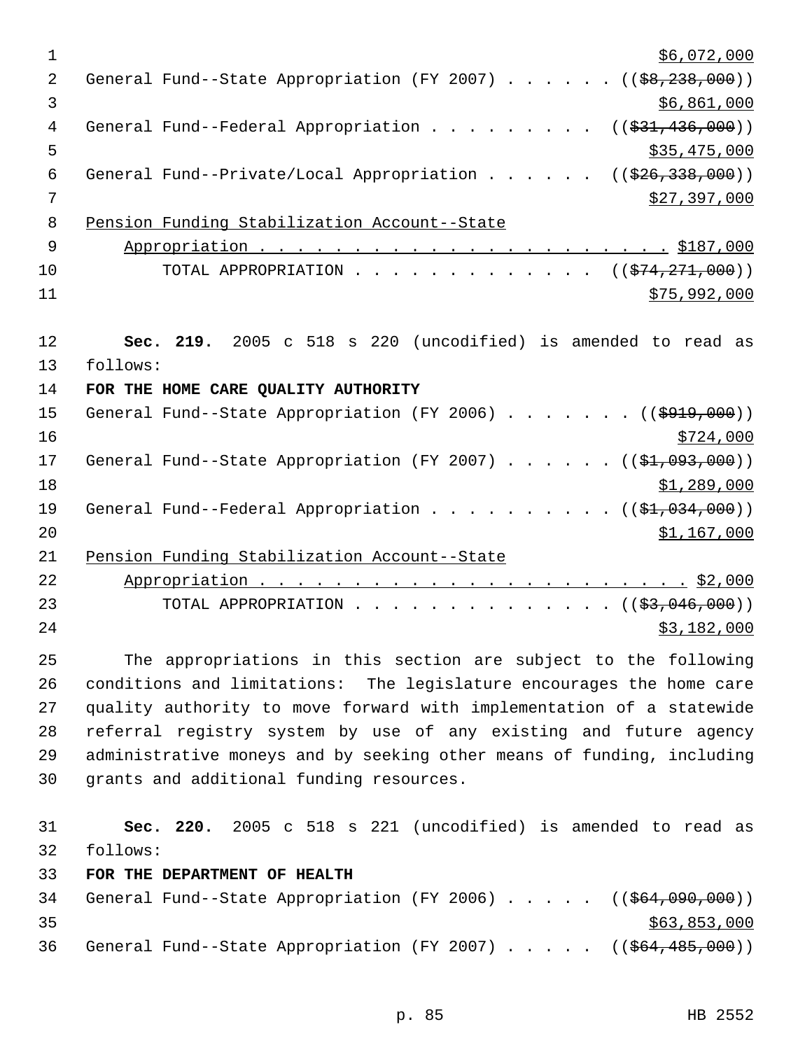$6,072,000

General Fund--State Appropriation (FY 2007) . . . . . . ((~~$8,238,000~~))

$6,861,000

General Fund--Federal Appropriation . . . . . . . . . ((~~$31,436,000~~))

$35,475,000

General Fund--Private/Local Appropriation . . . . . . ((~~$26,338,000~~))

$27,397,000

Pension Funding Stabilization Account--State Appropriation . . . . . . . . . . . . . . . . . . . . . . . $187,000

TOTAL APPROPRIATION . . . . . . . . . . . . . . ((~~$74,271,000~~))

$75,992,000

**Sec. 219.** 2005 c 518 s 220 (uncodified) is amended to read as follows:

**FOR THE HOME CARE QUALITY AUTHORITY**

General Fund--State Appropriation (FY 2006) . . . . . . . ((~~$919,000~~))

$724,000

General Fund--State Appropriation (FY 2007) . . . . . . ((~~$1,093,000~~))

$1,289,000

General Fund--Federal Appropriation . . . . . . . . . . ((~~$1,034,000~~))

$1,167,000

Pension Funding Stabilization Account--State Appropriation . . . . . . . . . . . . . . . . . . . . . . . . $2,000

TOTAL APPROPRIATION . . . . . . . . . . . . . . . ((~~$3,046,000~~))

$3,182,000

The appropriations in this section are subject to the following conditions and limitations: The legislature encourages the home care quality authority to move forward with implementation of a statewide referral registry system by use of any existing and future agency administrative moneys and by seeking other means of funding, including grants and additional funding resources.

**Sec. 220.** 2005 c 518 s 221 (uncodified) is amended to read as follows:

**FOR THE DEPARTMENT OF HEALTH**

General Fund--State Appropriation (FY 2006) . . . . . ((~~$64,090,000~~))

$63,853,000

General Fund--State Appropriation (FY 2007) . . . . . ((~~$64,485,000~~))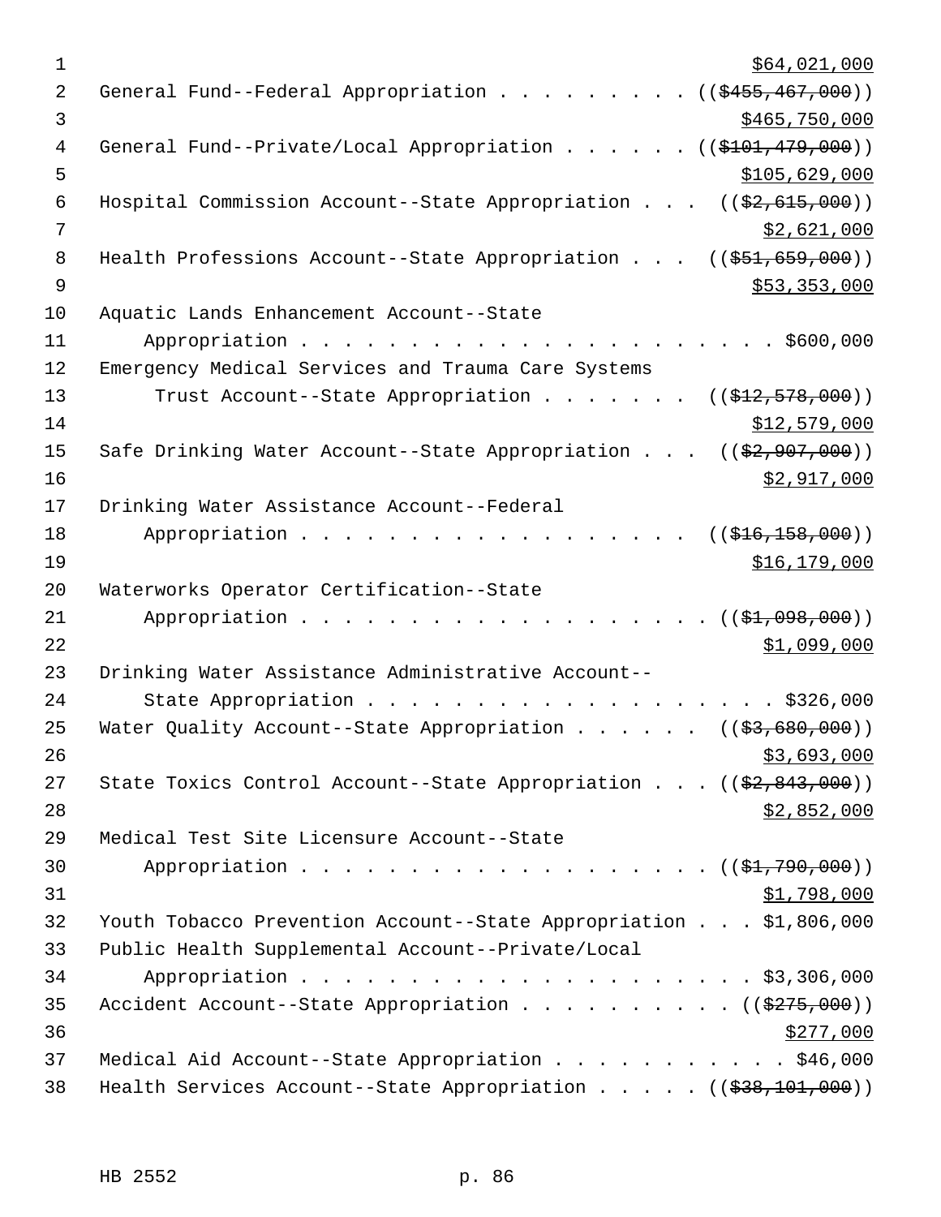$64,021,000

General Fund--Federal Appropriation . . . . . . . . . (($455,467,000))
$465,750,000

General Fund--Private/Local Appropriation . . . . . . (($101,479,000))
$105,629,000

Hospital Commission Account--State Appropriation . . . (($2,615,000))
$2,621,000

Health Professions Account--State Appropriation . . . (($51,659,000))
$53,353,000

Aquatic Lands Enhancement Account--State
Appropriation . . . . . . . . . . . . . . . . . . . . . . . $600,000

Emergency Medical Services and Trauma Care Systems
Trust Account--State Appropriation . . . . . . . (($12,578,000))
$12,579,000

Safe Drinking Water Account--State Appropriation . . . (($2,907,000))
$2,917,000

Drinking Water Assistance Account--Federal
Appropriation . . . . . . . . . . . . . . . . . . (($16,158,000))
$16,179,000

Waterworks Operator Certification--State
Appropriation . . . . . . . . . . . . . . . . . . . (($1,098,000))
$1,099,000

Drinking Water Assistance Administrative Account--
State Appropriation . . . . . . . . . . . . . . . . . . . $326,000

Water Quality Account--State Appropriation . . . . . . (($3,680,000))
$3,693,000

State Toxics Control Account--State Appropriation . . . (($2,843,000))
$2,852,000

Medical Test Site Licensure Account--State
Appropriation . . . . . . . . . . . . . . . . . . . (($1,790,000))
$1,798,000

Youth Tobacco Prevention Account--State Appropriation . . . $1,806,000

Public Health Supplemental Account--Private/Local
Appropriation . . . . . . . . . . . . . . . . . . . . . $3,306,000

Accident Account--State Appropriation . . . . . . . . . . (($275,000))
$277,000

Medical Aid Account--State Appropriation . . . . . . . . . . . $46,000

Health Services Account--State Appropriation . . . . . (($38,101,000))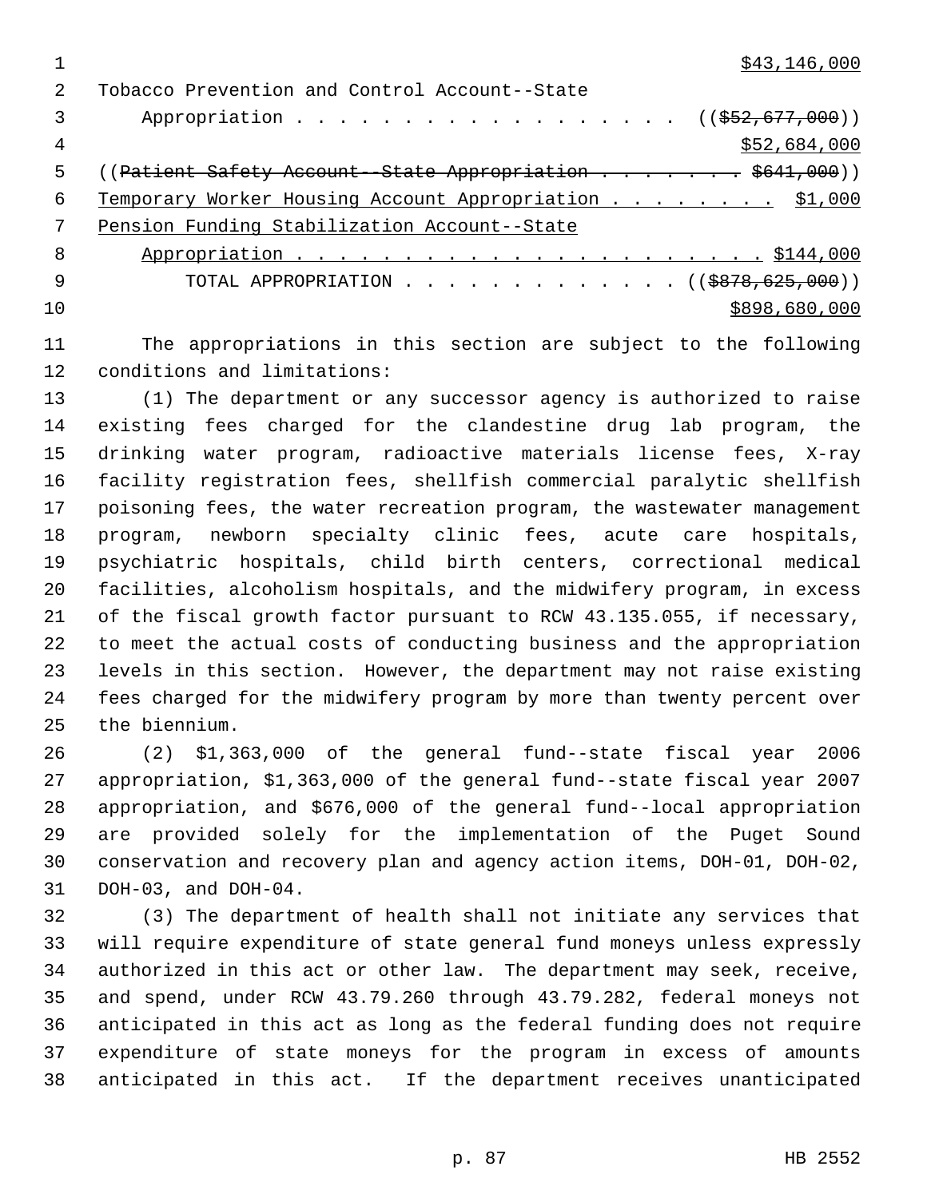$43,146,000

Tobacco Prevention and Control Account--State Appropriation . . . . . . . . . . . . . . . . . . (($52,677,000))

$52,684,000

((Patient Safety Account--State Appropriation . . . . . . . . $641,000))

Temporary Worker Housing Account Appropriation . . . . . . . . . $1,000

Pension Funding Stabilization Account--State Appropriation . . . . . . . . . . . . . . . . . . . . . . $144,000

TOTAL APPROPRIATION . . . . . . . . . . . . . (($878,625,000))

$898,680,000

The appropriations in this section are subject to the following conditions and limitations:

(1) The department or any successor agency is authorized to raise existing fees charged for the clandestine drug lab program, the drinking water program, radioactive materials license fees, X-ray facility registration fees, shellfish commercial paralytic shellfish poisoning fees, the water recreation program, the wastewater management program, newborn specialty clinic fees, acute care hospitals, psychiatric hospitals, child birth centers, correctional medical facilities, alcoholism hospitals, and the midwifery program, in excess of the fiscal growth factor pursuant to RCW 43.135.055, if necessary, to meet the actual costs of conducting business and the appropriation levels in this section. However, the department may not raise existing fees charged for the midwifery program by more than twenty percent over the biennium.

(2) $1,363,000 of the general fund--state fiscal year 2006 appropriation, $1,363,000 of the general fund--state fiscal year 2007 appropriation, and $676,000 of the general fund--local appropriation are provided solely for the implementation of the Puget Sound conservation and recovery plan and agency action items, DOH-01, DOH-02, DOH-03, and DOH-04.

(3) The department of health shall not initiate any services that will require expenditure of state general fund moneys unless expressly authorized in this act or other law. The department may seek, receive, and spend, under RCW 43.79.260 through 43.79.282, federal moneys not anticipated in this act as long as the federal funding does not require expenditure of state moneys for the program in excess of amounts anticipated in this act. If the department receives unanticipated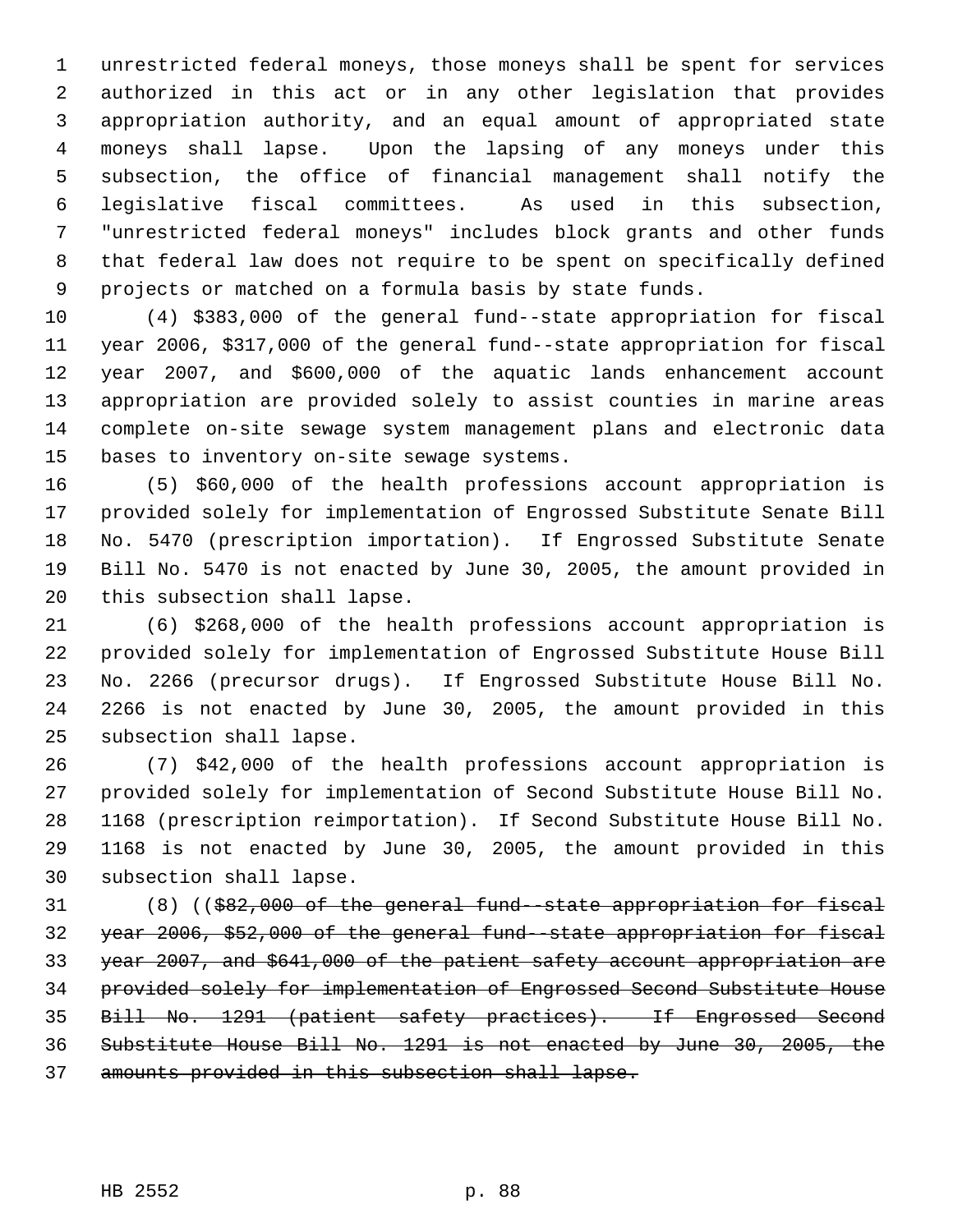unrestricted federal moneys, those moneys shall be spent for services authorized in this act or in any other legislation that provides appropriation authority, and an equal amount of appropriated state moneys shall lapse. Upon the lapsing of any moneys under this subsection, the office of financial management shall notify the legislative fiscal committees. As used in this subsection, "unrestricted federal moneys" includes block grants and other funds that federal law does not require to be spent on specifically defined projects or matched on a formula basis by state funds.

(4) $383,000 of the general fund--state appropriation for fiscal year 2006, $317,000 of the general fund--state appropriation for fiscal year 2007, and $600,000 of the aquatic lands enhancement account appropriation are provided solely to assist counties in marine areas complete on-site sewage system management plans and electronic data bases to inventory on-site sewage systems.

(5) $60,000 of the health professions account appropriation is provided solely for implementation of Engrossed Substitute Senate Bill No. 5470 (prescription importation). If Engrossed Substitute Senate Bill No. 5470 is not enacted by June 30, 2005, the amount provided in this subsection shall lapse.

(6) $268,000 of the health professions account appropriation is provided solely for implementation of Engrossed Substitute House Bill No. 2266 (precursor drugs). If Engrossed Substitute House Bill No. 2266 is not enacted by June 30, 2005, the amount provided in this subsection shall lapse.

(7) $42,000 of the health professions account appropriation is provided solely for implementation of Second Substitute House Bill No. 1168 (prescription reimportation). If Second Substitute House Bill No. 1168 is not enacted by June 30, 2005, the amount provided in this subsection shall lapse.

(8) ((~~$82,000 of the general fund--state appropriation for fiscal year 2006, $52,000 of the general fund--state appropriation for fiscal year 2007, and $641,000 of the patient safety account appropriation are provided solely for implementation of Engrossed Second Substitute House Bill No. 1291 (patient safety practices). If Engrossed Second Substitute House Bill No. 1291 is not enacted by June 30, 2005, the amounts provided in this subsection shall lapse.~~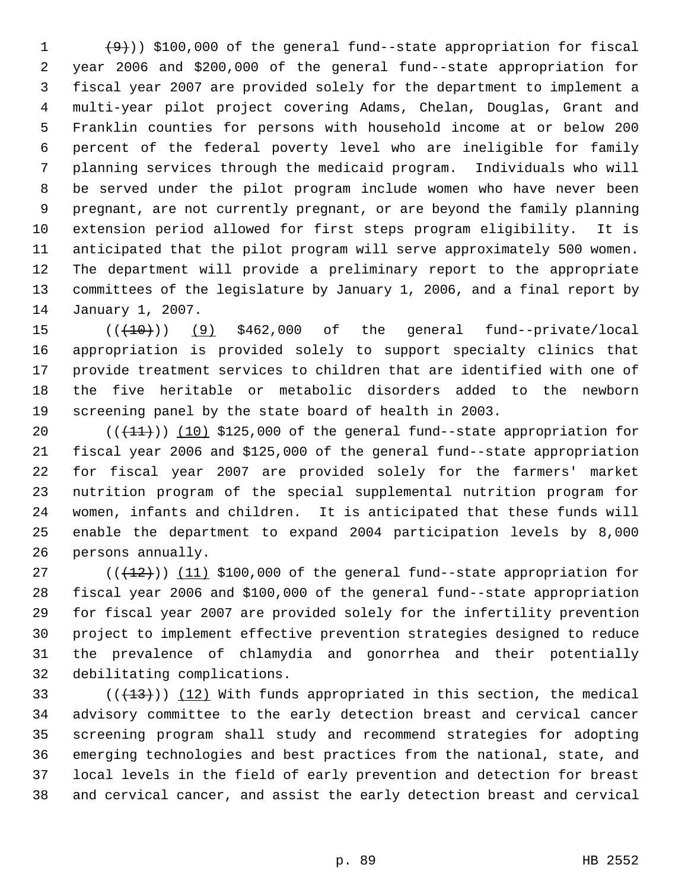~~(9)~~)) $100,000 of the general fund--state appropriation for fiscal year 2006 and $200,000 of the general fund--state appropriation for fiscal year 2007 are provided solely for the department to implement a multi-year pilot project covering Adams, Chelan, Douglas, Grant and Franklin counties for persons with household income at or below 200 percent of the federal poverty level who are ineligible for family planning services through the medicaid program. Individuals who will be served under the pilot program include women who have never been pregnant, are not currently pregnant, or are beyond the family planning extension period allowed for first steps program eligibility. It is anticipated that the pilot program will serve approximately 500 women. The department will provide a preliminary report to the appropriate committees of the legislature by January 1, 2006, and a final report by January 1, 2007.

((~~(10)~~)) (9) $462,000 of the general fund--private/local appropriation is provided solely to support specialty clinics that provide treatment services to children that are identified with one of the five heritable or metabolic disorders added to the newborn screening panel by the state board of health in 2003.

((~~(11)~~)) (10) $125,000 of the general fund--state appropriation for fiscal year 2006 and $125,000 of the general fund--state appropriation for fiscal year 2007 are provided solely for the farmers' market nutrition program of the special supplemental nutrition program for women, infants and children. It is anticipated that these funds will enable the department to expand 2004 participation levels by 8,000 persons annually.

((~~(12)~~)) (11) $100,000 of the general fund--state appropriation for fiscal year 2006 and $100,000 of the general fund--state appropriation for fiscal year 2007 are provided solely for the infertility prevention project to implement effective prevention strategies designed to reduce the prevalence of chlamydia and gonorrhea and their potentially debilitating complications.

((~~(13)~~)) (12) With funds appropriated in this section, the medical advisory committee to the early detection breast and cervical cancer screening program shall study and recommend strategies for adopting emerging technologies and best practices from the national, state, and local levels in the field of early prevention and detection for breast and cervical cancer, and assist the early detection breast and cervical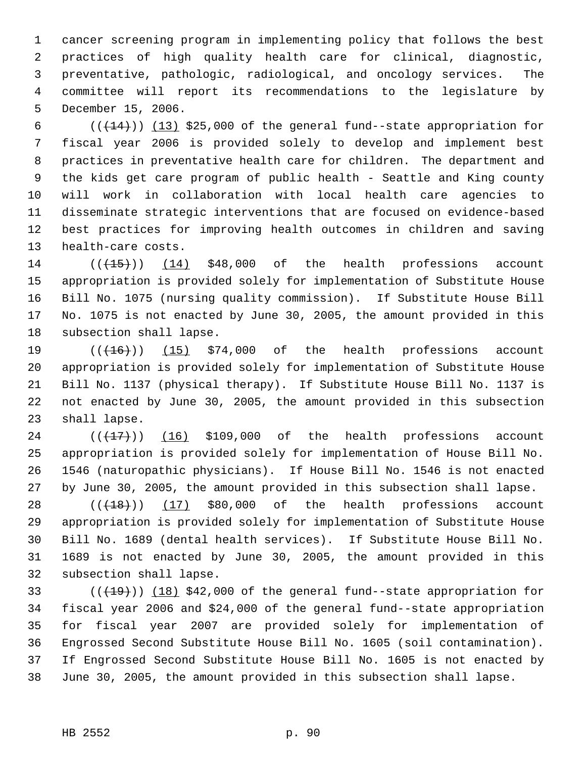cancer screening program in implementing policy that follows the best practices of high quality health care for clinical, diagnostic, preventative, pathologic, radiological, and oncology services. The committee will report its recommendations to the legislature by December 15, 2006.

(((14))) (13) $25,000 of the general fund--state appropriation for fiscal year 2006 is provided solely to develop and implement best practices in preventative health care for children. The department and the kids get care program of public health - Seattle and King county will work in collaboration with local health care agencies to disseminate strategic interventions that are focused on evidence-based best practices for improving health outcomes in children and saving health-care costs.

(((15))) (14) $48,000 of the health professions account appropriation is provided solely for implementation of Substitute House Bill No. 1075 (nursing quality commission). If Substitute House Bill No. 1075 is not enacted by June 30, 2005, the amount provided in this subsection shall lapse.

(((16))) (15) $74,000 of the health professions account appropriation is provided solely for implementation of Substitute House Bill No. 1137 (physical therapy). If Substitute House Bill No. 1137 is not enacted by June 30, 2005, the amount provided in this subsection shall lapse.

(((17))) (16) $109,000 of the health professions account appropriation is provided solely for implementation of House Bill No. 1546 (naturopathic physicians). If House Bill No. 1546 is not enacted by June 30, 2005, the amount provided in this subsection shall lapse.

(((18))) (17) $80,000 of the health professions account appropriation is provided solely for implementation of Substitute House Bill No. 1689 (dental health services). If Substitute House Bill No. 1689 is not enacted by June 30, 2005, the amount provided in this subsection shall lapse.

(((19))) (18) $42,000 of the general fund--state appropriation for fiscal year 2006 and $24,000 of the general fund--state appropriation for fiscal year 2007 are provided solely for implementation of Engrossed Second Substitute House Bill No. 1605 (soil contamination). If Engrossed Second Substitute House Bill No. 1605 is not enacted by June 30, 2005, the amount provided in this subsection shall lapse.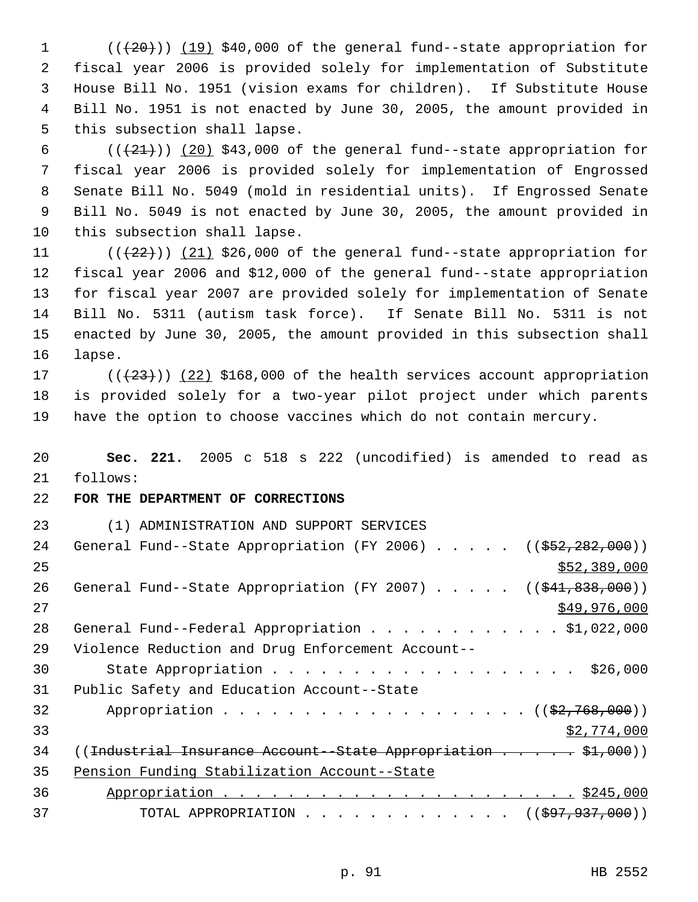((~~(20)~~)) <u>(19)</u> $40,000 of the general fund--state appropriation for fiscal year 2006 is provided solely for implementation of Substitute House Bill No. 1951 (vision exams for children). If Substitute House Bill No. 1951 is not enacted by June 30, 2005, the amount provided in this subsection shall lapse.

((~~(21)~~)) <u>(20)</u> $43,000 of the general fund--state appropriation for fiscal year 2006 is provided solely for implementation of Engrossed Senate Bill No. 5049 (mold in residential units). If Engrossed Senate Bill No. 5049 is not enacted by June 30, 2005, the amount provided in this subsection shall lapse.

((~~(22)~~)) <u>(21)</u> $26,000 of the general fund--state appropriation for fiscal year 2006 and $12,000 of the general fund--state appropriation for fiscal year 2007 are provided solely for implementation of Senate Bill No. 5311 (autism task force). If Senate Bill No. 5311 is not enacted by June 30, 2005, the amount provided in this subsection shall lapse.

((~~(23)~~)) <u>(22)</u> $168,000 of the health services account appropriation is provided solely for a two-year pilot project under which parents have the option to choose vaccines which do not contain mercury.

**Sec. 221.** 2005 c 518 s 222 (uncodified) is amended to read as follows:

**FOR THE DEPARTMENT OF CORRECTIONS**

(1) ADMINISTRATION AND SUPPORT SERVICES

General Fund--State Appropriation (FY 2006) . . . . . ((~~$52,282,000~~))
<u>$52,389,000</u>

General Fund--State Appropriation (FY 2007) . . . . . ((~~$41,838,000~~))
<u>$49,976,000</u>

General Fund--Federal Appropriation . . . . . . . . . . . . $1,022,000

Violence Reduction and Drug Enforcement Account--
State Appropriation . . . . . . . . . . . . . . . . . . . . $26,000

Public Safety and Education Account--State
Appropriation . . . . . . . . . . . . . . . . . . . . ((~~$2,768,000~~))
<u>$2,774,000</u>

((~~Industrial Insurance Account--State Appropriation . . . . . . $1,000~~))

<u>Pension Funding Stabilization Account--State</u>
<u>Appropriation . . . . . . . . . . . . . . . . . . . . . . . $245,000</u>

TOTAL APPROPRIATION . . . . . . . . . . . . . . ((~~$97,937,000~~))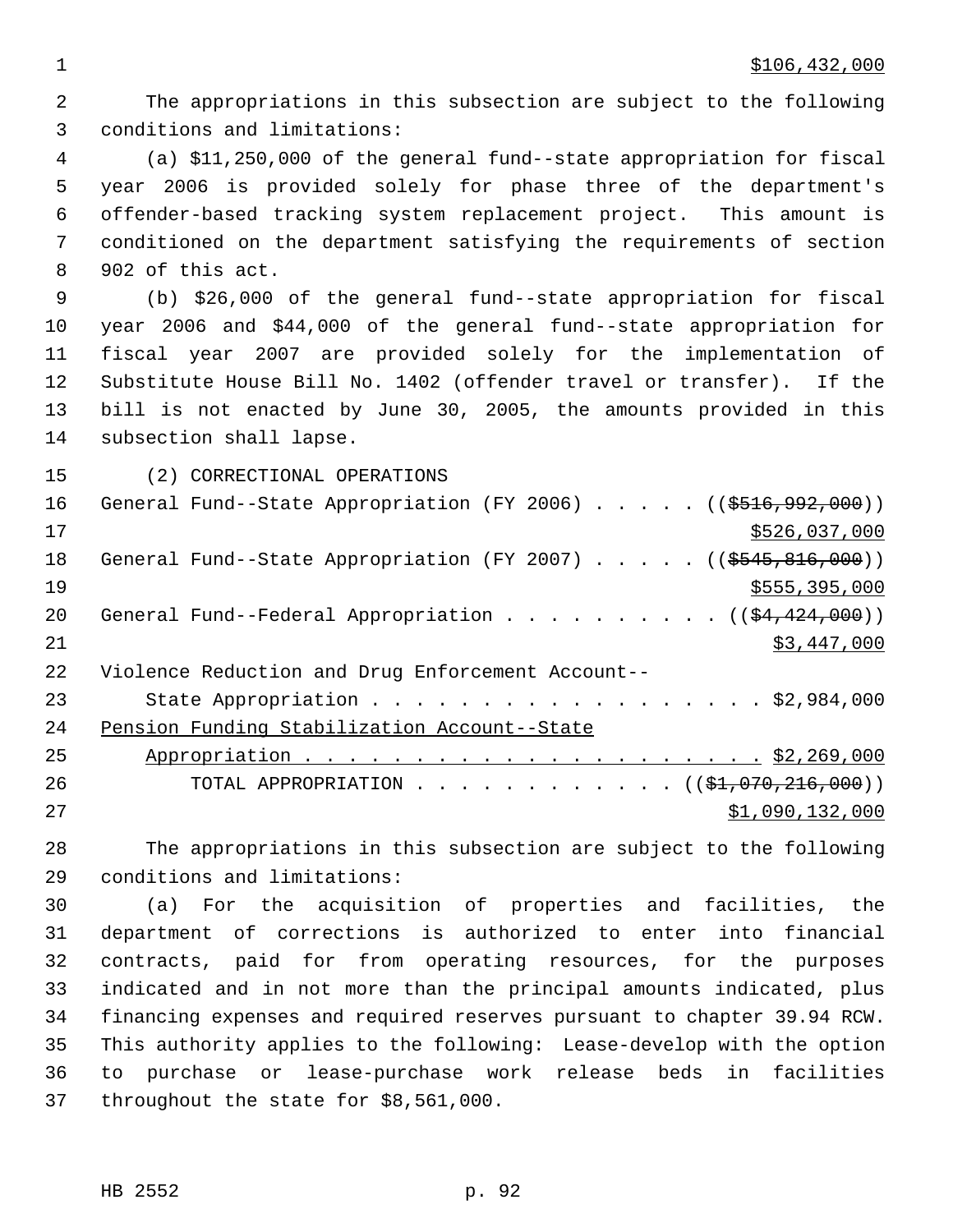$106,432,000

The appropriations in this subsection are subject to the following conditions and limitations:

(a) $11,250,000 of the general fund--state appropriation for fiscal year 2006 is provided solely for phase three of the department's offender-based tracking system replacement project. This amount is conditioned on the department satisfying the requirements of section 902 of this act.

(b) $26,000 of the general fund--state appropriation for fiscal year 2006 and $44,000 of the general fund--state appropriation for fiscal year 2007 are provided solely for the implementation of Substitute House Bill No. 1402 (offender travel or transfer). If the bill is not enacted by June 30, 2005, the amounts provided in this subsection shall lapse.

(2) CORRECTIONAL OPERATIONS

General Fund--State Appropriation (FY 2006) . . . . . ((~~$516,992,000~~))
$526,037,000

General Fund--State Appropriation (FY 2007) . . . . . ((~~$545,816,000~~))
$555,395,000

General Fund--Federal Appropriation . . . . . . . . . . ((~~$4,424,000~~))
$3,447,000

Violence Reduction and Drug Enforcement Account--
State Appropriation . . . . . . . . . . . . . . . . . . $2,984,000

Pension Funding Stabilization Account--State
Appropriation . . . . . . . . . . . . . . . . . . . . . . $2,269,000

TOTAL APPROPRIATION . . . . . . . . . . . . ((~~$1,070,216,000~~))
$1,090,132,000

The appropriations in this subsection are subject to the following conditions and limitations:

(a) For the acquisition of properties and facilities, the department of corrections is authorized to enter into financial contracts, paid for from operating resources, for the purposes indicated and in not more than the principal amounts indicated, plus financing expenses and required reserves pursuant to chapter 39.94 RCW. This authority applies to the following: Lease-develop with the option to purchase or lease-purchase work release beds in facilities throughout the state for $8,561,000.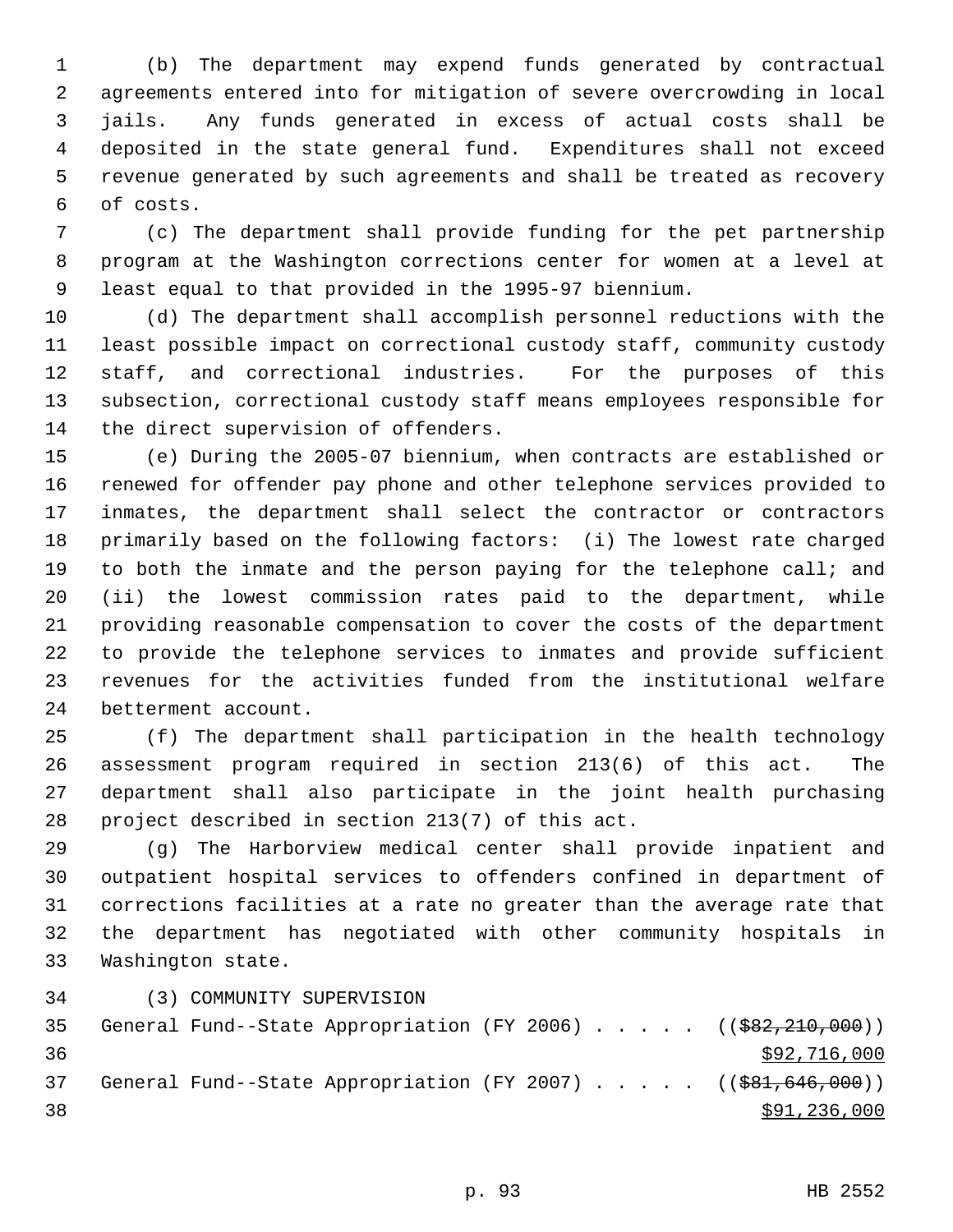(b) The department may expend funds generated by contractual agreements entered into for mitigation of severe overcrowding in local jails. Any funds generated in excess of actual costs shall be deposited in the state general fund. Expenditures shall not exceed revenue generated by such agreements and shall be treated as recovery of costs.

(c) The department shall provide funding for the pet partnership program at the Washington corrections center for women at a level at least equal to that provided in the 1995-97 biennium.

(d) The department shall accomplish personnel reductions with the least possible impact on correctional custody staff, community custody staff, and correctional industries. For the purposes of this subsection, correctional custody staff means employees responsible for the direct supervision of offenders.

(e) During the 2005-07 biennium, when contracts are established or renewed for offender pay phone and other telephone services provided to inmates, the department shall select the contractor or contractors primarily based on the following factors: (i) The lowest rate charged to both the inmate and the person paying for the telephone call; and (ii) the lowest commission rates paid to the department, while providing reasonable compensation to cover the costs of the department to provide the telephone services to inmates and provide sufficient revenues for the activities funded from the institutional welfare betterment account.

(f) The department shall participation in the health technology assessment program required in section 213(6) of this act. The department shall also participate in the joint health purchasing project described in section 213(7) of this act.

(g) The Harborview medical center shall provide inpatient and outpatient hospital services to offenders confined in department of corrections facilities at a rate no greater than the average rate that the department has negotiated with other community hospitals in Washington state.

(3) COMMUNITY SUPERVISION

General Fund--State Appropriation (FY 2006) . . . . . ((~~$82,210,000~~))
<u>$92,716,000</u>

General Fund--State Appropriation (FY 2007) . . . . . ((~~$81,646,000~~))
<u>$91,236,000</u>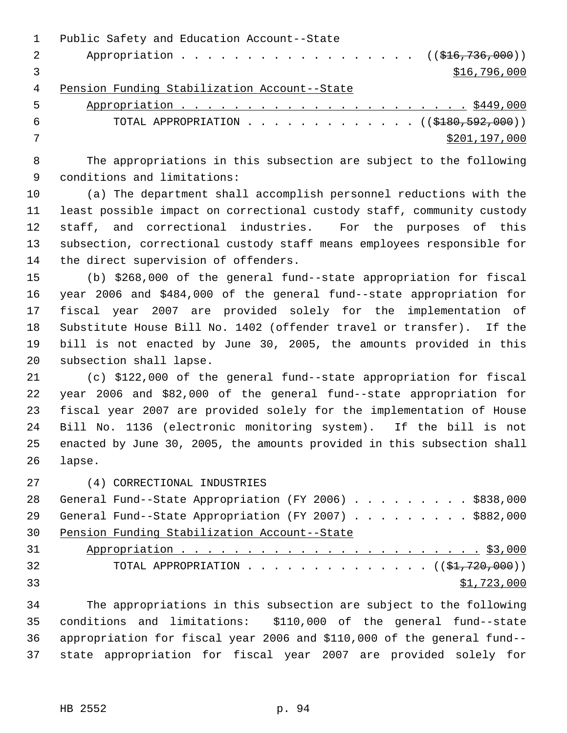Public Safety and Education Account--State
Appropriation . . . . . . . . . . . . . . . . . . . ((~~$16,736,000~~))
<u>$16,796,000</u>
<u>Pension Funding Stabilization Account--State</u>
<u>Appropriation . . . . . . . . . . . . . . . . . . . . . . . $449,000</u>
TOTAL APPROPRIATION . . . . . . . . . . . . . ((~~$180,592,000~~))
<u>$201,197,000</u>

The appropriations in this subsection are subject to the following conditions and limitations:

(a) The department shall accomplish personnel reductions with the least possible impact on correctional custody staff, community custody staff, and correctional industries. For the purposes of this subsection, correctional custody staff means employees responsible for the direct supervision of offenders.

(b) $268,000 of the general fund--state appropriation for fiscal year 2006 and $484,000 of the general fund--state appropriation for fiscal year 2007 are provided solely for the implementation of Substitute House Bill No. 1402 (offender travel or transfer). If the bill is not enacted by June 30, 2005, the amounts provided in this subsection shall lapse.

(c) $122,000 of the general fund--state appropriation for fiscal year 2006 and $82,000 of the general fund--state appropriation for fiscal year 2007 are provided solely for the implementation of House Bill No. 1136 (electronic monitoring system). If the bill is not enacted by June 30, 2005, the amounts provided in this subsection shall lapse.

(4) CORRECTIONAL INDUSTRIES
General Fund--State Appropriation (FY 2006) . . . . . . . . . $838,000
General Fund--State Appropriation (FY 2007) . . . . . . . . . $882,000
<u>Pension Funding Stabilization Account--State</u>
<u>Appropriation . . . . . . . . . . . . . . . . . . . . . . . . $3,000</u>
TOTAL APPROPRIATION . . . . . . . . . . . . . . ((~~$1,720,000~~))
<u>$1,723,000</u>

The appropriations in this subsection are subject to the following conditions and limitations: $110,000 of the general fund--state appropriation for fiscal year 2006 and $110,000 of the general fund--state appropriation for fiscal year 2007 are provided solely for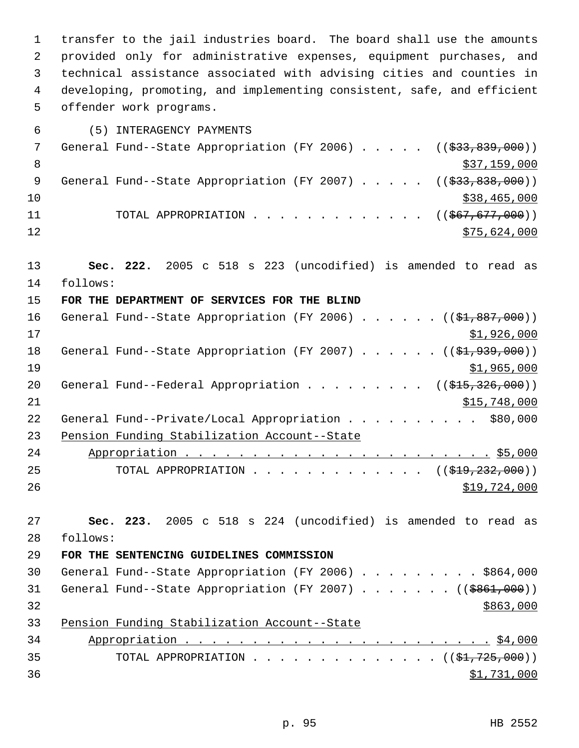transfer to the jail industries board. The board shall use the amounts provided only for administrative expenses, equipment purchases, and technical assistance associated with advising cities and counties in developing, promoting, and implementing consistent, safe, and efficient offender work programs.

(5) INTERAGENCY PAYMENTS

General Fund--State Appropriation (FY 2006) . . . . . ((~~$33,839,000~~))
<u>$37,159,000</u>

General Fund--State Appropriation (FY 2007) . . . . . ((~~$33,838,000~~))
<u>$38,465,000</u>

TOTAL APPROPRIATION . . . . . . . . . . . . . ((~~$67,677,000~~))
<u>$75,624,000</u>

**Sec. 222.** 2005 c 518 s 223 (uncodified) is amended to read as follows:

**FOR THE DEPARTMENT OF SERVICES FOR THE BLIND**

General Fund--State Appropriation (FY 2006) . . . . . . ((~~$1,887,000~~))
<u>$1,926,000</u>

General Fund--State Appropriation (FY 2007) . . . . . . ((~~$1,939,000~~))
<u>$1,965,000</u>

General Fund--Federal Appropriation . . . . . . . . . ((~~$15,326,000~~))
<u>$15,748,000</u>

General Fund--Private/Local Appropriation . . . . . . . . . . $80,000

<u>Pension Funding Stabilization Account--State Appropriation . . . . . . . . . . . . . . . . . . . . . . . . $5,000</u>

TOTAL APPROPRIATION . . . . . . . . . . . . . ((~~$19,232,000~~))
<u>$19,724,000</u>

**Sec. 223.** 2005 c 518 s 224 (uncodified) is amended to read as follows:

**FOR THE SENTENCING GUIDELINES COMMISSION**

General Fund--State Appropriation (FY 2006) . . . . . . . . . $864,000

General Fund--State Appropriation (FY 2007) . . . . . . . ((~~$861,000~~))
<u>$863,000</u>

<u>Pension Funding Stabilization Account--State Appropriation . . . . . . . . . . . . . . . . . . . . . . . . $4,000</u>

TOTAL APPROPRIATION . . . . . . . . . . . . . . . ((~~$1,725,000~~))
<u>$1,731,000</u>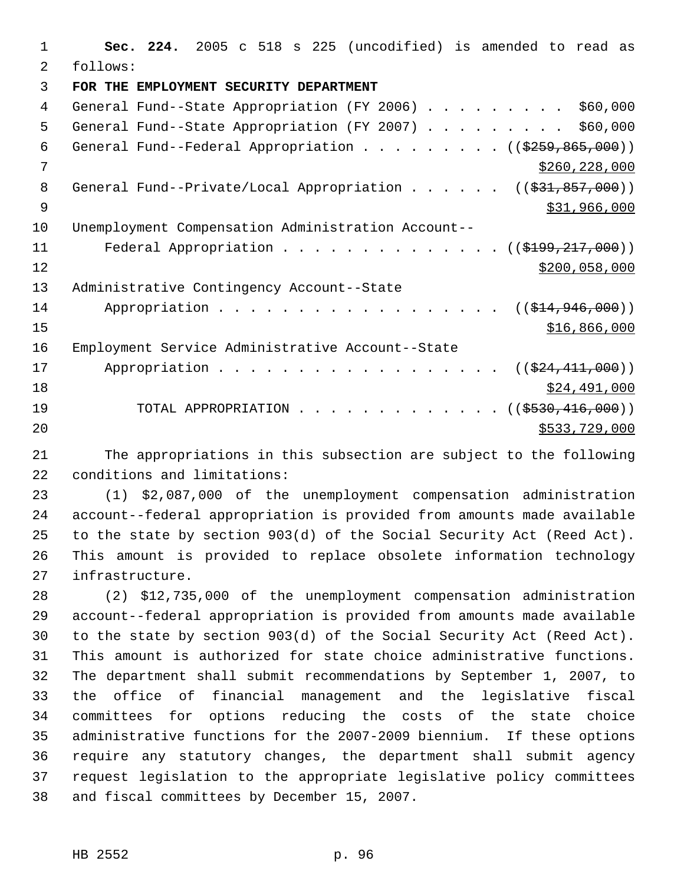**Sec. 224.** 2005 c 518 s 225 (uncodified) is amended to read as follows:

**FOR THE EMPLOYMENT SECURITY DEPARTMENT**

General Fund--State Appropriation (FY 2006) . . . . . . . . . $60,000

General Fund--State Appropriation (FY 2007) . . . . . . . . . $60,000

General Fund--Federal Appropriation . . . . . . . . . ((~~$259,865,000~~)) $260,228,000

General Fund--Private/Local Appropriation . . . . . . ((~~$31,857,000~~)) $31,966,000

Unemployment Compensation Administration Account--Federal Appropriation . . . . . . . . . . . . . . ((~~$199,217,000~~)) $200,058,000

Administrative Contingency Account--State Appropriation . . . . . . . . . . . . . . . . . . ((~~$14,946,000~~)) $16,866,000

Employment Service Administrative Account--State Appropriation . . . . . . . . . . . . . . . . . . ((~~$24,411,000~~)) $24,491,000

TOTAL APPROPRIATION . . . . . . . . . . . . . ((~~$530,416,000~~)) $533,729,000

The appropriations in this subsection are subject to the following conditions and limitations:

(1) $2,087,000 of the unemployment compensation administration account--federal appropriation is provided from amounts made available to the state by section 903(d) of the Social Security Act (Reed Act). This amount is provided to replace obsolete information technology infrastructure.

(2) $12,735,000 of the unemployment compensation administration account--federal appropriation is provided from amounts made available to the state by section 903(d) of the Social Security Act (Reed Act). This amount is authorized for state choice administrative functions. The department shall submit recommendations by September 1, 2007, to the office of financial management and the legislative fiscal committees for options reducing the costs of the state choice administrative functions for the 2007-2009 biennium. If these options require any statutory changes, the department shall submit agency request legislation to the appropriate legislative policy committees and fiscal committees by December 15, 2007.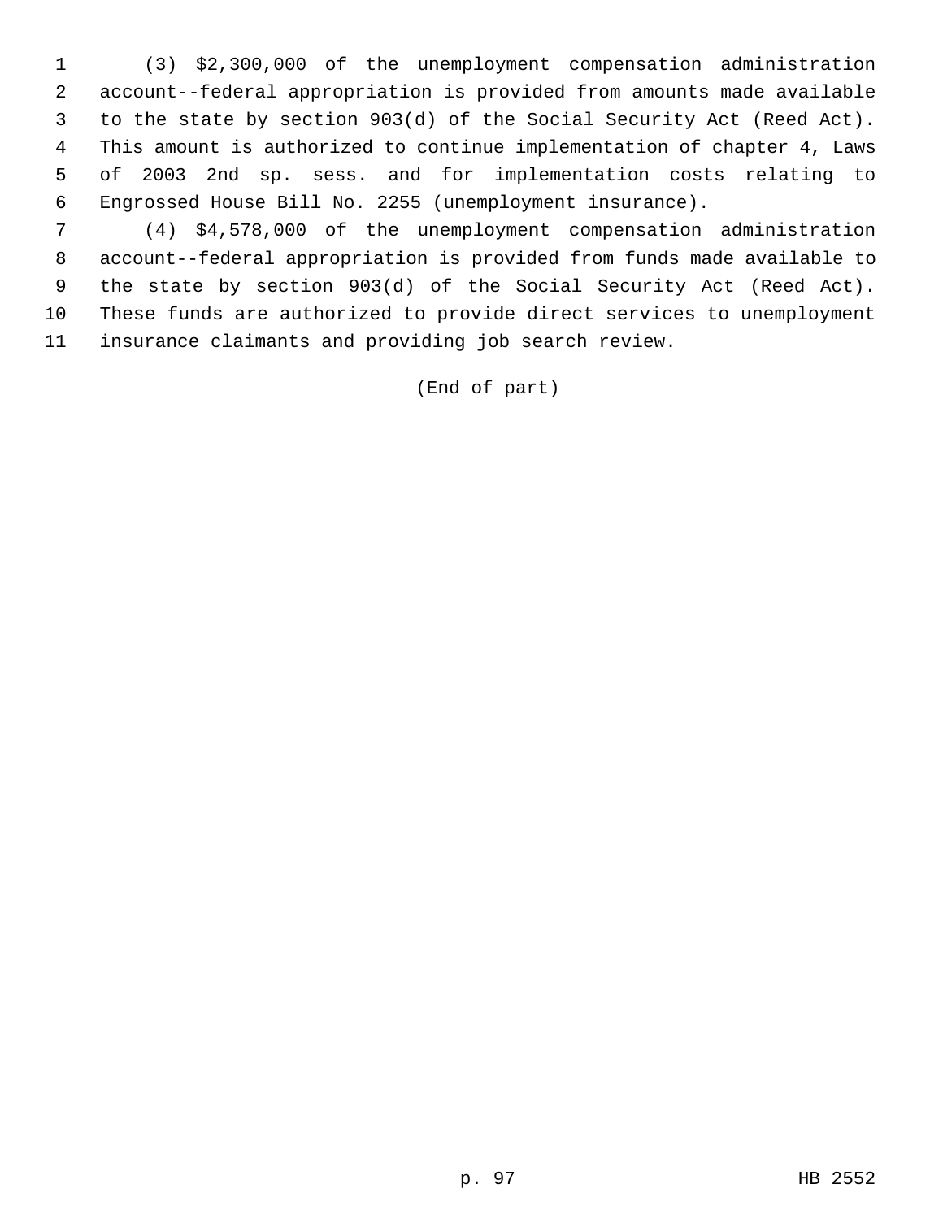(3) $2,300,000 of the unemployment compensation administration account--federal appropriation is provided from amounts made available to the state by section 903(d) of the Social Security Act (Reed Act). This amount is authorized to continue implementation of chapter 4, Laws of 2003 2nd sp. sess. and for implementation costs relating to Engrossed House Bill No. 2255 (unemployment insurance).

(4) $4,578,000 of the unemployment compensation administration account--federal appropriation is provided from funds made available to the state by section 903(d) of the Social Security Act (Reed Act). These funds are authorized to provide direct services to unemployment insurance claimants and providing job search review.

(End of part)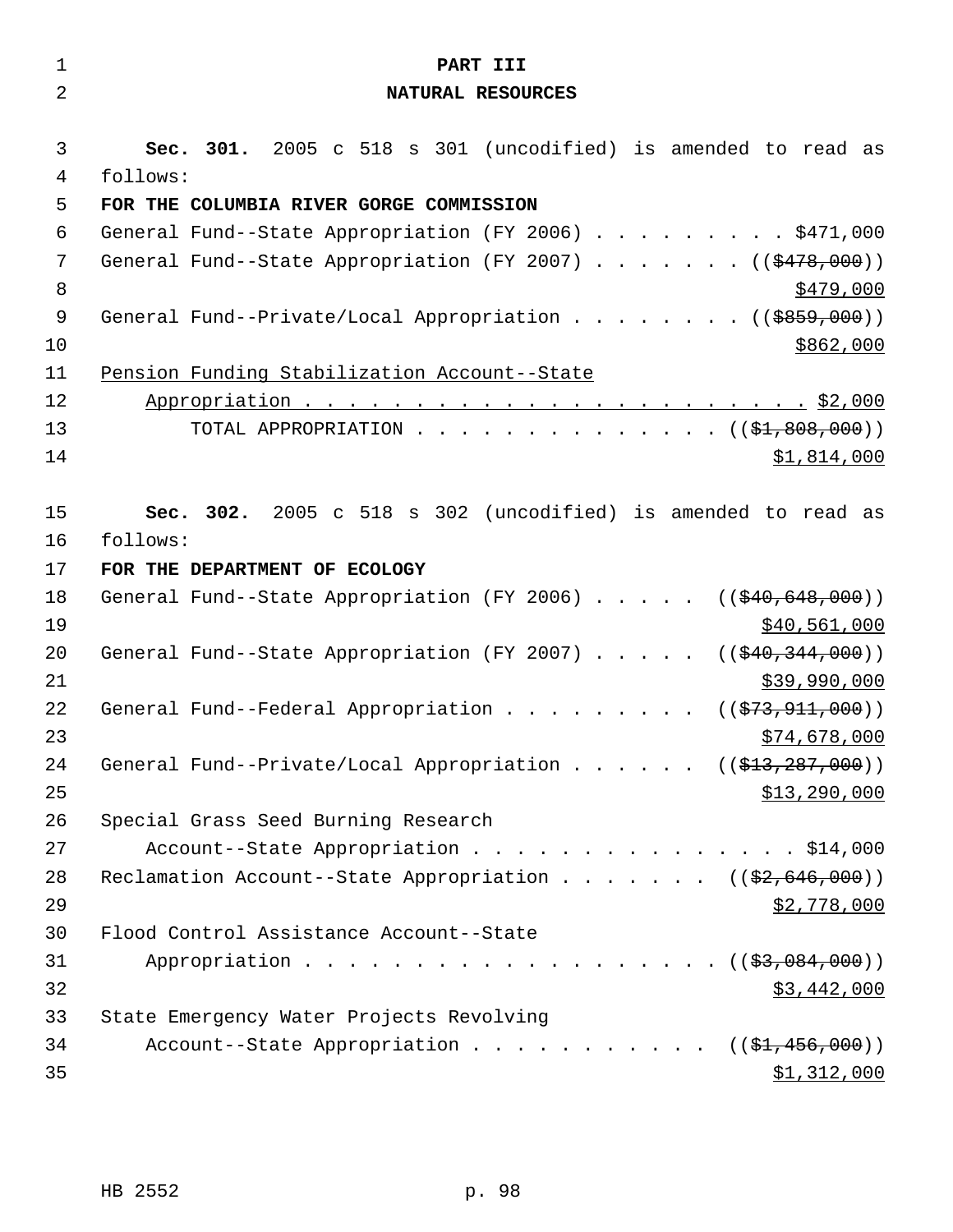# PART III
## NATURAL RESOURCES

**Sec. 301.** 2005 c 518 s 301 (uncodified) is amended to read as follows:

**FOR THE COLUMBIA RIVER GORGE COMMISSION**

General Fund--State Appropriation (FY 2006) . . . . . . . . . $471,000
General Fund--State Appropriation (FY 2007) . . . . . . . (($478,000)) $479,000
General Fund--Private/Local Appropriation . . . . . . . . (($859,000)) $862,000
Pension Funding Stabilization Account--State Appropriation . . . . . . . . . . . . . . . . . . . . . . . $2,000
TOTAL APPROPRIATION . . . . . . . . . . . . . . (($1,808,000)) $1,814,000

**Sec. 302.** 2005 c 518 s 302 (uncodified) is amended to read as follows:

**FOR THE DEPARTMENT OF ECOLOGY**

General Fund--State Appropriation (FY 2006) . . . . . (($40,648,000)) $40,561,000
General Fund--State Appropriation (FY 2007) . . . . . (($40,344,000)) $39,990,000
General Fund--Federal Appropriation . . . . . . . . . (($73,911,000)) $74,678,000
General Fund--Private/Local Appropriation . . . . . . (($13,287,000)) $13,290,000
Special Grass Seed Burning Research Account--State Appropriation . . . . . . . . . . . . . . . $14,000
Reclamation Account--State Appropriation . . . . . . . (($2,646,000)) $2,778,000
Flood Control Assistance Account--State Appropriation . . . . . . . . . . . . . . . . . . . . (($3,084,000)) $3,442,000
State Emergency Water Projects Revolving Account--State Appropriation . . . . . . . . . . . (($1,456,000)) $1,312,000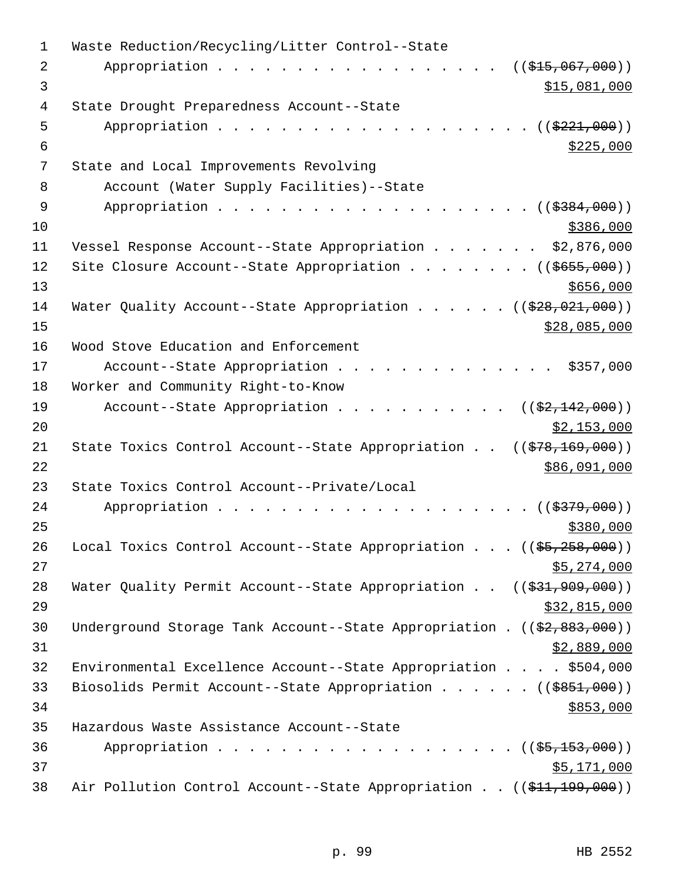Waste Reduction/Recycling/Litter Control--State
Appropriation . . . . . . . . . . . . . . . . . . . . ((~~$15,067,000~~))
$15,081,000

State Drought Preparedness Account--State
Appropriation . . . . . . . . . . . . . . . . . . . . . ((~~$221,000~~))
$225,000

State and Local Improvements Revolving
Account (Water Supply Facilities)--State
Appropriation . . . . . . . . . . . . . . . . . . . . . ((~~$384,000~~))
$386,000

Vessel Response Account--State Appropriation . . . . . . . $2,876,000

Site Closure Account--State Appropriation . . . . . . . . ((~~$655,000~~))
$656,000

Water Quality Account--State Appropriation . . . . . . ((~~$28,021,000~~))
$28,085,000

Wood Stove Education and Enforcement
Account--State Appropriation . . . . . . . . . . . . . . $357,000

Worker and Community Right-to-Know
Account--State Appropriation . . . . . . . . . . . ((~~$2,142,000~~))
$2,153,000

State Toxics Control Account--State Appropriation . . ((~~$78,169,000~~))
$86,091,000

State Toxics Control Account--Private/Local
Appropriation . . . . . . . . . . . . . . . . . . . . . ((~~$379,000~~))
$380,000

Local Toxics Control Account--State Appropriation . . . ((~~$5,258,000~~))
$5,274,000

Water Quality Permit Account--State Appropriation . . ((~~$31,909,000~~))
$32,815,000

Underground Storage Tank Account--State Appropriation . ((~~$2,883,000~~))
$2,889,000

Environmental Excellence Account--State Appropriation . . . . $504,000

Biosolids Permit Account--State Appropriation . . . . . . ((~~$851,000~~))
$853,000

Hazardous Waste Assistance Account--State
Appropriation . . . . . . . . . . . . . . . . . . . . ((~~$5,153,000~~))
$5,171,000

Air Pollution Control Account--State Appropriation . . ((~~$11,199,000~~))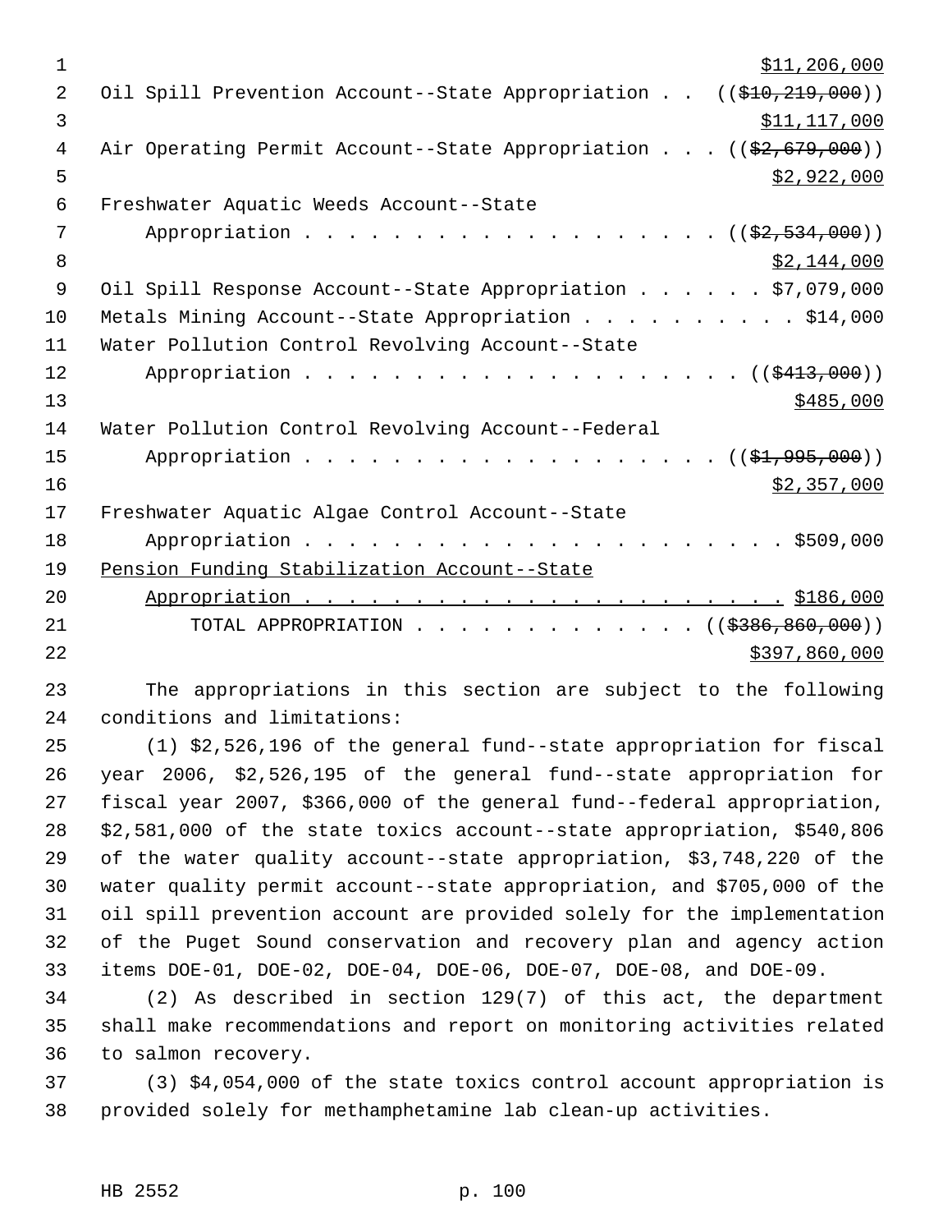$11,206,000

Oil Spill Prevention Account--State Appropriation . . ((~~$10,219,000~~))
$11,117,000

Air Operating Permit Account--State Appropriation . . . ((~~$2,679,000~~))
$2,922,000

Freshwater Aquatic Weeds Account--State
Appropriation . . . . . . . . . . . . . . . . . . . . ((~~$2,534,000~~))
$2,144,000

Oil Spill Response Account--State Appropriation . . . . . . $7,079,000

Metals Mining Account--State Appropriation . . . . . . . . . . $14,000

Water Pollution Control Revolving Account--State
Appropriation . . . . . . . . . . . . . . . . . . . . . ((~~$413,000~~))
$485,000

Water Pollution Control Revolving Account--Federal
Appropriation . . . . . . . . . . . . . . . . . . . . ((~~$1,995,000~~))
$2,357,000

Freshwater Aquatic Algae Control Account--State
Appropriation . . . . . . . . . . . . . . . . . . . . . . . $509,000

<u>Pension Funding Stabilization Account--State</u>
<u>Appropriation . . . . . . . . . . . . . . . . . . . . . . . $186,000</u>

TOTAL APPROPRIATION . . . . . . . . . . . . . ((~~$386,860,000~~))
$397,860,000

The appropriations in this section are subject to the following conditions and limitations:

(1) $2,526,196 of the general fund--state appropriation for fiscal year 2006, $2,526,195 of the general fund--state appropriation for fiscal year 2007, $366,000 of the general fund--federal appropriation, $2,581,000 of the state toxics account--state appropriation, $540,806 of the water quality account--state appropriation, $3,748,220 of the water quality permit account--state appropriation, and $705,000 of the oil spill prevention account are provided solely for the implementation of the Puget Sound conservation and recovery plan and agency action items DOE-01, DOE-02, DOE-04, DOE-06, DOE-07, DOE-08, and DOE-09.

(2) As described in section 129(7) of this act, the department shall make recommendations and report on monitoring activities related to salmon recovery.

(3) $4,054,000 of the state toxics control account appropriation is provided solely for methamphetamine lab clean-up activities.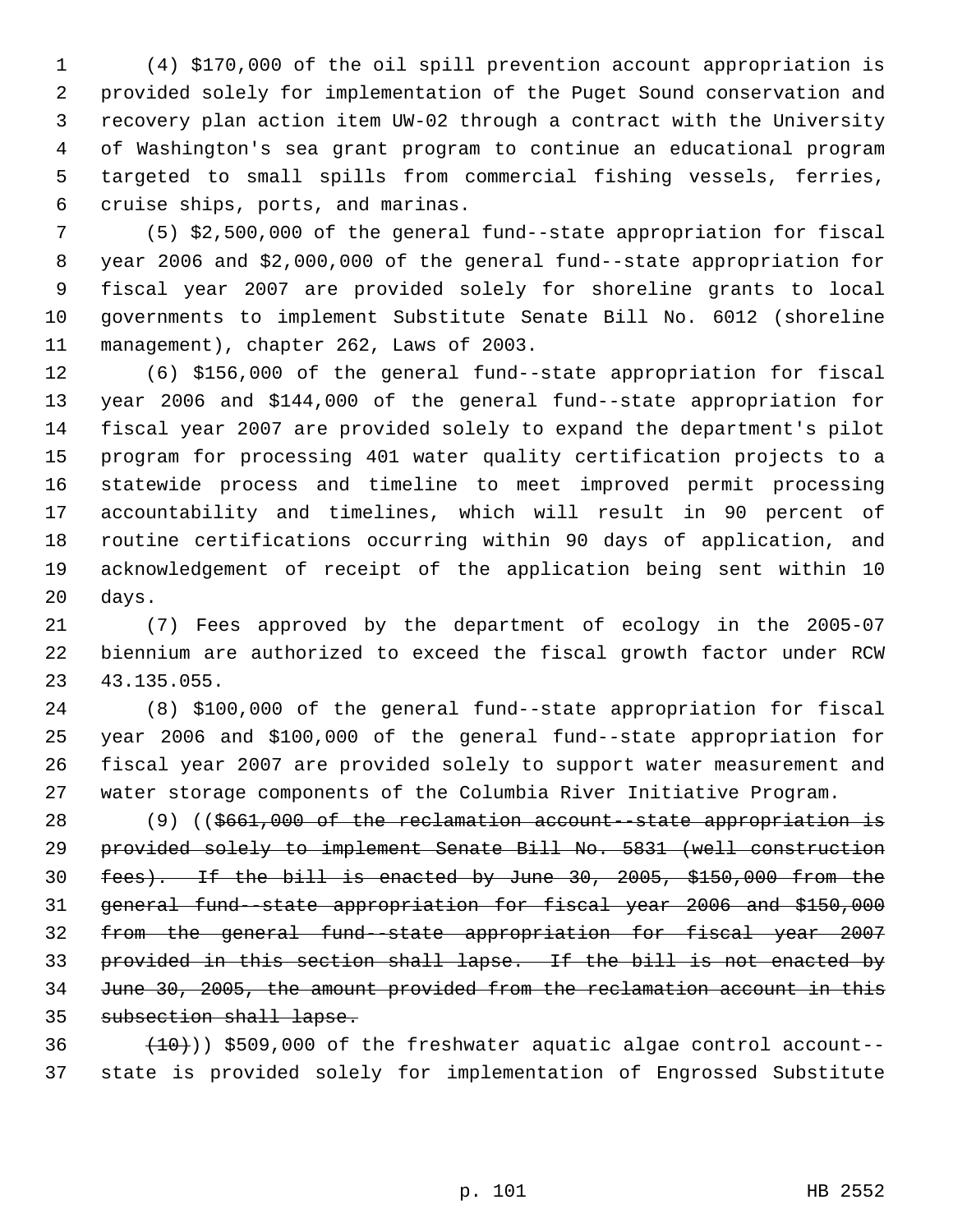(4) $170,000 of the oil spill prevention account appropriation is provided solely for implementation of the Puget Sound conservation and recovery plan action item UW-02 through a contract with the University of Washington's sea grant program to continue an educational program targeted to small spills from commercial fishing vessels, ferries, cruise ships, ports, and marinas.

(5) $2,500,000 of the general fund--state appropriation for fiscal year 2006 and $2,000,000 of the general fund--state appropriation for fiscal year 2007 are provided solely for shoreline grants to local governments to implement Substitute Senate Bill No. 6012 (shoreline management), chapter 262, Laws of 2003.

(6) $156,000 of the general fund--state appropriation for fiscal year 2006 and $144,000 of the general fund--state appropriation for fiscal year 2007 are provided solely to expand the department's pilot program for processing 401 water quality certification projects to a statewide process and timeline to meet improved permit processing accountability and timelines, which will result in 90 percent of routine certifications occurring within 90 days of application, and acknowledgement of receipt of the application being sent within 10 days.

(7) Fees approved by the department of ecology in the 2005-07 biennium are authorized to exceed the fiscal growth factor under RCW 43.135.055.

(8) $100,000 of the general fund--state appropriation for fiscal year 2006 and $100,000 of the general fund--state appropriation for fiscal year 2007 are provided solely to support water measurement and water storage components of the Columbia River Initiative Program.

(9) ((~~$661,000 of the reclamation account--state appropriation is provided solely to implement Senate Bill No. 5831 (well construction fees). If the bill is enacted by June 30, 2005, $150,000 from the general fund--state appropriation for fiscal year 2006 and $150,000 from the general fund--state appropriation for fiscal year 2007 provided in this section shall lapse. If the bill is not enacted by June 30, 2005, the amount provided from the reclamation account in this subsection shall lapse.~~

~~(10)~~)) $509,000 of the freshwater aquatic algae control account--state is provided solely for implementation of Engrossed Substitute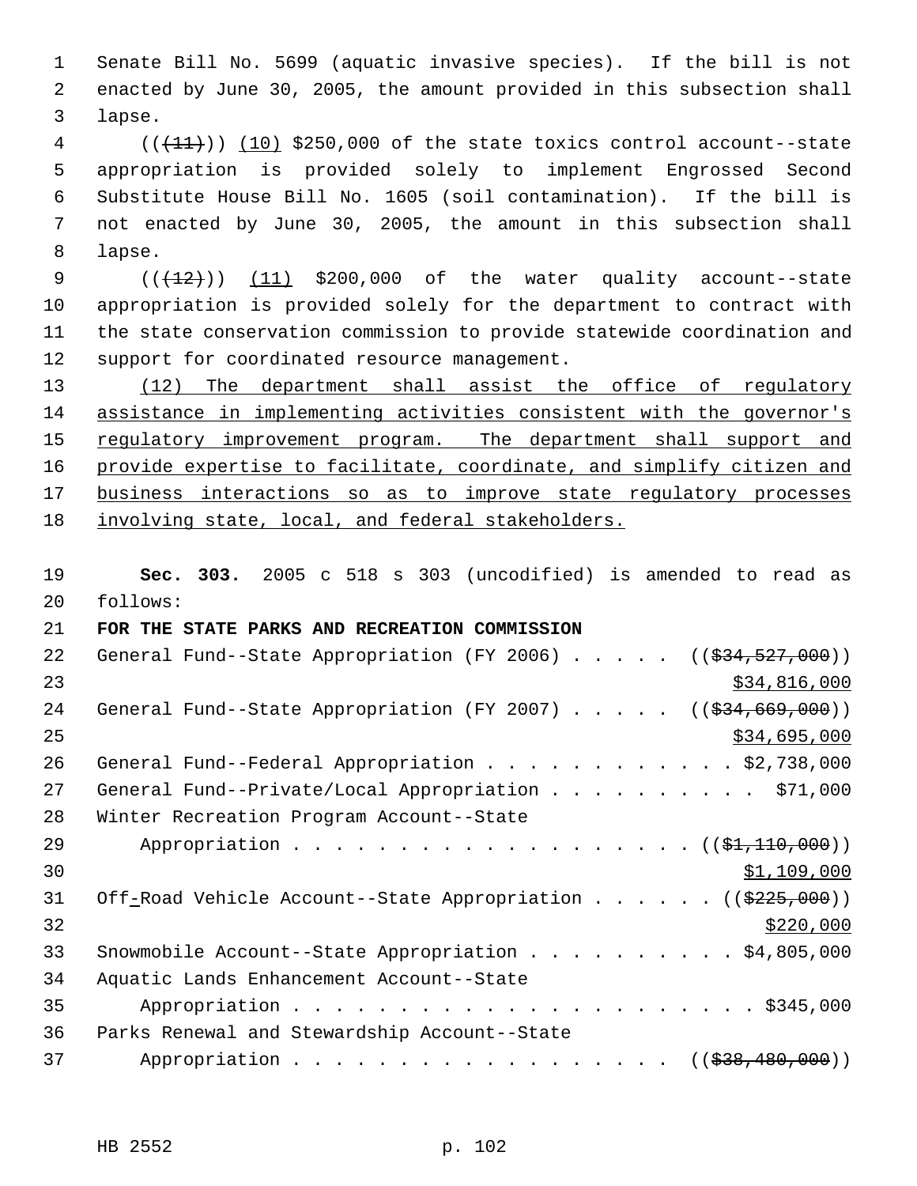Senate Bill No. 5699 (aquatic invasive species). If the bill is not enacted by June 30, 2005, the amount provided in this subsection shall lapse.

((~~(11)~~)) (10) $250,000 of the state toxics control account--state appropriation is provided solely to implement Engrossed Second Substitute House Bill No. 1605 (soil contamination). If the bill is not enacted by June 30, 2005, the amount in this subsection shall lapse.

((~~(12)~~)) (11) $200,000 of the water quality account--state appropriation is provided solely for the department to contract with the state conservation commission to provide statewide coordination and support for coordinated resource management.

(12) The department shall assist the office of regulatory assistance in implementing activities consistent with the governor's regulatory improvement program. The department shall support and provide expertise to facilitate, coordinate, and simplify citizen and business interactions so as to improve state regulatory processes involving state, local, and federal stakeholders.

**Sec. 303.** 2005 c 518 s 303 (uncodified) is amended to read as follows:

**FOR THE STATE PARKS AND RECREATION COMMISSION**

General Fund--State Appropriation (FY 2006) . . . . . ((~~$34,527,000~~)) $34,816,000

General Fund--State Appropriation (FY 2007) . . . . . ((~~$34,669,000~~)) $34,695,000

General Fund--Federal Appropriation . . . . . . . . . . . . $2,738,000

General Fund--Private/Local Appropriation . . . . . . . . . . $71,000

Winter Recreation Program Account--State Appropriation . . . . . . . . . . . . . . . . . . . ((~~$1,110,000~~)) $1,109,000

Off-Road Vehicle Account--State Appropriation . . . . . . ((~~$225,000~~)) $220,000

Snowmobile Account--State Appropriation . . . . . . . . . . $4,805,000

Aquatic Lands Enhancement Account--State Appropriation . . . . . . . . . . . . . . . . . . . . . . $345,000

Parks Renewal and Stewardship Account--State Appropriation . . . . . . . . . . . . . . . . . . ((~~$38,480,000~~))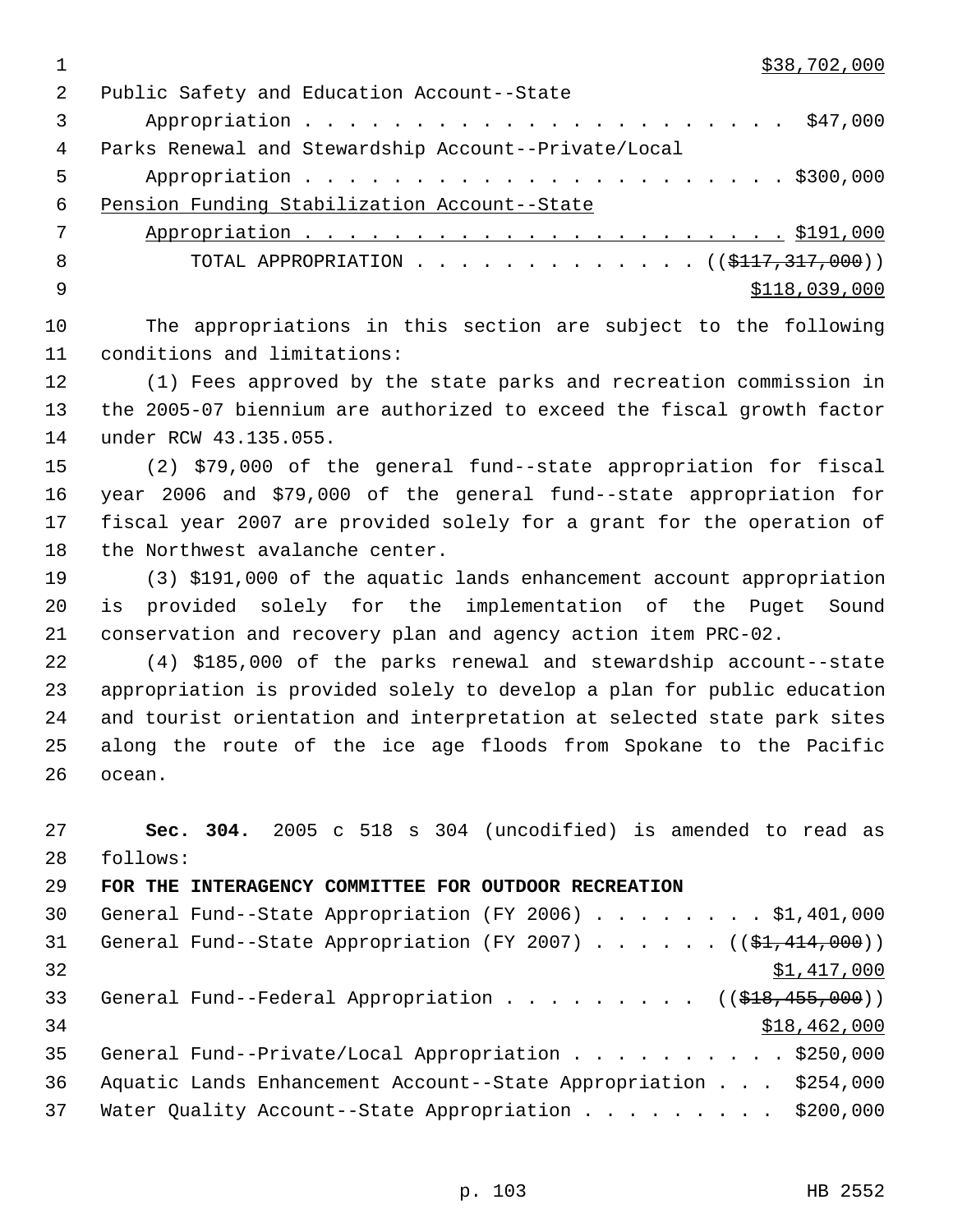$38,702,000

Public Safety and Education Account--State Appropriation . . . . . . . . . . . . . . . . . . . . . . . $47,000

Parks Renewal and Stewardship Account--Private/Local Appropriation . . . . . . . . . . . . . . . . . . . . . . . $300,000

Pension Funding Stabilization Account--State Appropriation . . . . . . . . . . . . . . . . . . . . . . . $191,000

TOTAL APPROPRIATION . . . . . . . . . . . . . (($117,317,000))
$118,039,000

The appropriations in this section are subject to the following conditions and limitations:

(1) Fees approved by the state parks and recreation commission in the 2005-07 biennium are authorized to exceed the fiscal growth factor under RCW 43.135.055.

(2) $79,000 of the general fund--state appropriation for fiscal year 2006 and $79,000 of the general fund--state appropriation for fiscal year 2007 are provided solely for a grant for the operation of the Northwest avalanche center.

(3) $191,000 of the aquatic lands enhancement account appropriation is provided solely for the implementation of the Puget Sound conservation and recovery plan and agency action item PRC-02.

(4) $185,000 of the parks renewal and stewardship account--state appropriation is provided solely to develop a plan for public education and tourist orientation and interpretation at selected state park sites along the route of the ice age floods from Spokane to the Pacific ocean.

**Sec. 304.** 2005 c 518 s 304 (uncodified) is amended to read as follows:

**FOR THE INTERAGENCY COMMITTEE FOR OUTDOOR RECREATION**

General Fund--State Appropriation (FY 2006) . . . . . . . . $1,401,000

General Fund--State Appropriation (FY 2007) . . . . . . (($1,414,000))
$1,417,000

General Fund--Federal Appropriation . . . . . . . . . (($18,455,000))
$18,462,000

General Fund--Private/Local Appropriation . . . . . . . . . . $250,000

Aquatic Lands Enhancement Account--State Appropriation . . . $254,000

Water Quality Account--State Appropriation . . . . . . . . . $200,000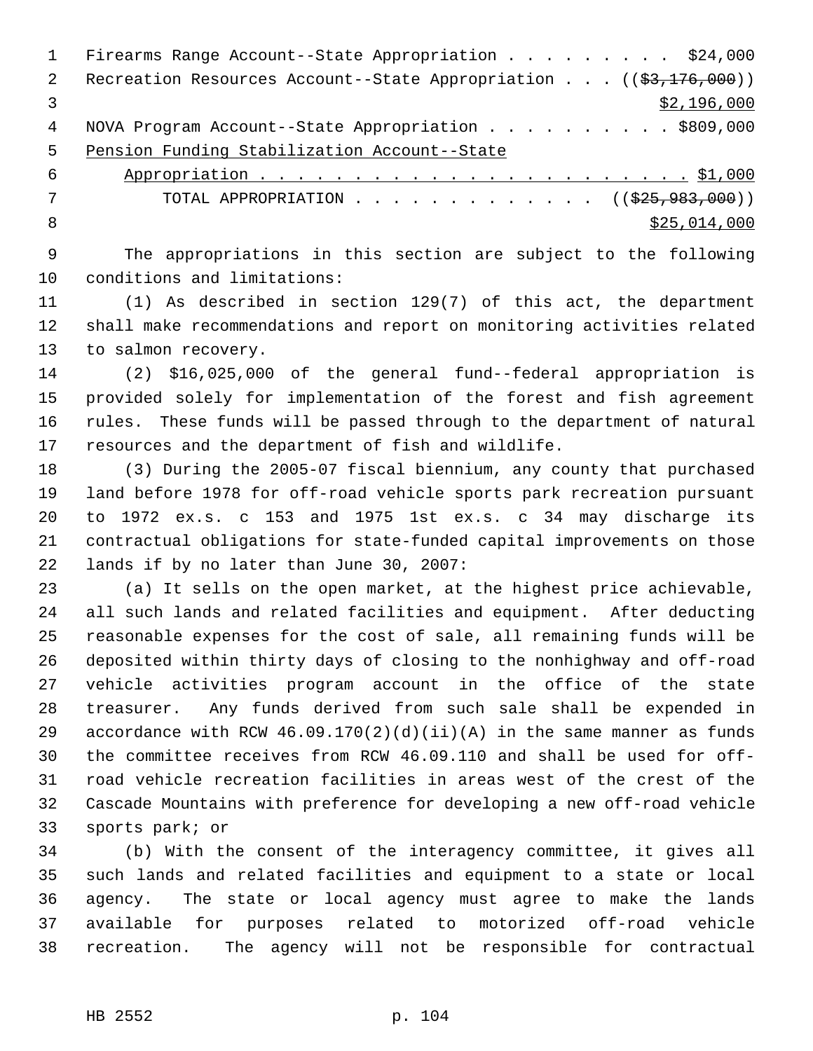Firearms Range Account--State Appropriation . . . . . . . . . $24,000
Recreation Resources Account--State Appropriation . . . ((~~$3,176,000~~))
$2,196,000
NOVA Program Account--State Appropriation . . . . . . . . . . $809,000
Pension Funding Stabilization Account--State
Appropriation . . . . . . . . . . . . . . . . . . . . . . . . $1,000
TOTAL APPROPRIATION . . . . . . . . . . . . . . ((~~$25,983,000~~))
$25,014,000

The appropriations in this section are subject to the following conditions and limitations:

(1) As described in section 129(7) of this act, the department shall make recommendations and report on monitoring activities related to salmon recovery.

(2) $16,025,000 of the general fund--federal appropriation is provided solely for implementation of the forest and fish agreement rules. These funds will be passed through to the department of natural resources and the department of fish and wildlife.

(3) During the 2005-07 fiscal biennium, any county that purchased land before 1978 for off-road vehicle sports park recreation pursuant to 1972 ex.s. c 153 and 1975 1st ex.s. c 34 may discharge its contractual obligations for state-funded capital improvements on those lands if by no later than June 30, 2007:

(a) It sells on the open market, at the highest price achievable, all such lands and related facilities and equipment. After deducting reasonable expenses for the cost of sale, all remaining funds will be deposited within thirty days of closing to the nonhighway and off-road vehicle activities program account in the office of the state treasurer. Any funds derived from such sale shall be expended in accordance with RCW 46.09.170(2)(d)(ii)(A) in the same manner as funds the committee receives from RCW 46.09.110 and shall be used for off-road vehicle recreation facilities in areas west of the crest of the Cascade Mountains with preference for developing a new off-road vehicle sports park; or

(b) With the consent of the interagency committee, it gives all such lands and related facilities and equipment to a state or local agency. The state or local agency must agree to make the lands available for purposes related to motorized off-road vehicle recreation. The agency will not be responsible for contractual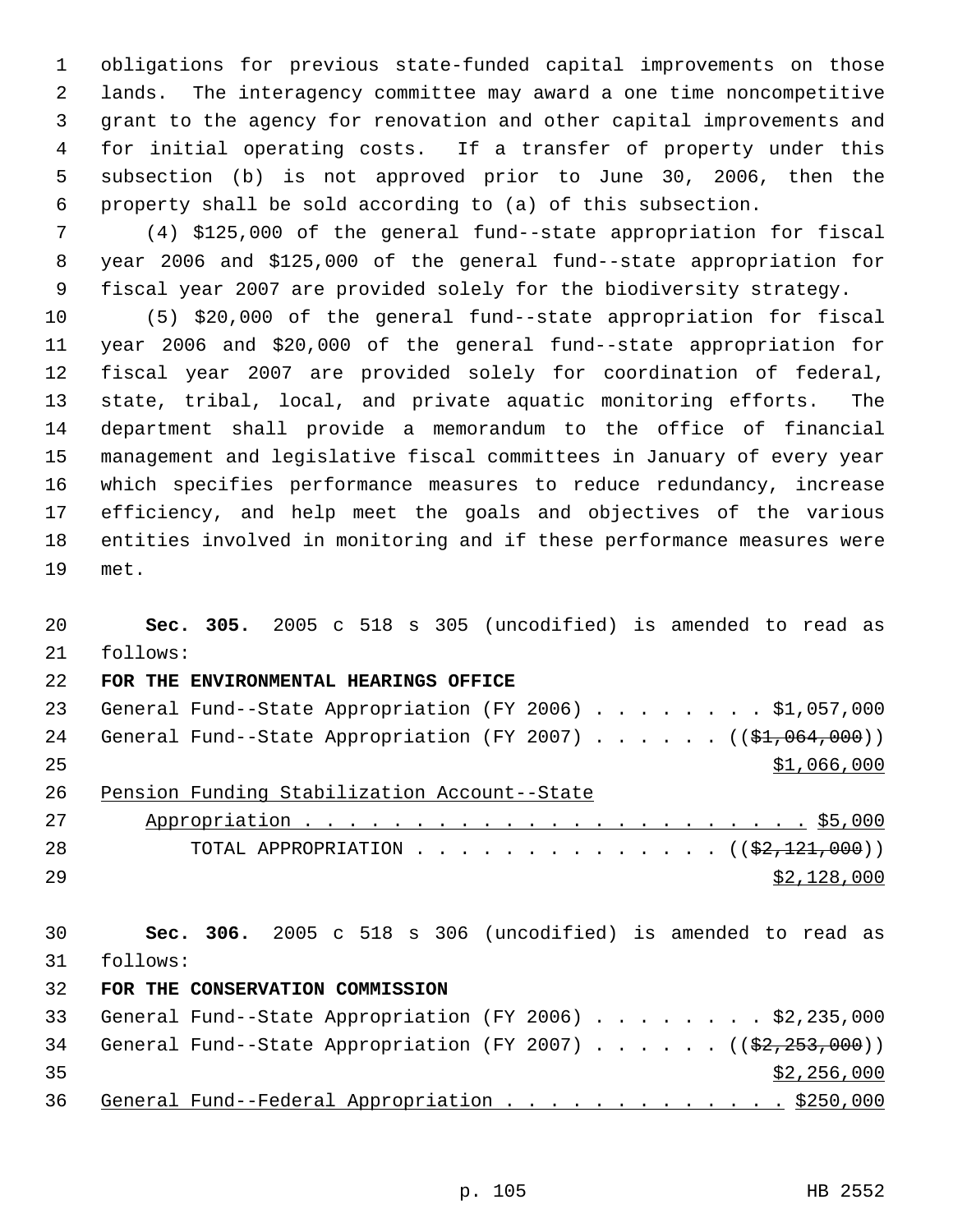obligations for previous state-funded capital improvements on those lands. The interagency committee may award a one time noncompetitive grant to the agency for renovation and other capital improvements and for initial operating costs. If a transfer of property under this subsection (b) is not approved prior to June 30, 2006, then the property shall be sold according to (a) of this subsection.

(4) $125,000 of the general fund--state appropriation for fiscal year 2006 and $125,000 of the general fund--state appropriation for fiscal year 2007 are provided solely for the biodiversity strategy.

(5) $20,000 of the general fund--state appropriation for fiscal year 2006 and $20,000 of the general fund--state appropriation for fiscal year 2007 are provided solely for coordination of federal, state, tribal, local, and private aquatic monitoring efforts. The department shall provide a memorandum to the office of financial management and legislative fiscal committees in January of every year which specifies performance measures to reduce redundancy, increase efficiency, and help meet the goals and objectives of the various entities involved in monitoring and if these performance measures were met.

**Sec. 305.** 2005 c 518 s 305 (uncodified) is amended to read as follows:

**FOR THE ENVIRONMENTAL HEARINGS OFFICE**

General Fund--State Appropriation (FY 2006) . . . . . . . . $1,057,000
General Fund--State Appropriation (FY 2007) . . . . . . ((~~$1,064,000~~))
$1,066,000
Pension Funding Stabilization Account--State
Appropriation . . . . . . . . . . . . . . . . . . . . . . . . $5,000
TOTAL APPROPRIATION . . . . . . . . . . . . . . ((~~$2,121,000~~))
$2,128,000

**Sec. 306.** 2005 c 518 s 306 (uncodified) is amended to read as follows:

**FOR THE CONSERVATION COMMISSION**

General Fund--State Appropriation (FY 2006) . . . . . . . . $2,235,000
General Fund--State Appropriation (FY 2007) . . . . . . ((~~$2,253,000~~))
$2,256,000
General Fund--Federal Appropriation . . . . . . . . . . . . . $250,000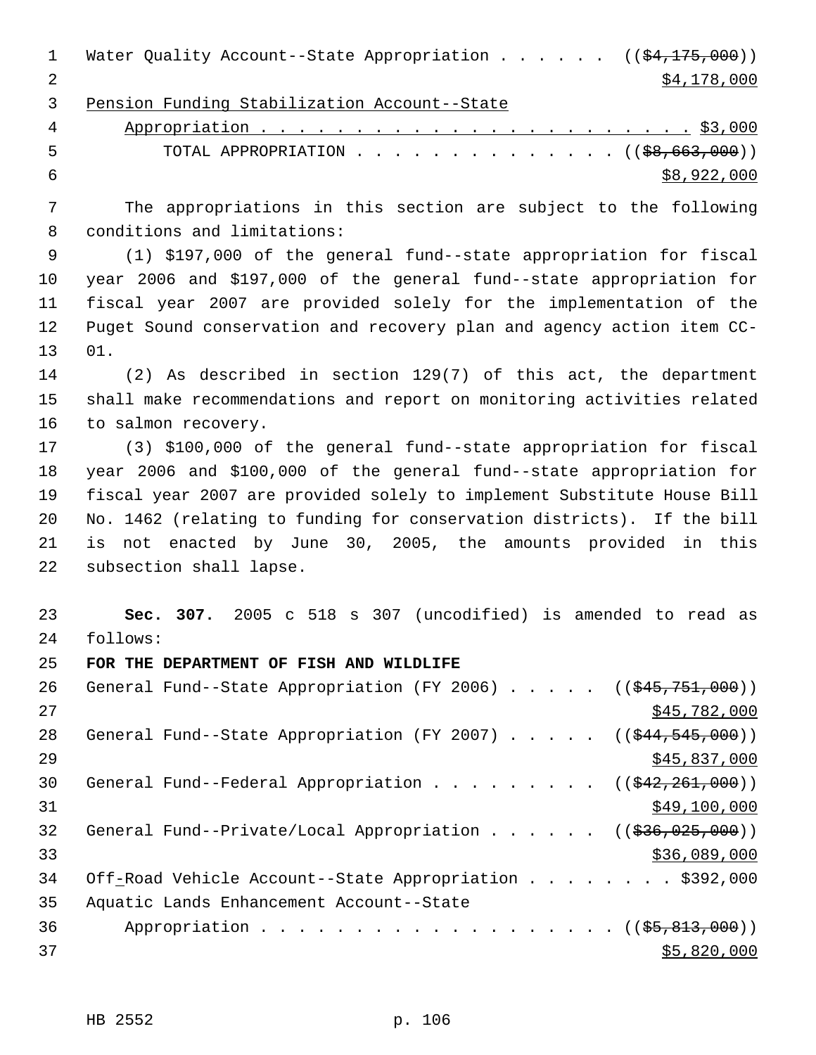Water Quality Account--State Appropriation . . . . . . ((~~$4,175,000~~))
$4,178,000

Pension Funding Stabilization Account--State
Appropriation . . . . . . . . . . . . . . . . . . . . . . . $3,000

TOTAL APPROPRIATION . . . . . . . . . . . . . . ((~~$8,663,000~~))
$8,922,000

The appropriations in this section are subject to the following conditions and limitations:

(1) $197,000 of the general fund--state appropriation for fiscal year 2006 and $197,000 of the general fund--state appropriation for fiscal year 2007 are provided solely for the implementation of the Puget Sound conservation and recovery plan and agency action item CC-01.

(2) As described in section 129(7) of this act, the department shall make recommendations and report on monitoring activities related to salmon recovery.

(3) $100,000 of the general fund--state appropriation for fiscal year 2006 and $100,000 of the general fund--state appropriation for fiscal year 2007 are provided solely to implement Substitute House Bill No. 1462 (relating to funding for conservation districts). If the bill is not enacted by June 30, 2005, the amounts provided in this subsection shall lapse.

**Sec. 307.** 2005 c 518 s 307 (uncodified) is amended to read as follows:

**FOR THE DEPARTMENT OF FISH AND WILDLIFE**

General Fund--State Appropriation (FY 2006) . . . . . ((~~$45,751,000~~))
$45,782,000

General Fund--State Appropriation (FY 2007) . . . . . ((~~$44,545,000~~))
$45,837,000

General Fund--Federal Appropriation . . . . . . . . . ((~~$42,261,000~~))
$49,100,000

General Fund--Private/Local Appropriation . . . . . . ((~~$36,025,000~~))
$36,089,000

Off-Road Vehicle Account--State Appropriation . . . . . . . . $392,000

Aquatic Lands Enhancement Account--State
Appropriation . . . . . . . . . . . . . . . . . . . . ((~~$5,813,000~~))
$5,820,000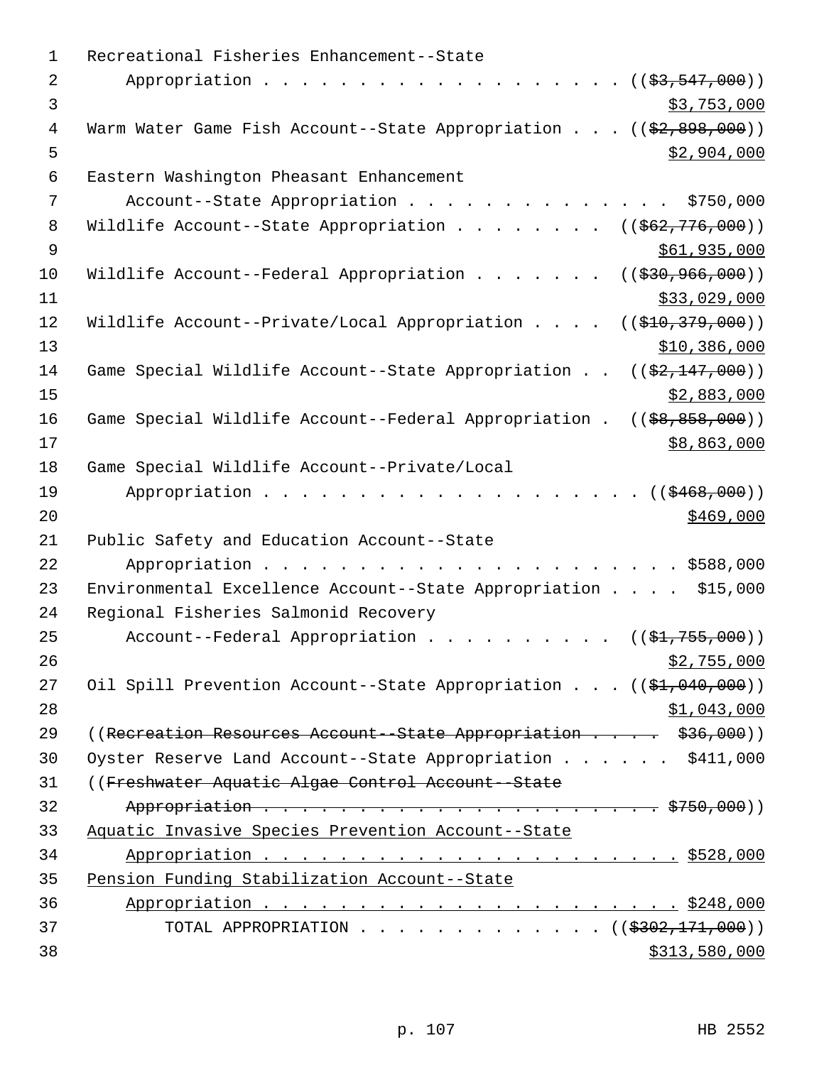Recreational Fisheries Enhancement--State Appropriation . . . . . . . . . . . . . . . . . . . . (($3,547,000)) $3,753,000

Warm Water Game Fish Account--State Appropriation . . . (($2,898,000)) $2,904,000

Eastern Washington Pheasant Enhancement Account--State Appropriation . . . . . . . . . . . . . . . $750,000

Wildlife Account--State Appropriation . . . . . . . . (($62,776,000)) $61,935,000

Wildlife Account--Federal Appropriation . . . . . . . (($30,966,000)) $33,029,000

Wildlife Account--Private/Local Appropriation . . . . (($10,379,000)) $10,386,000

Game Special Wildlife Account--State Appropriation . . (($2,147,000)) $2,883,000

Game Special Wildlife Account--Federal Appropriation . (($8,858,000)) $8,863,000

Game Special Wildlife Account--Private/Local Appropriation . . . . . . . . . . . . . . . . . . . . . (($468,000)) $469,000

Public Safety and Education Account--State Appropriation . . . . . . . . . . . . . . . . . . . . . . . $588,000

Environmental Excellence Account--State Appropriation . . . . $15,000

Regional Fisheries Salmonid Recovery Account--Federal Appropriation . . . . . . . . . . (($1,755,000)) $2,755,000

Oil Spill Prevention Account--State Appropriation . . . (($1,040,000)) $1,043,000

((~~Recreation Resources Account--State Appropriation . . . . . $36,000~~))

Oyster Reserve Land Account--State Appropriation . . . . . . $411,000

((~~Freshwater Aquatic Algae Control Account--State Appropriation . . . . . . . . . . . . . . . . . . . . . . . $750,000~~))

Aquatic Invasive Species Prevention Account--State Appropriation . . . . . . . . . . . . . . . . . . . . . . . $528,000

Pension Funding Stabilization Account--State Appropriation . . . . . . . . . . . . . . . . . . . . . . . $248,000

TOTAL APPROPRIATION . . . . . . . . . . . . . (($302,171,000)) $313,580,000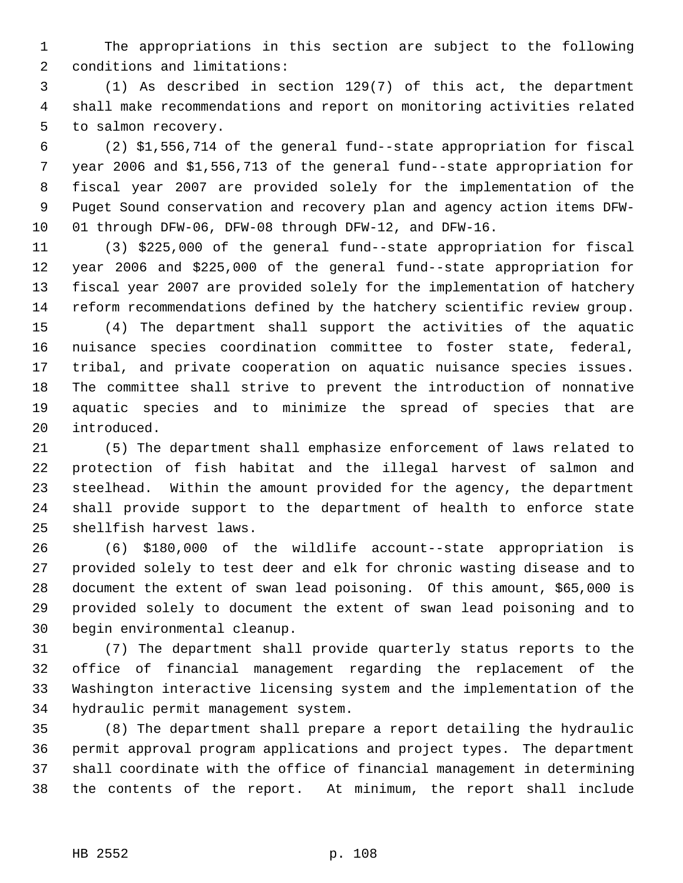The appropriations in this section are subject to the following conditions and limitations:

(1) As described in section 129(7) of this act, the department shall make recommendations and report on monitoring activities related to salmon recovery.

(2) $1,556,714 of the general fund--state appropriation for fiscal year 2006 and $1,556,713 of the general fund--state appropriation for fiscal year 2007 are provided solely for the implementation of the Puget Sound conservation and recovery plan and agency action items DFW-01 through DFW-06, DFW-08 through DFW-12, and DFW-16.

(3) $225,000 of the general fund--state appropriation for fiscal year 2006 and $225,000 of the general fund--state appropriation for fiscal year 2007 are provided solely for the implementation of hatchery reform recommendations defined by the hatchery scientific review group.

(4) The department shall support the activities of the aquatic nuisance species coordination committee to foster state, federal, tribal, and private cooperation on aquatic nuisance species issues. The committee shall strive to prevent the introduction of nonnative aquatic species and to minimize the spread of species that are introduced.

(5) The department shall emphasize enforcement of laws related to protection of fish habitat and the illegal harvest of salmon and steelhead. Within the amount provided for the agency, the department shall provide support to the department of health to enforce state shellfish harvest laws.

(6) $180,000 of the wildlife account--state appropriation is provided solely to test deer and elk for chronic wasting disease and to document the extent of swan lead poisoning. Of this amount, $65,000 is provided solely to document the extent of swan lead poisoning and to begin environmental cleanup.

(7) The department shall provide quarterly status reports to the office of financial management regarding the replacement of the Washington interactive licensing system and the implementation of the hydraulic permit management system.

(8) The department shall prepare a report detailing the hydraulic permit approval program applications and project types. The department shall coordinate with the office of financial management in determining the contents of the report. At minimum, the report shall include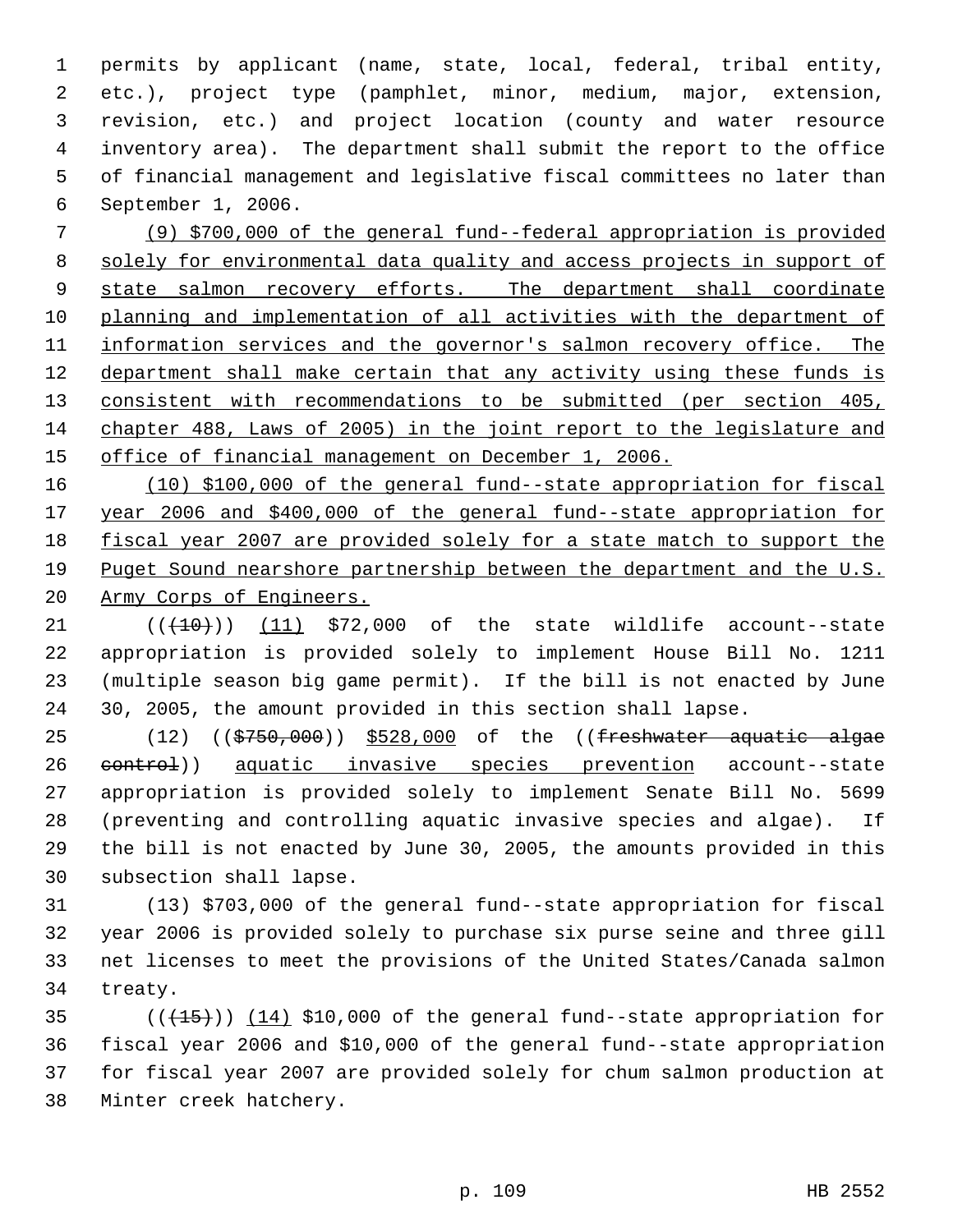permits by applicant (name, state, local, federal, tribal entity, etc.), project type (pamphlet, minor, medium, major, extension, revision, etc.) and project location (county and water resource inventory area). The department shall submit the report to the office of financial management and legislative fiscal committees no later than September 1, 2006.

(9) $700,000 of the general fund--federal appropriation is provided solely for environmental data quality and access projects in support of state salmon recovery efforts. The department shall coordinate planning and implementation of all activities with the department of information services and the governor's salmon recovery office. The department shall make certain that any activity using these funds is consistent with recommendations to be submitted (per section 405, chapter 488, Laws of 2005) in the joint report to the legislature and office of financial management on December 1, 2006.

(10) $100,000 of the general fund--state appropriation for fiscal year 2006 and $400,000 of the general fund--state appropriation for fiscal year 2007 are provided solely for a state match to support the Puget Sound nearshore partnership between the department and the U.S. Army Corps of Engineers.

(((10))) (11) $72,000 of the state wildlife account--state appropriation is provided solely to implement House Bill No. 1211 (multiple season big game permit). If the bill is not enacted by June 30, 2005, the amount provided in this section shall lapse.

(12) (($750,000)) $528,000 of the ((freshwater aquatic algae control)) aquatic invasive species prevention account--state appropriation is provided solely to implement Senate Bill No. 5699 (preventing and controlling aquatic invasive species and algae). If the bill is not enacted by June 30, 2005, the amounts provided in this subsection shall lapse.

(13) $703,000 of the general fund--state appropriation for fiscal year 2006 is provided solely to purchase six purse seine and three gill net licenses to meet the provisions of the United States/Canada salmon treaty.

(((15))) (14) $10,000 of the general fund--state appropriation for fiscal year 2006 and $10,000 of the general fund--state appropriation for fiscal year 2007 are provided solely for chum salmon production at Minter creek hatchery.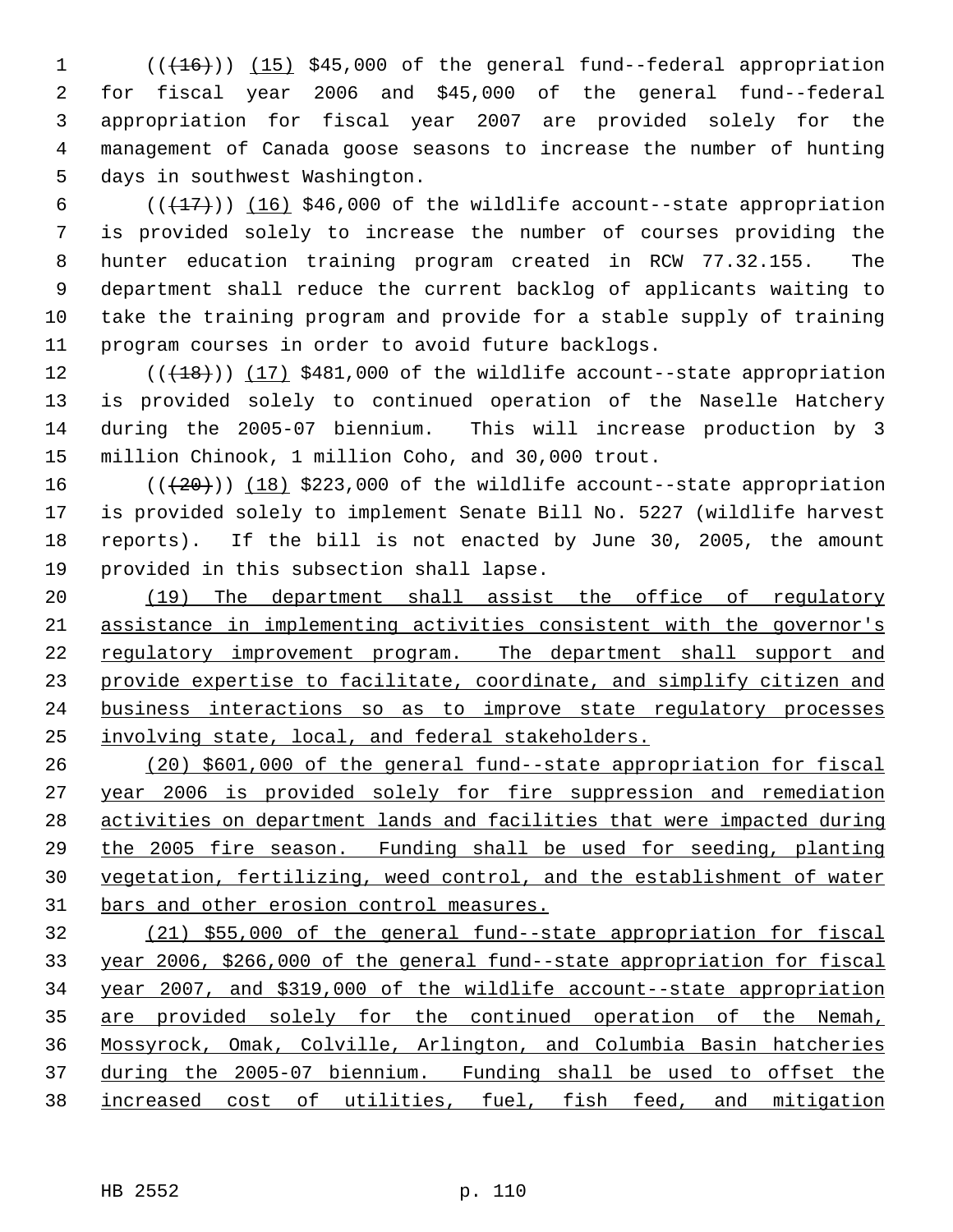((~~(16)~~)) <u>(15)</u> $45,000 of the general fund--federal appropriation for fiscal year 2006 and $45,000 of the general fund--federal appropriation for fiscal year 2007 are provided solely for the management of Canada goose seasons to increase the number of hunting days in southwest Washington.

((~~(17)~~)) <u>(16)</u> $46,000 of the wildlife account--state appropriation is provided solely to increase the number of courses providing the hunter education training program created in RCW 77.32.155. The department shall reduce the current backlog of applicants waiting to take the training program and provide for a stable supply of training program courses in order to avoid future backlogs.

((~~(18)~~)) <u>(17)</u> $481,000 of the wildlife account--state appropriation is provided solely to continued operation of the Naselle Hatchery during the 2005-07 biennium. This will increase production by 3 million Chinook, 1 million Coho, and 30,000 trout.

((~~(20)~~)) <u>(18)</u> $223,000 of the wildlife account--state appropriation is provided solely to implement Senate Bill No. 5227 (wildlife harvest reports). If the bill is not enacted by June 30, 2005, the amount provided in this subsection shall lapse.

<u>(19) The department shall assist the office of regulatory assistance in implementing activities consistent with the governor's regulatory improvement program. The department shall support and provide expertise to facilitate, coordinate, and simplify citizen and business interactions so as to improve state regulatory processes involving state, local, and federal stakeholders.</u>

<u>(20) $601,000 of the general fund--state appropriation for fiscal year 2006 is provided solely for fire suppression and remediation activities on department lands and facilities that were impacted during the 2005 fire season. Funding shall be used for seeding, planting vegetation, fertilizing, weed control, and the establishment of water bars and other erosion control measures.</u>

<u>(21) $55,000 of the general fund--state appropriation for fiscal year 2006, $266,000 of the general fund--state appropriation for fiscal year 2007, and $319,000 of the wildlife account--state appropriation are provided solely for the continued operation of the Nemah, Mossyrock, Omak, Colville, Arlington, and Columbia Basin hatcheries during the 2005-07 biennium. Funding shall be used to offset the increased cost of utilities, fuel, fish feed, and mitigation</u>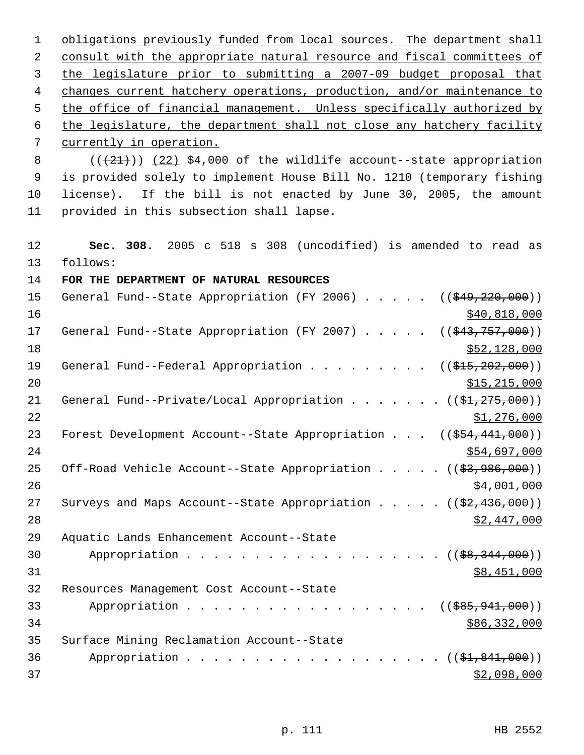obligations previously funded from local sources. The department shall consult with the appropriate natural resource and fiscal committees of the legislature prior to submitting a 2007-09 budget proposal that changes current hatchery operations, production, and/or maintenance to the office of financial management. Unless specifically authorized by the legislature, the department shall not close any hatchery facility currently in operation.

(((21))) (22) $4,000 of the wildlife account--state appropriation is provided solely to implement House Bill No. 1210 (temporary fishing license). If the bill is not enacted by June 30, 2005, the amount provided in this subsection shall lapse.

**Sec. 308.** 2005 c 518 s 308 (uncodified) is amended to read as follows:

**FOR THE DEPARTMENT OF NATURAL RESOURCES**

General Fund--State Appropriation (FY 2006) . . . . . (($49,220,000))
$40,818,000

General Fund--State Appropriation (FY 2007) . . . . . (($43,757,000))
$52,128,000

General Fund--Federal Appropriation . . . . . . . . . (($15,202,000))
$15,215,000

General Fund--Private/Local Appropriation . . . . . . . (($1,275,000))
$1,276,000

Forest Development Account--State Appropriation . . . (($54,441,000))
$54,697,000

Off-Road Vehicle Account--State Appropriation . . . . . (($3,986,000))
$4,001,000

Surveys and Maps Account--State Appropriation . . . . . (($2,436,000))
$2,447,000

Aquatic Lands Enhancement Account--State
Appropriation . . . . . . . . . . . . . . . . . . . (($8,344,000))
$8,451,000

Resources Management Cost Account--State
Appropriation . . . . . . . . . . . . . . . . . . (($85,941,000))
$86,332,000

Surface Mining Reclamation Account--State
Appropriation . . . . . . . . . . . . . . . . . . . (($1,841,000))
$2,098,000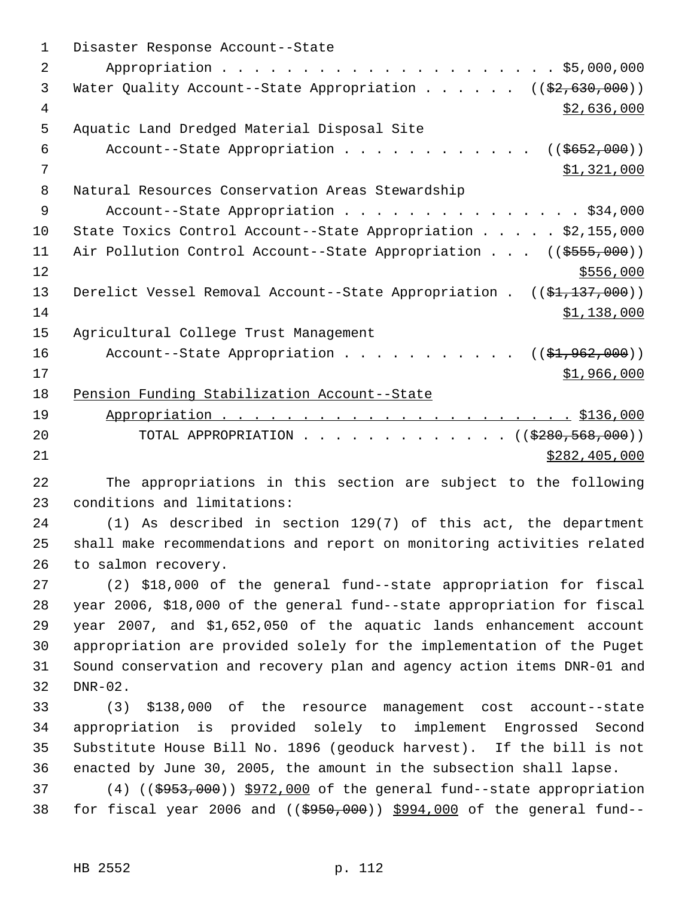Disaster Response Account--State Appropriation . . . . . . . . . . . . . . . . . . . . . . $5,000,000

Water Quality Account--State Appropriation . . . . . . ((~~$2,630,000~~)) <u>$2,636,000</u>

Aquatic Land Dredged Material Disposal Site Account--State Appropriation . . . . . . . . . . . ((~~$652,000~~)) <u>$1,321,000</u>

Natural Resources Conservation Areas Stewardship Account--State Appropriation . . . . . . . . . . . . . . . . $34,000

State Toxics Control Account--State Appropriation . . . . . $2,155,000

Air Pollution Control Account--State Appropriation . . . ((~~$555,000~~)) <u>$556,000</u>

Derelict Vessel Removal Account--State Appropriation . ((~~$1,137,000~~)) <u>$1,138,000</u>

Agricultural College Trust Management Account--State Appropriation . . . . . . . . . . . ((~~$1,962,000~~)) <u>$1,966,000</u>

<u>Pension Funding Stabilization Account--State Appropriation . . . . . . . . . . . . . . . . . . . . . . . $136,000</u>

TOTAL APPROPRIATION . . . . . . . . . . . . . ((~~$280,568,000~~)) <u>$282,405,000</u>

The appropriations in this section are subject to the following conditions and limitations:

(1) As described in section 129(7) of this act, the department shall make recommendations and report on monitoring activities related to salmon recovery.

(2) $18,000 of the general fund--state appropriation for fiscal year 2006, $18,000 of the general fund--state appropriation for fiscal year 2007, and $1,652,050 of the aquatic lands enhancement account appropriation are provided solely for the implementation of the Puget Sound conservation and recovery plan and agency action items DNR-01 and DNR-02.

(3) $138,000 of the resource management cost account--state appropriation is provided solely to implement Engrossed Second Substitute House Bill No. 1896 (geoduck harvest). If the bill is not enacted by June 30, 2005, the amount in the subsection shall lapse.

(4) ((~~$953,000~~)) <u>$972,000</u> of the general fund--state appropriation for fiscal year 2006 and ((~~$950,000~~)) <u>$994,000</u> of the general fund--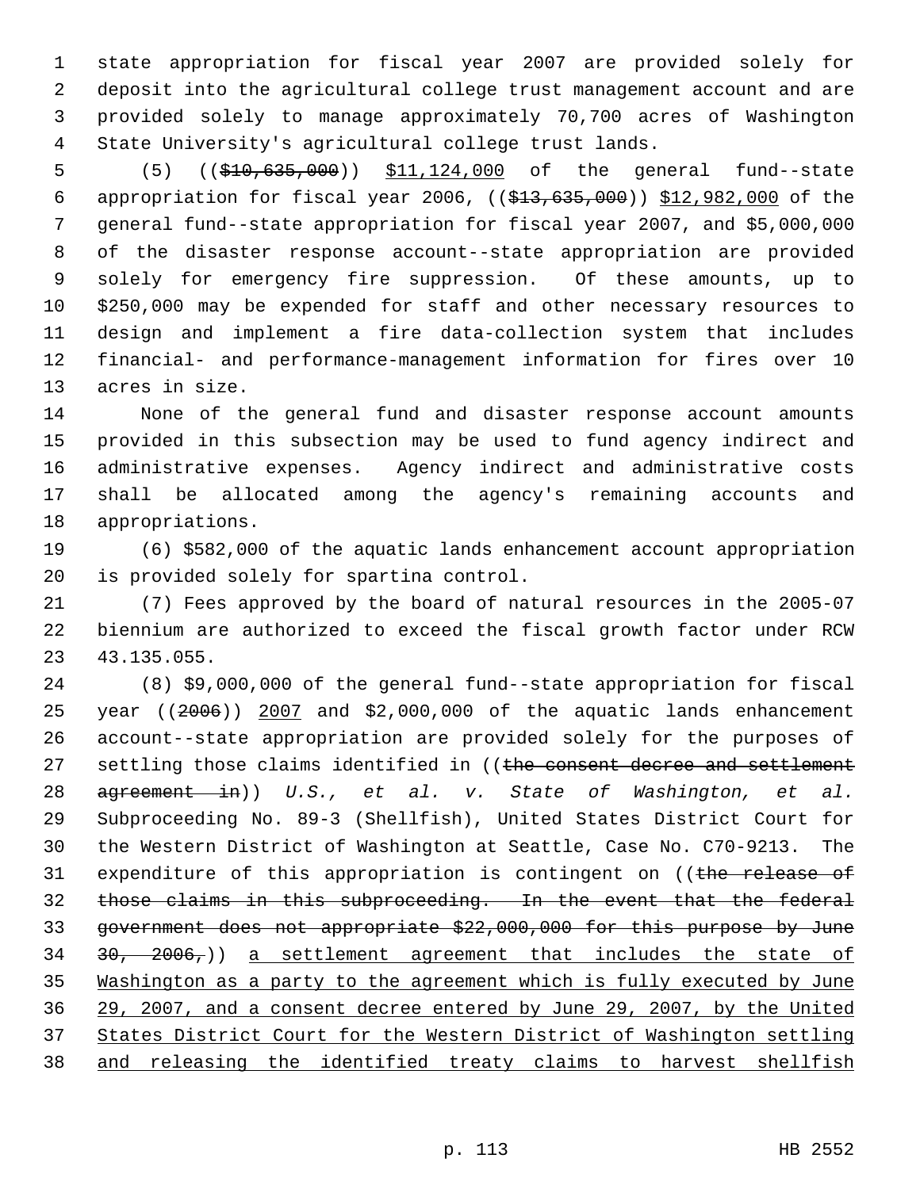state appropriation for fiscal year 2007 are provided solely for deposit into the agricultural college trust management account and are provided solely to manage approximately 70,700 acres of Washington State University's agricultural college trust lands.

(5) ((~~$10,635,000~~)) $11,124,000 of the general fund--state appropriation for fiscal year 2006, ((~~$13,635,000~~)) $12,982,000 of the general fund--state appropriation for fiscal year 2007, and $5,000,000 of the disaster response account--state appropriation are provided solely for emergency fire suppression. Of these amounts, up to $250,000 may be expended for staff and other necessary resources to design and implement a fire data-collection system that includes financial- and performance-management information for fires over 10 acres in size.

None of the general fund and disaster response account amounts provided in this subsection may be used to fund agency indirect and administrative expenses. Agency indirect and administrative costs shall be allocated among the agency's remaining accounts and appropriations.

(6) $582,000 of the aquatic lands enhancement account appropriation is provided solely for spartina control.

(7) Fees approved by the board of natural resources in the 2005-07 biennium are authorized to exceed the fiscal growth factor under RCW 43.135.055.

(8) $9,000,000 of the general fund--state appropriation for fiscal year ((~~2006~~)) 2007 and $2,000,000 of the aquatic lands enhancement account--state appropriation are provided solely for the purposes of settling those claims identified in ((~~the consent decree and settlement agreement in~~)) *U.S., et al. v. State of Washington, et al.* Subproceeding No. 89-3 (Shellfish), United States District Court for the Western District of Washington at Seattle, Case No. C70-9213. The expenditure of this appropriation is contingent on ((~~the release of those claims in this subproceeding. In the event that the federal government does not appropriate $22,000,000 for this purpose by June 30, 2006,~~)) a settlement agreement that includes the state of Washington as a party to the agreement which is fully executed by June 29, 2007, and a consent decree entered by June 29, 2007, by the United States District Court for the Western District of Washington settling and releasing the identified treaty claims to harvest shellfish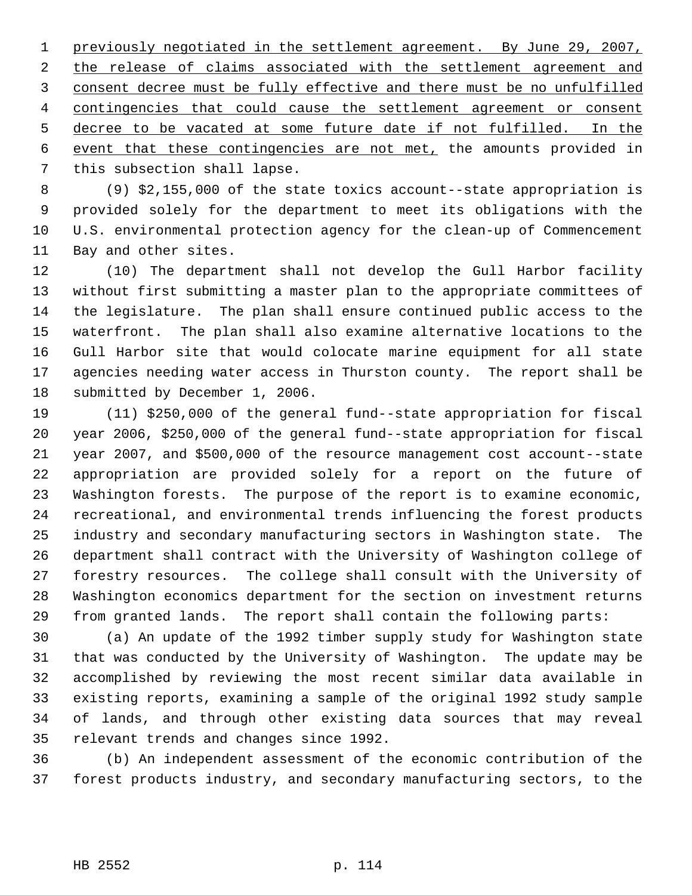previously negotiated in the settlement agreement. By June 29, 2007, the release of claims associated with the settlement agreement and consent decree must be fully effective and there must be no unfulfilled contingencies that could cause the settlement agreement or consent decree to be vacated at some future date if not fulfilled. In the event that these contingencies are not met, the amounts provided in this subsection shall lapse.

(9) $2,155,000 of the state toxics account--state appropriation is provided solely for the department to meet its obligations with the U.S. environmental protection agency for the clean-up of Commencement Bay and other sites.

(10) The department shall not develop the Gull Harbor facility without first submitting a master plan to the appropriate committees of the legislature. The plan shall ensure continued public access to the waterfront. The plan shall also examine alternative locations to the Gull Harbor site that would colocate marine equipment for all state agencies needing water access in Thurston county. The report shall be submitted by December 1, 2006.

(11) $250,000 of the general fund--state appropriation for fiscal year 2006, $250,000 of the general fund--state appropriation for fiscal year 2007, and $500,000 of the resource management cost account--state appropriation are provided solely for a report on the future of Washington forests. The purpose of the report is to examine economic, recreational, and environmental trends influencing the forest products industry and secondary manufacturing sectors in Washington state. The department shall contract with the University of Washington college of forestry resources. The college shall consult with the University of Washington economics department for the section on investment returns from granted lands. The report shall contain the following parts:

(a) An update of the 1992 timber supply study for Washington state that was conducted by the University of Washington. The update may be accomplished by reviewing the most recent similar data available in existing reports, examining a sample of the original 1992 study sample of lands, and through other existing data sources that may reveal relevant trends and changes since 1992.

(b) An independent assessment of the economic contribution of the forest products industry, and secondary manufacturing sectors, to the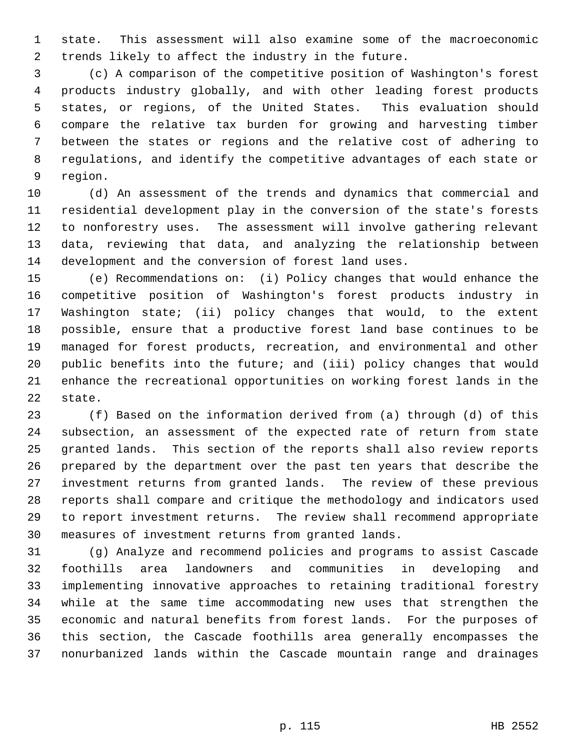state. This assessment will also examine some of the macroeconomic trends likely to affect the industry in the future.

(c) A comparison of the competitive position of Washington's forest products industry globally, and with other leading forest products states, or regions, of the United States. This evaluation should compare the relative tax burden for growing and harvesting timber between the states or regions and the relative cost of adhering to regulations, and identify the competitive advantages of each state or region.

(d) An assessment of the trends and dynamics that commercial and residential development play in the conversion of the state's forests to nonforestry uses. The assessment will involve gathering relevant data, reviewing that data, and analyzing the relationship between development and the conversion of forest land uses.

(e) Recommendations on: (i) Policy changes that would enhance the competitive position of Washington's forest products industry in Washington state; (ii) policy changes that would, to the extent possible, ensure that a productive forest land base continues to be managed for forest products, recreation, and environmental and other public benefits into the future; and (iii) policy changes that would enhance the recreational opportunities on working forest lands in the state.

(f) Based on the information derived from (a) through (d) of this subsection, an assessment of the expected rate of return from state granted lands. This section of the reports shall also review reports prepared by the department over the past ten years that describe the investment returns from granted lands. The review of these previous reports shall compare and critique the methodology and indicators used to report investment returns. The review shall recommend appropriate measures of investment returns from granted lands.

(g) Analyze and recommend policies and programs to assist Cascade foothills area landowners and communities in developing and implementing innovative approaches to retaining traditional forestry while at the same time accommodating new uses that strengthen the economic and natural benefits from forest lands. For the purposes of this section, the Cascade foothills area generally encompasses the nonurbanized lands within the Cascade mountain range and drainages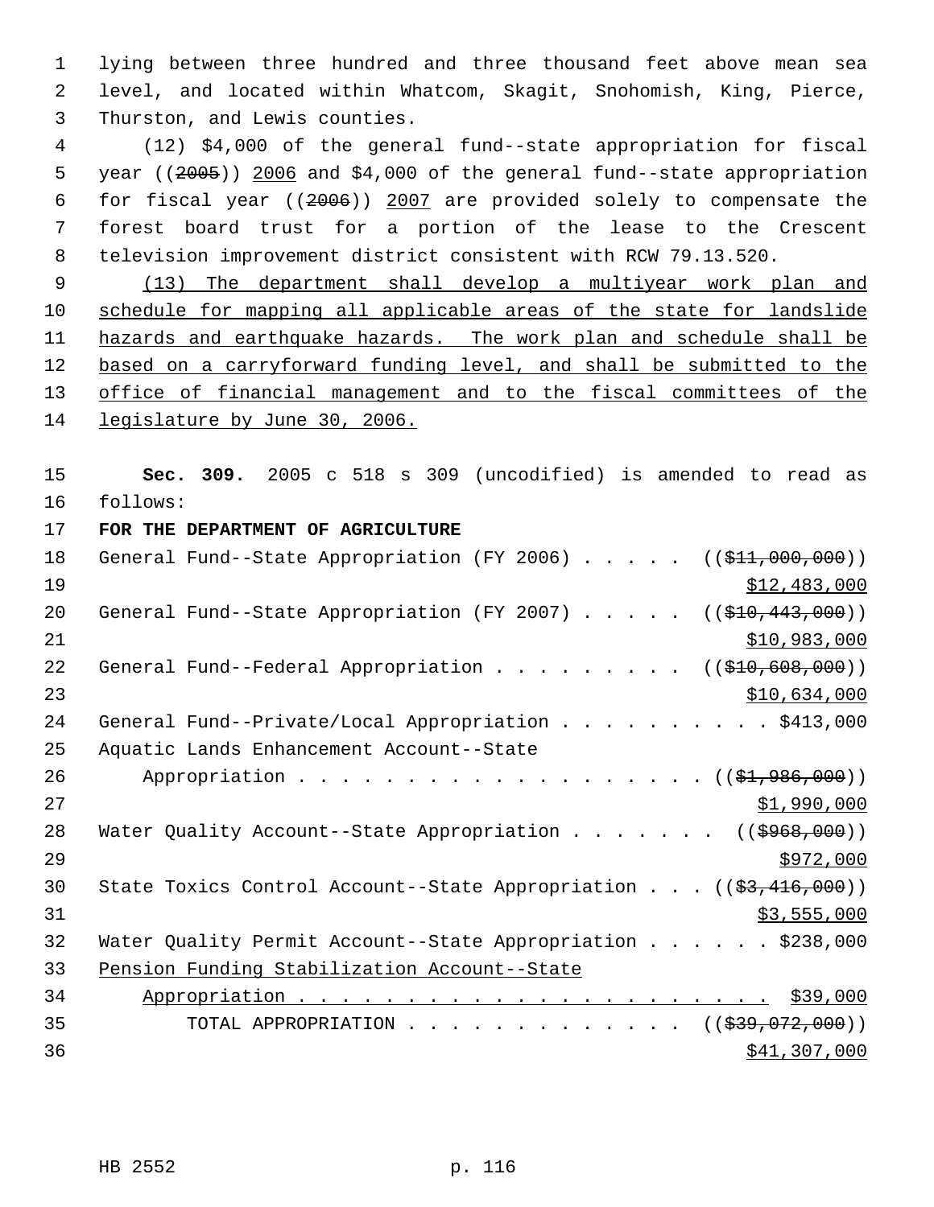lying between three hundred and three thousand feet above mean sea level, and located within Whatcom, Skagit, Snohomish, King, Pierce, Thurston, and Lewis counties.

(12) $4,000 of the general fund--state appropriation for fiscal year ((~~2005~~)) <u>2006</u> and $4,000 of the general fund--state appropriation for fiscal year ((~~2006~~)) <u>2007</u> are provided solely to compensate the forest board trust for a portion of the lease to the Crescent television improvement district consistent with RCW 79.13.520.

<u>(13) The department shall develop a multiyear work plan and schedule for mapping all applicable areas of the state for landslide hazards and earthquake hazards. The work plan and schedule shall be based on a carryforward funding level, and shall be submitted to the office of financial management and to the fiscal committees of the legislature by June 30, 2006.</u>

**Sec. 309.** 2005 c 518 s 309 (uncodified) is amended to read as follows:

**FOR THE DEPARTMENT OF AGRICULTURE**

| | |
|---|---|
| General Fund--State Appropriation (FY 2006) | ((~~$11,000,000~~)) <u>$12,483,000</u> |
| General Fund--State Appropriation (FY 2007) | ((~~$10,443,000~~)) <u>$10,983,000</u> |
| General Fund--Federal Appropriation | ((~~$10,608,000~~)) <u>$10,634,000</u> |
| General Fund--Private/Local Appropriation | $413,000 |
| Aquatic Lands Enhancement Account--State Appropriation | ((~~$1,986,000~~)) <u>$1,990,000</u> |
| Water Quality Account--State Appropriation | ((~~$968,000~~)) <u>$972,000</u> |
| State Toxics Control Account--State Appropriation | ((~~$3,416,000~~)) <u>$3,555,000</u> |
| Water Quality Permit Account--State Appropriation | $238,000 |
| <u>Pension Funding Stabilization Account--State Appropriation</u> | <u>$39,000</u> |
| TOTAL APPROPRIATION | ((~~$39,072,000~~)) <u>$41,307,000</u> |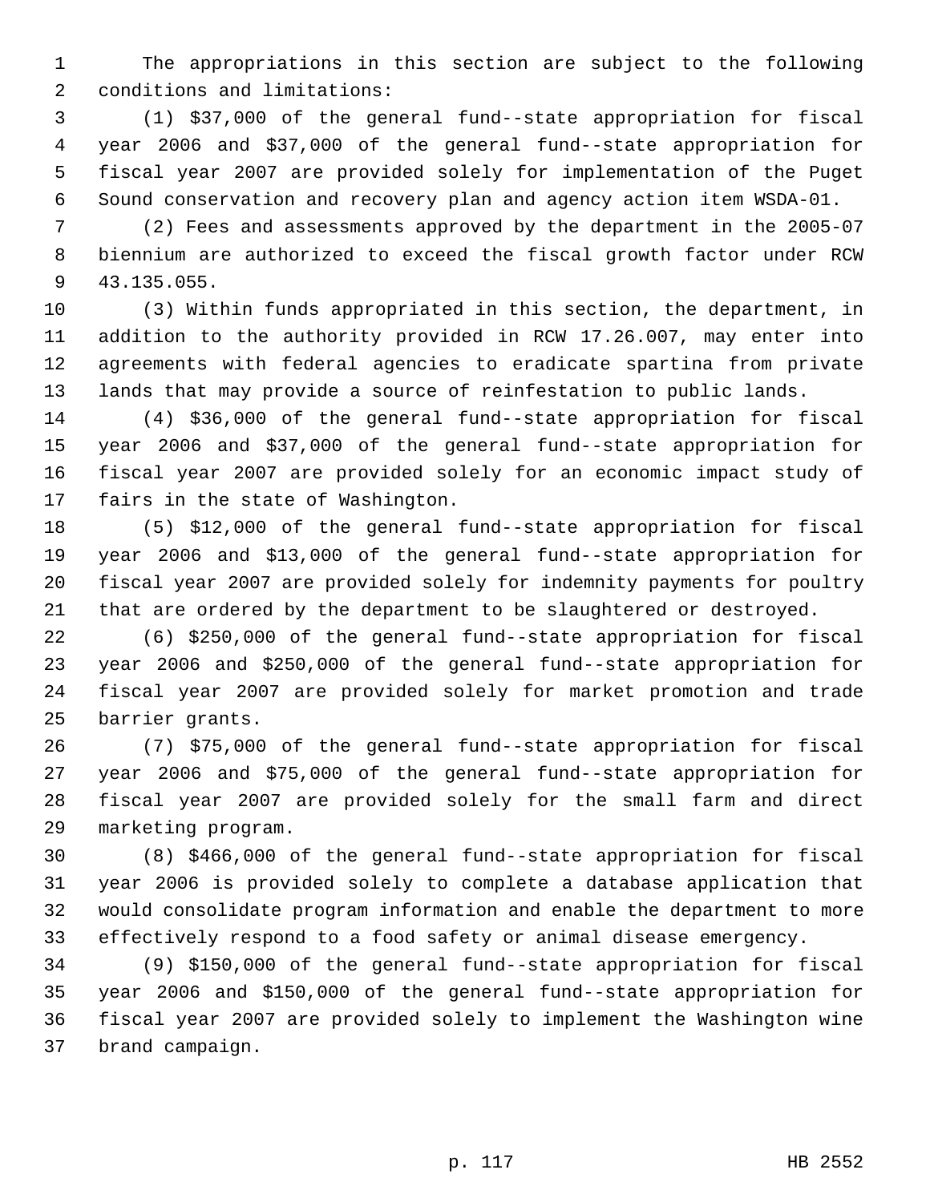The appropriations in this section are subject to the following conditions and limitations:

(1) $37,000 of the general fund--state appropriation for fiscal year 2006 and $37,000 of the general fund--state appropriation for fiscal year 2007 are provided solely for implementation of the Puget Sound conservation and recovery plan and agency action item WSDA-01.

(2) Fees and assessments approved by the department in the 2005-07 biennium are authorized to exceed the fiscal growth factor under RCW 43.135.055.

(3) Within funds appropriated in this section, the department, in addition to the authority provided in RCW 17.26.007, may enter into agreements with federal agencies to eradicate spartina from private lands that may provide a source of reinfestation to public lands.

(4) $36,000 of the general fund--state appropriation for fiscal year 2006 and $37,000 of the general fund--state appropriation for fiscal year 2007 are provided solely for an economic impact study of fairs in the state of Washington.

(5) $12,000 of the general fund--state appropriation for fiscal year 2006 and $13,000 of the general fund--state appropriation for fiscal year 2007 are provided solely for indemnity payments for poultry that are ordered by the department to be slaughtered or destroyed.

(6) $250,000 of the general fund--state appropriation for fiscal year 2006 and $250,000 of the general fund--state appropriation for fiscal year 2007 are provided solely for market promotion and trade barrier grants.

(7) $75,000 of the general fund--state appropriation for fiscal year 2006 and $75,000 of the general fund--state appropriation for fiscal year 2007 are provided solely for the small farm and direct marketing program.

(8) $466,000 of the general fund--state appropriation for fiscal year 2006 is provided solely to complete a database application that would consolidate program information and enable the department to more effectively respond to a food safety or animal disease emergency.

(9) $150,000 of the general fund--state appropriation for fiscal year 2006 and $150,000 of the general fund--state appropriation for fiscal year 2007 are provided solely to implement the Washington wine brand campaign.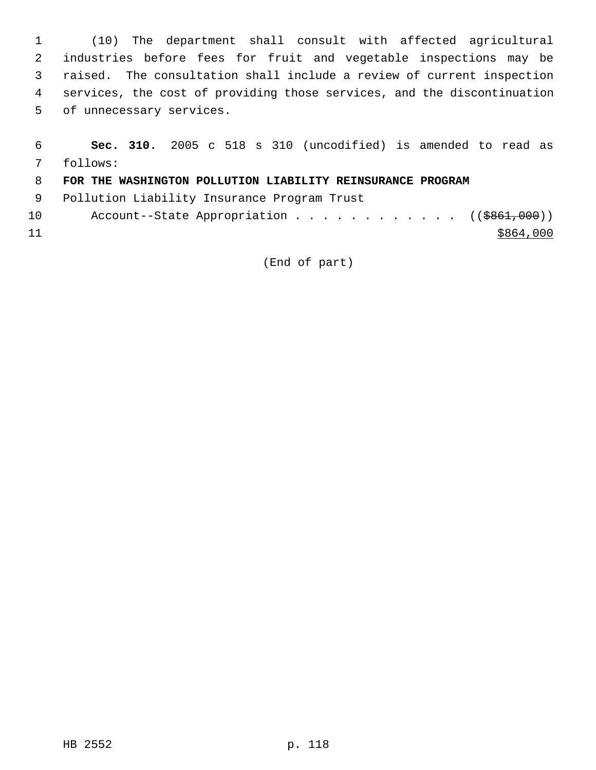(10) The department shall consult with affected agricultural industries before fees for fruit and vegetable inspections may be raised. The consultation shall include a review of current inspection services, the cost of providing those services, and the discontinuation of unnecessary services.

**Sec. 310.** 2005 c 518 s 310 (uncodified) is amended to read as follows:

**FOR THE WASHINGTON POLLUTION LIABILITY REINSURANCE PROGRAM**

Pollution Liability Insurance Program Trust
Account--State Appropriation . . . . . . . . . . . . (($861,000))
$864,000

(End of part)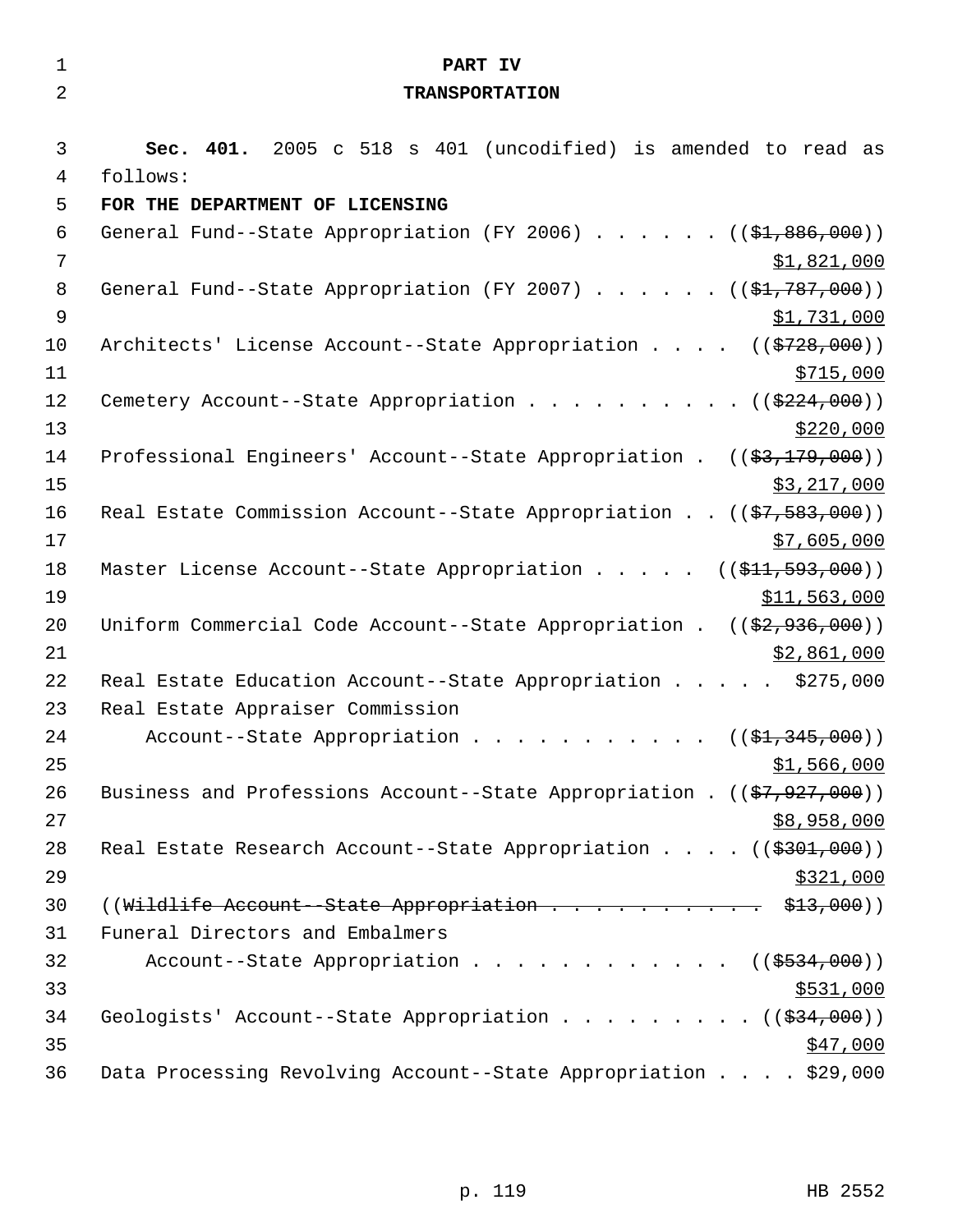# PART IV

# TRANSPORTATION

**Sec. 401.** 2005 c 518 s 401 (uncodified) is amended to read as follows:

**FOR THE DEPARTMENT OF LICENSING**

General Fund--State Appropriation (FY 2006) . . . . . . ((~~$1,886,000~~)) <u>$1,821,000</u>

General Fund--State Appropriation (FY 2007) . . . . . . ((~~$1,787,000~~)) <u>$1,731,000</u>

Architects' License Account--State Appropriation . . . . ((~~$728,000~~)) <u>$715,000</u>

Cemetery Account--State Appropriation . . . . . . . . . . ((~~$224,000~~)) <u>$220,000</u>

Professional Engineers' Account--State Appropriation . ((~~$3,179,000~~)) <u>$3,217,000</u>

Real Estate Commission Account--State Appropriation . . ((~~$7,583,000~~)) <u>$7,605,000</u>

Master License Account--State Appropriation . . . . . ((~~$11,593,000~~)) <u>$11,563,000</u>

Uniform Commercial Code Account--State Appropriation . ((~~$2,936,000~~)) <u>$2,861,000</u>

Real Estate Education Account--State Appropriation . . . . . $275,000

Real Estate Appraiser Commission Account--State Appropriation . . . . . . . . . . . ((~~$1,345,000~~)) <u>$1,566,000</u>

Business and Professions Account--State Appropriation . ((~~$7,927,000~~)) <u>$8,958,000</u>

Real Estate Research Account--State Appropriation . . . . ((~~$301,000~~)) <u>$321,000</u>

((~~Wildlife Account--State Appropriation . . . . . . . . . . . $13,000~~))

Funeral Directors and Embalmers Account--State Appropriation . . . . . . . . . . . . . ((~~$534,000~~)) <u>$531,000</u>

Geologists' Account--State Appropriation . . . . . . . . . ((~~$34,000~~)) <u>$47,000</u>

Data Processing Revolving Account--State Appropriation . . . . $29,000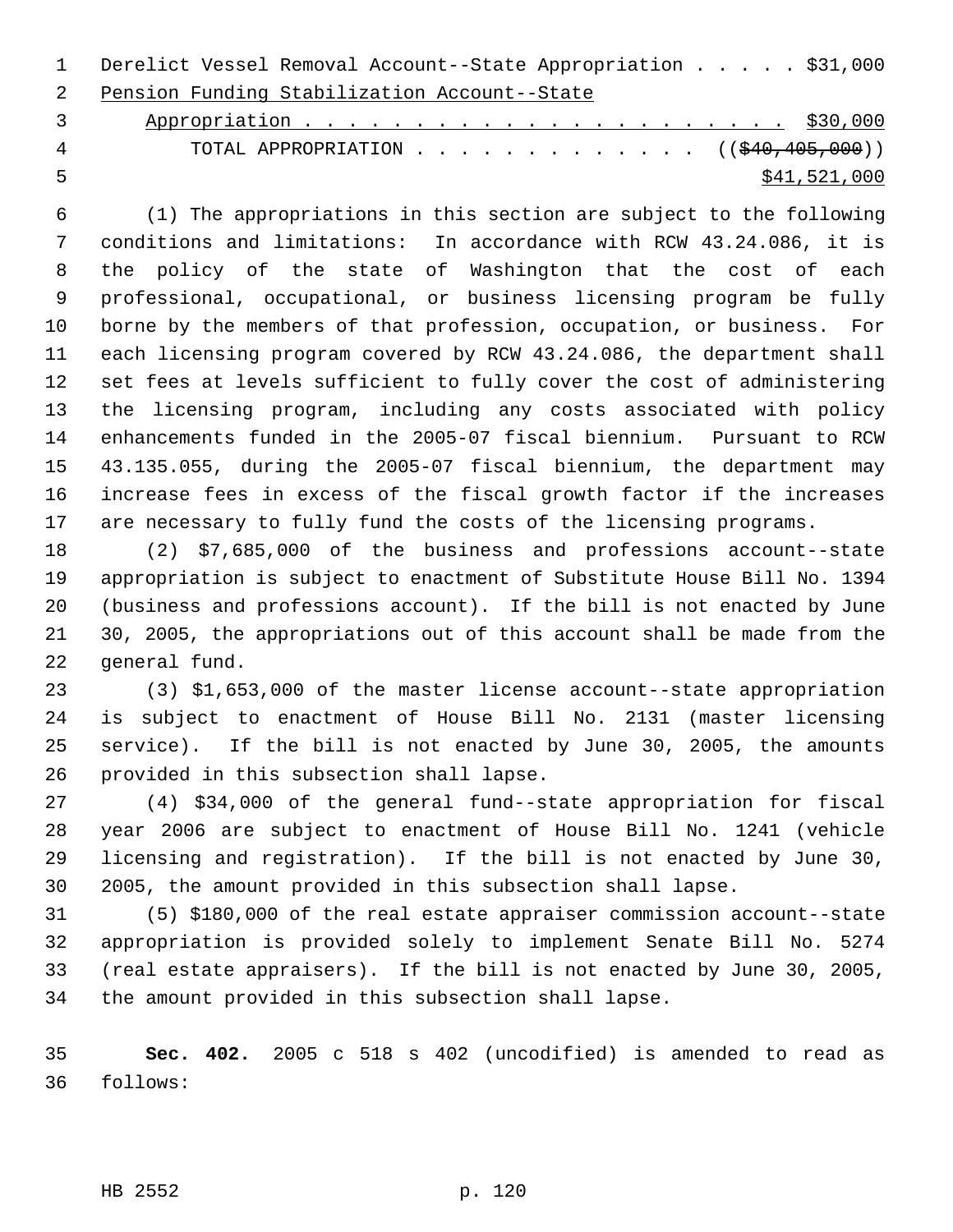Derelict Vessel Removal Account--State Appropriation . . . . . $31,000
Pension Funding Stabilization Account--State
    Appropriation . . . . . . . . . . . . . . . . . . . . . . . $30,000
        TOTAL APPROPRIATION . . . . . . . . . . . . . . ((~~$40,405,000~~))
$41,521,000

(1) The appropriations in this section are subject to the following conditions and limitations: In accordance with RCW 43.24.086, it is the policy of the state of Washington that the cost of each professional, occupational, or business licensing program be fully borne by the members of that profession, occupation, or business. For each licensing program covered by RCW 43.24.086, the department shall set fees at levels sufficient to fully cover the cost of administering the licensing program, including any costs associated with policy enhancements funded in the 2005-07 fiscal biennium. Pursuant to RCW 43.135.055, during the 2005-07 fiscal biennium, the department may increase fees in excess of the fiscal growth factor if the increases are necessary to fully fund the costs of the licensing programs.

(2) $7,685,000 of the business and professions account--state appropriation is subject to enactment of Substitute House Bill No. 1394 (business and professions account). If the bill is not enacted by June 30, 2005, the appropriations out of this account shall be made from the general fund.

(3) $1,653,000 of the master license account--state appropriation is subject to enactment of House Bill No. 2131 (master licensing service). If the bill is not enacted by June 30, 2005, the amounts provided in this subsection shall lapse.

(4) $34,000 of the general fund--state appropriation for fiscal year 2006 are subject to enactment of House Bill No. 1241 (vehicle licensing and registration). If the bill is not enacted by June 30, 2005, the amount provided in this subsection shall lapse.

(5) $180,000 of the real estate appraiser commission account--state appropriation is provided solely to implement Senate Bill No. 5274 (real estate appraisers). If the bill is not enacted by June 30, 2005, the amount provided in this subsection shall lapse.

**Sec. 402.** 2005 c 518 s 402 (uncodified) is amended to read as follows: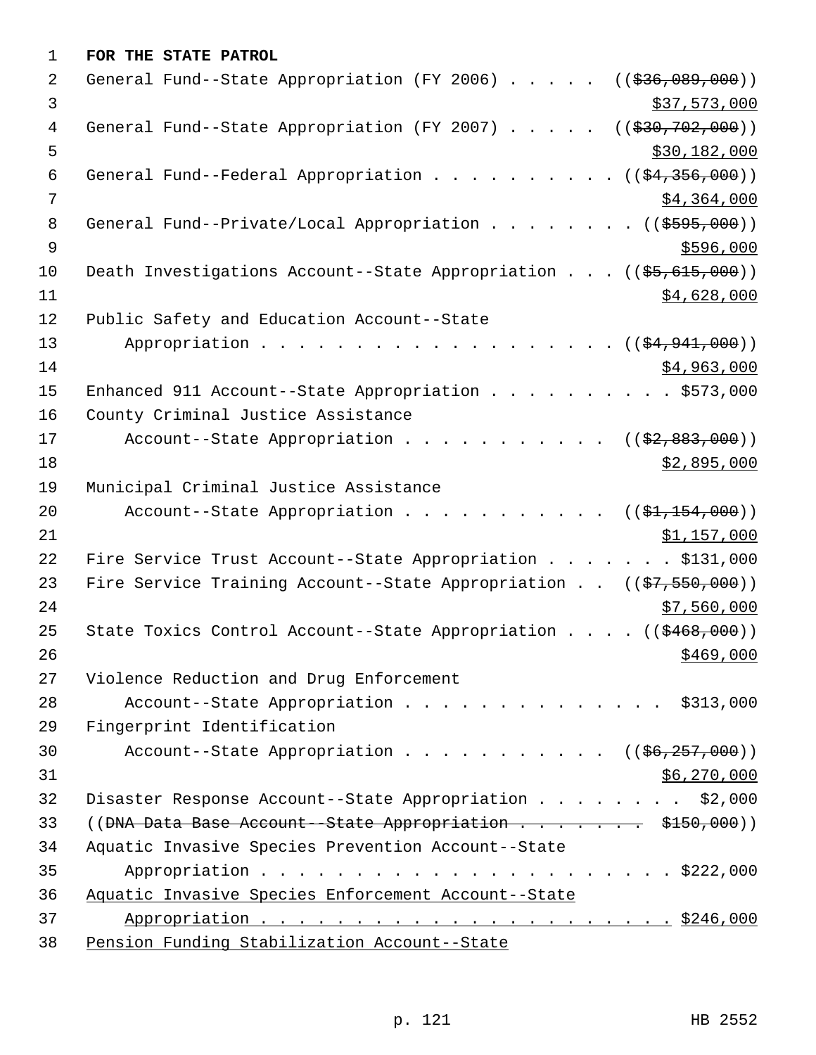**FOR THE STATE PATROL**

General Fund--State Appropriation (FY 2006) . . . . . ((~~$36,089,000~~))
<u>$37,573,000</u>

General Fund--State Appropriation (FY 2007) . . . . . ((~~$30,702,000~~))
<u>$30,182,000</u>

General Fund--Federal Appropriation . . . . . . . . . . ((~~$4,356,000~~))
<u>$4,364,000</u>

General Fund--Private/Local Appropriation . . . . . . . . ((~~$595,000~~))
<u>$596,000</u>

Death Investigations Account--State Appropriation . . . ((~~$5,615,000~~))
<u>$4,628,000</u>

Public Safety and Education Account--State
Appropriation . . . . . . . . . . . . . . . . . . . . ((~~$4,941,000~~))
<u>$4,963,000</u>

Enhanced 911 Account--State Appropriation . . . . . . . . . . $573,000

County Criminal Justice Assistance
Account--State Appropriation . . . . . . . . . . . ((~~$2,883,000~~))
<u>$2,895,000</u>

Municipal Criminal Justice Assistance
Account--State Appropriation . . . . . . . . . . . ((~~$1,154,000~~))
<u>$1,157,000</u>

Fire Service Trust Account--State Appropriation . . . . . . . $131,000

Fire Service Training Account--State Appropriation . . ((~~$7,550,000~~))
<u>$7,560,000</u>

State Toxics Control Account--State Appropriation . . . . ((~~$468,000~~))
<u>$469,000</u>

Violence Reduction and Drug Enforcement
Account--State Appropriation . . . . . . . . . . . . . . . $313,000

Fingerprint Identification
Account--State Appropriation . . . . . . . . . . . ((~~$6,257,000~~))
<u>$6,270,000</u>

Disaster Response Account--State Appropriation . . . . . . . . . $2,000

((~~DNA Data Base Account--State Appropriation . . . . . . . . $150,000~~))

Aquatic Invasive Species Prevention Account--State
Appropriation . . . . . . . . . . . . . . . . . . . . . . . $222,000

<u>Aquatic Invasive Species Enforcement Account--State</u>
<u>Appropriation . . . . . . . . . . . . . . . . . . . . . . . $246,000</u>

<u>Pension Funding Stabilization Account--State</u>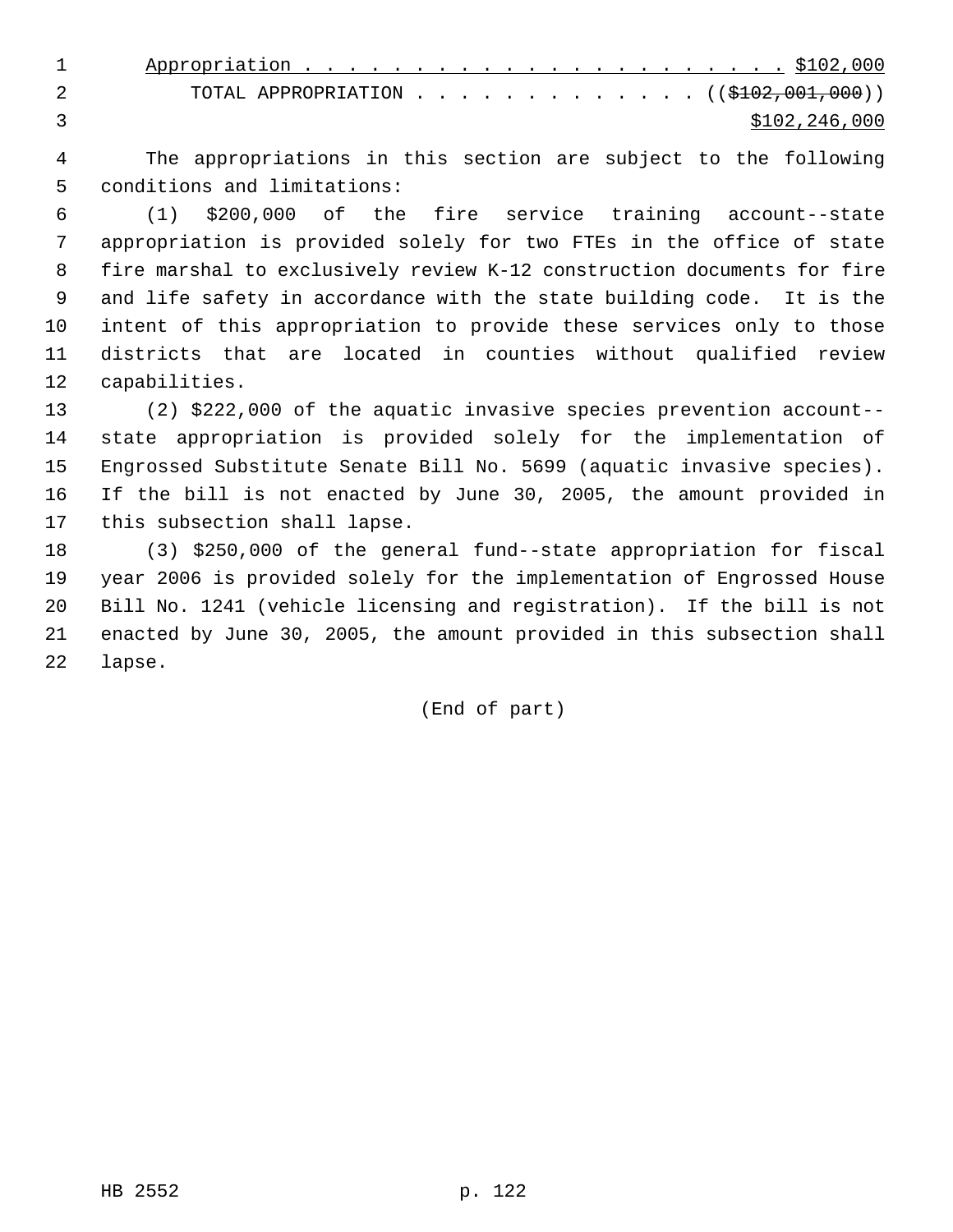Appropriation . . . . . . . . . . . . . . . . . . . . . . . $102,000

TOTAL APPROPRIATION . . . . . . . . . . . . . . (($102,001,000))

$102,246,000

The appropriations in this section are subject to the following conditions and limitations:

(1) $200,000 of the fire service training account--state appropriation is provided solely for two FTEs in the office of state fire marshal to exclusively review K-12 construction documents for fire and life safety in accordance with the state building code. It is the intent of this appropriation to provide these services only to those districts that are located in counties without qualified review capabilities.

(2) $222,000 of the aquatic invasive species prevention account--state appropriation is provided solely for the implementation of Engrossed Substitute Senate Bill No. 5699 (aquatic invasive species). If the bill is not enacted by June 30, 2005, the amount provided in this subsection shall lapse.

(3) $250,000 of the general fund--state appropriation for fiscal year 2006 is provided solely for the implementation of Engrossed House Bill No. 1241 (vehicle licensing and registration). If the bill is not enacted by June 30, 2005, the amount provided in this subsection shall lapse.

(End of part)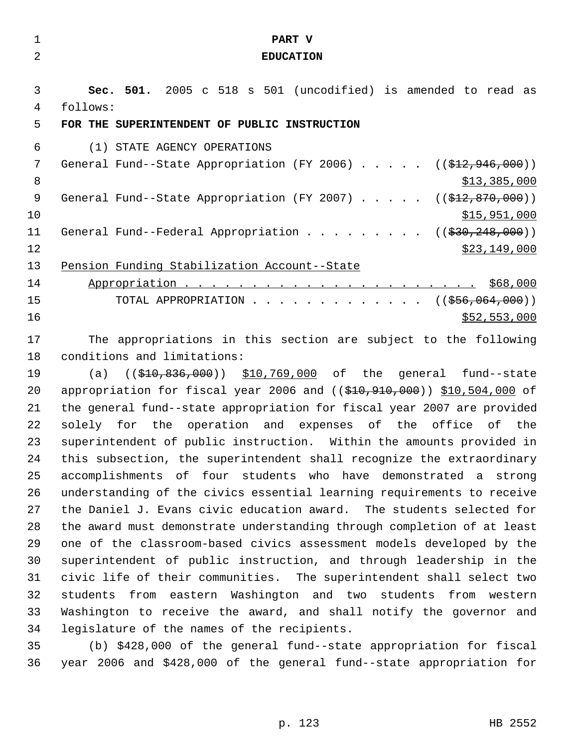# PART V
# EDUCATION

**Sec. 501.** 2005 c 518 s 501 (uncodified) is amended to read as follows:

**FOR THE SUPERINTENDENT OF PUBLIC INSTRUCTION**

(1) STATE AGENCY OPERATIONS

General Fund--State Appropriation (FY 2006) . . . . . (($12,946,000)) $13,385,000

General Fund--State Appropriation (FY 2007) . . . . . (($12,870,000)) $15,951,000

General Fund--Federal Appropriation . . . . . . . . . (($30,248,000)) $23,149,000

Pension Funding Stabilization Account--State Appropriation . . . . . . . . . . . . . . . . . . . . . . . $68,000

TOTAL APPROPRIATION . . . . . . . . . . . . . (($56,064,000)) $52,553,000

The appropriations in this section are subject to the following conditions and limitations:

(a) (($10,836,000)) $10,769,000 of the general fund--state appropriation for fiscal year 2006 and (($10,910,000)) $10,504,000 of the general fund--state appropriation for fiscal year 2007 are provided solely for the operation and expenses of the office of the superintendent of public instruction. Within the amounts provided in this subsection, the superintendent shall recognize the extraordinary accomplishments of four students who have demonstrated a strong understanding of the civics essential learning requirements to receive the Daniel J. Evans civic education award. The students selected for the award must demonstrate understanding through completion of at least one of the classroom-based civics assessment models developed by the superintendent of public instruction, and through leadership in the civic life of their communities. The superintendent shall select two students from eastern Washington and two students from western Washington to receive the award, and shall notify the governor and legislature of the names of the recipients.

(b) $428,000 of the general fund--state appropriation for fiscal year 2006 and $428,000 of the general fund--state appropriation for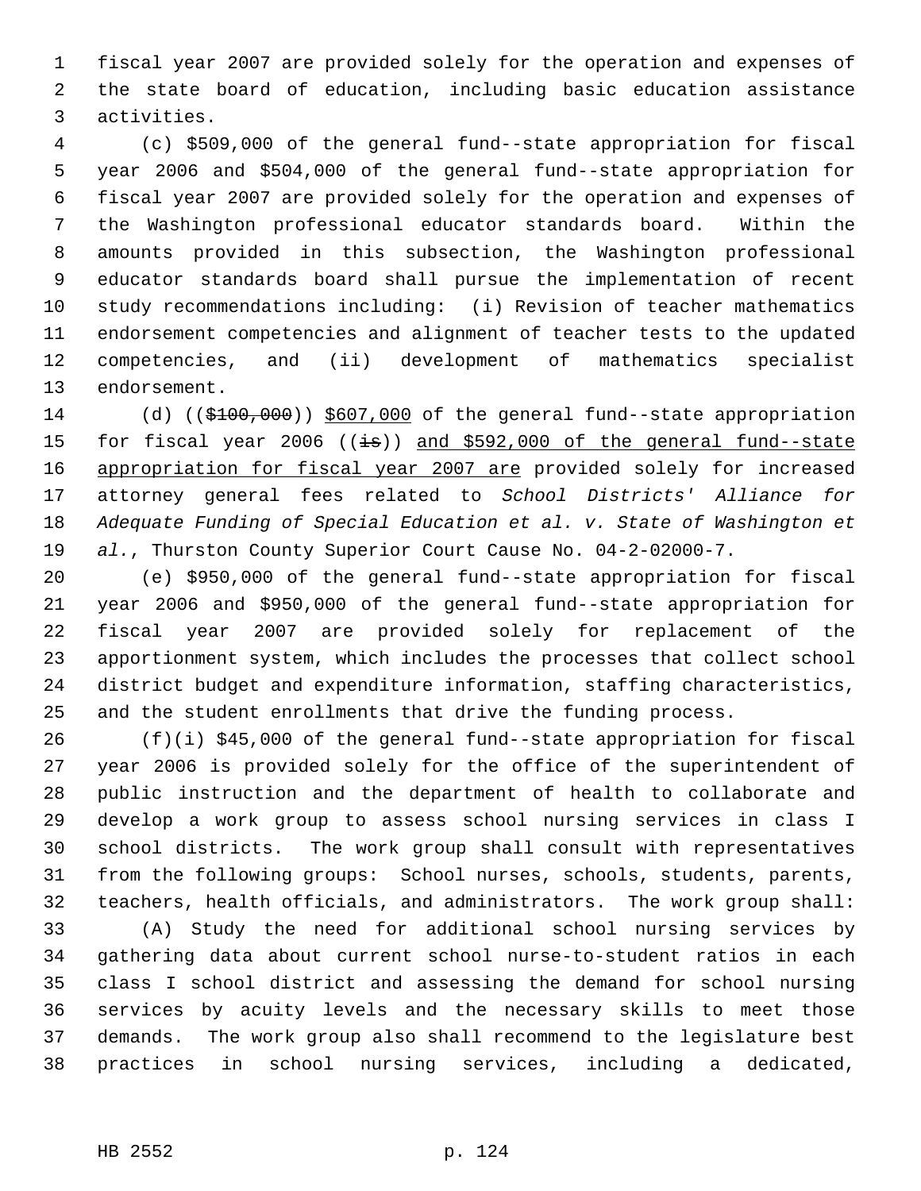fiscal year 2007 are provided solely for the operation and expenses of the state board of education, including basic education assistance activities.

(c) $509,000 of the general fund--state appropriation for fiscal year 2006 and $504,000 of the general fund--state appropriation for fiscal year 2007 are provided solely for the operation and expenses of the Washington professional educator standards board. Within the amounts provided in this subsection, the Washington professional educator standards board shall pursue the implementation of recent study recommendations including: (i) Revision of teacher mathematics endorsement competencies and alignment of teacher tests to the updated competencies, and (ii) development of mathematics specialist endorsement.

(d) ((~~$100,000~~)) <u>$607,000</u> of the general fund--state appropriation for fiscal year 2006 ((~~is~~)) <u>and $592,000 of the general fund--state appropriation for fiscal year 2007 are</u> provided solely for increased attorney general fees related to *School Districts' Alliance for Adequate Funding of Special Education et al. v. State of Washington et al.*, Thurston County Superior Court Cause No. 04-2-02000-7.

(e) $950,000 of the general fund--state appropriation for fiscal year 2006 and $950,000 of the general fund--state appropriation for fiscal year 2007 are provided solely for replacement of the apportionment system, which includes the processes that collect school district budget and expenditure information, staffing characteristics, and the student enrollments that drive the funding process.

(f)(i) $45,000 of the general fund--state appropriation for fiscal year 2006 is provided solely for the office of the superintendent of public instruction and the department of health to collaborate and develop a work group to assess school nursing services in class I school districts. The work group shall consult with representatives from the following groups: School nurses, schools, students, parents, teachers, health officials, and administrators. The work group shall:

(A) Study the need for additional school nursing services by gathering data about current school nurse-to-student ratios in each class I school district and assessing the demand for school nursing services by acuity levels and the necessary skills to meet those demands. The work group also shall recommend to the legislature best practices in school nursing services, including a dedicated,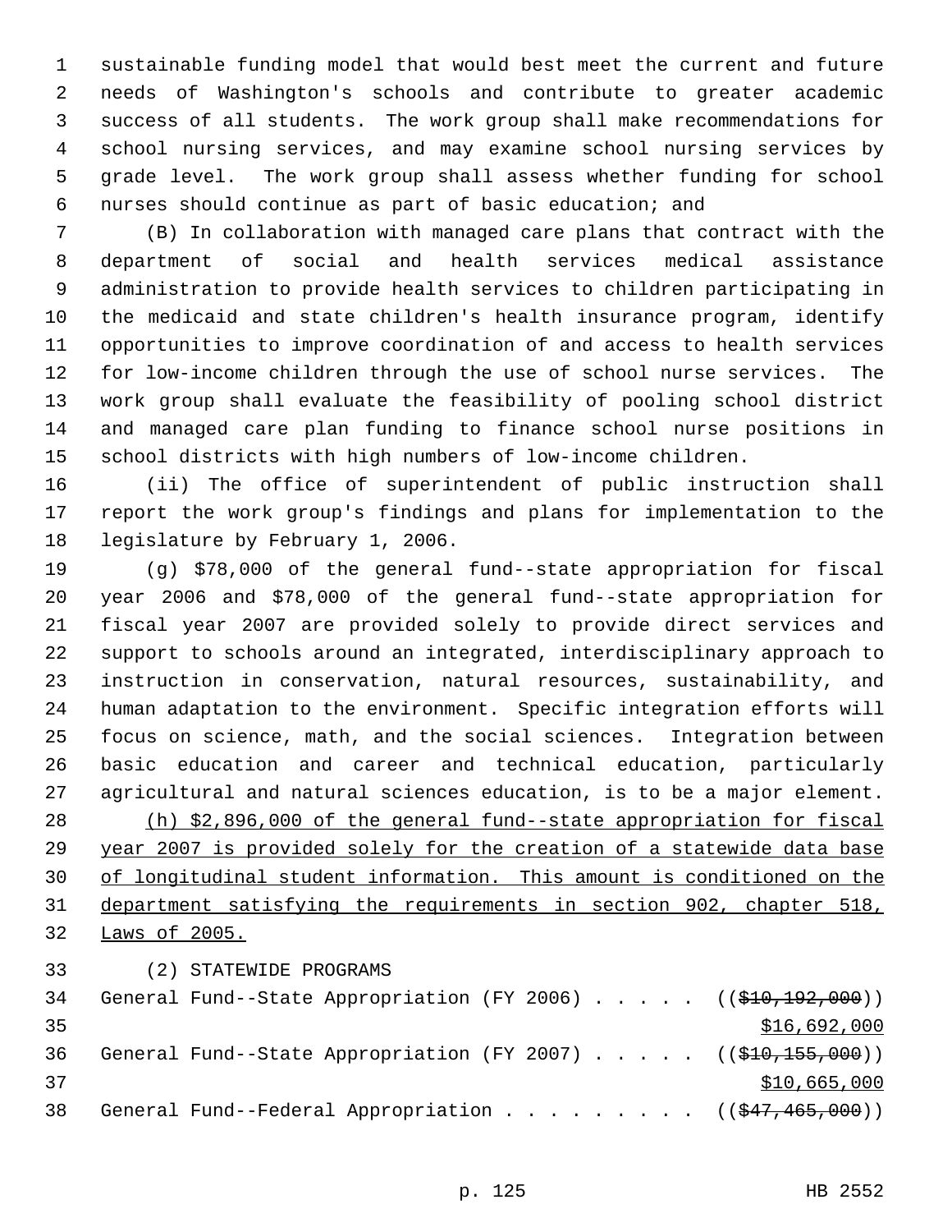sustainable funding model that would best meet the current and future needs of Washington's schools and contribute to greater academic success of all students. The work group shall make recommendations for school nursing services, and may examine school nursing services by grade level. The work group shall assess whether funding for school nurses should continue as part of basic education; and

(B) In collaboration with managed care plans that contract with the department of social and health services medical assistance administration to provide health services to children participating in the medicaid and state children's health insurance program, identify opportunities to improve coordination of and access to health services for low-income children through the use of school nurse services. The work group shall evaluate the feasibility of pooling school district and managed care plan funding to finance school nurse positions in school districts with high numbers of low-income children.

(ii) The office of superintendent of public instruction shall report the work group's findings and plans for implementation to the legislature by February 1, 2006.

(g) $78,000 of the general fund--state appropriation for fiscal year 2006 and $78,000 of the general fund--state appropriation for fiscal year 2007 are provided solely to provide direct services and support to schools around an integrated, interdisciplinary approach to instruction in conservation, natural resources, sustainability, and human adaptation to the environment. Specific integration efforts will focus on science, math, and the social sciences. Integration between basic education and career and technical education, particularly agricultural and natural sciences education, is to be a major element.

<u>(h) $2,896,000 of the general fund--state appropriation for fiscal year 2007 is provided solely for the creation of a statewide data base of longitudinal student information. This amount is conditioned on the department satisfying the requirements in section 902, chapter 518, Laws of 2005.</u>

(2) STATEWIDE PROGRAMS

General Fund--State Appropriation (FY 2006) . . . . . ((~~$10,192,000~~))
<u>$16,692,000</u>

General Fund--State Appropriation (FY 2007) . . . . . ((~~$10,155,000~~))
<u>$10,665,000</u>

General Fund--Federal Appropriation . . . . . . . . . ((~~$47,465,000~~))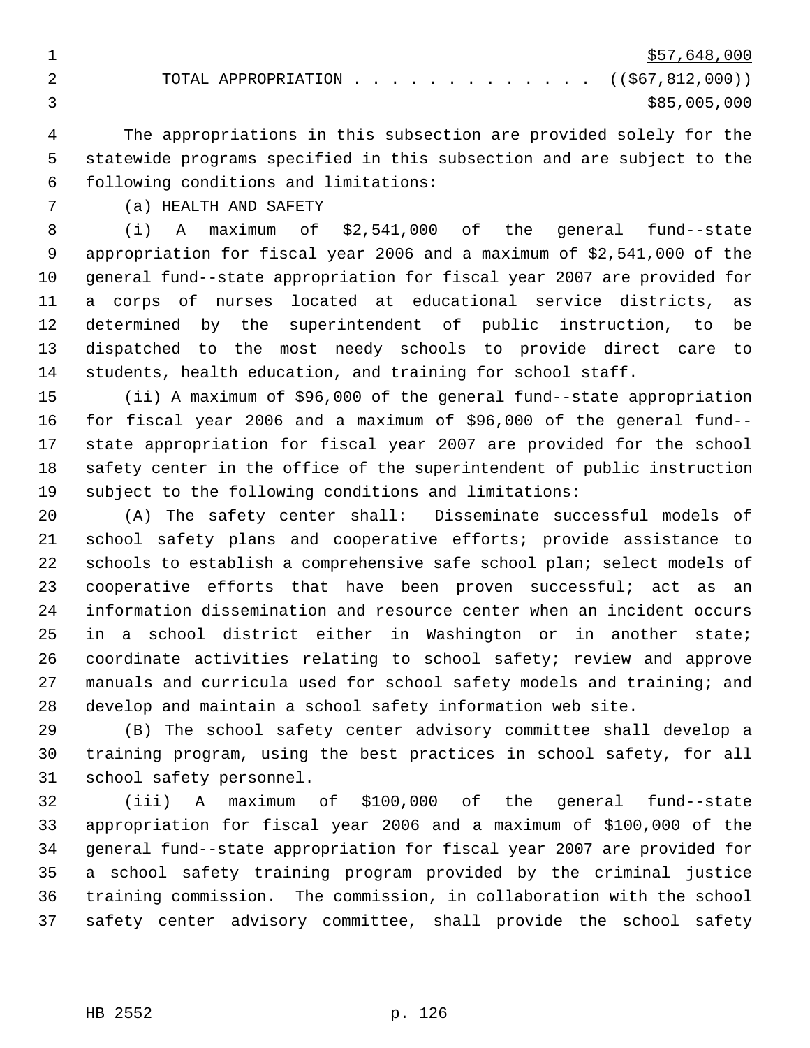$57,648,000

TOTAL APPROPRIATION . . . . . . . . . . . . . . (( ~~$67,812,000~~ ))
$85,005,000

The appropriations in this subsection are provided solely for the statewide programs specified in this subsection and are subject to the following conditions and limitations:

(a) HEALTH AND SAFETY

(i) A maximum of $2,541,000 of the general fund--state appropriation for fiscal year 2006 and a maximum of $2,541,000 of the general fund--state appropriation for fiscal year 2007 are provided for a corps of nurses located at educational service districts, as determined by the superintendent of public instruction, to be dispatched to the most needy schools to provide direct care to students, health education, and training for school staff.

(ii) A maximum of $96,000 of the general fund--state appropriation for fiscal year 2006 and a maximum of $96,000 of the general fund--state appropriation for fiscal year 2007 are provided for the school safety center in the office of the superintendent of public instruction subject to the following conditions and limitations:

(A) The safety center shall: Disseminate successful models of school safety plans and cooperative efforts; provide assistance to schools to establish a comprehensive safe school plan; select models of cooperative efforts that have been proven successful; act as an information dissemination and resource center when an incident occurs in a school district either in Washington or in another state; coordinate activities relating to school safety; review and approve manuals and curricula used for school safety models and training; and develop and maintain a school safety information web site.

(B) The school safety center advisory committee shall develop a training program, using the best practices in school safety, for all school safety personnel.

(iii) A maximum of $100,000 of the general fund--state appropriation for fiscal year 2006 and a maximum of $100,000 of the general fund--state appropriation for fiscal year 2007 are provided for a school safety training program provided by the criminal justice training commission. The commission, in collaboration with the school safety center advisory committee, shall provide the school safety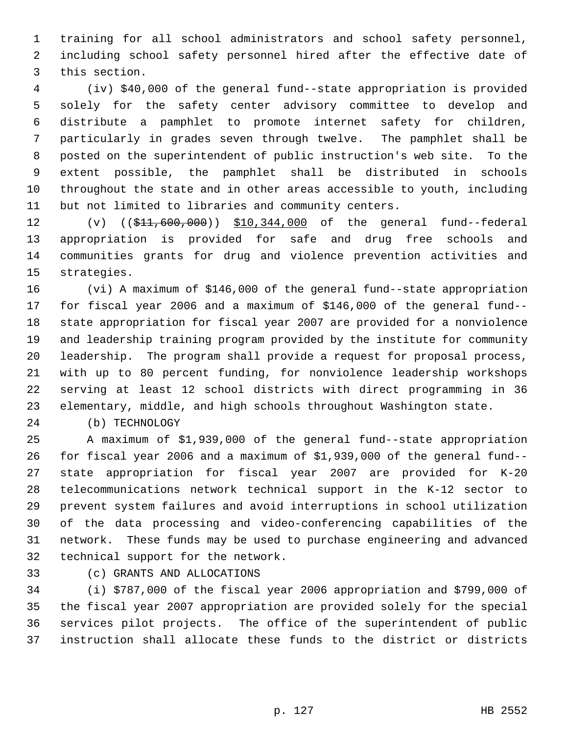training for all school administrators and school safety personnel, including school safety personnel hired after the effective date of this section.

(iv) $40,000 of the general fund--state appropriation is provided solely for the safety center advisory committee to develop and distribute a pamphlet to promote internet safety for children, particularly in grades seven through twelve. The pamphlet shall be posted on the superintendent of public instruction's web site. To the extent possible, the pamphlet shall be distributed in schools throughout the state and in other areas accessible to youth, including but not limited to libraries and community centers.

(v) ((~~$11,600,000~~)) <u>$10,344,000</u> of the general fund--federal appropriation is provided for safe and drug free schools and communities grants for drug and violence prevention activities and strategies.

(vi) A maximum of $146,000 of the general fund--state appropriation for fiscal year 2006 and a maximum of $146,000 of the general fund--state appropriation for fiscal year 2007 are provided for a nonviolence and leadership training program provided by the institute for community leadership. The program shall provide a request for proposal process, with up to 80 percent funding, for nonviolence leadership workshops serving at least 12 school districts with direct programming in 36 elementary, middle, and high schools throughout Washington state.

(b) TECHNOLOGY

A maximum of $1,939,000 of the general fund--state appropriation for fiscal year 2006 and a maximum of $1,939,000 of the general fund--state appropriation for fiscal year 2007 are provided for K-20 telecommunications network technical support in the K-12 sector to prevent system failures and avoid interruptions in school utilization of the data processing and video-conferencing capabilities of the network. These funds may be used to purchase engineering and advanced technical support for the network.

(c) GRANTS AND ALLOCATIONS

(i) $787,000 of the fiscal year 2006 appropriation and $799,000 of the fiscal year 2007 appropriation are provided solely for the special services pilot projects. The office of the superintendent of public instruction shall allocate these funds to the district or districts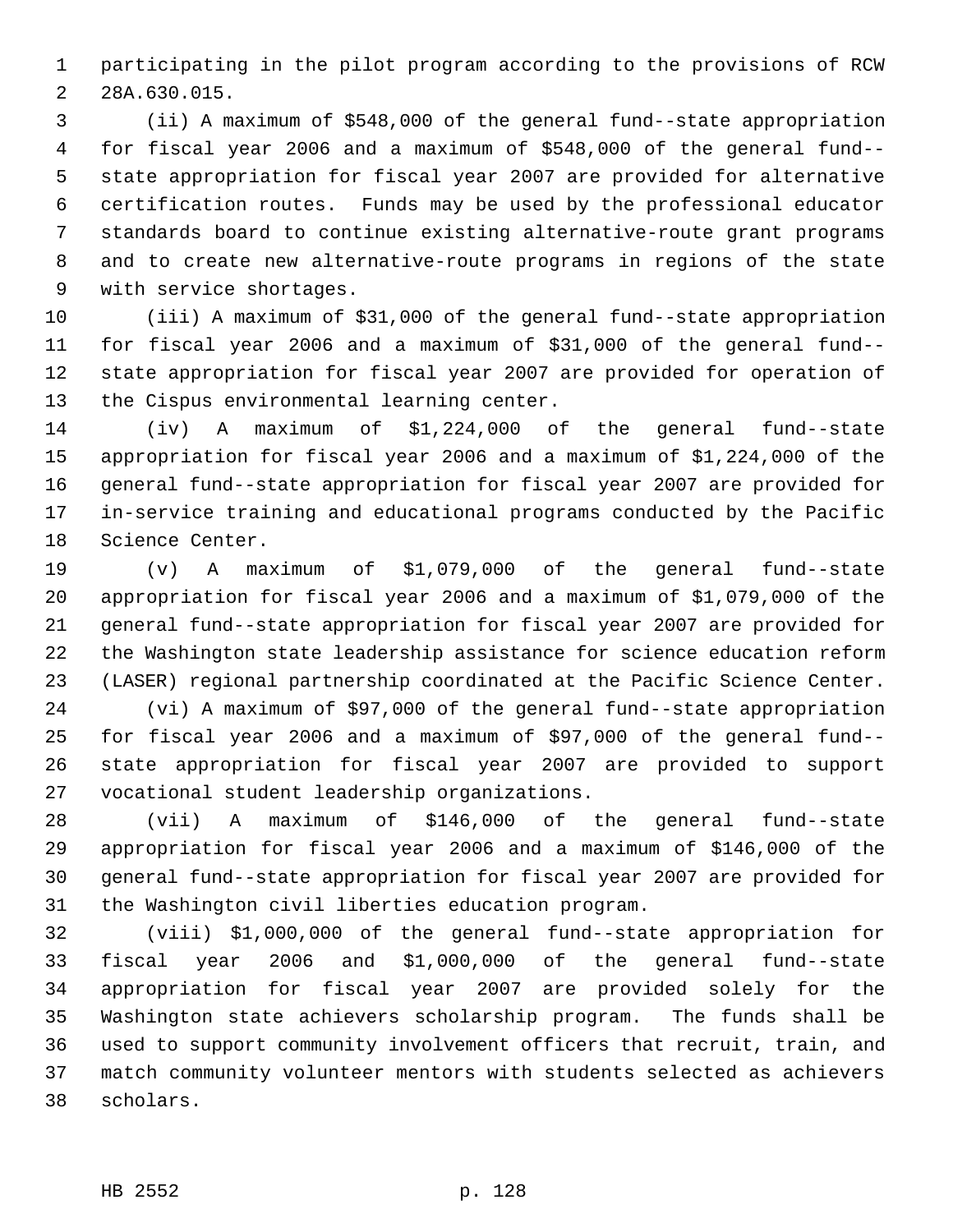participating in the pilot program according to the provisions of RCW 28A.630.015.

(ii) A maximum of $548,000 of the general fund--state appropriation for fiscal year 2006 and a maximum of $548,000 of the general fund--state appropriation for fiscal year 2007 are provided for alternative certification routes. Funds may be used by the professional educator standards board to continue existing alternative-route grant programs and to create new alternative-route programs in regions of the state with service shortages.

(iii) A maximum of $31,000 of the general fund--state appropriation for fiscal year 2006 and a maximum of $31,000 of the general fund--state appropriation for fiscal year 2007 are provided for operation of the Cispus environmental learning center.

(iv) A maximum of $1,224,000 of the general fund--state appropriation for fiscal year 2006 and a maximum of $1,224,000 of the general fund--state appropriation for fiscal year 2007 are provided for in-service training and educational programs conducted by the Pacific Science Center.

(v) A maximum of $1,079,000 of the general fund--state appropriation for fiscal year 2006 and a maximum of $1,079,000 of the general fund--state appropriation for fiscal year 2007 are provided for the Washington state leadership assistance for science education reform (LASER) regional partnership coordinated at the Pacific Science Center.

(vi) A maximum of $97,000 of the general fund--state appropriation for fiscal year 2006 and a maximum of $97,000 of the general fund--state appropriation for fiscal year 2007 are provided to support vocational student leadership organizations.

(vii) A maximum of $146,000 of the general fund--state appropriation for fiscal year 2006 and a maximum of $146,000 of the general fund--state appropriation for fiscal year 2007 are provided for the Washington civil liberties education program.

(viii) $1,000,000 of the general fund--state appropriation for fiscal year 2006 and $1,000,000 of the general fund--state appropriation for fiscal year 2007 are provided solely for the Washington state achievers scholarship program. The funds shall be used to support community involvement officers that recruit, train, and match community volunteer mentors with students selected as achievers scholars.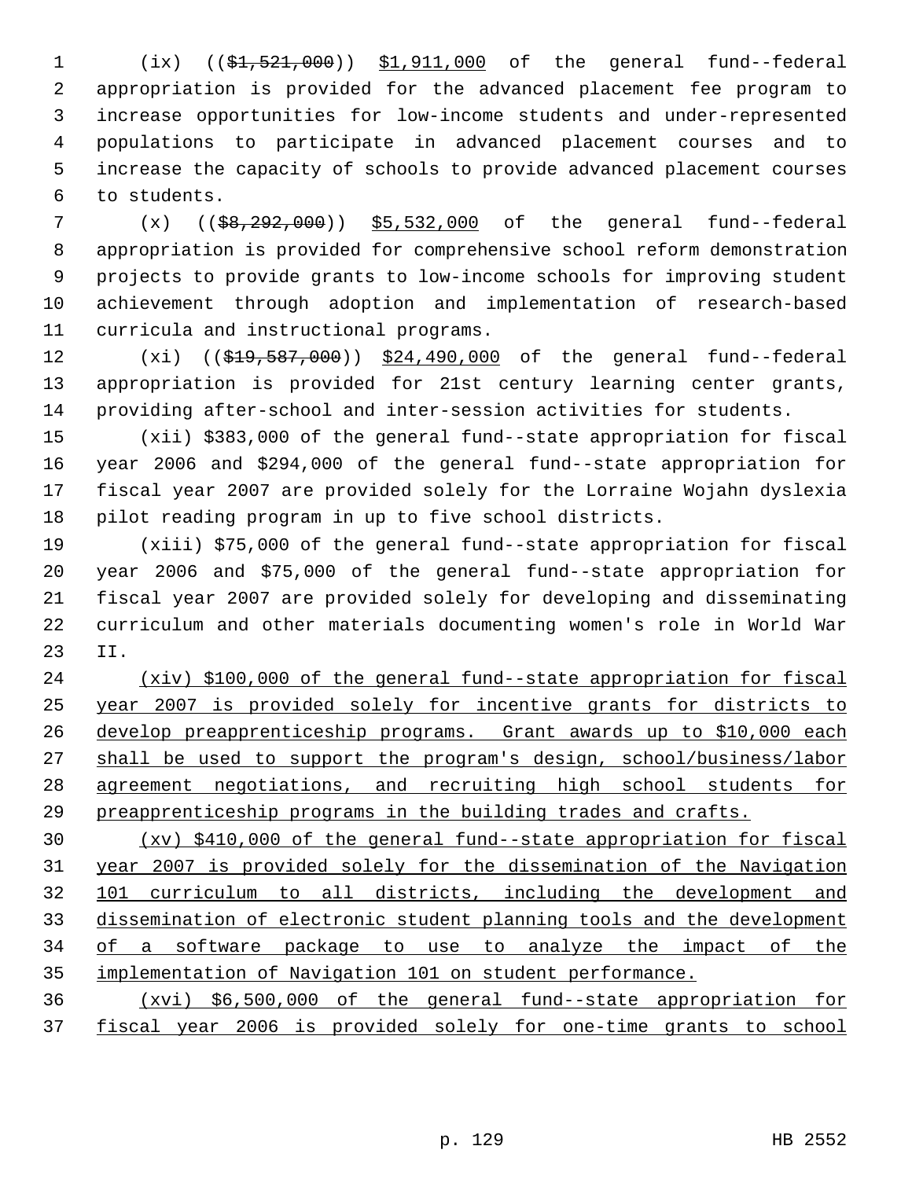(ix) ((~~$1,521,000~~)) <u>$1,911,000</u> of the general fund--federal appropriation is provided for the advanced placement fee program to increase opportunities for low-income students and under-represented populations to participate in advanced placement courses and to increase the capacity of schools to provide advanced placement courses to students.

(x) ((~~$8,292,000~~)) <u>$5,532,000</u> of the general fund--federal appropriation is provided for comprehensive school reform demonstration projects to provide grants to low-income schools for improving student achievement through adoption and implementation of research-based curricula and instructional programs.

(xi) ((~~$19,587,000~~)) <u>$24,490,000</u> of the general fund--federal appropriation is provided for 21st century learning center grants, providing after-school and inter-session activities for students.

(xii) $383,000 of the general fund--state appropriation for fiscal year 2006 and $294,000 of the general fund--state appropriation for fiscal year 2007 are provided solely for the Lorraine Wojahn dyslexia pilot reading program in up to five school districts.

(xiii) $75,000 of the general fund--state appropriation for fiscal year 2006 and $75,000 of the general fund--state appropriation for fiscal year 2007 are provided solely for developing and disseminating curriculum and other materials documenting women's role in World War II.

<u>(xiv) $100,000 of the general fund--state appropriation for fiscal year 2007 is provided solely for incentive grants for districts to develop preapprenticeship programs. Grant awards up to $10,000 each shall be used to support the program's design, school/business/labor agreement negotiations, and recruiting high school students for preapprenticeship programs in the building trades and crafts.</u>

<u>(xv) $410,000 of the general fund--state appropriation for fiscal year 2007 is provided solely for the dissemination of the Navigation 101 curriculum to all districts, including the development and dissemination of electronic student planning tools and the development of a software package to use to analyze the impact of the implementation of Navigation 101 on student performance.</u>

<u>(xvi) $6,500,000 of the general fund--state appropriation for fiscal year 2006 is provided solely for one-time grants to school</u>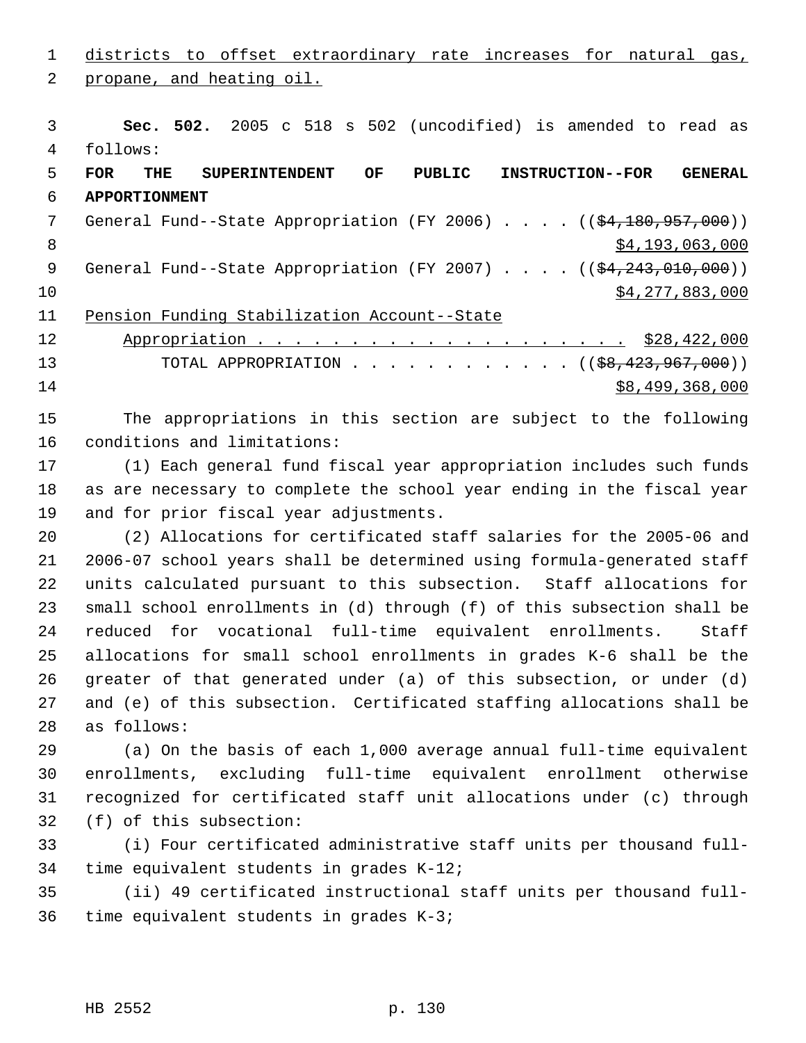districts to offset extraordinary rate increases for natural gas, propane, and heating oil.

**Sec. 502.** 2005 c 518 s 502 (uncodified) is amended to read as follows:

**FOR THE SUPERINTENDENT OF PUBLIC INSTRUCTION--FOR GENERAL APPORTIONMENT**

General Fund--State Appropriation (FY 2006) . . . . ((~~$4,180,957,000~~))
$4,193,063,000

General Fund--State Appropriation (FY 2007) . . . . ((~~$4,243,010,000~~))
$4,277,883,000

Pension Funding Stabilization Account--State Appropriation . . . . . . . . . . . . . . . . . . . . . $28,422,000

TOTAL APPROPRIATION . . . . . . . . . . . . . ((~~$8,423,967,000~~))
$8,499,368,000

The appropriations in this section are subject to the following conditions and limitations:

(1) Each general fund fiscal year appropriation includes such funds as are necessary to complete the school year ending in the fiscal year and for prior fiscal year adjustments.

(2) Allocations for certificated staff salaries for the 2005-06 and 2006-07 school years shall be determined using formula-generated staff units calculated pursuant to this subsection. Staff allocations for small school enrollments in (d) through (f) of this subsection shall be reduced for vocational full-time equivalent enrollments. Staff allocations for small school enrollments in grades K-6 shall be the greater of that generated under (a) of this subsection, or under (d) and (e) of this subsection. Certificated staffing allocations shall be as follows:

(a) On the basis of each 1,000 average annual full-time equivalent enrollments, excluding full-time equivalent enrollment otherwise recognized for certificated staff unit allocations under (c) through (f) of this subsection:

(i) Four certificated administrative staff units per thousand full-time equivalent students in grades K-12;

(ii) 49 certificated instructional staff units per thousand full-time equivalent students in grades K-3;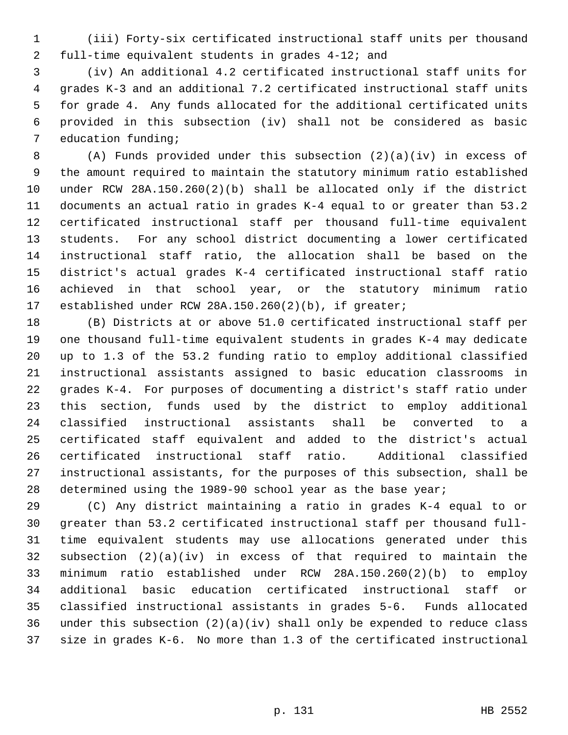(iii) Forty-six certificated instructional staff units per thousand full-time equivalent students in grades 4-12; and

(iv) An additional 4.2 certificated instructional staff units for grades K-3 and an additional 7.2 certificated instructional staff units for grade 4. Any funds allocated for the additional certificated units provided in this subsection (iv) shall not be considered as basic education funding;

(A) Funds provided under this subsection (2)(a)(iv) in excess of the amount required to maintain the statutory minimum ratio established under RCW 28A.150.260(2)(b) shall be allocated only if the district documents an actual ratio in grades K-4 equal to or greater than 53.2 certificated instructional staff per thousand full-time equivalent students. For any school district documenting a lower certificated instructional staff ratio, the allocation shall be based on the district's actual grades K-4 certificated instructional staff ratio achieved in that school year, or the statutory minimum ratio established under RCW 28A.150.260(2)(b), if greater;

(B) Districts at or above 51.0 certificated instructional staff per one thousand full-time equivalent students in grades K-4 may dedicate up to 1.3 of the 53.2 funding ratio to employ additional classified instructional assistants assigned to basic education classrooms in grades K-4. For purposes of documenting a district's staff ratio under this section, funds used by the district to employ additional classified instructional assistants shall be converted to a certificated staff equivalent and added to the district's actual certificated instructional staff ratio. Additional classified instructional assistants, for the purposes of this subsection, shall be determined using the 1989-90 school year as the base year;

(C) Any district maintaining a ratio in grades K-4 equal to or greater than 53.2 certificated instructional staff per thousand full-time equivalent students may use allocations generated under this subsection (2)(a)(iv) in excess of that required to maintain the minimum ratio established under RCW 28A.150.260(2)(b) to employ additional basic education certificated instructional staff or classified instructional assistants in grades 5-6. Funds allocated under this subsection (2)(a)(iv) shall only be expended to reduce class size in grades K-6. No more than 1.3 of the certificated instructional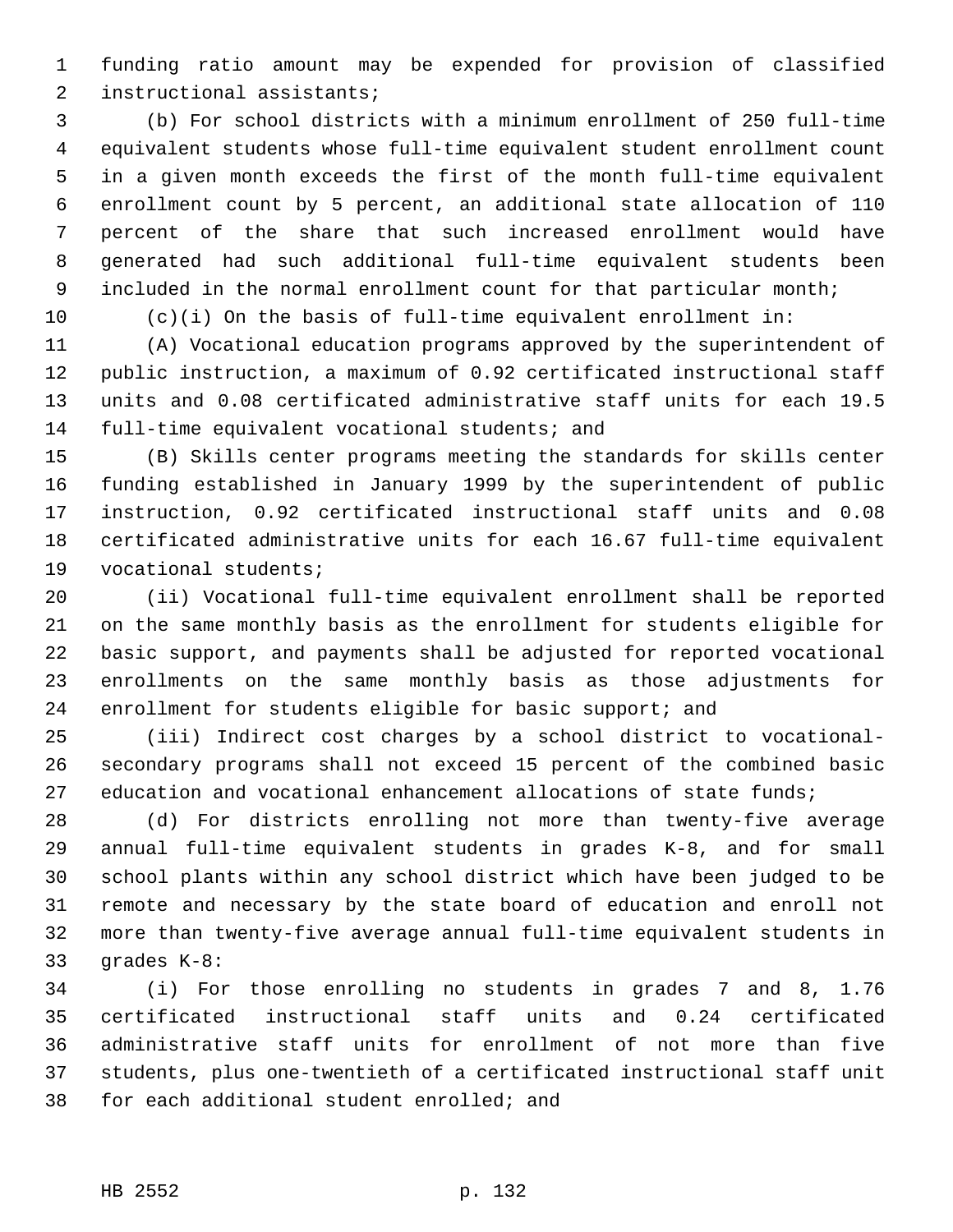funding ratio amount may be expended for provision of classified instructional assistants;

(b) For school districts with a minimum enrollment of 250 full-time equivalent students whose full-time equivalent student enrollment count in a given month exceeds the first of the month full-time equivalent enrollment count by 5 percent, an additional state allocation of 110 percent of the share that such increased enrollment would have generated had such additional full-time equivalent students been included in the normal enrollment count for that particular month;

(c)(i) On the basis of full-time equivalent enrollment in:

(A) Vocational education programs approved by the superintendent of public instruction, a maximum of 0.92 certificated instructional staff units and 0.08 certificated administrative staff units for each 19.5 full-time equivalent vocational students; and

(B) Skills center programs meeting the standards for skills center funding established in January 1999 by the superintendent of public instruction, 0.92 certificated instructional staff units and 0.08 certificated administrative units for each 16.67 full-time equivalent vocational students;

(ii) Vocational full-time equivalent enrollment shall be reported on the same monthly basis as the enrollment for students eligible for basic support, and payments shall be adjusted for reported vocational enrollments on the same monthly basis as those adjustments for enrollment for students eligible for basic support; and

(iii) Indirect cost charges by a school district to vocational-secondary programs shall not exceed 15 percent of the combined basic education and vocational enhancement allocations of state funds;

(d) For districts enrolling not more than twenty-five average annual full-time equivalent students in grades K-8, and for small school plants within any school district which have been judged to be remote and necessary by the state board of education and enroll not more than twenty-five average annual full-time equivalent students in grades K-8:

(i) For those enrolling no students in grades 7 and 8, 1.76 certificated instructional staff units and 0.24 certificated administrative staff units for enrollment of not more than five students, plus one-twentieth of a certificated instructional staff unit for each additional student enrolled; and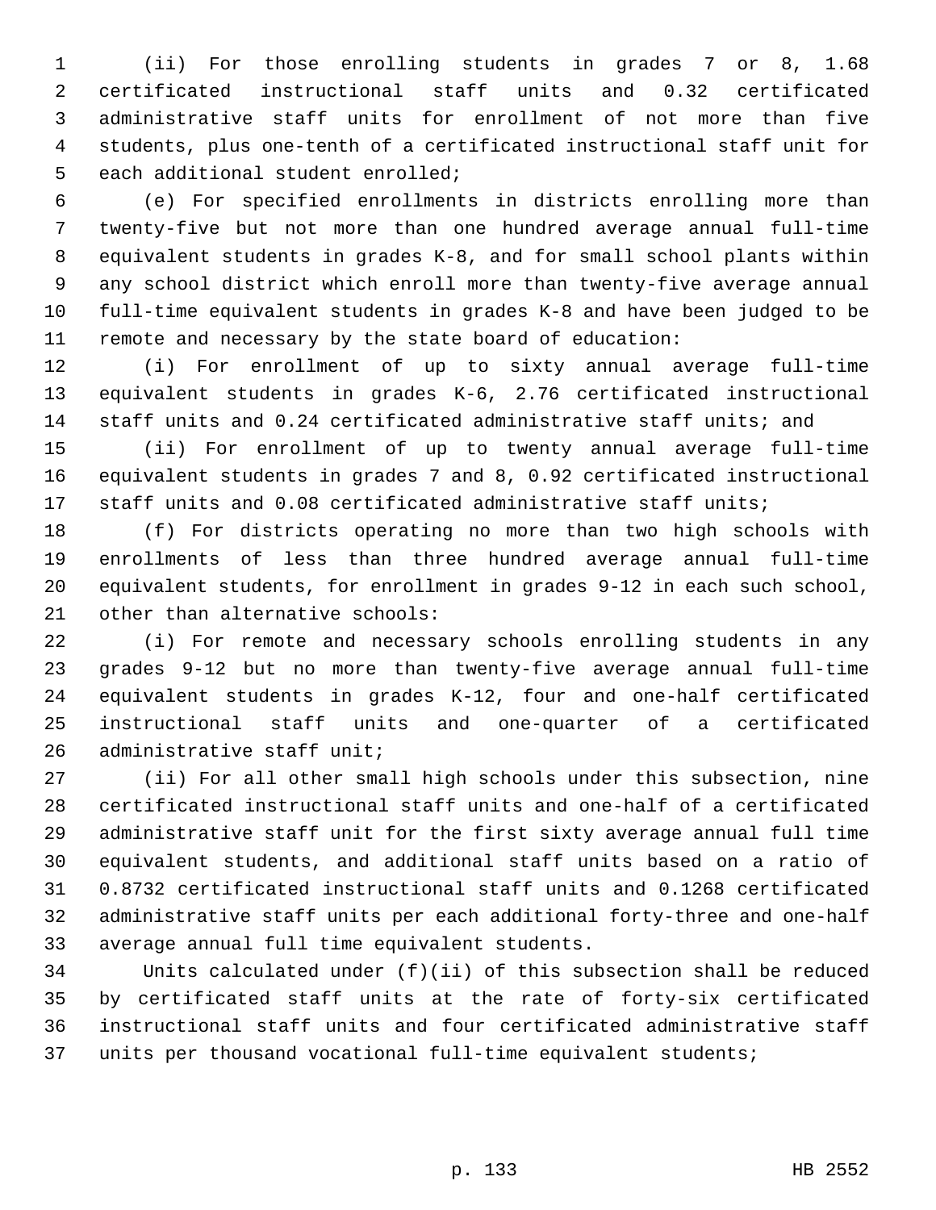(ii) For those enrolling students in grades 7 or 8, 1.68 certificated instructional staff units and 0.32 certificated administrative staff units for enrollment of not more than five students, plus one-tenth of a certificated instructional staff unit for each additional student enrolled;

(e) For specified enrollments in districts enrolling more than twenty-five but not more than one hundred average annual full-time equivalent students in grades K-8, and for small school plants within any school district which enroll more than twenty-five average annual full-time equivalent students in grades K-8 and have been judged to be remote and necessary by the state board of education:

(i) For enrollment of up to sixty annual average full-time equivalent students in grades K-6, 2.76 certificated instructional staff units and 0.24 certificated administrative staff units; and

(ii) For enrollment of up to twenty annual average full-time equivalent students in grades 7 and 8, 0.92 certificated instructional staff units and 0.08 certificated administrative staff units;

(f) For districts operating no more than two high schools with enrollments of less than three hundred average annual full-time equivalent students, for enrollment in grades 9-12 in each such school, other than alternative schools:

(i) For remote and necessary schools enrolling students in any grades 9-12 but no more than twenty-five average annual full-time equivalent students in grades K-12, four and one-half certificated instructional staff units and one-quarter of a certificated administrative staff unit;

(ii) For all other small high schools under this subsection, nine certificated instructional staff units and one-half of a certificated administrative staff unit for the first sixty average annual full time equivalent students, and additional staff units based on a ratio of 0.8732 certificated instructional staff units and 0.1268 certificated administrative staff units per each additional forty-three and one-half average annual full time equivalent students.

Units calculated under (f)(ii) of this subsection shall be reduced by certificated staff units at the rate of forty-six certificated instructional staff units and four certificated administrative staff units per thousand vocational full-time equivalent students;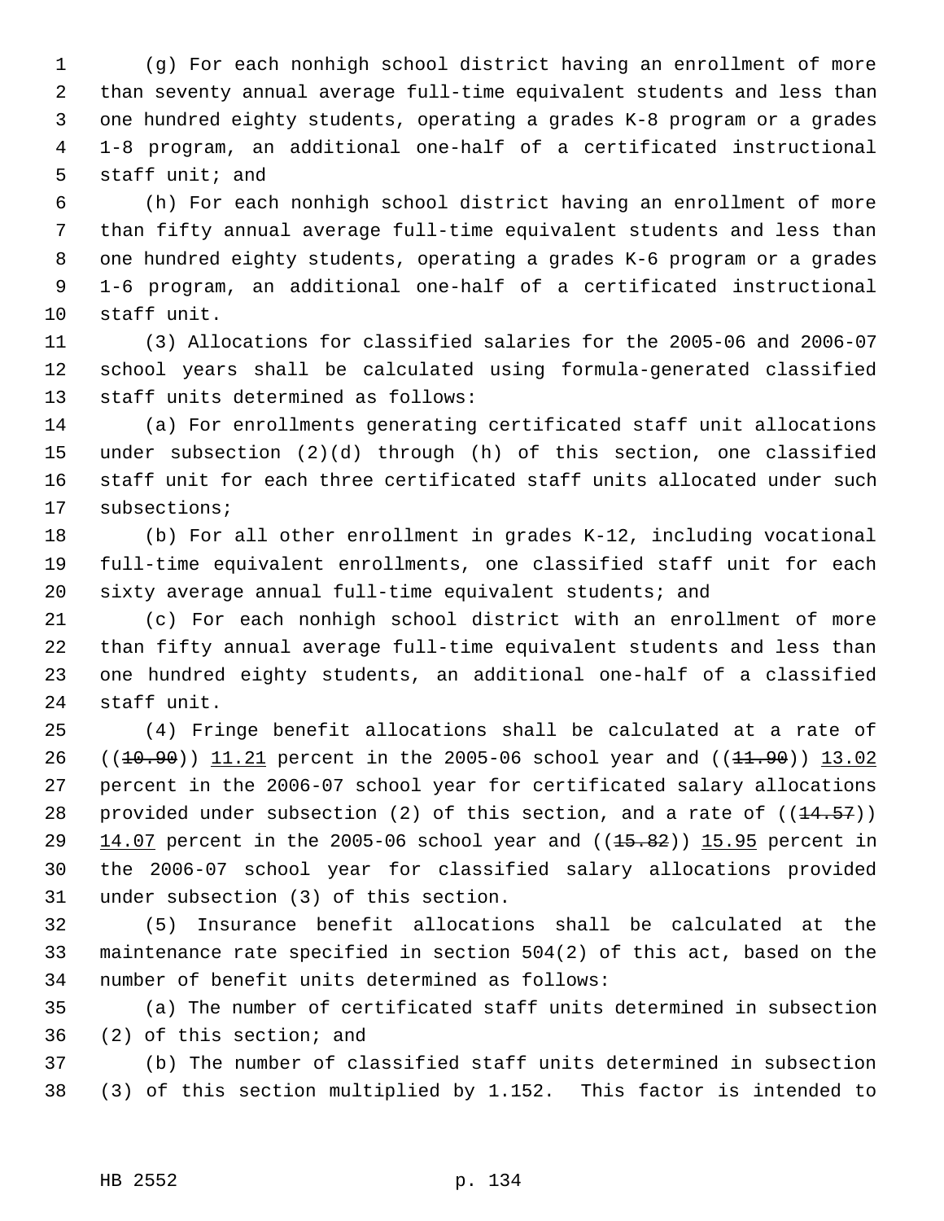(g) For each nonhigh school district having an enrollment of more than seventy annual average full-time equivalent students and less than one hundred eighty students, operating a grades K-8 program or a grades 1-8 program, an additional one-half of a certificated instructional staff unit; and

(h) For each nonhigh school district having an enrollment of more than fifty annual average full-time equivalent students and less than one hundred eighty students, operating a grades K-6 program or a grades 1-6 program, an additional one-half of a certificated instructional staff unit.

(3) Allocations for classified salaries for the 2005-06 and 2006-07 school years shall be calculated using formula-generated classified staff units determined as follows:

(a) For enrollments generating certificated staff unit allocations under subsection (2)(d) through (h) of this section, one classified staff unit for each three certificated staff units allocated under such subsections;

(b) For all other enrollment in grades K-12, including vocational full-time equivalent enrollments, one classified staff unit for each sixty average annual full-time equivalent students; and

(c) For each nonhigh school district with an enrollment of more than fifty annual average full-time equivalent students and less than one hundred eighty students, an additional one-half of a classified staff unit.

(4) Fringe benefit allocations shall be calculated at a rate of ((~~10.90~~)) 11.21 percent in the 2005-06 school year and ((~~11.90~~)) 13.02 percent in the 2006-07 school year for certificated salary allocations provided under subsection (2) of this section, and a rate of ((~~14.57~~)) 14.07 percent in the 2005-06 school year and ((~~15.82~~)) 15.95 percent in the 2006-07 school year for classified salary allocations provided under subsection (3) of this section.

(5) Insurance benefit allocations shall be calculated at the maintenance rate specified in section 504(2) of this act, based on the number of benefit units determined as follows:

(a) The number of certificated staff units determined in subsection (2) of this section; and

(b) The number of classified staff units determined in subsection (3) of this section multiplied by 1.152. This factor is intended to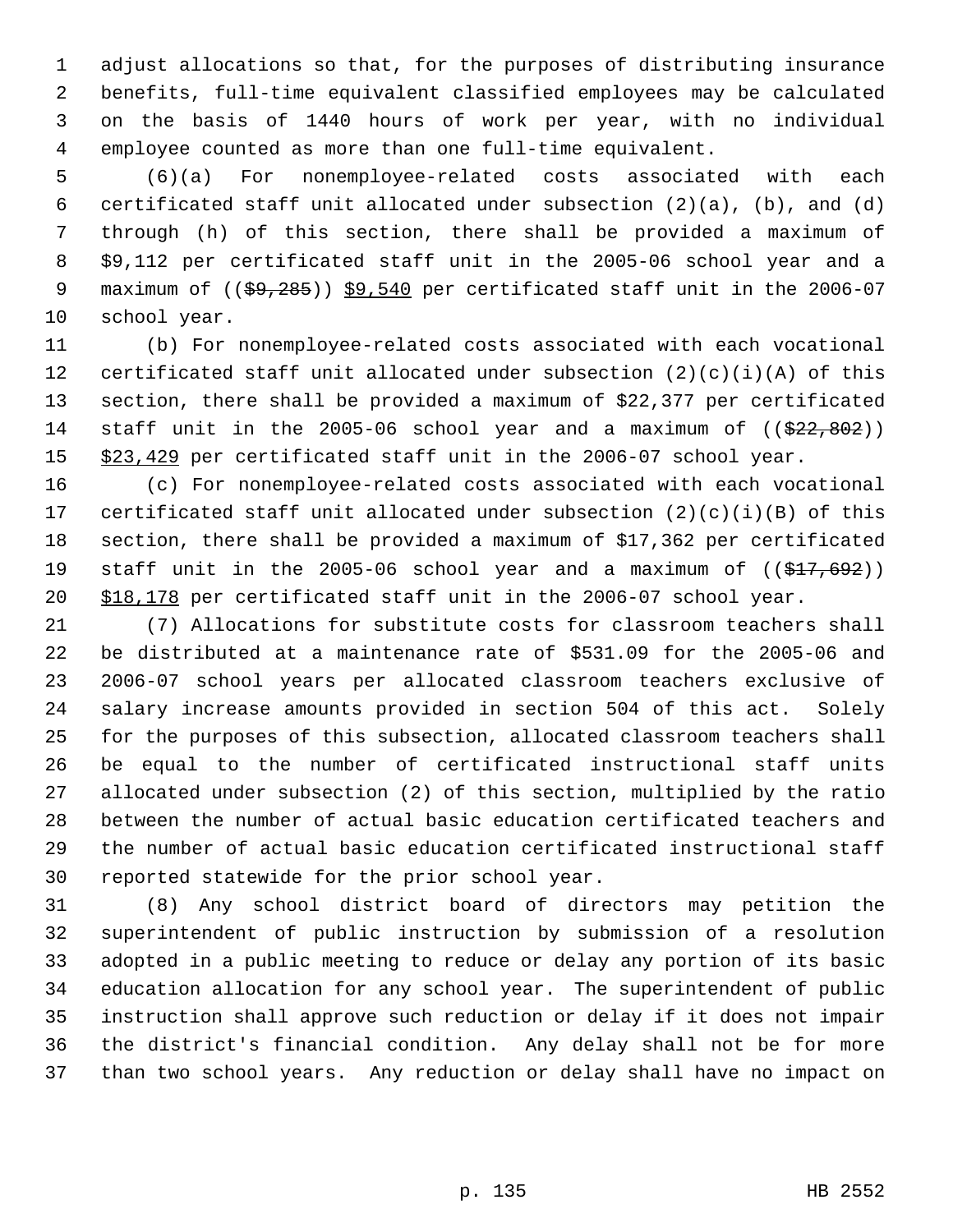adjust allocations so that, for the purposes of distributing insurance benefits, full-time equivalent classified employees may be calculated on the basis of 1440 hours of work per year, with no individual employee counted as more than one full-time equivalent.

(6)(a) For nonemployee-related costs associated with each certificated staff unit allocated under subsection (2)(a), (b), and (d) through (h) of this section, there shall be provided a maximum of $9,112 per certificated staff unit in the 2005-06 school year and a maximum of (($9,285)) $9,540 per certificated staff unit in the 2006-07 school year.

(b) For nonemployee-related costs associated with each vocational certificated staff unit allocated under subsection (2)(c)(i)(A) of this section, there shall be provided a maximum of $22,377 per certificated staff unit in the 2005-06 school year and a maximum of (($22,802)) $23,429 per certificated staff unit in the 2006-07 school year.

(c) For nonemployee-related costs associated with each vocational certificated staff unit allocated under subsection (2)(c)(i)(B) of this section, there shall be provided a maximum of $17,362 per certificated staff unit in the 2005-06 school year and a maximum of (($17,692)) $18,178 per certificated staff unit in the 2006-07 school year.

(7) Allocations for substitute costs for classroom teachers shall be distributed at a maintenance rate of $531.09 for the 2005-06 and 2006-07 school years per allocated classroom teachers exclusive of salary increase amounts provided in section 504 of this act. Solely for the purposes of this subsection, allocated classroom teachers shall be equal to the number of certificated instructional staff units allocated under subsection (2) of this section, multiplied by the ratio between the number of actual basic education certificated teachers and the number of actual basic education certificated instructional staff reported statewide for the prior school year.

(8) Any school district board of directors may petition the superintendent of public instruction by submission of a resolution adopted in a public meeting to reduce or delay any portion of its basic education allocation for any school year. The superintendent of public instruction shall approve such reduction or delay if it does not impair the district's financial condition. Any delay shall not be for more than two school years. Any reduction or delay shall have no impact on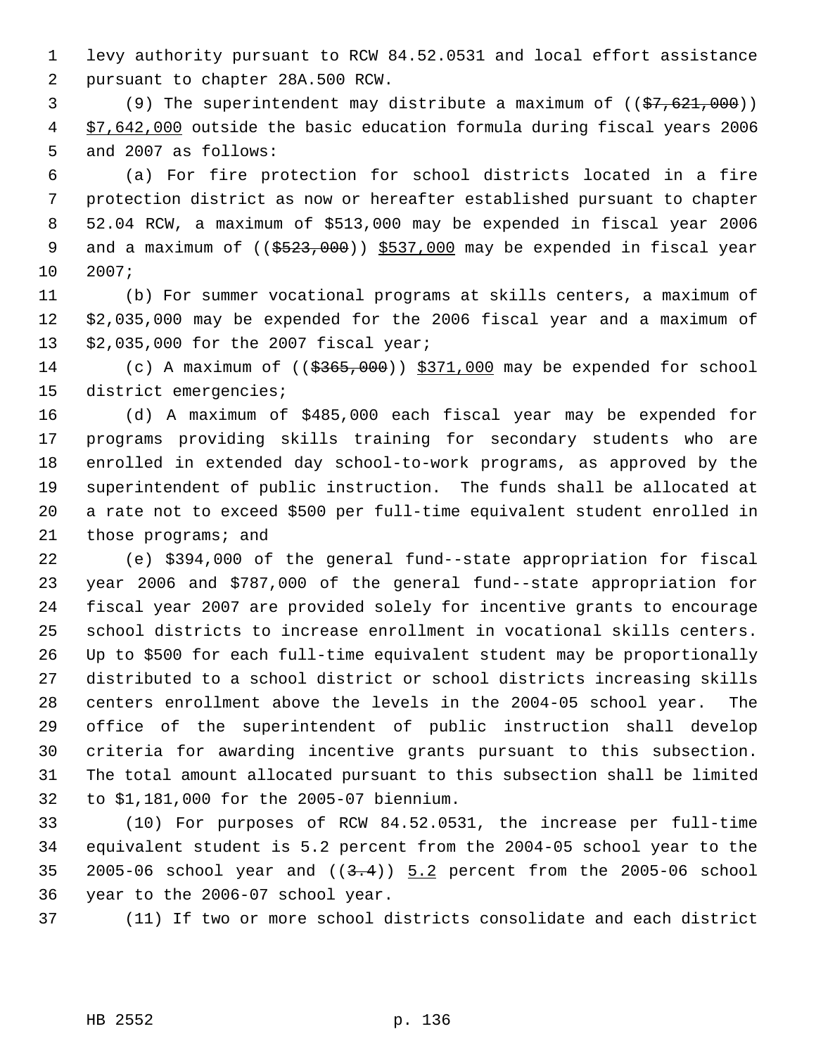levy authority pursuant to RCW 84.52.0531 and local effort assistance pursuant to chapter 28A.500 RCW.

(9) The superintendent may distribute a maximum of ((~~$7,621,000~~)) <u>$7,642,000</u> outside the basic education formula during fiscal years 2006 and 2007 as follows:

(a) For fire protection for school districts located in a fire protection district as now or hereafter established pursuant to chapter 52.04 RCW, a maximum of $513,000 may be expended in fiscal year 2006 and a maximum of ((~~$523,000~~)) <u>$537,000</u> may be expended in fiscal year 2007;

(b) For summer vocational programs at skills centers, a maximum of $2,035,000 may be expended for the 2006 fiscal year and a maximum of $2,035,000 for the 2007 fiscal year;

(c) A maximum of ((~~$365,000~~)) <u>$371,000</u> may be expended for school district emergencies;

(d) A maximum of $485,000 each fiscal year may be expended for programs providing skills training for secondary students who are enrolled in extended day school-to-work programs, as approved by the superintendent of public instruction. The funds shall be allocated at a rate not to exceed $500 per full-time equivalent student enrolled in those programs; and

(e) $394,000 of the general fund--state appropriation for fiscal year 2006 and $787,000 of the general fund--state appropriation for fiscal year 2007 are provided solely for incentive grants to encourage school districts to increase enrollment in vocational skills centers. Up to $500 for each full-time equivalent student may be proportionally distributed to a school district or school districts increasing skills centers enrollment above the levels in the 2004-05 school year. The office of the superintendent of public instruction shall develop criteria for awarding incentive grants pursuant to this subsection. The total amount allocated pursuant to this subsection shall be limited to $1,181,000 for the 2005-07 biennium.

(10) For purposes of RCW 84.52.0531, the increase per full-time equivalent student is 5.2 percent from the 2004-05 school year to the 2005-06 school year and ((~~3.4~~)) <u>5.2</u> percent from the 2005-06 school year to the 2006-07 school year.

(11) If two or more school districts consolidate and each district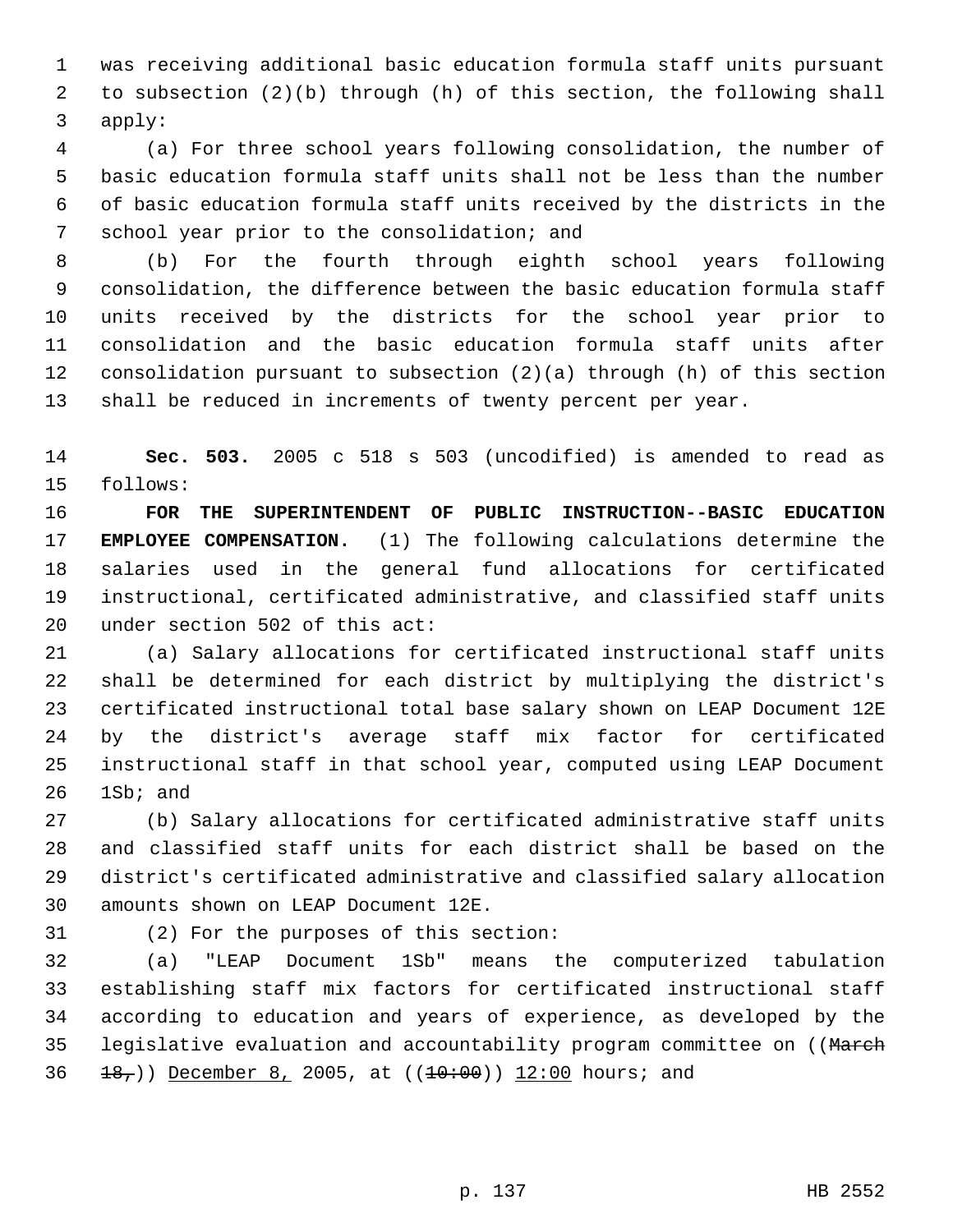was receiving additional basic education formula staff units pursuant to subsection (2)(b) through (h) of this section, the following shall apply:

(a) For three school years following consolidation, the number of basic education formula staff units shall not be less than the number of basic education formula staff units received by the districts in the school year prior to the consolidation; and

(b) For the fourth through eighth school years following consolidation, the difference between the basic education formula staff units received by the districts for the school year prior to consolidation and the basic education formula staff units after consolidation pursuant to subsection (2)(a) through (h) of this section shall be reduced in increments of twenty percent per year.

**Sec. 503.** 2005 c 518 s 503 (uncodified) is amended to read as follows:

**FOR THE SUPERINTENDENT OF PUBLIC INSTRUCTION--BASIC EDUCATION EMPLOYEE COMPENSATION.** (1) The following calculations determine the salaries used in the general fund allocations for certificated instructional, certificated administrative, and classified staff units under section 502 of this act:

(a) Salary allocations for certificated instructional staff units shall be determined for each district by multiplying the district's certificated instructional total base salary shown on LEAP Document 12E by the district's average staff mix factor for certificated instructional staff in that school year, computed using LEAP Document 1Sb; and

(b) Salary allocations for certificated administrative staff units and classified staff units for each district shall be based on the district's certificated administrative and classified salary allocation amounts shown on LEAP Document 12E.

(2) For the purposes of this section:

(a) "LEAP Document 1Sb" means the computerized tabulation establishing staff mix factors for certificated instructional staff according to education and years of experience, as developed by the legislative evaluation and accountability program committee on ((~~March 18,~~)) December 8, 2005, at ((~~10:00~~)) 12:00 hours; and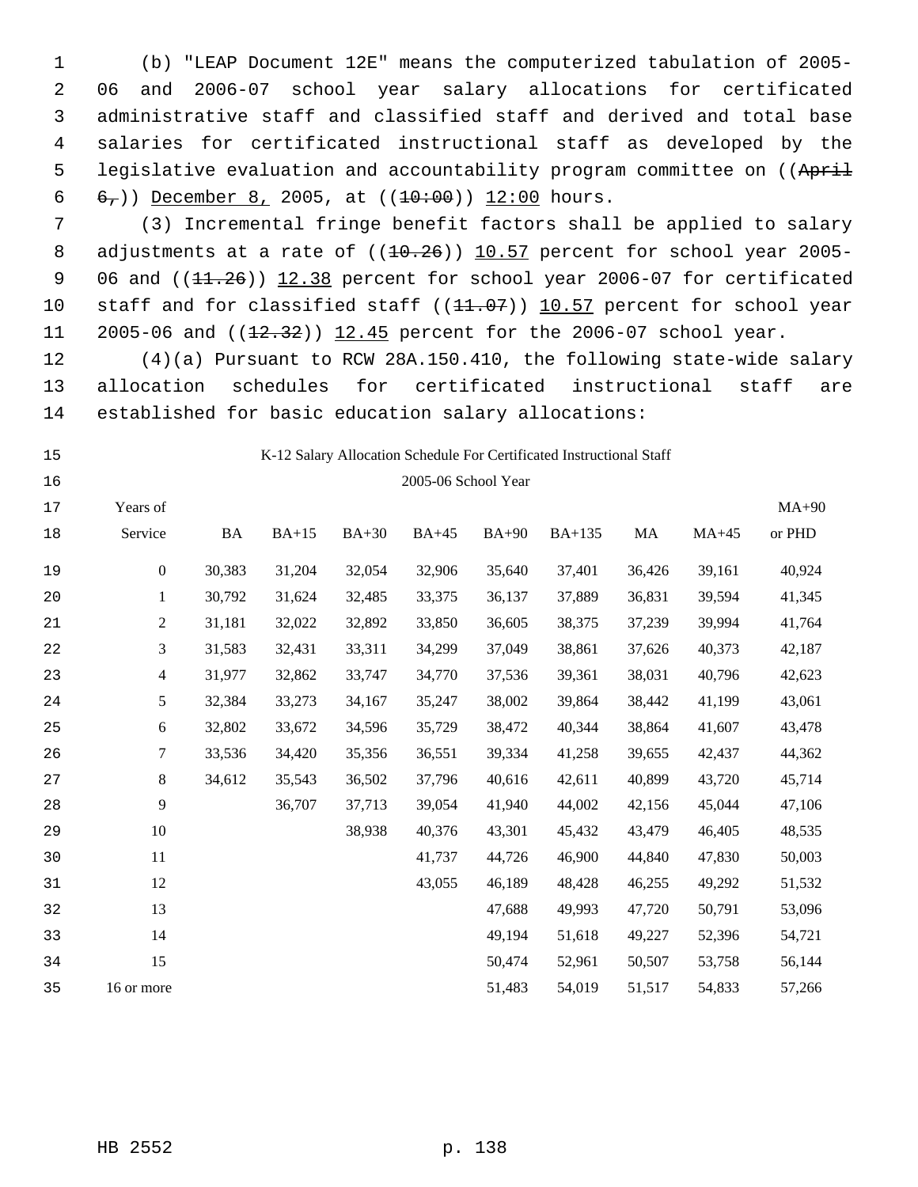(b) "LEAP Document 12E" means the computerized tabulation of 2005-06 and 2006-07 school year salary allocations for certificated administrative staff and classified staff and derived and total base salaries for certificated instructional staff as developed by the legislative evaluation and accountability program committee on ((~~April 6,~~)) December 8, 2005, at ((~~10:00~~)) 12:00 hours.

(3) Incremental fringe benefit factors shall be applied to salary adjustments at a rate of ((~~10.26~~)) 10.57 percent for school year 2005-06 and ((~~11.26~~)) 12.38 percent for school year 2006-07 for certificated staff and for classified staff ((~~11.07~~)) 10.57 percent for school year 2005-06 and ((~~12.32~~)) 12.45 percent for the 2006-07 school year.

(4)(a) Pursuant to RCW 28A.150.410, the following state-wide salary allocation schedules for certificated instructional staff are established for basic education salary allocations:

K-12 Salary Allocation Schedule For Certificated Instructional Staff

2005-06 School Year

| Years of Service | BA | BA+15 | BA+30 | BA+45 | BA+90 | BA+135 | MA | MA+45 | MA+90 or PHD |
|---|---|---|---|---|---|---|---|---|---|
| 0 | 30,383 | 31,204 | 32,054 | 32,906 | 35,640 | 37,401 | 36,426 | 39,161 | 40,924 |
| 1 | 30,792 | 31,624 | 32,485 | 33,375 | 36,137 | 37,889 | 36,831 | 39,594 | 41,345 |
| 2 | 31,181 | 32,022 | 32,892 | 33,850 | 36,605 | 38,375 | 37,239 | 39,994 | 41,764 |
| 3 | 31,583 | 32,431 | 33,311 | 34,299 | 37,049 | 38,861 | 37,626 | 40,373 | 42,187 |
| 4 | 31,977 | 32,862 | 33,747 | 34,770 | 37,536 | 39,361 | 38,031 | 40,796 | 42,623 |
| 5 | 32,384 | 33,273 | 34,167 | 35,247 | 38,002 | 39,864 | 38,442 | 41,199 | 43,061 |
| 6 | 32,802 | 33,672 | 34,596 | 35,729 | 38,472 | 40,344 | 38,864 | 41,607 | 43,478 |
| 7 | 33,536 | 34,420 | 35,356 | 36,551 | 39,334 | 41,258 | 39,655 | 42,437 | 44,362 |
| 8 | 34,612 | 35,543 | 36,502 | 37,796 | 40,616 | 42,611 | 40,899 | 43,720 | 45,714 |
| 9 | | 36,707 | 37,713 | 39,054 | 41,940 | 44,002 | 42,156 | 45,044 | 47,106 |
| 10 | | | 38,938 | 40,376 | 43,301 | 45,432 | 43,479 | 46,405 | 48,535 |
| 11 | | | | 41,737 | 44,726 | 46,900 | 44,840 | 47,830 | 50,003 |
| 12 | | | | 43,055 | 46,189 | 48,428 | 46,255 | 49,292 | 51,532 |
| 13 | | | | | 47,688 | 49,993 | 47,720 | 50,791 | 53,096 |
| 14 | | | | | 49,194 | 51,618 | 49,227 | 52,396 | 54,721 |
| 15 | | | | | 50,474 | 52,961 | 50,507 | 53,758 | 56,144 |
| 16 or more | | | | | 51,483 | 54,019 | 51,517 | 54,833 | 57,266 |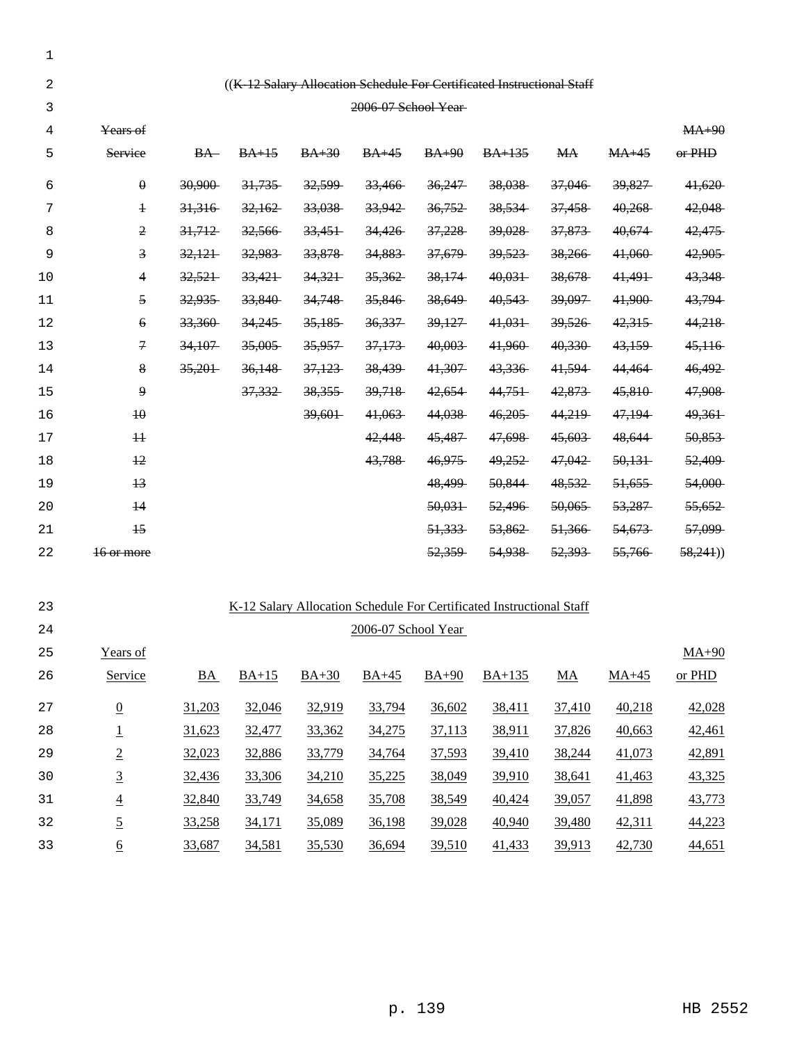((~~K-12 Salary Allocation Schedule For Certificated Instructional Staff~~

~~2006-07 School Year~~

| ~~Years of Service~~ | ~~BA~~ | ~~BA+15~~ | ~~BA+30~~ | ~~BA+45~~ | ~~BA+90~~ | ~~BA+135~~ | ~~MA~~ | ~~MA+45~~ | ~~MA+90 or PHD~~ |
|---|---|---|---|---|---|---|---|---|---|
| ~~0~~ | ~~30,900~~ | ~~31,735~~ | ~~32,599~~ | ~~33,466~~ | ~~36,247~~ | ~~38,038~~ | ~~37,046~~ | ~~39,827~~ | ~~41,620~~ |
| ~~1~~ | ~~31,316~~ | ~~32,162~~ | ~~33,038~~ | ~~33,942~~ | ~~36,752~~ | ~~38,534~~ | ~~37,458~~ | ~~40,268~~ | ~~42,048~~ |
| ~~2~~ | ~~31,712~~ | ~~32,566~~ | ~~33,451~~ | ~~34,426~~ | ~~37,228~~ | ~~39,028~~ | ~~37,873~~ | ~~40,674~~ | ~~42,475~~ |
| ~~3~~ | ~~32,121~~ | ~~32,983~~ | ~~33,878~~ | ~~34,883~~ | ~~37,679~~ | ~~39,523~~ | ~~38,266~~ | ~~41,060~~ | ~~42,905~~ |
| ~~4~~ | ~~32,521~~ | ~~33,421~~ | ~~34,321~~ | ~~35,362~~ | ~~38,174~~ | ~~40,031~~ | ~~38,678~~ | ~~41,491~~ | ~~43,348~~ |
| ~~5~~ | ~~32,935~~ | ~~33,840~~ | ~~34,748~~ | ~~35,846~~ | ~~38,649~~ | ~~40,543~~ | ~~39,097~~ | ~~41,900~~ | ~~43,794~~ |
| ~~6~~ | ~~33,360~~ | ~~34,245~~ | ~~35,185~~ | ~~36,337~~ | ~~39,127~~ | ~~41,031~~ | ~~39,526~~ | ~~42,315~~ | ~~44,218~~ |
| ~~7~~ | ~~34,107~~ | ~~35,005~~ | ~~35,957~~ | ~~37,173~~ | ~~40,003~~ | ~~41,960~~ | ~~40,330~~ | ~~43,159~~ | ~~45,116~~ |
| ~~8~~ | ~~35,201~~ | ~~36,148~~ | ~~37,123~~ | ~~38,439~~ | ~~41,307~~ | ~~43,336~~ | ~~41,594~~ | ~~44,464~~ | ~~46,492~~ |
| ~~9~~ | | ~~37,332~~ | ~~38,355~~ | ~~39,718~~ | ~~42,654~~ | ~~44,751~~ | ~~42,873~~ | ~~45,810~~ | ~~47,908~~ |
| ~~10~~ | | | ~~39,601~~ | ~~41,063~~ | ~~44,038~~ | ~~46,205~~ | ~~44,219~~ | ~~47,194~~ | ~~49,361~~ |
| ~~11~~ | | | | ~~42,448~~ | ~~45,487~~ | ~~47,698~~ | ~~45,603~~ | ~~48,644~~ | ~~50,853~~ |
| ~~12~~ | | | | ~~43,788~~ | ~~46,975~~ | ~~49,252~~ | ~~47,042~~ | ~~50,131~~ | ~~52,409~~ |
| ~~13~~ | | | | | ~~48,499~~ | ~~50,844~~ | ~~48,532~~ | ~~51,655~~ | ~~54,000~~ |
| ~~14~~ | | | | | ~~50,031~~ | ~~52,496~~ | ~~50,065~~ | ~~53,287~~ | ~~55,652~~ |
| ~~15~~ | | | | | ~~51,333~~ | ~~53,862~~ | ~~51,366~~ | ~~54,673~~ | ~~57,099~~ |
| ~~16 or more~~ | | | | | ~~52,359~~ | ~~54,938~~ | ~~52,393~~ | ~~55,766~~ | ~~58,241~~)) |

K-12 Salary Allocation Schedule For Certificated Instructional Staff

2006-07 School Year

| Years of Service | BA | BA+15 | BA+30 | BA+45 | BA+90 | BA+135 | MA | MA+45 | MA+90 or PHD |
|---|---|---|---|---|---|---|---|---|---|
| 0 | 31,203 | 32,046 | 32,919 | 33,794 | 36,602 | 38,411 | 37,410 | 40,218 | 42,028 |
| 1 | 31,623 | 32,477 | 33,362 | 34,275 | 37,113 | 38,911 | 37,826 | 40,663 | 42,461 |
| 2 | 32,023 | 32,886 | 33,779 | 34,764 | 37,593 | 39,410 | 38,244 | 41,073 | 42,891 |
| 3 | 32,436 | 33,306 | 34,210 | 35,225 | 38,049 | 39,910 | 38,641 | 41,463 | 43,325 |
| 4 | 32,840 | 33,749 | 34,658 | 35,708 | 38,549 | 40,424 | 39,057 | 41,898 | 43,773 |
| 5 | 33,258 | 34,171 | 35,089 | 36,198 | 39,028 | 40,940 | 39,480 | 42,311 | 44,223 |
| 6 | 33,687 | 34,581 | 35,530 | 36,694 | 39,510 | 41,433 | 39,913 | 42,730 | 44,651 |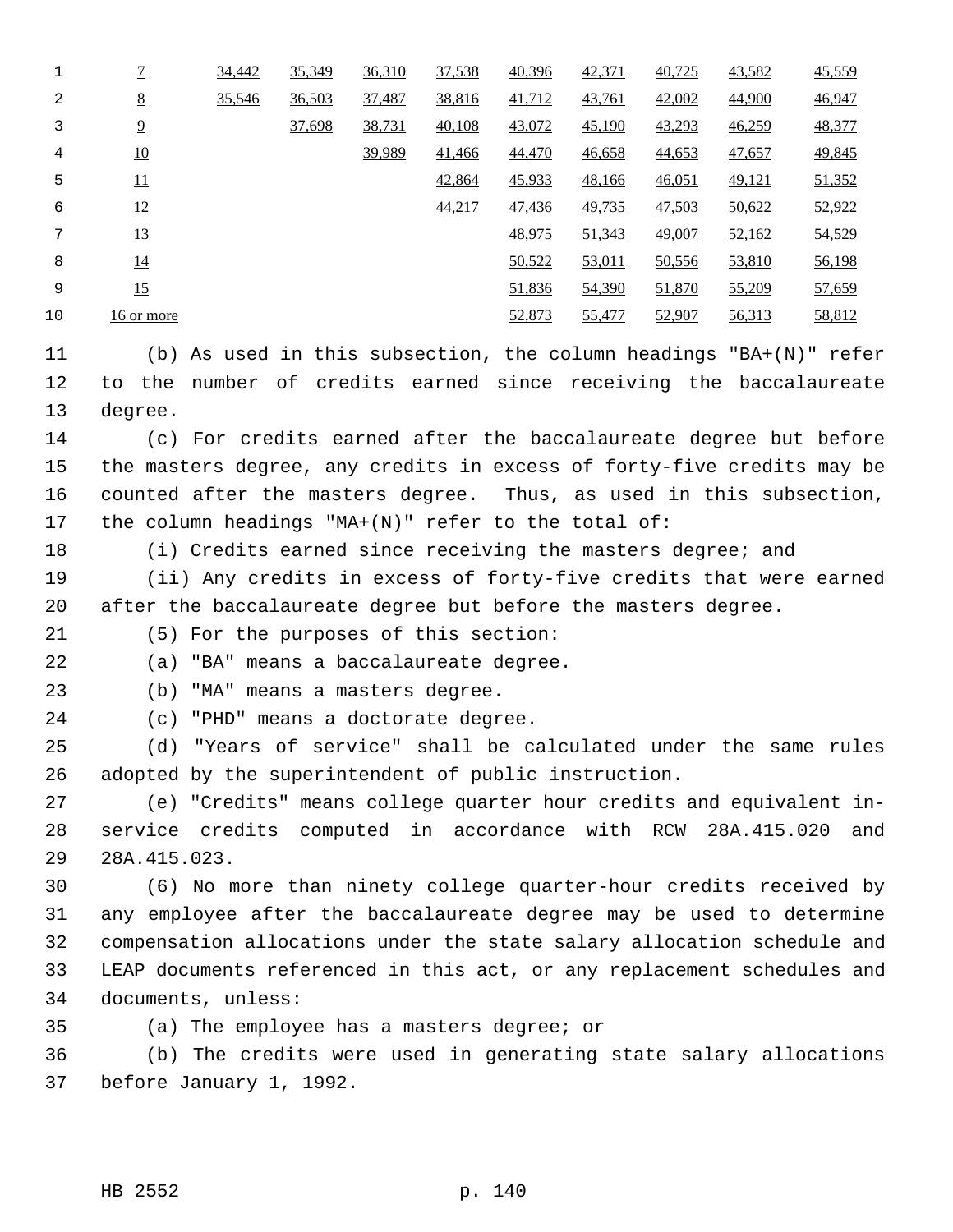| | | | | | | | | | |
|---|---|---|---|---|---|---|---|---|---|
| 7 | 34,442 | 35,349 | 36,310 | 37,538 | 40,396 | 42,371 | 40,725 | 43,582 | 45,559 |
| 8 | 35,546 | 36,503 | 37,487 | 38,816 | 41,712 | 43,761 | 42,002 | 44,900 | 46,947 |
| 9 | | 37,698 | 38,731 | 40,108 | 43,072 | 45,190 | 43,293 | 46,259 | 48,377 |
| 10 | | | 39,989 | 41,466 | 44,470 | 46,658 | 44,653 | 47,657 | 49,845 |
| 11 | | | | 42,864 | 45,933 | 48,166 | 46,051 | 49,121 | 51,352 |
| 12 | | | | 44,217 | 47,436 | 49,735 | 47,503 | 50,622 | 52,922 |
| 13 | | | | | 48,975 | 51,343 | 49,007 | 52,162 | 54,529 |
| 14 | | | | | 50,522 | 53,011 | 50,556 | 53,810 | 56,198 |
| 15 | | | | | 51,836 | 54,390 | 51,870 | 55,209 | 57,659 |
| 16 or more | | | | | 52,873 | 55,477 | 52,907 | 56,313 | 58,812 |

(b) As used in this subsection, the column headings "BA+(N)" refer to the number of credits earned since receiving the baccalaureate degree.

(c) For credits earned after the baccalaureate degree but before the masters degree, any credits in excess of forty-five credits may be counted after the masters degree. Thus, as used in this subsection, the column headings "MA+(N)" refer to the total of:

(i) Credits earned since receiving the masters degree; and

(ii) Any credits in excess of forty-five credits that were earned after the baccalaureate degree but before the masters degree.

(5) For the purposes of this section:

(a) "BA" means a baccalaureate degree.

(b) "MA" means a masters degree.

(c) "PHD" means a doctorate degree.

(d) "Years of service" shall be calculated under the same rules adopted by the superintendent of public instruction.

(e) "Credits" means college quarter hour credits and equivalent in-service credits computed in accordance with RCW 28A.415.020 and 28A.415.023.

(6) No more than ninety college quarter-hour credits received by any employee after the baccalaureate degree may be used to determine compensation allocations under the state salary allocation schedule and LEAP documents referenced in this act, or any replacement schedules and documents, unless:

(a) The employee has a masters degree; or

(b) The credits were used in generating state salary allocations before January 1, 1992.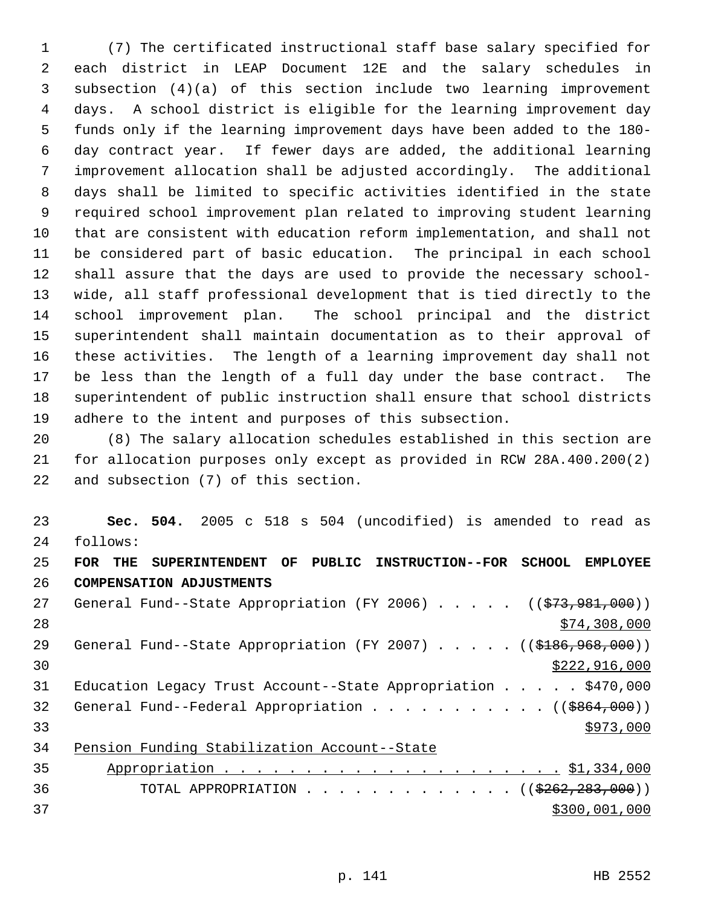(7) The certificated instructional staff base salary specified for each district in LEAP Document 12E and the salary schedules in subsection (4)(a) of this section include two learning improvement days. A school district is eligible for the learning improvement day funds only if the learning improvement days have been added to the 180-day contract year. If fewer days are added, the additional learning improvement allocation shall be adjusted accordingly. The additional days shall be limited to specific activities identified in the state required school improvement plan related to improving student learning that are consistent with education reform implementation, and shall not be considered part of basic education. The principal in each school shall assure that the days are used to provide the necessary school-wide, all staff professional development that is tied directly to the school improvement plan. The school principal and the district superintendent shall maintain documentation as to their approval of these activities. The length of a learning improvement day shall not be less than the length of a full day under the base contract. The superintendent of public instruction shall ensure that school districts adhere to the intent and purposes of this subsection.

(8) The salary allocation schedules established in this section are for allocation purposes only except as provided in RCW 28A.400.200(2) and subsection (7) of this section.

**Sec. 504.** 2005 c 518 s 504 (uncodified) is amended to read as follows:

**FOR THE SUPERINTENDENT OF PUBLIC INSTRUCTION--FOR SCHOOL EMPLOYEE COMPENSATION ADJUSTMENTS**

General Fund--State Appropriation (FY 2006) . . . . . ((~~$73,981,000~~))
$74,308,000

General Fund--State Appropriation (FY 2007) . . . . . ((~~$186,968,000~~))
$222,916,000

Education Legacy Trust Account--State Appropriation . . . . . $470,000

General Fund--Federal Appropriation . . . . . . . . . . . ((~~$864,000~~))
$973,000

Pension Funding Stabilization Account--State Appropriation . . . . . . . . . . . . . . . . . . . . . $1,334,000

TOTAL APPROPRIATION . . . . . . . . . . . . . . ((~~$262,283,000~~))
$300,001,000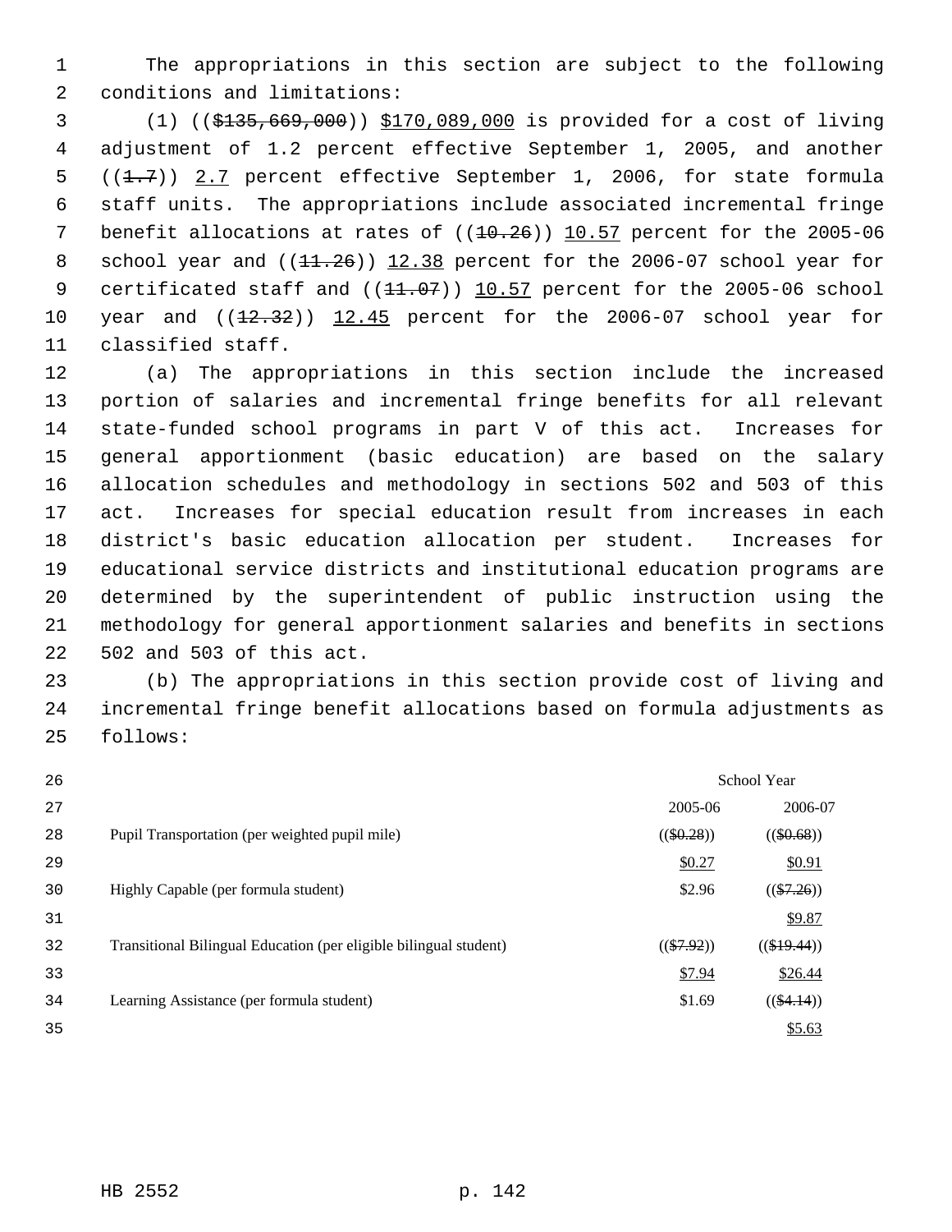The appropriations in this section are subject to the following conditions and limitations:

(1) (($135,669,000)) $170,089,000 is provided for a cost of living adjustment of 1.2 percent effective September 1, 2005, and another ((1.7)) 2.7 percent effective September 1, 2006, for state formula staff units. The appropriations include associated incremental fringe benefit allocations at rates of ((10.26)) 10.57 percent for the 2005-06 school year and ((11.26)) 12.38 percent for the 2006-07 school year for certificated staff and ((11.07)) 10.57 percent for the 2005-06 school year and ((12.32)) 12.45 percent for the 2006-07 school year for classified staff.

(a) The appropriations in this section include the increased portion of salaries and incremental fringe benefits for all relevant state-funded school programs in part V of this act. Increases for general apportionment (basic education) are based on the salary allocation schedules and methodology in sections 502 and 503 of this act. Increases for special education result from increases in each district's basic education allocation per student. Increases for educational service districts and institutional education programs are determined by the superintendent of public instruction using the methodology for general apportionment salaries and benefits in sections 502 and 503 of this act.

(b) The appropriations in this section provide cost of living and incremental fringe benefit allocations based on formula adjustments as follows:

| | School Year | |
|---|---|---|
| | 2005-06 | 2006-07 |
| Pupil Transportation (per weighted pupil mile) | (($0.28)) | (($0.68)) |
| | $0.27 | $0.91 |
| Highly Capable (per formula student) | $2.96 | (($7.26)) |
| | | $9.87 |
| Transitional Bilingual Education (per eligible bilingual student) | (($7.92)) | (($19.44)) |
| | $7.94 | $26.44 |
| Learning Assistance (per formula student) | $1.69 | (($4.14)) |
| | | $5.63 |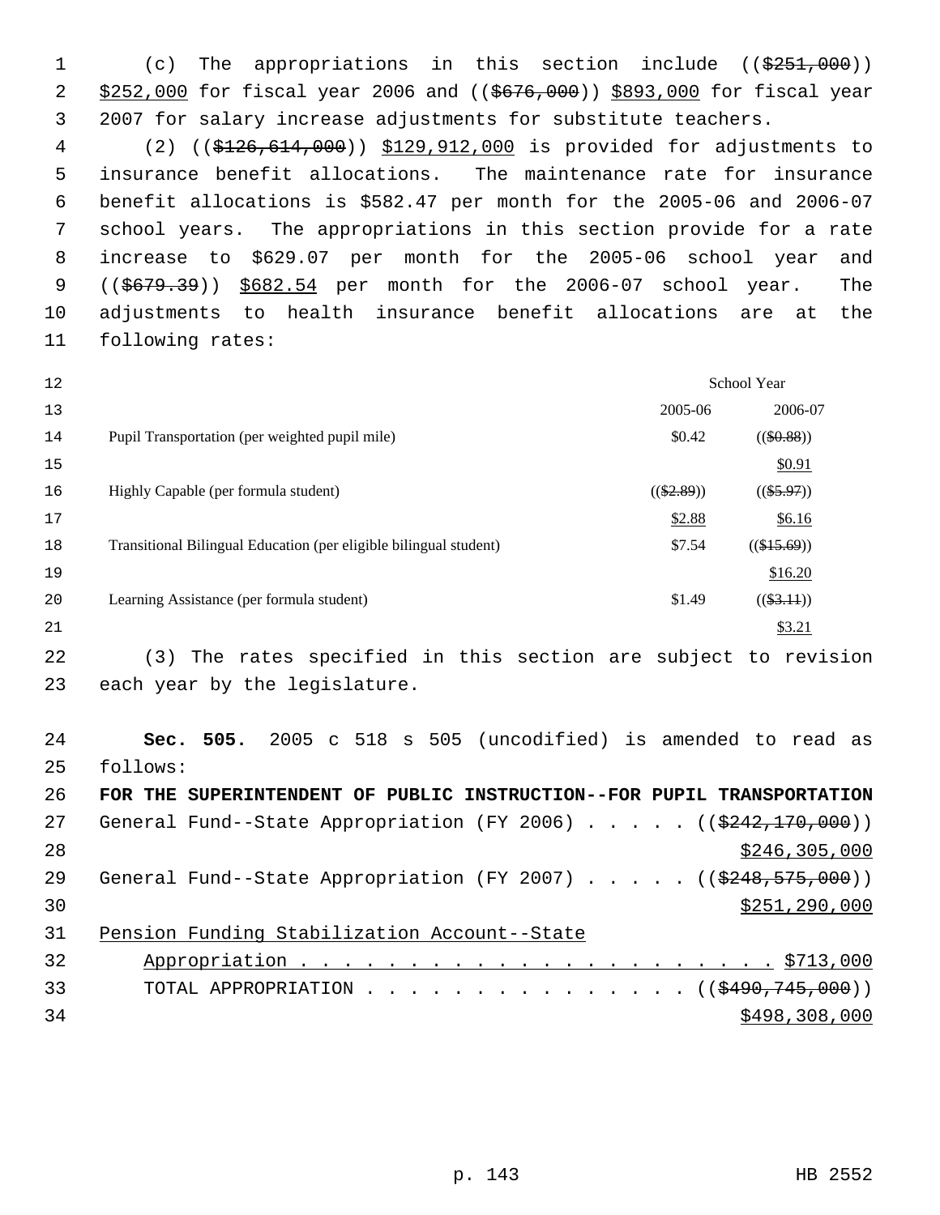(c) The appropriations in this section include ((~~$251,000~~)) $252,000 for fiscal year 2006 and ((~~$676,000~~)) $893,000 for fiscal year 2007 for salary increase adjustments for substitute teachers.

(2) ((~~$126,614,000~~)) $129,912,000 is provided for adjustments to insurance benefit allocations. The maintenance rate for insurance benefit allocations is $582.47 per month for the 2005-06 and 2006-07 school years. The appropriations in this section provide for a rate increase to $629.07 per month for the 2005-06 school year and ((~~$679.39~~)) $682.54 per month for the 2006-07 school year. The adjustments to health insurance benefit allocations are at the following rates:

| | School Year | |
|---|---|---|
| | 2005-06 | 2006-07 |
| Pupil Transportation (per weighted pupil mile) | $0.42 | ((~~$0.88~~)) $0.91 |
| Highly Capable (per formula student) | ((~~$2.89~~)) $2.88 | ((~~$5.97~~)) $6.16 |
| Transitional Bilingual Education (per eligible bilingual student) | $7.54 | ((~~$15.69~~)) $16.20 |
| Learning Assistance (per formula student) | $1.49 | ((~~$3.11~~)) $3.21 |

(3) The rates specified in this section are subject to revision each year by the legislature.

**Sec. 505.** 2005 c 518 s 505 (uncodified) is amended to read as follows:

**FOR THE SUPERINTENDENT OF PUBLIC INSTRUCTION--FOR PUPIL TRANSPORTATION**

General Fund--State Appropriation (FY 2006) . . . . . ((~~$242,170,000~~)) $246,305,000

General Fund--State Appropriation (FY 2007) . . . . . ((~~$248,575,000~~)) $251,290,000

Pension Funding Stabilization Account--State Appropriation . . . . . . . . . . . . . . . . . . . . . . . $713,000

TOTAL APPROPRIATION . . . . . . . . . . . . . . . . ((~~$490,745,000~~)) $498,308,000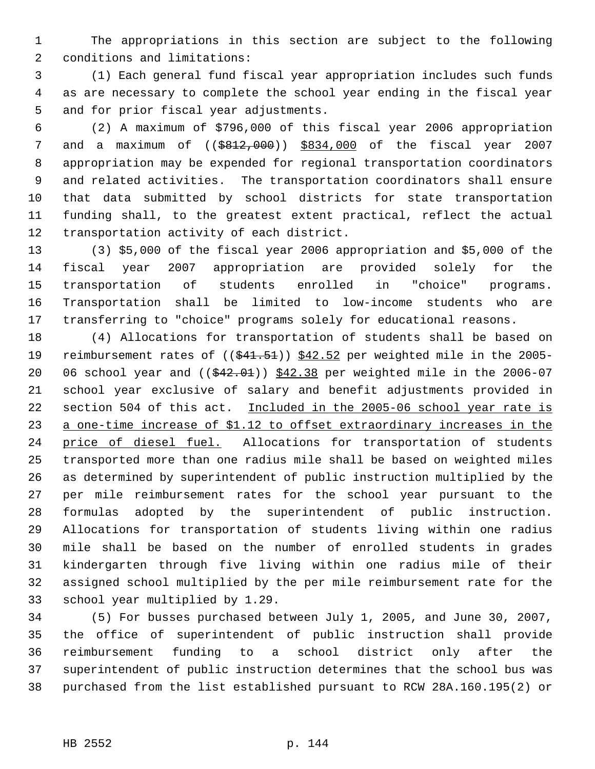The appropriations in this section are subject to the following conditions and limitations:

(1) Each general fund fiscal year appropriation includes such funds as are necessary to complete the school year ending in the fiscal year and for prior fiscal year adjustments.

(2) A maximum of $796,000 of this fiscal year 2006 appropriation and a maximum of ((~~$812,000~~)) <u>$834,000</u> of the fiscal year 2007 appropriation may be expended for regional transportation coordinators and related activities. The transportation coordinators shall ensure that data submitted by school districts for state transportation funding shall, to the greatest extent practical, reflect the actual transportation activity of each district.

(3) $5,000 of the fiscal year 2006 appropriation and $5,000 of the fiscal year 2007 appropriation are provided solely for the transportation of students enrolled in "choice" programs. Transportation shall be limited to low-income students who are transferring to "choice" programs solely for educational reasons.

(4) Allocations for transportation of students shall be based on reimbursement rates of ((~~$41.51~~)) <u>$42.52</u> per weighted mile in the 2005-06 school year and ((~~$42.01~~)) <u>$42.38</u> per weighted mile in the 2006-07 school year exclusive of salary and benefit adjustments provided in section 504 of this act. <u>Included in the 2005-06 school year rate is a one-time increase of $1.12 to offset extraordinary increases in the price of diesel fuel.</u> Allocations for transportation of students transported more than one radius mile shall be based on weighted miles as determined by superintendent of public instruction multiplied by the per mile reimbursement rates for the school year pursuant to the formulas adopted by the superintendent of public instruction. Allocations for transportation of students living within one radius mile shall be based on the number of enrolled students in grades kindergarten through five living within one radius mile of their assigned school multiplied by the per mile reimbursement rate for the school year multiplied by 1.29.

(5) For busses purchased between July 1, 2005, and June 30, 2007, the office of superintendent of public instruction shall provide reimbursement funding to a school district only after the superintendent of public instruction determines that the school bus was purchased from the list established pursuant to RCW 28A.160.195(2) or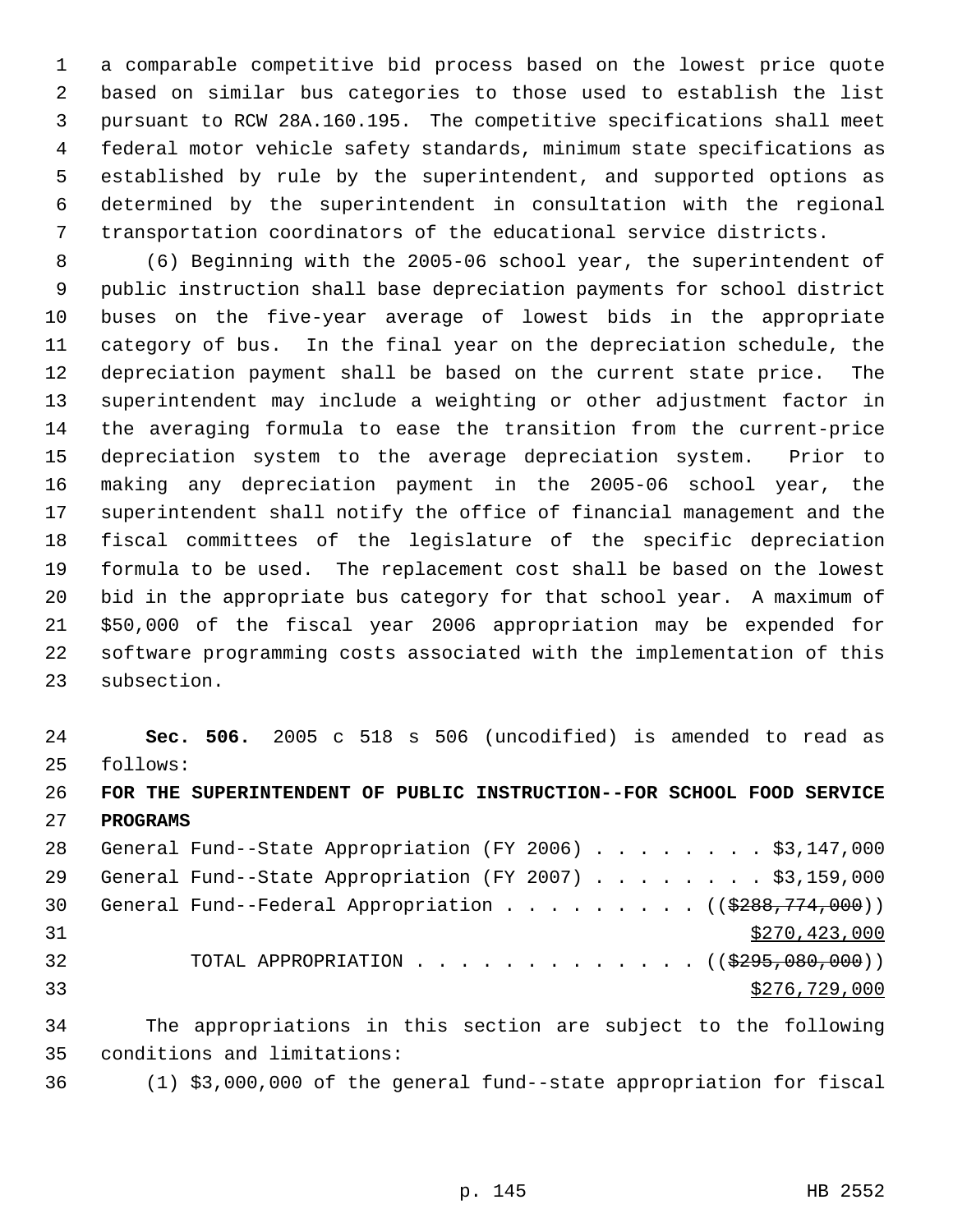a comparable competitive bid process based on the lowest price quote based on similar bus categories to those used to establish the list pursuant to RCW 28A.160.195. The competitive specifications shall meet federal motor vehicle safety standards, minimum state specifications as established by rule by the superintendent, and supported options as determined by the superintendent in consultation with the regional transportation coordinators of the educational service districts.

(6) Beginning with the 2005-06 school year, the superintendent of public instruction shall base depreciation payments for school district buses on the five-year average of lowest bids in the appropriate category of bus. In the final year on the depreciation schedule, the depreciation payment shall be based on the current state price. The superintendent may include a weighting or other adjustment factor in the averaging formula to ease the transition from the current-price depreciation system to the average depreciation system. Prior to making any depreciation payment in the 2005-06 school year, the superintendent shall notify the office of financial management and the fiscal committees of the legislature of the specific depreciation formula to be used. The replacement cost shall be based on the lowest bid in the appropriate bus category for that school year. A maximum of $50,000 of the fiscal year 2006 appropriation may be expended for software programming costs associated with the implementation of this subsection.

**Sec. 506.** 2005 c 518 s 506 (uncodified) is amended to read as follows:

**FOR THE SUPERINTENDENT OF PUBLIC INSTRUCTION--FOR SCHOOL FOOD SERVICE PROGRAMS**

General Fund--State Appropriation (FY 2006) . . . . . . . . . $3,147,000
General Fund--State Appropriation (FY 2007) . . . . . . . . . $3,159,000
General Fund--Federal Appropriation . . . . . . . . . ((~~$288,774,000~~))
<u>$270,423,000</u>
TOTAL APPROPRIATION . . . . . . . . . . . . . . ((~~$295,080,000~~))
<u>$276,729,000</u>

The appropriations in this section are subject to the following conditions and limitations:

(1) $3,000,000 of the general fund--state appropriation for fiscal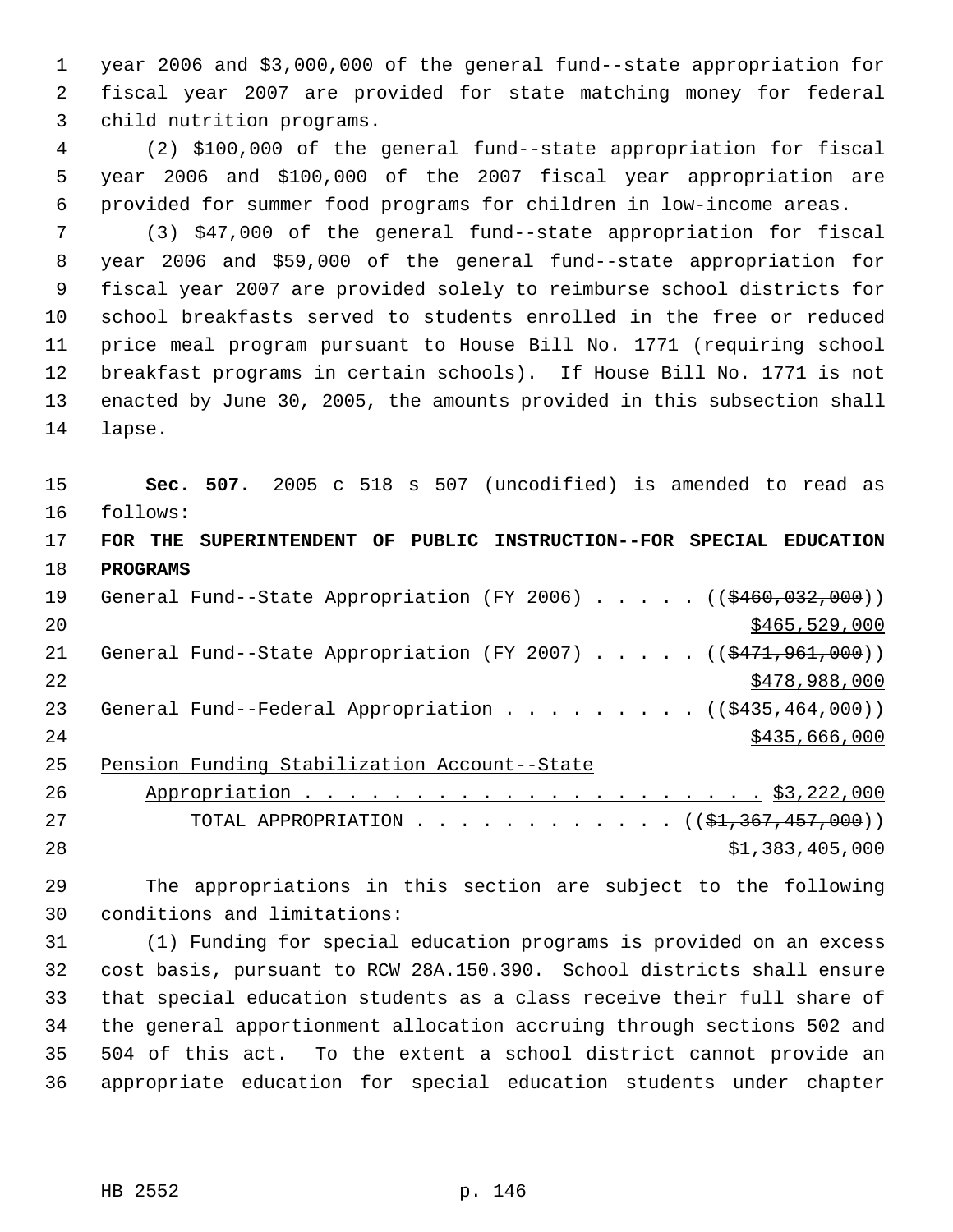year 2006 and $3,000,000 of the general fund--state appropriation for fiscal year 2007 are provided for state matching money for federal child nutrition programs.

(2) $100,000 of the general fund--state appropriation for fiscal year 2006 and $100,000 of the 2007 fiscal year appropriation are provided for summer food programs for children in low-income areas.

(3) $47,000 of the general fund--state appropriation for fiscal year 2006 and $59,000 of the general fund--state appropriation for fiscal year 2007 are provided solely to reimburse school districts for school breakfasts served to students enrolled in the free or reduced price meal program pursuant to House Bill No. 1771 (requiring school breakfast programs in certain schools). If House Bill No. 1771 is not enacted by June 30, 2005, the amounts provided in this subsection shall lapse.

**Sec. 507.** 2005 c 518 s 507 (uncodified) is amended to read as follows:

**FOR THE SUPERINTENDENT OF PUBLIC INSTRUCTION--FOR SPECIAL EDUCATION PROGRAMS**

General Fund--State Appropriation (FY 2006) . . . . . ((~~$460,032,000~~))
$465,529,000

General Fund--State Appropriation (FY 2007) . . . . . ((~~$471,961,000~~))
$478,988,000

General Fund--Federal Appropriation . . . . . . . . . ((~~$435,464,000~~))
$435,666,000

Pension Funding Stabilization Account--State Appropriation . . . . . . . . . . . . . . . . . . . . . $3,222,000

TOTAL APPROPRIATION . . . . . . . . . . . . ((~~$1,367,457,000~~))
$1,383,405,000

The appropriations in this section are subject to the following conditions and limitations:

(1) Funding for special education programs is provided on an excess cost basis, pursuant to RCW 28A.150.390. School districts shall ensure that special education students as a class receive their full share of the general apportionment allocation accruing through sections 502 and 504 of this act. To the extent a school district cannot provide an appropriate education for special education students under chapter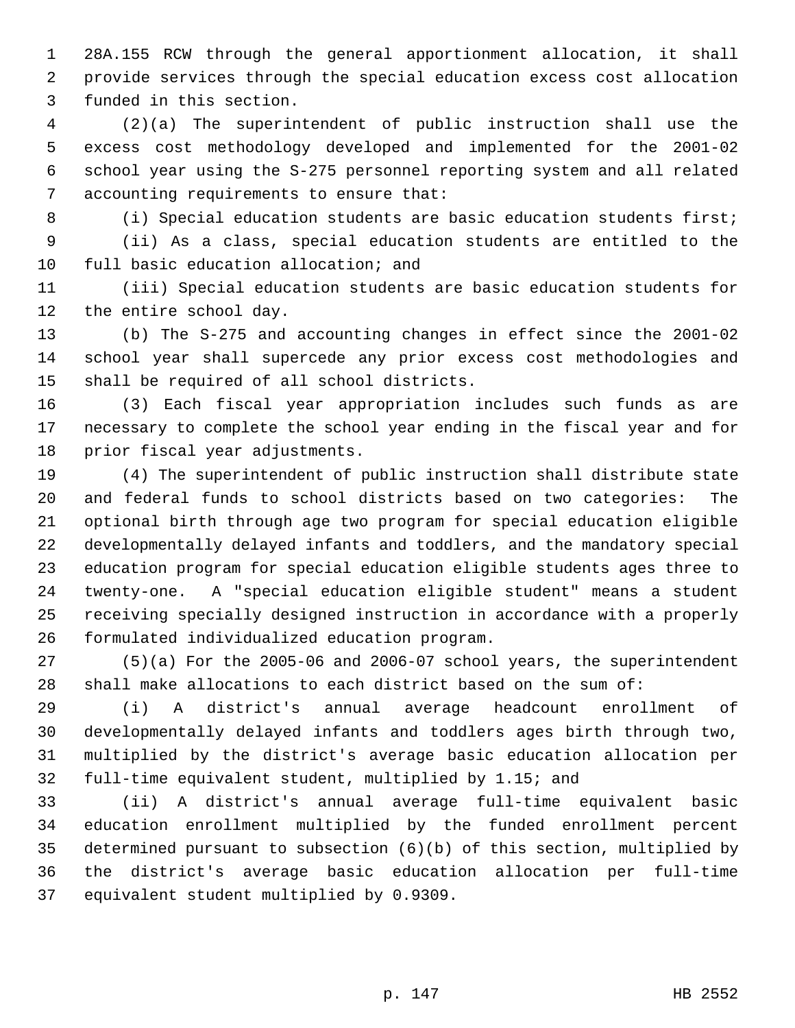28A.155 RCW through the general apportionment allocation, it shall provide services through the special education excess cost allocation funded in this section.

(2)(a) The superintendent of public instruction shall use the excess cost methodology developed and implemented for the 2001-02 school year using the S-275 personnel reporting system and all related accounting requirements to ensure that:

(i) Special education students are basic education students first;

(ii) As a class, special education students are entitled to the full basic education allocation; and

(iii) Special education students are basic education students for the entire school day.

(b) The S-275 and accounting changes in effect since the 2001-02 school year shall supercede any prior excess cost methodologies and shall be required of all school districts.

(3) Each fiscal year appropriation includes such funds as are necessary to complete the school year ending in the fiscal year and for prior fiscal year adjustments.

(4) The superintendent of public instruction shall distribute state and federal funds to school districts based on two categories: The optional birth through age two program for special education eligible developmentally delayed infants and toddlers, and the mandatory special education program for special education eligible students ages three to twenty-one. A "special education eligible student" means a student receiving specially designed instruction in accordance with a properly formulated individualized education program.

(5)(a) For the 2005-06 and 2006-07 school years, the superintendent shall make allocations to each district based on the sum of:

(i) A district's annual average headcount enrollment of developmentally delayed infants and toddlers ages birth through two, multiplied by the district's average basic education allocation per full-time equivalent student, multiplied by 1.15; and

(ii) A district's annual average full-time equivalent basic education enrollment multiplied by the funded enrollment percent determined pursuant to subsection (6)(b) of this section, multiplied by the district's average basic education allocation per full-time equivalent student multiplied by 0.9309.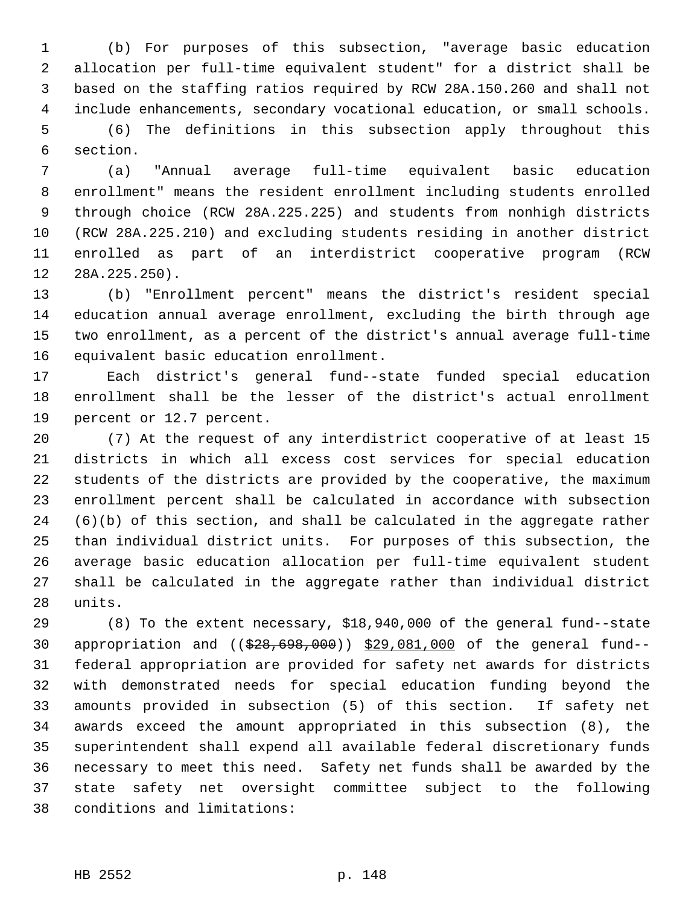(b) For purposes of this subsection, "average basic education allocation per full-time equivalent student" for a district shall be based on the staffing ratios required by RCW 28A.150.260 and shall not include enhancements, secondary vocational education, or small schools.

(6) The definitions in this subsection apply throughout this section.

(a) "Annual average full-time equivalent basic education enrollment" means the resident enrollment including students enrolled through choice (RCW 28A.225.225) and students from nonhigh districts (RCW 28A.225.210) and excluding students residing in another district enrolled as part of an interdistrict cooperative program (RCW 28A.225.250).

(b) "Enrollment percent" means the district's resident special education annual average enrollment, excluding the birth through age two enrollment, as a percent of the district's annual average full-time equivalent basic education enrollment.

Each district's general fund--state funded special education enrollment shall be the lesser of the district's actual enrollment percent or 12.7 percent.

(7) At the request of any interdistrict cooperative of at least 15 districts in which all excess cost services for special education students of the districts are provided by the cooperative, the maximum enrollment percent shall be calculated in accordance with subsection (6)(b) of this section, and shall be calculated in the aggregate rather than individual district units. For purposes of this subsection, the average basic education allocation per full-time equivalent student shall be calculated in the aggregate rather than individual district units.

(8) To the extent necessary, $18,940,000 of the general fund--state appropriation and ((~~$28,698,000~~)) <u>$29,081,000</u> of the general fund--federal appropriation are provided for safety net awards for districts with demonstrated needs for special education funding beyond the amounts provided in subsection (5) of this section. If safety net awards exceed the amount appropriated in this subsection (8), the superintendent shall expend all available federal discretionary funds necessary to meet this need. Safety net funds shall be awarded by the state safety net oversight committee subject to the following conditions and limitations: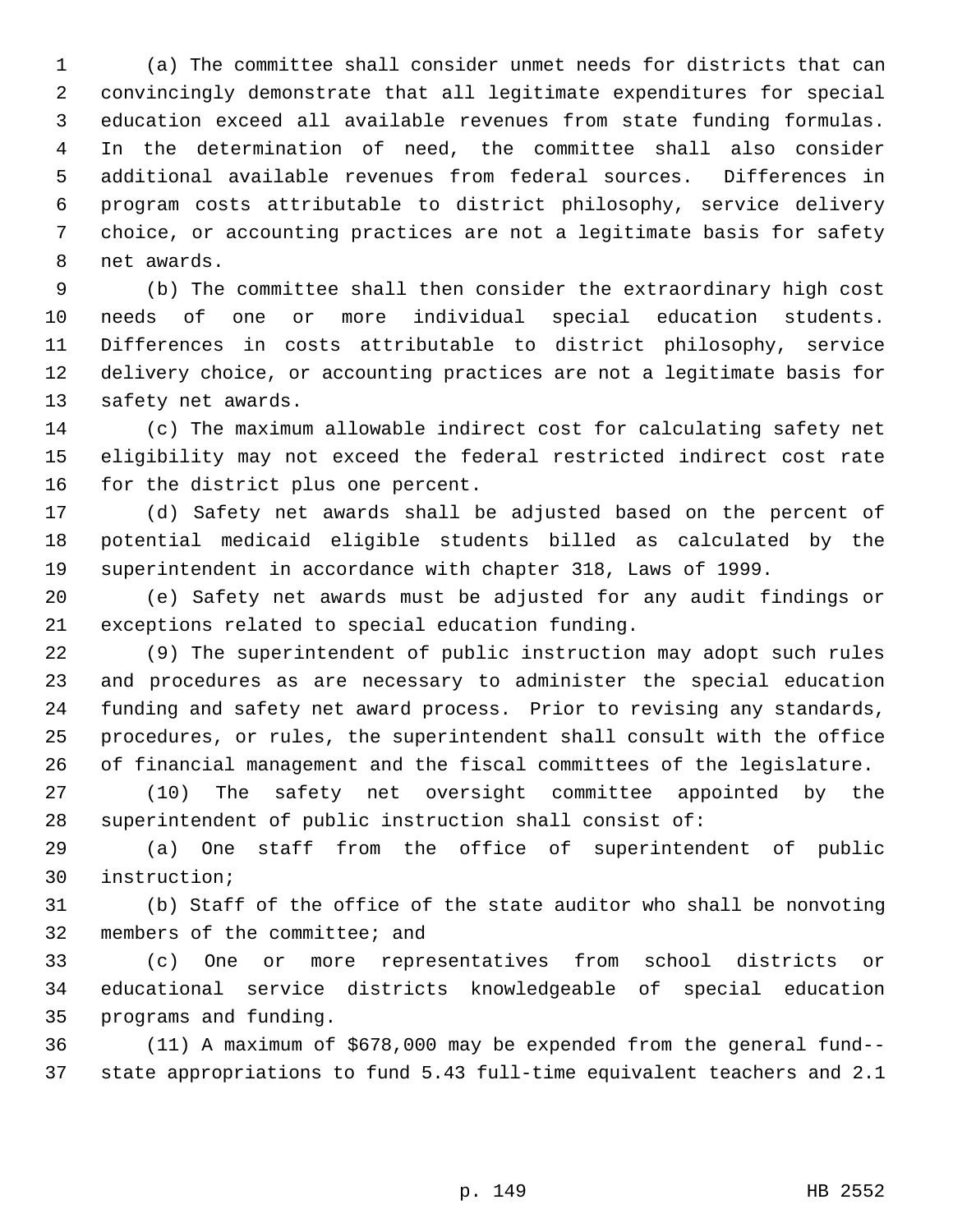(a) The committee shall consider unmet needs for districts that can convincingly demonstrate that all legitimate expenditures for special education exceed all available revenues from state funding formulas. In the determination of need, the committee shall also consider additional available revenues from federal sources. Differences in program costs attributable to district philosophy, service delivery choice, or accounting practices are not a legitimate basis for safety net awards.

(b) The committee shall then consider the extraordinary high cost needs of one or more individual special education students. Differences in costs attributable to district philosophy, service delivery choice, or accounting practices are not a legitimate basis for safety net awards.

(c) The maximum allowable indirect cost for calculating safety net eligibility may not exceed the federal restricted indirect cost rate for the district plus one percent.

(d) Safety net awards shall be adjusted based on the percent of potential medicaid eligible students billed as calculated by the superintendent in accordance with chapter 318, Laws of 1999.

(e) Safety net awards must be adjusted for any audit findings or exceptions related to special education funding.

(9) The superintendent of public instruction may adopt such rules and procedures as are necessary to administer the special education funding and safety net award process. Prior to revising any standards, procedures, or rules, the superintendent shall consult with the office of financial management and the fiscal committees of the legislature.

(10) The safety net oversight committee appointed by the superintendent of public instruction shall consist of:

(a) One staff from the office of superintendent of public instruction;

(b) Staff of the office of the state auditor who shall be nonvoting members of the committee; and

(c) One or more representatives from school districts or educational service districts knowledgeable of special education programs and funding.

(11) A maximum of $678,000 may be expended from the general fund--state appropriations to fund 5.43 full-time equivalent teachers and 2.1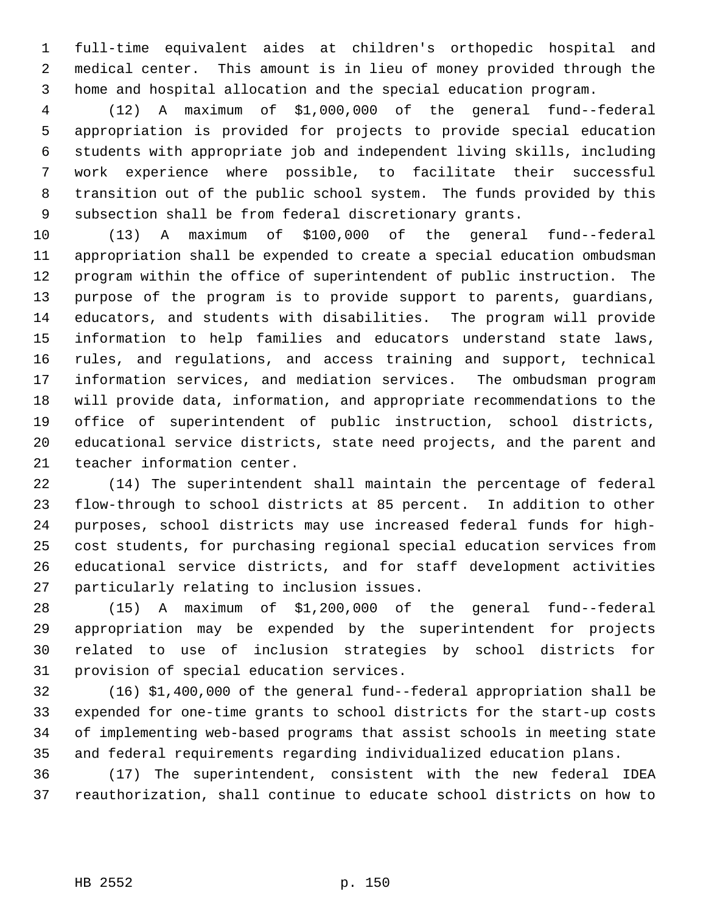full-time equivalent aides at children's orthopedic hospital and medical center. This amount is in lieu of money provided through the home and hospital allocation and the special education program.

(12) A maximum of $1,000,000 of the general fund--federal appropriation is provided for projects to provide special education students with appropriate job and independent living skills, including work experience where possible, to facilitate their successful transition out of the public school system. The funds provided by this subsection shall be from federal discretionary grants.

(13) A maximum of $100,000 of the general fund--federal appropriation shall be expended to create a special education ombudsman program within the office of superintendent of public instruction. The purpose of the program is to provide support to parents, guardians, educators, and students with disabilities. The program will provide information to help families and educators understand state laws, rules, and regulations, and access training and support, technical information services, and mediation services. The ombudsman program will provide data, information, and appropriate recommendations to the office of superintendent of public instruction, school districts, educational service districts, state need projects, and the parent and teacher information center.

(14) The superintendent shall maintain the percentage of federal flow-through to school districts at 85 percent. In addition to other purposes, school districts may use increased federal funds for high-cost students, for purchasing regional special education services from educational service districts, and for staff development activities particularly relating to inclusion issues.

(15) A maximum of $1,200,000 of the general fund--federal appropriation may be expended by the superintendent for projects related to use of inclusion strategies by school districts for provision of special education services.

(16) $1,400,000 of the general fund--federal appropriation shall be expended for one-time grants to school districts for the start-up costs of implementing web-based programs that assist schools in meeting state and federal requirements regarding individualized education plans.

(17) The superintendent, consistent with the new federal IDEA reauthorization, shall continue to educate school districts on how to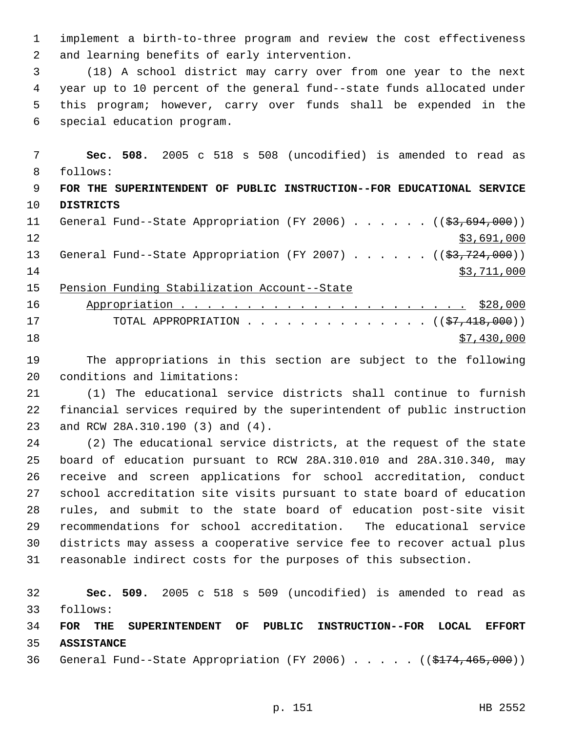implement a birth-to-three program and review the cost effectiveness and learning benefits of early intervention.

(18) A school district may carry over from one year to the next year up to 10 percent of the general fund--state funds allocated under this program; however, carry over funds shall be expended in the special education program.

**Sec. 508.** 2005 c 518 s 508 (uncodified) is amended to read as follows:

**FOR THE SUPERINTENDENT OF PUBLIC INSTRUCTION--FOR EDUCATIONAL SERVICE DISTRICTS**

General Fund--State Appropriation (FY 2006) . . . . . . ((~~$3,694,000~~)) $3,691,000

General Fund--State Appropriation (FY 2007) . . . . . . ((~~$3,724,000~~)) $3,711,000

Pension Funding Stabilization Account--State Appropriation . . . . . . . . . . . . . . . . . . . . . . $28,000

TOTAL APPROPRIATION . . . . . . . . . . . . . . ((~~$7,418,000~~)) $7,430,000

The appropriations in this section are subject to the following conditions and limitations:

(1) The educational service districts shall continue to furnish financial services required by the superintendent of public instruction and RCW 28A.310.190 (3) and (4).

(2) The educational service districts, at the request of the state board of education pursuant to RCW 28A.310.010 and 28A.310.340, may receive and screen applications for school accreditation, conduct school accreditation site visits pursuant to state board of education rules, and submit to the state board of education post-site visit recommendations for school accreditation. The educational service districts may assess a cooperative service fee to recover actual plus reasonable indirect costs for the purposes of this subsection.

**Sec. 509.** 2005 c 518 s 509 (uncodified) is amended to read as follows:

**FOR THE SUPERINTENDENT OF PUBLIC INSTRUCTION--FOR LOCAL EFFORT ASSISTANCE**

General Fund--State Appropriation (FY 2006) . . . . . ((~~$174,465,000~~))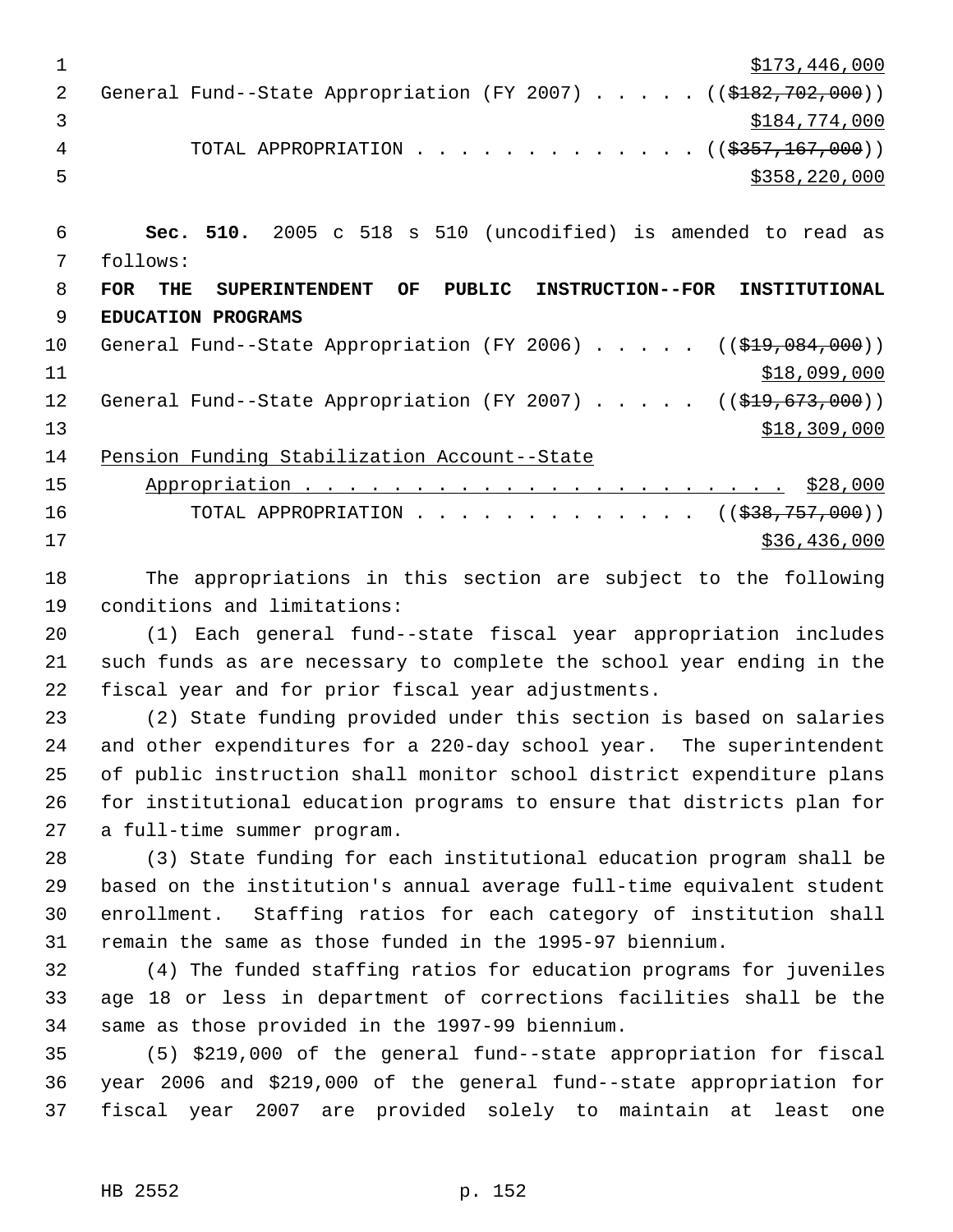$173,446,000

General Fund--State Appropriation (FY 2007) . . . . . (($182,702,000))

$184,774,000

TOTAL APPROPRIATION . . . . . . . . . . . . . (($357,167,000))

$358,220,000

**Sec. 510.** 2005 c 518 s 510 (uncodified) is amended to read as follows:

**FOR THE SUPERINTENDENT OF PUBLIC INSTRUCTION--FOR INSTITUTIONAL EDUCATION PROGRAMS**

General Fund--State Appropriation (FY 2006) . . . . . (($19,084,000))

$18,099,000

General Fund--State Appropriation (FY 2007) . . . . . (($19,673,000))

$18,309,000

Pension Funding Stabilization Account--State Appropriation . . . . . . . . . . . . . . . . . . . . . . . $28,000

TOTAL APPROPRIATION . . . . . . . . . . . . . (($38,757,000))

$36,436,000

The appropriations in this section are subject to the following conditions and limitations:

(1) Each general fund--state fiscal year appropriation includes such funds as are necessary to complete the school year ending in the fiscal year and for prior fiscal year adjustments.

(2) State funding provided under this section is based on salaries and other expenditures for a 220-day school year. The superintendent of public instruction shall monitor school district expenditure plans for institutional education programs to ensure that districts plan for a full-time summer program.

(3) State funding for each institutional education program shall be based on the institution's annual average full-time equivalent student enrollment. Staffing ratios for each category of institution shall remain the same as those funded in the 1995-97 biennium.

(4) The funded staffing ratios for education programs for juveniles age 18 or less in department of corrections facilities shall be the same as those provided in the 1997-99 biennium.

(5) $219,000 of the general fund--state appropriation for fiscal year 2006 and $219,000 of the general fund--state appropriation for fiscal year 2007 are provided solely to maintain at least one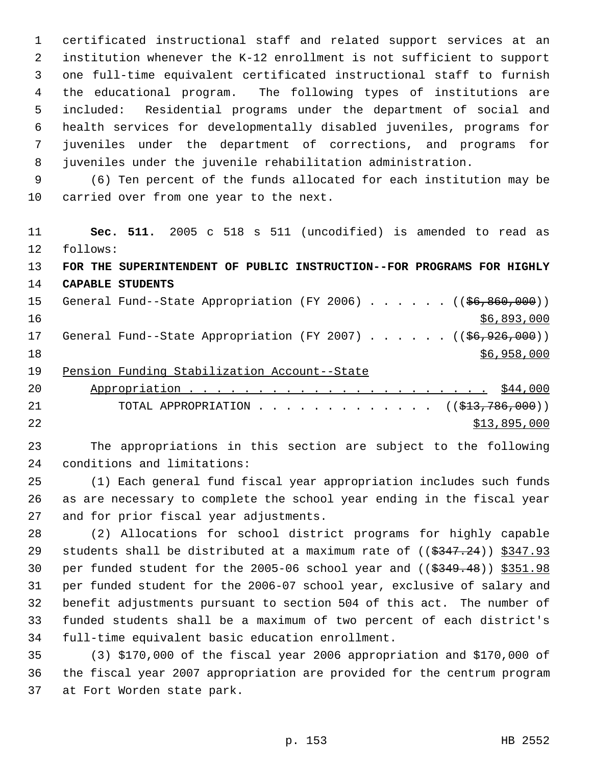certificated instructional staff and related support services at an institution whenever the K-12 enrollment is not sufficient to support one full-time equivalent certificated instructional staff to furnish the educational program. The following types of institutions are included: Residential programs under the department of social and health services for developmentally disabled juveniles, programs for juveniles under the department of corrections, and programs for juveniles under the juvenile rehabilitation administration.

(6) Ten percent of the funds allocated for each institution may be carried over from one year to the next.

**Sec. 511.** 2005 c 518 s 511 (uncodified) is amended to read as follows:

**FOR THE SUPERINTENDENT OF PUBLIC INSTRUCTION--FOR PROGRAMS FOR HIGHLY CAPABLE STUDENTS**

General Fund--State Appropriation (FY 2006) . . . . . . ((~~$6,860,000~~)) $6,893,000

General Fund--State Appropriation (FY 2007) . . . . . . ((~~$6,926,000~~)) $6,958,000

Pension Funding Stabilization Account--State Appropriation . . . . . . . . . . . . . . . . . . . . . . . $44,000

TOTAL APPROPRIATION . . . . . . . . . . . . . ((~~$13,786,000~~)) $13,895,000

The appropriations in this section are subject to the following conditions and limitations:

(1) Each general fund fiscal year appropriation includes such funds as are necessary to complete the school year ending in the fiscal year and for prior fiscal year adjustments.

(2) Allocations for school district programs for highly capable students shall be distributed at a maximum rate of ((~~$347.24~~)) $347.93 per funded student for the 2005-06 school year and ((~~$349.48~~)) $351.98 per funded student for the 2006-07 school year, exclusive of salary and benefit adjustments pursuant to section 504 of this act. The number of funded students shall be a maximum of two percent of each district's full-time equivalent basic education enrollment.

(3) $170,000 of the fiscal year 2006 appropriation and $170,000 of the fiscal year 2007 appropriation are provided for the centrum program at Fort Worden state park.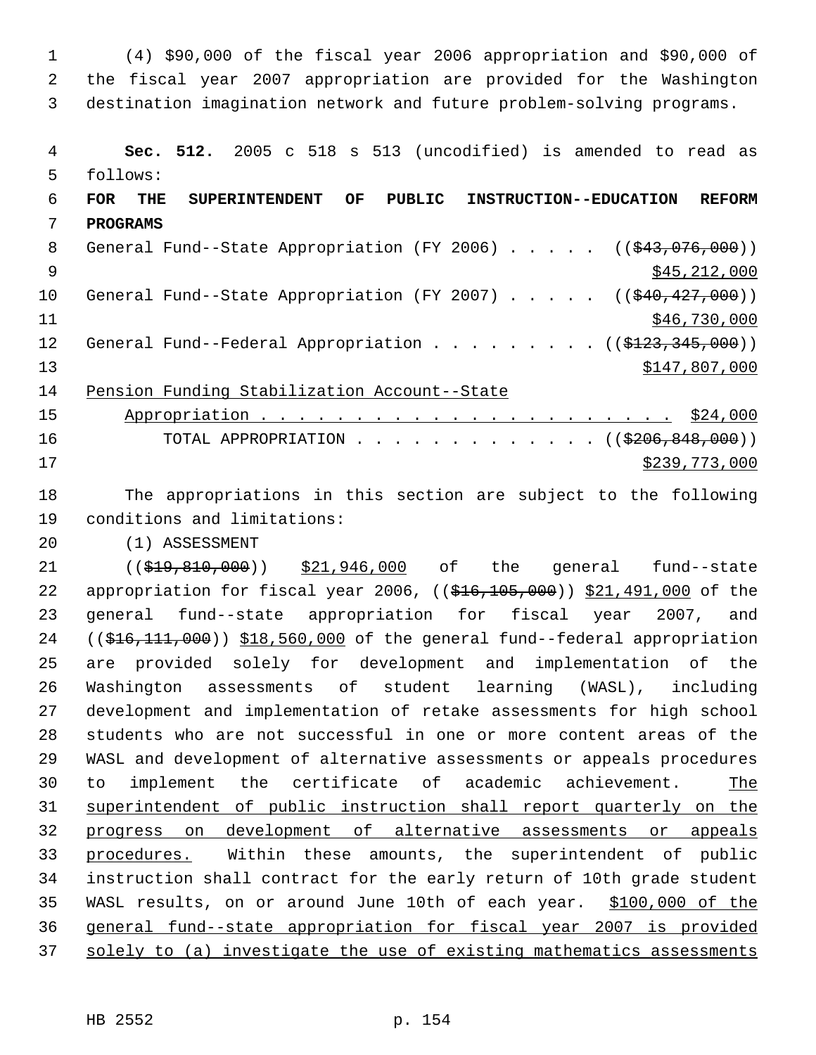(4) $90,000 of the fiscal year 2006 appropriation and $90,000 of the fiscal year 2007 appropriation are provided for the Washington destination imagination network and future problem-solving programs.

**Sec. 512.** 2005 c 518 s 513 (uncodified) is amended to read as follows:

**FOR THE SUPERINTENDENT OF PUBLIC INSTRUCTION--EDUCATION REFORM PROGRAMS**

General Fund--State Appropriation (FY 2006) . . . . . ((~~$43,076,000~~))
<u>$45,212,000</u>

General Fund--State Appropriation (FY 2007) . . . . . ((~~$40,427,000~~))
<u>$46,730,000</u>

General Fund--Federal Appropriation . . . . . . . . . ((~~$123,345,000~~))
<u>$147,807,000</u>

<u>Pension Funding Stabilization Account--State</u>
<u>Appropriation . . . . . . . . . . . . . . . . . . . . . . . $24,000</u>

TOTAL APPROPRIATION . . . . . . . . . . . . . ((~~$206,848,000~~))
<u>$239,773,000</u>

The appropriations in this section are subject to the following conditions and limitations:

(1) ASSESSMENT

((~~$19,810,000~~)) <u>$21,946,000</u> of the general fund--state appropriation for fiscal year 2006, ((~~$16,105,000~~)) <u>$21,491,000</u> of the general fund--state appropriation for fiscal year 2007, and ((~~$16,111,000~~)) <u>$18,560,000</u> of the general fund--federal appropriation are provided solely for development and implementation of the Washington assessments of student learning (WASL), including development and implementation of retake assessments for high school students who are not successful in one or more content areas of the WASL and development of alternative assessments or appeals procedures to implement the certificate of academic achievement. <u>The superintendent of public instruction shall report quarterly on the progress on development of alternative assessments or appeals procedures.</u> Within these amounts, the superintendent of public instruction shall contract for the early return of 10th grade student WASL results, on or around June 10th of each year. <u>$100,000 of the general fund--state appropriation for fiscal year 2007 is provided solely to (a) investigate the use of existing mathematics assessments</u>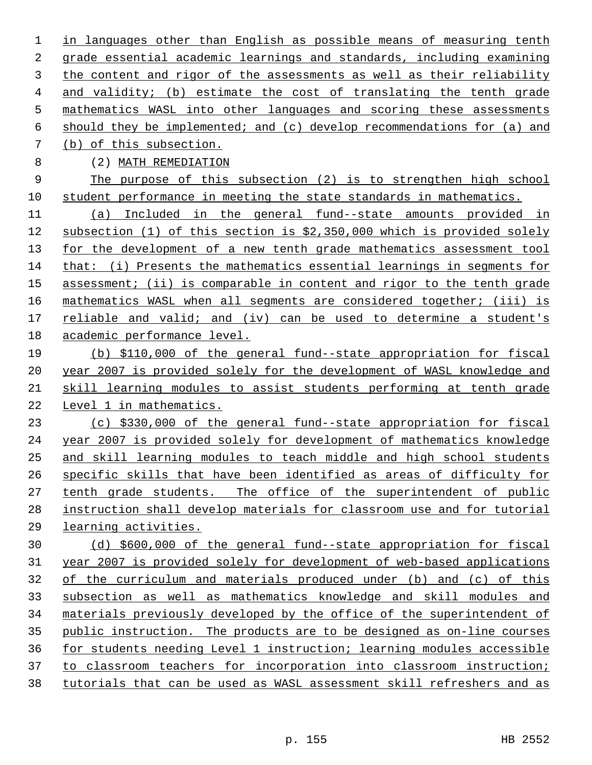in languages other than English as possible means of measuring tenth grade essential academic learnings and standards, including examining the content and rigor of the assessments as well as their reliability and validity; (b) estimate the cost of translating the tenth grade mathematics WASL into other languages and scoring these assessments should they be implemented; and (c) develop recommendations for (a) and (b) of this subsection.

(2) MATH REMEDIATION

The purpose of this subsection (2) is to strengthen high school student performance in meeting the state standards in mathematics.

(a) Included in the general fund--state amounts provided in subsection (1) of this section is $2,350,000 which is provided solely for the development of a new tenth grade mathematics assessment tool that: (i) Presents the mathematics essential learnings in segments for assessment; (ii) is comparable in content and rigor to the tenth grade mathematics WASL when all segments are considered together; (iii) is reliable and valid; and (iv) can be used to determine a student's academic performance level.

(b) $110,000 of the general fund--state appropriation for fiscal year 2007 is provided solely for the development of WASL knowledge and skill learning modules to assist students performing at tenth grade Level 1 in mathematics.

(c) $330,000 of the general fund--state appropriation for fiscal year 2007 is provided solely for development of mathematics knowledge and skill learning modules to teach middle and high school students specific skills that have been identified as areas of difficulty for tenth grade students. The office of the superintendent of public instruction shall develop materials for classroom use and for tutorial learning activities.

(d) $600,000 of the general fund--state appropriation for fiscal year 2007 is provided solely for development of web-based applications of the curriculum and materials produced under (b) and (c) of this subsection as well as mathematics knowledge and skill modules and materials previously developed by the office of the superintendent of public instruction. The products are to be designed as on-line courses for students needing Level 1 instruction; learning modules accessible to classroom teachers for incorporation into classroom instruction; tutorials that can be used as WASL assessment skill refreshers and as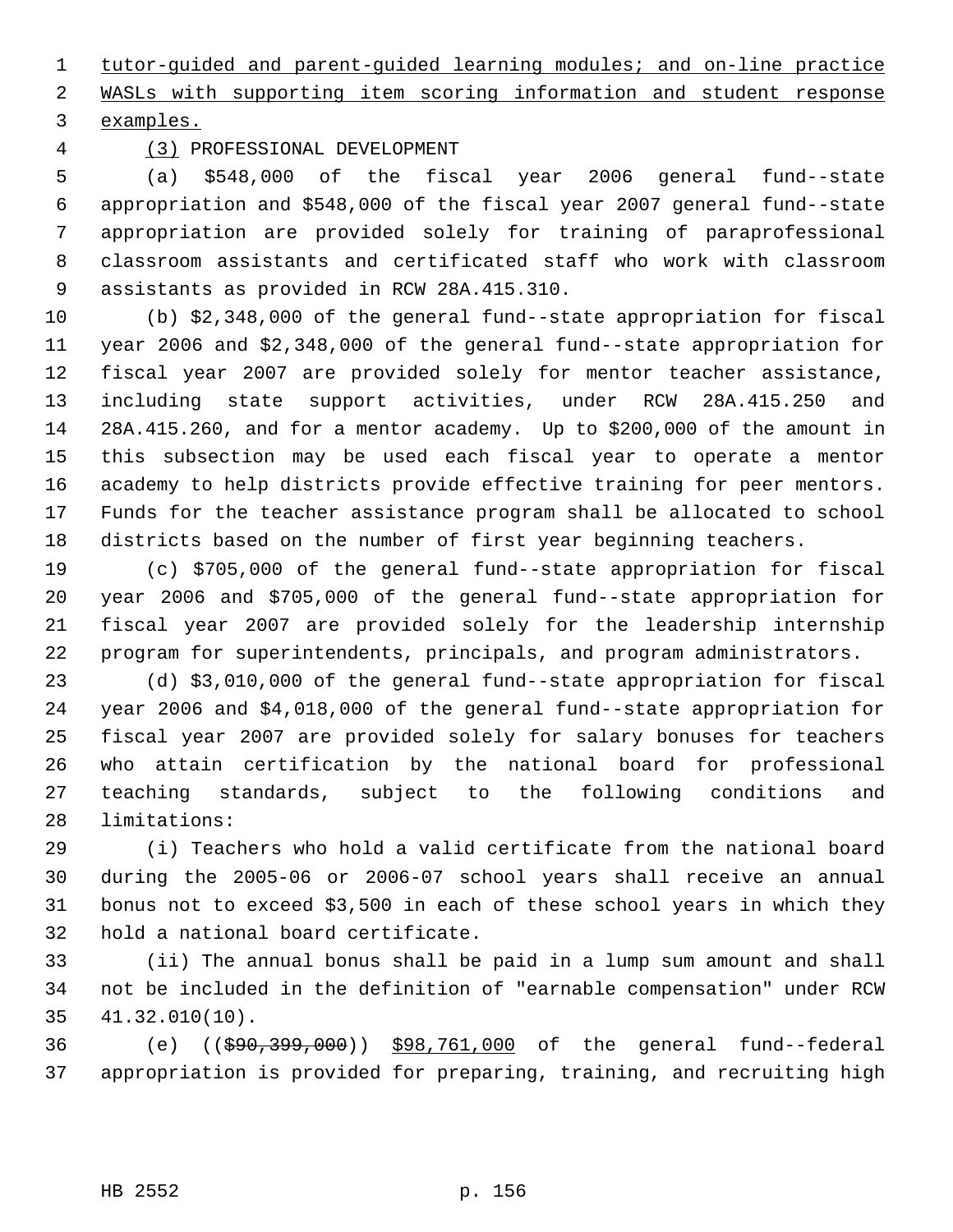tutor-guided and parent-guided learning modules; and on-line practice WASLs with supporting item scoring information and student response examples.

(3) PROFESSIONAL DEVELOPMENT

(a) $548,000 of the fiscal year 2006 general fund--state appropriation and $548,000 of the fiscal year 2007 general fund--state appropriation are provided solely for training of paraprofessional classroom assistants and certificated staff who work with classroom assistants as provided in RCW 28A.415.310.

(b) $2,348,000 of the general fund--state appropriation for fiscal year 2006 and $2,348,000 of the general fund--state appropriation for fiscal year 2007 are provided solely for mentor teacher assistance, including state support activities, under RCW 28A.415.250 and 28A.415.260, and for a mentor academy. Up to $200,000 of the amount in this subsection may be used each fiscal year to operate a mentor academy to help districts provide effective training for peer mentors. Funds for the teacher assistance program shall be allocated to school districts based on the number of first year beginning teachers.

(c) $705,000 of the general fund--state appropriation for fiscal year 2006 and $705,000 of the general fund--state appropriation for fiscal year 2007 are provided solely for the leadership internship program for superintendents, principals, and program administrators.

(d) $3,010,000 of the general fund--state appropriation for fiscal year 2006 and $4,018,000 of the general fund--state appropriation for fiscal year 2007 are provided solely for salary bonuses for teachers who attain certification by the national board for professional teaching standards, subject to the following conditions and limitations:

(i) Teachers who hold a valid certificate from the national board during the 2005-06 or 2006-07 school years shall receive an annual bonus not to exceed $3,500 in each of these school years in which they hold a national board certificate.

(ii) The annual bonus shall be paid in a lump sum amount and shall not be included in the definition of "earnable compensation" under RCW 41.32.010(10).

(e) (($90,399,000)) $98,761,000 of the general fund--federal appropriation is provided for preparing, training, and recruiting high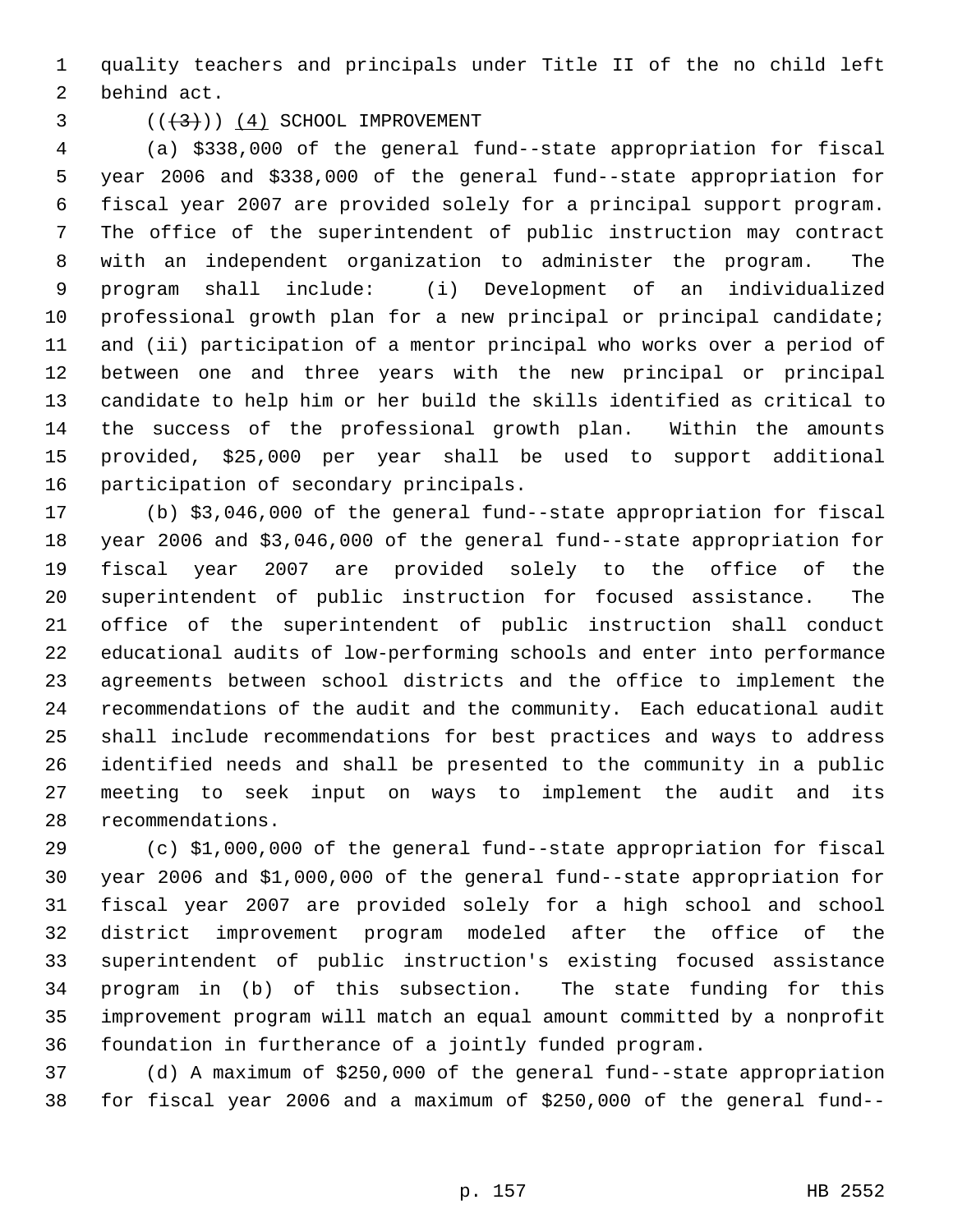quality teachers and principals under Title II of the no child left behind act.

(((3))) (4) SCHOOL IMPROVEMENT

(a) $338,000 of the general fund--state appropriation for fiscal year 2006 and $338,000 of the general fund--state appropriation for fiscal year 2007 are provided solely for a principal support program. The office of the superintendent of public instruction may contract with an independent organization to administer the program. The program shall include: (i) Development of an individualized professional growth plan for a new principal or principal candidate; and (ii) participation of a mentor principal who works over a period of between one and three years with the new principal or principal candidate to help him or her build the skills identified as critical to the success of the professional growth plan. Within the amounts provided, $25,000 per year shall be used to support additional participation of secondary principals.

(b) $3,046,000 of the general fund--state appropriation for fiscal year 2006 and $3,046,000 of the general fund--state appropriation for fiscal year 2007 are provided solely to the office of the superintendent of public instruction for focused assistance. The office of the superintendent of public instruction shall conduct educational audits of low-performing schools and enter into performance agreements between school districts and the office to implement the recommendations of the audit and the community. Each educational audit shall include recommendations for best practices and ways to address identified needs and shall be presented to the community in a public meeting to seek input on ways to implement the audit and its recommendations.

(c) $1,000,000 of the general fund--state appropriation for fiscal year 2006 and $1,000,000 of the general fund--state appropriation for fiscal year 2007 are provided solely for a high school and school district improvement program modeled after the office of the superintendent of public instruction's existing focused assistance program in (b) of this subsection. The state funding for this improvement program will match an equal amount committed by a nonprofit foundation in furtherance of a jointly funded program.

(d) A maximum of $250,000 of the general fund--state appropriation for fiscal year 2006 and a maximum of $250,000 of the general fund--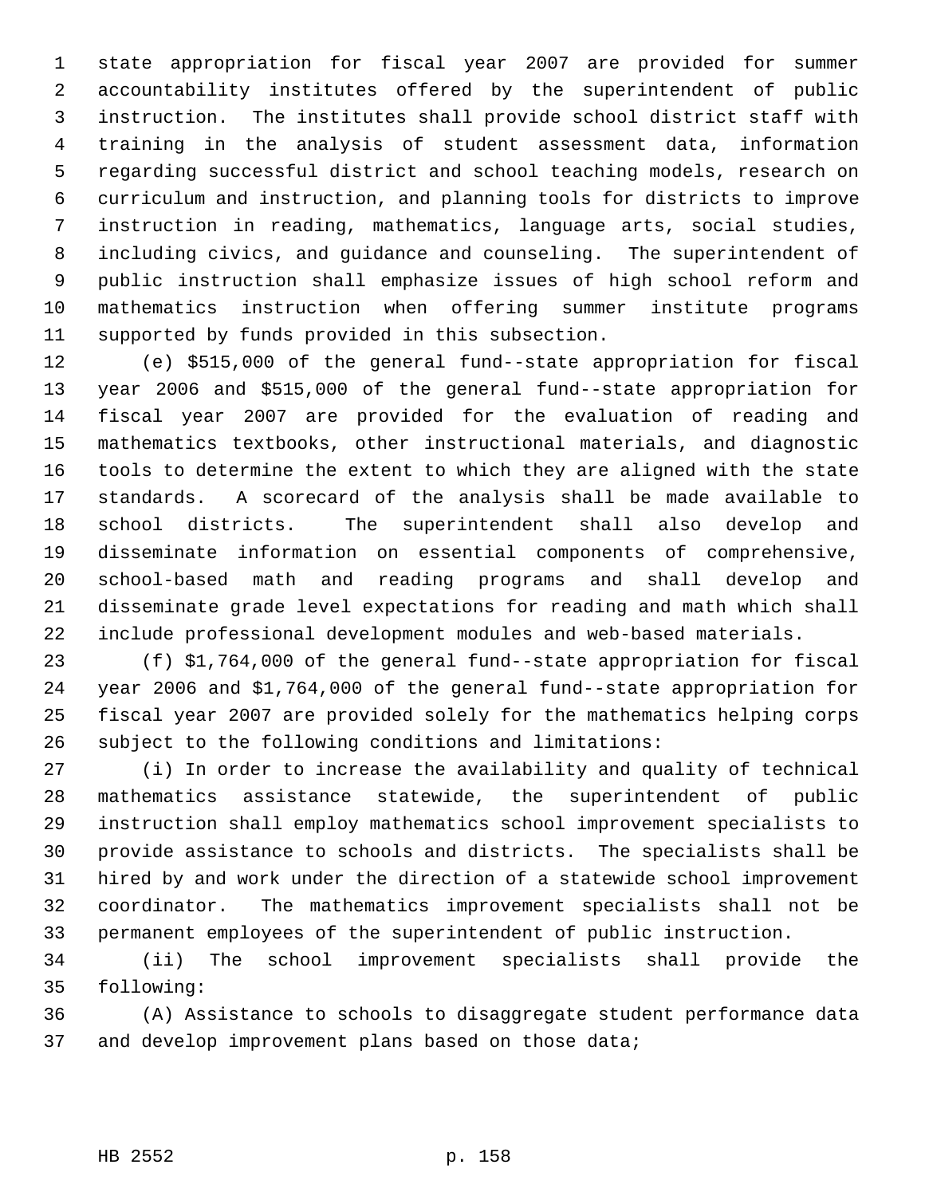state appropriation for fiscal year 2007 are provided for summer accountability institutes offered by the superintendent of public instruction. The institutes shall provide school district staff with training in the analysis of student assessment data, information regarding successful district and school teaching models, research on curriculum and instruction, and planning tools for districts to improve instruction in reading, mathematics, language arts, social studies, including civics, and guidance and counseling. The superintendent of public instruction shall emphasize issues of high school reform and mathematics instruction when offering summer institute programs supported by funds provided in this subsection.

(e) $515,000 of the general fund--state appropriation for fiscal year 2006 and $515,000 of the general fund--state appropriation for fiscal year 2007 are provided for the evaluation of reading and mathematics textbooks, other instructional materials, and diagnostic tools to determine the extent to which they are aligned with the state standards. A scorecard of the analysis shall be made available to school districts. The superintendent shall also develop and disseminate information on essential components of comprehensive, school-based math and reading programs and shall develop and disseminate grade level expectations for reading and math which shall include professional development modules and web-based materials.

(f) $1,764,000 of the general fund--state appropriation for fiscal year 2006 and $1,764,000 of the general fund--state appropriation for fiscal year 2007 are provided solely for the mathematics helping corps subject to the following conditions and limitations:

(i) In order to increase the availability and quality of technical mathematics assistance statewide, the superintendent of public instruction shall employ mathematics school improvement specialists to provide assistance to schools and districts. The specialists shall be hired by and work under the direction of a statewide school improvement coordinator. The mathematics improvement specialists shall not be permanent employees of the superintendent of public instruction.

(ii) The school improvement specialists shall provide the following:

(A) Assistance to schools to disaggregate student performance data and develop improvement plans based on those data;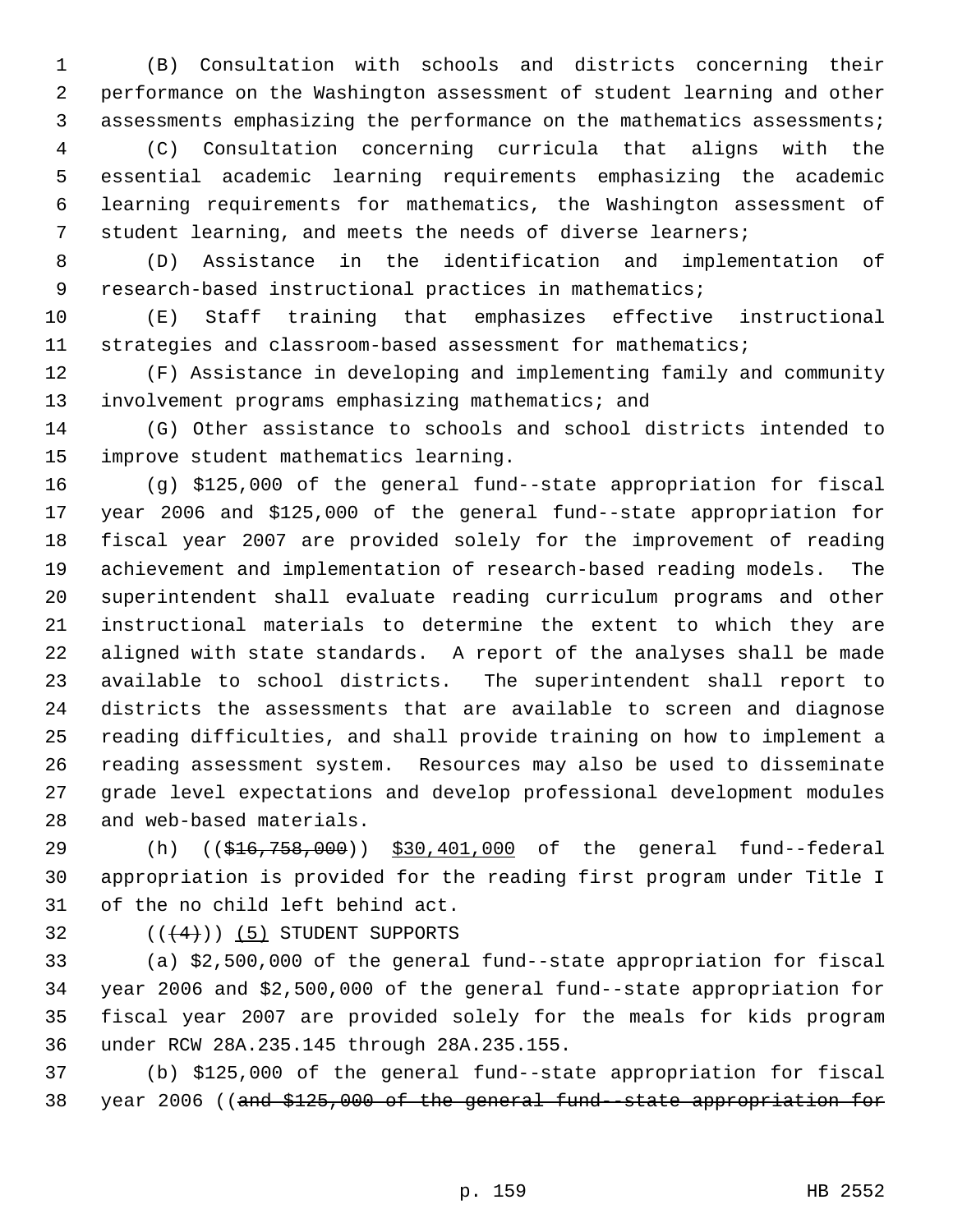(B) Consultation with schools and districts concerning their performance on the Washington assessment of student learning and other assessments emphasizing the performance on the mathematics assessments;

(C) Consultation concerning curricula that aligns with the essential academic learning requirements emphasizing the academic learning requirements for mathematics, the Washington assessment of student learning, and meets the needs of diverse learners;

(D) Assistance in the identification and implementation of research-based instructional practices in mathematics;

(E) Staff training that emphasizes effective instructional strategies and classroom-based assessment for mathematics;

(F) Assistance in developing and implementing family and community involvement programs emphasizing mathematics; and

(G) Other assistance to schools and school districts intended to improve student mathematics learning.

(g) $125,000 of the general fund--state appropriation for fiscal year 2006 and $125,000 of the general fund--state appropriation for fiscal year 2007 are provided solely for the improvement of reading achievement and implementation of research-based reading models. The superintendent shall evaluate reading curriculum programs and other instructional materials to determine the extent to which they are aligned with state standards. A report of the analyses shall be made available to school districts. The superintendent shall report to districts the assessments that are available to screen and diagnose reading difficulties, and shall provide training on how to implement a reading assessment system. Resources may also be used to disseminate grade level expectations and develop professional development modules and web-based materials.

(h) ((~~$16,758,000~~)) <u>$30,401,000</u> of the general fund--federal appropriation is provided for the reading first program under Title I of the no child left behind act.

((~~(4)~~)) <u>(5)</u> STUDENT SUPPORTS

(a) $2,500,000 of the general fund--state appropriation for fiscal year 2006 and $2,500,000 of the general fund--state appropriation for fiscal year 2007 are provided solely for the meals for kids program under RCW 28A.235.145 through 28A.235.155.

(b) $125,000 of the general fund--state appropriation for fiscal year 2006 ((~~and $125,000 of the general fund--state appropriation for~~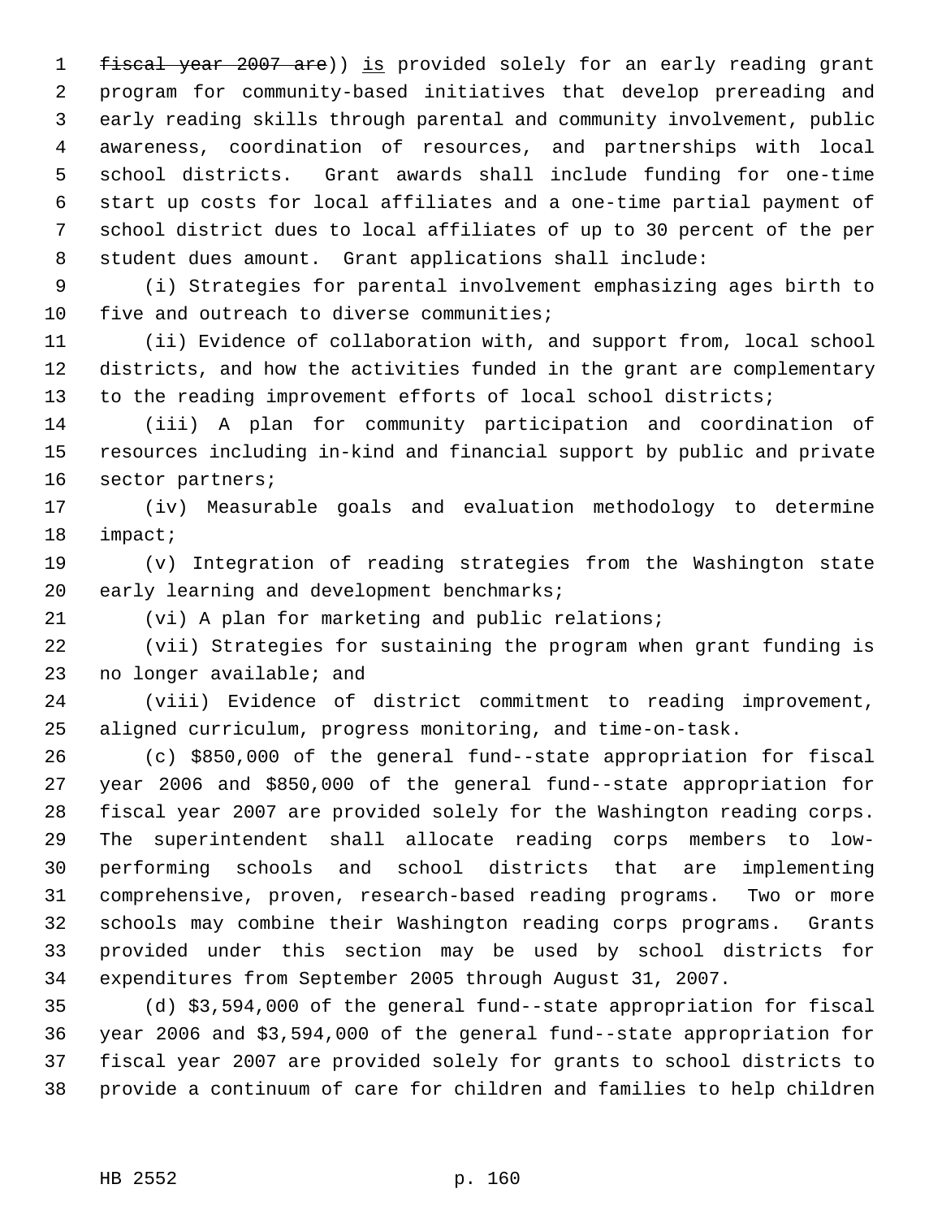~~fiscal year 2007 are~~)) is provided solely for an early reading grant program for community-based initiatives that develop prereading and early reading skills through parental and community involvement, public awareness, coordination of resources, and partnerships with local school districts. Grant awards shall include funding for one-time start up costs for local affiliates and a one-time partial payment of school district dues to local affiliates of up to 30 percent of the per student dues amount. Grant applications shall include:

(i) Strategies for parental involvement emphasizing ages birth to five and outreach to diverse communities;

(ii) Evidence of collaboration with, and support from, local school districts, and how the activities funded in the grant are complementary to the reading improvement efforts of local school districts;

(iii) A plan for community participation and coordination of resources including in-kind and financial support by public and private sector partners;

(iv) Measurable goals and evaluation methodology to determine impact;

(v) Integration of reading strategies from the Washington state early learning and development benchmarks;

(vi) A plan for marketing and public relations;

(vii) Strategies for sustaining the program when grant funding is no longer available; and

(viii) Evidence of district commitment to reading improvement, aligned curriculum, progress monitoring, and time-on-task.

(c) $850,000 of the general fund--state appropriation for fiscal year 2006 and $850,000 of the general fund--state appropriation for fiscal year 2007 are provided solely for the Washington reading corps. The superintendent shall allocate reading corps members to low-performing schools and school districts that are implementing comprehensive, proven, research-based reading programs. Two or more schools may combine their Washington reading corps programs. Grants provided under this section may be used by school districts for expenditures from September 2005 through August 31, 2007.

(d) $3,594,000 of the general fund--state appropriation for fiscal year 2006 and $3,594,000 of the general fund--state appropriation for fiscal year 2007 are provided solely for grants to school districts to provide a continuum of care for children and families to help children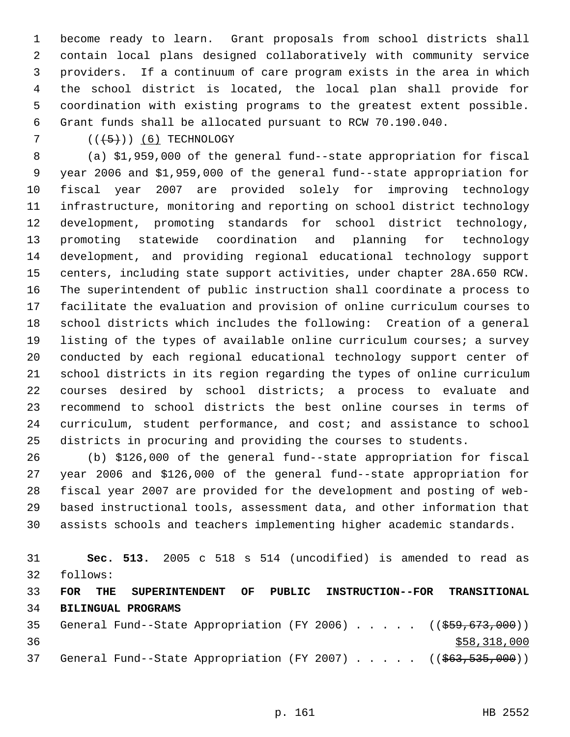become ready to learn. Grant proposals from school districts shall contain local plans designed collaboratively with community service providers. If a continuum of care program exists in the area in which the school district is located, the local plan shall provide for coordination with existing programs to the greatest extent possible. Grant funds shall be allocated pursuant to RCW 70.190.040.

((~~(5)~~)) (6) TECHNOLOGY

(a) $1,959,000 of the general fund--state appropriation for fiscal year 2006 and $1,959,000 of the general fund--state appropriation for fiscal year 2007 are provided solely for improving technology infrastructure, monitoring and reporting on school district technology development, promoting standards for school district technology, promoting statewide coordination and planning for technology development, and providing regional educational technology support centers, including state support activities, under chapter 28A.650 RCW. The superintendent of public instruction shall coordinate a process to facilitate the evaluation and provision of online curriculum courses to school districts which includes the following: Creation of a general listing of the types of available online curriculum courses; a survey conducted by each regional educational technology support center of school districts in its region regarding the types of online curriculum courses desired by school districts; a process to evaluate and recommend to school districts the best online courses in terms of curriculum, student performance, and cost; and assistance to school districts in procuring and providing the courses to students.

(b) $126,000 of the general fund--state appropriation for fiscal year 2006 and $126,000 of the general fund--state appropriation for fiscal year 2007 are provided for the development and posting of web-based instructional tools, assessment data, and other information that assists schools and teachers implementing higher academic standards.

**Sec. 513.** 2005 c 518 s 514 (uncodified) is amended to read as follows:

**FOR THE SUPERINTENDENT OF PUBLIC INSTRUCTION--FOR TRANSITIONAL BILINGUAL PROGRAMS**

General Fund--State Appropriation (FY 2006) . . . . . ((~~$59,673,000~~))
$58,318,000

General Fund--State Appropriation (FY 2007) . . . . . ((~~$63,535,000~~))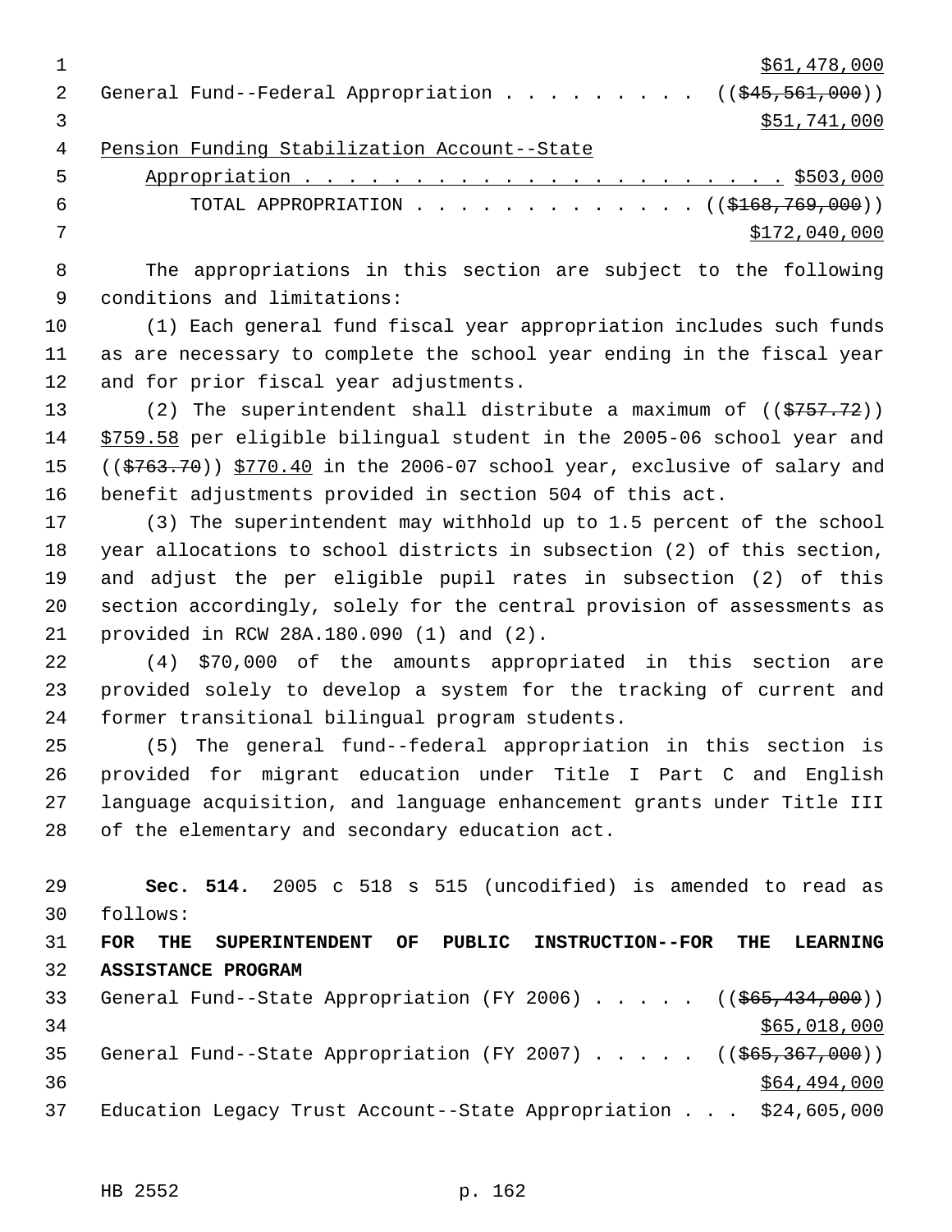$61,478,000

General Fund--Federal Appropriation . . . . . . . . . (($45,561,000))

$51,741,000

Pension Funding Stabilization Account--State Appropriation . . . . . . . . . . . . . . . . . . . . . . $503,000

TOTAL APPROPRIATION . . . . . . . . . . . . . . (($168,769,000))

$172,040,000

The appropriations in this section are subject to the following conditions and limitations:

(1) Each general fund fiscal year appropriation includes such funds as are necessary to complete the school year ending in the fiscal year and for prior fiscal year adjustments.

(2) The superintendent shall distribute a maximum of (($757.72)) $759.58 per eligible bilingual student in the 2005-06 school year and (($763.70)) $770.40 in the 2006-07 school year, exclusive of salary and benefit adjustments provided in section 504 of this act.

(3) The superintendent may withhold up to 1.5 percent of the school year allocations to school districts in subsection (2) of this section, and adjust the per eligible pupil rates in subsection (2) of this section accordingly, solely for the central provision of assessments as provided in RCW 28A.180.090 (1) and (2).

(4) $70,000 of the amounts appropriated in this section are provided solely to develop a system for the tracking of current and former transitional bilingual program students.

(5) The general fund--federal appropriation in this section is provided for migrant education under Title I Part C and English language acquisition, and language enhancement grants under Title III of the elementary and secondary education act.

**Sec. 514.** 2005 c 518 s 515 (uncodified) is amended to read as follows:

**FOR THE SUPERINTENDENT OF PUBLIC INSTRUCTION--FOR THE LEARNING ASSISTANCE PROGRAM**

General Fund--State Appropriation (FY 2006) . . . . . (($65,434,000))

$65,018,000

General Fund--State Appropriation (FY 2007) . . . . . (($65,367,000))

$64,494,000

Education Legacy Trust Account--State Appropriation . . . $24,605,000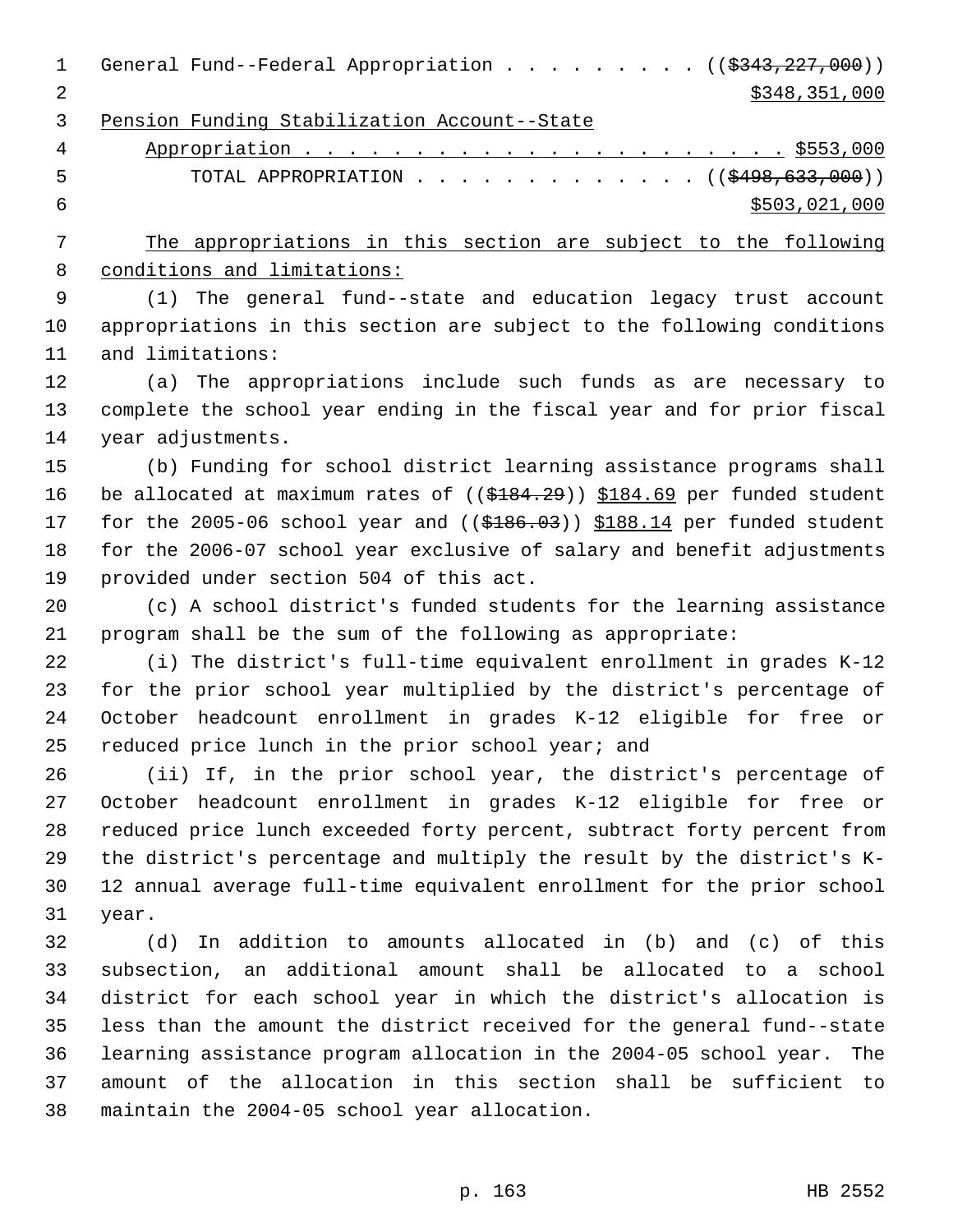General Fund--Federal Appropriation . . . . . . . . . ((~~$343,227,000~~))
$348,351,000

Pension Funding Stabilization Account--State
Appropriation . . . . . . . . . . . . . . . . . . . . . . $553,000

TOTAL APPROPRIATION . . . . . . . . . . . . . ((~~$498,633,000~~))
$503,021,000

The appropriations in this section are subject to the following conditions and limitations:

(1) The general fund--state and education legacy trust account appropriations in this section are subject to the following conditions and limitations:

(a) The appropriations include such funds as are necessary to complete the school year ending in the fiscal year and for prior fiscal year adjustments.

(b) Funding for school district learning assistance programs shall be allocated at maximum rates of ((~~$184.29~~)) $184.69 per funded student for the 2005-06 school year and ((~~$186.03~~)) $188.14 per funded student for the 2006-07 school year exclusive of salary and benefit adjustments provided under section 504 of this act.

(c) A school district's funded students for the learning assistance program shall be the sum of the following as appropriate:

(i) The district's full-time equivalent enrollment in grades K-12 for the prior school year multiplied by the district's percentage of October headcount enrollment in grades K-12 eligible for free or reduced price lunch in the prior school year; and

(ii) If, in the prior school year, the district's percentage of October headcount enrollment in grades K-12 eligible for free or reduced price lunch exceeded forty percent, subtract forty percent from the district's percentage and multiply the result by the district's K-12 annual average full-time equivalent enrollment for the prior school year.

(d) In addition to amounts allocated in (b) and (c) of this subsection, an additional amount shall be allocated to a school district for each school year in which the district's allocation is less than the amount the district received for the general fund--state learning assistance program allocation in the 2004-05 school year. The amount of the allocation in this section shall be sufficient to maintain the 2004-05 school year allocation.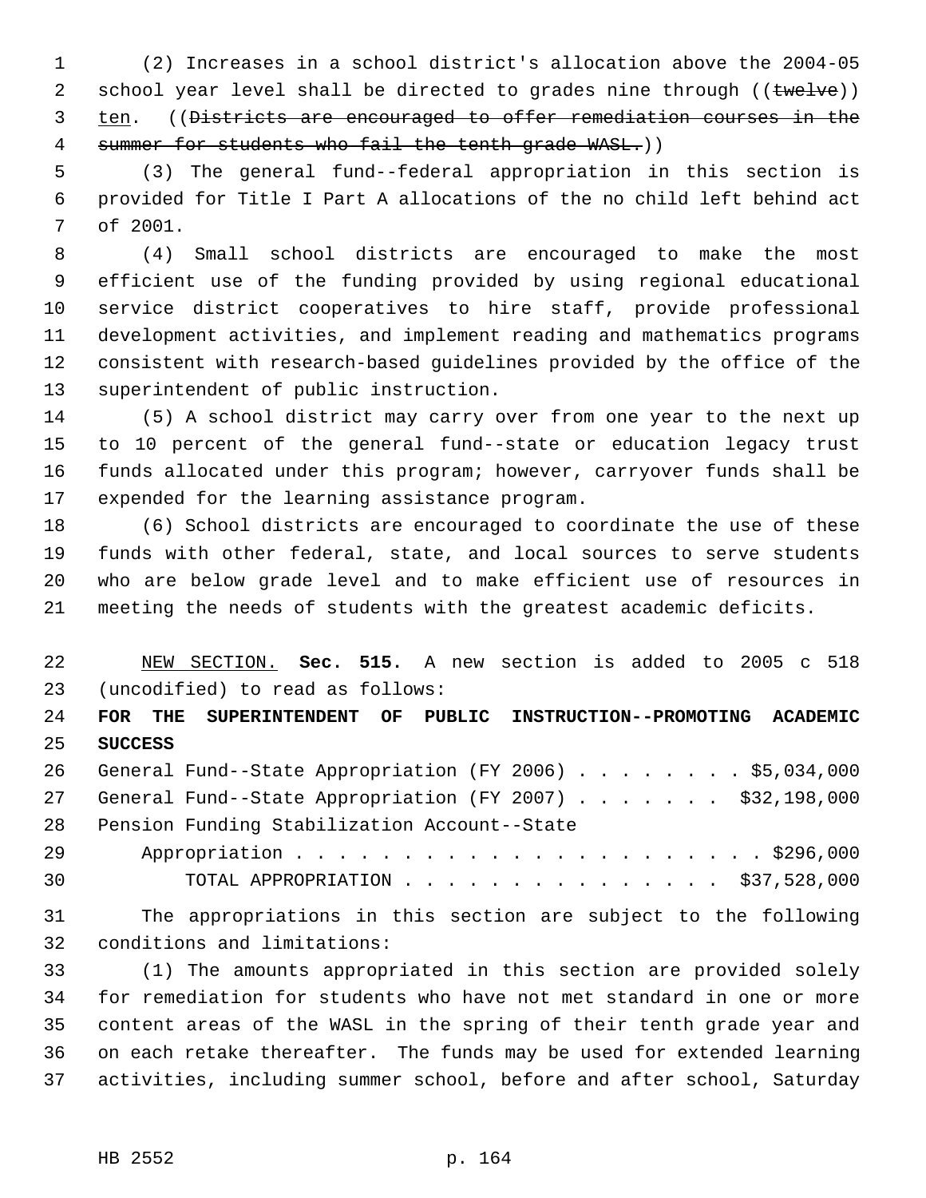(2) Increases in a school district's allocation above the 2004-05 school year level shall be directed to grades nine through ((~~twelve~~)) <u>ten</u>. ((~~Districts are encouraged to offer remediation courses in the summer for students who fail the tenth grade WASL.~~))

(3) The general fund--federal appropriation in this section is provided for Title I Part A allocations of the no child left behind act of 2001.

(4) Small school districts are encouraged to make the most efficient use of the funding provided by using regional educational service district cooperatives to hire staff, provide professional development activities, and implement reading and mathematics programs consistent with research-based guidelines provided by the office of the superintendent of public instruction.

(5) A school district may carry over from one year to the next up to 10 percent of the general fund--state or education legacy trust funds allocated under this program; however, carryover funds shall be expended for the learning assistance program.

(6) School districts are encouraged to coordinate the use of these funds with other federal, state, and local sources to serve students who are below grade level and to make efficient use of resources in meeting the needs of students with the greatest academic deficits.

<u>NEW SECTION.</u> **Sec. 515.** A new section is added to 2005 c 518 (uncodified) to read as follows:

**FOR THE SUPERINTENDENT OF PUBLIC INSTRUCTION--PROMOTING ACADEMIC SUCCESS**

General Fund--State Appropriation (FY 2006) . . . . . . . . $5,034,000
General Fund--State Appropriation (FY 2007) . . . . . . . $32,198,000
Pension Funding Stabilization Account--State
Appropriation . . . . . . . . . . . . . . . . . . . . . . $296,000
TOTAL APPROPRIATION . . . . . . . . . . . . . . . $37,528,000

The appropriations in this section are subject to the following conditions and limitations:

(1) The amounts appropriated in this section are provided solely for remediation for students who have not met standard in one or more content areas of the WASL in the spring of their tenth grade year and on each retake thereafter. The funds may be used for extended learning activities, including summer school, before and after school, Saturday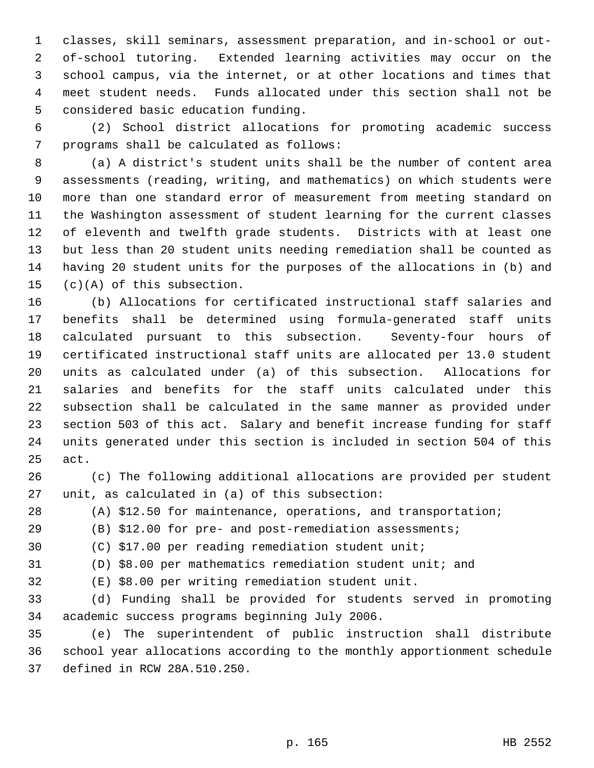classes, skill seminars, assessment preparation, and in-school or out-of-school tutoring. Extended learning activities may occur on the school campus, via the internet, or at other locations and times that meet student needs. Funds allocated under this section shall not be considered basic education funding.

(2) School district allocations for promoting academic success programs shall be calculated as follows:

(a) A district's student units shall be the number of content area assessments (reading, writing, and mathematics) on which students were more than one standard error of measurement from meeting standard on the Washington assessment of student learning for the current classes of eleventh and twelfth grade students. Districts with at least one but less than 20 student units needing remediation shall be counted as having 20 student units for the purposes of the allocations in (b) and (c)(A) of this subsection.

(b) Allocations for certificated instructional staff salaries and benefits shall be determined using formula-generated staff units calculated pursuant to this subsection. Seventy-four hours of certificated instructional staff units are allocated per 13.0 student units as calculated under (a) of this subsection. Allocations for salaries and benefits for the staff units calculated under this subsection shall be calculated in the same manner as provided under section 503 of this act. Salary and benefit increase funding for staff units generated under this section is included in section 504 of this act.

(c) The following additional allocations are provided per student unit, as calculated in (a) of this subsection:

(A) $12.50 for maintenance, operations, and transportation;

(B) $12.00 for pre- and post-remediation assessments;

(C) $17.00 per reading remediation student unit;

(D) $8.00 per mathematics remediation student unit; and

(E) $8.00 per writing remediation student unit.

(d) Funding shall be provided for students served in promoting academic success programs beginning July 2006.

(e) The superintendent of public instruction shall distribute school year allocations according to the monthly apportionment schedule defined in RCW 28A.510.250.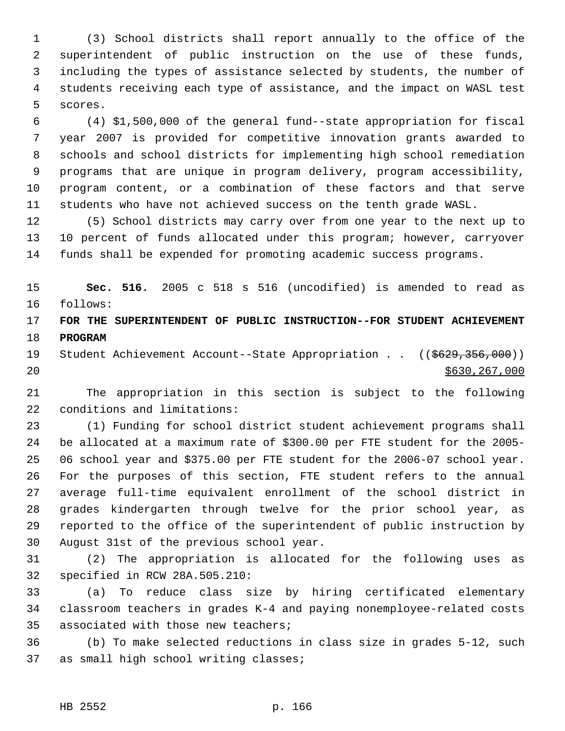(3) School districts shall report annually to the office of the superintendent of public instruction on the use of these funds, including the types of assistance selected by students, the number of students receiving each type of assistance, and the impact on WASL test scores.

(4) $1,500,000 of the general fund--state appropriation for fiscal year 2007 is provided for competitive innovation grants awarded to schools and school districts for implementing high school remediation programs that are unique in program delivery, program accessibility, program content, or a combination of these factors and that serve students who have not achieved success on the tenth grade WASL.

(5) School districts may carry over from one year to the next up to 10 percent of funds allocated under this program; however, carryover funds shall be expended for promoting academic success programs.

**Sec. 516.** 2005 c 518 s 516 (uncodified) is amended to read as follows:

**FOR THE SUPERINTENDENT OF PUBLIC INSTRUCTION--FOR STUDENT ACHIEVEMENT PROGRAM**

Student Achievement Account--State Appropriation . . ((~~$629,356,000~~))
<u>$630,267,000</u>

The appropriation in this section is subject to the following conditions and limitations:

(1) Funding for school district student achievement programs shall be allocated at a maximum rate of $300.00 per FTE student for the 2005-06 school year and $375.00 per FTE student for the 2006-07 school year. For the purposes of this section, FTE student refers to the annual average full-time equivalent enrollment of the school district in grades kindergarten through twelve for the prior school year, as reported to the office of the superintendent of public instruction by August 31st of the previous school year.

(2) The appropriation is allocated for the following uses as specified in RCW 28A.505.210:

(a) To reduce class size by hiring certificated elementary classroom teachers in grades K-4 and paying nonemployee-related costs associated with those new teachers;

(b) To make selected reductions in class size in grades 5-12, such as small high school writing classes;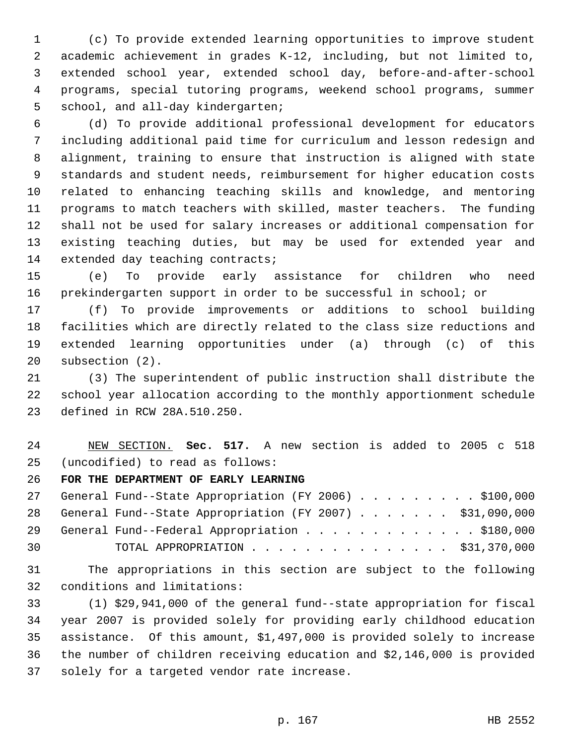(c) To provide extended learning opportunities to improve student academic achievement in grades K-12, including, but not limited to, extended school year, extended school day, before-and-after-school programs, special tutoring programs, weekend school programs, summer school, and all-day kindergarten;

(d) To provide additional professional development for educators including additional paid time for curriculum and lesson redesign and alignment, training to ensure that instruction is aligned with state standards and student needs, reimbursement for higher education costs related to enhancing teaching skills and knowledge, and mentoring programs to match teachers with skilled, master teachers. The funding shall not be used for salary increases or additional compensation for existing teaching duties, but may be used for extended year and extended day teaching contracts;

(e) To provide early assistance for children who need prekindergarten support in order to be successful in school; or

(f) To provide improvements or additions to school building facilities which are directly related to the class size reductions and extended learning opportunities under (a) through (c) of this subsection (2).

(3) The superintendent of public instruction shall distribute the school year allocation according to the monthly apportionment schedule defined in RCW 28A.510.250.

NEW SECTION. **Sec. 517.** A new section is added to 2005 c 518 (uncodified) to read as follows:

**FOR THE DEPARTMENT OF EARLY LEARNING**

General Fund--State Appropriation (FY 2006) . . . . . . . . . . $100,000
General Fund--State Appropriation (FY 2007) . . . . . . . . $31,090,000
General Fund--Federal Appropriation . . . . . . . . . . . . . . $180,000
TOTAL APPROPRIATION . . . . . . . . . . . . . . . . $31,370,000

The appropriations in this section are subject to the following conditions and limitations:

(1) $29,941,000 of the general fund--state appropriation for fiscal year 2007 is provided solely for providing early childhood education assistance. Of this amount, $1,497,000 is provided solely to increase the number of children receiving education and $2,146,000 is provided solely for a targeted vendor rate increase.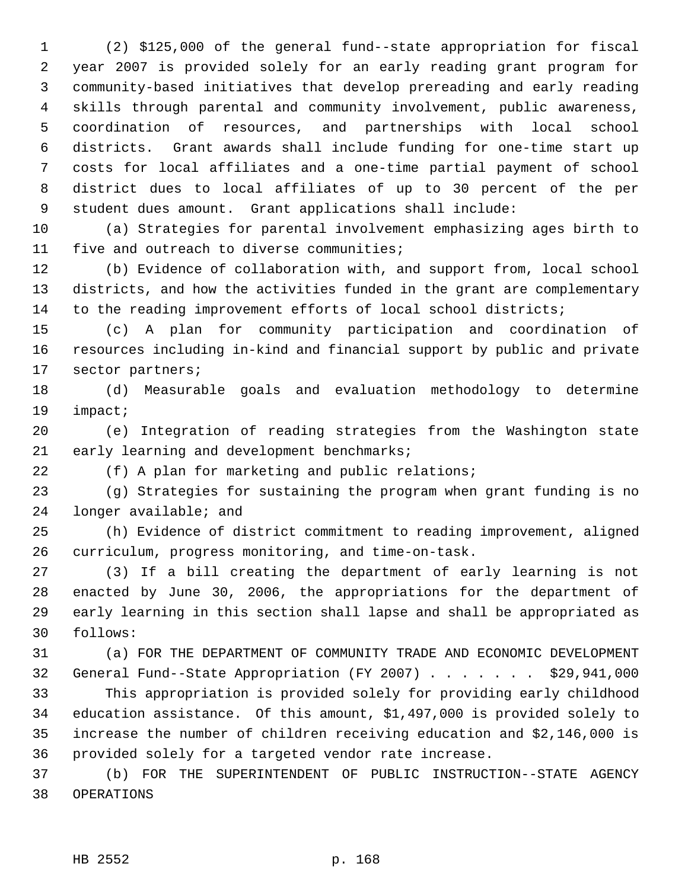(2) $125,000 of the general fund--state appropriation for fiscal year 2007 is provided solely for an early reading grant program for community-based initiatives that develop prereading and early reading skills through parental and community involvement, public awareness, coordination of resources, and partnerships with local school districts. Grant awards shall include funding for one-time start up costs for local affiliates and a one-time partial payment of school district dues to local affiliates of up to 30 percent of the per student dues amount. Grant applications shall include:

(a) Strategies for parental involvement emphasizing ages birth to five and outreach to diverse communities;

(b) Evidence of collaboration with, and support from, local school districts, and how the activities funded in the grant are complementary to the reading improvement efforts of local school districts;

(c) A plan for community participation and coordination of resources including in-kind and financial support by public and private sector partners;

(d) Measurable goals and evaluation methodology to determine impact;

(e) Integration of reading strategies from the Washington state early learning and development benchmarks;

(f) A plan for marketing and public relations;

(g) Strategies for sustaining the program when grant funding is no longer available; and

(h) Evidence of district commitment to reading improvement, aligned curriculum, progress monitoring, and time-on-task.

(3) If a bill creating the department of early learning is not enacted by June 30, 2006, the appropriations for the department of early learning in this section shall lapse and shall be appropriated as follows:

(a) FOR THE DEPARTMENT OF COMMUNITY TRADE AND ECONOMIC DEVELOPMENT

General Fund--State Appropriation (FY 2007) . . . . . . . $29,941,000

This appropriation is provided solely for providing early childhood education assistance. Of this amount, $1,497,000 is provided solely to increase the number of children receiving education and $2,146,000 is provided solely for a targeted vendor rate increase.

(b) FOR THE SUPERINTENDENT OF PUBLIC INSTRUCTION--STATE AGENCY OPERATIONS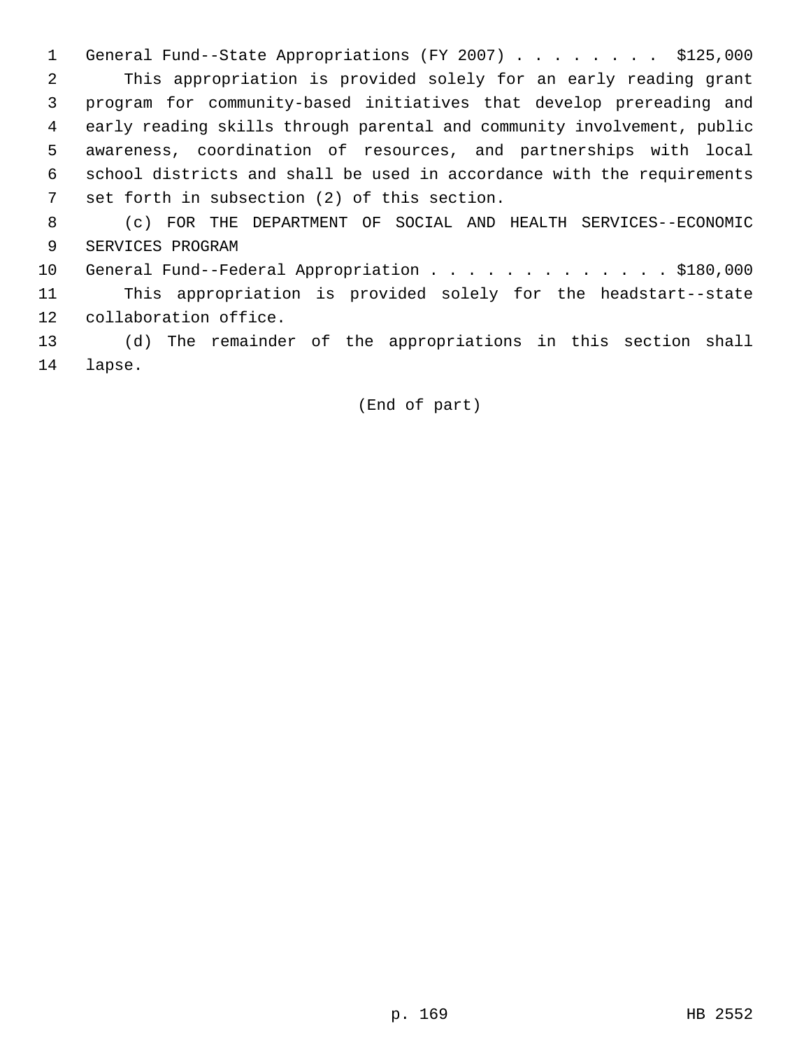General Fund--State Appropriations (FY 2007) . . . . . . . . $125,000

This appropriation is provided solely for an early reading grant program for community-based initiatives that develop prereading and early reading skills through parental and community involvement, public awareness, coordination of resources, and partnerships with local school districts and shall be used in accordance with the requirements set forth in subsection (2) of this section.

(c) FOR THE DEPARTMENT OF SOCIAL AND HEALTH SERVICES--ECONOMIC SERVICES PROGRAM

General Fund--Federal Appropriation . . . . . . . . . . . . . $180,000

This appropriation is provided solely for the headstart--state collaboration office.

(d) The remainder of the appropriations in this section shall lapse.

(End of part)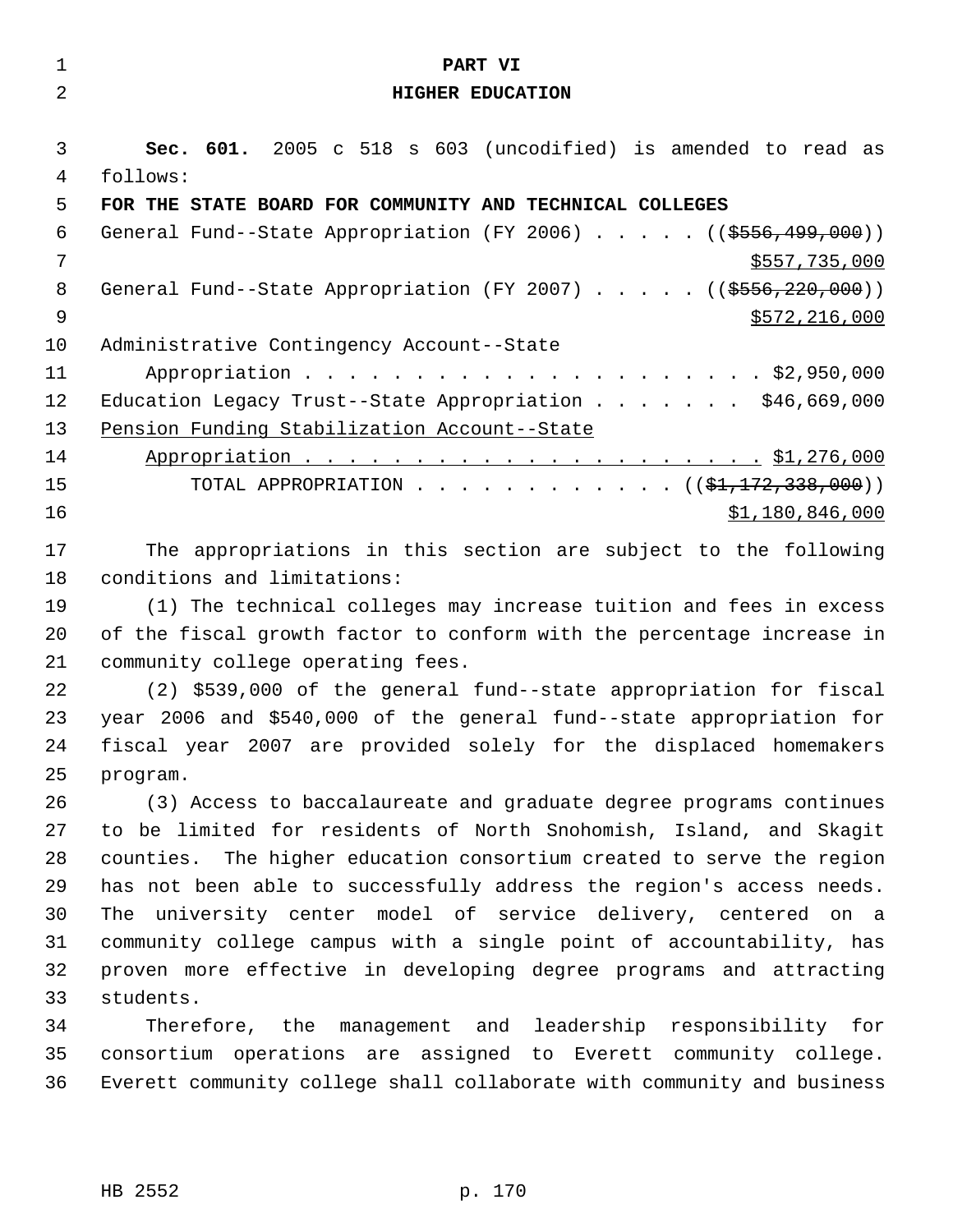# PART VI
## HIGHER EDUCATION

**Sec. 601.** 2005 c 518 s 603 (uncodified) is amended to read as follows:

**FOR THE STATE BOARD FOR COMMUNITY AND TECHNICAL COLLEGES**

General Fund--State Appropriation (FY 2006) . . . . . ((~~$556,499,000~~)) $557,735,000

General Fund--State Appropriation (FY 2007) . . . . . ((~~$556,220,000~~)) $572,216,000

Administrative Contingency Account--State Appropriation . . . . . . . . . . . . . . . . . . . . . . $2,950,000

Education Legacy Trust--State Appropriation . . . . . . . $46,669,000

Pension Funding Stabilization Account--State Appropriation . . . . . . . . . . . . . . . . . . . . . . $1,276,000

TOTAL APPROPRIATION . . . . . . . . . . . . ((~~$1,172,338,000~~)) $1,180,846,000

The appropriations in this section are subject to the following conditions and limitations:

(1) The technical colleges may increase tuition and fees in excess of the fiscal growth factor to conform with the percentage increase in community college operating fees.

(2) $539,000 of the general fund--state appropriation for fiscal year 2006 and $540,000 of the general fund--state appropriation for fiscal year 2007 are provided solely for the displaced homemakers program.

(3) Access to baccalaureate and graduate degree programs continues to be limited for residents of North Snohomish, Island, and Skagit counties. The higher education consortium created to serve the region has not been able to successfully address the region's access needs. The university center model of service delivery, centered on a community college campus with a single point of accountability, has proven more effective in developing degree programs and attracting students.

Therefore, the management and leadership responsibility for consortium operations are assigned to Everett community college. Everett community college shall collaborate with community and business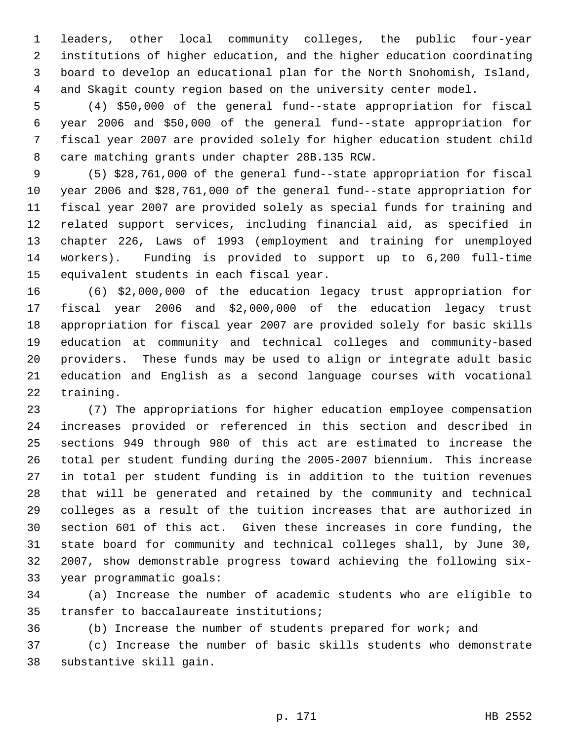leaders, other local community colleges, the public four-year institutions of higher education, and the higher education coordinating board to develop an educational plan for the North Snohomish, Island, and Skagit county region based on the university center model.

(4) $50,000 of the general fund--state appropriation for fiscal year 2006 and $50,000 of the general fund--state appropriation for fiscal year 2007 are provided solely for higher education student child care matching grants under chapter 28B.135 RCW.

(5) $28,761,000 of the general fund--state appropriation for fiscal year 2006 and $28,761,000 of the general fund--state appropriation for fiscal year 2007 are provided solely as special funds for training and related support services, including financial aid, as specified in chapter 226, Laws of 1993 (employment and training for unemployed workers). Funding is provided to support up to 6,200 full-time equivalent students in each fiscal year.

(6) $2,000,000 of the education legacy trust appropriation for fiscal year 2006 and $2,000,000 of the education legacy trust appropriation for fiscal year 2007 are provided solely for basic skills education at community and technical colleges and community-based providers. These funds may be used to align or integrate adult basic education and English as a second language courses with vocational training.

(7) The appropriations for higher education employee compensation increases provided or referenced in this section and described in sections 949 through 980 of this act are estimated to increase the total per student funding during the 2005-2007 biennium. This increase in total per student funding is in addition to the tuition revenues that will be generated and retained by the community and technical colleges as a result of the tuition increases that are authorized in section 601 of this act. Given these increases in core funding, the state board for community and technical colleges shall, by June 30, 2007, show demonstrable progress toward achieving the following six-year programmatic goals:

(a) Increase the number of academic students who are eligible to transfer to baccalaureate institutions;

(b) Increase the number of students prepared for work; and

(c) Increase the number of basic skills students who demonstrate substantive skill gain.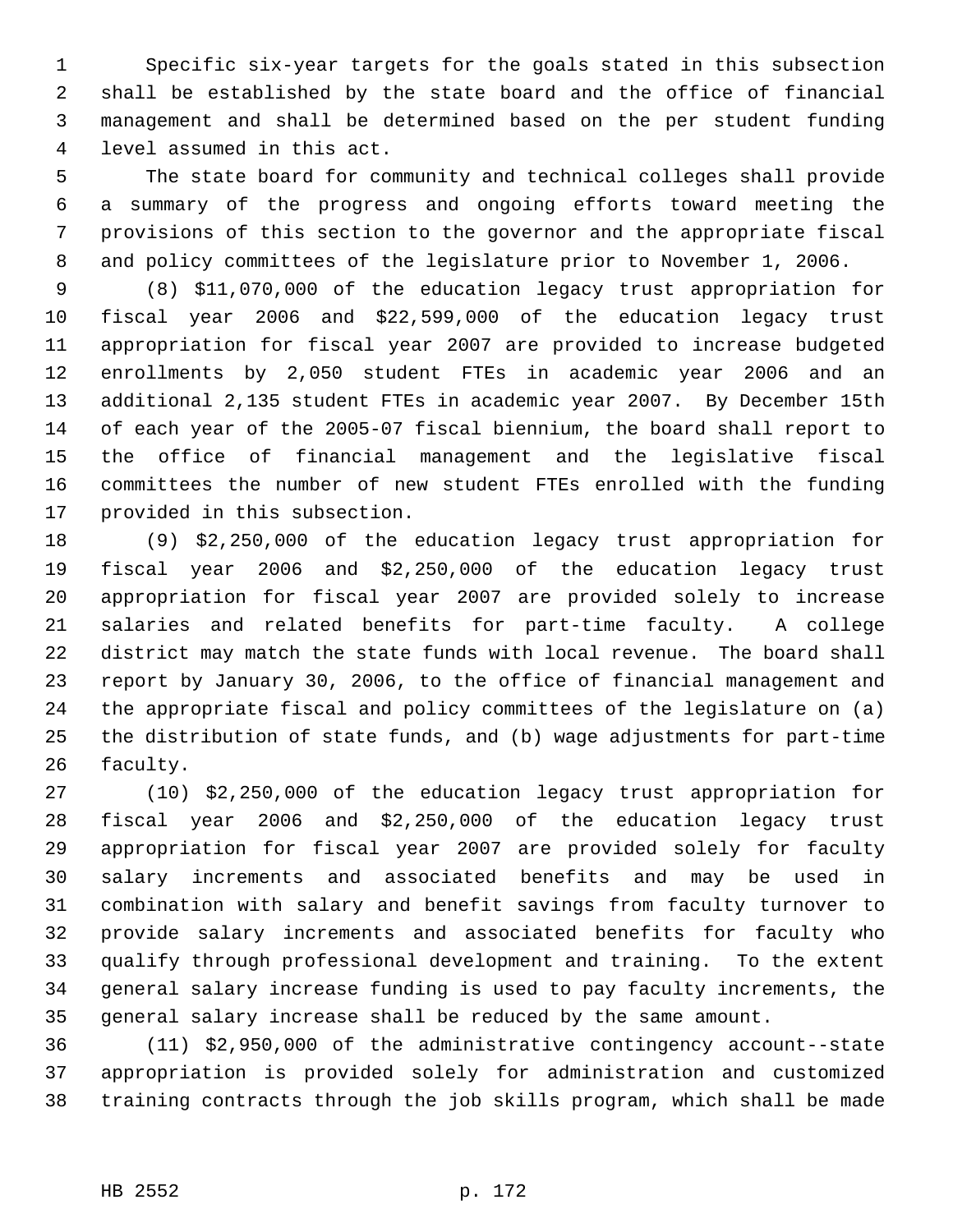Specific six-year targets for the goals stated in this subsection shall be established by the state board and the office of financial management and shall be determined based on the per student funding level assumed in this act.

The state board for community and technical colleges shall provide a summary of the progress and ongoing efforts toward meeting the provisions of this section to the governor and the appropriate fiscal and policy committees of the legislature prior to November 1, 2006.

(8) $11,070,000 of the education legacy trust appropriation for fiscal year 2006 and $22,599,000 of the education legacy trust appropriation for fiscal year 2007 are provided to increase budgeted enrollments by 2,050 student FTEs in academic year 2006 and an additional 2,135 student FTEs in academic year 2007. By December 15th of each year of the 2005-07 fiscal biennium, the board shall report to the office of financial management and the legislative fiscal committees the number of new student FTEs enrolled with the funding provided in this subsection.

(9) $2,250,000 of the education legacy trust appropriation for fiscal year 2006 and $2,250,000 of the education legacy trust appropriation for fiscal year 2007 are provided solely to increase salaries and related benefits for part-time faculty. A college district may match the state funds with local revenue. The board shall report by January 30, 2006, to the office of financial management and the appropriate fiscal and policy committees of the legislature on (a) the distribution of state funds, and (b) wage adjustments for part-time faculty.

(10) $2,250,000 of the education legacy trust appropriation for fiscal year 2006 and $2,250,000 of the education legacy trust appropriation for fiscal year 2007 are provided solely for faculty salary increments and associated benefits and may be used in combination with salary and benefit savings from faculty turnover to provide salary increments and associated benefits for faculty who qualify through professional development and training. To the extent general salary increase funding is used to pay faculty increments, the general salary increase shall be reduced by the same amount.

(11) $2,950,000 of the administrative contingency account--state appropriation is provided solely for administration and customized training contracts through the job skills program, which shall be made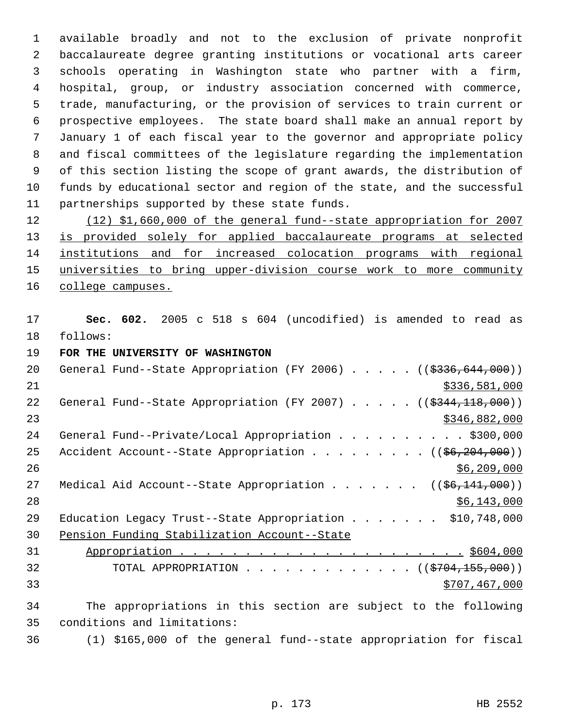available broadly and not to the exclusion of private nonprofit baccalaureate degree granting institutions or vocational arts career schools operating in Washington state who partner with a firm, hospital, group, or industry association concerned with commerce, trade, manufacturing, or the provision of services to train current or prospective employees. The state board shall make an annual report by January 1 of each fiscal year to the governor and appropriate policy and fiscal committees of the legislature regarding the implementation of this section listing the scope of grant awards, the distribution of funds by educational sector and region of the state, and the successful partnerships supported by these state funds.

(12) $1,660,000 of the general fund--state appropriation for 2007 is provided solely for applied baccalaureate programs at selected institutions and for increased colocation programs with regional universities to bring upper-division course work to more community college campuses.

**Sec. 602.** 2005 c 518 s 604 (uncodified) is amended to read as follows:

**FOR THE UNIVERSITY OF WASHINGTON**

General Fund--State Appropriation (FY 2006) . . . . . (($336,644,000)) $336,581,000

General Fund--State Appropriation (FY 2007) . . . . . (($344,118,000)) $346,882,000

General Fund--Private/Local Appropriation . . . . . . . . . . $300,000

Accident Account--State Appropriation . . . . . . . . . (($6,204,000)) $6,209,000

Medical Aid Account--State Appropriation . . . . . . . (($6,141,000)) $6,143,000

Education Legacy Trust--State Appropriation . . . . . . . $10,748,000

Pension Funding Stabilization Account--State Appropriation . . . . . . . . . . . . . . . . . . . . . . . $604,000

TOTAL APPROPRIATION . . . . . . . . . . . . . . (($704,155,000)) $707,467,000

The appropriations in this section are subject to the following conditions and limitations:

(1) $165,000 of the general fund--state appropriation for fiscal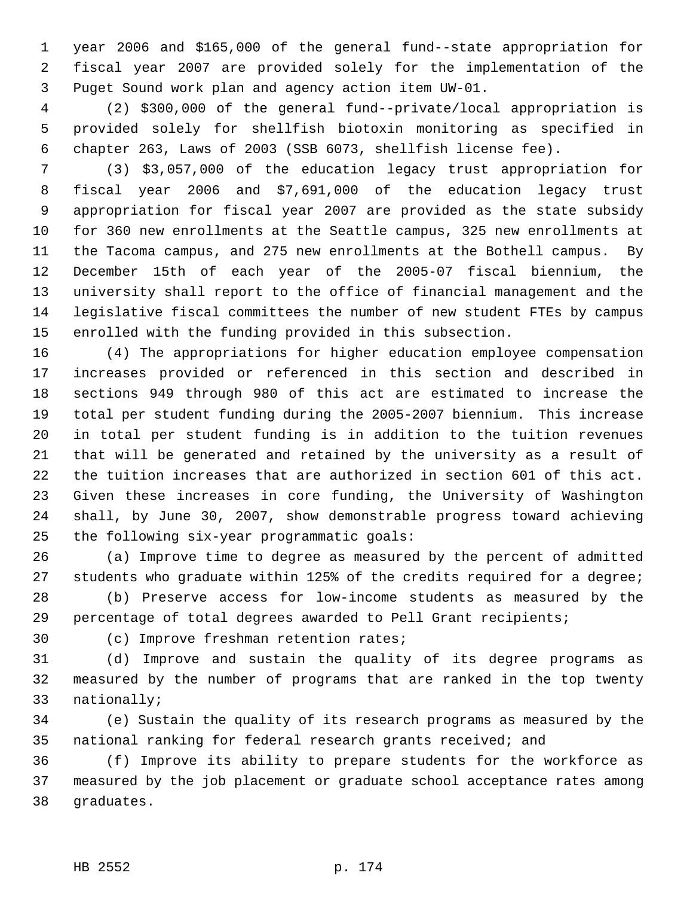year 2006 and $165,000 of the general fund--state appropriation for fiscal year 2007 are provided solely for the implementation of the Puget Sound work plan and agency action item UW-01.

(2) $300,000 of the general fund--private/local appropriation is provided solely for shellfish biotoxin monitoring as specified in chapter 263, Laws of 2003 (SSB 6073, shellfish license fee).

(3) $3,057,000 of the education legacy trust appropriation for fiscal year 2006 and $7,691,000 of the education legacy trust appropriation for fiscal year 2007 are provided as the state subsidy for 360 new enrollments at the Seattle campus, 325 new enrollments at the Tacoma campus, and 275 new enrollments at the Bothell campus. By December 15th of each year of the 2005-07 fiscal biennium, the university shall report to the office of financial management and the legislative fiscal committees the number of new student FTEs by campus enrolled with the funding provided in this subsection.

(4) The appropriations for higher education employee compensation increases provided or referenced in this section and described in sections 949 through 980 of this act are estimated to increase the total per student funding during the 2005-2007 biennium. This increase in total per student funding is in addition to the tuition revenues that will be generated and retained by the university as a result of the tuition increases that are authorized in section 601 of this act. Given these increases in core funding, the University of Washington shall, by June 30, 2007, show demonstrable progress toward achieving the following six-year programmatic goals:

(a) Improve time to degree as measured by the percent of admitted students who graduate within 125% of the credits required for a degree;

(b) Preserve access for low-income students as measured by the percentage of total degrees awarded to Pell Grant recipients;

(c) Improve freshman retention rates;

(d) Improve and sustain the quality of its degree programs as measured by the number of programs that are ranked in the top twenty nationally;

(e) Sustain the quality of its research programs as measured by the national ranking for federal research grants received; and

(f) Improve its ability to prepare students for the workforce as measured by the job placement or graduate school acceptance rates among graduates.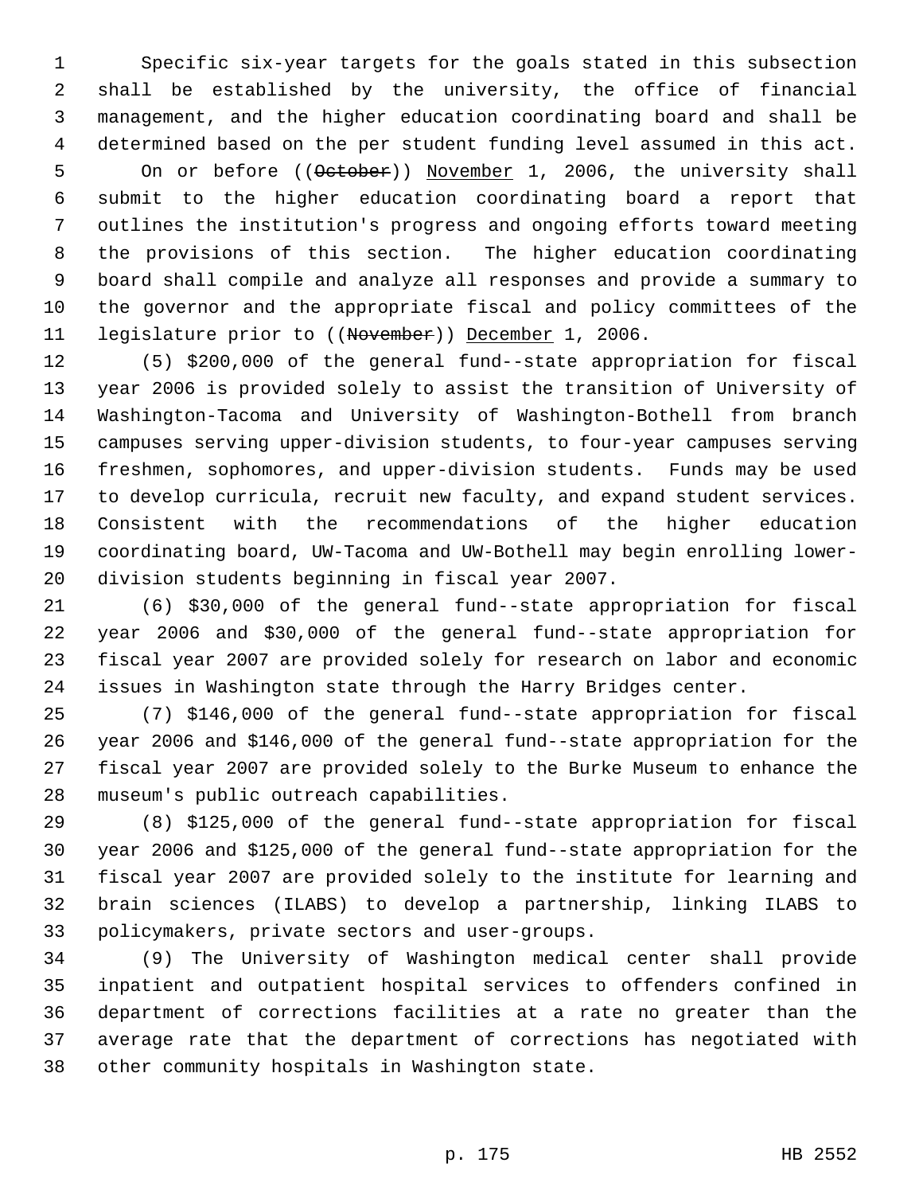Specific six-year targets for the goals stated in this subsection shall be established by the university, the office of financial management, and the higher education coordinating board and shall be determined based on the per student funding level assumed in this act.

On or before ((~~October~~)) <u>November</u> 1, 2006, the university shall submit to the higher education coordinating board a report that outlines the institution's progress and ongoing efforts toward meeting the provisions of this section. The higher education coordinating board shall compile and analyze all responses and provide a summary to the governor and the appropriate fiscal and policy committees of the legislature prior to ((~~November~~)) <u>December</u> 1, 2006.

(5) $200,000 of the general fund--state appropriation for fiscal year 2006 is provided solely to assist the transition of University of Washington-Tacoma and University of Washington-Bothell from branch campuses serving upper-division students, to four-year campuses serving freshmen, sophomores, and upper-division students. Funds may be used to develop curricula, recruit new faculty, and expand student services. Consistent with the recommendations of the higher education coordinating board, UW-Tacoma and UW-Bothell may begin enrolling lower-division students beginning in fiscal year 2007.

(6) $30,000 of the general fund--state appropriation for fiscal year 2006 and $30,000 of the general fund--state appropriation for fiscal year 2007 are provided solely for research on labor and economic issues in Washington state through the Harry Bridges center.

(7) $146,000 of the general fund--state appropriation for fiscal year 2006 and $146,000 of the general fund--state appropriation for the fiscal year 2007 are provided solely to the Burke Museum to enhance the museum's public outreach capabilities.

(8) $125,000 of the general fund--state appropriation for fiscal year 2006 and $125,000 of the general fund--state appropriation for the fiscal year 2007 are provided solely to the institute for learning and brain sciences (ILABS) to develop a partnership, linking ILABS to policymakers, private sectors and user-groups.

(9) The University of Washington medical center shall provide inpatient and outpatient hospital services to offenders confined in department of corrections facilities at a rate no greater than the average rate that the department of corrections has negotiated with other community hospitals in Washington state.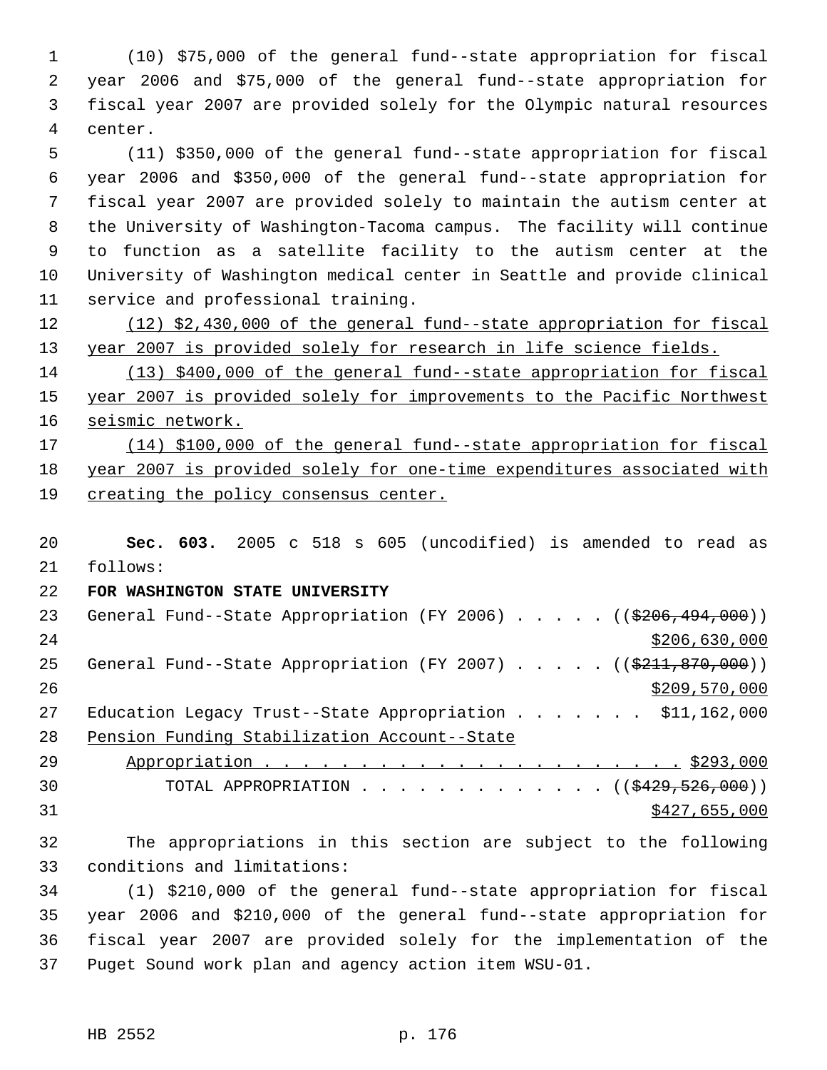(10) $75,000 of the general fund--state appropriation for fiscal year 2006 and $75,000 of the general fund--state appropriation for fiscal year 2007 are provided solely for the Olympic natural resources center.

(11) $350,000 of the general fund--state appropriation for fiscal year 2006 and $350,000 of the general fund--state appropriation for fiscal year 2007 are provided solely to maintain the autism center at the University of Washington-Tacoma campus. The facility will continue to function as a satellite facility to the autism center at the University of Washington medical center in Seattle and provide clinical service and professional training.

(12) $2,430,000 of the general fund--state appropriation for fiscal year 2007 is provided solely for research in life science fields.

(13) $400,000 of the general fund--state appropriation for fiscal year 2007 is provided solely for improvements to the Pacific Northwest seismic network.

(14) $100,000 of the general fund--state appropriation for fiscal year 2007 is provided solely for one-time expenditures associated with creating the policy consensus center.

**Sec. 603.** 2005 c 518 s 605 (uncodified) is amended to read as follows:

**FOR WASHINGTON STATE UNIVERSITY**

General Fund--State Appropriation (FY 2006) . . . . . (($206,494,000)) $206,630,000

General Fund--State Appropriation (FY 2007) . . . . . (($211,870,000)) $209,570,000

Education Legacy Trust--State Appropriation . . . . . . . $11,162,000

Pension Funding Stabilization Account--State Appropriation . . . . . . . . . . . . . . . . . . . . . . . $293,000

TOTAL APPROPRIATION . . . . . . . . . . . . . (($429,526,000)) $427,655,000

The appropriations in this section are subject to the following conditions and limitations:

(1) $210,000 of the general fund--state appropriation for fiscal year 2006 and $210,000 of the general fund--state appropriation for fiscal year 2007 are provided solely for the implementation of the Puget Sound work plan and agency action item WSU-01.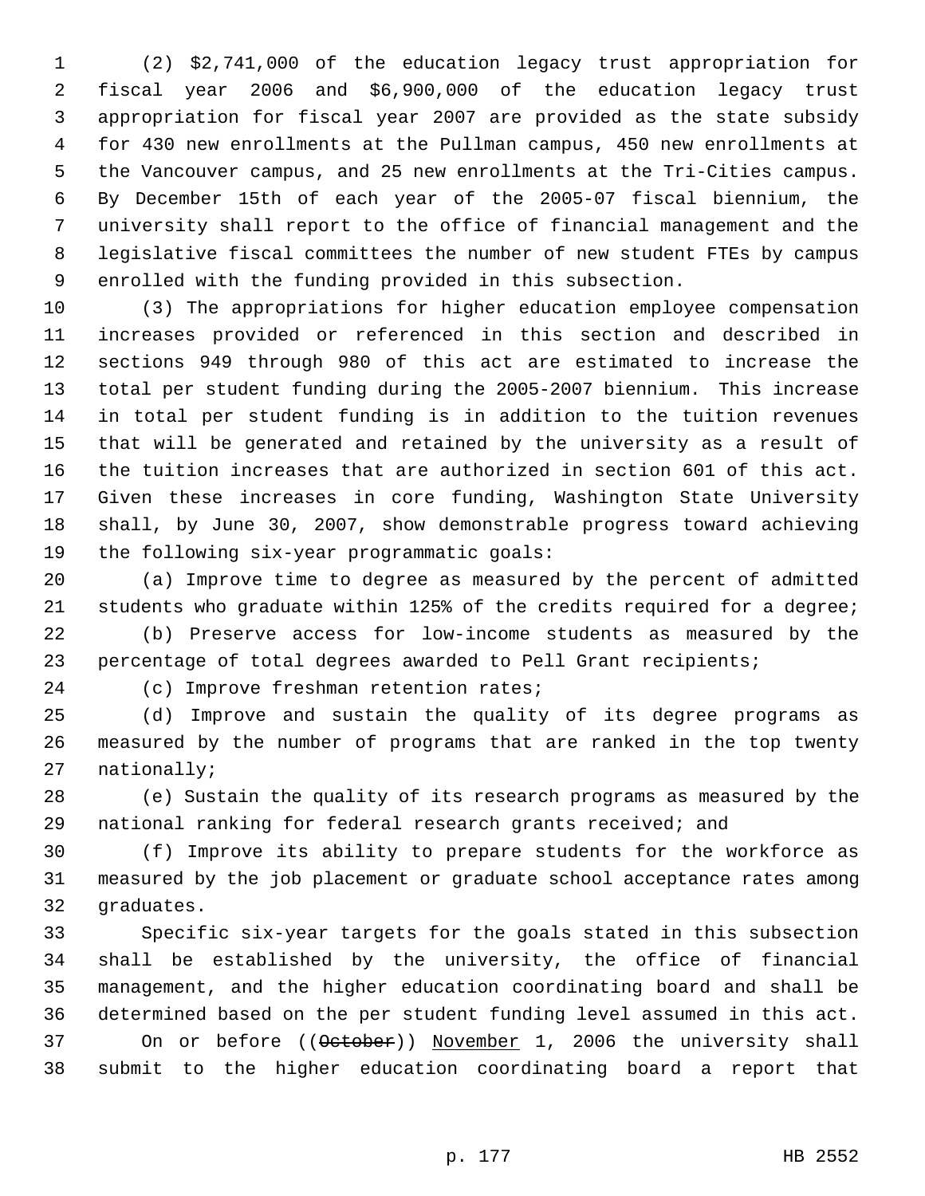(2) $2,741,000 of the education legacy trust appropriation for fiscal year 2006 and $6,900,000 of the education legacy trust appropriation for fiscal year 2007 are provided as the state subsidy for 430 new enrollments at the Pullman campus, 450 new enrollments at the Vancouver campus, and 25 new enrollments at the Tri-Cities campus. By December 15th of each year of the 2005-07 fiscal biennium, the university shall report to the office of financial management and the legislative fiscal committees the number of new student FTEs by campus enrolled with the funding provided in this subsection.

(3) The appropriations for higher education employee compensation increases provided or referenced in this section and described in sections 949 through 980 of this act are estimated to increase the total per student funding during the 2005-2007 biennium. This increase in total per student funding is in addition to the tuition revenues that will be generated and retained by the university as a result of the tuition increases that are authorized in section 601 of this act. Given these increases in core funding, Washington State University shall, by June 30, 2007, show demonstrable progress toward achieving the following six-year programmatic goals:

(a) Improve time to degree as measured by the percent of admitted students who graduate within 125% of the credits required for a degree;

(b) Preserve access for low-income students as measured by the percentage of total degrees awarded to Pell Grant recipients;

(c) Improve freshman retention rates;

(d) Improve and sustain the quality of its degree programs as measured by the number of programs that are ranked in the top twenty nationally;

(e) Sustain the quality of its research programs as measured by the national ranking for federal research grants received; and

(f) Improve its ability to prepare students for the workforce as measured by the job placement or graduate school acceptance rates among graduates.

Specific six-year targets for the goals stated in this subsection shall be established by the university, the office of financial management, and the higher education coordinating board and shall be determined based on the per student funding level assumed in this act.

On or before ((~~October~~)) <u>November</u> 1, 2006 the university shall submit to the higher education coordinating board a report that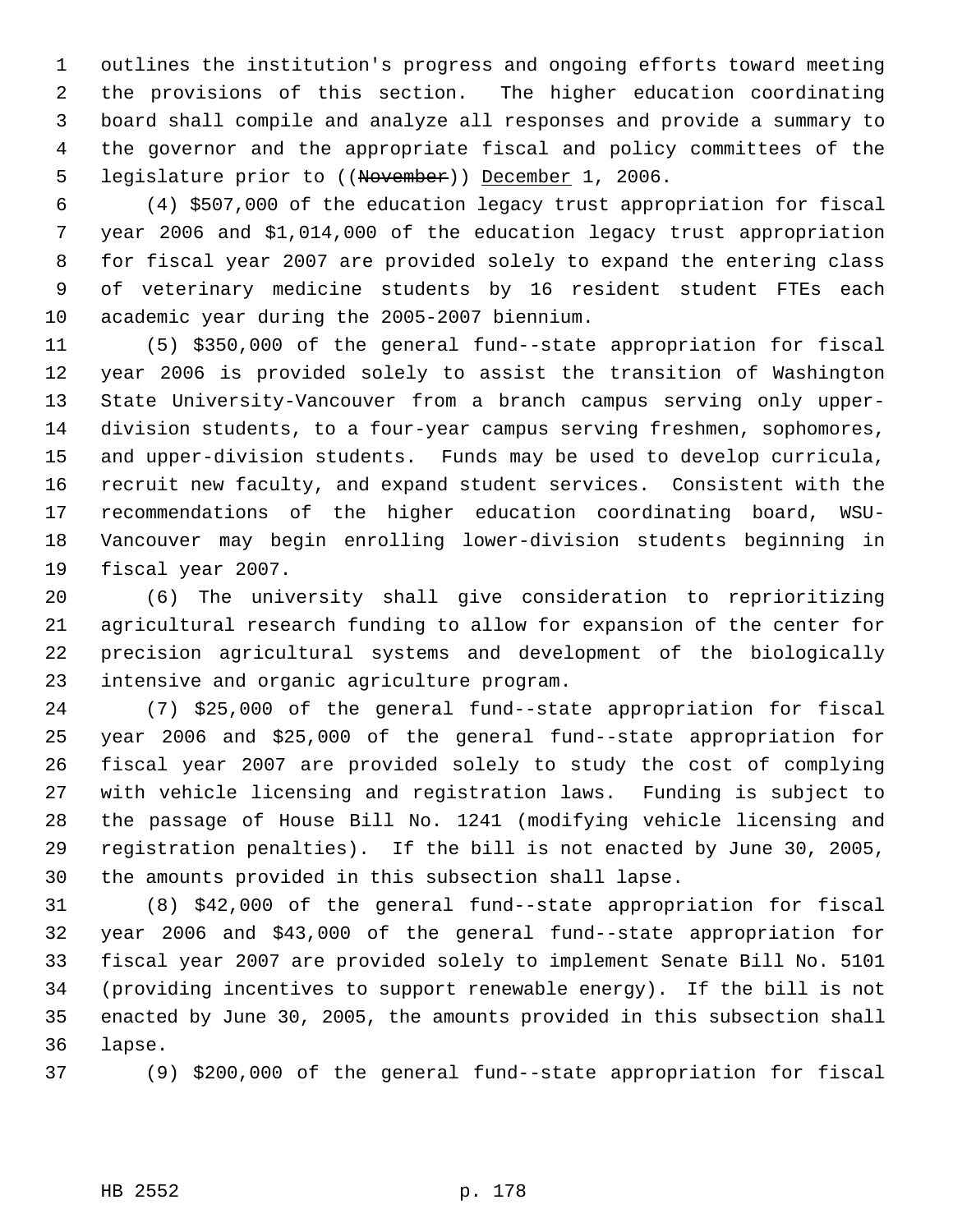outlines the institution's progress and ongoing efforts toward meeting the provisions of this section. The higher education coordinating board shall compile and analyze all responses and provide a summary to the governor and the appropriate fiscal and policy committees of the legislature prior to ((~~November~~)) <u>December</u> 1, 2006.

(4) $507,000 of the education legacy trust appropriation for fiscal year 2006 and $1,014,000 of the education legacy trust appropriation for fiscal year 2007 are provided solely to expand the entering class of veterinary medicine students by 16 resident student FTEs each academic year during the 2005-2007 biennium.

(5) $350,000 of the general fund--state appropriation for fiscal year 2006 is provided solely to assist the transition of Washington State University-Vancouver from a branch campus serving only upper-division students, to a four-year campus serving freshmen, sophomores, and upper-division students. Funds may be used to develop curricula, recruit new faculty, and expand student services. Consistent with the recommendations of the higher education coordinating board, WSU-Vancouver may begin enrolling lower-division students beginning in fiscal year 2007.

(6) The university shall give consideration to reprioritizing agricultural research funding to allow for expansion of the center for precision agricultural systems and development of the biologically intensive and organic agriculture program.

(7) $25,000 of the general fund--state appropriation for fiscal year 2006 and $25,000 of the general fund--state appropriation for fiscal year 2007 are provided solely to study the cost of complying with vehicle licensing and registration laws. Funding is subject to the passage of House Bill No. 1241 (modifying vehicle licensing and registration penalties). If the bill is not enacted by June 30, 2005, the amounts provided in this subsection shall lapse.

(8) $42,000 of the general fund--state appropriation for fiscal year 2006 and $43,000 of the general fund--state appropriation for fiscal year 2007 are provided solely to implement Senate Bill No. 5101 (providing incentives to support renewable energy). If the bill is not enacted by June 30, 2005, the amounts provided in this subsection shall lapse.

(9) $200,000 of the general fund--state appropriation for fiscal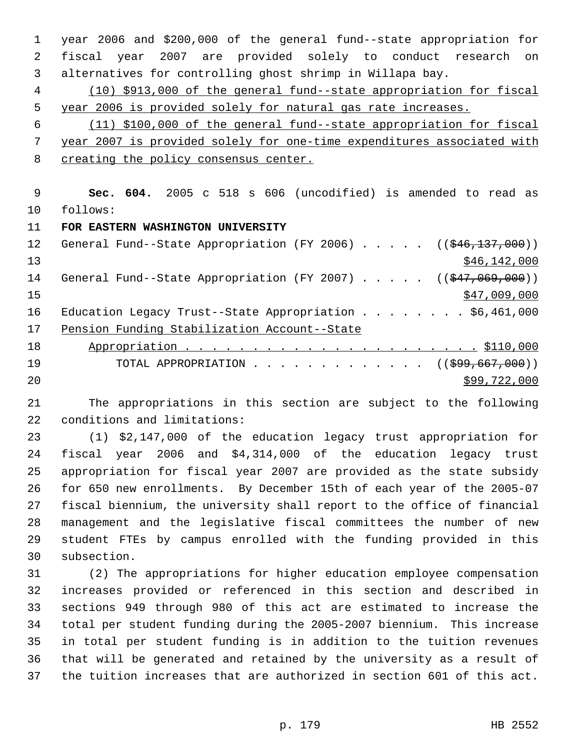year 2006 and $200,000 of the general fund--state appropriation for fiscal year 2007 are provided solely to conduct research on alternatives for controlling ghost shrimp in Willapa bay.

(10) $913,000 of the general fund--state appropriation for fiscal year 2006 is provided solely for natural gas rate increases.

(11) $100,000 of the general fund--state appropriation for fiscal year 2007 is provided solely for one-time expenditures associated with creating the policy consensus center.

**Sec. 604.** 2005 c 518 s 606 (uncodified) is amended to read as follows:

**FOR EASTERN WASHINGTON UNIVERSITY**

General Fund--State Appropriation (FY 2006) . . . . . ((~~$46,137,000~~))
$46,142,000

General Fund--State Appropriation (FY 2007) . . . . . ((~~$47,069,000~~))
$47,009,000

Education Legacy Trust--State Appropriation . . . . . . . . $6,461,000

Pension Funding Stabilization Account--State Appropriation . . . . . . . . . . . . . . . . . . . . . . . $110,000

TOTAL APPROPRIATION . . . . . . . . . . . . . ((~~$99,667,000~~))
$99,722,000

The appropriations in this section are subject to the following conditions and limitations:

(1) $2,147,000 of the education legacy trust appropriation for fiscal year 2006 and $4,314,000 of the education legacy trust appropriation for fiscal year 2007 are provided as the state subsidy for 650 new enrollments. By December 15th of each year of the 2005-07 fiscal biennium, the university shall report to the office of financial management and the legislative fiscal committees the number of new student FTEs by campus enrolled with the funding provided in this subsection.

(2) The appropriations for higher education employee compensation increases provided or referenced in this section and described in sections 949 through 980 of this act are estimated to increase the total per student funding during the 2005-2007 biennium. This increase in total per student funding is in addition to the tuition revenues that will be generated and retained by the university as a result of the tuition increases that are authorized in section 601 of this act.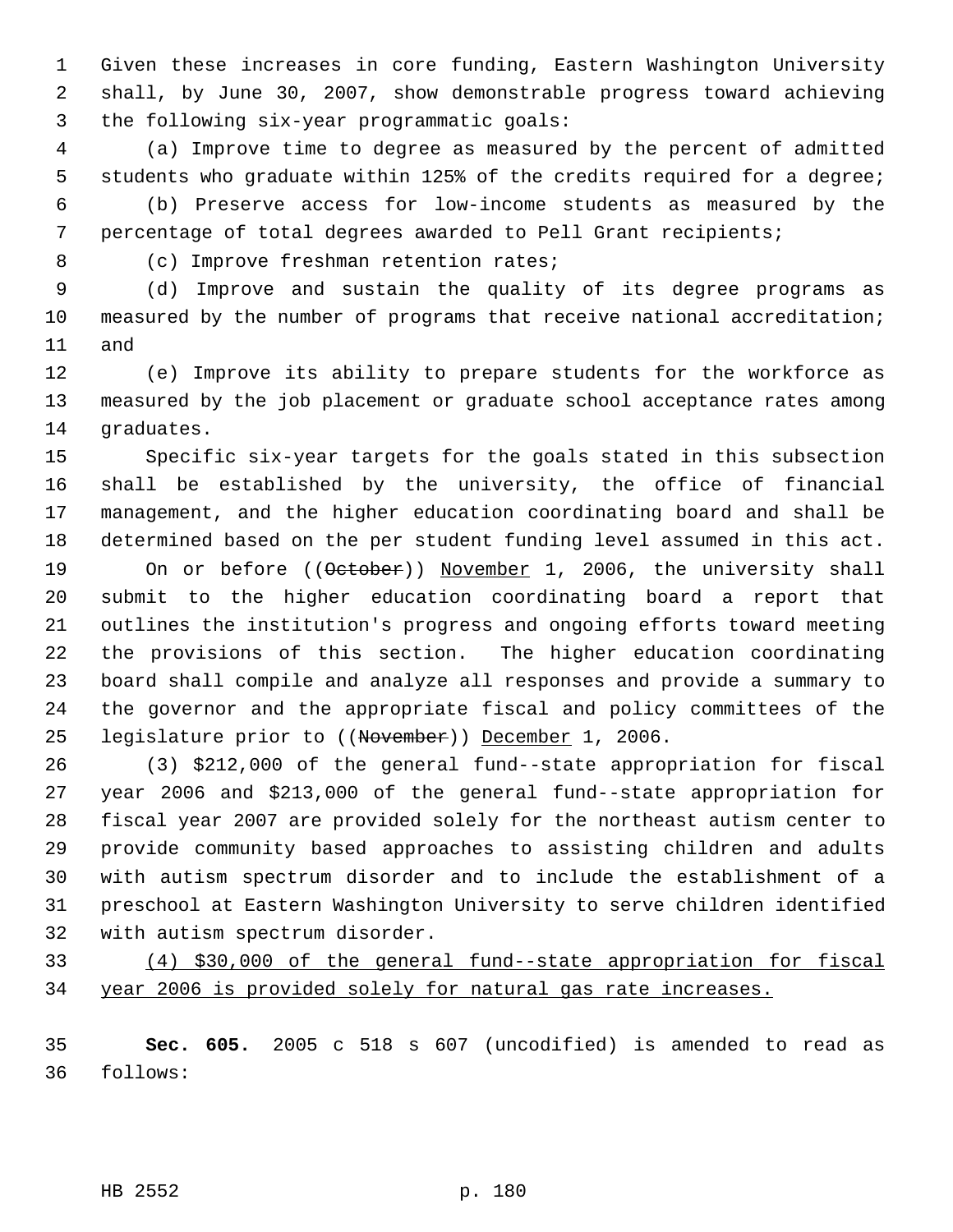Given these increases in core funding, Eastern Washington University shall, by June 30, 2007, show demonstrable progress toward achieving the following six-year programmatic goals:

(a) Improve time to degree as measured by the percent of admitted students who graduate within 125% of the credits required for a degree;

(b) Preserve access for low-income students as measured by the percentage of total degrees awarded to Pell Grant recipients;

(c) Improve freshman retention rates;

(d) Improve and sustain the quality of its degree programs as measured by the number of programs that receive national accreditation; and

(e) Improve its ability to prepare students for the workforce as measured by the job placement or graduate school acceptance rates among graduates.

Specific six-year targets for the goals stated in this subsection shall be established by the university, the office of financial management, and the higher education coordinating board and shall be determined based on the per student funding level assumed in this act. On or before ((~~October~~)) <u>November</u> 1, 2006, the university shall submit to the higher education coordinating board a report that outlines the institution's progress and ongoing efforts toward meeting the provisions of this section. The higher education coordinating board shall compile and analyze all responses and provide a summary to the governor and the appropriate fiscal and policy committees of the legislature prior to ((~~November~~)) <u>December</u> 1, 2006.

(3) $212,000 of the general fund--state appropriation for fiscal year 2006 and $213,000 of the general fund--state appropriation for fiscal year 2007 are provided solely for the northeast autism center to provide community based approaches to assisting children and adults with autism spectrum disorder and to include the establishment of a preschool at Eastern Washington University to serve children identified with autism spectrum disorder.

<u>(4) $30,000 of the general fund--state appropriation for fiscal year 2006 is provided solely for natural gas rate increases.</u>

**Sec. 605.** 2005 c 518 s 607 (uncodified) is amended to read as follows: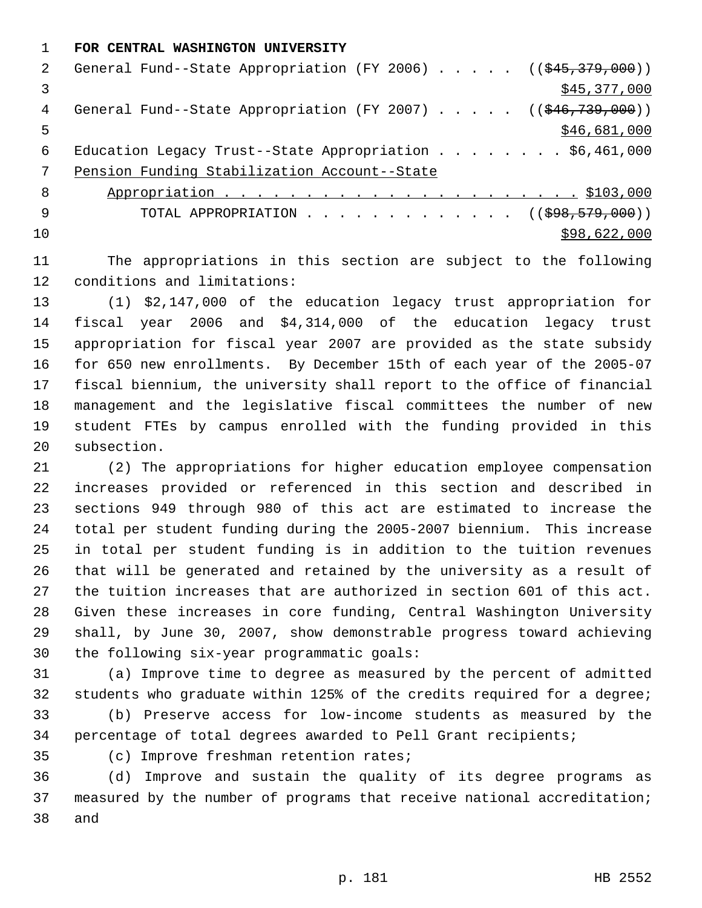**FOR CENTRAL WASHINGTON UNIVERSITY**

General Fund--State Appropriation (FY 2006) . . . . . ((~~$45,379,000~~))
<u>$45,377,000</u>

General Fund--State Appropriation (FY 2007) . . . . . ((~~$46,739,000~~))
<u>$46,681,000</u>

Education Legacy Trust--State Appropriation . . . . . . . . $6,461,000

<u>Pension Funding Stabilization Account--State</u>
<u>Appropriation . . . . . . . . . . . . . . . . . . . . . . $103,000</u>

TOTAL APPROPRIATION . . . . . . . . . . . . . ((~~$98,579,000~~))
<u>$98,622,000</u>

The appropriations in this section are subject to the following conditions and limitations:

(1) $2,147,000 of the education legacy trust appropriation for fiscal year 2006 and $4,314,000 of the education legacy trust appropriation for fiscal year 2007 are provided as the state subsidy for 650 new enrollments. By December 15th of each year of the 2005-07 fiscal biennium, the university shall report to the office of financial management and the legislative fiscal committees the number of new student FTEs by campus enrolled with the funding provided in this subsection.

(2) The appropriations for higher education employee compensation increases provided or referenced in this section and described in sections 949 through 980 of this act are estimated to increase the total per student funding during the 2005-2007 biennium. This increase in total per student funding is in addition to the tuition revenues that will be generated and retained by the university as a result of the tuition increases that are authorized in section 601 of this act. Given these increases in core funding, Central Washington University shall, by June 30, 2007, show demonstrable progress toward achieving the following six-year programmatic goals:

(a) Improve time to degree as measured by the percent of admitted students who graduate within 125% of the credits required for a degree;

(b) Preserve access for low-income students as measured by the percentage of total degrees awarded to Pell Grant recipients;

(c) Improve freshman retention rates;

(d) Improve and sustain the quality of its degree programs as measured by the number of programs that receive national accreditation; and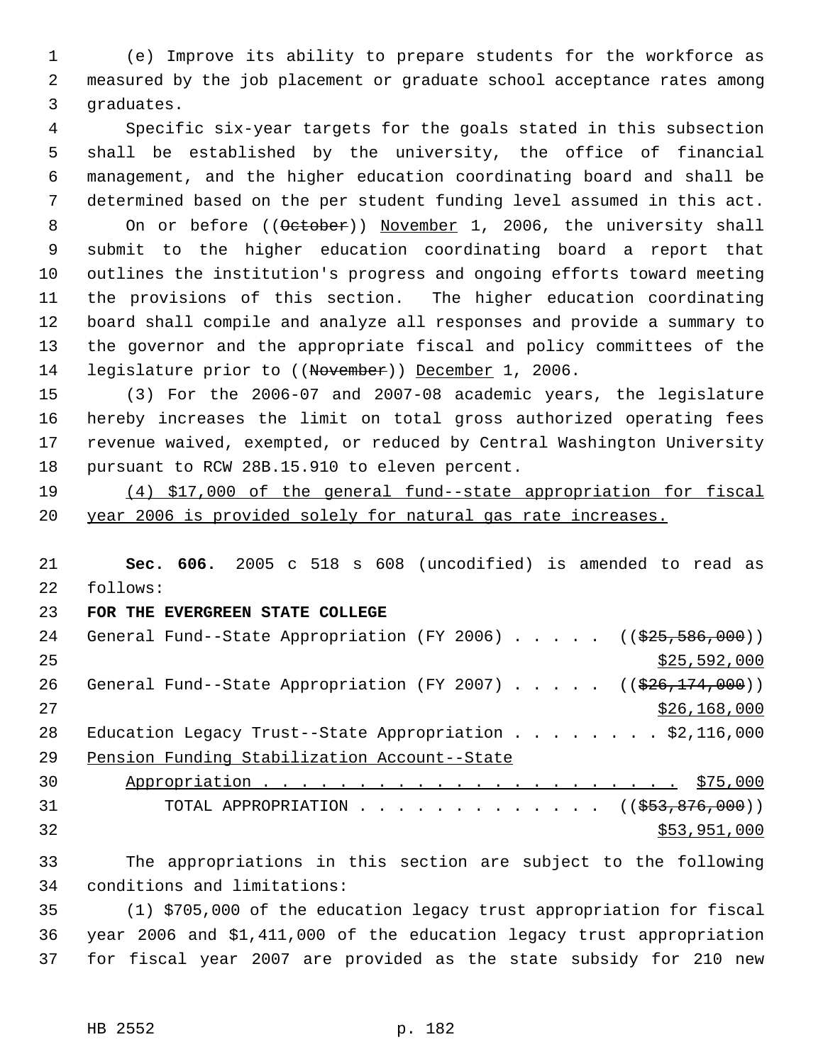(e) Improve its ability to prepare students for the workforce as measured by the job placement or graduate school acceptance rates among graduates.

Specific six-year targets for the goals stated in this subsection shall be established by the university, the office of financial management, and the higher education coordinating board and shall be determined based on the per student funding level assumed in this act.

On or before ((~~October~~)) <u>November</u> 1, 2006, the university shall submit to the higher education coordinating board a report that outlines the institution's progress and ongoing efforts toward meeting the provisions of this section. The higher education coordinating board shall compile and analyze all responses and provide a summary to the governor and the appropriate fiscal and policy committees of the legislature prior to ((~~November~~)) <u>December</u> 1, 2006.

(3) For the 2006-07 and 2007-08 academic years, the legislature hereby increases the limit on total gross authorized operating fees revenue waived, exempted, or reduced by Central Washington University pursuant to RCW 28B.15.910 to eleven percent.

<u>(4) $17,000 of the general fund--state appropriation for fiscal year 2006 is provided solely for natural gas rate increases.</u>

**Sec. 606.** 2005 c 518 s 608 (uncodified) is amended to read as follows:

**FOR THE EVERGREEN STATE COLLEGE**

General Fund--State Appropriation (FY 2006) . . . . . ((~~$25,586,000~~))
<u>$25,592,000</u>

General Fund--State Appropriation (FY 2007) . . . . . ((~~$26,174,000~~))
<u>$26,168,000</u>

Education Legacy Trust--State Appropriation . . . . . . . . $2,116,000

<u>Pension Funding Stabilization Account--State Appropriation . . . . . . . . . . . . . . . . . . . . . . . $75,000</u>

TOTAL APPROPRIATION . . . . . . . . . . . . . ((~~$53,876,000~~))
<u>$53,951,000</u>

The appropriations in this section are subject to the following conditions and limitations:

(1) $705,000 of the education legacy trust appropriation for fiscal year 2006 and $1,411,000 of the education legacy trust appropriation for fiscal year 2007 are provided as the state subsidy for 210 new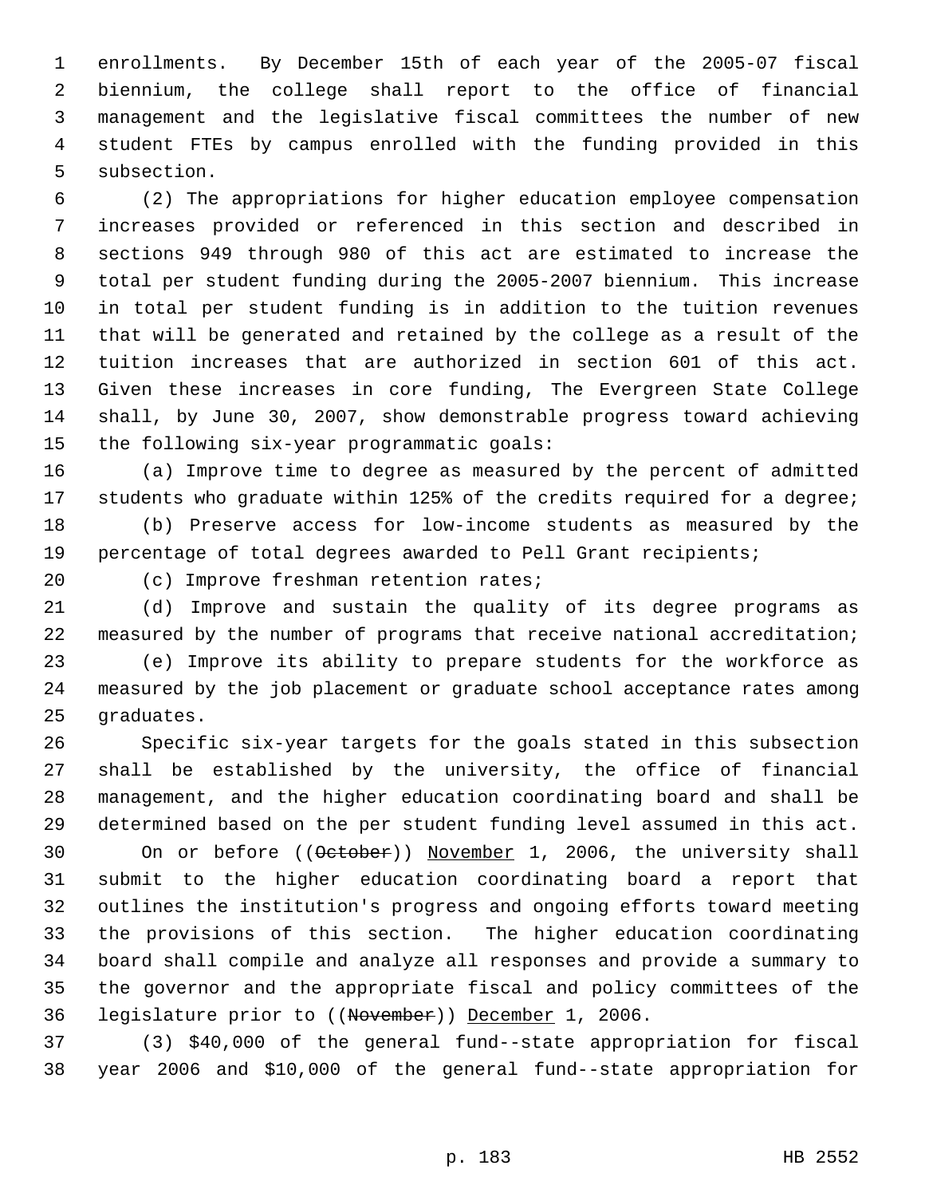enrollments. By December 15th of each year of the 2005-07 fiscal biennium, the college shall report to the office of financial management and the legislative fiscal committees the number of new student FTEs by campus enrolled with the funding provided in this subsection.

(2) The appropriations for higher education employee compensation increases provided or referenced in this section and described in sections 949 through 980 of this act are estimated to increase the total per student funding during the 2005-2007 biennium. This increase in total per student funding is in addition to the tuition revenues that will be generated and retained by the college as a result of the tuition increases that are authorized in section 601 of this act. Given these increases in core funding, The Evergreen State College shall, by June 30, 2007, show demonstrable progress toward achieving the following six-year programmatic goals:

(a) Improve time to degree as measured by the percent of admitted students who graduate within 125% of the credits required for a degree;

(b) Preserve access for low-income students as measured by the percentage of total degrees awarded to Pell Grant recipients;

(c) Improve freshman retention rates;

(d) Improve and sustain the quality of its degree programs as measured by the number of programs that receive national accreditation;

(e) Improve its ability to prepare students for the workforce as measured by the job placement or graduate school acceptance rates among graduates.

Specific six-year targets for the goals stated in this subsection shall be established by the university, the office of financial management, and the higher education coordinating board and shall be determined based on the per student funding level assumed in this act. On or before ((~~October~~)) November 1, 2006, the university shall submit to the higher education coordinating board a report that outlines the institution's progress and ongoing efforts toward meeting the provisions of this section. The higher education coordinating board shall compile and analyze all responses and provide a summary to the governor and the appropriate fiscal and policy committees of the legislature prior to ((~~November~~)) December 1, 2006.

(3) $40,000 of the general fund--state appropriation for fiscal year 2006 and $10,000 of the general fund--state appropriation for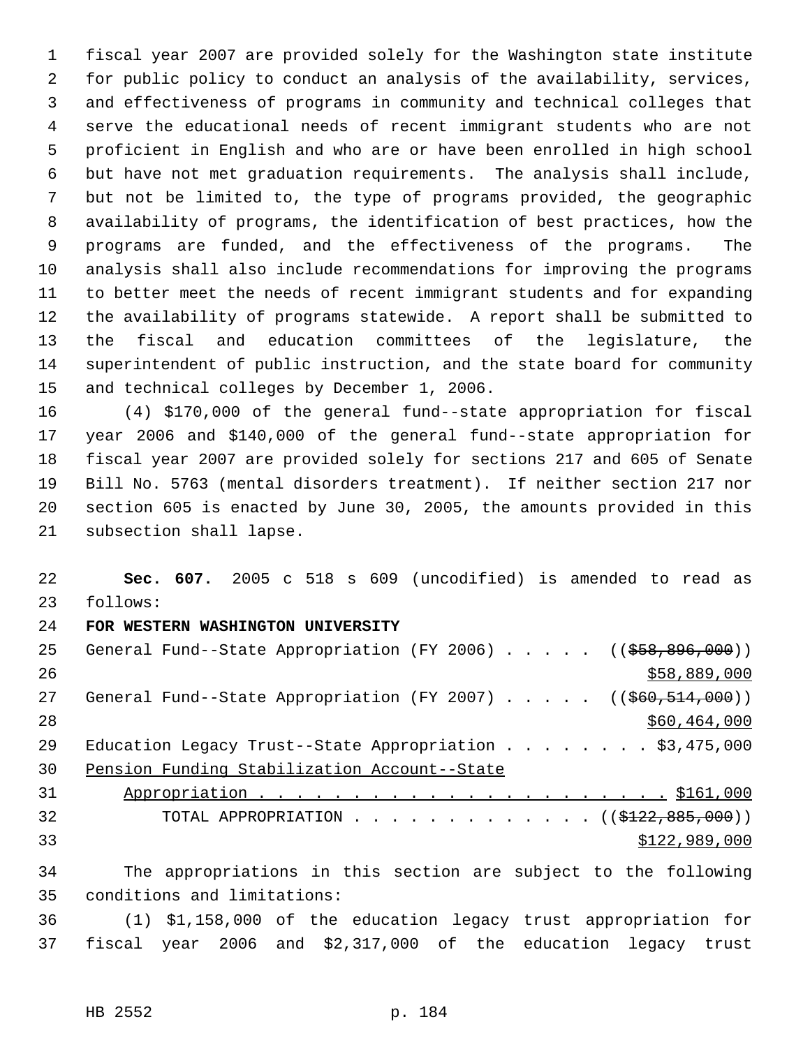fiscal year 2007 are provided solely for the Washington state institute for public policy to conduct an analysis of the availability, services, and effectiveness of programs in community and technical colleges that serve the educational needs of recent immigrant students who are not proficient in English and who are or have been enrolled in high school but have not met graduation requirements. The analysis shall include, but not be limited to, the type of programs provided, the geographic availability of programs, the identification of best practices, how the programs are funded, and the effectiveness of the programs. The analysis shall also include recommendations for improving the programs to better meet the needs of recent immigrant students and for expanding the availability of programs statewide. A report shall be submitted to the fiscal and education committees of the legislature, the superintendent of public instruction, and the state board for community and technical colleges by December 1, 2006.

(4) $170,000 of the general fund--state appropriation for fiscal year 2006 and $140,000 of the general fund--state appropriation for fiscal year 2007 are provided solely for sections 217 and 605 of Senate Bill No. 5763 (mental disorders treatment). If neither section 217 nor section 605 is enacted by June 30, 2005, the amounts provided in this subsection shall lapse.

**Sec. 607.** 2005 c 518 s 609 (uncodified) is amended to read as follows:

**FOR WESTERN WASHINGTON UNIVERSITY**

General Fund--State Appropriation (FY 2006) . . . . . (( ~~$58,896,000~~ ))
<u>$58,889,000</u>

General Fund--State Appropriation (FY 2007) . . . . . (( ~~$60,514,000~~ ))
<u>$60,464,000</u>

Education Legacy Trust--State Appropriation . . . . . . . . $3,475,000

<u>Pension Funding Stabilization Account--State Appropriation . . . . . . . . . . . . . . . . . . . . . . $161,000</u>

TOTAL APPROPRIATION . . . . . . . . . . . . . (( ~~$122,885,000~~ ))
<u>$122,989,000</u>

The appropriations in this section are subject to the following conditions and limitations:

(1) $1,158,000 of the education legacy trust appropriation for fiscal year 2006 and $2,317,000 of the education legacy trust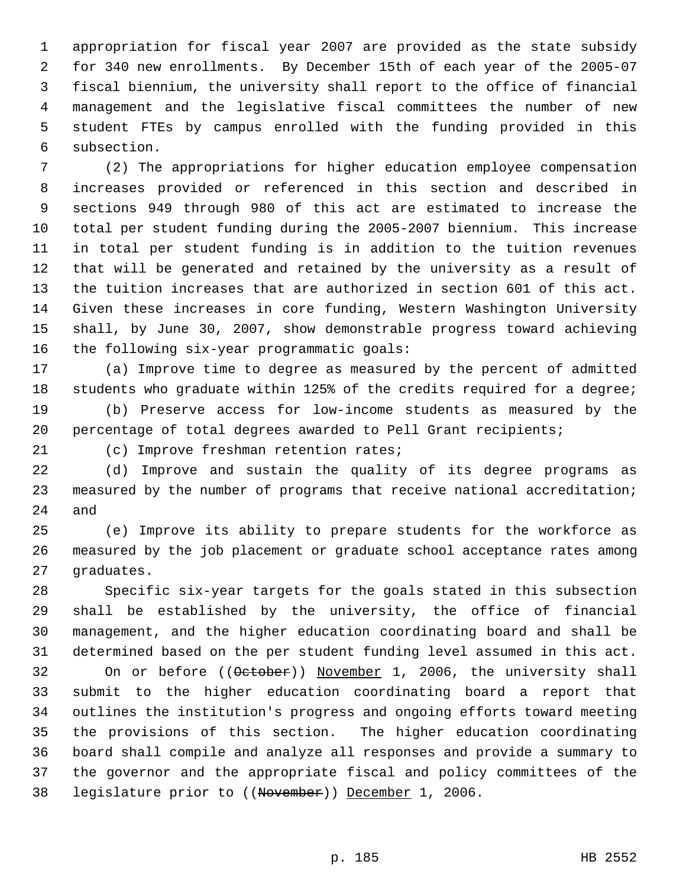appropriation for fiscal year 2007 are provided as the state subsidy for 340 new enrollments. By December 15th of each year of the 2005-07 fiscal biennium, the university shall report to the office of financial management and the legislative fiscal committees the number of new student FTEs by campus enrolled with the funding provided in this subsection.

(2) The appropriations for higher education employee compensation increases provided or referenced in this section and described in sections 949 through 980 of this act are estimated to increase the total per student funding during the 2005-2007 biennium. This increase in total per student funding is in addition to the tuition revenues that will be generated and retained by the university as a result of the tuition increases that are authorized in section 601 of this act. Given these increases in core funding, Western Washington University shall, by June 30, 2007, show demonstrable progress toward achieving the following six-year programmatic goals:

(a) Improve time to degree as measured by the percent of admitted students who graduate within 125% of the credits required for a degree;

(b) Preserve access for low-income students as measured by the percentage of total degrees awarded to Pell Grant recipients;

(c) Improve freshman retention rates;

(d) Improve and sustain the quality of its degree programs as measured by the number of programs that receive national accreditation; and

(e) Improve its ability to prepare students for the workforce as measured by the job placement or graduate school acceptance rates among graduates.

Specific six-year targets for the goals stated in this subsection shall be established by the university, the office of financial management, and the higher education coordinating board and shall be determined based on the per student funding level assumed in this act. On or before ((~~October~~)) <u>November</u> 1, 2006, the university shall submit to the higher education coordinating board a report that outlines the institution's progress and ongoing efforts toward meeting the provisions of this section. The higher education coordinating board shall compile and analyze all responses and provide a summary to the governor and the appropriate fiscal and policy committees of the legislature prior to ((~~November~~)) <u>December</u> 1, 2006.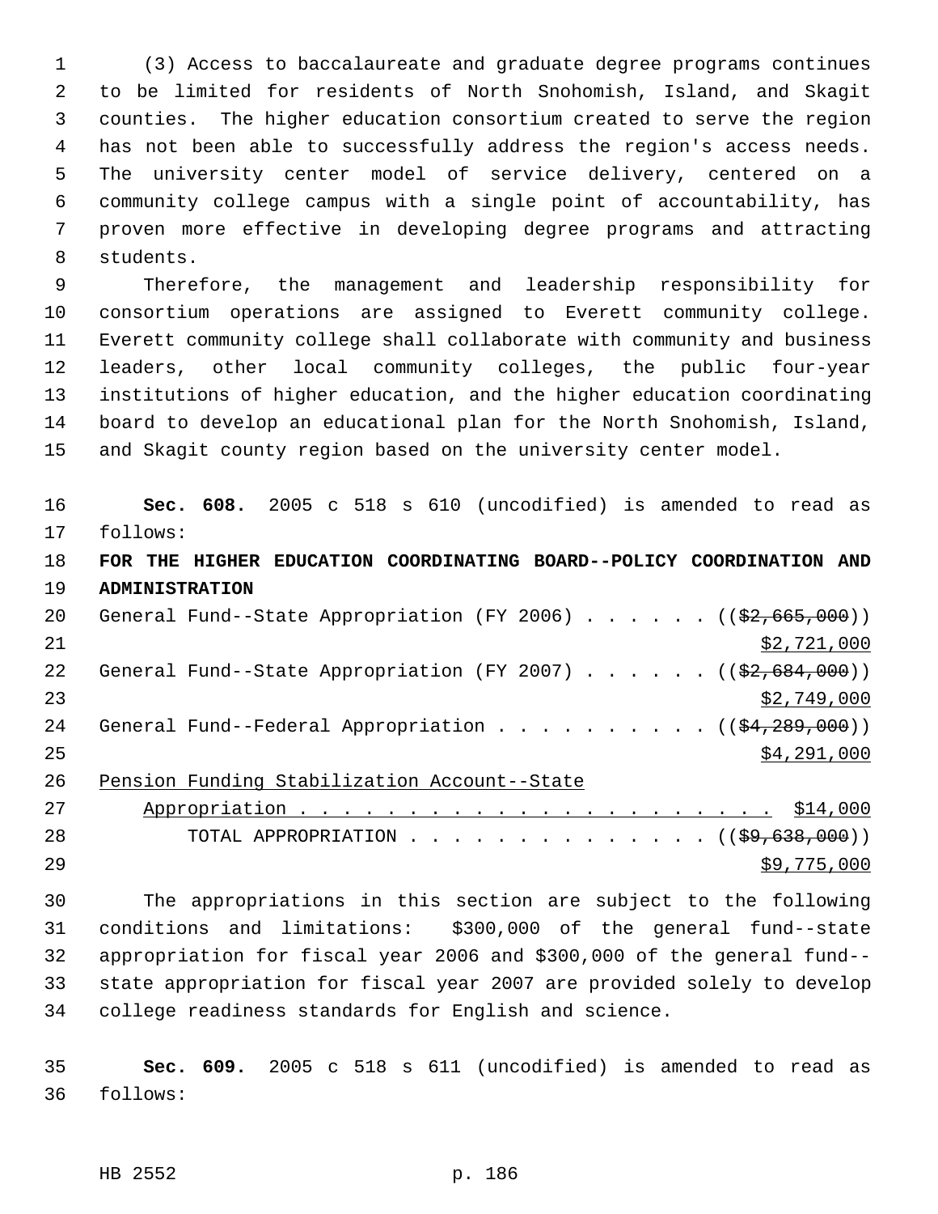(3) Access to baccalaureate and graduate degree programs continues to be limited for residents of North Snohomish, Island, and Skagit counties. The higher education consortium created to serve the region has not been able to successfully address the region's access needs. The university center model of service delivery, centered on a community college campus with a single point of accountability, has proven more effective in developing degree programs and attracting students.

Therefore, the management and leadership responsibility for consortium operations are assigned to Everett community college. Everett community college shall collaborate with community and business leaders, other local community colleges, the public four-year institutions of higher education, and the higher education coordinating board to develop an educational plan for the North Snohomish, Island, and Skagit county region based on the university center model.

**Sec. 608.** 2005 c 518 s 610 (uncodified) is amended to read as follows:

**FOR THE HIGHER EDUCATION COORDINATING BOARD--POLICY COORDINATION AND ADMINISTRATION**

General Fund--State Appropriation (FY 2006) . . . . . . ((~~$2,665,000~~)) $2,721,000

General Fund--State Appropriation (FY 2007) . . . . . . ((~~$2,684,000~~)) $2,749,000

General Fund--Federal Appropriation . . . . . . . . . . ((~~$4,289,000~~)) $4,291,000

Pension Funding Stabilization Account--State Appropriation . . . . . . . . . . . . . . . . . . . . . . . $14,000

TOTAL APPROPRIATION . . . . . . . . . . . . . . ((~~$9,638,000~~)) $9,775,000

The appropriations in this section are subject to the following conditions and limitations: $300,000 of the general fund--state appropriation for fiscal year 2006 and $300,000 of the general fund--state appropriation for fiscal year 2007 are provided solely to develop college readiness standards for English and science.

**Sec. 609.** 2005 c 518 s 611 (uncodified) is amended to read as follows: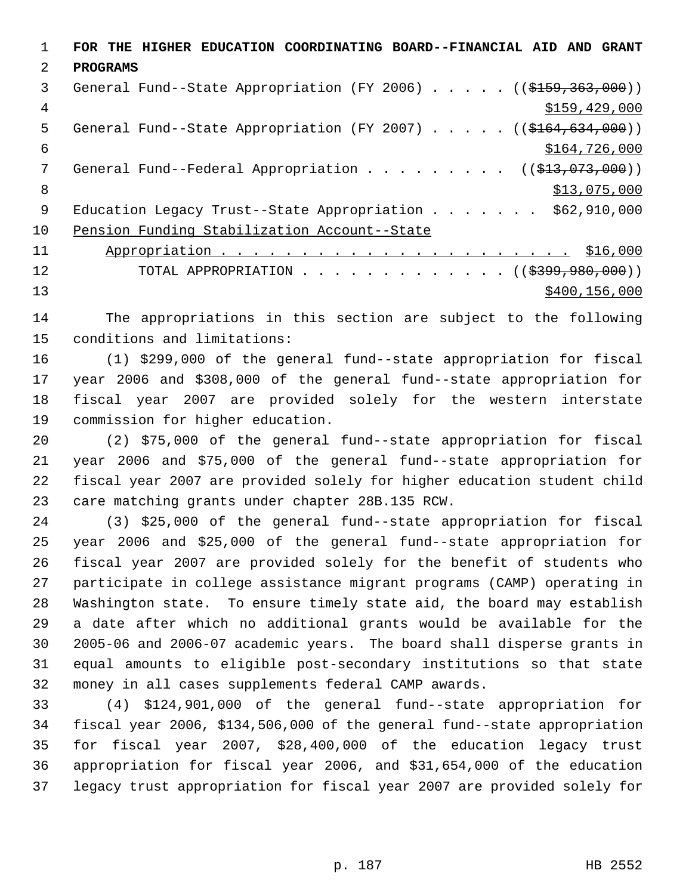**FOR THE HIGHER EDUCATION COORDINATING BOARD--FINANCIAL AID AND GRANT PROGRAMS**

General Fund--State Appropriation (FY 2006) . . . . . ((~~$159,363,000~~))
<u>$159,429,000</u>

General Fund--State Appropriation (FY 2007) . . . . . ((~~$164,634,000~~))
<u>$164,726,000</u>

General Fund--Federal Appropriation . . . . . . . . . ((~~$13,073,000~~))
<u>$13,075,000</u>

Education Legacy Trust--State Appropriation . . . . . . . $62,910,000

<u>Pension Funding Stabilization Account--State Appropriation . . . . . . . . . . . . . . . . . . . . . . $16,000</u>

TOTAL APPROPRIATION . . . . . . . . . . . . . ((~~$399,980,000~~))
<u>$400,156,000</u>

The appropriations in this section are subject to the following conditions and limitations:

(1) $299,000 of the general fund--state appropriation for fiscal year 2006 and $308,000 of the general fund--state appropriation for fiscal year 2007 are provided solely for the western interstate commission for higher education.

(2) $75,000 of the general fund--state appropriation for fiscal year 2006 and $75,000 of the general fund--state appropriation for fiscal year 2007 are provided solely for higher education student child care matching grants under chapter 28B.135 RCW.

(3) $25,000 of the general fund--state appropriation for fiscal year 2006 and $25,000 of the general fund--state appropriation for fiscal year 2007 are provided solely for the benefit of students who participate in college assistance migrant programs (CAMP) operating in Washington state. To ensure timely state aid, the board may establish a date after which no additional grants would be available for the 2005-06 and 2006-07 academic years. The board shall disperse grants in equal amounts to eligible post-secondary institutions so that state money in all cases supplements federal CAMP awards.

(4) $124,901,000 of the general fund--state appropriation for fiscal year 2006, $134,506,000 of the general fund--state appropriation for fiscal year 2007, $28,400,000 of the education legacy trust appropriation for fiscal year 2006, and $31,654,000 of the education legacy trust appropriation for fiscal year 2007 are provided solely for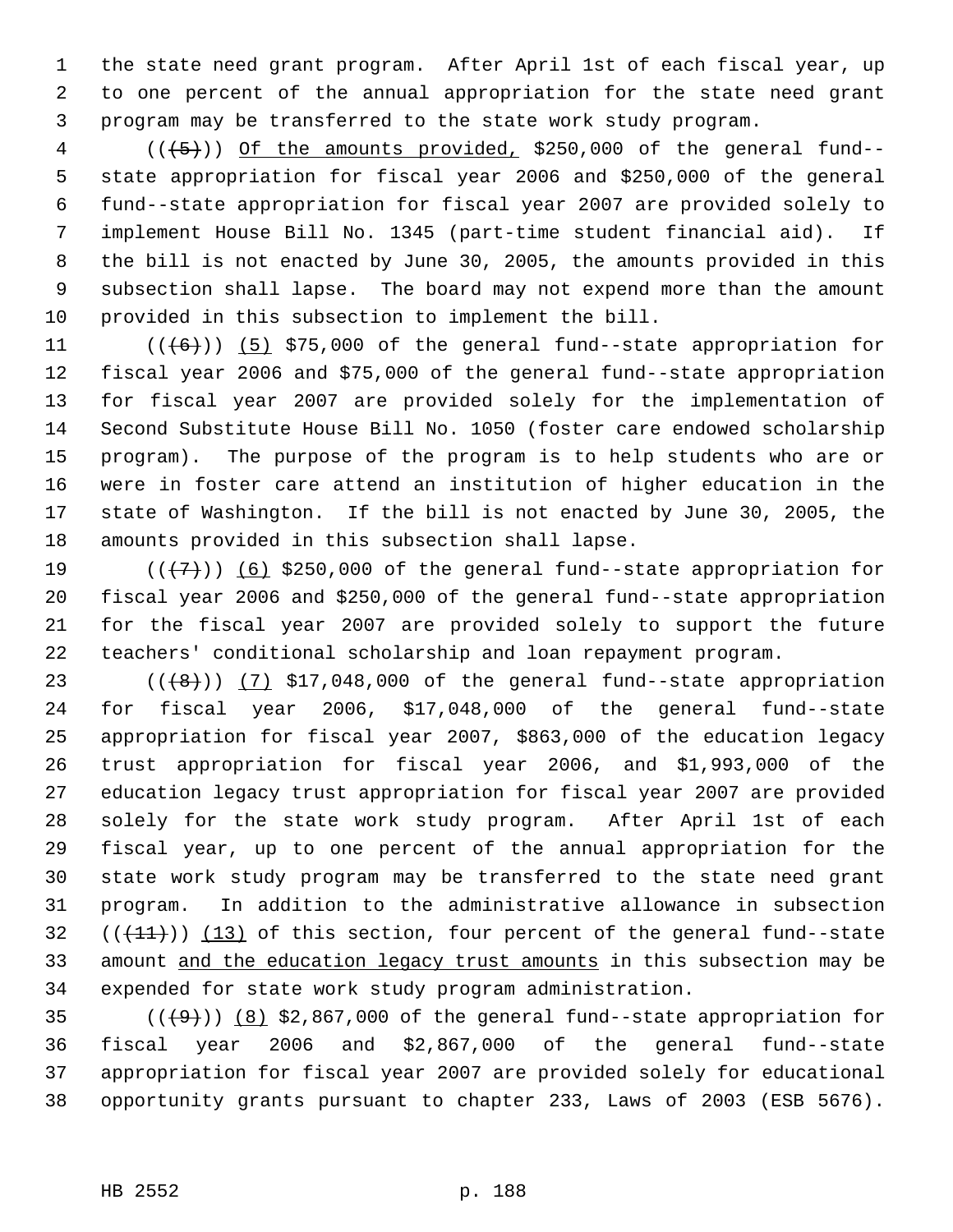the state need grant program. After April 1st of each fiscal year, up to one percent of the annual appropriation for the state need grant program may be transferred to the state work study program.

((~~(5)~~)) Of the amounts provided, $250,000 of the general fund--state appropriation for fiscal year 2006 and $250,000 of the general fund--state appropriation for fiscal year 2007 are provided solely to implement House Bill No. 1345 (part-time student financial aid). If the bill is not enacted by June 30, 2005, the amounts provided in this subsection shall lapse. The board may not expend more than the amount provided in this subsection to implement the bill.

((~~(6)~~)) (5) $75,000 of the general fund--state appropriation for fiscal year 2006 and $75,000 of the general fund--state appropriation for fiscal year 2007 are provided solely for the implementation of Second Substitute House Bill No. 1050 (foster care endowed scholarship program). The purpose of the program is to help students who are or were in foster care attend an institution of higher education in the state of Washington. If the bill is not enacted by June 30, 2005, the amounts provided in this subsection shall lapse.

((~~(7)~~)) (6) $250,000 of the general fund--state appropriation for fiscal year 2006 and $250,000 of the general fund--state appropriation for the fiscal year 2007 are provided solely to support the future teachers' conditional scholarship and loan repayment program.

((~~(8)~~)) (7) $17,048,000 of the general fund--state appropriation for fiscal year 2006, $17,048,000 of the general fund--state appropriation for fiscal year 2007, $863,000 of the education legacy trust appropriation for fiscal year 2006, and $1,993,000 of the education legacy trust appropriation for fiscal year 2007 are provided solely for the state work study program. After April 1st of each fiscal year, up to one percent of the annual appropriation for the state work study program may be transferred to the state need grant program. In addition to the administrative allowance in subsection ((~~(11)~~)) (13) of this section, four percent of the general fund--state amount and the education legacy trust amounts in this subsection may be expended for state work study program administration.

((~~(9)~~)) (8) $2,867,000 of the general fund--state appropriation for fiscal year 2006 and $2,867,000 of the general fund--state appropriation for fiscal year 2007 are provided solely for educational opportunity grants pursuant to chapter 233, Laws of 2003 (ESB 5676).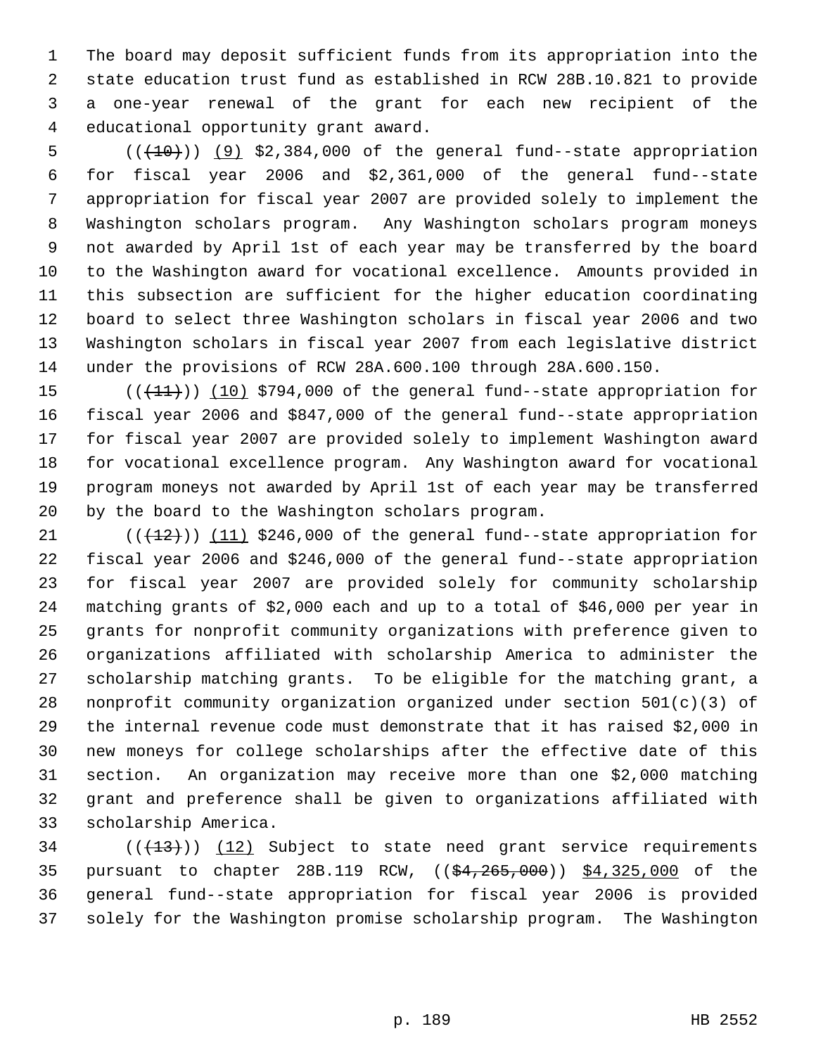The board may deposit sufficient funds from its appropriation into the state education trust fund as established in RCW 28B.10.821 to provide a one-year renewal of the grant for each new recipient of the educational opportunity grant award.

((~~(10)~~)) (9) $2,384,000 of the general fund--state appropriation for fiscal year 2006 and $2,361,000 of the general fund--state appropriation for fiscal year 2007 are provided solely to implement the Washington scholars program. Any Washington scholars program moneys not awarded by April 1st of each year may be transferred by the board to the Washington award for vocational excellence. Amounts provided in this subsection are sufficient for the higher education coordinating board to select three Washington scholars in fiscal year 2006 and two Washington scholars in fiscal year 2007 from each legislative district under the provisions of RCW 28A.600.100 through 28A.600.150.

((~~(11)~~)) (10) $794,000 of the general fund--state appropriation for fiscal year 2006 and $847,000 of the general fund--state appropriation for fiscal year 2007 are provided solely to implement Washington award for vocational excellence program. Any Washington award for vocational program moneys not awarded by April 1st of each year may be transferred by the board to the Washington scholars program.

((~~(12)~~)) (11) $246,000 of the general fund--state appropriation for fiscal year 2006 and $246,000 of the general fund--state appropriation for fiscal year 2007 are provided solely for community scholarship matching grants of $2,000 each and up to a total of $46,000 per year in grants for nonprofit community organizations with preference given to organizations affiliated with scholarship America to administer the scholarship matching grants. To be eligible for the matching grant, a nonprofit community organization organized under section 501(c)(3) of the internal revenue code must demonstrate that it has raised $2,000 in new moneys for college scholarships after the effective date of this section. An organization may receive more than one $2,000 matching grant and preference shall be given to organizations affiliated with scholarship America.

((~~(13)~~)) (12) Subject to state need grant service requirements pursuant to chapter 28B.119 RCW, ((~~$4,265,000~~)) $4,325,000 of the general fund--state appropriation for fiscal year 2006 is provided solely for the Washington promise scholarship program. The Washington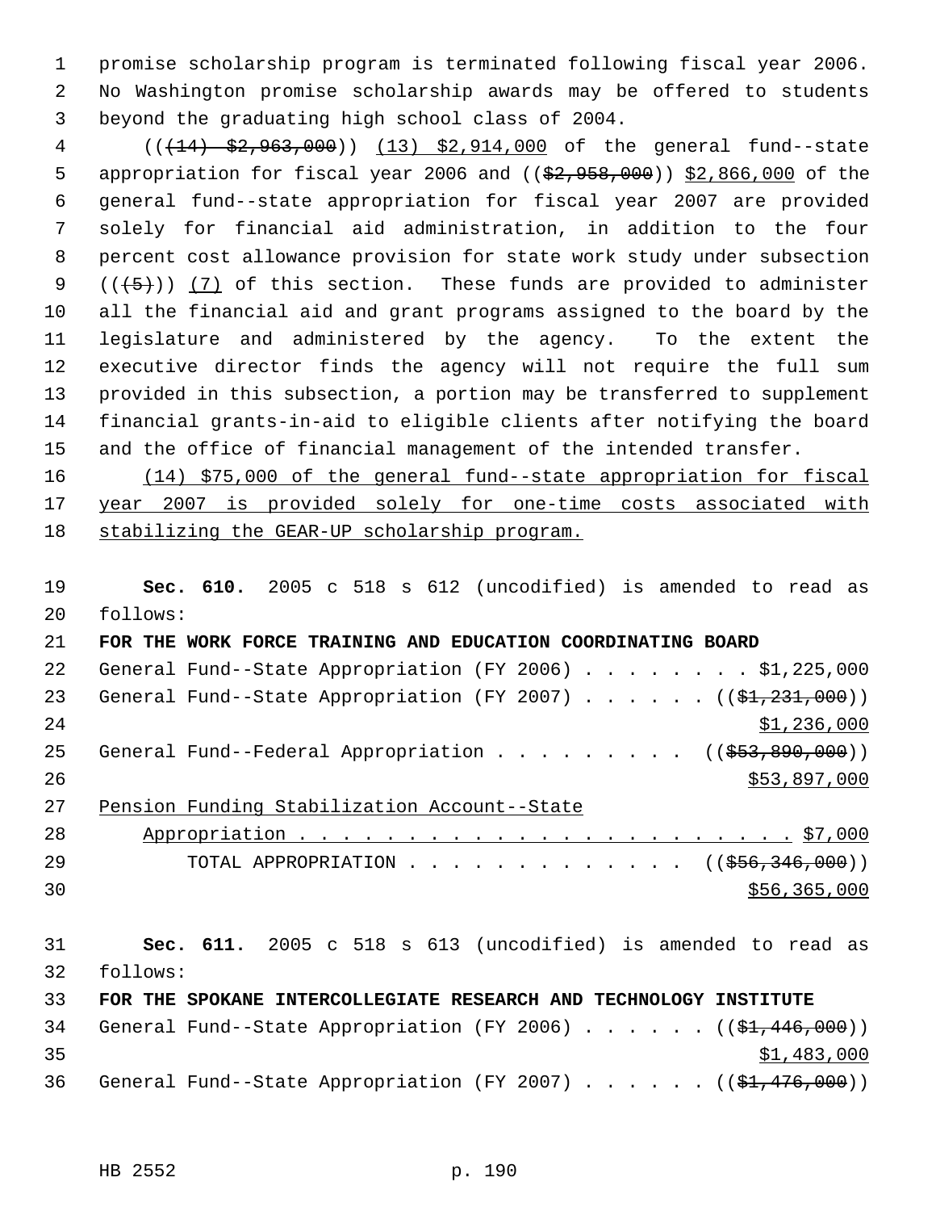promise scholarship program is terminated following fiscal year 2006. No Washington promise scholarship awards may be offered to students beyond the graduating high school class of 2004.

(((14) $2,963,000)) (13) $2,914,000 of the general fund--state appropriation for fiscal year 2006 and (($2,958,000)) $2,866,000 of the general fund--state appropriation for fiscal year 2007 are provided solely for financial aid administration, in addition to the four percent cost allowance provision for state work study under subsection (((5))) (7) of this section. These funds are provided to administer all the financial aid and grant programs assigned to the board by the legislature and administered by the agency. To the extent the executive director finds the agency will not require the full sum provided in this subsection, a portion may be transferred to supplement financial grants-in-aid to eligible clients after notifying the board and the office of financial management of the intended transfer.

(14) $75,000 of the general fund--state appropriation for fiscal year 2007 is provided solely for one-time costs associated with stabilizing the GEAR-UP scholarship program.

**Sec. 610.** 2005 c 518 s 612 (uncodified) is amended to read as follows:

**FOR THE WORK FORCE TRAINING AND EDUCATION COORDINATING BOARD**

General Fund--State Appropriation (FY 2006) . . . . . . . . . $1,225,000
General Fund--State Appropriation (FY 2007) . . . . . . (($1,231,000))
$1,236,000
General Fund--Federal Appropriation . . . . . . . . . (($53,890,000))
$53,897,000
Pension Funding Stabilization Account--State
Appropriation . . . . . . . . . . . . . . . . . . . . . . . . $7,000
TOTAL APPROPRIATION . . . . . . . . . . . . . (($56,346,000))
$56,365,000

**Sec. 611.** 2005 c 518 s 613 (uncodified) is amended to read as follows:

**FOR THE SPOKANE INTERCOLLEGIATE RESEARCH AND TECHNOLOGY INSTITUTE**

General Fund--State Appropriation (FY 2006) . . . . . . (($1,446,000))
$1,483,000
General Fund--State Appropriation (FY 2007) . . . . . . (($1,476,000))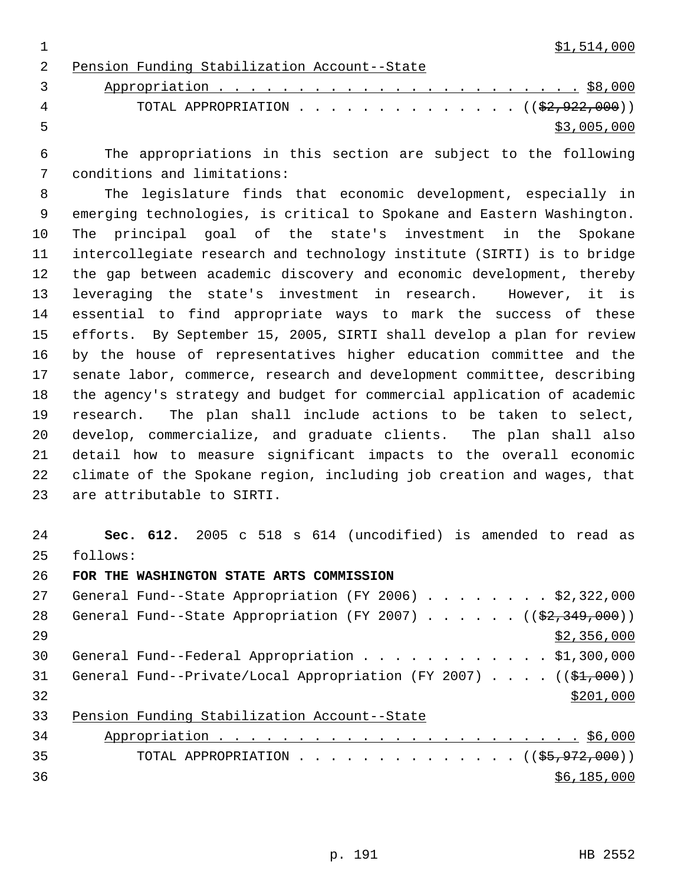$1,514,000

Pension Funding Stabilization Account--State
Appropriation . . . . . . . . . . . . . . . . . . . . . . . . $8,000

TOTAL APPROPRIATION . . . . . . . . . . . . . . . (($2,922,000))
$3,005,000

The appropriations in this section are subject to the following conditions and limitations:

The legislature finds that economic development, especially in emerging technologies, is critical to Spokane and Eastern Washington. The principal goal of the state's investment in the Spokane intercollegiate research and technology institute (SIRTI) is to bridge the gap between academic discovery and economic development, thereby leveraging the state's investment in research. However, it is essential to find appropriate ways to mark the success of these efforts. By September 15, 2005, SIRTI shall develop a plan for review by the house of representatives higher education committee and the senate labor, commerce, research and development committee, describing the agency's strategy and budget for commercial application of academic research. The plan shall include actions to be taken to select, develop, commercialize, and graduate clients. The plan shall also detail how to measure significant impacts to the overall economic climate of the Spokane region, including job creation and wages, that are attributable to SIRTI.

**Sec. 612.** 2005 c 518 s 614 (uncodified) is amended to read as follows:

**FOR THE WASHINGTON STATE ARTS COMMISSION**

General Fund--State Appropriation (FY 2006) . . . . . . . . $2,322,000
General Fund--State Appropriation (FY 2007) . . . . . . (($2,349,000))
$2,356,000
General Fund--Federal Appropriation . . . . . . . . . . . . $1,300,000
General Fund--Private/Local Appropriation (FY 2007) . . . . (($1,000))
$201,000
Pension Funding Stabilization Account--State
Appropriation . . . . . . . . . . . . . . . . . . . . . . . . $6,000

TOTAL APPROPRIATION . . . . . . . . . . . . . . . (($5,972,000))
$6,185,000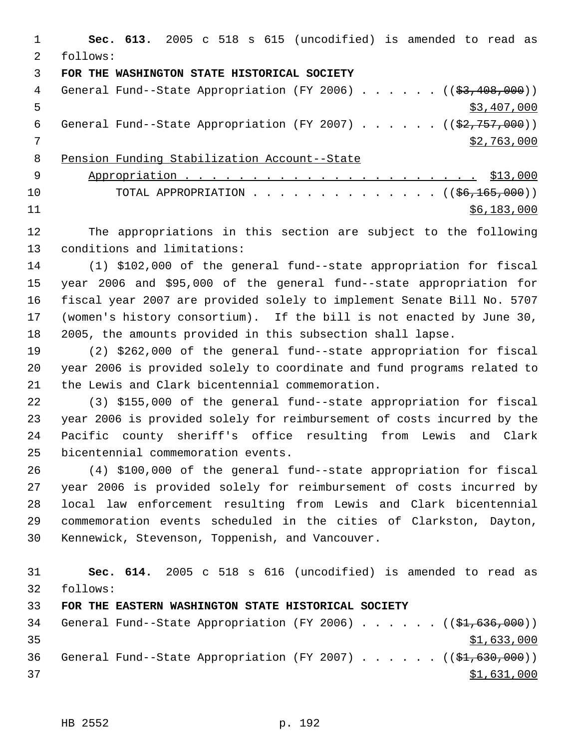**Sec. 613.** 2005 c 518 s 615 (uncodified) is amended to read as follows:

**FOR THE WASHINGTON STATE HISTORICAL SOCIETY**

General Fund--State Appropriation (FY 2006) . . . . . . ((~~$3,408,000~~))
$3,407,000

General Fund--State Appropriation (FY 2007) . . . . . . ((~~$2,757,000~~))
$2,763,000

Pension Funding Stabilization Account--State
Appropriation . . . . . . . . . . . . . . . . . . . . . . . $13,000

TOTAL APPROPRIATION . . . . . . . . . . . . . . . ((~~$6,165,000~~))
$6,183,000

The appropriations in this section are subject to the following conditions and limitations:

(1) $102,000 of the general fund--state appropriation for fiscal year 2006 and $95,000 of the general fund--state appropriation for fiscal year 2007 are provided solely to implement Senate Bill No. 5707 (women's history consortium). If the bill is not enacted by June 30, 2005, the amounts provided in this subsection shall lapse.

(2) $262,000 of the general fund--state appropriation for fiscal year 2006 is provided solely to coordinate and fund programs related to the Lewis and Clark bicentennial commemoration.

(3) $155,000 of the general fund--state appropriation for fiscal year 2006 is provided solely for reimbursement of costs incurred by the Pacific county sheriff's office resulting from Lewis and Clark bicentennial commemoration events.

(4) $100,000 of the general fund--state appropriation for fiscal year 2006 is provided solely for reimbursement of costs incurred by local law enforcement resulting from Lewis and Clark bicentennial commemoration events scheduled in the cities of Clarkston, Dayton, Kennewick, Stevenson, Toppenish, and Vancouver.

**Sec. 614.** 2005 c 518 s 616 (uncodified) is amended to read as follows:

**FOR THE EASTERN WASHINGTON STATE HISTORICAL SOCIETY**

General Fund--State Appropriation (FY 2006) . . . . . . ((~~$1,636,000~~))
$1,633,000

General Fund--State Appropriation (FY 2007) . . . . . . ((~~$1,630,000~~))
$1,631,000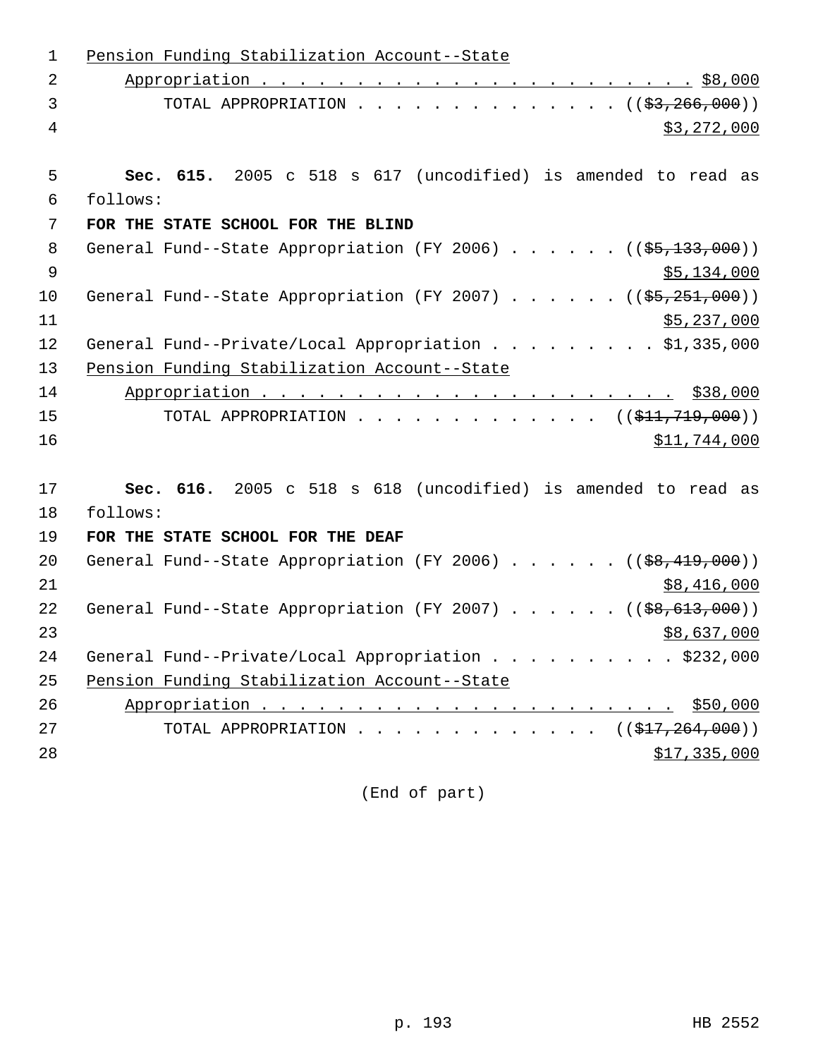Pension Funding Stabilization Account--State
    Appropriation . . . . . . . . . . . . . . . . . . . . . . . $8,000
        TOTAL APPROPRIATION . . . . . . . . . . . . . . . (($3,266,000))
$3,272,000

**Sec. 615.** 2005 c 518 s 617 (uncodified) is amended to read as follows:

**FOR THE STATE SCHOOL FOR THE BLIND**

General Fund--State Appropriation (FY 2006) . . . . . . (($5,133,000))
$5,134,000
General Fund--State Appropriation (FY 2007) . . . . . . (($5,251,000))
$5,237,000
General Fund--Private/Local Appropriation . . . . . . . . . $1,335,000
Pension Funding Stabilization Account--State
    Appropriation . . . . . . . . . . . . . . . . . . . . . . $38,000
        TOTAL APPROPRIATION . . . . . . . . . . . . . (($11,719,000))
$11,744,000

**Sec. 616.** 2005 c 518 s 618 (uncodified) is amended to read as follows:

**FOR THE STATE SCHOOL FOR THE DEAF**

General Fund--State Appropriation (FY 2006) . . . . . . (($8,419,000))
$8,416,000
General Fund--State Appropriation (FY 2007) . . . . . . (($8,613,000))
$8,637,000
General Fund--Private/Local Appropriation . . . . . . . . . . $232,000
Pension Funding Stabilization Account--State
    Appropriation . . . . . . . . . . . . . . . . . . . . . . $50,000
        TOTAL APPROPRIATION . . . . . . . . . . . . . (($17,264,000))
$17,335,000

(End of part)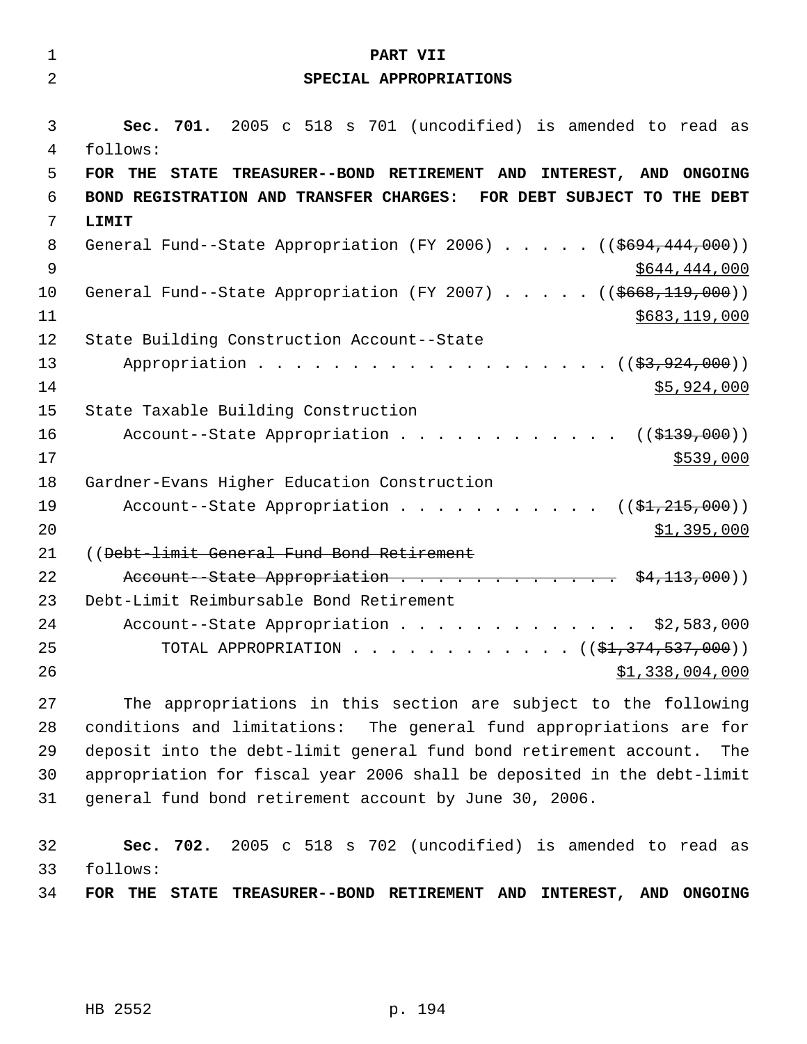# PART VII

## SPECIAL APPROPRIATIONS

**Sec. 701.** 2005 c 518 s 701 (uncodified) is amended to read as follows:

**FOR THE STATE TREASURER--BOND RETIREMENT AND INTEREST, AND ONGOING BOND REGISTRATION AND TRANSFER CHARGES: FOR DEBT SUBJECT TO THE DEBT LIMIT**

General Fund--State Appropriation (FY 2006) . . . . . ((~~$694,444,000~~)) $644,444,000

General Fund--State Appropriation (FY 2007) . . . . . ((~~$668,119,000~~)) $683,119,000

State Building Construction Account--State Appropriation . . . . . . . . . . . . . . . . . . . ((~~$3,924,000~~)) $5,924,000

State Taxable Building Construction Account--State Appropriation . . . . . . . . . . . . ((~~$139,000~~)) $539,000

Gardner-Evans Higher Education Construction Account--State Appropriation . . . . . . . . . . . ((~~$1,215,000~~)) $1,395,000

((~~Debt-limit General Fund Bond Retirement Account--State Appropriation . . . . . . . . . . . . . $4,113,000~~))

Debt-Limit Reimbursable Bond Retirement Account--State Appropriation . . . . . . . . . . . . . $2,583,000

TOTAL APPROPRIATION . . . . . . . . . . . . ((~~$1,374,537,000~~)) $1,338,004,000

The appropriations in this section are subject to the following conditions and limitations: The general fund appropriations are for deposit into the debt-limit general fund bond retirement account. The appropriation for fiscal year 2006 shall be deposited in the debt-limit general fund bond retirement account by June 30, 2006.

**Sec. 702.** 2005 c 518 s 702 (uncodified) is amended to read as follows:

**FOR THE STATE TREASURER--BOND RETIREMENT AND INTEREST, AND ONGOING**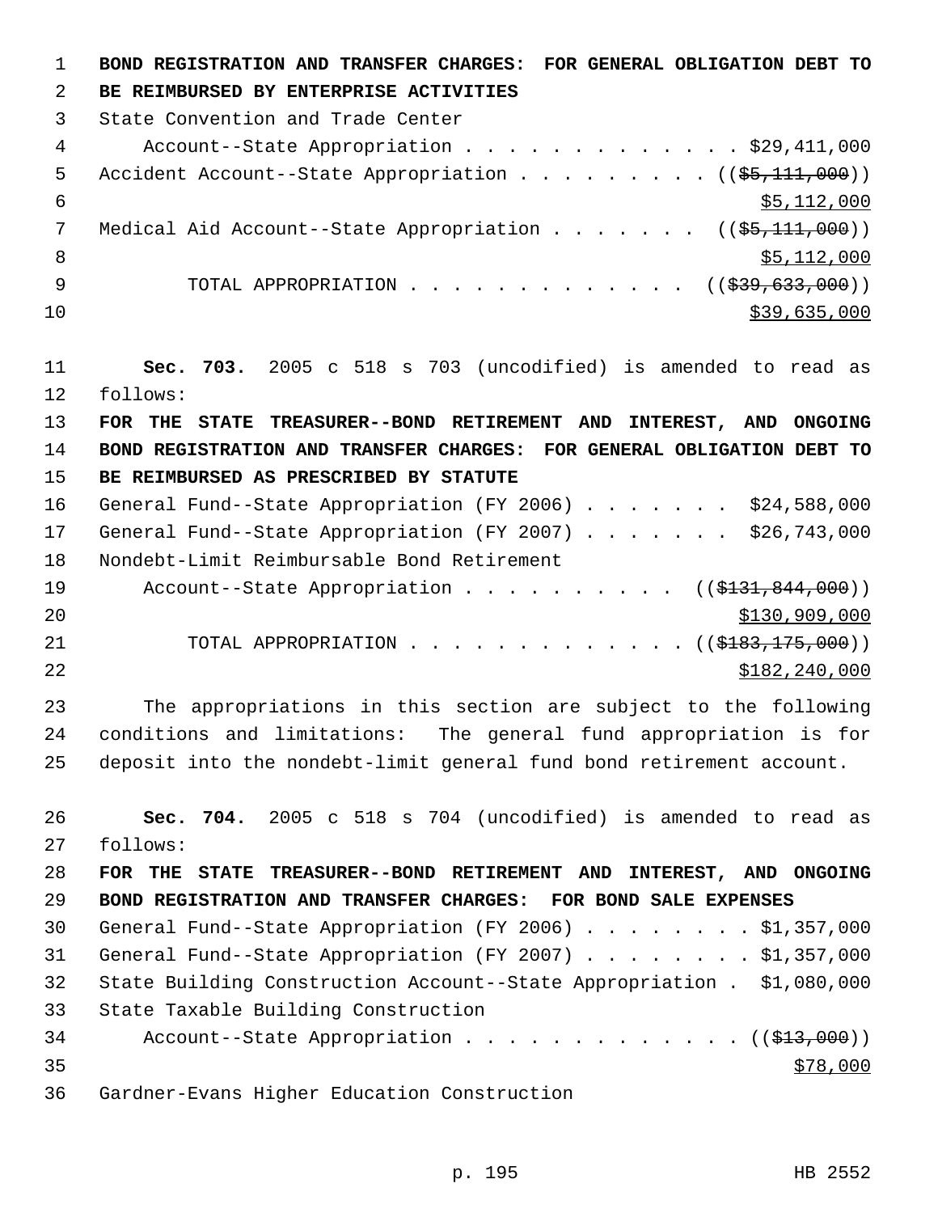**BOND REGISTRATION AND TRANSFER CHARGES: FOR GENERAL OBLIGATION DEBT TO BE REIMBURSED BY ENTERPRISE ACTIVITIES**

State Convention and Trade Center
    Account--State Appropriation . . . . . . . . . . . . . $29,411,000
Accident Account--State Appropriation . . . . . . . . . ((~~$5,111,000~~))
    $5,112,000
Medical Aid Account--State Appropriation . . . . . . . ((~~$5,111,000~~))
    $5,112,000
        TOTAL APPROPRIATION . . . . . . . . . . . . . ((~~$39,633,000~~))
    $39,635,000

**Sec. 703.** 2005 c 518 s 703 (uncodified) is amended to read as follows:

**FOR THE STATE TREASURER--BOND RETIREMENT AND INTEREST, AND ONGOING BOND REGISTRATION AND TRANSFER CHARGES: FOR GENERAL OBLIGATION DEBT TO BE REIMBURSED AS PRESCRIBED BY STATUTE**

General Fund--State Appropriation (FY 2006) . . . . . . . $24,588,000
General Fund--State Appropriation (FY 2007) . . . . . . . $26,743,000
Nondebt-Limit Reimbursable Bond Retirement
    Account--State Appropriation . . . . . . . . . . ((~~$131,844,000~~))
    $130,909,000
        TOTAL APPROPRIATION . . . . . . . . . . . . . ((~~$183,175,000~~))
    $182,240,000

The appropriations in this section are subject to the following conditions and limitations: The general fund appropriation is for deposit into the nondebt-limit general fund bond retirement account.

**Sec. 704.** 2005 c 518 s 704 (uncodified) is amended to read as follows:

**FOR THE STATE TREASURER--BOND RETIREMENT AND INTEREST, AND ONGOING BOND REGISTRATION AND TRANSFER CHARGES: FOR BOND SALE EXPENSES**

General Fund--State Appropriation (FY 2006) . . . . . . . . $1,357,000
General Fund--State Appropriation (FY 2007) . . . . . . . . $1,357,000
State Building Construction Account--State Appropriation . $1,080,000
State Taxable Building Construction
    Account--State Appropriation . . . . . . . . . . . . . ((~~$13,000~~))
    $78,000
Gardner-Evans Higher Education Construction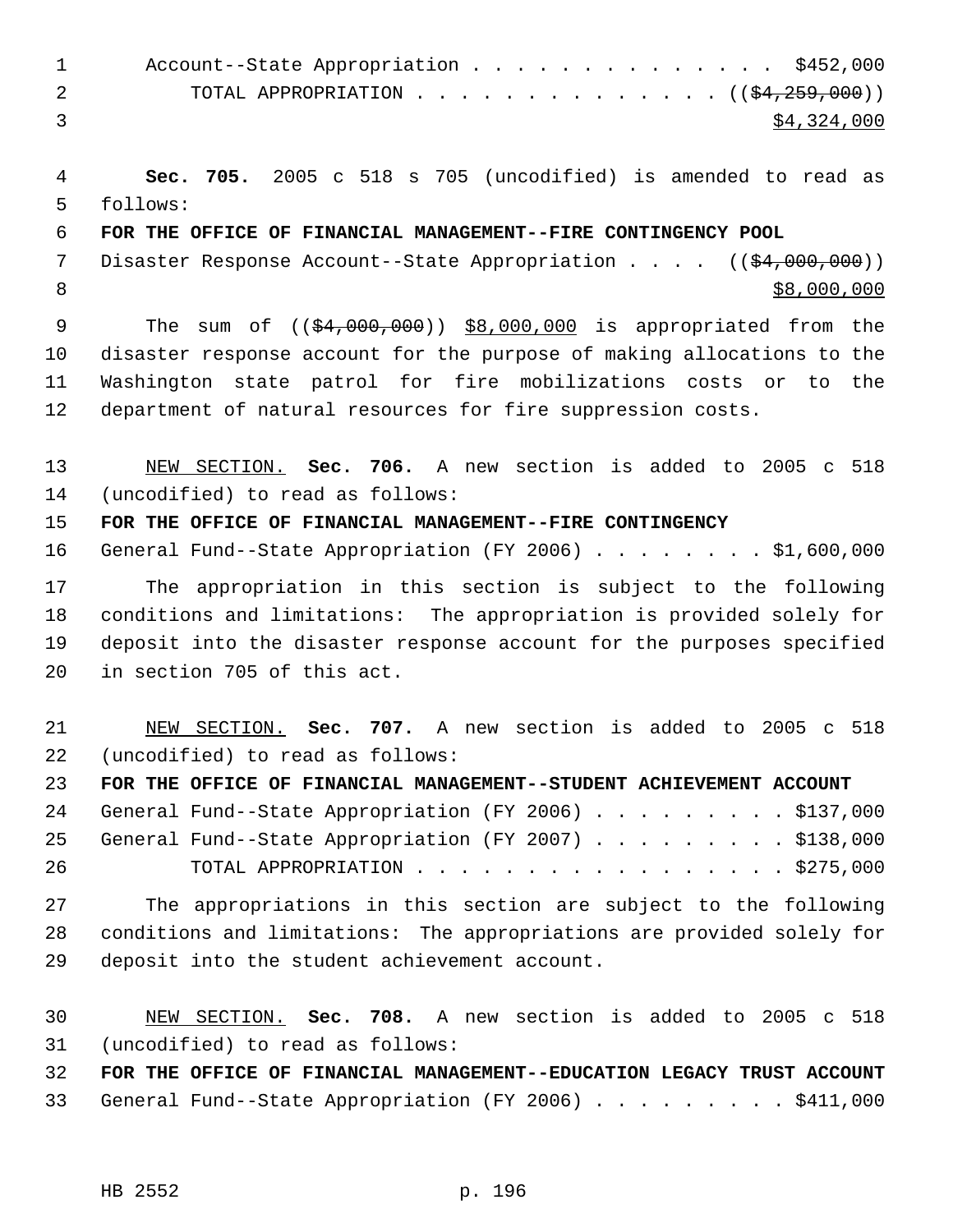Account--State Appropriation . . . . . . . . . . . . . . . $452,000
TOTAL APPROPRIATION . . . . . . . . . . . . . . . (($4,259,000))
$4,324,000

**Sec. 705.** 2005 c 518 s 705 (uncodified) is amended to read as follows:

**FOR THE OFFICE OF FINANCIAL MANAGEMENT--FIRE CONTINGENCY POOL**

Disaster Response Account--State Appropriation . . . . (($4,000,000))
$8,000,000

The sum of (($4,000,000)) $8,000,000 is appropriated from the disaster response account for the purpose of making allocations to the Washington state patrol for fire mobilizations costs or to the department of natural resources for fire suppression costs.

NEW SECTION. **Sec. 706.** A new section is added to 2005 c 518 (uncodified) to read as follows:

**FOR THE OFFICE OF FINANCIAL MANAGEMENT--FIRE CONTINGENCY**

General Fund--State Appropriation (FY 2006) . . . . . . . . $1,600,000

The appropriation in this section is subject to the following conditions and limitations: The appropriation is provided solely for deposit into the disaster response account for the purposes specified in section 705 of this act.

NEW SECTION. **Sec. 707.** A new section is added to 2005 c 518 (uncodified) to read as follows:

**FOR THE OFFICE OF FINANCIAL MANAGEMENT--STUDENT ACHIEVEMENT ACCOUNT**

General Fund--State Appropriation (FY 2006) . . . . . . . . . $137,000
General Fund--State Appropriation (FY 2007) . . . . . . . . . $138,000
TOTAL APPROPRIATION . . . . . . . . . . . . . . . . . $275,000

The appropriations in this section are subject to the following conditions and limitations: The appropriations are provided solely for deposit into the student achievement account.

NEW SECTION. **Sec. 708.** A new section is added to 2005 c 518 (uncodified) to read as follows:

**FOR THE OFFICE OF FINANCIAL MANAGEMENT--EDUCATION LEGACY TRUST ACCOUNT**

General Fund--State Appropriation (FY 2006) . . . . . . . . . $411,000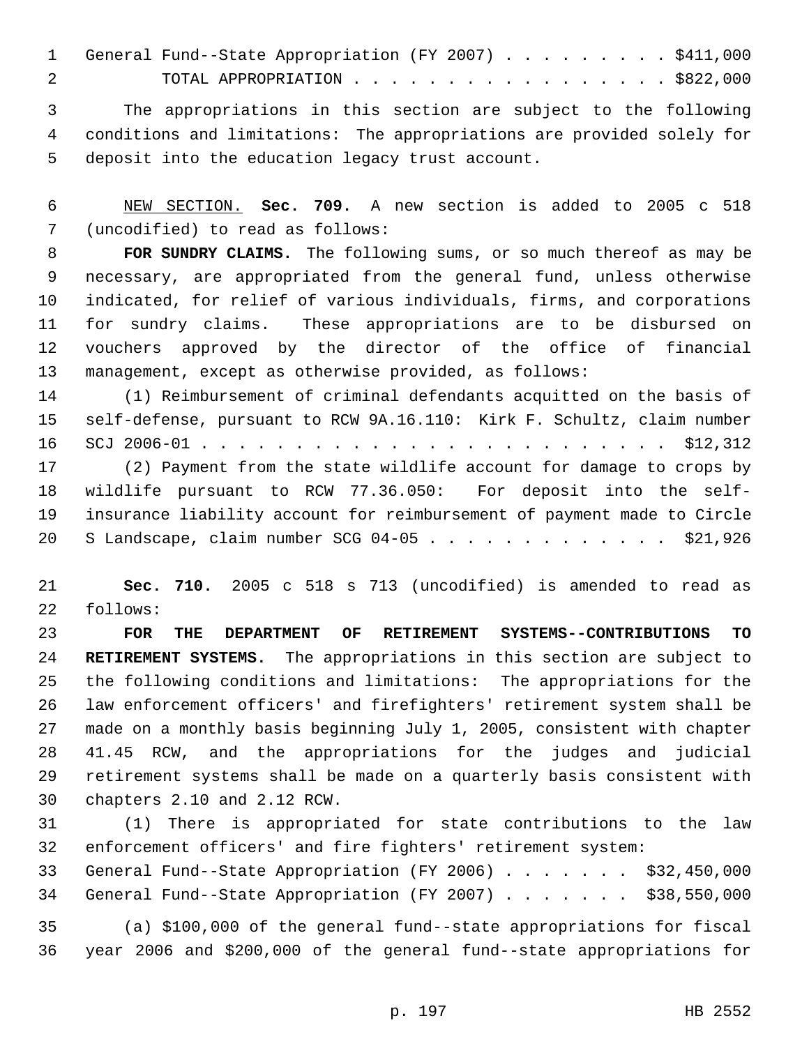General Fund--State Appropriation (FY 2007) . . . . . . . . . $411,000
TOTAL APPROPRIATION . . . . . . . . . . . . . . . . . . $822,000

The appropriations in this section are subject to the following conditions and limitations: The appropriations are provided solely for deposit into the education legacy trust account.

NEW SECTION. **Sec. 709.** A new section is added to 2005 c 518 (uncodified) to read as follows:

**FOR SUNDRY CLAIMS.** The following sums, or so much thereof as may be necessary, are appropriated from the general fund, unless otherwise indicated, for relief of various individuals, firms, and corporations for sundry claims. These appropriations are to be disbursed on vouchers approved by the director of the office of financial management, except as otherwise provided, as follows:

(1) Reimbursement of criminal defendants acquitted on the basis of self-defense, pursuant to RCW 9A.16.110: Kirk F. Schultz, claim number SCJ 2006-01 . . . . . . . . . . . . . . . . . . . . . . . . . $12,312

(2) Payment from the state wildlife account for damage to crops by wildlife pursuant to RCW 77.36.050: For deposit into the self-insurance liability account for reimbursement of payment made to Circle S Landscape, claim number SCG 04-05 . . . . . . . . . . . . . $21,926

**Sec. 710.** 2005 c 518 s 713 (uncodified) is amended to read as follows:

**FOR THE DEPARTMENT OF RETIREMENT SYSTEMS--CONTRIBUTIONS TO RETIREMENT SYSTEMS.** The appropriations in this section are subject to the following conditions and limitations: The appropriations for the law enforcement officers' and firefighters' retirement system shall be made on a monthly basis beginning July 1, 2005, consistent with chapter 41.45 RCW, and the appropriations for the judges and judicial retirement systems shall be made on a quarterly basis consistent with chapters 2.10 and 2.12 RCW.

(1) There is appropriated for state contributions to the law enforcement officers' and fire fighters' retirement system:

General Fund--State Appropriation (FY 2006) . . . . . . . $32,450,000
General Fund--State Appropriation (FY 2007) . . . . . . . $38,550,000

(a) $100,000 of the general fund--state appropriations for fiscal year 2006 and $200,000 of the general fund--state appropriations for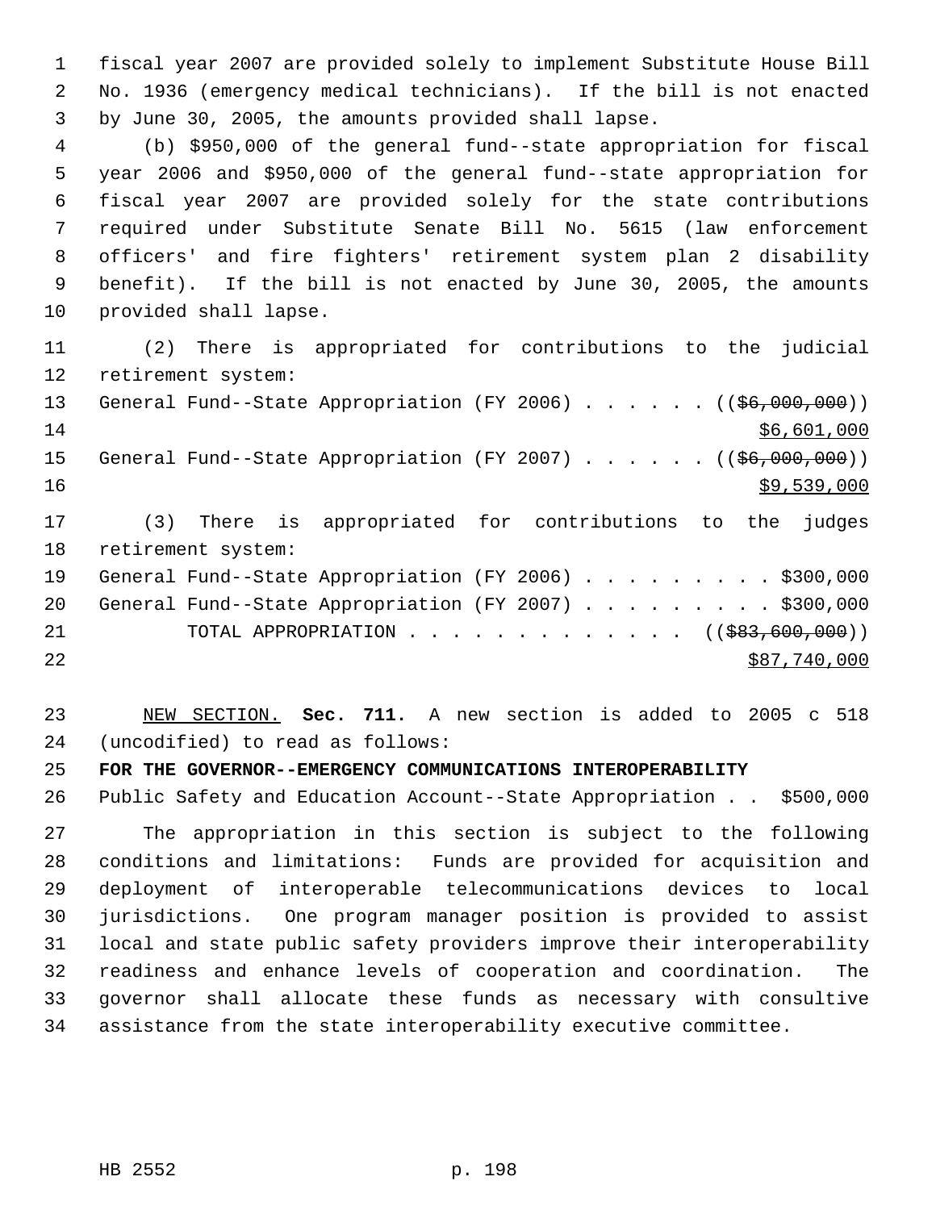fiscal year 2007 are provided solely to implement Substitute House Bill No. 1936 (emergency medical technicians). If the bill is not enacted by June 30, 2005, the amounts provided shall lapse.

(b) $950,000 of the general fund--state appropriation for fiscal year 2006 and $950,000 of the general fund--state appropriation for fiscal year 2007 are provided solely for the state contributions required under Substitute Senate Bill No. 5615 (law enforcement officers' and fire fighters' retirement system plan 2 disability benefit). If the bill is not enacted by June 30, 2005, the amounts provided shall lapse.

(2) There is appropriated for contributions to the judicial retirement system:

General Fund--State Appropriation (FY 2006) . . . . . . (($6,000,000))
$6,601,000

General Fund--State Appropriation (FY 2007) . . . . . . (($6,000,000))
$9,539,000

(3) There is appropriated for contributions to the judges retirement system:

General Fund--State Appropriation (FY 2006) . . . . . . . . . $300,000

General Fund--State Appropriation (FY 2007) . . . . . . . . . $300,000

TOTAL APPROPRIATION . . . . . . . . . . . . . (($83,600,000))
$87,740,000

NEW SECTION. **Sec. 711.** A new section is added to 2005 c 518 (uncodified) to read as follows:

**FOR THE GOVERNOR--EMERGENCY COMMUNICATIONS INTEROPERABILITY**

Public Safety and Education Account--State Appropriation . . $500,000

The appropriation in this section is subject to the following conditions and limitations: Funds are provided for acquisition and deployment of interoperable telecommunications devices to local jurisdictions. One program manager position is provided to assist local and state public safety providers improve their interoperability readiness and enhance levels of cooperation and coordination. The governor shall allocate these funds as necessary with consultive assistance from the state interoperability executive committee.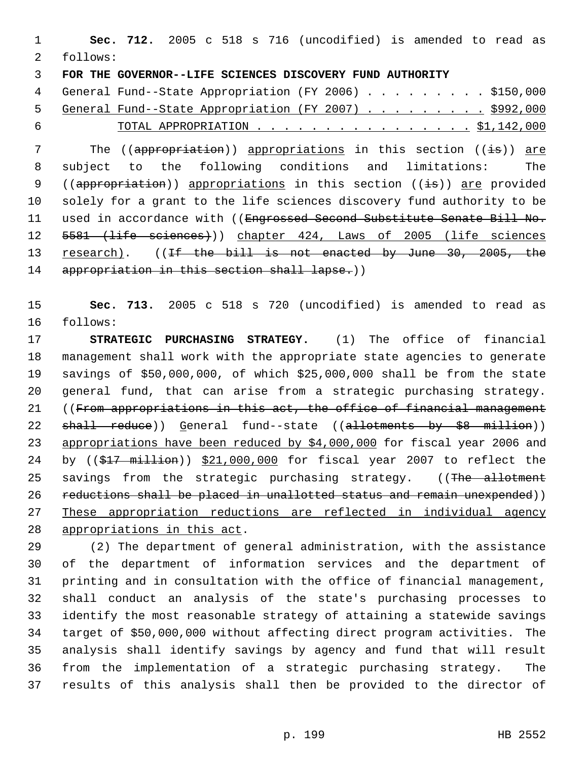**Sec. 712.** 2005 c 518 s 716 (uncodified) is amended to read as follows:

**FOR THE GOVERNOR--LIFE SCIENCES DISCOVERY FUND AUTHORITY**

General Fund--State Appropriation (FY 2006) . . . . . . . . . $150,000
General Fund--State Appropriation (FY 2007) . . . . . . . . . $992,000
TOTAL APPROPRIATION . . . . . . . . . . . . . . . . $1,142,000

The ((~~appropriation~~)) appropriations in this section ((~~is~~)) are subject to the following conditions and limitations: The ((~~appropriation~~)) appropriations in this section ((~~is~~)) are provided solely for a grant to the life sciences discovery fund authority to be used in accordance with ((~~Engrossed Second Substitute Senate Bill No. 5581 (life sciences)~~)) chapter 424, Laws of 2005 (life sciences research). ((~~If the bill is not enacted by June 30, 2005, the appropriation in this section shall lapse.~~))

**Sec. 713.** 2005 c 518 s 720 (uncodified) is amended to read as follows:

**STRATEGIC PURCHASING STRATEGY.** (1) The office of financial management shall work with the appropriate state agencies to generate savings of $50,000,000, of which $25,000,000 shall be from the state general fund, that can arise from a strategic purchasing strategy. ((~~From appropriations in this act, the office of financial management shall reduce~~)) General fund--state ((~~allotments by $8 million~~)) appropriations have been reduced by $4,000,000 for fiscal year 2006 and by ((~~$17 million~~)) $21,000,000 for fiscal year 2007 to reflect the savings from the strategic purchasing strategy. ((~~The allotment reductions shall be placed in unallotted status and remain unexpended~~)) These appropriation reductions are reflected in individual agency appropriations in this act.

(2) The department of general administration, with the assistance of the department of information services and the department of printing and in consultation with the office of financial management, shall conduct an analysis of the state's purchasing processes to identify the most reasonable strategy of attaining a statewide savings target of $50,000,000 without affecting direct program activities. The analysis shall identify savings by agency and fund that will result from the implementation of a strategic purchasing strategy. The results of this analysis shall then be provided to the director of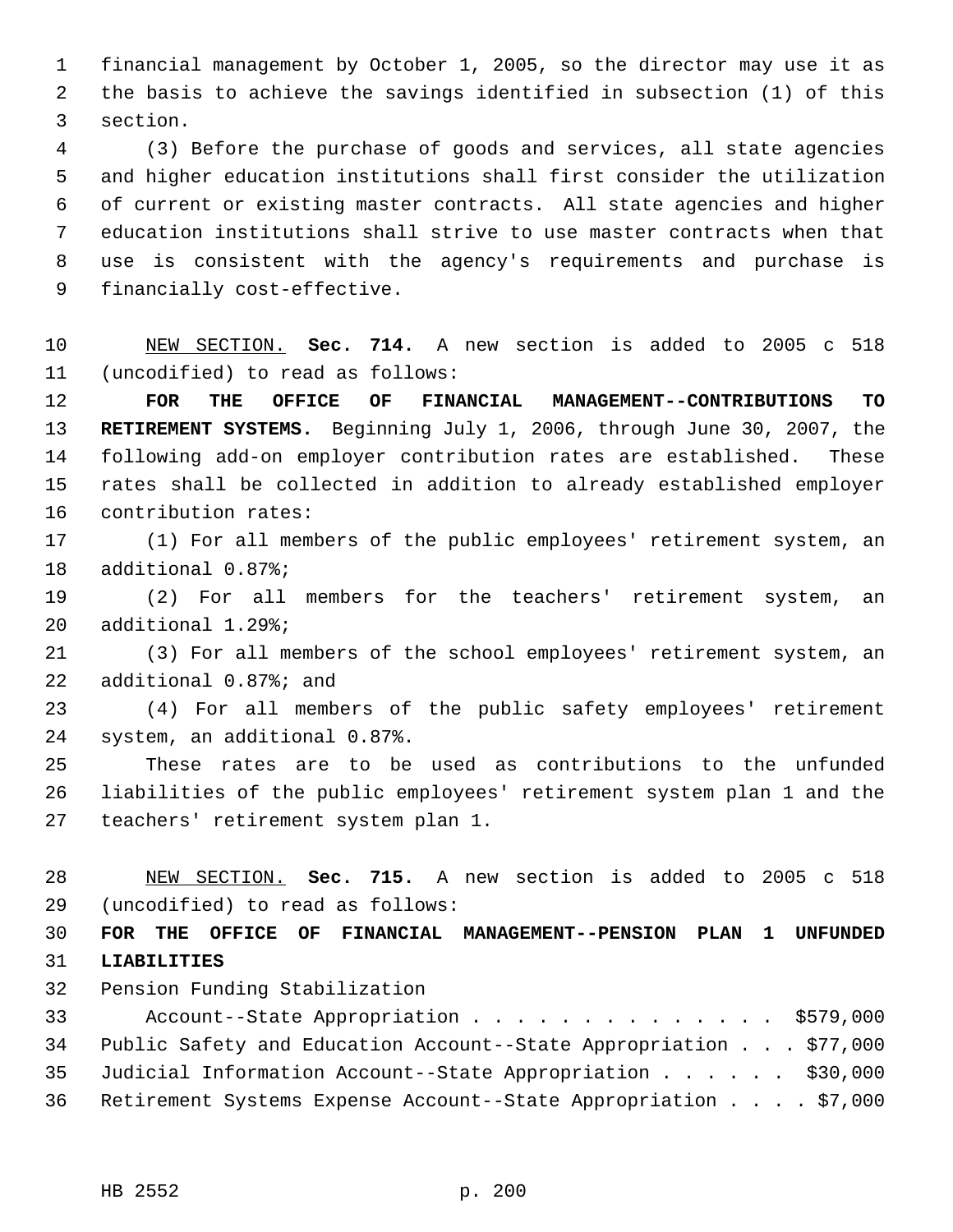financial management by October 1, 2005, so the director may use it as the basis to achieve the savings identified in subsection (1) of this section.

(3) Before the purchase of goods and services, all state agencies and higher education institutions shall first consider the utilization of current or existing master contracts. All state agencies and higher education institutions shall strive to use master contracts when that use is consistent with the agency's requirements and purchase is financially cost-effective.

NEW SECTION. **Sec. 714.** A new section is added to 2005 c 518 (uncodified) to read as follows:

**FOR THE OFFICE OF FINANCIAL MANAGEMENT--CONTRIBUTIONS TO RETIREMENT SYSTEMS.** Beginning July 1, 2006, through June 30, 2007, the following add-on employer contribution rates are established. These rates shall be collected in addition to already established employer contribution rates:

(1) For all members of the public employees' retirement system, an additional 0.87%;

(2) For all members for the teachers' retirement system, an additional 1.29%;

(3) For all members of the school employees' retirement system, an additional 0.87%; and

(4) For all members of the public safety employees' retirement system, an additional 0.87%.

These rates are to be used as contributions to the unfunded liabilities of the public employees' retirement system plan 1 and the teachers' retirement system plan 1.

NEW SECTION. **Sec. 715.** A new section is added to 2005 c 518 (uncodified) to read as follows:

**FOR THE OFFICE OF FINANCIAL MANAGEMENT--PENSION PLAN 1 UNFUNDED LIABILITIES**

Pension Funding Stabilization Account--State Appropriation . . . . . . . . . . . . . . $579,000
Public Safety and Education Account--State Appropriation . . . $77,000
Judicial Information Account--State Appropriation . . . . . . $30,000
Retirement Systems Expense Account--State Appropriation . . . . $7,000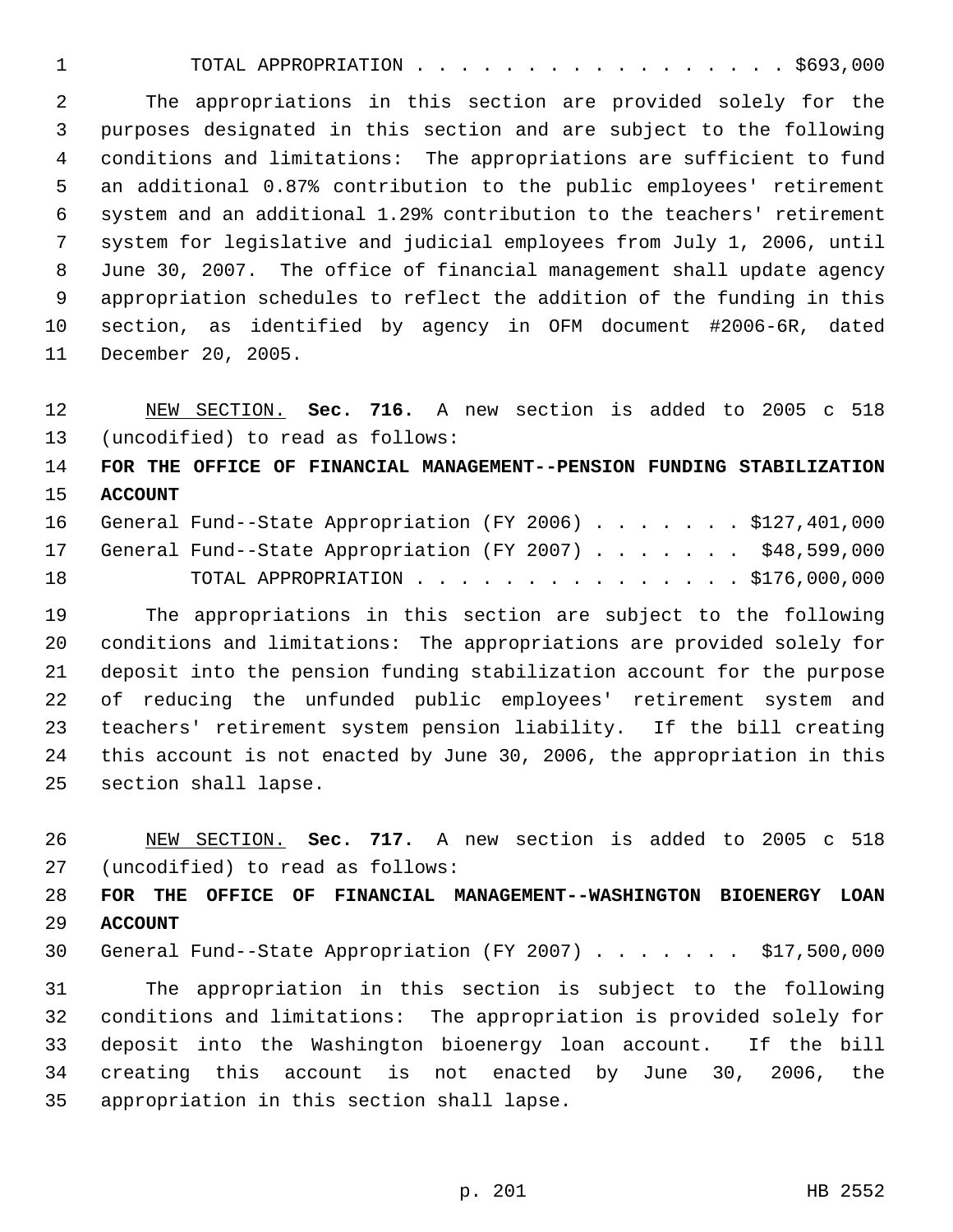TOTAL APPROPRIATION . . . . . . . . . . . . . . . . . $693,000

The appropriations in this section are provided solely for the purposes designated in this section and are subject to the following conditions and limitations: The appropriations are sufficient to fund an additional 0.87% contribution to the public employees' retirement system and an additional 1.29% contribution to the teachers' retirement system for legislative and judicial employees from July 1, 2006, until June 30, 2007. The office of financial management shall update agency appropriation schedules to reflect the addition of the funding in this section, as identified by agency in OFM document #2006-6R, dated December 20, 2005.

NEW SECTION. **Sec. 716.** A new section is added to 2005 c 518 (uncodified) to read as follows:

**FOR THE OFFICE OF FINANCIAL MANAGEMENT--PENSION FUNDING STABILIZATION ACCOUNT**

General Fund--State Appropriation (FY 2006) . . . . . . . $127,401,000

General Fund--State Appropriation (FY 2007) . . . . . . . $48,599,000

TOTAL APPROPRIATION . . . . . . . . . . . . . . . $176,000,000

The appropriations in this section are subject to the following conditions and limitations: The appropriations are provided solely for deposit into the pension funding stabilization account for the purpose of reducing the unfunded public employees' retirement system and teachers' retirement system pension liability. If the bill creating this account is not enacted by June 30, 2006, the appropriation in this section shall lapse.

NEW SECTION. **Sec. 717.** A new section is added to 2005 c 518 (uncodified) to read as follows:

**FOR THE OFFICE OF FINANCIAL MANAGEMENT--WASHINGTON BIOENERGY LOAN ACCOUNT**

General Fund--State Appropriation (FY 2007) . . . . . . . $17,500,000

The appropriation in this section is subject to the following conditions and limitations: The appropriation is provided solely for deposit into the Washington bioenergy loan account. If the bill creating this account is not enacted by June 30, 2006, the appropriation in this section shall lapse.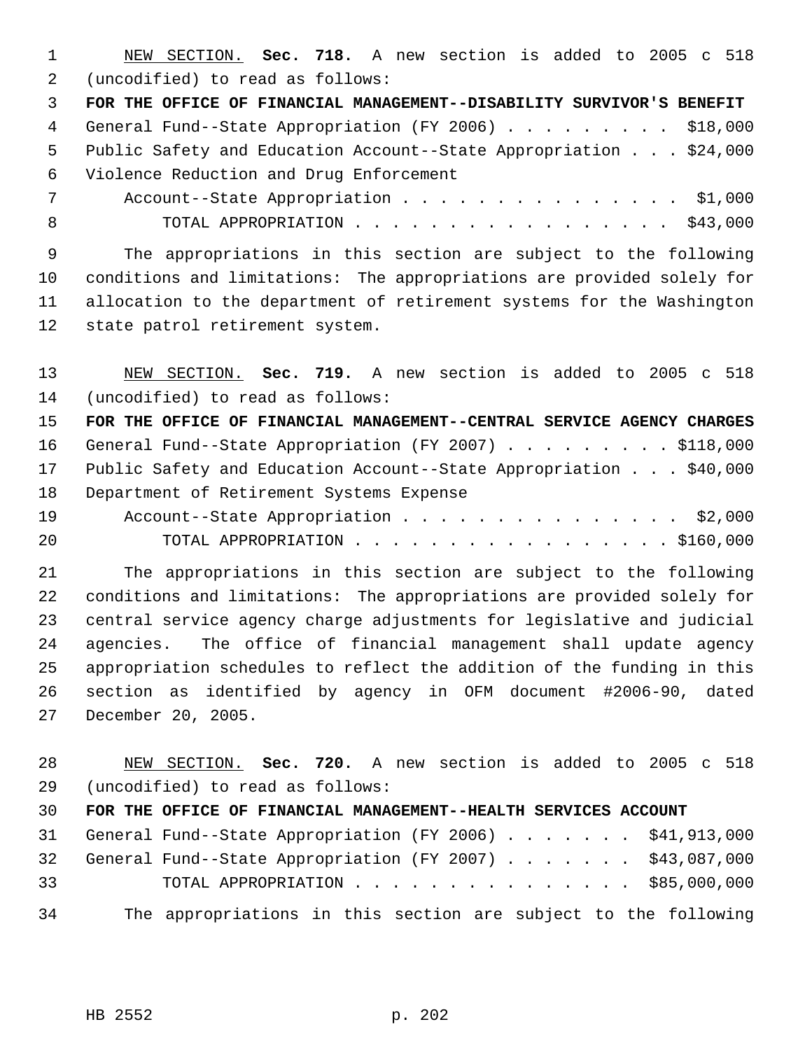NEW SECTION. **Sec. 718.** A new section is added to 2005 c 518 (uncodified) to read as follows:

**FOR THE OFFICE OF FINANCIAL MANAGEMENT--DISABILITY SURVIVOR'S BENEFIT**

General Fund--State Appropriation (FY 2006) . . . . . . . . . $18,000
Public Safety and Education Account--State Appropriation . . . $24,000
Violence Reduction and Drug Enforcement
Account--State Appropriation . . . . . . . . . . . . . . . $1,000
TOTAL APPROPRIATION . . . . . . . . . . . . . . . . . . $43,000

The appropriations in this section are subject to the following conditions and limitations: The appropriations are provided solely for allocation to the department of retirement systems for the Washington state patrol retirement system.

NEW SECTION. **Sec. 719.** A new section is added to 2005 c 518 (uncodified) to read as follows:

**FOR THE OFFICE OF FINANCIAL MANAGEMENT--CENTRAL SERVICE AGENCY CHARGES**

General Fund--State Appropriation (FY 2007) . . . . . . . . . $118,000
Public Safety and Education Account--State Appropriation . . . $40,000
Department of Retirement Systems Expense
Account--State Appropriation . . . . . . . . . . . . . . . $2,000
TOTAL APPROPRIATION . . . . . . . . . . . . . . . . . . $160,000

The appropriations in this section are subject to the following conditions and limitations: The appropriations are provided solely for central service agency charge adjustments for legislative and judicial agencies. The office of financial management shall update agency appropriation schedules to reflect the addition of the funding in this section as identified by agency in OFM document #2006-90, dated December 20, 2005.

NEW SECTION. **Sec. 720.** A new section is added to 2005 c 518 (uncodified) to read as follows:

**FOR THE OFFICE OF FINANCIAL MANAGEMENT--HEALTH SERVICES ACCOUNT**

General Fund--State Appropriation (FY 2006) . . . . . . . $41,913,000
General Fund--State Appropriation (FY 2007) . . . . . . . $43,087,000
TOTAL APPROPRIATION . . . . . . . . . . . . . . . $85,000,000

The appropriations in this section are subject to the following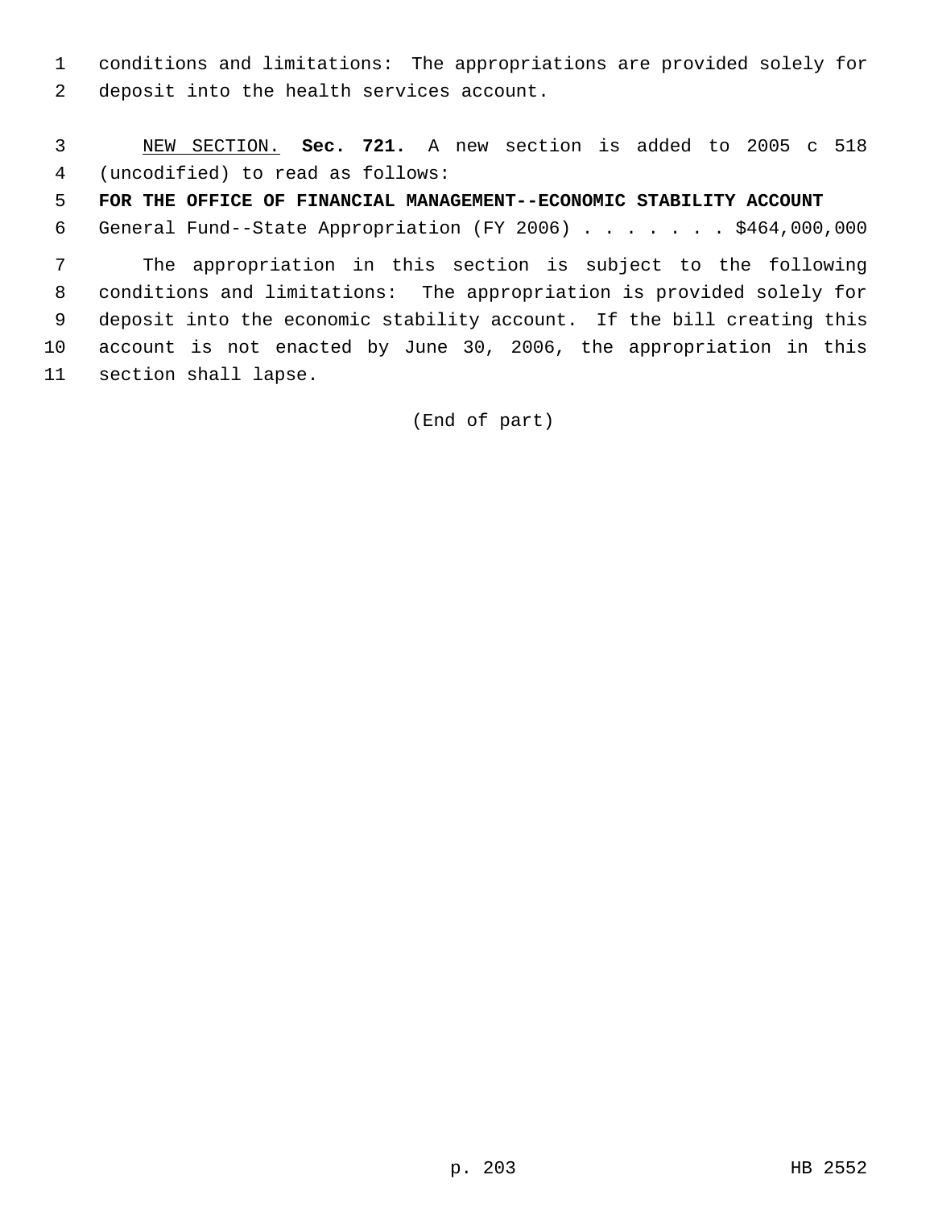conditions and limitations: The appropriations are provided solely for deposit into the health services account.

NEW SECTION. **Sec. 721.** A new section is added to 2005 c 518 (uncodified) to read as follows:

**FOR THE OFFICE OF FINANCIAL MANAGEMENT--ECONOMIC STABILITY ACCOUNT**

General Fund--State Appropriation (FY 2006) . . . . . . . $464,000,000

The appropriation in this section is subject to the following conditions and limitations: The appropriation is provided solely for deposit into the economic stability account. If the bill creating this account is not enacted by June 30, 2006, the appropriation in this section shall lapse.

(End of part)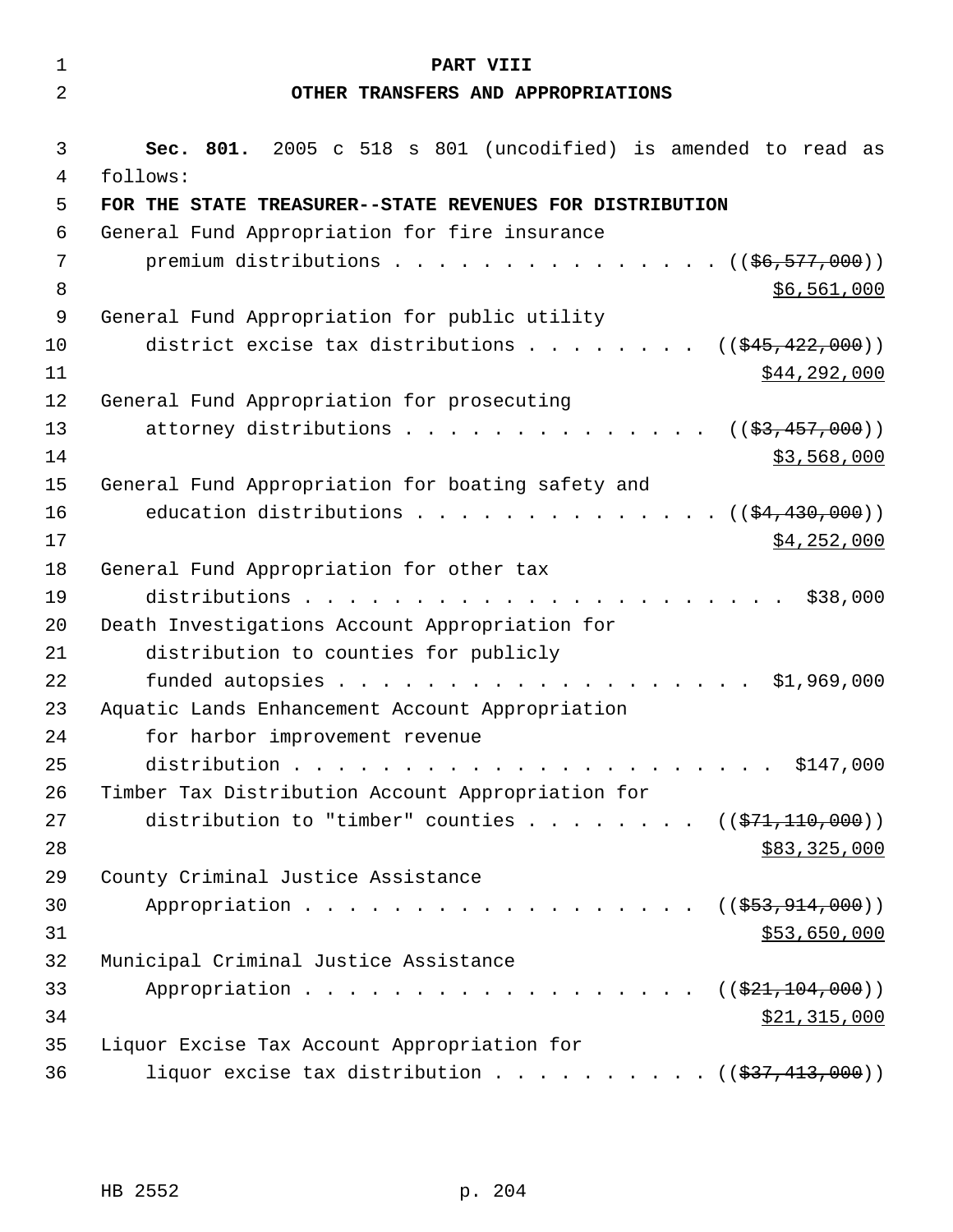# PART VIII

## OTHER TRANSFERS AND APPROPRIATIONS

**Sec. 801.** 2005 c 518 s 801 (uncodified) is amended to read as follows:

**FOR THE STATE TREASURER--STATE REVENUES FOR DISTRIBUTION**

General Fund Appropriation for fire insurance premium distributions . . . . . . . . . . . . . . . . ((~~$6,577,000~~)) <u>$6,561,000</u>

General Fund Appropriation for public utility district excise tax distributions . . . . . . . . . ((~~$45,422,000~~)) <u>$44,292,000</u>

General Fund Appropriation for prosecuting attorney distributions . . . . . . . . . . . . . . . ((~~$3,457,000~~)) <u>$3,568,000</u>

General Fund Appropriation for boating safety and education distributions . . . . . . . . . . . . . . . ((~~$4,430,000~~)) <u>$4,252,000</u>

General Fund Appropriation for other tax distributions . . . . . . . . . . . . . . . . . . . . . . . . $38,000

Death Investigations Account Appropriation for distribution to counties for publicly funded autopsies . . . . . . . . . . . . . . . . . . . . . $1,969,000

Aquatic Lands Enhancement Account Appropriation for harbor improvement revenue distribution . . . . . . . . . . . . . . . . . . . . . . . . $147,000

Timber Tax Distribution Account Appropriation for distribution to "timber" counties . . . . . . . . . ((~~$71,110,000~~)) <u>$83,325,000</u>

County Criminal Justice Assistance Appropriation . . . . . . . . . . . . . . . . . . . . ((~~$53,914,000~~)) <u>$53,650,000</u>

Municipal Criminal Justice Assistance Appropriation . . . . . . . . . . . . . . . . . . . . ((~~$21,104,000~~)) <u>$21,315,000</u>

Liquor Excise Tax Account Appropriation for liquor excise tax distribution . . . . . . . . . . . ((~~$37,413,000~~))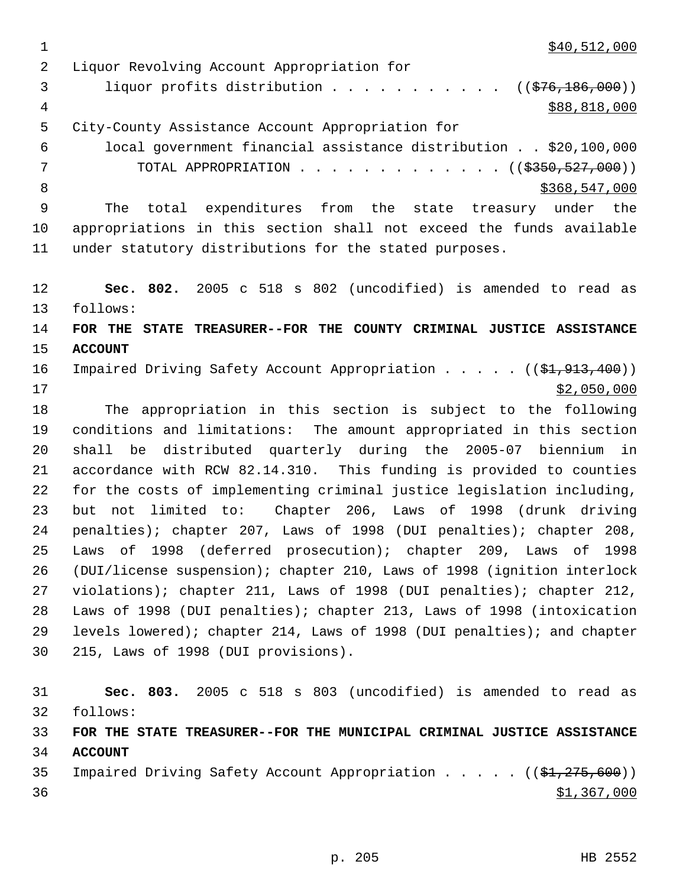$40,512,000

Liquor Revolving Account Appropriation for
liquor profits distribution . . . . . . . . . . . (( ~~$76,186,000~~ ))
$88,818,000

City-County Assistance Account Appropriation for
local government financial assistance distribution . . $20,100,000

TOTAL APPROPRIATION . . . . . . . . . . . . . (( ~~$350,527,000~~ ))
$368,547,000

The total expenditures from the state treasury under the appropriations in this section shall not exceed the funds available under statutory distributions for the stated purposes.

**Sec. 802.** 2005 c 518 s 802 (uncodified) is amended to read as follows:

**FOR THE STATE TREASURER--FOR THE COUNTY CRIMINAL JUSTICE ASSISTANCE ACCOUNT**

Impaired Driving Safety Account Appropriation . . . . . (( ~~$1,913,400~~ ))
$2,050,000

The appropriation in this section is subject to the following conditions and limitations: The amount appropriated in this section shall be distributed quarterly during the 2005-07 biennium in accordance with RCW 82.14.310. This funding is provided to counties for the costs of implementing criminal justice legislation including, but not limited to: Chapter 206, Laws of 1998 (drunk driving penalties); chapter 207, Laws of 1998 (DUI penalties); chapter 208, Laws of 1998 (deferred prosecution); chapter 209, Laws of 1998 (DUI/license suspension); chapter 210, Laws of 1998 (ignition interlock violations); chapter 211, Laws of 1998 (DUI penalties); chapter 212, Laws of 1998 (DUI penalties); chapter 213, Laws of 1998 (intoxication levels lowered); chapter 214, Laws of 1998 (DUI penalties); and chapter 215, Laws of 1998 (DUI provisions).

**Sec. 803.** 2005 c 518 s 803 (uncodified) is amended to read as follows:

**FOR THE STATE TREASURER--FOR THE MUNICIPAL CRIMINAL JUSTICE ASSISTANCE ACCOUNT**

Impaired Driving Safety Account Appropriation . . . . . (( ~~$1,275,600~~ ))
$1,367,000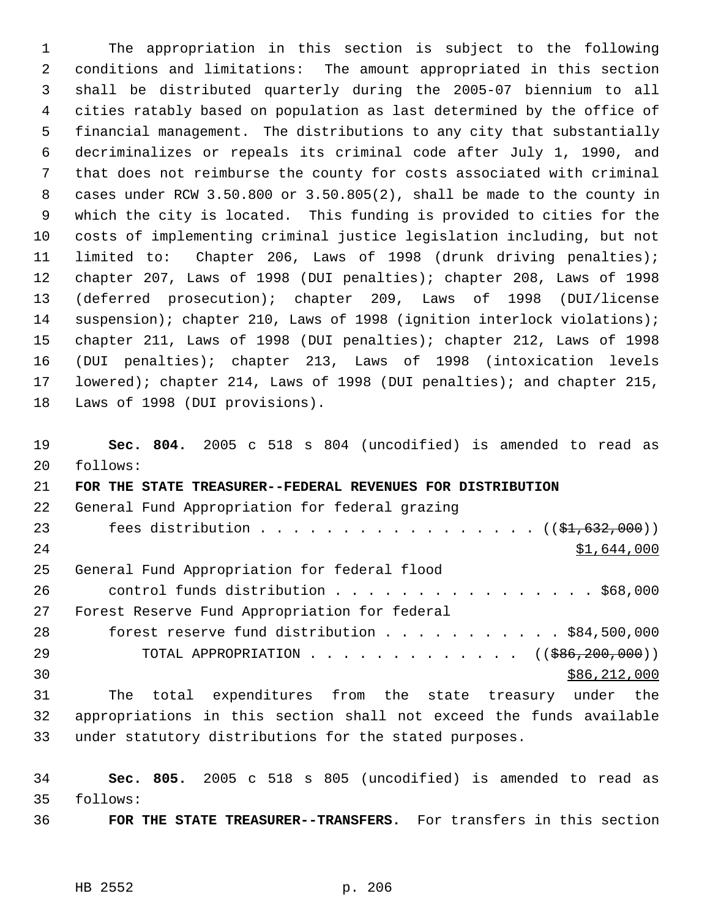The appropriation in this section is subject to the following conditions and limitations: The amount appropriated in this section shall be distributed quarterly during the 2005-07 biennium to all cities ratably based on population as last determined by the office of financial management. The distributions to any city that substantially decriminalizes or repeals its criminal code after July 1, 1990, and that does not reimburse the county for costs associated with criminal cases under RCW 3.50.800 or 3.50.805(2), shall be made to the county in which the city is located. This funding is provided to cities for the costs of implementing criminal justice legislation including, but not limited to: Chapter 206, Laws of 1998 (drunk driving penalties); chapter 207, Laws of 1998 (DUI penalties); chapter 208, Laws of 1998 (deferred prosecution); chapter 209, Laws of 1998 (DUI/license suspension); chapter 210, Laws of 1998 (ignition interlock violations); chapter 211, Laws of 1998 (DUI penalties); chapter 212, Laws of 1998 (DUI penalties); chapter 213, Laws of 1998 (intoxication levels lowered); chapter 214, Laws of 1998 (DUI penalties); and chapter 215, Laws of 1998 (DUI provisions).

**Sec. 804.** 2005 c 518 s 804 (uncodified) is amended to read as follows:

**FOR THE STATE TREASURER--FEDERAL REVENUES FOR DISTRIBUTION**

General Fund Appropriation for federal grazing fees distribution . . . . . . . . . . . . . . . . . . ((~~$1,632,000~~)) <u>$1,644,000</u>

General Fund Appropriation for federal flood control funds distribution . . . . . . . . . . . . . . . . $68,000

Forest Reserve Fund Appropriation for federal forest reserve fund distribution . . . . . . . . . . . $84,500,000

TOTAL APPROPRIATION . . . . . . . . . . . . . ((~~$86,200,000~~)) <u>$86,212,000</u>

The total expenditures from the state treasury under the appropriations in this section shall not exceed the funds available under statutory distributions for the stated purposes.

**Sec. 805.** 2005 c 518 s 805 (uncodified) is amended to read as follows:

**FOR THE STATE TREASURER--TRANSFERS.** For transfers in this section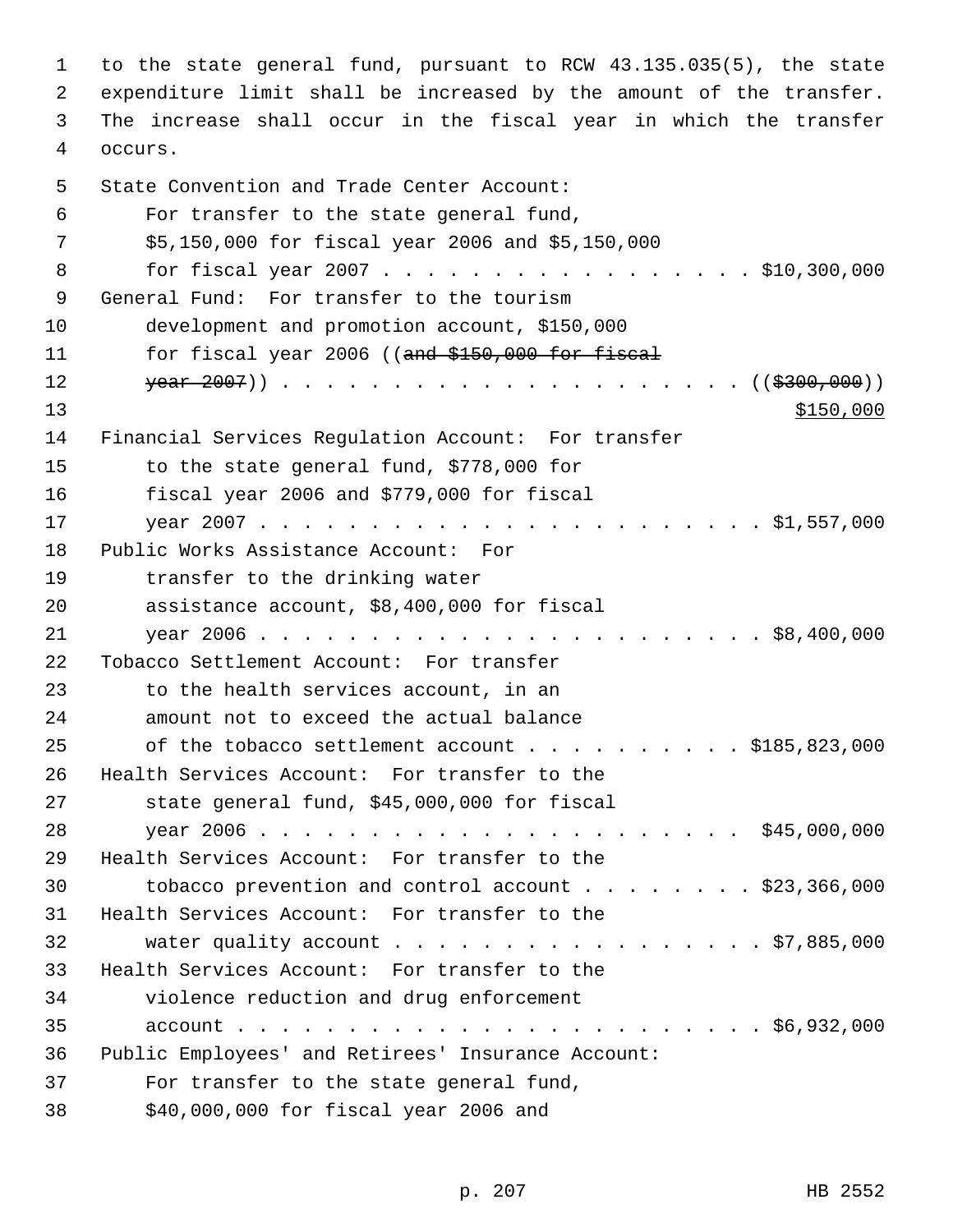to the state general fund, pursuant to RCW 43.135.035(5), the state expenditure limit shall be increased by the amount of the transfer. The increase shall occur in the fiscal year in which the transfer occurs.

State Convention and Trade Center Account:
For transfer to the state general fund, $5,150,000 for fiscal year 2006 and $5,150,000 for fiscal year 2007 . . . . . . . . . . . . . . . . . . $10,300,000

General Fund: For transfer to the tourism development and promotion account, $150,000 for fiscal year 2006 ((~~and $150,000 for fiscal year 2007~~)) . . . . . . . . . . . . . . . . . . . . . . ((~~$300,000~~))
<u>$150,000</u>

Financial Services Regulation Account: For transfer to the state general fund, $778,000 for fiscal year 2006 and $779,000 for fiscal year 2007 . . . . . . . . . . . . . . . . . . . . . . . . $1,557,000

Public Works Assistance Account: For transfer to the drinking water assistance account, $8,400,000 for fiscal year 2006 . . . . . . . . . . . . . . . . . . . . . . . . $8,400,000

Tobacco Settlement Account: For transfer to the health services account, in an amount not to exceed the actual balance of the tobacco settlement account . . . . . . . . . . $185,823,000

Health Services Account: For transfer to the state general fund, $45,000,000 for fiscal year 2006 . . . . . . . . . . . . . . . . . . . . . . . $45,000,000

Health Services Account: For transfer to the tobacco prevention and control account . . . . . . . . $23,366,000

Health Services Account: For transfer to the water quality account . . . . . . . . . . . . . . . . . $7,885,000

Health Services Account: For transfer to the violence reduction and drug enforcement account . . . . . . . . . . . . . . . . . . . . . . . . . $6,932,000

Public Employees' and Retirees' Insurance Account:
For transfer to the state general fund, $40,000,000 for fiscal year 2006 and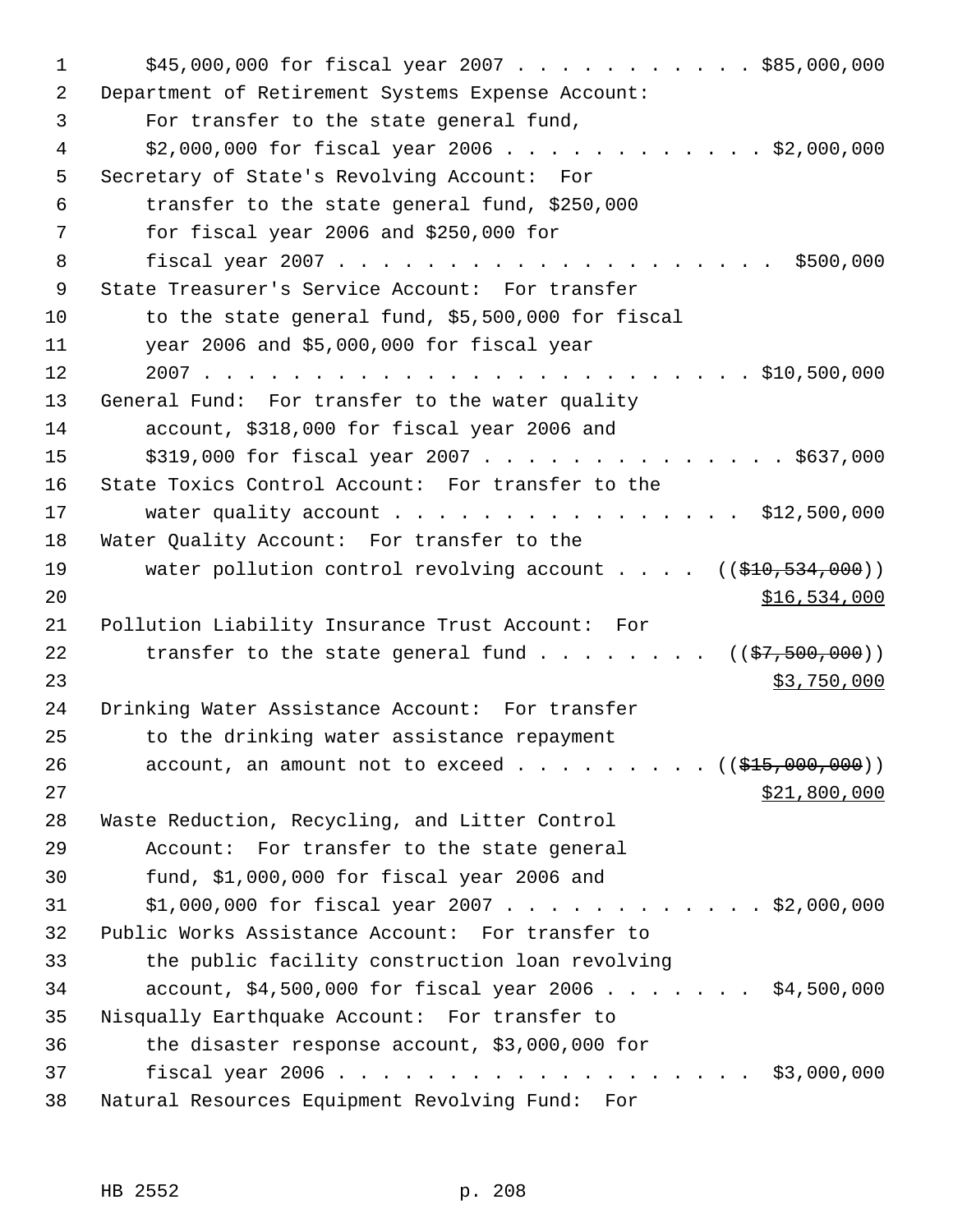$45,000,000 for fiscal year 2007 . . . . . . . . . . . $85,000,000

Department of Retirement Systems Expense Account:
For transfer to the state general fund,
$2,000,000 for fiscal year 2006 . . . . . . . . . . . . $2,000,000

Secretary of State's Revolving Account: For
transfer to the state general fund, $250,000
for fiscal year 2006 and $250,000 for
fiscal year 2007 . . . . . . . . . . . . . . . . . . . . $500,000

State Treasurer's Service Account: For transfer
to the state general fund, $5,500,000 for fiscal
year 2006 and $5,000,000 for fiscal year
2007 . . . . . . . . . . . . . . . . . . . . . . . . . $10,500,000

General Fund: For transfer to the water quality
account, $318,000 for fiscal year 2006 and
$319,000 for fiscal year 2007 . . . . . . . . . . . . . . $637,000

State Toxics Control Account: For transfer to the
water quality account . . . . . . . . . . . . . . . . $12,500,000

Water Quality Account: For transfer to the
water pollution control revolving account . . . . ((~~$10,534,000~~))
<u>$16,534,000</u>

Pollution Liability Insurance Trust Account: For
transfer to the state general fund . . . . . . . . ((~~$7,500,000~~))
<u>$3,750,000</u>

Drinking Water Assistance Account: For transfer
to the drinking water assistance repayment
account, an amount not to exceed . . . . . . . . . ((~~$15,000,000~~))
<u>$21,800,000</u>

Waste Reduction, Recycling, and Litter Control
Account: For transfer to the state general
fund, $1,000,000 for fiscal year 2006 and
$1,000,000 for fiscal year 2007 . . . . . . . . . . . . $2,000,000

Public Works Assistance Account: For transfer to
the public facility construction loan revolving
account, $4,500,000 for fiscal year 2006 . . . . . . . $4,500,000

Nisqually Earthquake Account: For transfer to
the disaster response account, $3,000,000 for
fiscal year 2006 . . . . . . . . . . . . . . . . . . . . $3,000,000

Natural Resources Equipment Revolving Fund: For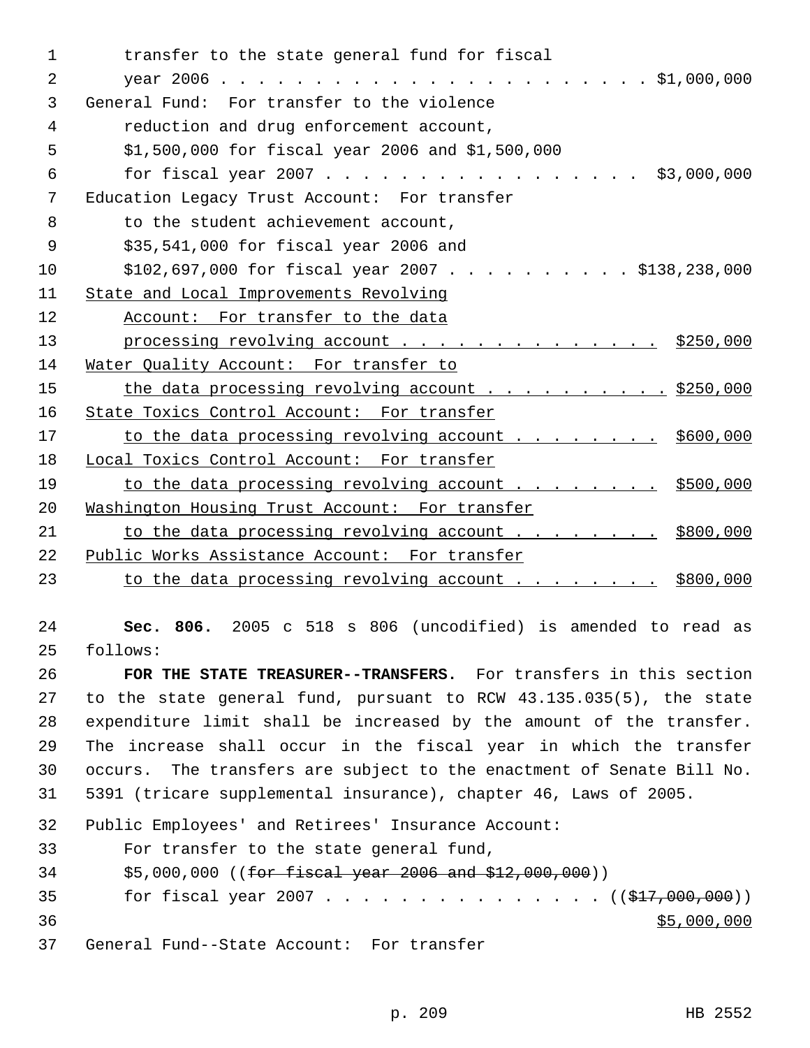transfer to the state general fund for fiscal
year 2006 . . . . . . . . . . . . . . . . . . . . . . . . $1,000,000

General Fund: For transfer to the violence
reduction and drug enforcement account,
$1,500,000 for fiscal year 2006 and $1,500,000
for fiscal year 2007 . . . . . . . . . . . . . . . . . $3,000,000

Education Legacy Trust Account: For transfer
to the student achievement account,
$35,541,000 for fiscal year 2006 and
$102,697,000 for fiscal year 2007 . . . . . . . . . . $138,238,000

<u>State and Local Improvements Revolving
Account: For transfer to the data
processing revolving account . . . . . . . . . . . . . . $250,000</u>

<u>Water Quality Account: For transfer to
the data processing revolving account . . . . . . . . . . $250,000</u>

<u>State Toxics Control Account: For transfer
to the data processing revolving account . . . . . . . . $600,000</u>

<u>Local Toxics Control Account: For transfer
to the data processing revolving account . . . . . . . . $500,000</u>

<u>Washington Housing Trust Account: For transfer
to the data processing revolving account . . . . . . . . $800,000</u>

<u>Public Works Assistance Account: For transfer
to the data processing revolving account . . . . . . . . $800,000</u>

**Sec. 806.** 2005 c 518 s 806 (uncodified) is amended to read as follows:

**FOR THE STATE TREASURER--TRANSFERS.** For transfers in this section to the state general fund, pursuant to RCW 43.135.035(5), the state expenditure limit shall be increased by the amount of the transfer. The increase shall occur in the fiscal year in which the transfer occurs. The transfers are subject to the enactment of Senate Bill No. 5391 (tricare supplemental insurance), chapter 46, Laws of 2005.

Public Employees' and Retirees' Insurance Account:
For transfer to the state general fund,
$5,000,000 ((~~for fiscal year 2006 and $12,000,000~~))
for fiscal year 2007 . . . . . . . . . . . . . . . . ((~~$17,000,000~~))
<u>$5,000,000</u>

General Fund--State Account: For transfer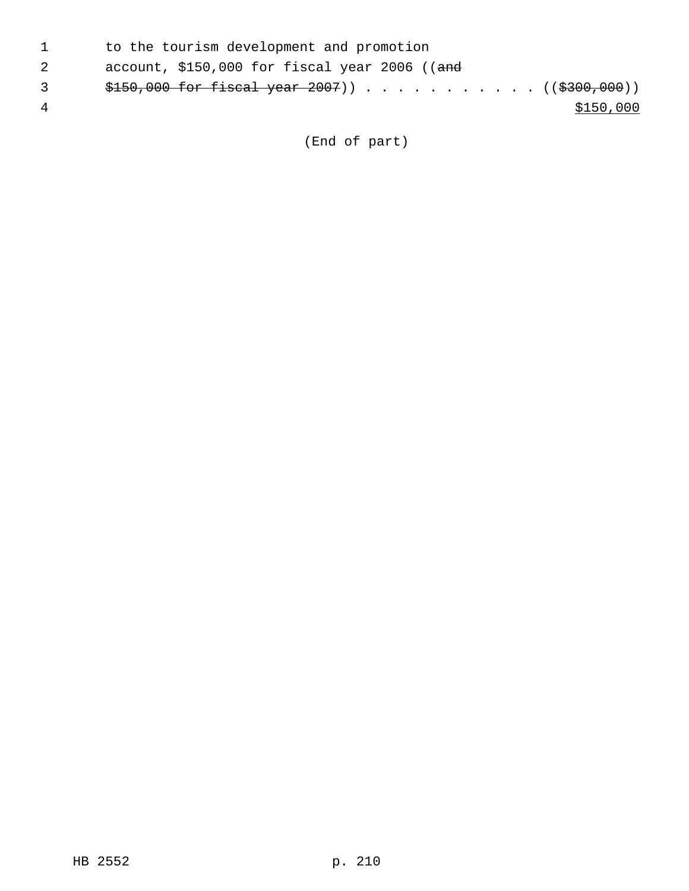to the tourism development and promotion account, $150,000 for fiscal year 2006 ((~~and $150,000 for fiscal year 2007~~)) . . . . . . . . . . . . ((~~$300,000~~)) <u>$150,000</u>

(End of part)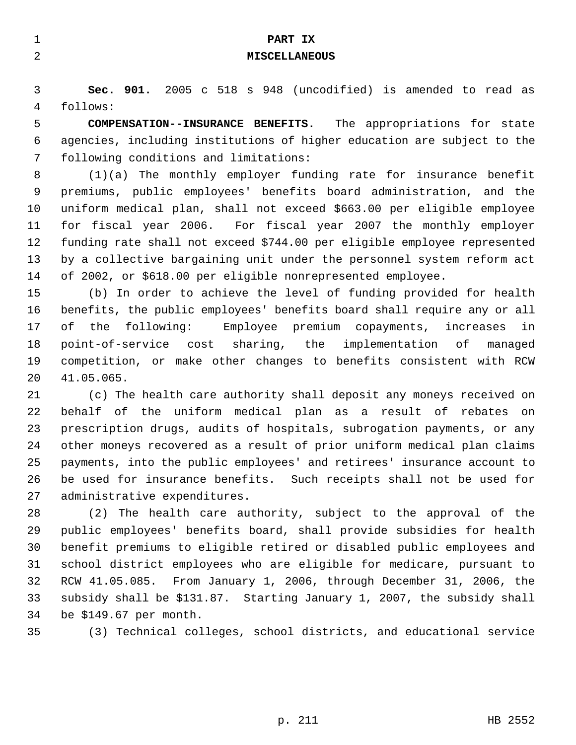# PART IX
## MISCELLANEOUS

**Sec. 901.** 2005 c 518 s 948 (uncodified) is amended to read as follows:

**COMPENSATION--INSURANCE BENEFITS.** The appropriations for state agencies, including institutions of higher education are subject to the following conditions and limitations:

(1)(a) The monthly employer funding rate for insurance benefit premiums, public employees' benefits board administration, and the uniform medical plan, shall not exceed $663.00 per eligible employee for fiscal year 2006. For fiscal year 2007 the monthly employer funding rate shall not exceed $744.00 per eligible employee represented by a collective bargaining unit under the personnel system reform act of 2002, or $618.00 per eligible nonrepresented employee.

(b) In order to achieve the level of funding provided for health benefits, the public employees' benefits board shall require any or all of the following: Employee premium copayments, increases in point-of-service cost sharing, the implementation of managed competition, or make other changes to benefits consistent with RCW 41.05.065.

(c) The health care authority shall deposit any moneys received on behalf of the uniform medical plan as a result of rebates on prescription drugs, audits of hospitals, subrogation payments, or any other moneys recovered as a result of prior uniform medical plan claims payments, into the public employees' and retirees' insurance account to be used for insurance benefits. Such receipts shall not be used for administrative expenditures.

(2) The health care authority, subject to the approval of the public employees' benefits board, shall provide subsidies for health benefit premiums to eligible retired or disabled public employees and school district employees who are eligible for medicare, pursuant to RCW 41.05.085. From January 1, 2006, through December 31, 2006, the subsidy shall be $131.87. Starting January 1, 2007, the subsidy shall be $149.67 per month.

(3) Technical colleges, school districts, and educational service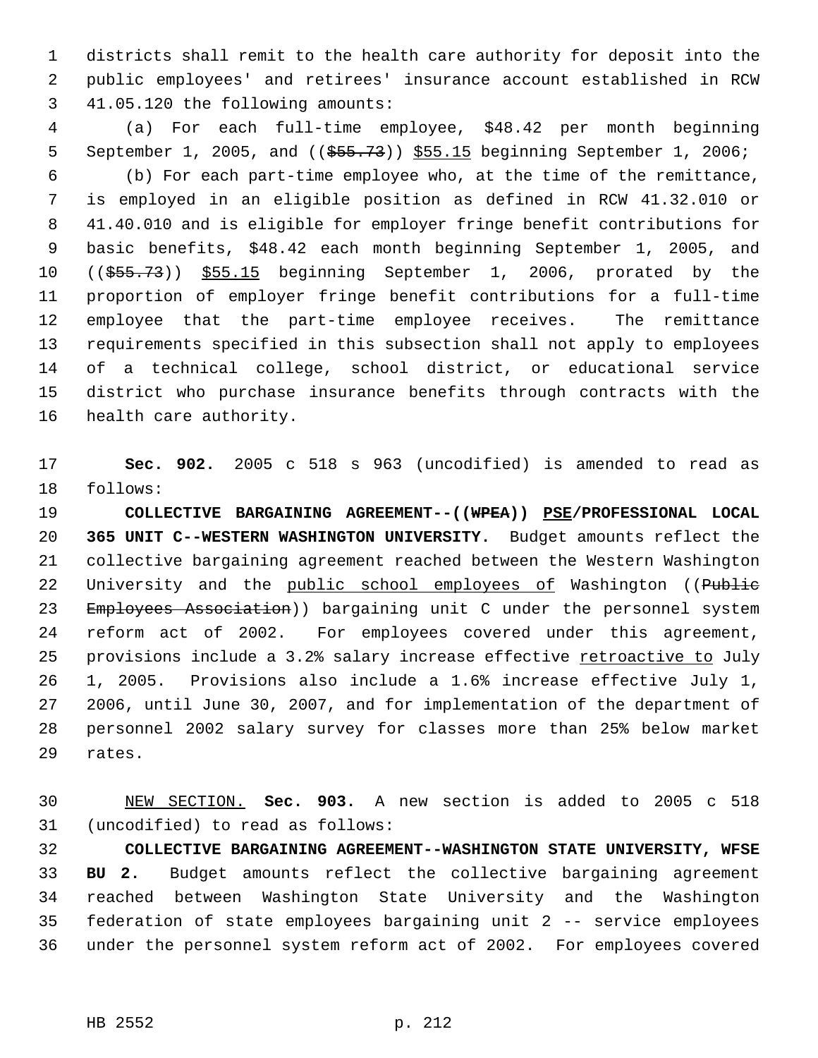districts shall remit to the health care authority for deposit into the public employees' and retirees' insurance account established in RCW 41.05.120 the following amounts:

(a) For each full-time employee, $48.42 per month beginning September 1, 2005, and ((~~$55.73~~)) <u>$55.15</u> beginning September 1, 2006;

(b) For each part-time employee who, at the time of the remittance, is employed in an eligible position as defined in RCW 41.32.010 or 41.40.010 and is eligible for employer fringe benefit contributions for basic benefits, $48.42 each month beginning September 1, 2005, and ((~~$55.73~~)) <u>$55.15</u> beginning September 1, 2006, prorated by the proportion of employer fringe benefit contributions for a full-time employee that the part-time employee receives. The remittance requirements specified in this subsection shall not apply to employees of a technical college, school district, or educational service district who purchase insurance benefits through contracts with the health care authority.

**Sec. 902.** 2005 c 518 s 963 (uncodified) is amended to read as follows:

**COLLECTIVE BARGAINING AGREEMENT--((~~WPEA~~)) <u>PSE</u>/PROFESSIONAL LOCAL 365 UNIT C--WESTERN WASHINGTON UNIVERSITY.** Budget amounts reflect the collective bargaining agreement reached between the Western Washington University and the <u>public school employees of</u> Washington ((~~Public Employees Association~~)) bargaining unit C under the personnel system reform act of 2002. For employees covered under this agreement, provisions include a 3.2% salary increase effective <u>retroactive to</u> July 1, 2005. Provisions also include a 1.6% increase effective July 1, 2006, until June 30, 2007, and for implementation of the department of personnel 2002 salary survey for classes more than 25% below market rates.

<u>NEW SECTION.</u> **Sec. 903.** A new section is added to 2005 c 518 (uncodified) to read as follows:

**COLLECTIVE BARGAINING AGREEMENT--WASHINGTON STATE UNIVERSITY, WFSE BU 2.** Budget amounts reflect the collective bargaining agreement reached between Washington State University and the Washington federation of state employees bargaining unit 2 -- service employees under the personnel system reform act of 2002. For employees covered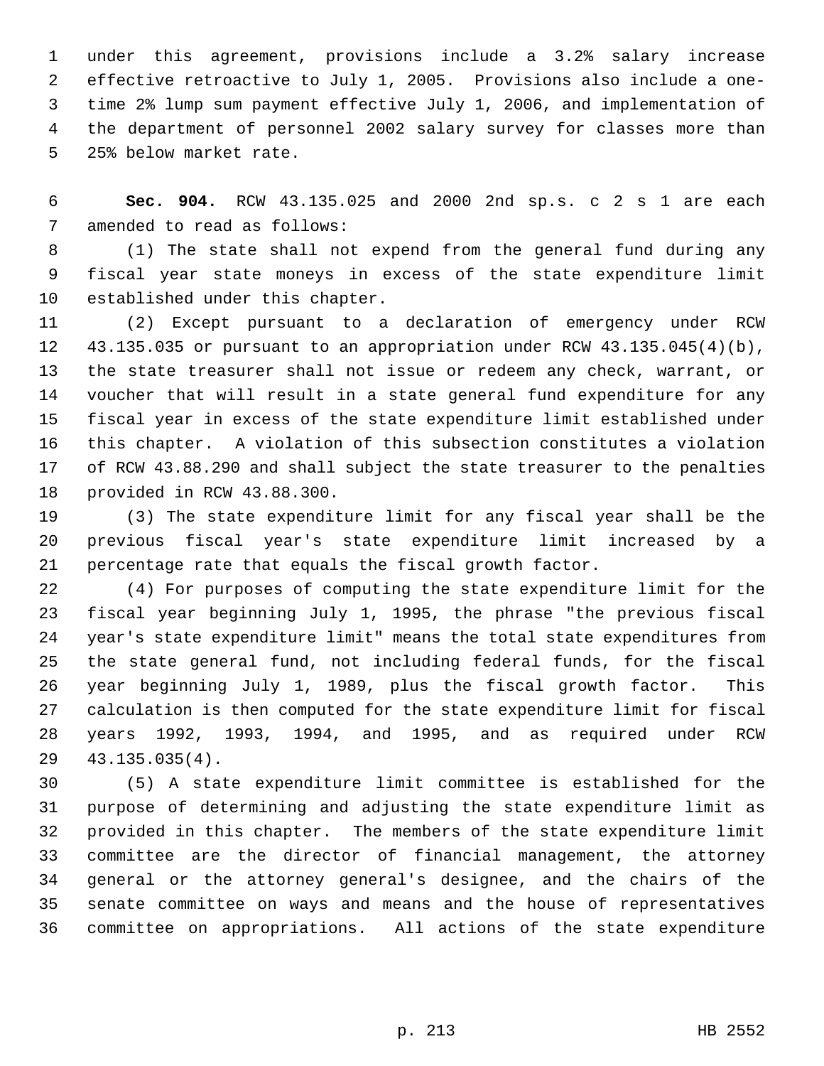under this agreement, provisions include a 3.2% salary increase effective retroactive to July 1, 2005. Provisions also include a one-time 2% lump sum payment effective July 1, 2006, and implementation of the department of personnel 2002 salary survey for classes more than 25% below market rate.

**Sec. 904.** RCW 43.135.025 and 2000 2nd sp.s. c 2 s 1 are each amended to read as follows:

(1) The state shall not expend from the general fund during any fiscal year state moneys in excess of the state expenditure limit established under this chapter.

(2) Except pursuant to a declaration of emergency under RCW 43.135.035 or pursuant to an appropriation under RCW 43.135.045(4)(b), the state treasurer shall not issue or redeem any check, warrant, or voucher that will result in a state general fund expenditure for any fiscal year in excess of the state expenditure limit established under this chapter. A violation of this subsection constitutes a violation of RCW 43.88.290 and shall subject the state treasurer to the penalties provided in RCW 43.88.300.

(3) The state expenditure limit for any fiscal year shall be the previous fiscal year's state expenditure limit increased by a percentage rate that equals the fiscal growth factor.

(4) For purposes of computing the state expenditure limit for the fiscal year beginning July 1, 1995, the phrase "the previous fiscal year's state expenditure limit" means the total state expenditures from the state general fund, not including federal funds, for the fiscal year beginning July 1, 1989, plus the fiscal growth factor. This calculation is then computed for the state expenditure limit for fiscal years 1992, 1993, 1994, and 1995, and as required under RCW 43.135.035(4).

(5) A state expenditure limit committee is established for the purpose of determining and adjusting the state expenditure limit as provided in this chapter. The members of the state expenditure limit committee are the director of financial management, the attorney general or the attorney general's designee, and the chairs of the senate committee on ways and means and the house of representatives committee on appropriations. All actions of the state expenditure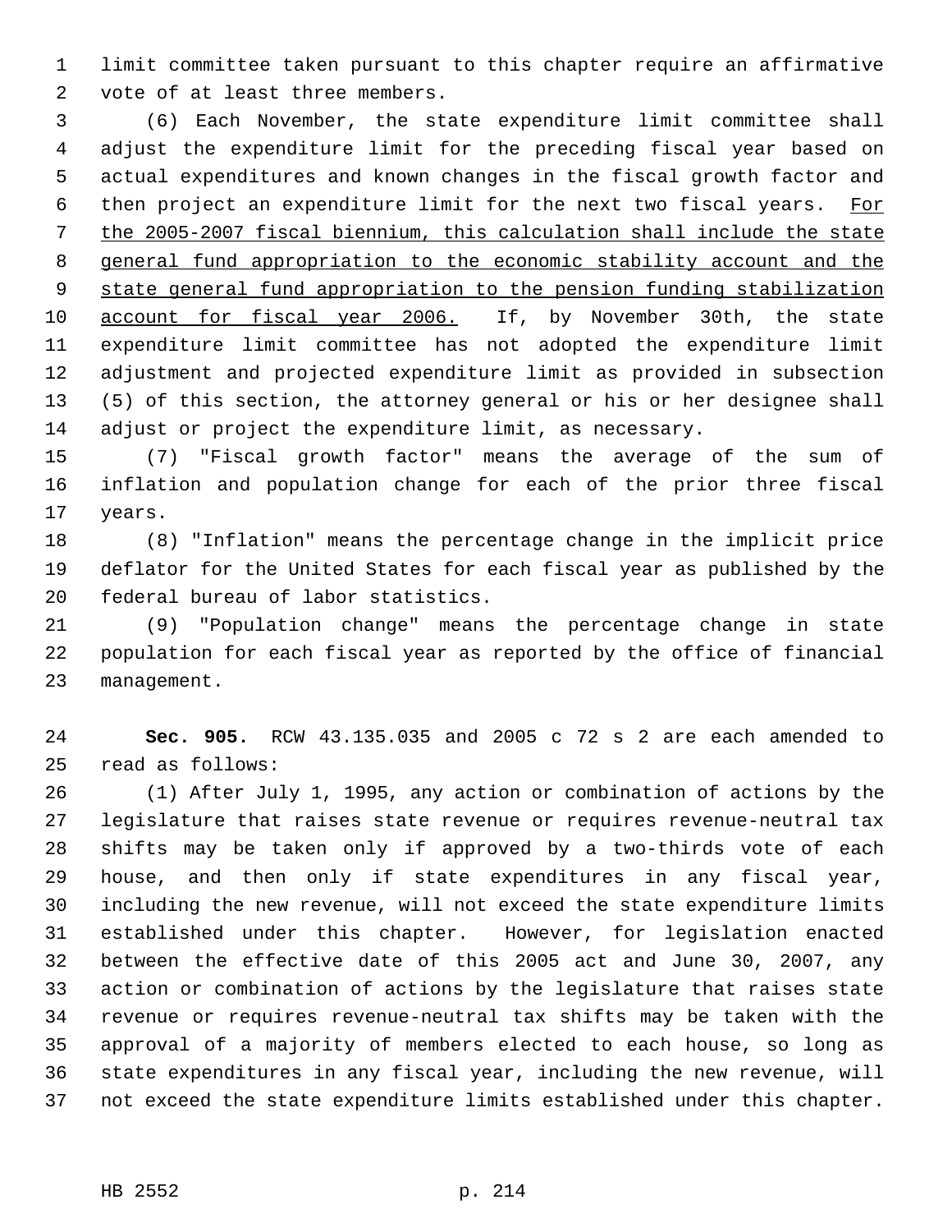limit committee taken pursuant to this chapter require an affirmative vote of at least three members.

(6) Each November, the state expenditure limit committee shall adjust the expenditure limit for the preceding fiscal year based on actual expenditures and known changes in the fiscal growth factor and then project an expenditure limit for the next two fiscal years. <u>For the 2005-2007 fiscal biennium, this calculation shall include the state general fund appropriation to the economic stability account and the state general fund appropriation to the pension funding stabilization account for fiscal year 2006.</u> If, by November 30th, the state expenditure limit committee has not adopted the expenditure limit adjustment and projected expenditure limit as provided in subsection (5) of this section, the attorney general or his or her designee shall adjust or project the expenditure limit, as necessary.

(7) "Fiscal growth factor" means the average of the sum of inflation and population change for each of the prior three fiscal years.

(8) "Inflation" means the percentage change in the implicit price deflator for the United States for each fiscal year as published by the federal bureau of labor statistics.

(9) "Population change" means the percentage change in state population for each fiscal year as reported by the office of financial management.

**Sec. 905.** RCW 43.135.035 and 2005 c 72 s 2 are each amended to read as follows:

(1) After July 1, 1995, any action or combination of actions by the legislature that raises state revenue or requires revenue-neutral tax shifts may be taken only if approved by a two-thirds vote of each house, and then only if state expenditures in any fiscal year, including the new revenue, will not exceed the state expenditure limits established under this chapter. However, for legislation enacted between the effective date of this 2005 act and June 30, 2007, any action or combination of actions by the legislature that raises state revenue or requires revenue-neutral tax shifts may be taken with the approval of a majority of members elected to each house, so long as state expenditures in any fiscal year, including the new revenue, will not exceed the state expenditure limits established under this chapter.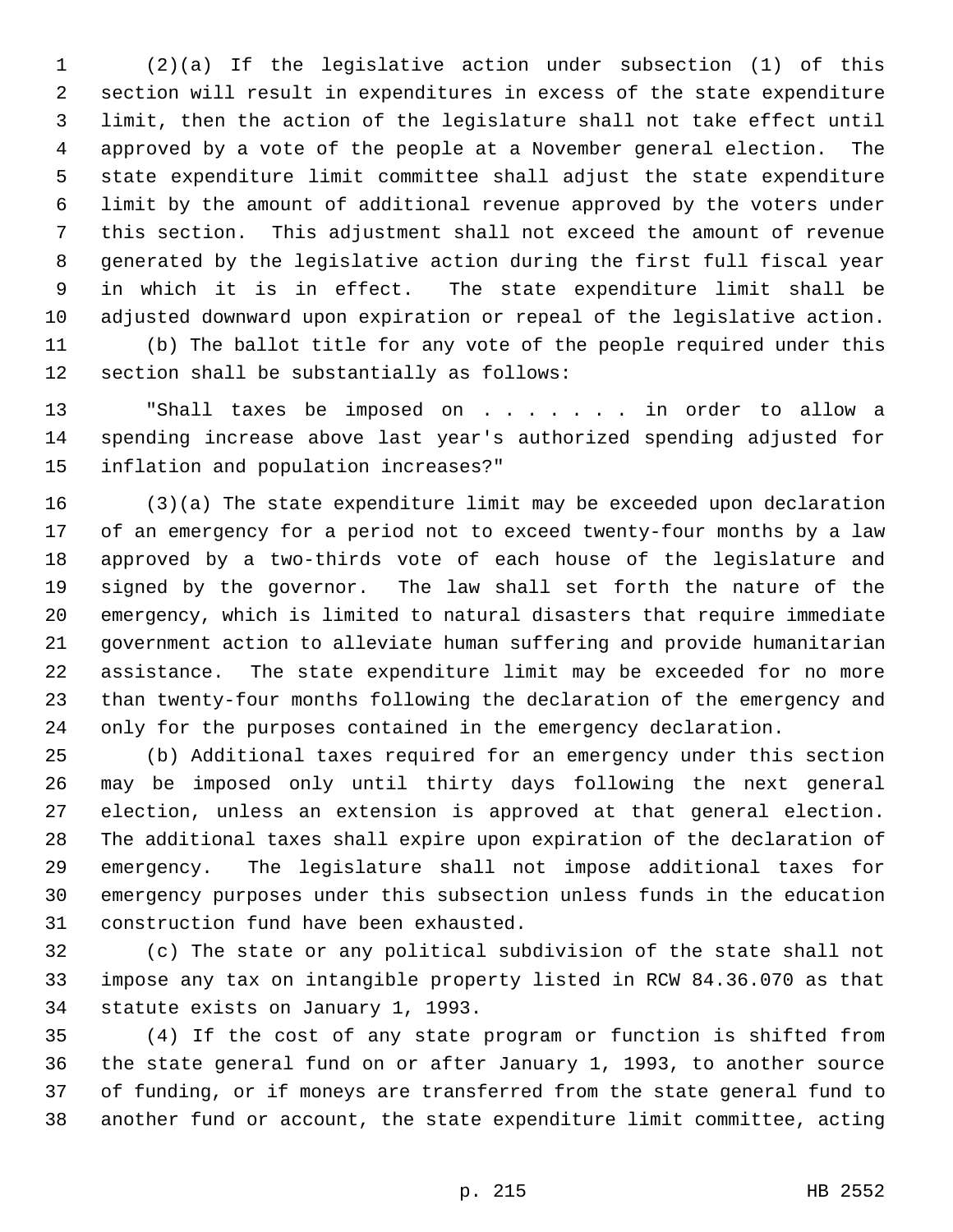(2)(a) If the legislative action under subsection (1) of this section will result in expenditures in excess of the state expenditure limit, then the action of the legislature shall not take effect until approved by a vote of the people at a November general election. The state expenditure limit committee shall adjust the state expenditure limit by the amount of additional revenue approved by the voters under this section. This adjustment shall not exceed the amount of revenue generated by the legislative action during the first full fiscal year in which it is in effect. The state expenditure limit shall be adjusted downward upon expiration or repeal of the legislative action.

(b) The ballot title for any vote of the people required under this section shall be substantially as follows:

"Shall taxes be imposed on . . . . . . . in order to allow a spending increase above last year's authorized spending adjusted for inflation and population increases?"

(3)(a) The state expenditure limit may be exceeded upon declaration of an emergency for a period not to exceed twenty-four months by a law approved by a two-thirds vote of each house of the legislature and signed by the governor. The law shall set forth the nature of the emergency, which is limited to natural disasters that require immediate government action to alleviate human suffering and provide humanitarian assistance. The state expenditure limit may be exceeded for no more than twenty-four months following the declaration of the emergency and only for the purposes contained in the emergency declaration.

(b) Additional taxes required for an emergency under this section may be imposed only until thirty days following the next general election, unless an extension is approved at that general election. The additional taxes shall expire upon expiration of the declaration of emergency. The legislature shall not impose additional taxes for emergency purposes under this subsection unless funds in the education construction fund have been exhausted.

(c) The state or any political subdivision of the state shall not impose any tax on intangible property listed in RCW 84.36.070 as that statute exists on January 1, 1993.

(4) If the cost of any state program or function is shifted from the state general fund on or after January 1, 1993, to another source of funding, or if moneys are transferred from the state general fund to another fund or account, the state expenditure limit committee, acting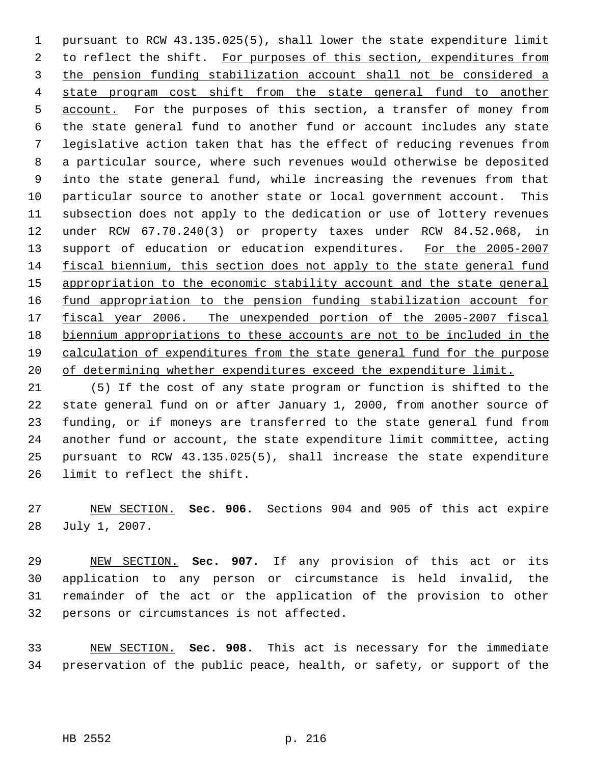pursuant to RCW 43.135.025(5), shall lower the state expenditure limit to reflect the shift. For purposes of this section, expenditures from the pension funding stabilization account shall not be considered a state program cost shift from the state general fund to another account. For the purposes of this section, a transfer of money from the state general fund to another fund or account includes any state legislative action taken that has the effect of reducing revenues from a particular source, where such revenues would otherwise be deposited into the state general fund, while increasing the revenues from that particular source to another state or local government account. This subsection does not apply to the dedication or use of lottery revenues under RCW 67.70.240(3) or property taxes under RCW 84.52.068, in support of education or education expenditures. For the 2005-2007 fiscal biennium, this section does not apply to the state general fund appropriation to the economic stability account and the state general fund appropriation to the pension funding stabilization account for fiscal year 2006. The unexpended portion of the 2005-2007 fiscal biennium appropriations to these accounts are not to be included in the calculation of expenditures from the state general fund for the purpose of determining whether expenditures exceed the expenditure limit.

(5) If the cost of any state program or function is shifted to the state general fund on or after January 1, 2000, from another source of funding, or if moneys are transferred to the state general fund from another fund or account, the state expenditure limit committee, acting pursuant to RCW 43.135.025(5), shall increase the state expenditure limit to reflect the shift.

NEW SECTION. **Sec. 906.** Sections 904 and 905 of this act expire July 1, 2007.

NEW SECTION. **Sec. 907.** If any provision of this act or its application to any person or circumstance is held invalid, the remainder of the act or the application of the provision to other persons or circumstances is not affected.

NEW SECTION. **Sec. 908.** This act is necessary for the immediate preservation of the public peace, health, or safety, or support of the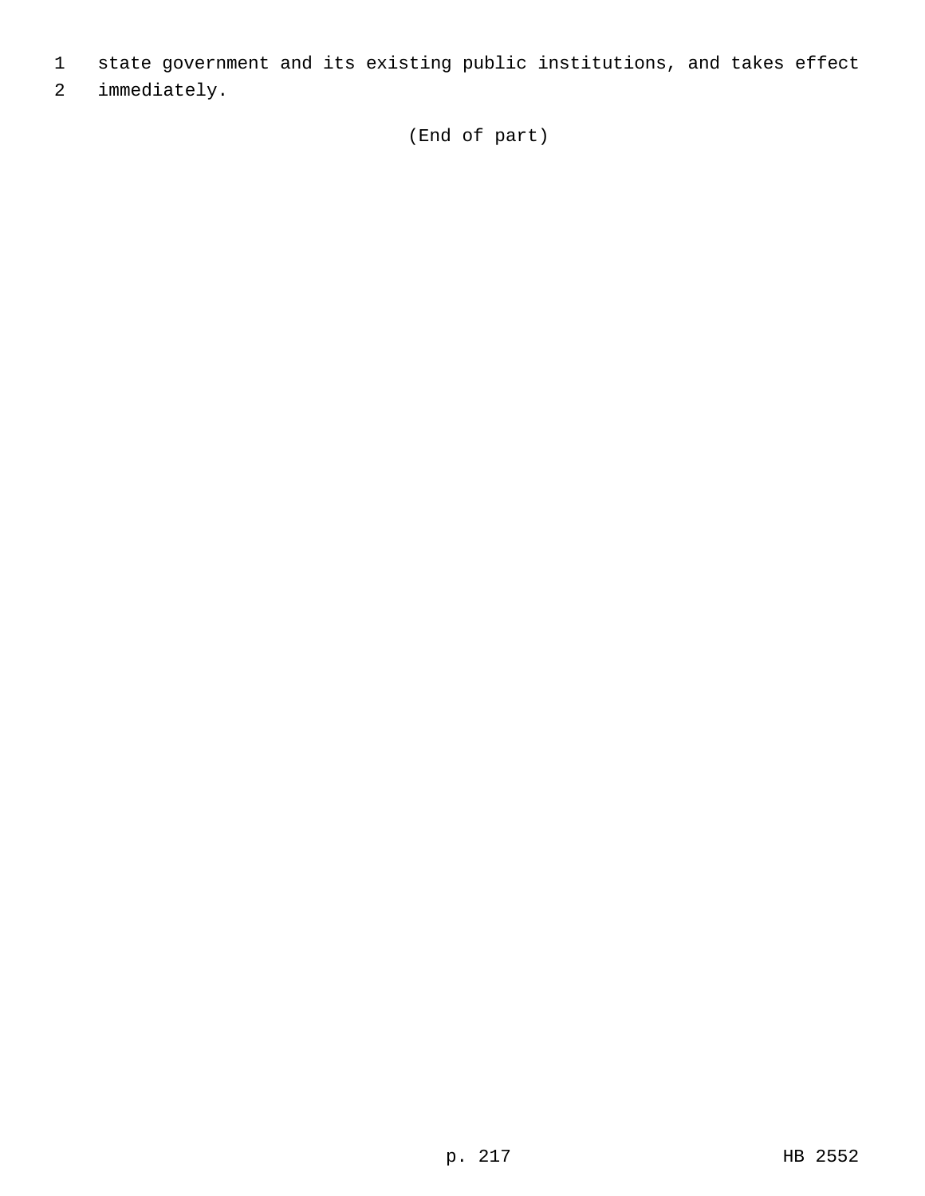state government and its existing public institutions, and takes effect immediately.

(End of part)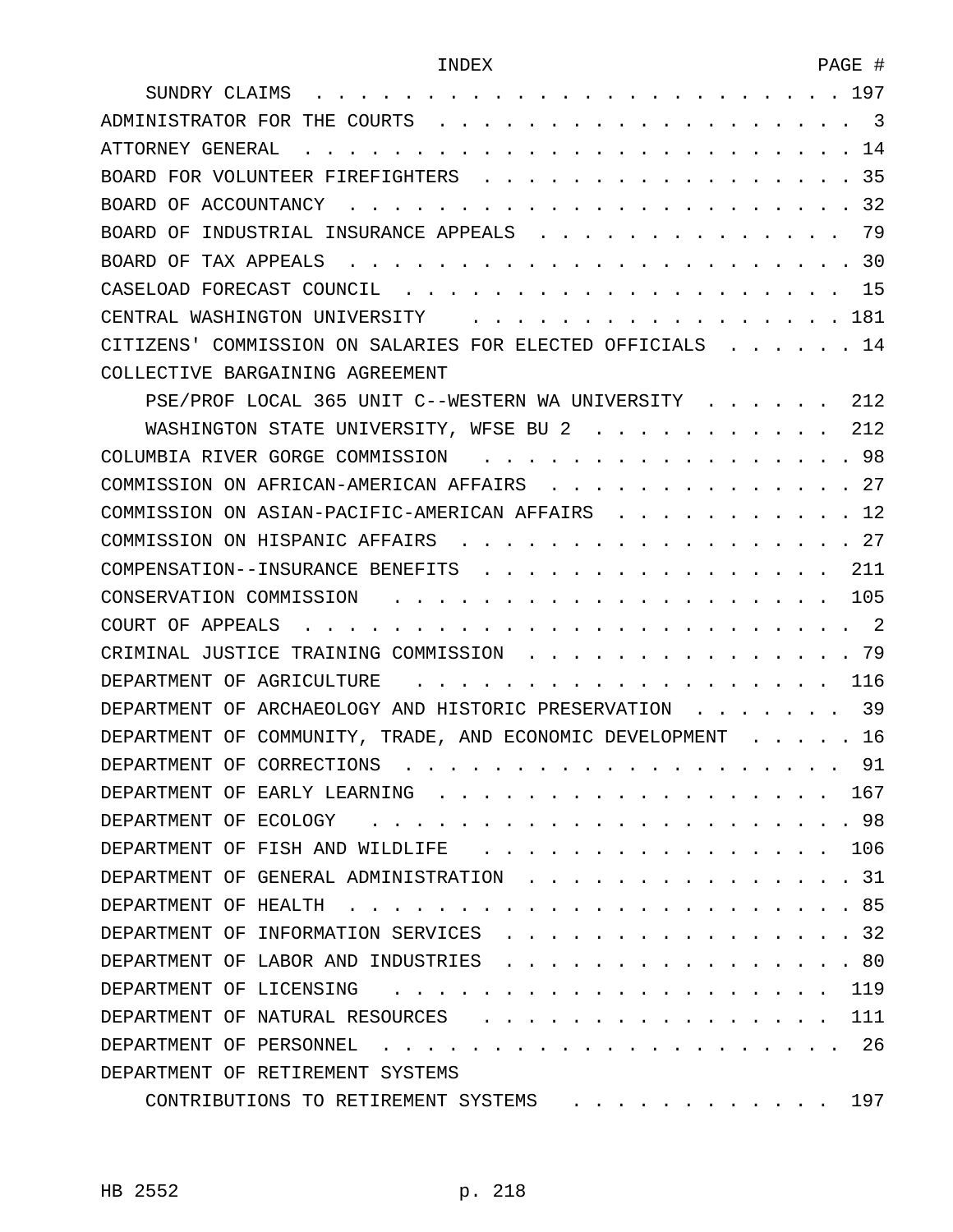| INDEX | PAGE # |
|---|---|
| SUNDRY CLAIMS | 197 |
| ADMINISTRATOR FOR THE COURTS | 3 |
| ATTORNEY GENERAL | 14 |
| BOARD FOR VOLUNTEER FIREFIGHTERS | 35 |
| BOARD OF ACCOUNTANCY | 32 |
| BOARD OF INDUSTRIAL INSURANCE APPEALS | 79 |
| BOARD OF TAX APPEALS | 30 |
| CASELOAD FORECAST COUNCIL | 15 |
| CENTRAL WASHINGTON UNIVERSITY | 181 |
| CITIZENS' COMMISSION ON SALARIES FOR ELECTED OFFICIALS | 14 |
| COLLECTIVE BARGAINING AGREEMENT | |
| PSE/PROF LOCAL 365 UNIT C--WESTERN WA UNIVERSITY | 212 |
| WASHINGTON STATE UNIVERSITY, WFSE BU 2 | 212 |
| COLUMBIA RIVER GORGE COMMISSION | 98 |
| COMMISSION ON AFRICAN-AMERICAN AFFAIRS | 27 |
| COMMISSION ON ASIAN-PACIFIC-AMERICAN AFFAIRS | 12 |
| COMMISSION ON HISPANIC AFFAIRS | 27 |
| COMPENSATION--INSURANCE BENEFITS | 211 |
| CONSERVATION COMMISSION | 105 |
| COURT OF APPEALS | 2 |
| CRIMINAL JUSTICE TRAINING COMMISSION | 79 |
| DEPARTMENT OF AGRICULTURE | 116 |
| DEPARTMENT OF ARCHAEOLOGY AND HISTORIC PRESERVATION | 39 |
| DEPARTMENT OF COMMUNITY, TRADE, AND ECONOMIC DEVELOPMENT | 16 |
| DEPARTMENT OF CORRECTIONS | 91 |
| DEPARTMENT OF EARLY LEARNING | 167 |
| DEPARTMENT OF ECOLOGY | 98 |
| DEPARTMENT OF FISH AND WILDLIFE | 106 |
| DEPARTMENT OF GENERAL ADMINISTRATION | 31 |
| DEPARTMENT OF HEALTH | 85 |
| DEPARTMENT OF INFORMATION SERVICES | 32 |
| DEPARTMENT OF LABOR AND INDUSTRIES | 80 |
| DEPARTMENT OF LICENSING | 119 |
| DEPARTMENT OF NATURAL RESOURCES | 111 |
| DEPARTMENT OF PERSONNEL | 26 |
| DEPARTMENT OF RETIREMENT SYSTEMS | |
| CONTRIBUTIONS TO RETIREMENT SYSTEMS | 197 |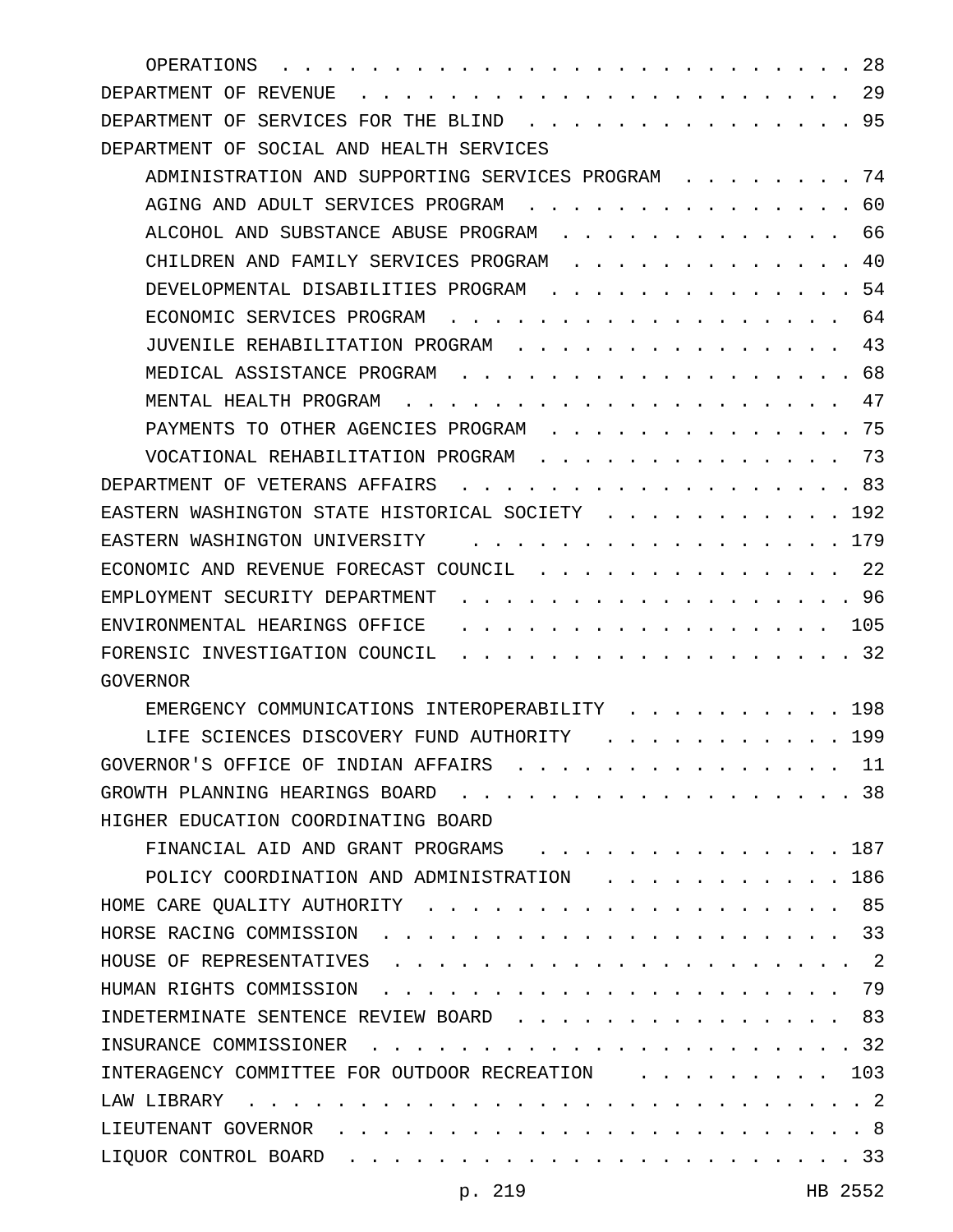OPERATIONS . . . . . . . . . . . . . . . . . . . . . . . . . 28
DEPARTMENT OF REVENUE . . . . . . . . . . . . . . . . . . . . . . . 29
DEPARTMENT OF SERVICES FOR THE BLIND . . . . . . . . . . . . . . . . 95
DEPARTMENT OF SOCIAL AND HEALTH SERVICES
ADMINISTRATION AND SUPPORTING SERVICES PROGRAM . . . . . . . . . 74
AGING AND ADULT SERVICES PROGRAM . . . . . . . . . . . . . . . . 60
ALCOHOL AND SUBSTANCE ABUSE PROGRAM . . . . . . . . . . . . . . 66
CHILDREN AND FAMILY SERVICES PROGRAM . . . . . . . . . . . . . . 40
DEVELOPMENTAL DISABILITIES PROGRAM . . . . . . . . . . . . . . . 54
ECONOMIC SERVICES PROGRAM . . . . . . . . . . . . . . . . . . . 64
JUVENILE REHABILITATION PROGRAM . . . . . . . . . . . . . . . . 43
MEDICAL ASSISTANCE PROGRAM . . . . . . . . . . . . . . . . . . . 68
MENTAL HEALTH PROGRAM . . . . . . . . . . . . . . . . . . . . . 47
PAYMENTS TO OTHER AGENCIES PROGRAM . . . . . . . . . . . . . . . 75
VOCATIONAL REHABILITATION PROGRAM . . . . . . . . . . . . . . . 73
DEPARTMENT OF VETERANS AFFAIRS . . . . . . . . . . . . . . . . . . . 83
EASTERN WASHINGTON STATE HISTORICAL SOCIETY . . . . . . . . . . . 192
EASTERN WASHINGTON UNIVERSITY . . . . . . . . . . . . . . . . . . 179
ECONOMIC AND REVENUE FORECAST COUNCIL . . . . . . . . . . . . . . 22
EMPLOYMENT SECURITY DEPARTMENT . . . . . . . . . . . . . . . . . . . 96
ENVIRONMENTAL HEARINGS OFFICE . . . . . . . . . . . . . . . . . . 105
FORENSIC INVESTIGATION COUNCIL . . . . . . . . . . . . . . . . . . . 32
GOVERNOR
EMERGENCY COMMUNICATIONS INTEROPERABILITY . . . . . . . . . . . 198
LIFE SCIENCES DISCOVERY FUND AUTHORITY . . . . . . . . . . . . . 199
GOVERNOR'S OFFICE OF INDIAN AFFAIRS . . . . . . . . . . . . . . . 11
GROWTH PLANNING HEARINGS BOARD . . . . . . . . . . . . . . . . . . . 38
HIGHER EDUCATION COORDINATING BOARD
FINANCIAL AID AND GRANT PROGRAMS . . . . . . . . . . . . . . . 187
POLICY COORDINATION AND ADMINISTRATION . . . . . . . . . . . . 186
HOME CARE QUALITY AUTHORITY . . . . . . . . . . . . . . . . . . . 85
HORSE RACING COMMISSION . . . . . . . . . . . . . . . . . . . . . 33
HOUSE OF REPRESENTATIVES . . . . . . . . . . . . . . . . . . . . . 2
HUMAN RIGHTS COMMISSION . . . . . . . . . . . . . . . . . . . . . 79
INDETERMINATE SENTENCE REVIEW BOARD . . . . . . . . . . . . . . . 83
INSURANCE COMMISSIONER . . . . . . . . . . . . . . . . . . . . . . . 32
INTERAGENCY COMMITTEE FOR OUTDOOR RECREATION . . . . . . . . . . 103
LAW LIBRARY . . . . . . . . . . . . . . . . . . . . . . . . . . . . 2
LIEUTENANT GOVERNOR . . . . . . . . . . . . . . . . . . . . . . . . 8
LIQUOR CONTROL BOARD . . . . . . . . . . . . . . . . . . . . . . . 33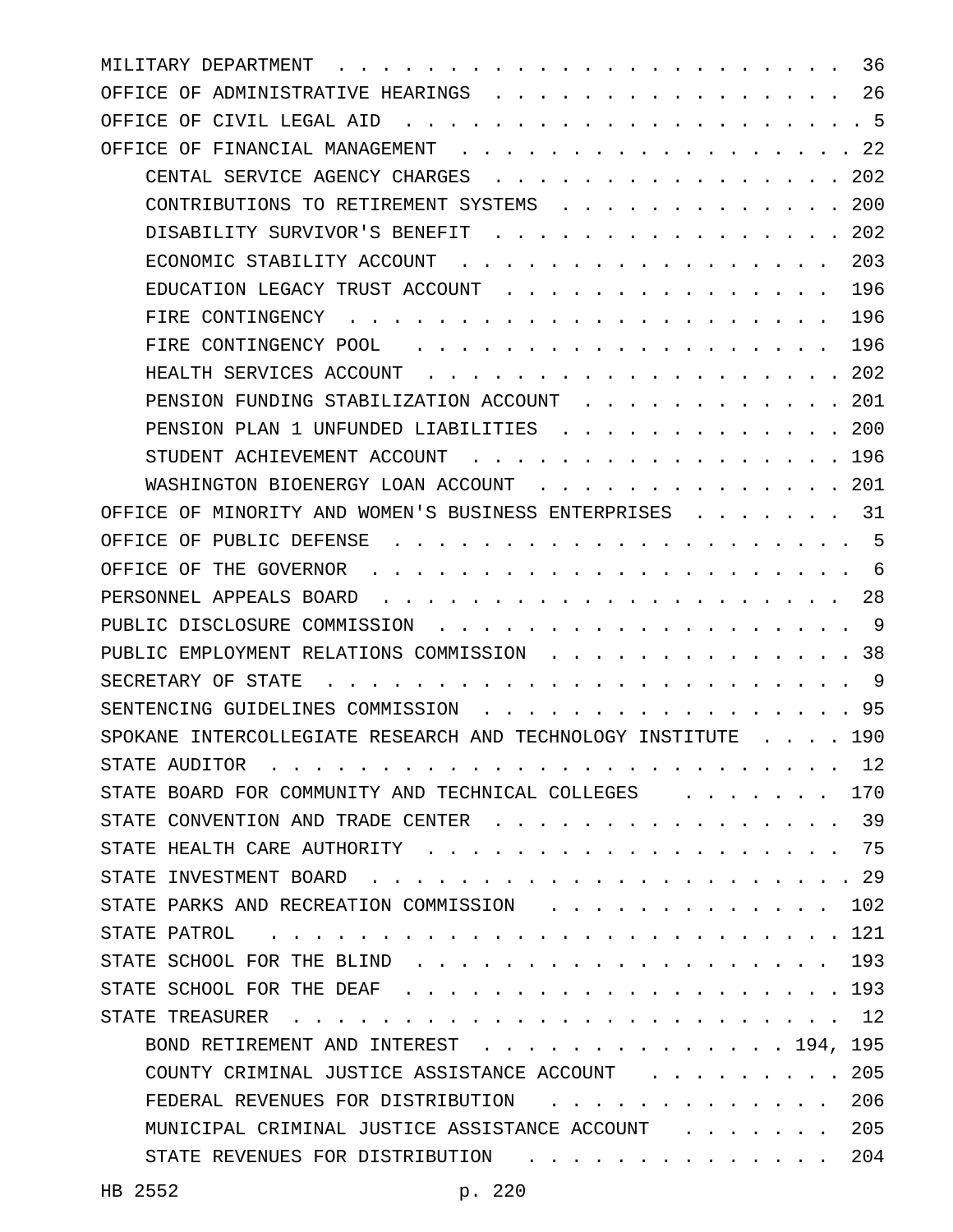| | |
|---|---|
| MILITARY DEPARTMENT | 36 |
| OFFICE OF ADMINISTRATIVE HEARINGS | 26 |
| OFFICE OF CIVIL LEGAL AID | 5 |
| OFFICE OF FINANCIAL MANAGEMENT | 22 |
| CENTAL SERVICE AGENCY CHARGES | 202 |
| CONTRIBUTIONS TO RETIREMENT SYSTEMS | 200 |
| DISABILITY SURVIVOR'S BENEFIT | 202 |
| ECONOMIC STABILITY ACCOUNT | 203 |
| EDUCATION LEGACY TRUST ACCOUNT | 196 |
| FIRE CONTINGENCY | 196 |
| FIRE CONTINGENCY POOL | 196 |
| HEALTH SERVICES ACCOUNT | 202 |
| PENSION FUNDING STABILIZATION ACCOUNT | 201 |
| PENSION PLAN 1 UNFUNDED LIABILITIES | 200 |
| STUDENT ACHIEVEMENT ACCOUNT | 196 |
| WASHINGTON BIOENERGY LOAN ACCOUNT | 201 |
| OFFICE OF MINORITY AND WOMEN'S BUSINESS ENTERPRISES | 31 |
| OFFICE OF PUBLIC DEFENSE | 5 |
| OFFICE OF THE GOVERNOR | 6 |
| PERSONNEL APPEALS BOARD | 28 |
| PUBLIC DISCLOSURE COMMISSION | 9 |
| PUBLIC EMPLOYMENT RELATIONS COMMISSION | 38 |
| SECRETARY OF STATE | 9 |
| SENTENCING GUIDELINES COMMISSION | 95 |
| SPOKANE INTERCOLLEGIATE RESEARCH AND TECHNOLOGY INSTITUTE | 190 |
| STATE AUDITOR | 12 |
| STATE BOARD FOR COMMUNITY AND TECHNICAL COLLEGES | 170 |
| STATE CONVENTION AND TRADE CENTER | 39 |
| STATE HEALTH CARE AUTHORITY | 75 |
| STATE INVESTMENT BOARD | 29 |
| STATE PARKS AND RECREATION COMMISSION | 102 |
| STATE PATROL | 121 |
| STATE SCHOOL FOR THE BLIND | 193 |
| STATE SCHOOL FOR THE DEAF | 193 |
| STATE TREASURER | 12 |
| BOND RETIREMENT AND INTEREST | 194, 195 |
| COUNTY CRIMINAL JUSTICE ASSISTANCE ACCOUNT | 205 |
| FEDERAL REVENUES FOR DISTRIBUTION | 206 |
| MUNICIPAL CRIMINAL JUSTICE ASSISTANCE ACCOUNT | 205 |
| STATE REVENUES FOR DISTRIBUTION | 204 |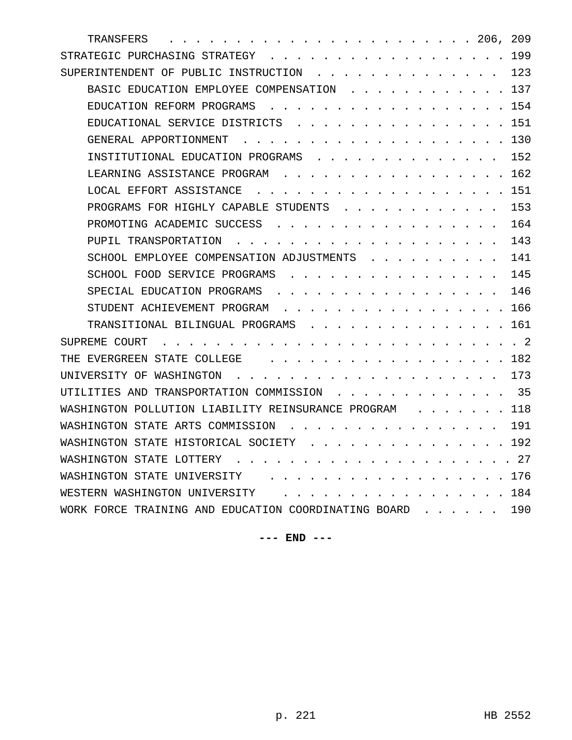TRANSFERS . . . . . . . . . . . . . . . . . . . . . . . 206, 209

STRATEGIC PURCHASING STRATEGY . . . . . . . . . . . . . . . . . . 199

SUPERINTENDENT OF PUBLIC INSTRUCTION . . . . . . . . . . . . . . 123

BASIC EDUCATION EMPLOYEE COMPENSATION . . . . . . . . . . . . . 137

EDUCATION REFORM PROGRAMS . . . . . . . . . . . . . . . . . . . 154

EDUCATIONAL SERVICE DISTRICTS . . . . . . . . . . . . . . . . . 151

GENERAL APPORTIONMENT . . . . . . . . . . . . . . . . . . . . . 130

INSTITUTIONAL EDUCATION PROGRAMS . . . . . . . . . . . . . . 152

LEARNING ASSISTANCE PROGRAM . . . . . . . . . . . . . . . . . . 162

LOCAL EFFORT ASSISTANCE . . . . . . . . . . . . . . . . . . . . 151

PROGRAMS FOR HIGHLY CAPABLE STUDENTS . . . . . . . . . . . . 153

PROMOTING ACADEMIC SUCCESS . . . . . . . . . . . . . . . . . 164

PUPIL TRANSPORTATION . . . . . . . . . . . . . . . . . . . . 143

SCHOOL EMPLOYEE COMPENSATION ADJUSTMENTS . . . . . . . . . . 141

SCHOOL FOOD SERVICE PROGRAMS . . . . . . . . . . . . . . . . 145

SPECIAL EDUCATION PROGRAMS . . . . . . . . . . . . . . . . . 146

STUDENT ACHIEVEMENT PROGRAM . . . . . . . . . . . . . . . . . . 166

TRANSITIONAL BILINGUAL PROGRAMS . . . . . . . . . . . . . . . . 161

SUPREME COURT . . . . . . . . . . . . . . . . . . . . . . . . . . 2

THE EVERGREEN STATE COLLEGE . . . . . . . . . . . . . . . . . . . 182

UNIVERSITY OF WASHINGTON . . . . . . . . . . . . . . . . . . . 173

UTILITIES AND TRANSPORTATION COMMISSION . . . . . . . . . . . . . 35

WASHINGTON POLLUTION LIABILITY REINSURANCE PROGRAM . . . . . . . 118

WASHINGTON STATE ARTS COMMISSION . . . . . . . . . . . . . . . . 191

WASHINGTON STATE HISTORICAL SOCIETY . . . . . . . . . . . . . . . 192

WASHINGTON STATE LOTTERY . . . . . . . . . . . . . . . . . . . . . 27

WASHINGTON STATE UNIVERSITY . . . . . . . . . . . . . . . . . . . 176

WESTERN WASHINGTON UNIVERSITY . . . . . . . . . . . . . . . . . . 184

WORK FORCE TRAINING AND EDUCATION COORDINATING BOARD . . . . . . 190

**--- END ---**